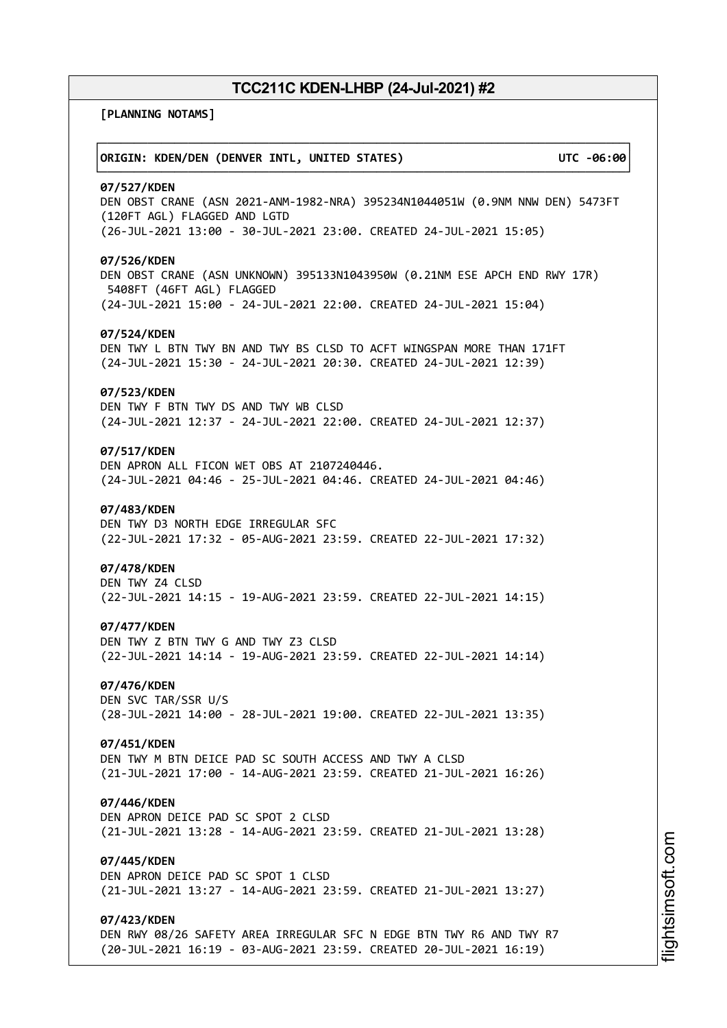# TCC211C KDEN-LHBP (24-Jul-2021) #2

**[PLANNING NOTAMS]**

**ORIGIN: KDEN/DEN (DENVER INTL, UNITED STATES) UTC -06:00**

**07/527/KDEN**
DEN OBST CRANE (ASN 2021-ANM-1982-NRA) 395234N1044051W (0.9NM NNW DEN) 5473FT (120FT AGL) FLAGGED AND LGTD
(26-JUL-2021 13:00 - 30-JUL-2021 23:00. CREATED 24-JUL-2021 15:05)

**07/526/KDEN**
DEN OBST CRANE (ASN UNKNOWN) 395133N1043950W (0.21NM ESE APCH END RWY 17R) 5408FT (46FT AGL) FLAGGED
(24-JUL-2021 15:00 - 24-JUL-2021 22:00. CREATED 24-JUL-2021 15:04)

**07/524/KDEN**
DEN TWY L BTN TWY BN AND TWY BS CLSD TO ACFT WINGSPAN MORE THAN 171FT
(24-JUL-2021 15:30 - 24-JUL-2021 20:30. CREATED 24-JUL-2021 12:39)

**07/523/KDEN**
DEN TWY F BTN TWY DS AND TWY WB CLSD
(24-JUL-2021 12:37 - 24-JUL-2021 22:00. CREATED 24-JUL-2021 12:37)

**07/517/KDEN**
DEN APRON ALL FICON WET OBS AT 2107240446.
(24-JUL-2021 04:46 - 25-JUL-2021 04:46. CREATED 24-JUL-2021 04:46)

**07/483/KDEN**
DEN TWY D3 NORTH EDGE IRREGULAR SFC
(22-JUL-2021 17:32 - 05-AUG-2021 23:59. CREATED 22-JUL-2021 17:32)

**07/478/KDEN**
DEN TWY Z4 CLSD
(22-JUL-2021 14:15 - 19-AUG-2021 23:59. CREATED 22-JUL-2021 14:15)

**07/477/KDEN**
DEN TWY Z BTN TWY G AND TWY Z3 CLSD
(22-JUL-2021 14:14 - 19-AUG-2021 23:59. CREATED 22-JUL-2021 14:14)

**07/476/KDEN**
DEN SVC TAR/SSR U/S
(28-JUL-2021 14:00 - 28-JUL-2021 19:00. CREATED 22-JUL-2021 13:35)

**07/451/KDEN**
DEN TWY M BTN DEICE PAD SC SOUTH ACCESS AND TWY A CLSD
(21-JUL-2021 17:00 - 14-AUG-2021 23:59. CREATED 21-JUL-2021 16:26)

**07/446/KDEN**
DEN APRON DEICE PAD SC SPOT 2 CLSD
(21-JUL-2021 13:28 - 14-AUG-2021 23:59. CREATED 21-JUL-2021 13:28)

**07/445/KDEN**
DEN APRON DEICE PAD SC SPOT 1 CLSD
(21-JUL-2021 13:27 - 14-AUG-2021 23:59. CREATED 21-JUL-2021 13:27)

**07/423/KDEN**
DEN RWY 08/26 SAFETY AREA IRREGULAR SFC N EDGE BTN TWY R6 AND TWY R7
(20-JUL-2021 16:19 - 03-AUG-2021 23:59. CREATED 20-JUL-2021 16:19)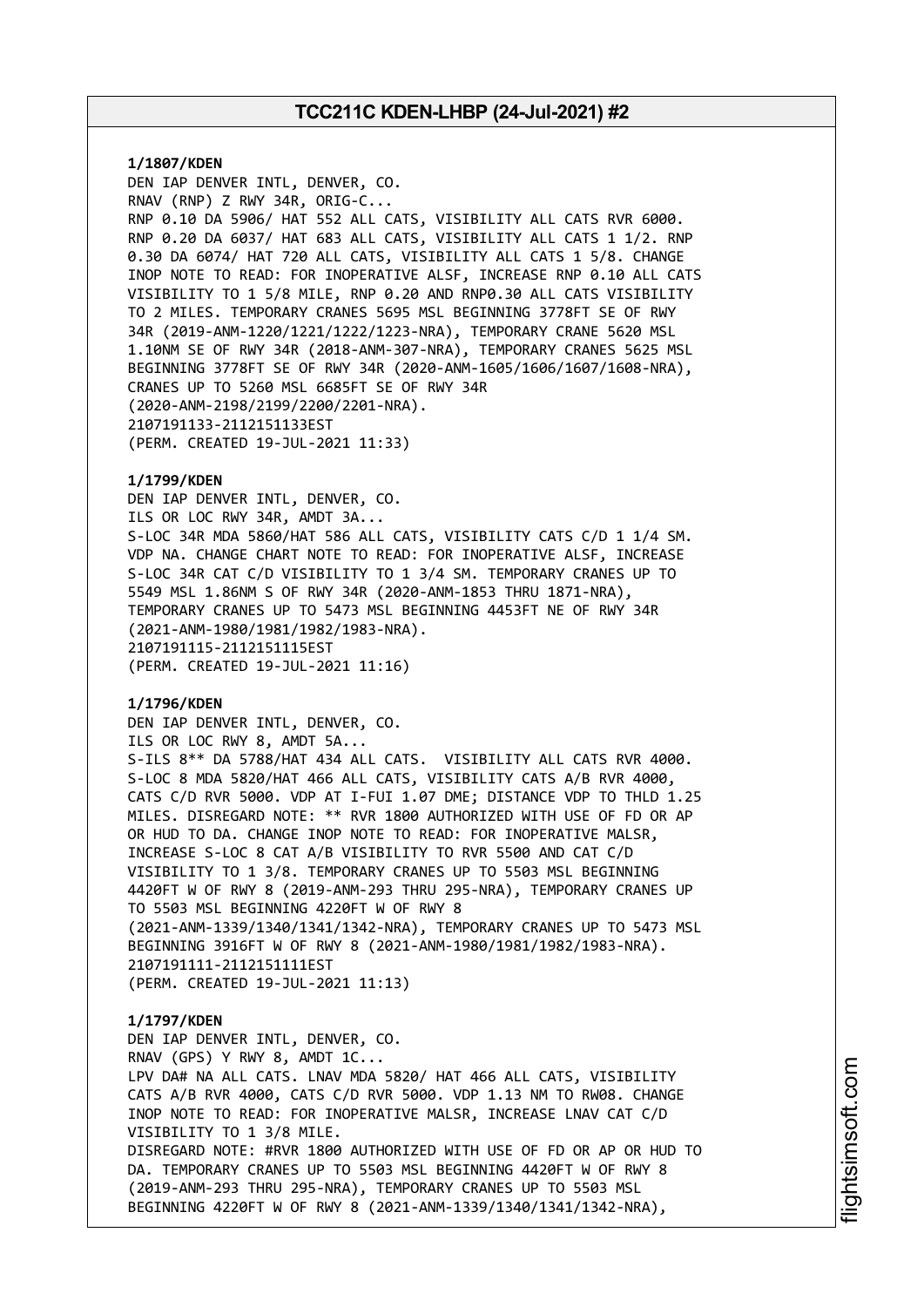**1/1807/KDEN**
DEN IAP DENVER INTL, DENVER, CO.
RNAV (RNP) Z RWY 34R, ORIG-C...
RNP 0.10 DA 5906/ HAT 552 ALL CATS, VISIBILITY ALL CATS RVR 6000.
RNP 0.20 DA 6037/ HAT 683 ALL CATS, VISIBILITY ALL CATS 1 1/2. RNP
0.30 DA 6074/ HAT 720 ALL CATS, VISIBILITY ALL CATS 1 5/8. CHANGE
INOP NOTE TO READ: FOR INOPERATIVE ALSF, INCREASE RNP 0.10 ALL CATS
VISIBILITY TO 1 5/8 MILE, RNP 0.20 AND RNP0.30 ALL CATS VISIBILITY
TO 2 MILES. TEMPORARY CRANES 5695 MSL BEGINNING 3778FT SE OF RWY
34R (2019-ANM-1220/1221/1222/1223-NRA), TEMPORARY CRANE 5620 MSL
1.10NM SE OF RWY 34R (2018-ANM-307-NRA), TEMPORARY CRANES 5625 MSL
BEGINNING 3778FT SE OF RWY 34R (2020-ANM-1605/1606/1607/1608-NRA),
CRANES UP TO 5260 MSL 6685FT SE OF RWY 34R
(2020-ANM-2198/2199/2200/2201-NRA).
2107191133-2112151133EST
(PERM. CREATED 19-JUL-2021 11:33)

**1/1799/KDEN**
DEN IAP DENVER INTL, DENVER, CO.
ILS OR LOC RWY 34R, AMDT 3A...
S-LOC 34R MDA 5860/HAT 586 ALL CATS, VISIBILITY CATS C/D 1 1/4 SM.
VDP NA. CHANGE CHART NOTE TO READ: FOR INOPERATIVE ALSF, INCREASE
S-LOC 34R CAT C/D VISIBILITY TO 1 3/4 SM. TEMPORARY CRANES UP TO
5549 MSL 1.86NM S OF RWY 34R (2020-ANM-1853 THRU 1871-NRA),
TEMPORARY CRANES UP TO 5473 MSL BEGINNING 4453FT NE OF RWY 34R
(2021-ANM-1980/1981/1982/1983-NRA).
2107191115-2112151115EST
(PERM. CREATED 19-JUL-2021 11:16)

**1/1796/KDEN**
DEN IAP DENVER INTL, DENVER, CO.
ILS OR LOC RWY 8, AMDT 5A...
S-ILS 8** DA 5788/HAT 434 ALL CATS. VISIBILITY ALL CATS RVR 4000.
S-LOC 8 MDA 5820/HAT 466 ALL CATS, VISIBILITY CATS A/B RVR 4000,
CATS C/D RVR 5000. VDP AT I-FUI 1.07 DME; DISTANCE VDP TO THLD 1.25
MILES. DISREGARD NOTE: ** RVR 1800 AUTHORIZED WITH USE OF FD OR AP
OR HUD TO DA. CHANGE INOP NOTE TO READ: FOR INOPERATIVE MALSR,
INCREASE S-LOC 8 CAT A/B VISIBILITY TO RVR 5500 AND CAT C/D
VISIBILITY TO 1 3/8. TEMPORARY CRANES UP TO 5503 MSL BEGINNING
4420FT W OF RWY 8 (2019-ANM-293 THRU 295-NRA), TEMPORARY CRANES UP
TO 5503 MSL BEGINNING 4220FT W OF RWY 8
(2021-ANM-1339/1340/1341/1342-NRA), TEMPORARY CRANES UP TO 5473 MSL
BEGINNING 3916FT W OF RWY 8 (2021-ANM-1980/1981/1982/1983-NRA).
2107191111-2112151111EST
(PERM. CREATED 19-JUL-2021 11:13)

**1/1797/KDEN**
DEN IAP DENVER INTL, DENVER, CO.
RNAV (GPS) Y RWY 8, AMDT 1C...
LPV DA# NA ALL CATS. LNAV MDA 5820/ HAT 466 ALL CATS, VISIBILITY
CATS A/B RVR 4000, CATS C/D RVR 5000. VDP 1.13 NM TO RW08. CHANGE
INOP NOTE TO READ: FOR INOPERATIVE MALSR, INCREASE LNAV CAT C/D
VISIBILITY TO 1 3/8 MILE.
DISREGARD NOTE: #RVR 1800 AUTHORIZED WITH USE OF FD OR AP OR HUD TO
DA. TEMPORARY CRANES UP TO 5503 MSL BEGINNING 4420FT W OF RWY 8
(2019-ANM-293 THRU 295-NRA), TEMPORARY CRANES UP TO 5503 MSL
BEGINNING 4220FT W OF RWY 8 (2021-ANM-1339/1340/1341/1342-NRA),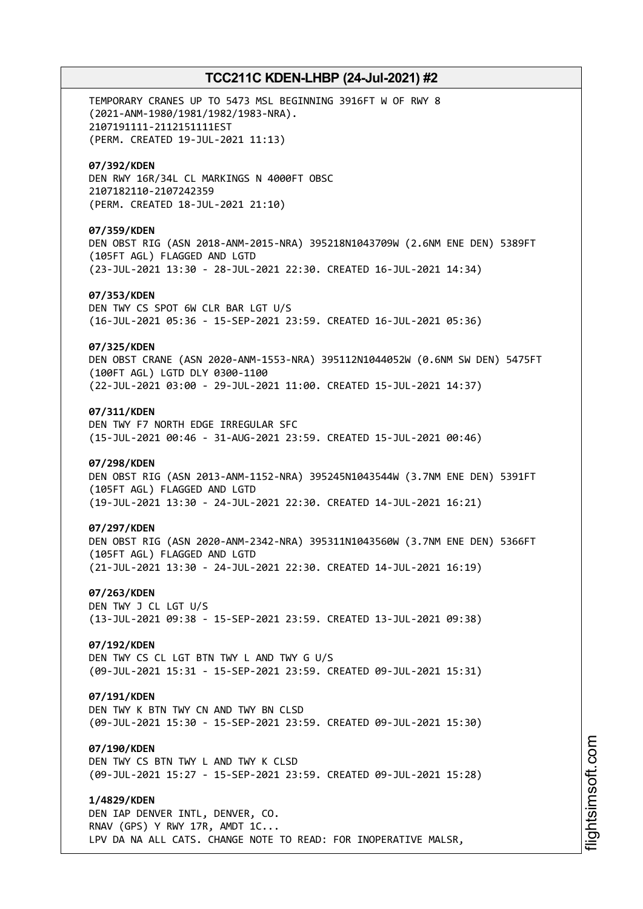TEMPORARY CRANES UP TO 5473 MSL BEGINNING 3916FT W OF RWY 8
(2021-ANM-1980/1981/1982/1983-NRA).
2107191111-2112151111EST
(PERM. CREATED 19-JUL-2021 11:13)

**07/392/KDEN**
DEN RWY 16R/34L CL MARKINGS N 4000FT OBSC
2107182110-2107242359
(PERM. CREATED 18-JUL-2021 21:10)

**07/359/KDEN**
DEN OBST RIG (ASN 2018-ANM-2015-NRA) 395218N1043709W (2.6NM ENE DEN) 5389FT
(105FT AGL) FLAGGED AND LGTD
(23-JUL-2021 13:30 - 28-JUL-2021 22:30. CREATED 16-JUL-2021 14:34)

**07/353/KDEN**
DEN TWY CS SPOT 6W CLR BAR LGT U/S
(16-JUL-2021 05:36 - 15-SEP-2021 23:59. CREATED 16-JUL-2021 05:36)

**07/325/KDEN**
DEN OBST CRANE (ASN 2020-ANM-1553-NRA) 395112N1044052W (0.6NM SW DEN) 5475FT
(100FT AGL) LGTD DLY 0300-1100
(22-JUL-2021 03:00 - 29-JUL-2021 11:00. CREATED 15-JUL-2021 14:37)

**07/311/KDEN**
DEN TWY F7 NORTH EDGE IRREGULAR SFC
(15-JUL-2021 00:46 - 31-AUG-2021 23:59. CREATED 15-JUL-2021 00:46)

**07/298/KDEN**
DEN OBST RIG (ASN 2013-ANM-1152-NRA) 395245N1043544W (3.7NM ENE DEN) 5391FT
(105FT AGL) FLAGGED AND LGTD
(19-JUL-2021 13:30 - 24-JUL-2021 22:30. CREATED 14-JUL-2021 16:21)

**07/297/KDEN**
DEN OBST RIG (ASN 2020-ANM-2342-NRA) 395311N1043560W (3.7NM ENE DEN) 5366FT
(105FT AGL) FLAGGED AND LGTD
(21-JUL-2021 13:30 - 24-JUL-2021 22:30. CREATED 14-JUL-2021 16:19)

**07/263/KDEN**
DEN TWY J CL LGT U/S
(13-JUL-2021 09:38 - 15-SEP-2021 23:59. CREATED 13-JUL-2021 09:38)

**07/192/KDEN**
DEN TWY CS CL LGT BTN TWY L AND TWY G U/S
(09-JUL-2021 15:31 - 15-SEP-2021 23:59. CREATED 09-JUL-2021 15:31)

**07/191/KDEN**
DEN TWY K BTN TWY CN AND TWY BN CLSD
(09-JUL-2021 15:30 - 15-SEP-2021 23:59. CREATED 09-JUL-2021 15:30)

**07/190/KDEN**
DEN TWY CS BTN TWY L AND TWY K CLSD
(09-JUL-2021 15:27 - 15-SEP-2021 23:59. CREATED 09-JUL-2021 15:28)

**1/4829/KDEN**
DEN IAP DENVER INTL, DENVER, CO.
RNAV (GPS) Y RWY 17R, AMDT 1C...
LPV DA NA ALL CATS. CHANGE NOTE TO READ: FOR INOPERATIVE MALSR,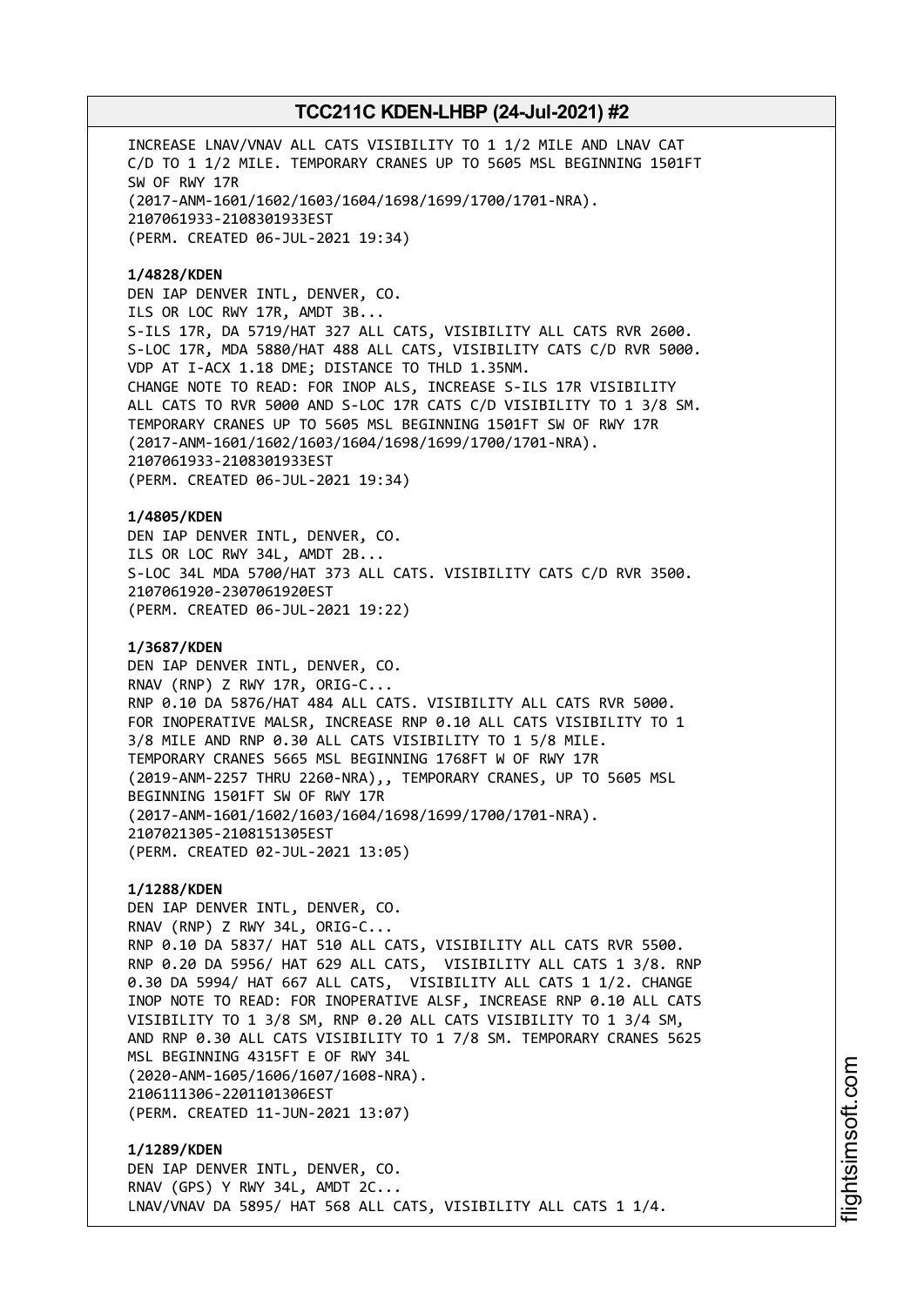INCREASE LNAV/VNAV ALL CATS VISIBILITY TO 1 1/2 MILE AND LNAV CAT C/D TO 1 1/2 MILE. TEMPORARY CRANES UP TO 5605 MSL BEGINNING 1501FT SW OF RWY 17R
(2017-ANM-1601/1602/1603/1604/1698/1699/1700/1701-NRA).
2107061933-2108301933EST
(PERM. CREATED 06-JUL-2021 19:34)

**1/4828/KDEN**
DEN IAP DENVER INTL, DENVER, CO.
ILS OR LOC RWY 17R, AMDT 3B...
S-ILS 17R, DA 5719/HAT 327 ALL CATS, VISIBILITY ALL CATS RVR 2600.
S-LOC 17R, MDA 5880/HAT 488 ALL CATS, VISIBILITY CATS C/D RVR 5000.
VDP AT I-ACX 1.18 DME; DISTANCE TO THLD 1.35NM.
CHANGE NOTE TO READ: FOR INOP ALS, INCREASE S-ILS 17R VISIBILITY ALL CATS TO RVR 5000 AND S-LOC 17R CATS C/D VISIBILITY TO 1 3/8 SM.
TEMPORARY CRANES UP TO 5605 MSL BEGINNING 1501FT SW OF RWY 17R
(2017-ANM-1601/1602/1603/1604/1698/1699/1700/1701-NRA).
2107061933-2108301933EST
(PERM. CREATED 06-JUL-2021 19:34)

**1/4805/KDEN**
DEN IAP DENVER INTL, DENVER, CO.
ILS OR LOC RWY 34L, AMDT 2B...
S-LOC 34L MDA 5700/HAT 373 ALL CATS. VISIBILITY CATS C/D RVR 3500.
2107061920-2307061920EST
(PERM. CREATED 06-JUL-2021 19:22)

**1/3687/KDEN**
DEN IAP DENVER INTL, DENVER, CO.
RNAV (RNP) Z RWY 17R, ORIG-C...
RNP 0.10 DA 5876/HAT 484 ALL CATS. VISIBILITY ALL CATS RVR 5000.
FOR INOPERATIVE MALSR, INCREASE RNP 0.10 ALL CATS VISIBILITY TO 1 3/8 MILE AND RNP 0.30 ALL CATS VISIBILITY TO 1 5/8 MILE.
TEMPORARY CRANES 5665 MSL BEGINNING 1768FT W OF RWY 17R
(2019-ANM-2257 THRU 2260-NRA),, TEMPORARY CRANES, UP TO 5605 MSL BEGINNING 1501FT SW OF RWY 17R
(2017-ANM-1601/1602/1603/1604/1698/1699/1700/1701-NRA).
2107021305-2108151305EST
(PERM. CREATED 02-JUL-2021 13:05)

**1/1288/KDEN**
DEN IAP DENVER INTL, DENVER, CO.
RNAV (RNP) Z RWY 34L, ORIG-C...
RNP 0.10 DA 5837/ HAT 510 ALL CATS, VISIBILITY ALL CATS RVR 5500.
RNP 0.20 DA 5956/ HAT 629 ALL CATS, VISIBILITY ALL CATS 1 3/8. RNP 0.30 DA 5994/ HAT 667 ALL CATS, VISIBILITY ALL CATS 1 1/2. CHANGE INOP NOTE TO READ: FOR INOPERATIVE ALSF, INCREASE RNP 0.10 ALL CATS VISIBILITY TO 1 3/8 SM, RNP 0.20 ALL CATS VISIBILITY TO 1 3/4 SM, AND RNP 0.30 ALL CATS VISIBILITY TO 1 7/8 SM. TEMPORARY CRANES 5625 MSL BEGINNING 4315FT E OF RWY 34L
(2020-ANM-1605/1606/1607/1608-NRA).
2106111306-2201101306EST
(PERM. CREATED 11-JUN-2021 13:07)

**1/1289/KDEN**
DEN IAP DENVER INTL, DENVER, CO.
RNAV (GPS) Y RWY 34L, AMDT 2C...
LNAV/VNAV DA 5895/ HAT 568 ALL CATS, VISIBILITY ALL CATS 1 1/4.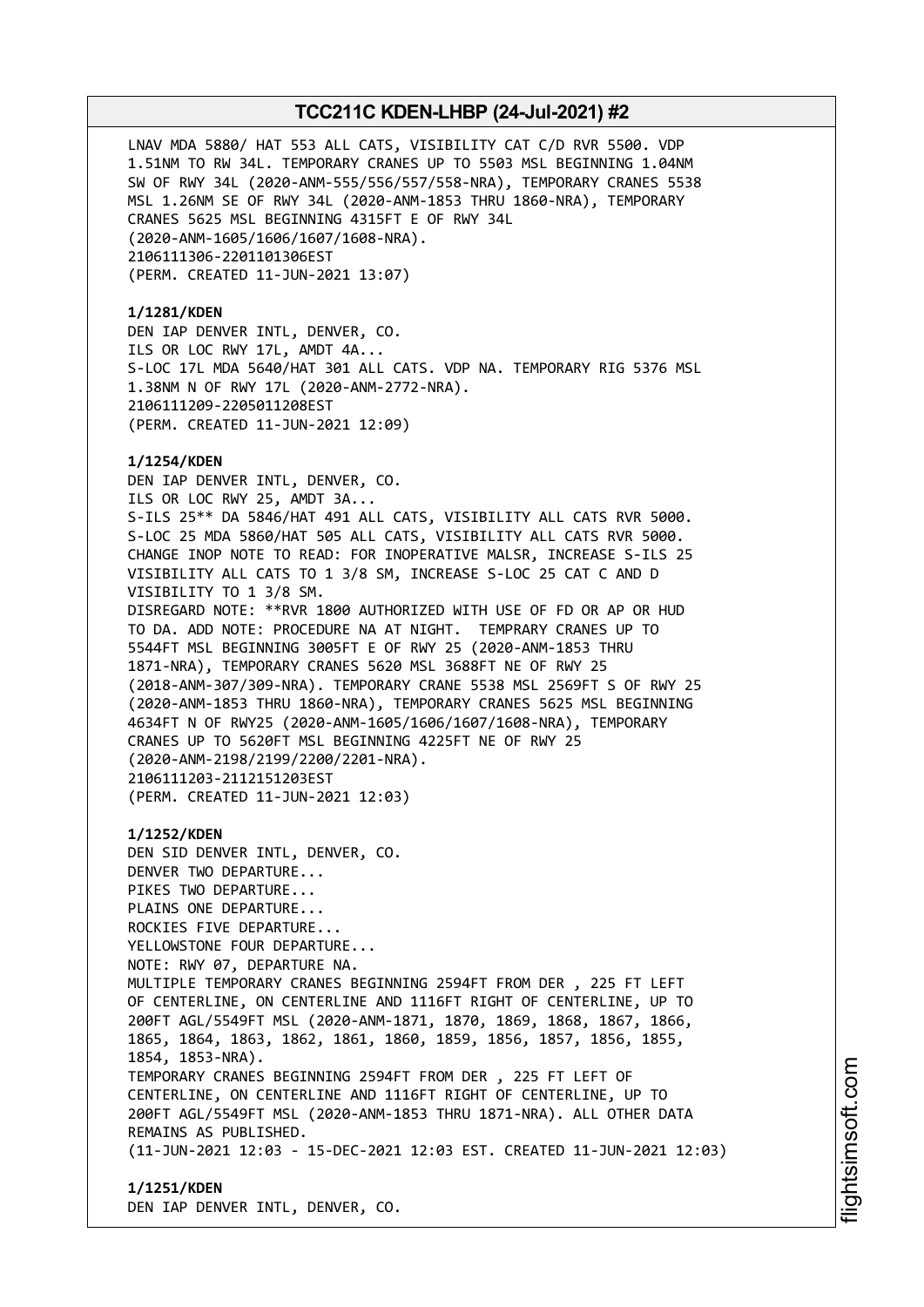LNAV MDA 5880/ HAT 553 ALL CATS, VISIBILITY CAT C/D RVR 5500. VDP 1.51NM TO RW 34L. TEMPORARY CRANES UP TO 5503 MSL BEGINNING 1.04NM SW OF RWY 34L (2020-ANM-555/556/557/558-NRA), TEMPORARY CRANES 5538 MSL 1.26NM SE OF RWY 34L (2020-ANM-1853 THRU 1860-NRA), TEMPORARY CRANES 5625 MSL BEGINNING 4315FT E OF RWY 34L (2020-ANM-1605/1606/1607/1608-NRA).
2106111306-2201101306EST
(PERM. CREATED 11-JUN-2021 13:07)

**1/1281/KDEN**
DEN IAP DENVER INTL, DENVER, CO.
ILS OR LOC RWY 17L, AMDT 4A...
S-LOC 17L MDA 5640/HAT 301 ALL CATS. VDP NA. TEMPORARY RIG 5376 MSL 1.38NM N OF RWY 17L (2020-ANM-2772-NRA).
2106111209-2205011208EST
(PERM. CREATED 11-JUN-2021 12:09)

**1/1254/KDEN**
DEN IAP DENVER INTL, DENVER, CO.
ILS OR LOC RWY 25, AMDT 3A...
S-ILS 25** DA 5846/HAT 491 ALL CATS, VISIBILITY ALL CATS RVR 5000.
S-LOC 25 MDA 5860/HAT 505 ALL CATS, VISIBILITY ALL CATS RVR 5000.
CHANGE INOP NOTE TO READ: FOR INOPERATIVE MALSR, INCREASE S-ILS 25 VISIBILITY ALL CATS TO 1 3/8 SM, INCREASE S-LOC 25 CAT C AND D VISIBILITY TO 1 3/8 SM.
DISREGARD NOTE: **RVR 1800 AUTHORIZED WITH USE OF FD OR AP OR HUD TO DA. ADD NOTE: PROCEDURE NA AT NIGHT. TEMPRARY CRANES UP TO 5544FT MSL BEGINNING 3005FT E OF RWY 25 (2020-ANM-1853 THRU 1871-NRA), TEMPORARY CRANES 5620 MSL 3688FT NE OF RWY 25 (2018-ANM-307/309-NRA). TEMPORARY CRANE 5538 MSL 2569FT S OF RWY 25 (2020-ANM-1853 THRU 1860-NRA), TEMPORARY CRANES 5625 MSL BEGINNING 4634FT N OF RWY25 (2020-ANM-1605/1606/1607/1608-NRA), TEMPORARY CRANES UP TO 5620FT MSL BEGINNING 4225FT NE OF RWY 25 (2020-ANM-2198/2199/2200/2201-NRA).
2106111203-2112151203EST
(PERM. CREATED 11-JUN-2021 12:03)

**1/1252/KDEN**
DEN SID DENVER INTL, DENVER, CO.
DENVER TWO DEPARTURE...
PIKES TWO DEPARTURE...
PLAINS ONE DEPARTURE...
ROCKIES FIVE DEPARTURE...
YELLOWSTONE FOUR DEPARTURE...
NOTE: RWY 07, DEPARTURE NA.
MULTIPLE TEMPORARY CRANES BEGINNING 2594FT FROM DER , 225 FT LEFT OF CENTERLINE, ON CENTERLINE AND 1116FT RIGHT OF CENTERLINE, UP TO 200FT AGL/5549FT MSL (2020-ANM-1871, 1870, 1869, 1868, 1867, 1866, 1865, 1864, 1863, 1862, 1861, 1860, 1859, 1856, 1857, 1856, 1855, 1854, 1853-NRA).
TEMPORARY CRANES BEGINNING 2594FT FROM DER , 225 FT LEFT OF CENTERLINE, ON CENTERLINE AND 1116FT RIGHT OF CENTERLINE, UP TO 200FT AGL/5549FT MSL (2020-ANM-1853 THRU 1871-NRA). ALL OTHER DATA REMAINS AS PUBLISHED.
(11-JUN-2021 12:03 - 15-DEC-2021 12:03 EST. CREATED 11-JUN-2021 12:03)

**1/1251/KDEN**
DEN IAP DENVER INTL, DENVER, CO.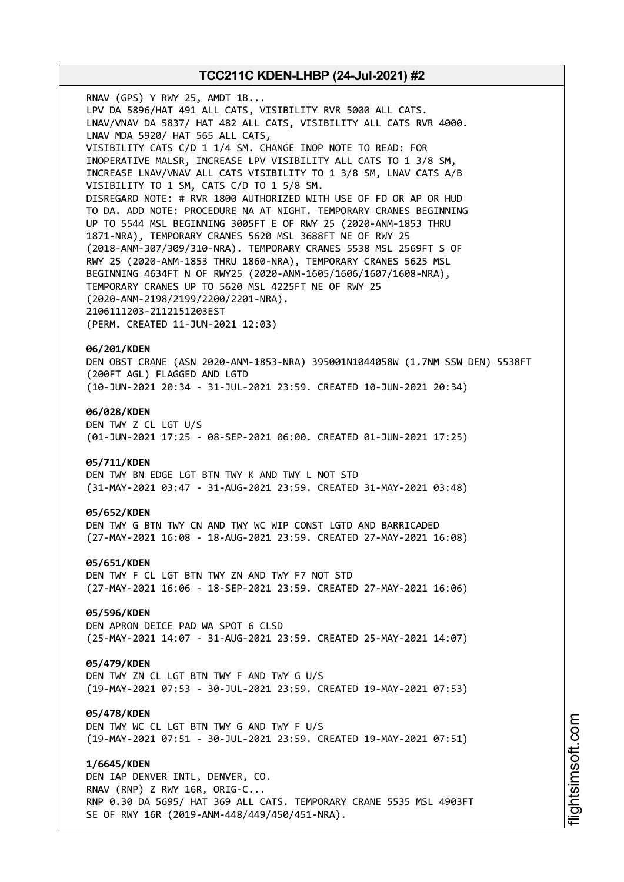RNAV (GPS) Y RWY 25, AMDT 1B...
LPV DA 5896/HAT 491 ALL CATS, VISIBILITY RVR 5000 ALL CATS.
LNAV/VNAV DA 5837/ HAT 482 ALL CATS, VISIBILITY ALL CATS RVR 4000.
LNAV MDA 5920/ HAT 565 ALL CATS,
VISIBILITY CATS C/D 1 1/4 SM. CHANGE INOP NOTE TO READ: FOR
INOPERATIVE MALSR, INCREASE LPV VISIBILITY ALL CATS TO 1 3/8 SM,
INCREASE LNAV/VNAV ALL CATS VISIBILITY TO 1 3/8 SM, LNAV CATS A/B
VISIBILITY TO 1 SM, CATS C/D TO 1 5/8 SM.
DISREGARD NOTE: # RVR 1800 AUTHORIZED WITH USE OF FD OR AP OR HUD
TO DA. ADD NOTE: PROCEDURE NA AT NIGHT. TEMPORARY CRANES BEGINNING
UP TO 5544 MSL BEGINNING 3005FT E OF RWY 25 (2020-ANM-1853 THRU
1871-NRA), TEMPORARY CRANES 5620 MSL 3688FT NE OF RWY 25
(2018-ANM-307/309/310-NRA). TEMPORARY CRANES 5538 MSL 2569FT S OF
RWY 25 (2020-ANM-1853 THRU 1860-NRA), TEMPORARY CRANES 5625 MSL
BEGINNING 4634FT N OF RWY25 (2020-ANM-1605/1606/1607/1608-NRA),
TEMPORARY CRANES UP TO 5620 MSL 4225FT NE OF RWY 25
(2020-ANM-2198/2199/2200/2201-NRA).
2106111203-2112151203EST
(PERM. CREATED 11-JUN-2021 12:03)

**06/201/KDEN**
DEN OBST CRANE (ASN 2020-ANM-1853-NRA) 395001N1044058W (1.7NM SSW DEN) 5538FT
(200FT AGL) FLAGGED AND LGTD
(10-JUN-2021 20:34 - 31-JUL-2021 23:59. CREATED 10-JUN-2021 20:34)

**06/028/KDEN**
DEN TWY Z CL LGT U/S
(01-JUN-2021 17:25 - 08-SEP-2021 06:00. CREATED 01-JUN-2021 17:25)

**05/711/KDEN**
DEN TWY BN EDGE LGT BTN TWY K AND TWY L NOT STD
(31-MAY-2021 03:47 - 31-AUG-2021 23:59. CREATED 31-MAY-2021 03:48)

**05/652/KDEN**
DEN TWY G BTN TWY CN AND TWY WC WIP CONST LGTD AND BARRICADED
(27-MAY-2021 16:08 - 18-AUG-2021 23:59. CREATED 27-MAY-2021 16:08)

**05/651/KDEN**
DEN TWY F CL LGT BTN TWY ZN AND TWY F7 NOT STD
(27-MAY-2021 16:06 - 18-SEP-2021 23:59. CREATED 27-MAY-2021 16:06)

**05/596/KDEN**
DEN APRON DEICE PAD WA SPOT 6 CLSD
(25-MAY-2021 14:07 - 31-AUG-2021 23:59. CREATED 25-MAY-2021 14:07)

**05/479/KDEN**
DEN TWY ZN CL LGT BTN TWY F AND TWY G U/S
(19-MAY-2021 07:53 - 30-JUL-2021 23:59. CREATED 19-MAY-2021 07:53)

**05/478/KDEN**
DEN TWY WC CL LGT BTN TWY G AND TWY F U/S
(19-MAY-2021 07:51 - 30-JUL-2021 23:59. CREATED 19-MAY-2021 07:51)

**1/6645/KDEN**
DEN IAP DENVER INTL, DENVER, CO.
RNAV (RNP) Z RWY 16R, ORIG-C...
RNP 0.30 DA 5695/ HAT 369 ALL CATS. TEMPORARY CRANE 5535 MSL 4903FT
SE OF RWY 16R (2019-ANM-448/449/450/451-NRA).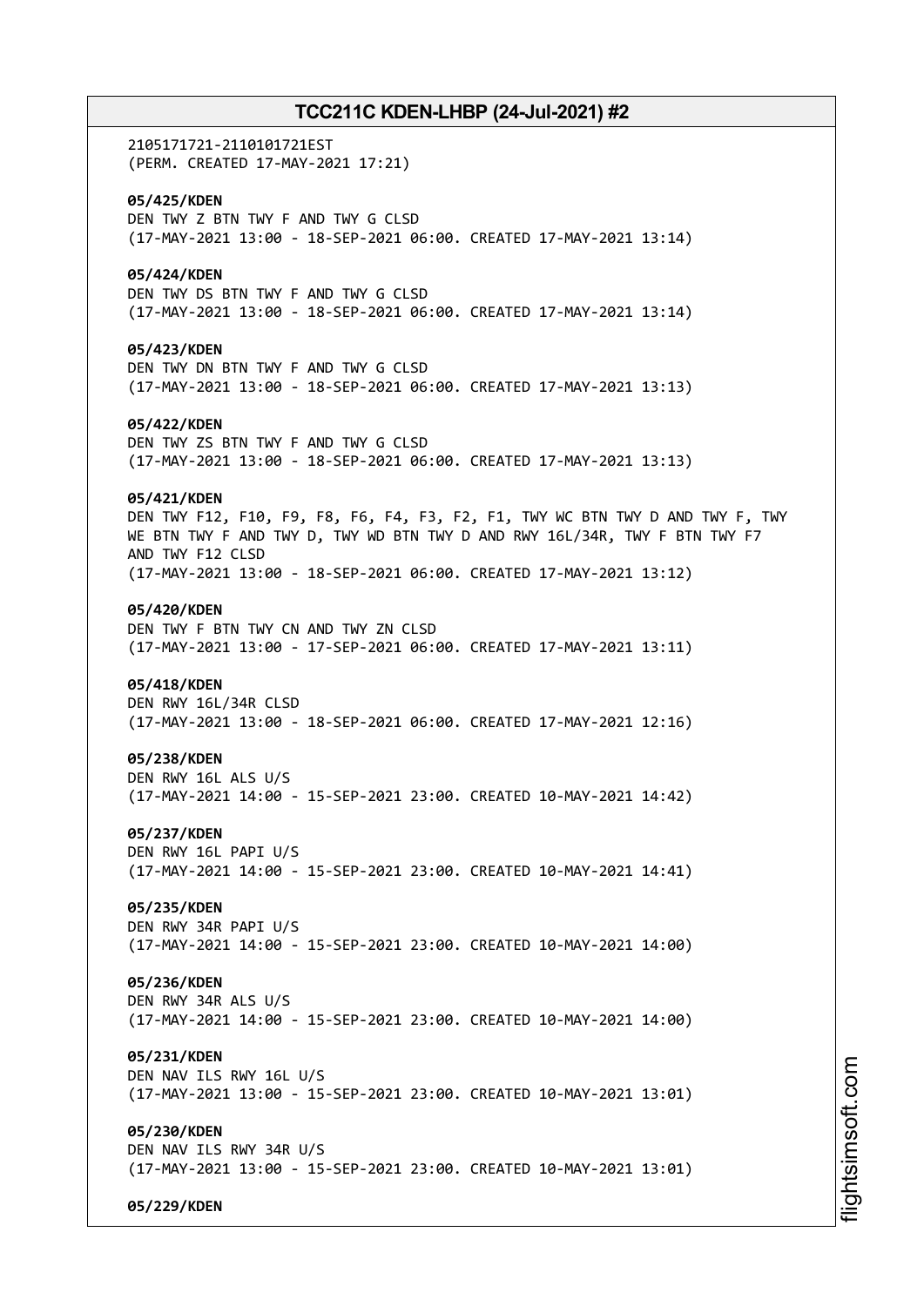2105171721-2110101721EST
(PERM. CREATED 17-MAY-2021 17:21)

**05/425/KDEN**
DEN TWY Z BTN TWY F AND TWY G CLSD
(17-MAY-2021 13:00 - 18-SEP-2021 06:00. CREATED 17-MAY-2021 13:14)

**05/424/KDEN**
DEN TWY DS BTN TWY F AND TWY G CLSD
(17-MAY-2021 13:00 - 18-SEP-2021 06:00. CREATED 17-MAY-2021 13:14)

**05/423/KDEN**
DEN TWY DN BTN TWY F AND TWY G CLSD
(17-MAY-2021 13:00 - 18-SEP-2021 06:00. CREATED 17-MAY-2021 13:13)

**05/422/KDEN**
DEN TWY ZS BTN TWY F AND TWY G CLSD
(17-MAY-2021 13:00 - 18-SEP-2021 06:00. CREATED 17-MAY-2021 13:13)

**05/421/KDEN**
DEN TWY F12, F10, F9, F8, F6, F4, F3, F2, F1, TWY WC BTN TWY D AND TWY F, TWY WE BTN TWY F AND TWY D, TWY WD BTN TWY D AND RWY 16L/34R, TWY F BTN TWY F7 AND TWY F12 CLSD
(17-MAY-2021 13:00 - 18-SEP-2021 06:00. CREATED 17-MAY-2021 13:12)

**05/420/KDEN**
DEN TWY F BTN TWY CN AND TWY ZN CLSD
(17-MAY-2021 13:00 - 17-SEP-2021 06:00. CREATED 17-MAY-2021 13:11)

**05/418/KDEN**
DEN RWY 16L/34R CLSD
(17-MAY-2021 13:00 - 18-SEP-2021 06:00. CREATED 17-MAY-2021 12:16)

**05/238/KDEN**
DEN RWY 16L ALS U/S
(17-MAY-2021 14:00 - 15-SEP-2021 23:00. CREATED 10-MAY-2021 14:42)

**05/237/KDEN**
DEN RWY 16L PAPI U/S
(17-MAY-2021 14:00 - 15-SEP-2021 23:00. CREATED 10-MAY-2021 14:41)

**05/235/KDEN**
DEN RWY 34R PAPI U/S
(17-MAY-2021 14:00 - 15-SEP-2021 23:00. CREATED 10-MAY-2021 14:00)

**05/236/KDEN**
DEN RWY 34R ALS U/S
(17-MAY-2021 14:00 - 15-SEP-2021 23:00. CREATED 10-MAY-2021 14:00)

**05/231/KDEN**
DEN NAV ILS RWY 16L U/S
(17-MAY-2021 13:00 - 15-SEP-2021 23:00. CREATED 10-MAY-2021 13:01)

**05/230/KDEN**
DEN NAV ILS RWY 34R U/S
(17-MAY-2021 13:00 - 15-SEP-2021 23:00. CREATED 10-MAY-2021 13:01)

**05/229/KDEN**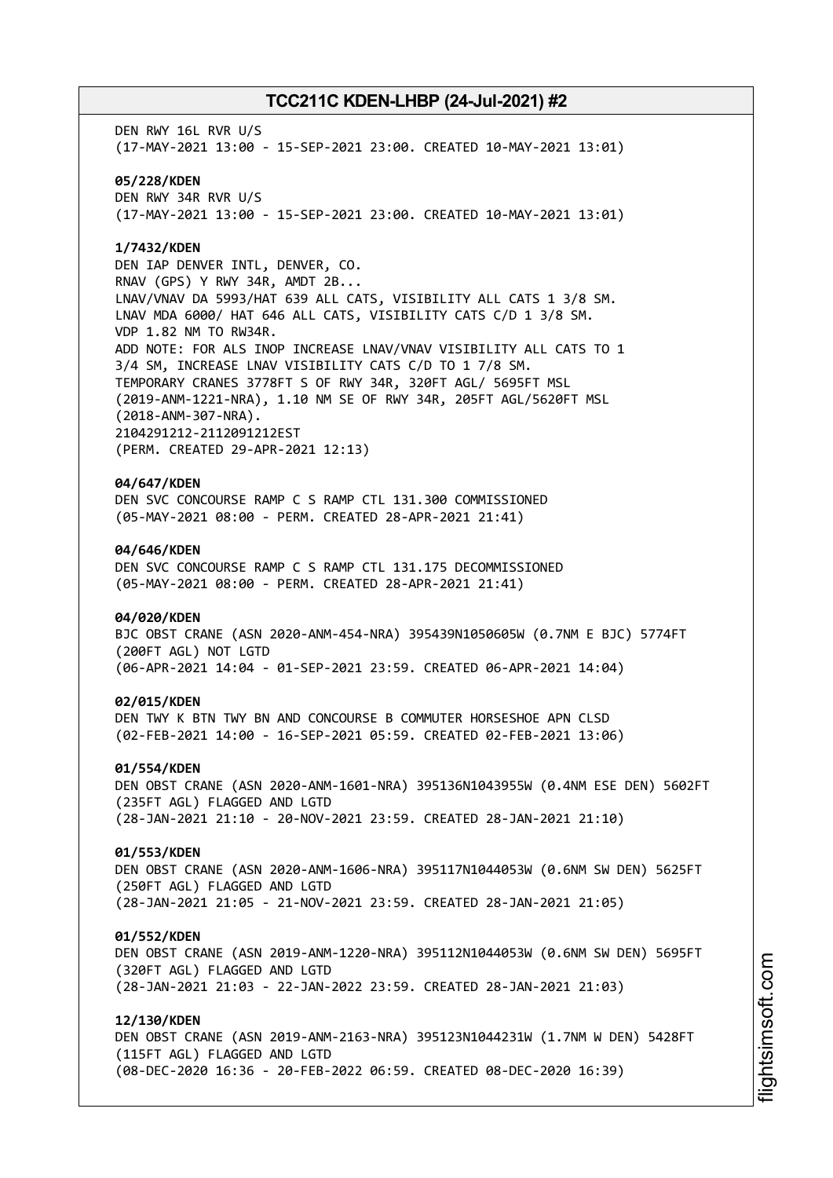DEN RWY 16L RVR U/S
(17-MAY-2021 13:00 - 15-SEP-2021 23:00. CREATED 10-MAY-2021 13:01)

**05/228/KDEN**
DEN RWY 34R RVR U/S
(17-MAY-2021 13:00 - 15-SEP-2021 23:00. CREATED 10-MAY-2021 13:01)

**1/7432/KDEN**
DEN IAP DENVER INTL, DENVER, CO.
RNAV (GPS) Y RWY 34R, AMDT 2B...
LNAV/VNAV DA 5993/HAT 639 ALL CATS, VISIBILITY ALL CATS 1 3/8 SM.
LNAV MDA 6000/ HAT 646 ALL CATS, VISIBILITY CATS C/D 1 3/8 SM.
VDP 1.82 NM TO RW34R.
ADD NOTE: FOR ALS INOP INCREASE LNAV/VNAV VISIBILITY ALL CATS TO 1 3/4 SM, INCREASE LNAV VISIBILITY CATS C/D TO 1 7/8 SM.
TEMPORARY CRANES 3778FT S OF RWY 34R, 320FT AGL/ 5695FT MSL (2019-ANM-1221-NRA), 1.10 NM SE OF RWY 34R, 205FT AGL/5620FT MSL (2018-ANM-307-NRA).
2104291212-2112091212EST
(PERM. CREATED 29-APR-2021 12:13)

**04/647/KDEN**
DEN SVC CONCOURSE RAMP C S RAMP CTL 131.300 COMMISSIONED
(05-MAY-2021 08:00 - PERM. CREATED 28-APR-2021 21:41)

**04/646/KDEN**
DEN SVC CONCOURSE RAMP C S RAMP CTL 131.175 DECOMMISSIONED
(05-MAY-2021 08:00 - PERM. CREATED 28-APR-2021 21:41)

**04/020/KDEN**
BJC OBST CRANE (ASN 2020-ANM-454-NRA) 395439N1050605W (0.7NM E BJC) 5774FT (200FT AGL) NOT LGTD
(06-APR-2021 14:04 - 01-SEP-2021 23:59. CREATED 06-APR-2021 14:04)

**02/015/KDEN**
DEN TWY K BTN TWY BN AND CONCOURSE B COMMUTER HORSESHOE APN CLSD
(02-FEB-2021 14:00 - 16-SEP-2021 05:59. CREATED 02-FEB-2021 13:06)

**01/554/KDEN**
DEN OBST CRANE (ASN 2020-ANM-1601-NRA) 395136N1043955W (0.4NM ESE DEN) 5602FT (235FT AGL) FLAGGED AND LGTD
(28-JAN-2021 21:10 - 20-NOV-2021 23:59. CREATED 28-JAN-2021 21:10)

**01/553/KDEN**
DEN OBST CRANE (ASN 2020-ANM-1606-NRA) 395117N1044053W (0.6NM SW DEN) 5625FT (250FT AGL) FLAGGED AND LGTD
(28-JAN-2021 21:05 - 21-NOV-2021 23:59. CREATED 28-JAN-2021 21:05)

**01/552/KDEN**
DEN OBST CRANE (ASN 2019-ANM-1220-NRA) 395112N1044053W (0.6NM SW DEN) 5695FT (320FT AGL) FLAGGED AND LGTD
(28-JAN-2021 21:03 - 22-JAN-2022 23:59. CREATED 28-JAN-2021 21:03)

**12/130/KDEN**
DEN OBST CRANE (ASN 2019-ANM-2163-NRA) 395123N1044231W (1.7NM W DEN) 5428FT (115FT AGL) FLAGGED AND LGTD
(08-DEC-2020 16:36 - 20-FEB-2022 06:59. CREATED 08-DEC-2020 16:39)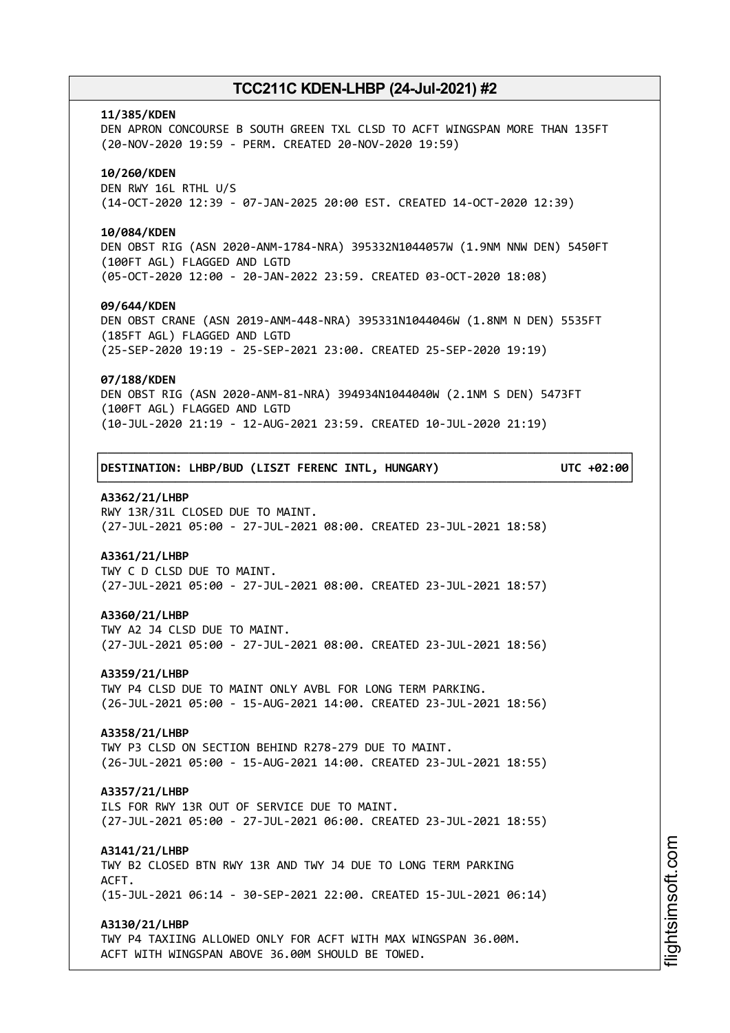**11/385/KDEN**
DEN APRON CONCOURSE B SOUTH GREEN TXL CLSD TO ACFT WINGSPAN MORE THAN 135FT
(20-NOV-2020 19:59 - PERM. CREATED 20-NOV-2020 19:59)

**10/260/KDEN**
DEN RWY 16L RTHL U/S
(14-OCT-2020 12:39 - 07-JAN-2025 20:00 EST. CREATED 14-OCT-2020 12:39)

**10/084/KDEN**
DEN OBST RIG (ASN 2020-ANM-1784-NRA) 395332N1044057W (1.9NM NNW DEN) 5450FT
(100FT AGL) FLAGGED AND LGTD
(05-OCT-2020 12:00 - 20-JAN-2022 23:59. CREATED 03-OCT-2020 18:08)

**09/644/KDEN**
DEN OBST CRANE (ASN 2019-ANM-448-NRA) 395331N1044046W (1.8NM N DEN) 5535FT
(185FT AGL) FLAGGED AND LGTD
(25-SEP-2020 19:19 - 25-SEP-2021 23:00. CREATED 25-SEP-2020 19:19)

**07/188/KDEN**
DEN OBST RIG (ASN 2020-ANM-81-NRA) 394934N1044040W (2.1NM S DEN) 5473FT
(100FT AGL) FLAGGED AND LGTD
(10-JUL-2020 21:19 - 12-AUG-2021 23:59. CREATED 10-JUL-2020 21:19)

**DESTINATION: LHBP/BUD (LISZT FERENC INTL, HUNGARY) UTC +02:00**

**A3362/21/LHBP**
RWY 13R/31L CLOSED DUE TO MAINT.
(27-JUL-2021 05:00 - 27-JUL-2021 08:00. CREATED 23-JUL-2021 18:58)

**A3361/21/LHBP**
TWY C D CLSD DUE TO MAINT.
(27-JUL-2021 05:00 - 27-JUL-2021 08:00. CREATED 23-JUL-2021 18:57)

**A3360/21/LHBP**
TWY A2 J4 CLSD DUE TO MAINT.
(27-JUL-2021 05:00 - 27-JUL-2021 08:00. CREATED 23-JUL-2021 18:56)

**A3359/21/LHBP**
TWY P4 CLSD DUE TO MAINT ONLY AVBL FOR LONG TERM PARKING.
(26-JUL-2021 05:00 - 15-AUG-2021 14:00. CREATED 23-JUL-2021 18:56)

**A3358/21/LHBP**
TWY P3 CLSD ON SECTION BEHIND R278-279 DUE TO MAINT.
(26-JUL-2021 05:00 - 15-AUG-2021 14:00. CREATED 23-JUL-2021 18:55)

**A3357/21/LHBP**
ILS FOR RWY 13R OUT OF SERVICE DUE TO MAINT.
(27-JUL-2021 05:00 - 27-JUL-2021 06:00. CREATED 23-JUL-2021 18:55)

**A3141/21/LHBP**
TWY B2 CLOSED BTN RWY 13R AND TWY J4 DUE TO LONG TERM PARKING
ACFT.
(15-JUL-2021 06:14 - 30-SEP-2021 22:00. CREATED 15-JUL-2021 06:14)

**A3130/21/LHBP**
TWY P4 TAXIING ALLOWED ONLY FOR ACFT WITH MAX WINGSPAN 36.00M.
ACFT WITH WINGSPAN ABOVE 36.00M SHOULD BE TOWED.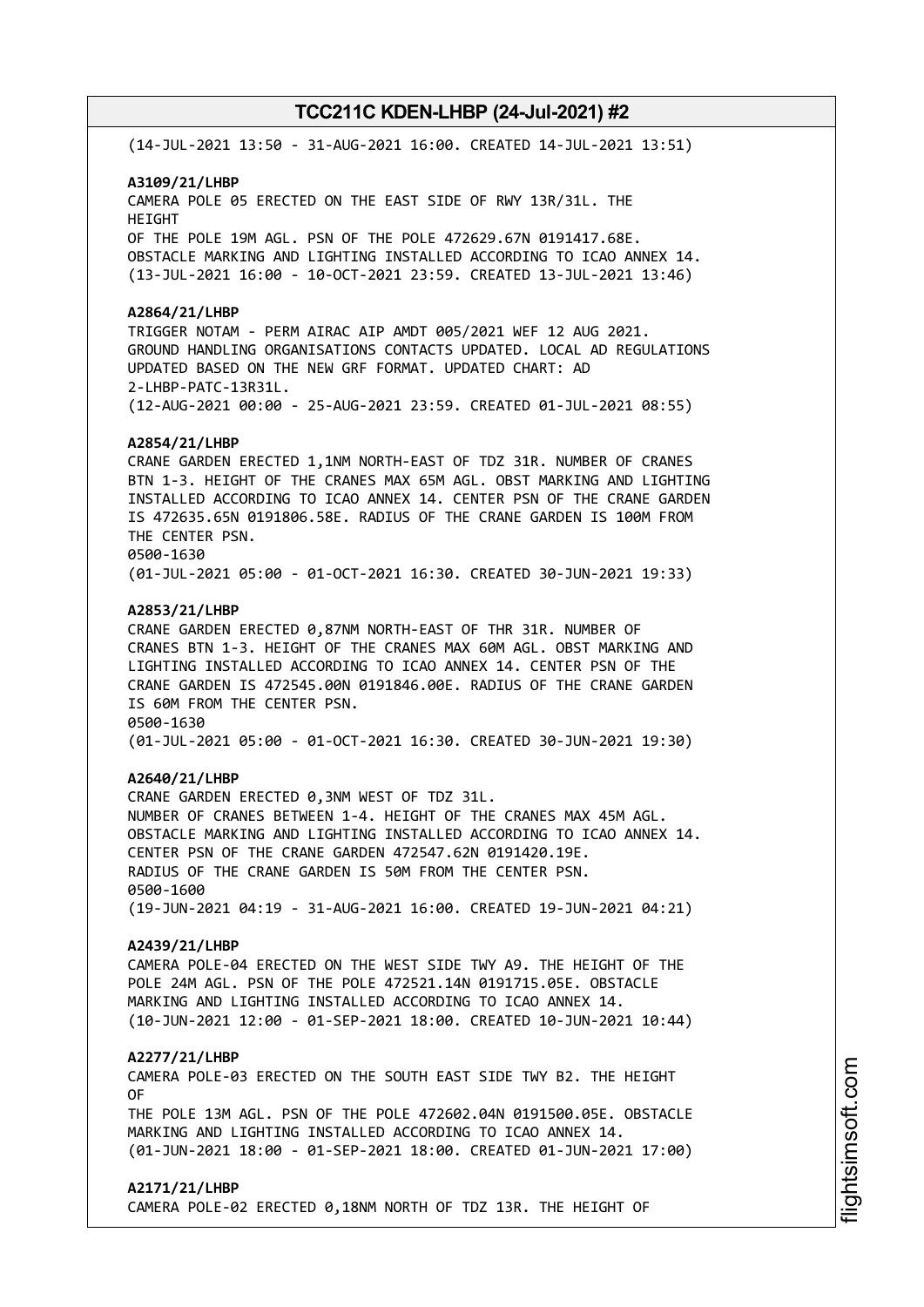(14-JUL-2021 13:50 - 31-AUG-2021 16:00. CREATED 14-JUL-2021 13:51)

**A3109/21/LHBP**
CAMERA POLE 05 ERECTED ON THE EAST SIDE OF RWY 13R/31L. THE HEIGHT
OF THE POLE 19M AGL. PSN OF THE POLE 472629.67N 0191417.68E.
OBSTACLE MARKING AND LIGHTING INSTALLED ACCORDING TO ICAO ANNEX 14.
(13-JUL-2021 16:00 - 10-OCT-2021 23:59. CREATED 13-JUL-2021 13:46)

**A2864/21/LHBP**
TRIGGER NOTAM - PERM AIRAC AIP AMDT 005/2021 WEF 12 AUG 2021.
GROUND HANDLING ORGANISATIONS CONTACTS UPDATED. LOCAL AD REGULATIONS
UPDATED BASED ON THE NEW GRF FORMAT. UPDATED CHART: AD
2-LHBP-PATC-13R31L.
(12-AUG-2021 00:00 - 25-AUG-2021 23:59. CREATED 01-JUL-2021 08:55)

**A2854/21/LHBP**
CRANE GARDEN ERECTED 1,1NM NORTH-EAST OF TDZ 31R. NUMBER OF CRANES
BTN 1-3. HEIGHT OF THE CRANES MAX 65M AGL. OBST MARKING AND LIGHTING
INSTALLED ACCORDING TO ICAO ANNEX 14. CENTER PSN OF THE CRANE GARDEN
IS 472635.65N 0191806.58E. RADIUS OF THE CRANE GARDEN IS 100M FROM
THE CENTER PSN.
0500-1630
(01-JUL-2021 05:00 - 01-OCT-2021 16:30. CREATED 30-JUN-2021 19:33)

**A2853/21/LHBP**
CRANE GARDEN ERECTED 0,87NM NORTH-EAST OF THR 31R. NUMBER OF
CRANES BTN 1-3. HEIGHT OF THE CRANES MAX 60M AGL. OBST MARKING AND
LIGHTING INSTALLED ACCORDING TO ICAO ANNEX 14. CENTER PSN OF THE
CRANE GARDEN IS 472545.00N 0191846.00E. RADIUS OF THE CRANE GARDEN
IS 60M FROM THE CENTER PSN.
0500-1630
(01-JUL-2021 05:00 - 01-OCT-2021 16:30. CREATED 30-JUN-2021 19:30)

**A2640/21/LHBP**
CRANE GARDEN ERECTED 0,3NM WEST OF TDZ 31L.
NUMBER OF CRANES BETWEEN 1-4. HEIGHT OF THE CRANES MAX 45M AGL.
OBSTACLE MARKING AND LIGHTING INSTALLED ACCORDING TO ICAO ANNEX 14.
CENTER PSN OF THE CRANE GARDEN 472547.62N 0191420.19E.
RADIUS OF THE CRANE GARDEN IS 50M FROM THE CENTER PSN.
0500-1600
(19-JUN-2021 04:19 - 31-AUG-2021 16:00. CREATED 19-JUN-2021 04:21)

**A2439/21/LHBP**
CAMERA POLE-04 ERECTED ON THE WEST SIDE TWY A9. THE HEIGHT OF THE
POLE 24M AGL. PSN OF THE POLE 472521.14N 0191715.05E. OBSTACLE
MARKING AND LIGHTING INSTALLED ACCORDING TO ICAO ANNEX 14.
(10-JUN-2021 12:00 - 01-SEP-2021 18:00. CREATED 10-JUN-2021 10:44)

**A2277/21/LHBP**
CAMERA POLE-03 ERECTED ON THE SOUTH EAST SIDE TWY B2. THE HEIGHT
OF
THE POLE 13M AGL. PSN OF THE POLE 472602.04N 0191500.05E. OBSTACLE
MARKING AND LIGHTING INSTALLED ACCORDING TO ICAO ANNEX 14.
(01-JUN-2021 18:00 - 01-SEP-2021 18:00. CREATED 01-JUN-2021 17:00)

**A2171/21/LHBP**
CAMERA POLE-02 ERECTED 0,18NM NORTH OF TDZ 13R. THE HEIGHT OF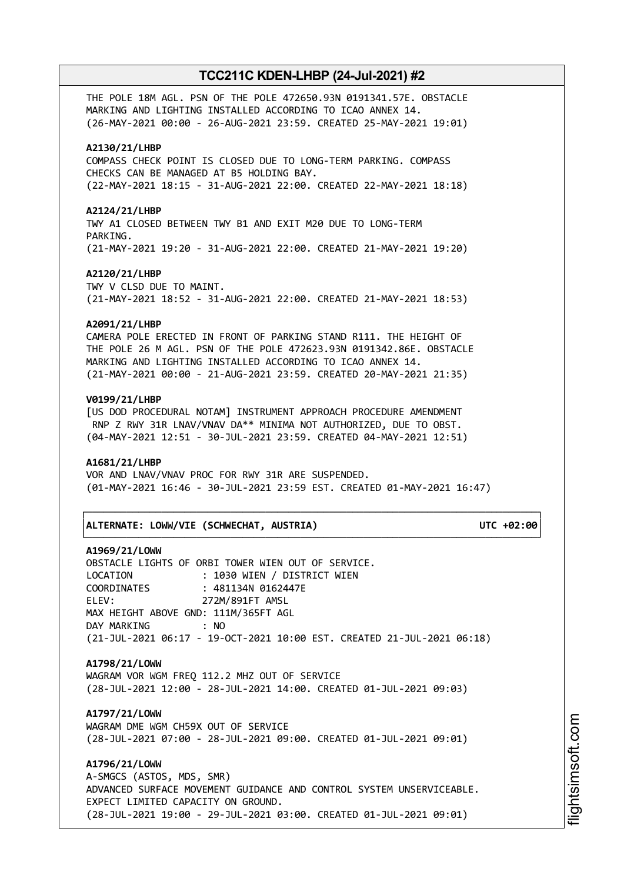THE POLE 18M AGL. PSN OF THE POLE 472650.93N 0191341.57E. OBSTACLE MARKING AND LIGHTING INSTALLED ACCORDING TO ICAO ANNEX 14.
(26-MAY-2021 00:00 - 26-AUG-2021 23:59. CREATED 25-MAY-2021 19:01)

**A2130/21/LHBP**
COMPASS CHECK POINT IS CLOSED DUE TO LONG-TERM PARKING. COMPASS CHECKS CAN BE MANAGED AT B5 HOLDING BAY.
(22-MAY-2021 18:15 - 31-AUG-2021 22:00. CREATED 22-MAY-2021 18:18)

**A2124/21/LHBP**
TWY A1 CLOSED BETWEEN TWY B1 AND EXIT M20 DUE TO LONG-TERM PARKING.
(21-MAY-2021 19:20 - 31-AUG-2021 22:00. CREATED 21-MAY-2021 19:20)

**A2120/21/LHBP**
TWY V CLSD DUE TO MAINT.
(21-MAY-2021 18:52 - 31-AUG-2021 22:00. CREATED 21-MAY-2021 18:53)

**A2091/21/LHBP**
CAMERA POLE ERECTED IN FRONT OF PARKING STAND R111. THE HEIGHT OF THE POLE 26 M AGL. PSN OF THE POLE 472623.93N 0191342.86E. OBSTACLE MARKING AND LIGHTING INSTALLED ACCORDING TO ICAO ANNEX 14.
(21-MAY-2021 00:00 - 21-AUG-2021 23:59. CREATED 20-MAY-2021 21:35)

**V0199/21/LHBP**
[US DOD PROCEDURAL NOTAM] INSTRUMENT APPROACH PROCEDURE AMENDMENT RNP Z RWY 31R LNAV/VNAV DA** MINIMA NOT AUTHORIZED, DUE TO OBST.
(04-MAY-2021 12:51 - 30-JUL-2021 23:59. CREATED 04-MAY-2021 12:51)

**A1681/21/LHBP**
VOR AND LNAV/VNAV PROC FOR RWY 31R ARE SUSPENDED.
(01-MAY-2021 16:46 - 30-JUL-2021 23:59 EST. CREATED 01-MAY-2021 16:47)

**ALTERNATE: LOWW/VIE (SCHWECHAT, AUSTRIA) UTC +02:00**

**A1969/21/LOWW**
OBSTACLE LIGHTS OF ORBI TOWER WIEN OUT OF SERVICE.
LOCATION : 1030 WIEN / DISTRICT WIEN
COORDINATES : 481134N 0162447E
ELEV: 272M/891FT AMSL
MAX HEIGHT ABOVE GND: 111M/365FT AGL
DAY MARKING : NO
(21-JUL-2021 06:17 - 19-OCT-2021 10:00 EST. CREATED 21-JUL-2021 06:18)

**A1798/21/LOWW**
WAGRAM VOR WGM FREQ 112.2 MHZ OUT OF SERVICE
(28-JUL-2021 12:00 - 28-JUL-2021 14:00. CREATED 01-JUL-2021 09:03)

**A1797/21/LOWW**
WAGRAM DME WGM CH59X OUT OF SERVICE
(28-JUL-2021 07:00 - 28-JUL-2021 09:00. CREATED 01-JUL-2021 09:01)

**A1796/21/LOWW**
A-SMGCS (ASTOS, MDS, SMR)
ADVANCED SURFACE MOVEMENT GUIDANCE AND CONTROL SYSTEM UNSERVICEABLE.
EXPECT LIMITED CAPACITY ON GROUND.
(28-JUL-2021 19:00 - 29-JUL-2021 03:00. CREATED 01-JUL-2021 09:01)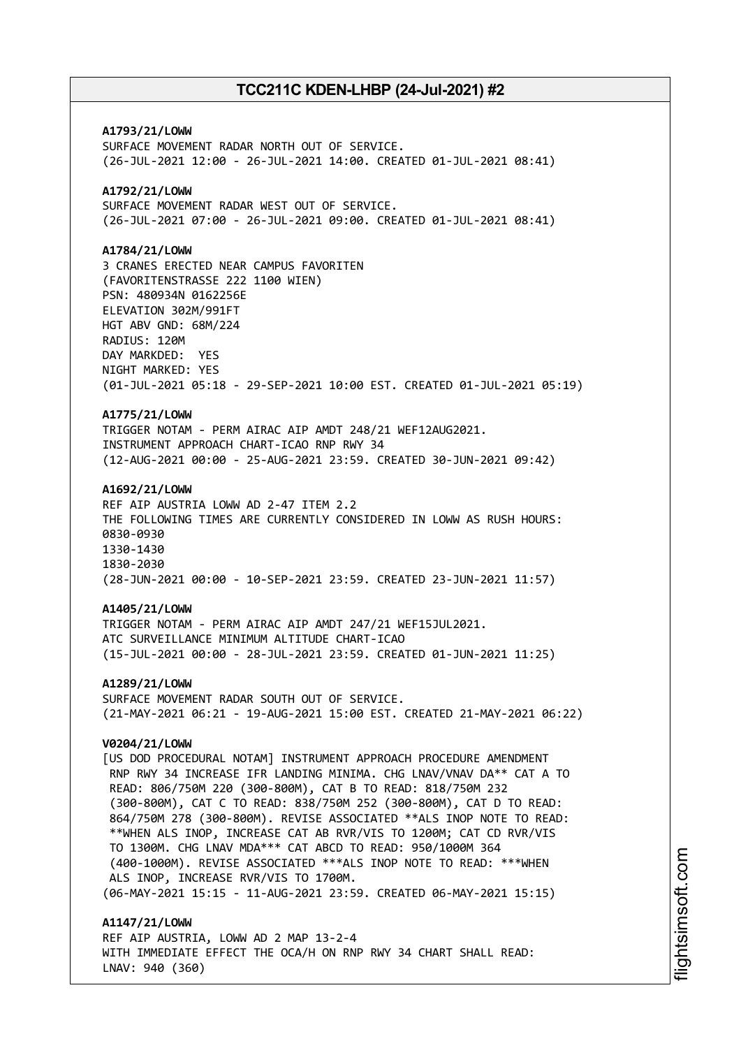**A1793/21/LOWW**
SURFACE MOVEMENT RADAR NORTH OUT OF SERVICE.
(26-JUL-2021 12:00 - 26-JUL-2021 14:00. CREATED 01-JUL-2021 08:41)

**A1792/21/LOWW**
SURFACE MOVEMENT RADAR WEST OUT OF SERVICE.
(26-JUL-2021 07:00 - 26-JUL-2021 09:00. CREATED 01-JUL-2021 08:41)

**A1784/21/LOWW**
3 CRANES ERECTED NEAR CAMPUS FAVORITEN
(FAVORITENSTRASSE 222 1100 WIEN)
PSN: 480934N 0162256E
ELEVATION 302M/991FT
HGT ABV GND: 68M/224
RADIUS: 120M
DAY MARKDED: YES
NIGHT MARKED: YES
(01-JUL-2021 05:18 - 29-SEP-2021 10:00 EST. CREATED 01-JUL-2021 05:19)

**A1775/21/LOWW**
TRIGGER NOTAM - PERM AIRAC AIP AMDT 248/21 WEF12AUG2021.
INSTRUMENT APPROACH CHART-ICAO RNP RWY 34
(12-AUG-2021 00:00 - 25-AUG-2021 23:59. CREATED 30-JUN-2021 09:42)

**A1692/21/LOWW**
REF AIP AUSTRIA LOWW AD 2-47 ITEM 2.2
THE FOLLOWING TIMES ARE CURRENTLY CONSIDERED IN LOWW AS RUSH HOURS:
0830-0930
1330-1430
1830-2030
(28-JUN-2021 00:00 - 10-SEP-2021 23:59. CREATED 23-JUN-2021 11:57)

**A1405/21/LOWW**
TRIGGER NOTAM - PERM AIRAC AIP AMDT 247/21 WEF15JUL2021.
ATC SURVEILLANCE MINIMUM ALTITUDE CHART-ICAO
(15-JUL-2021 00:00 - 28-JUL-2021 23:59. CREATED 01-JUN-2021 11:25)

**A1289/21/LOWW**
SURFACE MOVEMENT RADAR SOUTH OUT OF SERVICE.
(21-MAY-2021 06:21 - 19-AUG-2021 15:00 EST. CREATED 21-MAY-2021 06:22)

**V0204/21/LOWW**
[US DOD PROCEDURAL NOTAM] INSTRUMENT APPROACH PROCEDURE AMENDMENT
RNP RWY 34 INCREASE IFR LANDING MINIMA. CHG LNAV/VNAV DA** CAT A TO
READ: 806/750M 220 (300-800M), CAT B TO READ: 818/750M 232
(300-800M), CAT C TO READ: 838/750M 252 (300-800M), CAT D TO READ:
864/750M 278 (300-800M). REVISE ASSOCIATED **ALS INOP NOTE TO READ:
**WHEN ALS INOP, INCREASE CAT AB RVR/VIS TO 1200M; CAT CD RVR/VIS
TO 1300M. CHG LNAV MDA*** CAT ABCD TO READ: 950/1000M 364
(400-1000M). REVISE ASSOCIATED ***ALS INOP NOTE TO READ: ***WHEN
ALS INOP, INCREASE RVR/VIS TO 1700M.
(06-MAY-2021 15:15 - 11-AUG-2021 23:59. CREATED 06-MAY-2021 15:15)

**A1147/21/LOWW**
REF AIP AUSTRIA, LOWW AD 2 MAP 13-2-4
WITH IMMEDIATE EFFECT THE OCA/H ON RNP RWY 34 CHART SHALL READ:
LNAV: 940 (360)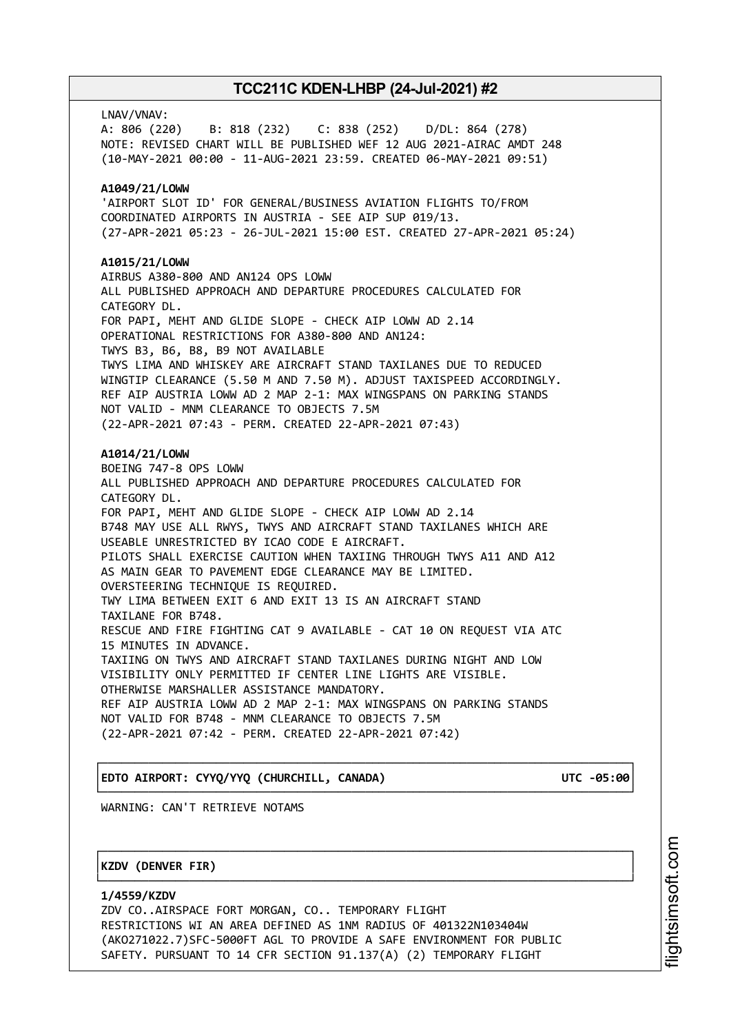LNAV/VNAV:
A: 806 (220)    B: 818 (232)    C: 838 (252)    D/DL: 864 (278)
NOTE: REVISED CHART WILL BE PUBLISHED WEF 12 AUG 2021-AIRAC AMDT 248
(10-MAY-2021 00:00 - 11-AUG-2021 23:59. CREATED 06-MAY-2021 09:51)

**A1049/21/LOWW**
'AIRPORT SLOT ID' FOR GENERAL/BUSINESS AVIATION FLIGHTS TO/FROM
COORDINATED AIRPORTS IN AUSTRIA - SEE AIP SUP 019/13.
(27-APR-2021 05:23 - 26-JUL-2021 15:00 EST. CREATED 27-APR-2021 05:24)

**A1015/21/LOWW**
AIRBUS A380-800 AND AN124 OPS LOWW
ALL PUBLISHED APPROACH AND DEPARTURE PROCEDURES CALCULATED FOR
CATEGORY DL.
FOR PAPI, MEHT AND GLIDE SLOPE - CHECK AIP LOWW AD 2.14
OPERATIONAL RESTRICTIONS FOR A380-800 AND AN124:
TWYS B3, B6, B8, B9 NOT AVAILABLE
TWYS LIMA AND WHISKEY ARE AIRCRAFT STAND TAXILANES DUE TO REDUCED
WINGTIP CLEARANCE (5.50 M AND 7.50 M). ADJUST TAXISPEED ACCORDINGLY.
REF AIP AUSTRIA LOWW AD 2 MAP 2-1: MAX WINGSPANS ON PARKING STANDS
NOT VALID - MNM CLEARANCE TO OBJECTS 7.5M
(22-APR-2021 07:43 - PERM. CREATED 22-APR-2021 07:43)

**A1014/21/LOWW**
BOEING 747-8 OPS LOWW
ALL PUBLISHED APPROACH AND DEPARTURE PROCEDURES CALCULATED FOR
CATEGORY DL.
FOR PAPI, MEHT AND GLIDE SLOPE - CHECK AIP LOWW AD 2.14
B748 MAY USE ALL RWYS, TWYS AND AIRCRAFT STAND TAXILANES WHICH ARE
USEABLE UNRESTRICTED BY ICAO CODE E AIRCRAFT.
PILOTS SHALL EXERCISE CAUTION WHEN TAXIING THROUGH TWYS A11 AND A12
AS MAIN GEAR TO PAVEMENT EDGE CLEARANCE MAY BE LIMITED.
OVERSTEERING TECHNIQUE IS REQUIRED.
TWY LIMA BETWEEN EXIT 6 AND EXIT 13 IS AN AIRCRAFT STAND
TAXILANE FOR B748.
RESCUE AND FIRE FIGHTING CAT 9 AVAILABLE - CAT 10 ON REQUEST VIA ATC
15 MINUTES IN ADVANCE.
TAXIING ON TWYS AND AIRCRAFT STAND TAXILANES DURING NIGHT AND LOW
VISIBILITY ONLY PERMITTED IF CENTER LINE LIGHTS ARE VISIBLE.
OTHERWISE MARSHALLER ASSISTANCE MANDATORY.
REF AIP AUSTRIA LOWW AD 2 MAP 2-1: MAX WINGSPANS ON PARKING STANDS
NOT VALID FOR B748 - MNM CLEARANCE TO OBJECTS 7.5M
(22-APR-2021 07:42 - PERM. CREATED 22-APR-2021 07:42)

**EDTO AIRPORT: CYYQ/YYQ (CHURCHILL, CANADA)** UTC -05:00

WARNING: CAN'T RETRIEVE NOTAMS

**KZDV (DENVER FIR)**

**1/4559/KZDV**
ZDV CO..AIRSPACE FORT MORGAN, CO.. TEMPORARY FLIGHT
RESTRICTIONS WI AN AREA DEFINED AS 1NM RADIUS OF 401322N103404W
(AKO271022.7)SFC-5000FT AGL TO PROVIDE A SAFE ENVIRONMENT FOR PUBLIC
SAFETY. PURSUANT TO 14 CFR SECTION 91.137(A) (2) TEMPORARY FLIGHT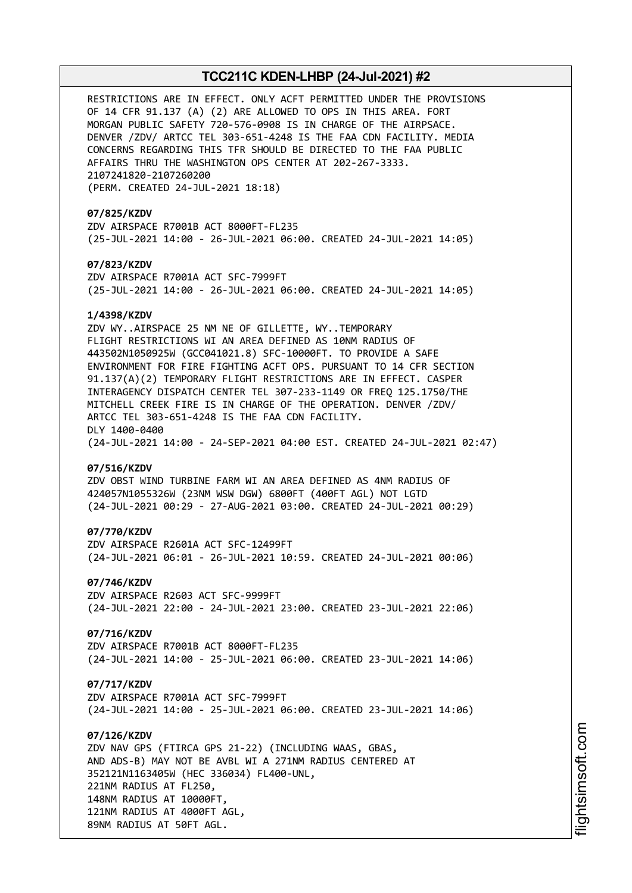RESTRICTIONS ARE IN EFFECT. ONLY ACFT PERMITTED UNDER THE PROVISIONS OF 14 CFR 91.137 (A) (2) ARE ALLOWED TO OPS IN THIS AREA. FORT MORGAN PUBLIC SAFETY 720-576-0908 IS IN CHARGE OF THE AIRPSACE. DENVER /ZDV/ ARTCC TEL 303-651-4248 IS THE FAA CDN FACILITY. MEDIA CONCERNS REGARDING THIS TFR SHOULD BE DIRECTED TO THE FAA PUBLIC AFFAIRS THRU THE WASHINGTON OPS CENTER AT 202-267-3333.
2107241820-2107260200
(PERM. CREATED 24-JUL-2021 18:18)

**07/825/KZDV**
ZDV AIRSPACE R7001B ACT 8000FT-FL235
(25-JUL-2021 14:00 - 26-JUL-2021 06:00. CREATED 24-JUL-2021 14:05)

**07/823/KZDV**
ZDV AIRSPACE R7001A ACT SFC-7999FT
(25-JUL-2021 14:00 - 26-JUL-2021 06:00. CREATED 24-JUL-2021 14:05)

**1/4398/KZDV**
ZDV WY..AIRSPACE 25 NM NE OF GILLETTE, WY..TEMPORARY FLIGHT RESTRICTIONS WI AN AREA DEFINED AS 10NM RADIUS OF 443502N1050925W (GCC041021.8) SFC-10000FT. TO PROVIDE A SAFE ENVIRONMENT FOR FIRE FIGHTING ACFT OPS. PURSUANT TO 14 CFR SECTION 91.137(A)(2) TEMPORARY FLIGHT RESTRICTIONS ARE IN EFFECT. CASPER INTERAGENCY DISPATCH CENTER TEL 307-233-1149 OR FREQ 125.1750/THE MITCHELL CREEK FIRE IS IN CHARGE OF THE OPERATION. DENVER /ZDV/ ARTCC TEL 303-651-4248 IS THE FAA CDN FACILITY.
DLY 1400-0400
(24-JUL-2021 14:00 - 24-SEP-2021 04:00 EST. CREATED 24-JUL-2021 02:47)

**07/516/KZDV**
ZDV OBST WIND TURBINE FARM WI AN AREA DEFINED AS 4NM RADIUS OF 424057N1055326W (23NM WSW DGW) 6800FT (400FT AGL) NOT LGTD
(24-JUL-2021 00:29 - 27-AUG-2021 03:00. CREATED 24-JUL-2021 00:29)

**07/770/KZDV**
ZDV AIRSPACE R2601A ACT SFC-12499FT
(24-JUL-2021 06:01 - 26-JUL-2021 10:59. CREATED 24-JUL-2021 00:06)

**07/746/KZDV**
ZDV AIRSPACE R2603 ACT SFC-9999FT
(24-JUL-2021 22:00 - 24-JUL-2021 23:00. CREATED 23-JUL-2021 22:06)

**07/716/KZDV**
ZDV AIRSPACE R7001B ACT 8000FT-FL235
(24-JUL-2021 14:00 - 25-JUL-2021 06:00. CREATED 23-JUL-2021 14:06)

**07/717/KZDV**
ZDV AIRSPACE R7001A ACT SFC-7999FT
(24-JUL-2021 14:00 - 25-JUL-2021 06:00. CREATED 23-JUL-2021 14:06)

**07/126/KZDV**
ZDV NAV GPS (FTIRCA GPS 21-22) (INCLUDING WAAS, GBAS, AND ADS-B) MAY NOT BE AVBL WI A 271NM RADIUS CENTERED AT 352121N1163405W (HEC 336034) FL400-UNL,
221NM RADIUS AT FL250,
148NM RADIUS AT 10000FT,
121NM RADIUS AT 4000FT AGL,
89NM RADIUS AT 50FT AGL.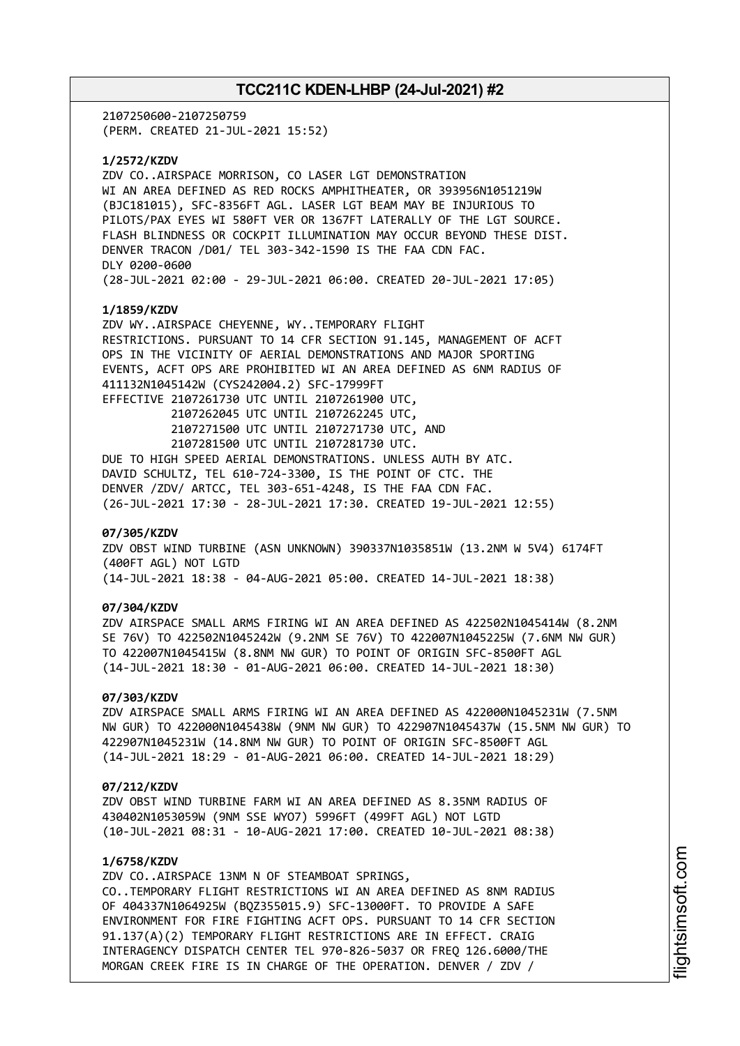2107250600-2107250759
(PERM. CREATED 21-JUL-2021 15:52)

**1/2572/KZDV**
ZDV CO..AIRSPACE MORRISON, CO LASER LGT DEMONSTRATION
WI AN AREA DEFINED AS RED ROCKS AMPHITHEATER, OR 393956N1051219W
(BJC181015), SFC-8356FT AGL. LASER LGT BEAM MAY BE INJURIOUS TO
PILOTS/PAX EYES WI 580FT VER OR 1367FT LATERALLY OF THE LGT SOURCE.
FLASH BLINDNESS OR COCKPIT ILLUMINATION MAY OCCUR BEYOND THESE DIST.
DENVER TRACON /D01/ TEL 303-342-1590 IS THE FAA CDN FAC.
DLY 0200-0600
(28-JUL-2021 02:00 - 29-JUL-2021 06:00. CREATED 20-JUL-2021 17:05)

**1/1859/KZDV**
ZDV WY..AIRSPACE CHEYENNE, WY..TEMPORARY FLIGHT
RESTRICTIONS. PURSUANT TO 14 CFR SECTION 91.145, MANAGEMENT OF ACFT
OPS IN THE VICINITY OF AERIAL DEMONSTRATIONS AND MAJOR SPORTING
EVENTS, ACFT OPS ARE PROHIBITED WI AN AREA DEFINED AS 6NM RADIUS OF
411132N1045142W (CYS242004.2) SFC-17999FT
EFFECTIVE 2107261730 UTC UNTIL 2107261900 UTC,
2107262045 UTC UNTIL 2107262245 UTC,
2107271500 UTC UNTIL 2107271730 UTC, AND
2107281500 UTC UNTIL 2107281730 UTC.
DUE TO HIGH SPEED AERIAL DEMONSTRATIONS. UNLESS AUTH BY ATC.
DAVID SCHULTZ, TEL 610-724-3300, IS THE POINT OF CTC. THE
DENVER /ZDV/ ARTCC, TEL 303-651-4248, IS THE FAA CDN FAC.
(26-JUL-2021 17:30 - 28-JUL-2021 17:30. CREATED 19-JUL-2021 12:55)

**07/305/KZDV**
ZDV OBST WIND TURBINE (ASN UNKNOWN) 390337N1035851W (13.2NM W 5V4) 6174FT
(400FT AGL) NOT LGTD
(14-JUL-2021 18:38 - 04-AUG-2021 05:00. CREATED 14-JUL-2021 18:38)

**07/304/KZDV**
ZDV AIRSPACE SMALL ARMS FIRING WI AN AREA DEFINED AS 422502N1045414W (8.2NM
SE 76V) TO 422502N1045242W (9.2NM SE 76V) TO 422007N1045225W (7.6NM NW GUR)
TO 422007N1045415W (8.8NM NW GUR) TO POINT OF ORIGIN SFC-8500FT AGL
(14-JUL-2021 18:30 - 01-AUG-2021 06:00. CREATED 14-JUL-2021 18:30)

**07/303/KZDV**
ZDV AIRSPACE SMALL ARMS FIRING WI AN AREA DEFINED AS 422000N1045231W (7.5NM
NW GUR) TO 422000N1045438W (9NM NW GUR) TO 422907N1045437W (15.5NM NW GUR) TO
422907N1045231W (14.8NM NW GUR) TO POINT OF ORIGIN SFC-8500FT AGL
(14-JUL-2021 18:29 - 01-AUG-2021 06:00. CREATED 14-JUL-2021 18:29)

**07/212/KZDV**
ZDV OBST WIND TURBINE FARM WI AN AREA DEFINED AS 8.35NM RADIUS OF
430402N1053059W (9NM SSE WYO7) 5996FT (499FT AGL) NOT LGTD
(10-JUL-2021 08:31 - 10-AUG-2021 17:00. CREATED 10-JUL-2021 08:38)

**1/6758/KZDV**
ZDV CO..AIRSPACE 13NM N OF STEAMBOAT SPRINGS,
CO..TEMPORARY FLIGHT RESTRICTIONS WI AN AREA DEFINED AS 8NM RADIUS
OF 404337N1064925W (BQZ355015.9) SFC-13000FT. TO PROVIDE A SAFE
ENVIRONMENT FOR FIRE FIGHTING ACFT OPS. PURSUANT TO 14 CFR SECTION
91.137(A)(2) TEMPORARY FLIGHT RESTRICTIONS ARE IN EFFECT. CRAIG
INTERAGENCY DISPATCH CENTER TEL 970-826-5037 OR FREQ 126.6000/THE
MORGAN CREEK FIRE IS IN CHARGE OF THE OPERATION. DENVER / ZDV /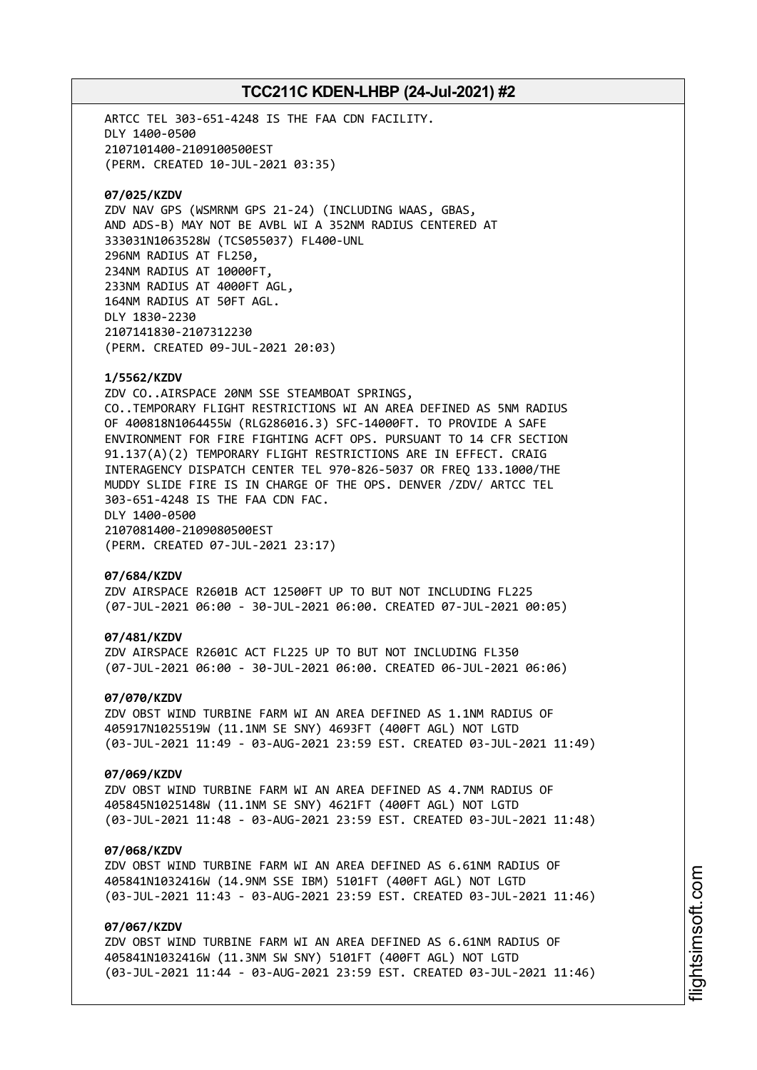ARTCC TEL 303-651-4248 IS THE FAA CDN FACILITY.
DLY 1400-0500
2107101400-2109100500EST
(PERM. CREATED 10-JUL-2021 03:35)

**07/025/KZDV**
ZDV NAV GPS (WSMRNM GPS 21-24) (INCLUDING WAAS, GBAS, AND ADS-B) MAY NOT BE AVBL WI A 352NM RADIUS CENTERED AT 333031N1063528W (TCS055037) FL400-UNL
296NM RADIUS AT FL250,
234NM RADIUS AT 10000FT,
233NM RADIUS AT 4000FT AGL,
164NM RADIUS AT 50FT AGL.
DLY 1830-2230
2107141830-2107312230
(PERM. CREATED 09-JUL-2021 20:03)

**1/5562/KZDV**
ZDV CO..AIRSPACE 20NM SSE STEAMBOAT SPRINGS, CO..TEMPORARY FLIGHT RESTRICTIONS WI AN AREA DEFINED AS 5NM RADIUS OF 400818N1064455W (RLG286016.3) SFC-14000FT. TO PROVIDE A SAFE ENVIRONMENT FOR FIRE FIGHTING ACFT OPS. PURSUANT TO 14 CFR SECTION 91.137(A)(2) TEMPORARY FLIGHT RESTRICTIONS ARE IN EFFECT. CRAIG INTERAGENCY DISPATCH CENTER TEL 970-826-5037 OR FREQ 133.1000/THE MUDDY SLIDE FIRE IS IN CHARGE OF THE OPS. DENVER /ZDV/ ARTCC TEL 303-651-4248 IS THE FAA CDN FAC.
DLY 1400-0500
2107081400-2109080500EST
(PERM. CREATED 07-JUL-2021 23:17)

**07/684/KZDV**
ZDV AIRSPACE R2601B ACT 12500FT UP TO BUT NOT INCLUDING FL225
(07-JUL-2021 06:00 - 30-JUL-2021 06:00. CREATED 07-JUL-2021 00:05)

**07/481/KZDV**
ZDV AIRSPACE R2601C ACT FL225 UP TO BUT NOT INCLUDING FL350
(07-JUL-2021 06:00 - 30-JUL-2021 06:00. CREATED 06-JUL-2021 06:06)

**07/070/KZDV**
ZDV OBST WIND TURBINE FARM WI AN AREA DEFINED AS 1.1NM RADIUS OF 405917N1025519W (11.1NM SE SNY) 4693FT (400FT AGL) NOT LGTD
(03-JUL-2021 11:49 - 03-AUG-2021 23:59 EST. CREATED 03-JUL-2021 11:49)

**07/069/KZDV**
ZDV OBST WIND TURBINE FARM WI AN AREA DEFINED AS 4.7NM RADIUS OF 405845N1025148W (11.1NM SE SNY) 4621FT (400FT AGL) NOT LGTD
(03-JUL-2021 11:48 - 03-AUG-2021 23:59 EST. CREATED 03-JUL-2021 11:48)

**07/068/KZDV**
ZDV OBST WIND TURBINE FARM WI AN AREA DEFINED AS 6.61NM RADIUS OF 405841N1032416W (14.9NM SSE IBM) 5101FT (400FT AGL) NOT LGTD
(03-JUL-2021 11:43 - 03-AUG-2021 23:59 EST. CREATED 03-JUL-2021 11:46)

**07/067/KZDV**
ZDV OBST WIND TURBINE FARM WI AN AREA DEFINED AS 6.61NM RADIUS OF 405841N1032416W (11.3NM SW SNY) 5101FT (400FT AGL) NOT LGTD
(03-JUL-2021 11:44 - 03-AUG-2021 23:59 EST. CREATED 03-JUL-2021 11:46)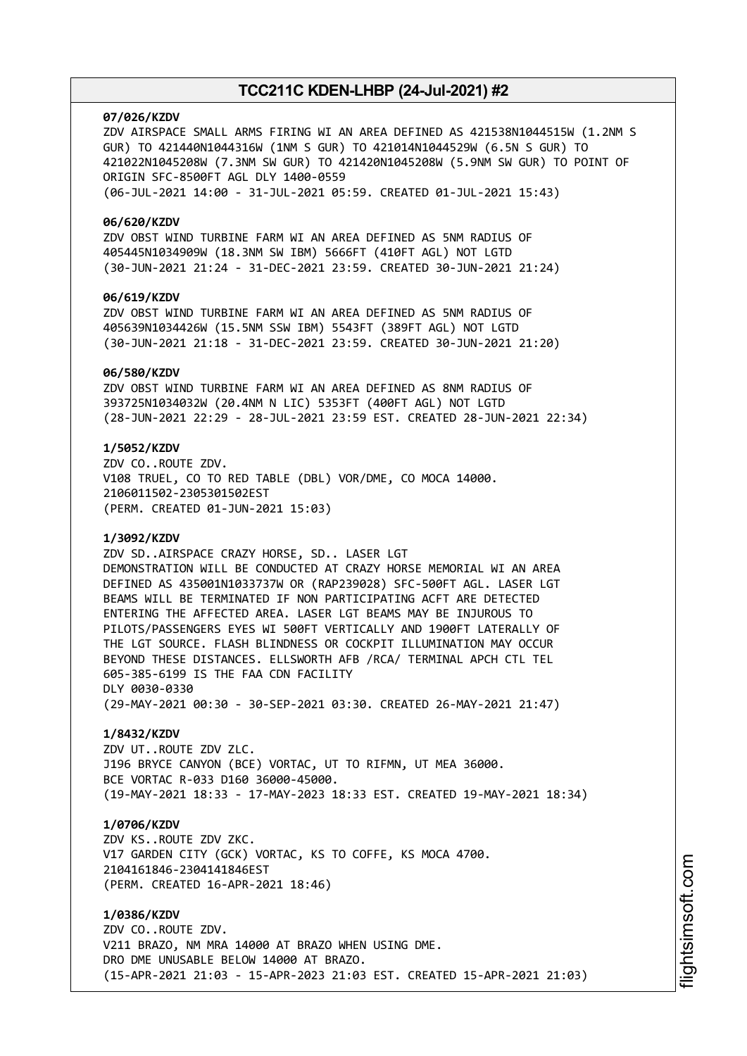**07/026/KZDV**
ZDV AIRSPACE SMALL ARMS FIRING WI AN AREA DEFINED AS 421538N1044515W (1.2NM S GUR) TO 421440N1044316W (1NM S GUR) TO 421014N1044529W (6.5N S GUR) TO 421022N1045208W (7.3NM SW GUR) TO 421420N1045208W (5.9NM SW GUR) TO POINT OF ORIGIN SFC-8500FT AGL DLY 1400-0559
(06-JUL-2021 14:00 - 31-JUL-2021 05:59. CREATED 01-JUL-2021 15:43)

**06/620/KZDV**
ZDV OBST WIND TURBINE FARM WI AN AREA DEFINED AS 5NM RADIUS OF 405445N1034909W (18.3NM SW IBM) 5666FT (410FT AGL) NOT LGTD
(30-JUN-2021 21:24 - 31-DEC-2021 23:59. CREATED 30-JUN-2021 21:24)

**06/619/KZDV**
ZDV OBST WIND TURBINE FARM WI AN AREA DEFINED AS 5NM RADIUS OF 405639N1034426W (15.5NM SSW IBM) 5543FT (389FT AGL) NOT LGTD
(30-JUN-2021 21:18 - 31-DEC-2021 23:59. CREATED 30-JUN-2021 21:20)

**06/580/KZDV**
ZDV OBST WIND TURBINE FARM WI AN AREA DEFINED AS 8NM RADIUS OF 393725N1034032W (20.4NM N LIC) 5353FT (400FT AGL) NOT LGTD
(28-JUN-2021 22:29 - 28-JUL-2021 23:59 EST. CREATED 28-JUN-2021 22:34)

**1/5052/KZDV**
ZDV CO..ROUTE ZDV.
V108 TRUEL, CO TO RED TABLE (DBL) VOR/DME, CO MOCA 14000.
2106011502-2305301502EST
(PERM. CREATED 01-JUN-2021 15:03)

**1/3092/KZDV**
ZDV SD..AIRSPACE CRAZY HORSE, SD.. LASER LGT
DEMONSTRATION WILL BE CONDUCTED AT CRAZY HORSE MEMORIAL WI AN AREA DEFINED AS 435001N1033737W OR (RAP239028) SFC-500FT AGL. LASER LGT BEAMS WILL BE TERMINATED IF NON PARTICIPATING ACFT ARE DETECTED ENTERING THE AFFECTED AREA. LASER LGT BEAMS MAY BE INJUROUS TO PILOTS/PASSENGERS EYES WI 500FT VERTICALLY AND 1900FT LATERALLY OF THE LGT SOURCE. FLASH BLINDNESS OR COCKPIT ILLUMINATION MAY OCCUR BEYOND THESE DISTANCES. ELLSWORTH AFB /RCA/ TERMINAL APCH CTL TEL 605-385-6199 IS THE FAA CDN FACILITY
DLY 0030-0330
(29-MAY-2021 00:30 - 30-SEP-2021 03:30. CREATED 26-MAY-2021 21:47)

**1/8432/KZDV**
ZDV UT..ROUTE ZDV ZLC.
J196 BRYCE CANYON (BCE) VORTAC, UT TO RIFMN, UT MEA 36000.
BCE VORTAC R-033 D160 36000-45000.
(19-MAY-2021 18:33 - 17-MAY-2023 18:33 EST. CREATED 19-MAY-2021 18:34)

**1/0706/KZDV**
ZDV KS..ROUTE ZDV ZKC.
V17 GARDEN CITY (GCK) VORTAC, KS TO COFFE, KS MOCA 4700.
2104161846-2304141846EST
(PERM. CREATED 16-APR-2021 18:46)

**1/0386/KZDV**
ZDV CO..ROUTE ZDV.
V211 BRAZO, NM MRA 14000 AT BRAZO WHEN USING DME.
DRO DME UNUSABLE BELOW 14000 AT BRAZO.
(15-APR-2021 21:03 - 15-APR-2023 21:03 EST. CREATED 15-APR-2021 21:03)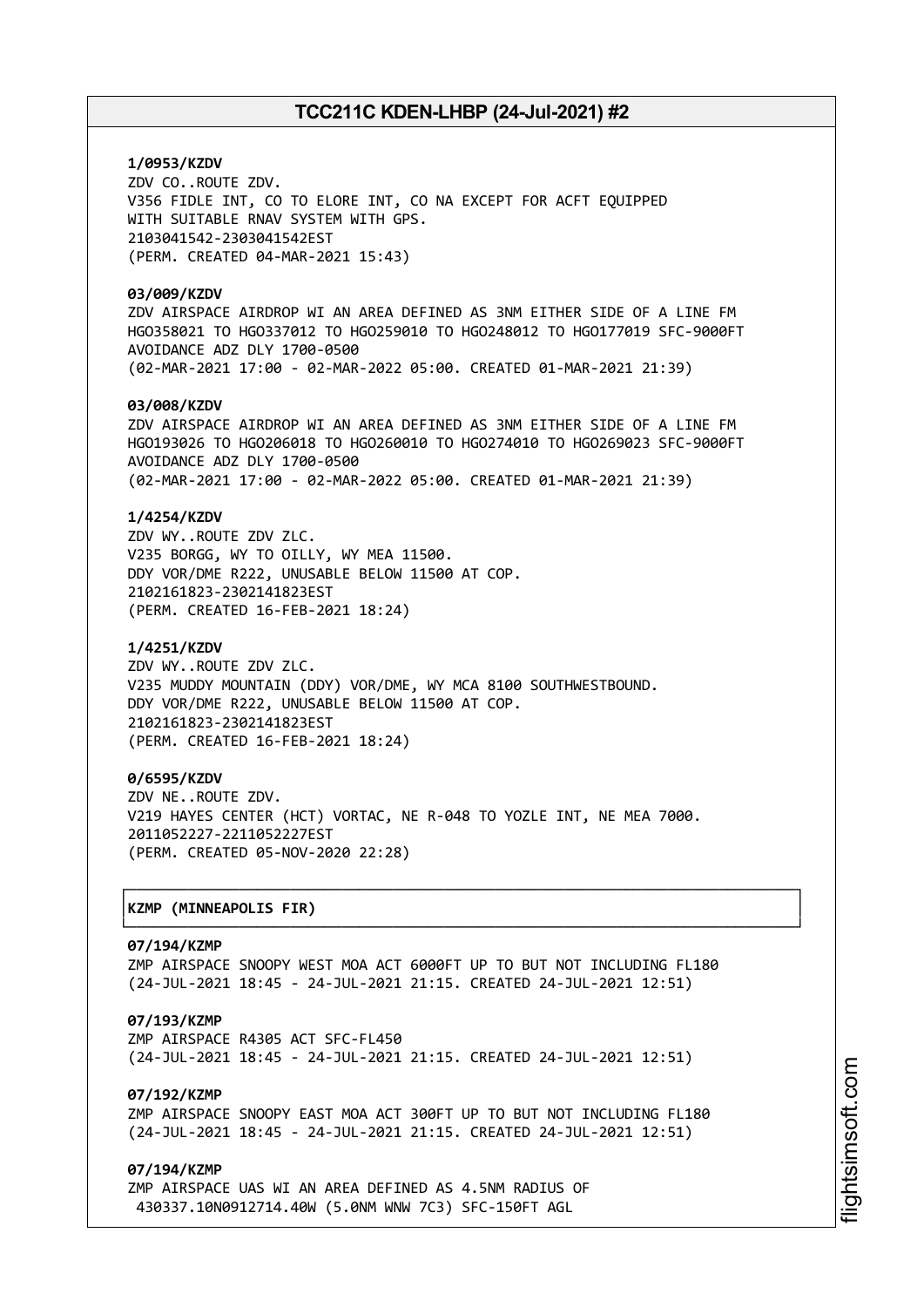**1/0953/KZDV**
ZDV CO..ROUTE ZDV.
V356 FIDLE INT, CO TO ELORE INT, CO NA EXCEPT FOR ACFT EQUIPPED
WITH SUITABLE RNAV SYSTEM WITH GPS.
2103041542-2303041542EST
(PERM. CREATED 04-MAR-2021 15:43)

**03/009/KZDV**
ZDV AIRSPACE AIRDROP WI AN AREA DEFINED AS 3NM EITHER SIDE OF A LINE FM
HGO358021 TO HGO337012 TO HGO259010 TO HGO248012 TO HGO177019 SFC-9000FT
AVOIDANCE ADZ DLY 1700-0500
(02-MAR-2021 17:00 - 02-MAR-2022 05:00. CREATED 01-MAR-2021 21:39)

**03/008/KZDV**
ZDV AIRSPACE AIRDROP WI AN AREA DEFINED AS 3NM EITHER SIDE OF A LINE FM
HGO193026 TO HGO206018 TO HGO260010 TO HGO274010 TO HGO269023 SFC-9000FT
AVOIDANCE ADZ DLY 1700-0500
(02-MAR-2021 17:00 - 02-MAR-2022 05:00. CREATED 01-MAR-2021 21:39)

**1/4254/KZDV**
ZDV WY..ROUTE ZDV ZLC.
V235 BORGG, WY TO OILLY, WY MEA 11500.
DDY VOR/DME R222, UNUSABLE BELOW 11500 AT COP.
2102161823-2302141823EST
(PERM. CREATED 16-FEB-2021 18:24)

**1/4251/KZDV**
ZDV WY..ROUTE ZDV ZLC.
V235 MUDDY MOUNTAIN (DDY) VOR/DME, WY MCA 8100 SOUTHWESTBOUND.
DDY VOR/DME R222, UNUSABLE BELOW 11500 AT COP.
2102161823-2302141823EST
(PERM. CREATED 16-FEB-2021 18:24)

**0/6595/KZDV**
ZDV NE..ROUTE ZDV.
V219 HAYES CENTER (HCT) VORTAC, NE R-048 TO YOZLE INT, NE MEA 7000.
2011052227-2211052227EST
(PERM. CREATED 05-NOV-2020 22:28)

## KZMP (MINNEAPOLIS FIR)

**07/194/KZMP**
ZMP AIRSPACE SNOOPY WEST MOA ACT 6000FT UP TO BUT NOT INCLUDING FL180
(24-JUL-2021 18:45 - 24-JUL-2021 21:15. CREATED 24-JUL-2021 12:51)

**07/193/KZMP**
ZMP AIRSPACE R4305 ACT SFC-FL450
(24-JUL-2021 18:45 - 24-JUL-2021 21:15. CREATED 24-JUL-2021 12:51)

**07/192/KZMP**
ZMP AIRSPACE SNOOPY EAST MOA ACT 300FT UP TO BUT NOT INCLUDING FL180
(24-JUL-2021 18:45 - 24-JUL-2021 21:15. CREATED 24-JUL-2021 12:51)

**07/194/KZMP**
ZMP AIRSPACE UAS WI AN AREA DEFINED AS 4.5NM RADIUS OF
430337.10N0912714.40W (5.0NM WNW 7C3) SFC-150FT AGL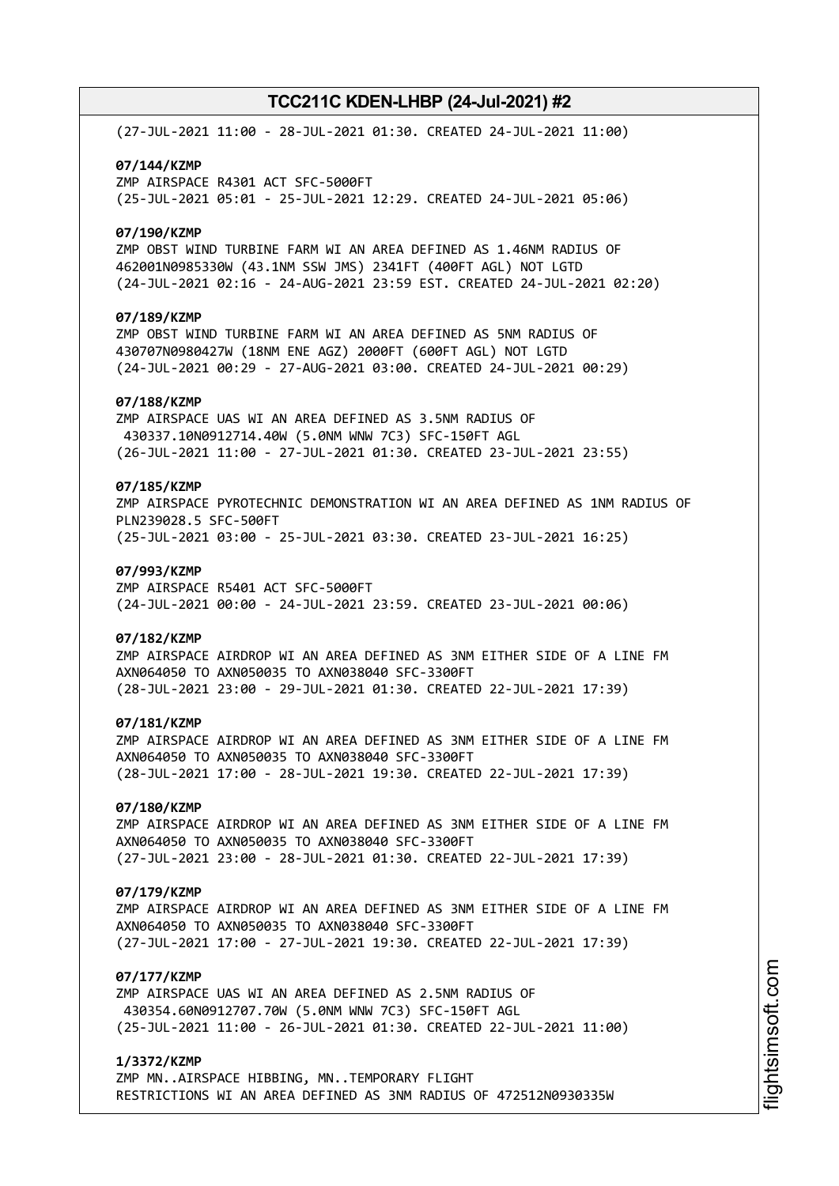(27-JUL-2021 11:00 - 28-JUL-2021 01:30. CREATED 24-JUL-2021 11:00)

**07/144/KZMP**
ZMP AIRSPACE R4301 ACT SFC-5000FT
(25-JUL-2021 05:01 - 25-JUL-2021 12:29. CREATED 24-JUL-2021 05:06)

**07/190/KZMP**
ZMP OBST WIND TURBINE FARM WI AN AREA DEFINED AS 1.46NM RADIUS OF
462001N0985330W (43.1NM SSW JMS) 2341FT (400FT AGL) NOT LGTD
(24-JUL-2021 02:16 - 24-AUG-2021 23:59 EST. CREATED 24-JUL-2021 02:20)

**07/189/KZMP**
ZMP OBST WIND TURBINE FARM WI AN AREA DEFINED AS 5NM RADIUS OF
430707N0980427W (18NM ENE AGZ) 2000FT (600FT AGL) NOT LGTD
(24-JUL-2021 00:29 - 27-AUG-2021 03:00. CREATED 24-JUL-2021 00:29)

**07/188/KZMP**
ZMP AIRSPACE UAS WI AN AREA DEFINED AS 3.5NM RADIUS OF
430337.10N0912714.40W (5.0NM WNW 7C3) SFC-150FT AGL
(26-JUL-2021 11:00 - 27-JUL-2021 01:30. CREATED 23-JUL-2021 23:55)

**07/185/KZMP**
ZMP AIRSPACE PYROTECHNIC DEMONSTRATION WI AN AREA DEFINED AS 1NM RADIUS OF
PLN239028.5 SFC-500FT
(25-JUL-2021 03:00 - 25-JUL-2021 03:30. CREATED 23-JUL-2021 16:25)

**07/993/KZMP**
ZMP AIRSPACE R5401 ACT SFC-5000FT
(24-JUL-2021 00:00 - 24-JUL-2021 23:59. CREATED 23-JUL-2021 00:06)

**07/182/KZMP**
ZMP AIRSPACE AIRDROP WI AN AREA DEFINED AS 3NM EITHER SIDE OF A LINE FM
AXN064050 TO AXN050035 TO AXN038040 SFC-3300FT
(28-JUL-2021 23:00 - 29-JUL-2021 01:30. CREATED 22-JUL-2021 17:39)

**07/181/KZMP**
ZMP AIRSPACE AIRDROP WI AN AREA DEFINED AS 3NM EITHER SIDE OF A LINE FM
AXN064050 TO AXN050035 TO AXN038040 SFC-3300FT
(28-JUL-2021 17:00 - 28-JUL-2021 19:30. CREATED 22-JUL-2021 17:39)

**07/180/KZMP**
ZMP AIRSPACE AIRDROP WI AN AREA DEFINED AS 3NM EITHER SIDE OF A LINE FM
AXN064050 TO AXN050035 TO AXN038040 SFC-3300FT
(27-JUL-2021 23:00 - 28-JUL-2021 01:30. CREATED 22-JUL-2021 17:39)

**07/179/KZMP**
ZMP AIRSPACE AIRDROP WI AN AREA DEFINED AS 3NM EITHER SIDE OF A LINE FM
AXN064050 TO AXN050035 TO AXN038040 SFC-3300FT
(27-JUL-2021 17:00 - 27-JUL-2021 19:30. CREATED 22-JUL-2021 17:39)

**07/177/KZMP**
ZMP AIRSPACE UAS WI AN AREA DEFINED AS 2.5NM RADIUS OF
430354.60N0912707.70W (5.0NM WNW 7C3) SFC-150FT AGL
(25-JUL-2021 11:00 - 26-JUL-2021 01:30. CREATED 22-JUL-2021 11:00)

**1/3372/KZMP**
ZMP MN..AIRSPACE HIBBING, MN..TEMPORARY FLIGHT
RESTRICTIONS WI AN AREA DEFINED AS 3NM RADIUS OF 472512N0930335W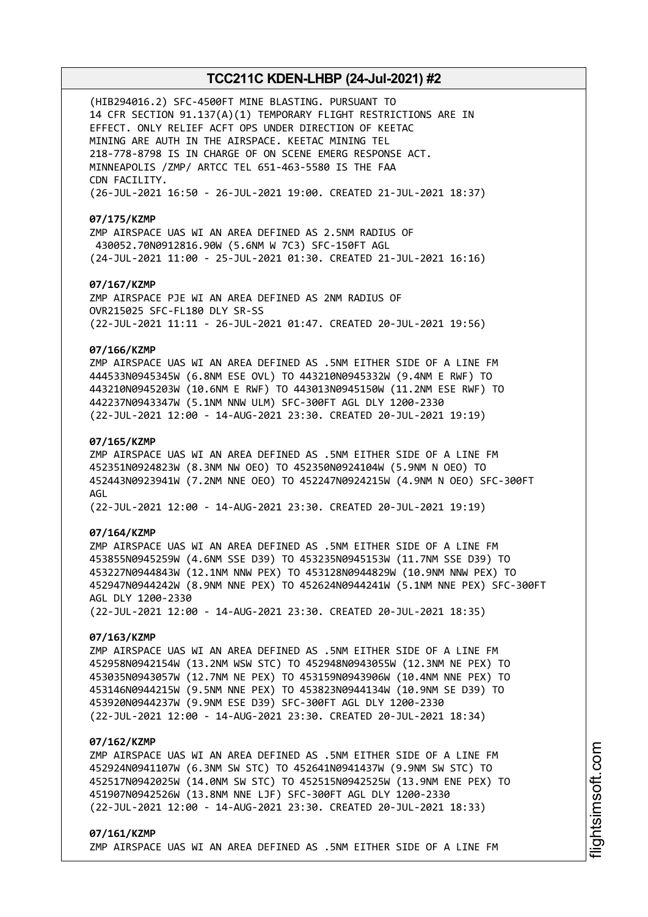(HIB294016.2) SFC-4500FT MINE BLASTING. PURSUANT TO
14 CFR SECTION 91.137(A)(1) TEMPORARY FLIGHT RESTRICTIONS ARE IN
EFFECT. ONLY RELIEF ACFT OPS UNDER DIRECTION OF KEETAC
MINING ARE AUTH IN THE AIRSPACE. KEETAC MINING TEL
218-778-8798 IS IN CHARGE OF ON SCENE EMERG RESPONSE ACT.
MINNEAPOLIS /ZMP/ ARTCC TEL 651-463-5580 IS THE FAA
CDN FACILITY.
(26-JUL-2021 16:50 - 26-JUL-2021 19:00. CREATED 21-JUL-2021 18:37)

**07/175/KZMP**
ZMP AIRSPACE UAS WI AN AREA DEFINED AS 2.5NM RADIUS OF
430052.70N0912816.90W (5.6NM W 7C3) SFC-150FT AGL
(24-JUL-2021 11:00 - 25-JUL-2021 01:30. CREATED 21-JUL-2021 16:16)

**07/167/KZMP**
ZMP AIRSPACE PJE WI AN AREA DEFINED AS 2NM RADIUS OF
OVR215025 SFC-FL180 DLY SR-SS
(22-JUL-2021 11:11 - 26-JUL-2021 01:47. CREATED 20-JUL-2021 19:56)

**07/166/KZMP**
ZMP AIRSPACE UAS WI AN AREA DEFINED AS .5NM EITHER SIDE OF A LINE FM
444533N0945345W (6.8NM ESE OVL) TO 443210N0945332W (9.4NM E RWF) TO
443210N0945203W (10.6NM E RWF) TO 443013N0945150W (11.2NM ESE RWF) TO
442237N0943347W (5.1NM NNW ULM) SFC-300FT AGL DLY 1200-2330
(22-JUL-2021 12:00 - 14-AUG-2021 23:30. CREATED 20-JUL-2021 19:19)

**07/165/KZMP**
ZMP AIRSPACE UAS WI AN AREA DEFINED AS .5NM EITHER SIDE OF A LINE FM
452351N0924823W (8.3NM NW OEO) TO 452350N0924104W (5.9NM N OEO) TO
452443N0923941W (7.2NM NNE OEO) TO 452247N0924215W (4.9NM N OEO) SFC-300FT
AGL
(22-JUL-2021 12:00 - 14-AUG-2021 23:30. CREATED 20-JUL-2021 19:19)

**07/164/KZMP**
ZMP AIRSPACE UAS WI AN AREA DEFINED AS .5NM EITHER SIDE OF A LINE FM
453855N0945259W (4.6NM SSE D39) TO 453235N0945153W (11.7NM SSE D39) TO
453227N0944843W (12.1NM NNW PEX) TO 453128N0944829W (10.9NM NNW PEX) TO
452947N0944242W (8.9NM NNE PEX) TO 452624N0944241W (5.1NM NNE PEX) SFC-300FT
AGL DLY 1200-2330
(22-JUL-2021 12:00 - 14-AUG-2021 23:30. CREATED 20-JUL-2021 18:35)

**07/163/KZMP**
ZMP AIRSPACE UAS WI AN AREA DEFINED AS .5NM EITHER SIDE OF A LINE FM
452958N0942154W (13.2NM WSW STC) TO 452948N0943055W (12.3NM NE PEX) TO
453035N0943057W (12.7NM NE PEX) TO 453159N0943906W (10.4NM NNE PEX) TO
453146N0944215W (9.5NM NNE PEX) TO 453823N0944134W (10.9NM SE D39) TO
453920N0944237W (9.9NM ESE D39) SFC-300FT AGL DLY 1200-2330
(22-JUL-2021 12:00 - 14-AUG-2021 23:30. CREATED 20-JUL-2021 18:34)

**07/162/KZMP**
ZMP AIRSPACE UAS WI AN AREA DEFINED AS .5NM EITHER SIDE OF A LINE FM
452924N0941107W (6.3NM SW STC) TO 452641N0941437W (9.9NM SW STC) TO
452517N0942025W (14.0NM SW STC) TO 452515N0942525W (13.9NM ENE PEX) TO
451907N0942526W (13.8NM NNE LJF) SFC-300FT AGL DLY 1200-2330
(22-JUL-2021 12:00 - 14-AUG-2021 23:30. CREATED 20-JUL-2021 18:33)

**07/161/KZMP**
ZMP AIRSPACE UAS WI AN AREA DEFINED AS .5NM EITHER SIDE OF A LINE FM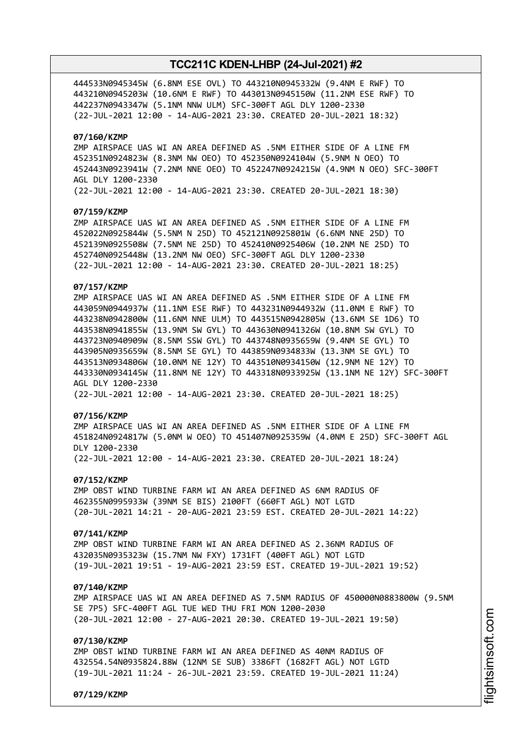444533N0945345W (6.8NM ESE OVL) TO 443210N0945332W (9.4NM E RWF) TO
443210N0945203W (10.6NM E RWF) TO 443013N0945150W (11.2NM ESE RWF) TO
442237N0943347W (5.1NM NNW ULM) SFC-300FT AGL DLY 1200-2330
(22-JUL-2021 12:00 - 14-AUG-2021 23:30. CREATED 20-JUL-2021 18:32)

**07/160/KZMP**
ZMP AIRSPACE UAS WI AN AREA DEFINED AS .5NM EITHER SIDE OF A LINE FM
452351N0924823W (8.3NM NW OEO) TO 452350N0924104W (5.9NM N OEO) TO
452443N0923941W (7.2NM NNE OEO) TO 452247N0924215W (4.9NM N OEO) SFC-300FT
AGL DLY 1200-2330
(22-JUL-2021 12:00 - 14-AUG-2021 23:30. CREATED 20-JUL-2021 18:30)

**07/159/KZMP**
ZMP AIRSPACE UAS WI AN AREA DEFINED AS .5NM EITHER SIDE OF A LINE FM
452022N0925844W (5.5NM N 25D) TO 452121N0925801W (6.6NM NNE 25D) TO
452139N0925508W (7.5NM NE 25D) TO 452410N0925406W (10.2NM NE 25D) TO
452740N0925448W (13.2NM NW OEO) SFC-300FT AGL DLY 1200-2330
(22-JUL-2021 12:00 - 14-AUG-2021 23:30. CREATED 20-JUL-2021 18:25)

**07/157/KZMP**
ZMP AIRSPACE UAS WI AN AREA DEFINED AS .5NM EITHER SIDE OF A LINE FM
443059N0944937W (11.1NM ESE RWF) TO 443231N0944932W (11.0NM E RWF) TO
443238N0942800W (11.6NM NNE ULM) TO 443515N0942805W (13.6NM SE 1D6) TO
443538N0941855W (13.9NM SW GYL) TO 443630N0941326W (10.8NM SW GYL) TO
443723N0940909W (8.5NM SSW GYL) TO 443748N0935659W (9.4NM SE GYL) TO
443905N0935659W (8.5NM SE GYL) TO 443859N0934833W (13.3NM SE GYL) TO
443513N0934806W (10.0NM NE 12Y) TO 443510N0934150W (12.9NM NE 12Y) TO
443330N0934145W (11.8NM NE 12Y) TO 443318N0933925W (13.1NM NE 12Y) SFC-300FT
AGL DLY 1200-2330
(22-JUL-2021 12:00 - 14-AUG-2021 23:30. CREATED 20-JUL-2021 18:25)

**07/156/KZMP**
ZMP AIRSPACE UAS WI AN AREA DEFINED AS .5NM EITHER SIDE OF A LINE FM
451824N0924817W (5.0NM W OEO) TO 451407N0925359W (4.0NM E 25D) SFC-300FT AGL
DLY 1200-2330
(22-JUL-2021 12:00 - 14-AUG-2021 23:30. CREATED 20-JUL-2021 18:24)

**07/152/KZMP**
ZMP OBST WIND TURBINE FARM WI AN AREA DEFINED AS 6NM RADIUS OF
462355N0995933W (39NM SE BIS) 2100FT (660FT AGL) NOT LGTD
(20-JUL-2021 14:21 - 20-AUG-2021 23:59 EST. CREATED 20-JUL-2021 14:22)

**07/141/KZMP**
ZMP OBST WIND TURBINE FARM WI AN AREA DEFINED AS 2.36NM RADIUS OF
432035N0935323W (15.7NM NW FXY) 1731FT (400FT AGL) NOT LGTD
(19-JUL-2021 19:51 - 19-AUG-2021 23:59 EST. CREATED 19-JUL-2021 19:52)

**07/140/KZMP**
ZMP AIRSPACE UAS WI AN AREA DEFINED AS 7.5NM RADIUS OF 450000N0883800W (9.5NM
SE 7P5) SFC-400FT AGL TUE WED THU FRI MON 1200-2030
(20-JUL-2021 12:00 - 27-AUG-2021 20:30. CREATED 19-JUL-2021 19:50)

**07/130/KZMP**
ZMP OBST WIND TURBINE FARM WI AN AREA DEFINED AS 40NM RADIUS OF
432554.54N0935824.88W (12NM SE SUB) 3386FT (1682FT AGL) NOT LGTD
(19-JUL-2021 11:24 - 26-JUL-2021 23:59. CREATED 19-JUL-2021 11:24)

**07/129/KZMP**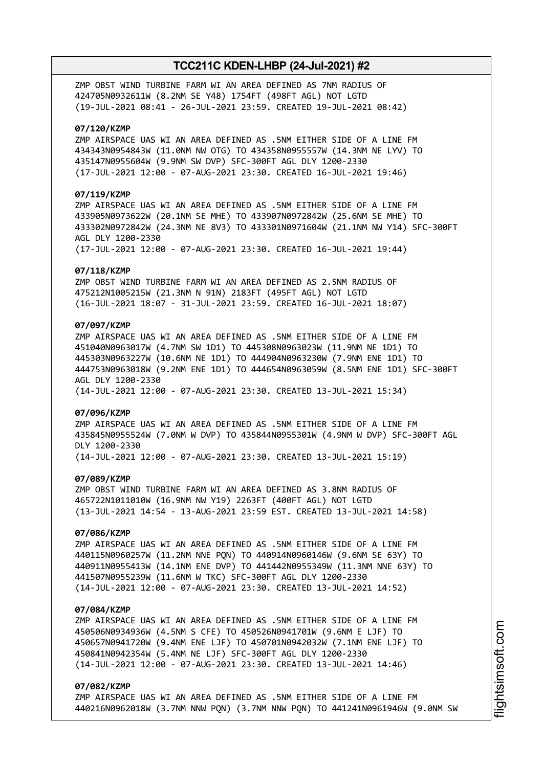ZMP OBST WIND TURBINE FARM WI AN AREA DEFINED AS 7NM RADIUS OF 424705N0932611W (8.2NM SE Y48) 1754FT (498FT AGL) NOT LGTD
(19-JUL-2021 08:41 - 26-JUL-2021 23:59. CREATED 19-JUL-2021 08:42)

**07/120/KZMP**
ZMP AIRSPACE UAS WI AN AREA DEFINED AS .5NM EITHER SIDE OF A LINE FM 434343N0954843W (11.0NM NW OTG) TO 434358N0955557W (14.3NM NE LYV) TO 435147N0955604W (9.9NM SW DVP) SFC-300FT AGL DLY 1200-2330
(17-JUL-2021 12:00 - 07-AUG-2021 23:30. CREATED 16-JUL-2021 19:46)

**07/119/KZMP**
ZMP AIRSPACE UAS WI AN AREA DEFINED AS .5NM EITHER SIDE OF A LINE FM 433905N0973622W (20.1NM SE MHE) TO 433907N0972842W (25.6NM SE MHE) TO 433302N0972842W (24.3NM NE 8V3) TO 433301N0971604W (21.1NM NW Y14) SFC-300FT AGL DLY 1200-2330
(17-JUL-2021 12:00 - 07-AUG-2021 23:30. CREATED 16-JUL-2021 19:44)

**07/118/KZMP**
ZMP OBST WIND TURBINE FARM WI AN AREA DEFINED AS 2.5NM RADIUS OF 475212N1005215W (21.3NM N 91N) 2183FT (495FT AGL) NOT LGTD
(16-JUL-2021 18:07 - 31-JUL-2021 23:59. CREATED 16-JUL-2021 18:07)

**07/097/KZMP**
ZMP AIRSPACE UAS WI AN AREA DEFINED AS .5NM EITHER SIDE OF A LINE FM 451040N0963017W (4.7NM SW 1D1) TO 445308N0963023W (11.9NM NE 1D1) TO 445303N0963227W (10.6NM NE 1D1) TO 444904N0963230W (7.9NM ENE 1D1) TO 444753N0963018W (9.2NM ENE 1D1) TO 444654N0963059W (8.5NM ENE 1D1) SFC-300FT AGL DLY 1200-2330
(14-JUL-2021 12:00 - 07-AUG-2021 23:30. CREATED 13-JUL-2021 15:34)

**07/096/KZMP**
ZMP AIRSPACE UAS WI AN AREA DEFINED AS .5NM EITHER SIDE OF A LINE FM 435845N0955524W (7.0NM W DVP) TO 435844N0955301W (4.9NM W DVP) SFC-300FT AGL DLY 1200-2330
(14-JUL-2021 12:00 - 07-AUG-2021 23:30. CREATED 13-JUL-2021 15:19)

**07/089/KZMP**
ZMP OBST WIND TURBINE FARM WI AN AREA DEFINED AS 3.8NM RADIUS OF 465722N1011010W (16.9NM NW Y19) 2263FT (400FT AGL) NOT LGTD
(13-JUL-2021 14:54 - 13-AUG-2021 23:59 EST. CREATED 13-JUL-2021 14:58)

**07/086/KZMP**
ZMP AIRSPACE UAS WI AN AREA DEFINED AS .5NM EITHER SIDE OF A LINE FM 440115N0960257W (11.2NM NNE PQN) TO 440914N0960146W (9.6NM SE 63Y) TO 440911N0955413W (14.1NM ENE DVP) TO 441442N0955349W (11.3NM NNE 63Y) TO 441507N0955239W (11.6NM W TKC) SFC-300FT AGL DLY 1200-2330
(14-JUL-2021 12:00 - 07-AUG-2021 23:30. CREATED 13-JUL-2021 14:52)

**07/084/KZMP**
ZMP AIRSPACE UAS WI AN AREA DEFINED AS .5NM EITHER SIDE OF A LINE FM 450506N0934936W (4.5NM S CFE) TO 450526N0941701W (9.6NM E LJF) TO 450657N0941720W (9.4NM ENE LJF) TO 450701N0942032W (7.1NM ENE LJF) TO 450841N0942354W (5.4NM NE LJF) SFC-300FT AGL DLY 1200-2330
(14-JUL-2021 12:00 - 07-AUG-2021 23:30. CREATED 13-JUL-2021 14:46)

**07/082/KZMP**
ZMP AIRSPACE UAS WI AN AREA DEFINED AS .5NM EITHER SIDE OF A LINE FM 440216N0962018W (3.7NM NNW PQN) (3.7NM NNW PQN) TO 441241N0961946W (9.0NM SW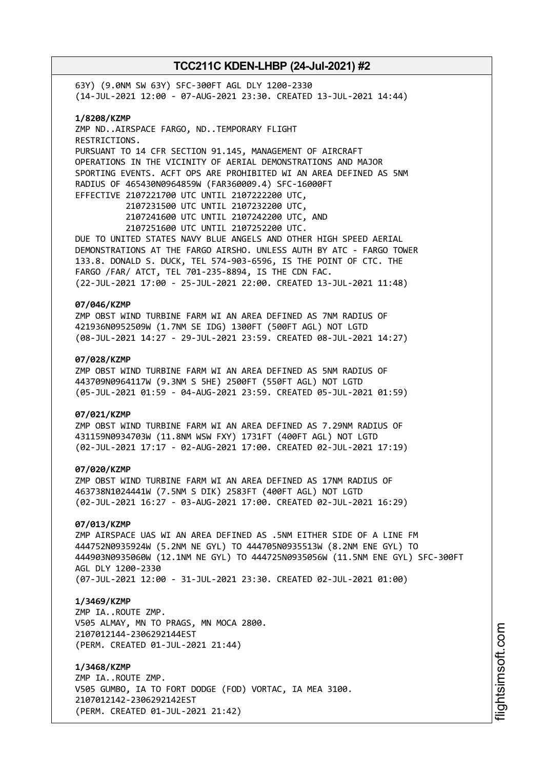63Y) (9.0NM SW 63Y) SFC-300FT AGL DLY 1200-2330
(14-JUL-2021 12:00 - 07-AUG-2021 23:30. CREATED 13-JUL-2021 14:44)

**1/8208/KZMP**
ZMP ND..AIRSPACE FARGO, ND..TEMPORARY FLIGHT
RESTRICTIONS.
PURSUANT TO 14 CFR SECTION 91.145, MANAGEMENT OF AIRCRAFT
OPERATIONS IN THE VICINITY OF AERIAL DEMONSTRATIONS AND MAJOR
SPORTING EVENTS. ACFT OPS ARE PROHIBITED WI AN AREA DEFINED AS 5NM
RADIUS OF 465430N0964859W (FAR360009.4) SFC-16000FT
EFFECTIVE 2107221700 UTC UNTIL 2107222200 UTC,
2107231500 UTC UNTIL 2107232200 UTC,
2107241600 UTC UNTIL 2107242200 UTC, AND
2107251600 UTC UNTIL 2107252200 UTC.
DUE TO UNITED STATES NAVY BLUE ANGELS AND OTHER HIGH SPEED AERIAL
DEMONSTRATIONS AT THE FARGO AIRSHO. UNLESS AUTH BY ATC - FARGO TOWER
133.8. DONALD S. DUCK, TEL 574-903-6596, IS THE POINT OF CTC. THE
FARGO /FAR/ ATCT, TEL 701-235-8894, IS THE CDN FAC.
(22-JUL-2021 17:00 - 25-JUL-2021 22:00. CREATED 13-JUL-2021 11:48)

**07/046/KZMP**
ZMP OBST WIND TURBINE FARM WI AN AREA DEFINED AS 7NM RADIUS OF
421936N0952509W (1.7NM SE IDG) 1300FT (500FT AGL) NOT LGTD
(08-JUL-2021 14:27 - 29-JUL-2021 23:59. CREATED 08-JUL-2021 14:27)

**07/028/KZMP**
ZMP OBST WIND TURBINE FARM WI AN AREA DEFINED AS 5NM RADIUS OF
443709N0964117W (9.3NM S 5HE) 2500FT (550FT AGL) NOT LGTD
(05-JUL-2021 01:59 - 04-AUG-2021 23:59. CREATED 05-JUL-2021 01:59)

**07/021/KZMP**
ZMP OBST WIND TURBINE FARM WI AN AREA DEFINED AS 7.29NM RADIUS OF
431159N0934703W (11.8NM WSW FXY) 1731FT (400FT AGL) NOT LGTD
(02-JUL-2021 17:17 - 02-AUG-2021 17:00. CREATED 02-JUL-2021 17:19)

**07/020/KZMP**
ZMP OBST WIND TURBINE FARM WI AN AREA DEFINED AS 17NM RADIUS OF
463738N1024441W (7.5NM S DIK) 2583FT (400FT AGL) NOT LGTD
(02-JUL-2021 16:27 - 03-AUG-2021 17:00. CREATED 02-JUL-2021 16:29)

**07/013/KZMP**
ZMP AIRSPACE UAS WI AN AREA DEFINED AS .5NM EITHER SIDE OF A LINE FM
444752N0935924W (5.2NM NE GYL) TO 444705N0935513W (8.2NM ENE GYL) TO
444903N0935060W (12.1NM NE GYL) TO 444725N0935056W (11.5NM ENE GYL) SFC-300FT
AGL DLY 1200-2330
(07-JUL-2021 12:00 - 31-JUL-2021 23:30. CREATED 02-JUL-2021 01:00)

**1/3469/KZMP**
ZMP IA..ROUTE ZMP.
V505 ALMAY, MN TO PRAGS, MN MOCA 2800.
2107012144-2306292144EST
(PERM. CREATED 01-JUL-2021 21:44)

**1/3468/KZMP**
ZMP IA..ROUTE ZMP.
V505 GUMBO, IA TO FORT DODGE (FOD) VORTAC, IA MEA 3100.
2107012142-2306292142EST
(PERM. CREATED 01-JUL-2021 21:42)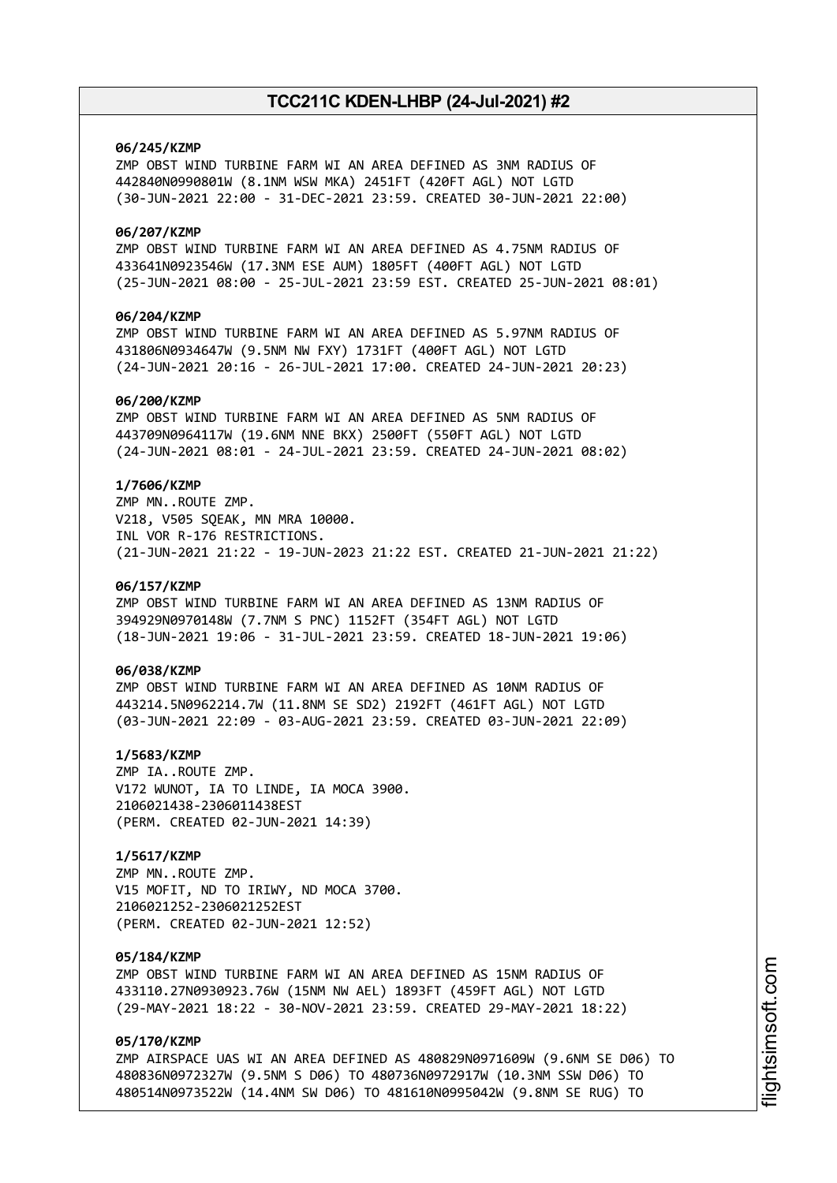**06/245/KZMP**
ZMP OBST WIND TURBINE FARM WI AN AREA DEFINED AS 3NM RADIUS OF 442840N0990801W (8.1NM WSW MKA) 2451FT (420FT AGL) NOT LGTD
(30-JUN-2021 22:00 - 31-DEC-2021 23:59. CREATED 30-JUN-2021 22:00)

**06/207/KZMP**
ZMP OBST WIND TURBINE FARM WI AN AREA DEFINED AS 4.75NM RADIUS OF 433641N0923546W (17.3NM ESE AUM) 1805FT (400FT AGL) NOT LGTD
(25-JUN-2021 08:00 - 25-JUL-2021 23:59 EST. CREATED 25-JUN-2021 08:01)

**06/204/KZMP**
ZMP OBST WIND TURBINE FARM WI AN AREA DEFINED AS 5.97NM RADIUS OF 431806N0934647W (9.5NM NW FXY) 1731FT (400FT AGL) NOT LGTD
(24-JUN-2021 20:16 - 26-JUL-2021 17:00. CREATED 24-JUN-2021 20:23)

**06/200/KZMP**
ZMP OBST WIND TURBINE FARM WI AN AREA DEFINED AS 5NM RADIUS OF 443709N0964117W (19.6NM NNE BKX) 2500FT (550FT AGL) NOT LGTD
(24-JUN-2021 08:01 - 24-JUL-2021 23:59. CREATED 24-JUN-2021 08:02)

**1/7606/KZMP**
ZMP MN..ROUTE ZMP.
V218, V505 SQEAK, MN MRA 10000.
INL VOR R-176 RESTRICTIONS.
(21-JUN-2021 21:22 - 19-JUN-2023 21:22 EST. CREATED 21-JUN-2021 21:22)

**06/157/KZMP**
ZMP OBST WIND TURBINE FARM WI AN AREA DEFINED AS 13NM RADIUS OF 394929N0970148W (7.7NM S PNC) 1152FT (354FT AGL) NOT LGTD
(18-JUN-2021 19:06 - 31-JUL-2021 23:59. CREATED 18-JUN-2021 19:06)

**06/038/KZMP**
ZMP OBST WIND TURBINE FARM WI AN AREA DEFINED AS 10NM RADIUS OF 443214.5N0962214.7W (11.8NM SE SD2) 2192FT (461FT AGL) NOT LGTD
(03-JUN-2021 22:09 - 03-AUG-2021 23:59. CREATED 03-JUN-2021 22:09)

**1/5683/KZMP**
ZMP IA..ROUTE ZMP.
V172 WUNOT, IA TO LINDE, IA MOCA 3900.
2106021438-2306011438EST
(PERM. CREATED 02-JUN-2021 14:39)

**1/5617/KZMP**
ZMP MN..ROUTE ZMP.
V15 MOFIT, ND TO IRIWY, ND MOCA 3700.
2106021252-2306021252EST
(PERM. CREATED 02-JUN-2021 12:52)

**05/184/KZMP**
ZMP OBST WIND TURBINE FARM WI AN AREA DEFINED AS 15NM RADIUS OF 433110.27N0930923.76W (15NM NW AEL) 1893FT (459FT AGL) NOT LGTD
(29-MAY-2021 18:22 - 30-NOV-2021 23:59. CREATED 29-MAY-2021 18:22)

**05/170/KZMP**
ZMP AIRSPACE UAS WI AN AREA DEFINED AS 480829N0971609W (9.6NM SE D06) TO 480836N0972327W (9.5NM S D06) TO 480736N0972917W (10.3NM SSW D06) TO 480514N0973522W (14.4NM SW D06) TO 481610N0995042W (9.8NM SE RUG) TO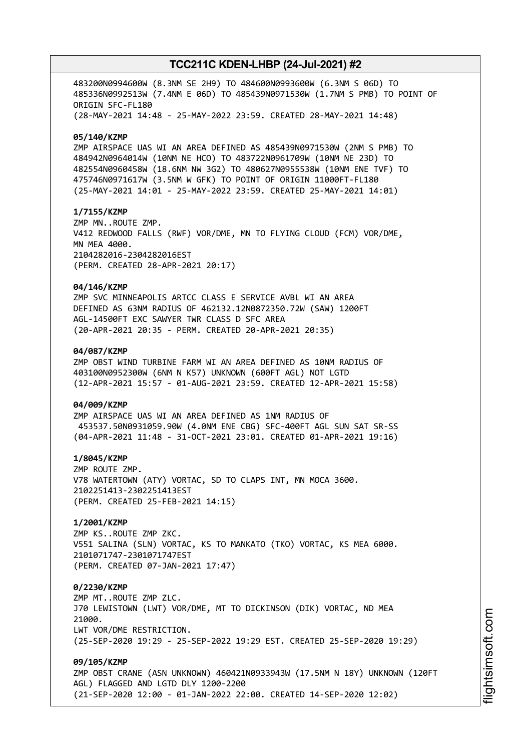483200N0994600W (8.3NM SE 2H9) TO 484600N0993600W (6.3NM S 06D) TO 485336N0992513W (7.4NM E 06D) TO 485439N0971530W (1.7NM S PMB) TO POINT OF ORIGIN SFC-FL180
(28-MAY-2021 14:48 - 25-MAY-2022 23:59. CREATED 28-MAY-2021 14:48)

**05/140/KZMP**
ZMP AIRSPACE UAS WI AN AREA DEFINED AS 485439N0971530W (2NM S PMB) TO 484942N0964014W (10NM NE HCO) TO 483722N0961709W (10NM NE 23D) TO 482554N0960458W (18.6NM NW 3G2) TO 480627N0955538W (10NM ENE TVF) TO 475746N0971617W (3.5NM W GFK) TO POINT OF ORIGIN 11000FT-FL180
(25-MAY-2021 14:01 - 25-MAY-2022 23:59. CREATED 25-MAY-2021 14:01)

**1/7155/KZMP**
ZMP MN..ROUTE ZMP.
V412 REDWOOD FALLS (RWF) VOR/DME, MN TO FLYING CLOUD (FCM) VOR/DME, MN MEA 4000.
2104282016-2304282016EST
(PERM. CREATED 28-APR-2021 20:17)

**04/146/KZMP**
ZMP SVC MINNEAPOLIS ARTCC CLASS E SERVICE AVBL WI AN AREA DEFINED AS 63NM RADIUS OF 462132.12N0872350.72W (SAW) 1200FT AGL-14500FT EXC SAWYER TWR CLASS D SFC AREA
(20-APR-2021 20:35 - PERM. CREATED 20-APR-2021 20:35)

**04/087/KZMP**
ZMP OBST WIND TURBINE FARM WI AN AREA DEFINED AS 10NM RADIUS OF 403100N0952300W (6NM N K57) UNKNOWN (600FT AGL) NOT LGTD
(12-APR-2021 15:57 - 01-AUG-2021 23:59. CREATED 12-APR-2021 15:58)

**04/009/KZMP**
ZMP AIRSPACE UAS WI AN AREA DEFINED AS 1NM RADIUS OF 453537.50N0931059.90W (4.0NM ENE CBG) SFC-400FT AGL SUN SAT SR-SS
(04-APR-2021 11:48 - 31-OCT-2021 23:01. CREATED 01-APR-2021 19:16)

**1/8045/KZMP**
ZMP ROUTE ZMP.
V78 WATERTOWN (ATY) VORTAC, SD TO CLAPS INT, MN MOCA 3600.
2102251413-2302251413EST
(PERM. CREATED 25-FEB-2021 14:15)

**1/2001/KZMP**
ZMP KS..ROUTE ZMP ZKC.
V551 SALINA (SLN) VORTAC, KS TO MANKATO (TKO) VORTAC, KS MEA 6000.
2101071747-2301071747EST
(PERM. CREATED 07-JAN-2021 17:47)

**0/2230/KZMP**
ZMP MT..ROUTE ZMP ZLC.
J70 LEWISTOWN (LWT) VOR/DME, MT TO DICKINSON (DIK) VORTAC, ND MEA 21000.
LWT VOR/DME RESTRICTION.
(25-SEP-2020 19:29 - 25-SEP-2022 19:29 EST. CREATED 25-SEP-2020 19:29)

**09/105/KZMP**
ZMP OBST CRANE (ASN UNKNOWN) 460421N0933943W (17.5NM N 18Y) UNKNOWN (120FT AGL) FLAGGED AND LGTD DLY 1200-2200
(21-SEP-2020 12:00 - 01-JAN-2022 22:00. CREATED 14-SEP-2020 12:02)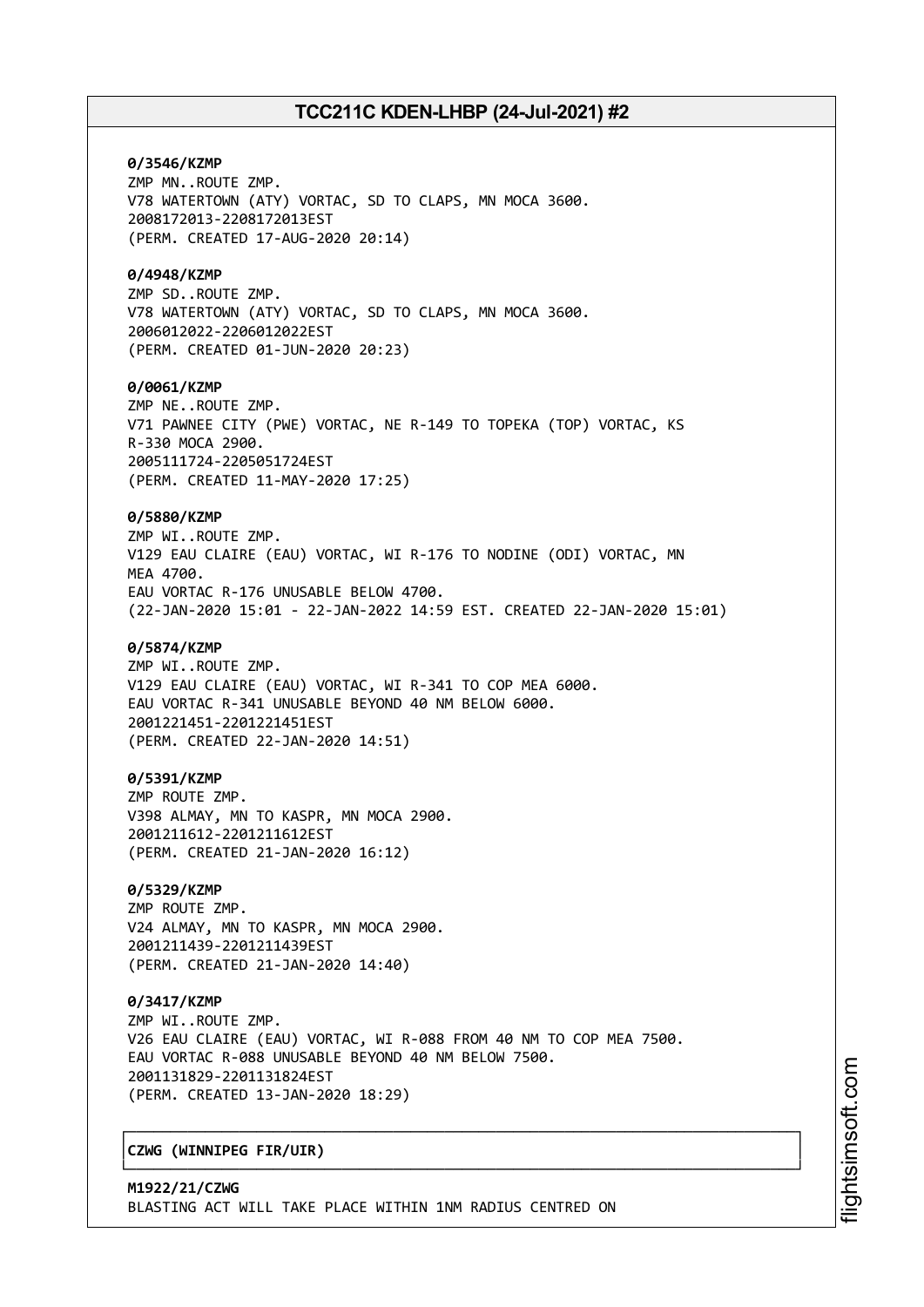**0/3546/KZMP**
ZMP MN..ROUTE ZMP.
V78 WATERTOWN (ATY) VORTAC, SD TO CLAPS, MN MOCA 3600.
2008172013-2208172013EST
(PERM. CREATED 17-AUG-2020 20:14)

**0/4948/KZMP**
ZMP SD..ROUTE ZMP.
V78 WATERTOWN (ATY) VORTAC, SD TO CLAPS, MN MOCA 3600.
2006012022-2206012022EST
(PERM. CREATED 01-JUN-2020 20:23)

**0/0061/KZMP**
ZMP NE..ROUTE ZMP.
V71 PAWNEE CITY (PWE) VORTAC, NE R-149 TO TOPEKA (TOP) VORTAC, KS
R-330 MOCA 2900.
2005111724-2205051724EST
(PERM. CREATED 11-MAY-2020 17:25)

**0/5880/KZMP**
ZMP WI..ROUTE ZMP.
V129 EAU CLAIRE (EAU) VORTAC, WI R-176 TO NODINE (ODI) VORTAC, MN
MEA 4700.
EAU VORTAC R-176 UNUSABLE BELOW 4700.
(22-JAN-2020 15:01 - 22-JAN-2022 14:59 EST. CREATED 22-JAN-2020 15:01)

**0/5874/KZMP**
ZMP WI..ROUTE ZMP.
V129 EAU CLAIRE (EAU) VORTAC, WI R-341 TO COP MEA 6000.
EAU VORTAC R-341 UNUSABLE BEYOND 40 NM BELOW 6000.
2001221451-2201221451EST
(PERM. CREATED 22-JAN-2020 14:51)

**0/5391/KZMP**
ZMP ROUTE ZMP.
V398 ALMAY, MN TO KASPR, MN MOCA 2900.
2001211612-2201211612EST
(PERM. CREATED 21-JAN-2020 16:12)

**0/5329/KZMP**
ZMP ROUTE ZMP.
V24 ALMAY, MN TO KASPR, MN MOCA 2900.
2001211439-2201211439EST
(PERM. CREATED 21-JAN-2020 14:40)

**0/3417/KZMP**
ZMP WI..ROUTE ZMP.
V26 EAU CLAIRE (EAU) VORTAC, WI R-088 FROM 40 NM TO COP MEA 7500.
EAU VORTAC R-088 UNUSABLE BEYOND 40 NM BELOW 7500.
2001131829-2201131824EST
(PERM. CREATED 13-JAN-2020 18:29)

**CZWG (WINNIPEG FIR/UIR)**

**M1922/21/CZWG**
BLASTING ACT WILL TAKE PLACE WITHIN 1NM RADIUS CENTRED ON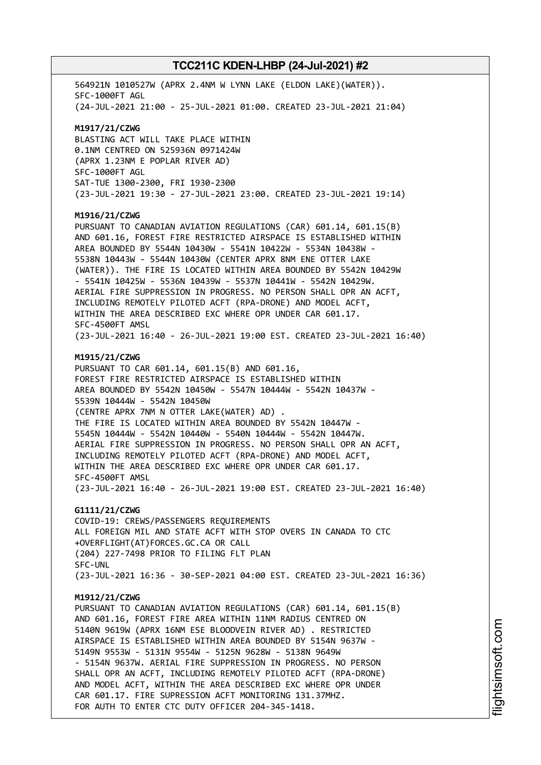564921N 1010527W (APRX 2.4NM W LYNN LAKE (ELDON LAKE)(WATER)).
SFC-1000FT AGL
(24-JUL-2021 21:00 - 25-JUL-2021 01:00. CREATED 23-JUL-2021 21:04)

**M1917/21/CZWG**
BLASTING ACT WILL TAKE PLACE WITHIN
0.1NM CENTRED ON 525936N 0971424W
(APRX 1.23NM E POPLAR RIVER AD)
SFC-1000FT AGL
SAT-TUE 1300-2300, FRI 1930-2300
(23-JUL-2021 19:30 - 27-JUL-2021 23:00. CREATED 23-JUL-2021 19:14)

**M1916/21/CZWG**
PURSUANT TO CANADIAN AVIATION REGULATIONS (CAR) 601.14, 601.15(B)
AND 601.16, FOREST FIRE RESTRICTED AIRSPACE IS ESTABLISHED WITHIN
AREA BOUNDED BY 5544N 10430W - 5541N 10422W - 5534N 10438W -
5538N 10443W - 5544N 10430W (CENTER APRX 8NM ENE OTTER LAKE
(WATER)). THE FIRE IS LOCATED WITHIN AREA BOUNDED BY 5542N 10429W
- 5541N 10425W - 5536N 10439W - 5537N 10441W - 5542N 10429W.
AERIAL FIRE SUPPRESSION IN PROGRESS. NO PERSON SHALL OPR AN ACFT,
INCLUDING REMOTELY PILOTED ACFT (RPA-DRONE) AND MODEL ACFT,
WITHIN THE AREA DESCRIBED EXC WHERE OPR UNDER CAR 601.17.
SFC-4500FT AMSL
(23-JUL-2021 16:40 - 26-JUL-2021 19:00 EST. CREATED 23-JUL-2021 16:40)

**M1915/21/CZWG**
PURSUANT TO CAR 601.14, 601.15(B) AND 601.16,
FOREST FIRE RESTRICTED AIRSPACE IS ESTABLISHED WITHIN
AREA BOUNDED BY 5542N 10450W - 5547N 10444W - 5542N 10437W -
5539N 10444W - 5542N 10450W
(CENTRE APRX 7NM N OTTER LAKE(WATER) AD) .
THE FIRE IS LOCATED WITHIN AREA BOUNDED BY 5542N 10447W -
5545N 10444W - 5542N 10440W - 5540N 10444W - 5542N 10447W.
AERIAL FIRE SUPPRESSION IN PROGRESS. NO PERSON SHALL OPR AN ACFT,
INCLUDING REMOTELY PILOTED ACFT (RPA-DRONE) AND MODEL ACFT,
WITHIN THE AREA DESCRIBED EXC WHERE OPR UNDER CAR 601.17.
SFC-4500FT AMSL
(23-JUL-2021 16:40 - 26-JUL-2021 19:00 EST. CREATED 23-JUL-2021 16:40)

**G1111/21/CZWG**
COVID-19: CREWS/PASSENGERS REQUIREMENTS
ALL FOREIGN MIL AND STATE ACFT WITH STOP OVERS IN CANADA TO CTC
+OVERFLIGHT(AT)FORCES.GC.CA OR CALL
(204) 227-7498 PRIOR TO FILING FLT PLAN
SFC-UNL
(23-JUL-2021 16:36 - 30-SEP-2021 04:00 EST. CREATED 23-JUL-2021 16:36)

**M1912/21/CZWG**
PURSUANT TO CANADIAN AVIATION REGULATIONS (CAR) 601.14, 601.15(B)
AND 601.16, FOREST FIRE AREA WITHIN 11NM RADIUS CENTRED ON
5140N 9619W (APRX 16NM ESE BLOODVEIN RIVER AD) . RESTRICTED
AIRSPACE IS ESTABLISHED WITHIN AREA BOUNDED BY 5154N 9637W -
5149N 9553W - 5131N 9554W - 5125N 9628W - 5138N 9649W
- 5154N 9637W. AERIAL FIRE SUPPRESSION IN PROGRESS. NO PERSON
SHALL OPR AN ACFT, INCLUDING REMOTELY PILOTED ACFT (RPA-DRONE)
AND MODEL ACFT, WITHIN THE AREA DESCRIBED EXC WHERE OPR UNDER
CAR 601.17. FIRE SUPRESSION ACFT MONITORING 131.37MHZ.
FOR AUTH TO ENTER CTC DUTY OFFICER 204-345-1418.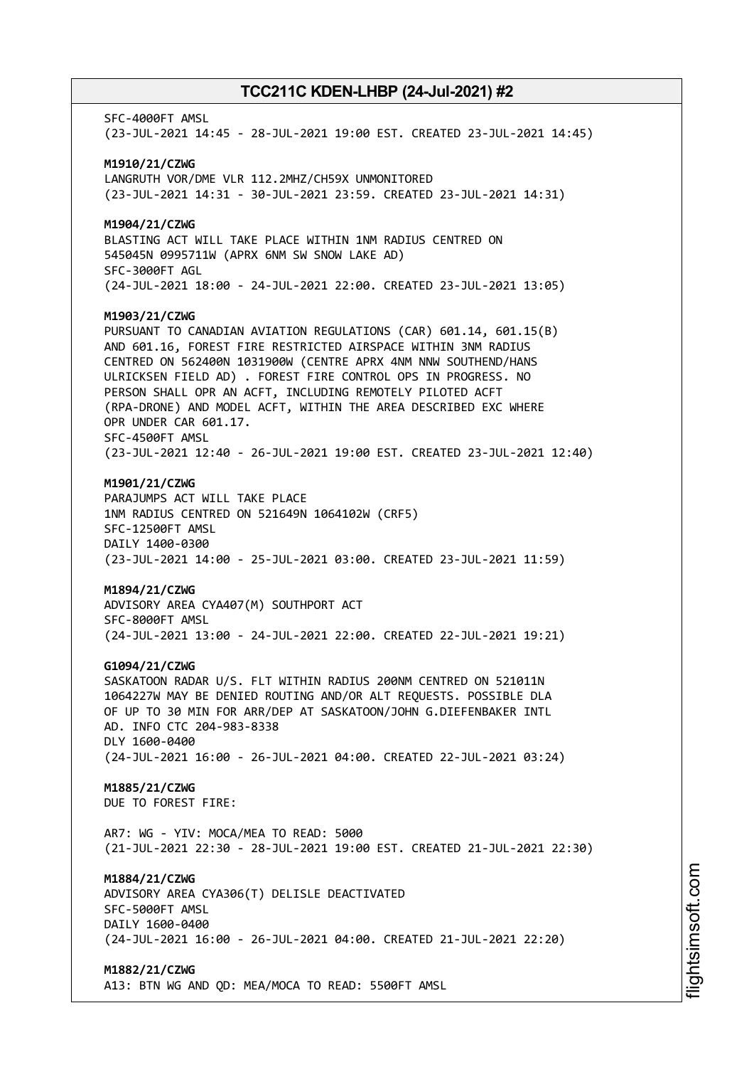SFC-4000FT AMSL
(23-JUL-2021 14:45 - 28-JUL-2021 19:00 EST. CREATED 23-JUL-2021 14:45)

**M1910/21/CZWG**
LANGRUTH VOR/DME VLR 112.2MHZ/CH59X UNMONITORED
(23-JUL-2021 14:31 - 30-JUL-2021 23:59. CREATED 23-JUL-2021 14:31)

**M1904/21/CZWG**
BLASTING ACT WILL TAKE PLACE WITHIN 1NM RADIUS CENTRED ON
545045N 0995711W (APRX 6NM SW SNOW LAKE AD)
SFC-3000FT AGL
(24-JUL-2021 18:00 - 24-JUL-2021 22:00. CREATED 23-JUL-2021 13:05)

**M1903/21/CZWG**
PURSUANT TO CANADIAN AVIATION REGULATIONS (CAR) 601.14, 601.15(B)
AND 601.16, FOREST FIRE RESTRICTED AIRSPACE WITHIN 3NM RADIUS
CENTRED ON 562400N 1031900W (CENTRE APRX 4NM NNW SOUTHEND/HANS
ULRICKSEN FIELD AD) . FOREST FIRE CONTROL OPS IN PROGRESS. NO
PERSON SHALL OPR AN ACFT, INCLUDING REMOTELY PILOTED ACFT
(RPA-DRONE) AND MODEL ACFT, WITHIN THE AREA DESCRIBED EXC WHERE
OPR UNDER CAR 601.17.
SFC-4500FT AMSL
(23-JUL-2021 12:40 - 26-JUL-2021 19:00 EST. CREATED 23-JUL-2021 12:40)

**M1901/21/CZWG**
PARAJUMPS ACT WILL TAKE PLACE
1NM RADIUS CENTRED ON 521649N 1064102W (CRF5)
SFC-12500FT AMSL
DAILY 1400-0300
(23-JUL-2021 14:00 - 25-JUL-2021 03:00. CREATED 23-JUL-2021 11:59)

**M1894/21/CZWG**
ADVISORY AREA CYA407(M) SOUTHPORT ACT
SFC-8000FT AMSL
(24-JUL-2021 13:00 - 24-JUL-2021 22:00. CREATED 22-JUL-2021 19:21)

**G1094/21/CZWG**
SASKATOON RADAR U/S. FLT WITHIN RADIUS 200NM CENTRED ON 521011N
1064227W MAY BE DENIED ROUTING AND/OR ALT REQUESTS. POSSIBLE DLA
OF UP TO 30 MIN FOR ARR/DEP AT SASKATOON/JOHN G.DIEFENBAKER INTL
AD. INFO CTC 204-983-8338
DLY 1600-0400
(24-JUL-2021 16:00 - 26-JUL-2021 04:00. CREATED 22-JUL-2021 03:24)

**M1885/21/CZWG**
DUE TO FOREST FIRE:

AR7: WG - YIV: MOCA/MEA TO READ: 5000
(21-JUL-2021 22:30 - 28-JUL-2021 19:00 EST. CREATED 21-JUL-2021 22:30)

**M1884/21/CZWG**
ADVISORY AREA CYA306(T) DELISLE DEACTIVATED
SFC-5000FT AMSL
DAILY 1600-0400
(24-JUL-2021 16:00 - 26-JUL-2021 04:00. CREATED 21-JUL-2021 22:20)

**M1882/21/CZWG**
A13: BTN WG AND QD: MEA/MOCA TO READ: 5500FT AMSL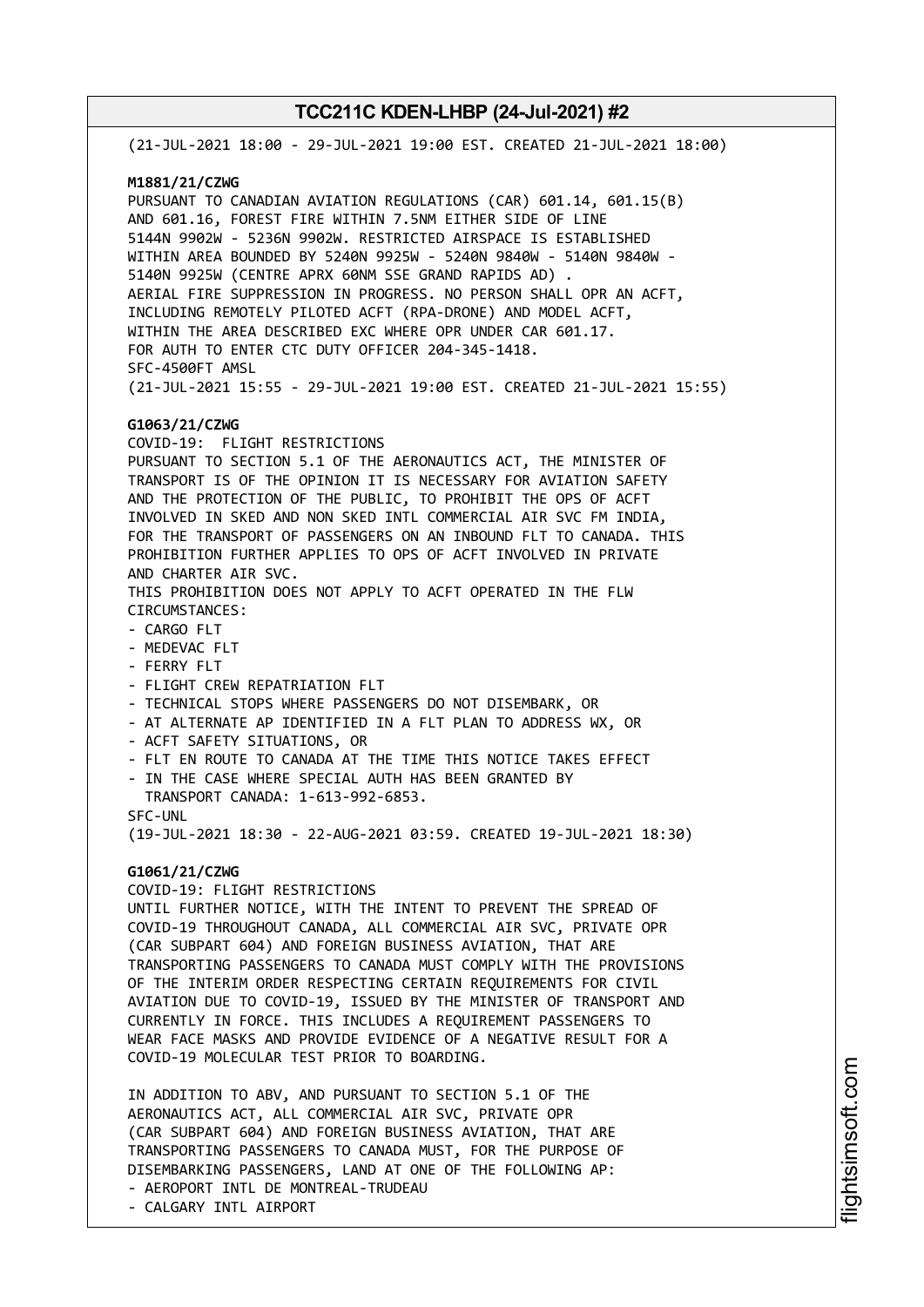(21-JUL-2021 18:00 - 29-JUL-2021 19:00 EST. CREATED 21-JUL-2021 18:00)

**M1881/21/CZWG**
PURSUANT TO CANADIAN AVIATION REGULATIONS (CAR) 601.14, 601.15(B) AND 601.16, FOREST FIRE WITHIN 7.5NM EITHER SIDE OF LINE 5144N 9902W - 5236N 9902W. RESTRICTED AIRSPACE IS ESTABLISHED WITHIN AREA BOUNDED BY 5240N 9925W - 5240N 9840W - 5140N 9840W - 5140N 9925W (CENTRE APRX 60NM SSE GRAND RAPIDS AD) .
AERIAL FIRE SUPPRESSION IN PROGRESS. NO PERSON SHALL OPR AN ACFT, INCLUDING REMOTELY PILOTED ACFT (RPA-DRONE) AND MODEL ACFT, WITHIN THE AREA DESCRIBED EXC WHERE OPR UNDER CAR 601.17.
FOR AUTH TO ENTER CTC DUTY OFFICER 204-345-1418.
SFC-4500FT AMSL
(21-JUL-2021 15:55 - 29-JUL-2021 19:00 EST. CREATED 21-JUL-2021 15:55)

**G1063/21/CZWG**
COVID-19: FLIGHT RESTRICTIONS
PURSUANT TO SECTION 5.1 OF THE AERONAUTICS ACT, THE MINISTER OF TRANSPORT IS OF THE OPINION IT IS NECESSARY FOR AVIATION SAFETY AND THE PROTECTION OF THE PUBLIC, TO PROHIBIT THE OPS OF ACFT INVOLVED IN SKED AND NON SKED INTL COMMERCIAL AIR SVC FM INDIA, FOR THE TRANSPORT OF PASSENGERS ON AN INBOUND FLT TO CANADA. THIS PROHIBITION FURTHER APPLIES TO OPS OF ACFT INVOLVED IN PRIVATE AND CHARTER AIR SVC.
THIS PROHIBITION DOES NOT APPLY TO ACFT OPERATED IN THE FLW CIRCUMSTANCES:
- CARGO FLT
- MEDEVAC FLT
- FERRY FLT
- FLIGHT CREW REPATRIATION FLT
- TECHNICAL STOPS WHERE PASSENGERS DO NOT DISEMBARK, OR
- AT ALTERNATE AP IDENTIFIED IN A FLT PLAN TO ADDRESS WX, OR
- ACFT SAFETY SITUATIONS, OR
- FLT EN ROUTE TO CANADA AT THE TIME THIS NOTICE TAKES EFFECT
- IN THE CASE WHERE SPECIAL AUTH HAS BEEN GRANTED BY TRANSPORT CANADA: 1-613-992-6853.

SFC-UNL
(19-JUL-2021 18:30 - 22-AUG-2021 03:59. CREATED 19-JUL-2021 18:30)

**G1061/21/CZWG**
COVID-19: FLIGHT RESTRICTIONS
UNTIL FURTHER NOTICE, WITH THE INTENT TO PREVENT THE SPREAD OF COVID-19 THROUGHOUT CANADA, ALL COMMERCIAL AIR SVC, PRIVATE OPR (CAR SUBPART 604) AND FOREIGN BUSINESS AVIATION, THAT ARE TRANSPORTING PASSENGERS TO CANADA MUST COMPLY WITH THE PROVISIONS OF THE INTERIM ORDER RESPECTING CERTAIN REQUIREMENTS FOR CIVIL AVIATION DUE TO COVID-19, ISSUED BY THE MINISTER OF TRANSPORT AND CURRENTLY IN FORCE. THIS INCLUDES A REQUIREMENT PASSENGERS TO WEAR FACE MASKS AND PROVIDE EVIDENCE OF A NEGATIVE RESULT FOR A COVID-19 MOLECULAR TEST PRIOR TO BOARDING.

IN ADDITION TO ABV, AND PURSUANT TO SECTION 5.1 OF THE AERONAUTICS ACT, ALL COMMERCIAL AIR SVC, PRIVATE OPR (CAR SUBPART 604) AND FOREIGN BUSINESS AVIATION, THAT ARE TRANSPORTING PASSENGERS TO CANADA MUST, FOR THE PURPOSE OF DISEMBARKING PASSENGERS, LAND AT ONE OF THE FOLLOWING AP:
- AEROPORT INTL DE MONTREAL-TRUDEAU
- CALGARY INTL AIRPORT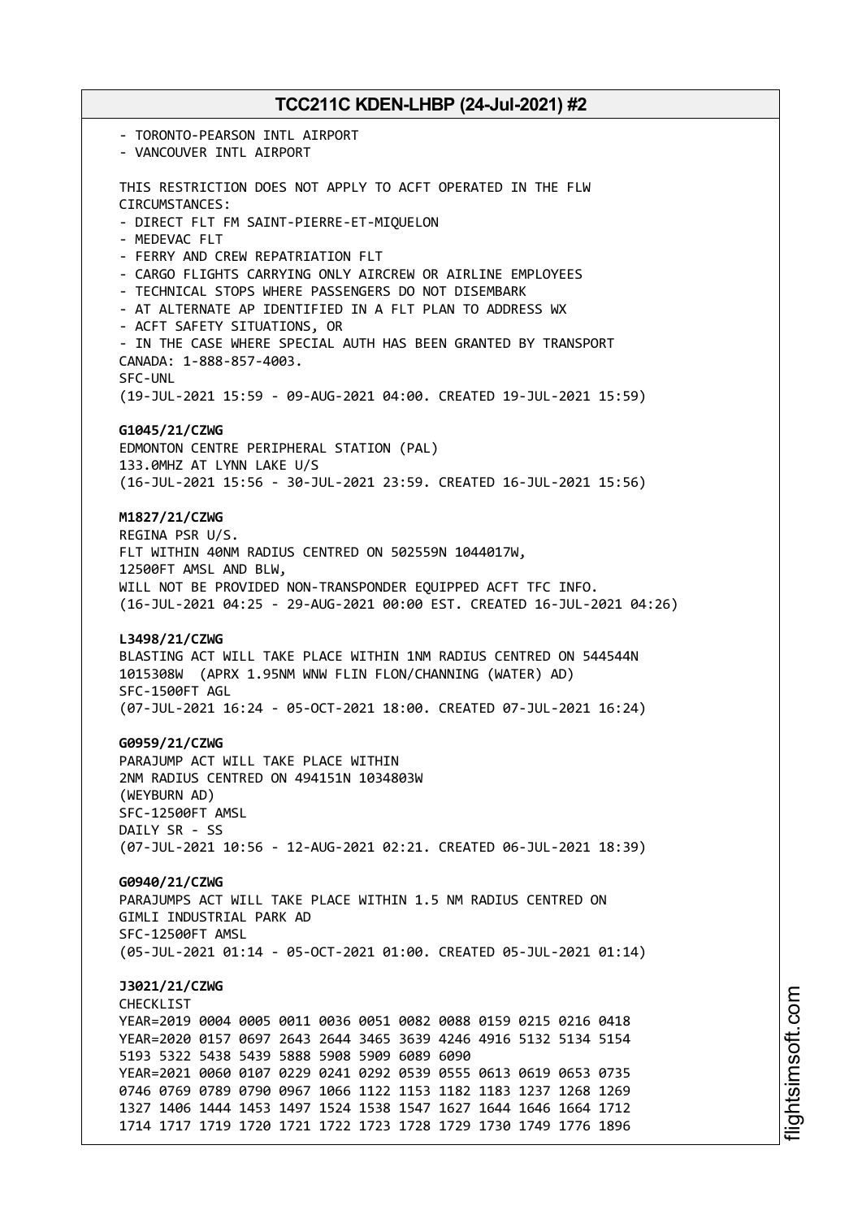- TORONTO-PEARSON INTL AIRPORT
- VANCOUVER INTL AIRPORT

THIS RESTRICTION DOES NOT APPLY TO ACFT OPERATED IN THE FLW CIRCUMSTANCES:
- DIRECT FLT FM SAINT-PIERRE-ET-MIQUELON
- MEDEVAC FLT
- FERRY AND CREW REPATRIATION FLT
- CARGO FLIGHTS CARRYING ONLY AIRCREW OR AIRLINE EMPLOYEES
- TECHNICAL STOPS WHERE PASSENGERS DO NOT DISEMBARK
- AT ALTERNATE AP IDENTIFIED IN A FLT PLAN TO ADDRESS WX
- ACFT SAFETY SITUATIONS, OR
- IN THE CASE WHERE SPECIAL AUTH HAS BEEN GRANTED BY TRANSPORT CANADA: 1-888-857-4003.

SFC-UNL
(19-JUL-2021 15:59 - 09-AUG-2021 04:00. CREATED 19-JUL-2021 15:59)

**G1045/21/CZWG**
EDMONTON CENTRE PERIPHERAL STATION (PAL)
133.0MHZ AT LYNN LAKE U/S
(16-JUL-2021 15:56 - 30-JUL-2021 23:59. CREATED 16-JUL-2021 15:56)

**M1827/21/CZWG**
REGINA PSR U/S.
FLT WITHIN 40NM RADIUS CENTRED ON 502559N 1044017W,
12500FT AMSL AND BLW,
WILL NOT BE PROVIDED NON-TRANSPONDER EQUIPPED ACFT TFC INFO.
(16-JUL-2021 04:25 - 29-AUG-2021 00:00 EST. CREATED 16-JUL-2021 04:26)

**L3498/21/CZWG**
BLASTING ACT WILL TAKE PLACE WITHIN 1NM RADIUS CENTRED ON 544544N 1015308W (APRX 1.95NM WNW FLIN FLON/CHANNING (WATER) AD)
SFC-1500FT AGL
(07-JUL-2021 16:24 - 05-OCT-2021 18:00. CREATED 07-JUL-2021 16:24)

**G0959/21/CZWG**
PARAJUMP ACT WILL TAKE PLACE WITHIN
2NM RADIUS CENTRED ON 494151N 1034803W
(WEYBURN AD)
SFC-12500FT AMSL
DAILY SR - SS
(07-JUL-2021 10:56 - 12-AUG-2021 02:21. CREATED 06-JUL-2021 18:39)

**G0940/21/CZWG**
PARAJUMPS ACT WILL TAKE PLACE WITHIN 1.5 NM RADIUS CENTRED ON GIMLI INDUSTRIAL PARK AD
SFC-12500FT AMSL
(05-JUL-2021 01:14 - 05-OCT-2021 01:00. CREATED 05-JUL-2021 01:14)

**J3021/21/CZWG**
CHECKLIST
YEAR=2019 0004 0005 0011 0036 0051 0082 0088 0159 0215 0216 0418
YEAR=2020 0157 0697 2643 2644 3465 3639 4246 4916 5132 5134 5154 5193 5322 5438 5439 5888 5908 5909 6089 6090
YEAR=2021 0060 0107 0229 0241 0292 0539 0555 0613 0619 0653 0735 0746 0769 0789 0790 0967 1066 1122 1153 1182 1183 1237 1268 1269 1327 1406 1444 1453 1497 1524 1538 1547 1627 1644 1646 1664 1712 1714 1717 1719 1720 1721 1722 1723 1728 1729 1730 1749 1776 1896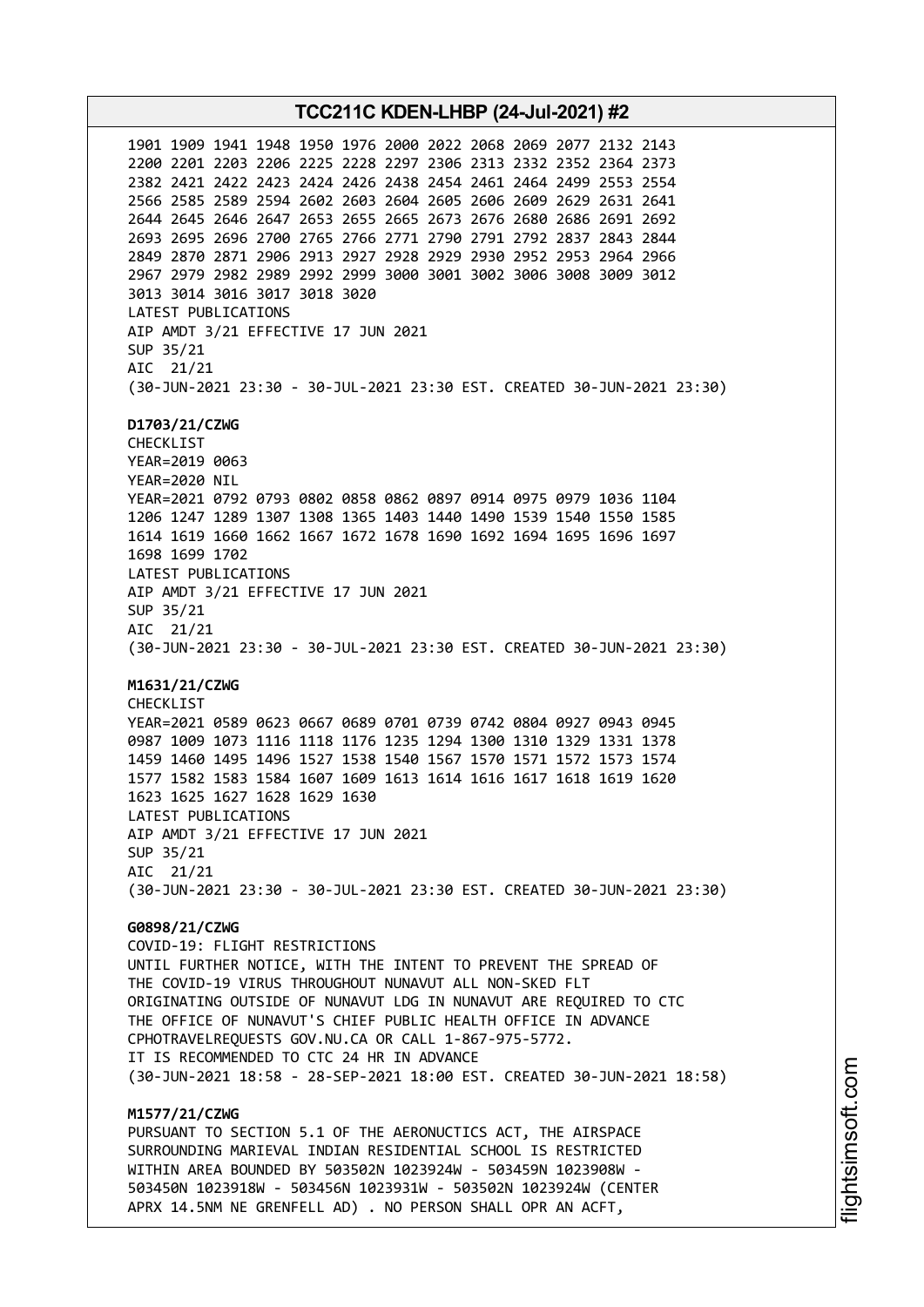1901 1909 1941 1948 1950 1976 2000 2022 2068 2069 2077 2132 2143
2200 2201 2203 2206 2225 2228 2297 2306 2313 2332 2352 2364 2373
2382 2421 2422 2423 2424 2426 2438 2454 2461 2464 2499 2553 2554
2566 2585 2589 2594 2602 2603 2604 2605 2606 2609 2629 2631 2641
2644 2645 2646 2647 2653 2655 2665 2673 2676 2680 2686 2691 2692
2693 2695 2696 2700 2765 2766 2771 2790 2791 2792 2837 2843 2844
2849 2870 2871 2906 2913 2927 2928 2929 2930 2952 2953 2964 2966
2967 2979 2982 2989 2992 2999 3000 3001 3002 3006 3008 3009 3012
3013 3014 3016 3017 3018 3020
LATEST PUBLICATIONS
AIP AMDT 3/21 EFFECTIVE 17 JUN 2021
SUP 35/21
AIC 21/21
(30-JUN-2021 23:30 - 30-JUL-2021 23:30 EST. CREATED 30-JUN-2021 23:30)

**D1703/21/CZWG**
CHECKLIST
YEAR=2019 0063
YEAR=2020 NIL
YEAR=2021 0792 0793 0802 0858 0862 0897 0914 0975 0979 1036 1104
1206 1247 1289 1307 1308 1365 1403 1440 1490 1539 1540 1550 1585
1614 1619 1660 1662 1667 1672 1678 1690 1692 1694 1695 1696 1697
1698 1699 1702
LATEST PUBLICATIONS
AIP AMDT 3/21 EFFECTIVE 17 JUN 2021
SUP 35/21
AIC 21/21
(30-JUN-2021 23:30 - 30-JUL-2021 23:30 EST. CREATED 30-JUN-2021 23:30)

**M1631/21/CZWG**
CHECKLIST
YEAR=2021 0589 0623 0667 0689 0701 0739 0742 0804 0927 0943 0945
0987 1009 1073 1116 1118 1176 1235 1294 1300 1310 1329 1331 1378
1459 1460 1495 1496 1527 1538 1540 1567 1570 1571 1572 1573 1574
1577 1582 1583 1584 1607 1609 1613 1614 1616 1617 1618 1619 1620
1623 1625 1627 1628 1629 1630
LATEST PUBLICATIONS
AIP AMDT 3/21 EFFECTIVE 17 JUN 2021
SUP 35/21
AIC 21/21
(30-JUN-2021 23:30 - 30-JUL-2021 23:30 EST. CREATED 30-JUN-2021 23:30)

**G0898/21/CZWG**
COVID-19: FLIGHT RESTRICTIONS
UNTIL FURTHER NOTICE, WITH THE INTENT TO PREVENT THE SPREAD OF
THE COVID-19 VIRUS THROUGHOUT NUNAVUT ALL NON-SKED FLT
ORIGINATING OUTSIDE OF NUNAVUT LDG IN NUNAVUT ARE REQUIRED TO CTC
THE OFFICE OF NUNAVUT'S CHIEF PUBLIC HEALTH OFFICE IN ADVANCE
CPHOTRAVELREQUESTS GOV.NU.CA OR CALL 1-867-975-5772.
IT IS RECOMMENDED TO CTC 24 HR IN ADVANCE
(30-JUN-2021 18:58 - 28-SEP-2021 18:00 EST. CREATED 30-JUN-2021 18:58)

**M1577/21/CZWG**
PURSUANT TO SECTION 5.1 OF THE AERONUCTICS ACT, THE AIRSPACE
SURROUNDING MARIEVAL INDIAN RESIDENTIAL SCHOOL IS RESTRICTED
WITHIN AREA BOUNDED BY 503502N 1023924W - 503459N 1023908W -
503450N 1023918W - 503456N 1023931W - 503502N 1023924W (CENTER
APRX 14.5NM NE GRENFELL AD) . NO PERSON SHALL OPR AN ACFT,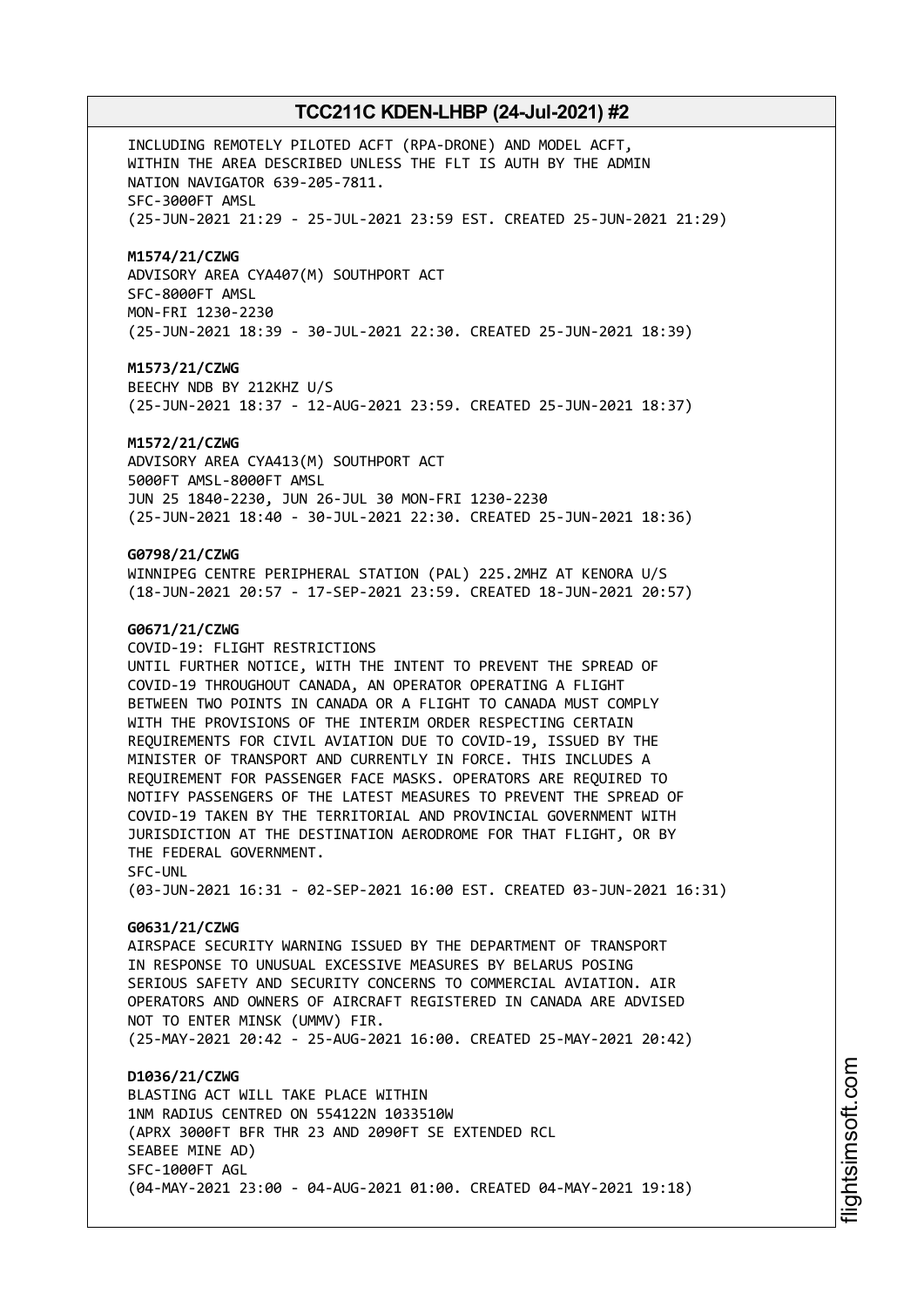INCLUDING REMOTELY PILOTED ACFT (RPA-DRONE) AND MODEL ACFT,
WITHIN THE AREA DESCRIBED UNLESS THE FLT IS AUTH BY THE ADMIN
NATION NAVIGATOR 639-205-7811.
SFC-3000FT AMSL
(25-JUN-2021 21:29 - 25-JUL-2021 23:59 EST. CREATED 25-JUN-2021 21:29)

**M1574/21/CZWG**
ADVISORY AREA CYA407(M) SOUTHPORT ACT
SFC-8000FT AMSL
MON-FRI 1230-2230
(25-JUN-2021 18:39 - 30-JUL-2021 22:30. CREATED 25-JUN-2021 18:39)

**M1573/21/CZWG**
BEECHY NDB BY 212KHZ U/S
(25-JUN-2021 18:37 - 12-AUG-2021 23:59. CREATED 25-JUN-2021 18:37)

**M1572/21/CZWG**
ADVISORY AREA CYA413(M) SOUTHPORT ACT
5000FT AMSL-8000FT AMSL
JUN 25 1840-2230, JUN 26-JUL 30 MON-FRI 1230-2230
(25-JUN-2021 18:40 - 30-JUL-2021 22:30. CREATED 25-JUN-2021 18:36)

**G0798/21/CZWG**
WINNIPEG CENTRE PERIPHERAL STATION (PAL) 225.2MHZ AT KENORA U/S
(18-JUN-2021 20:57 - 17-SEP-2021 23:59. CREATED 18-JUN-2021 20:57)

**G0671/21/CZWG**
COVID-19: FLIGHT RESTRICTIONS
UNTIL FURTHER NOTICE, WITH THE INTENT TO PREVENT THE SPREAD OF
COVID-19 THROUGHOUT CANADA, AN OPERATOR OPERATING A FLIGHT
BETWEEN TWO POINTS IN CANADA OR A FLIGHT TO CANADA MUST COMPLY
WITH THE PROVISIONS OF THE INTERIM ORDER RESPECTING CERTAIN
REQUIREMENTS FOR CIVIL AVIATION DUE TO COVID-19, ISSUED BY THE
MINISTER OF TRANSPORT AND CURRENTLY IN FORCE. THIS INCLUDES A
REQUIREMENT FOR PASSENGER FACE MASKS. OPERATORS ARE REQUIRED TO
NOTIFY PASSENGERS OF THE LATEST MEASURES TO PREVENT THE SPREAD OF
COVID-19 TAKEN BY THE TERRITORIAL AND PROVINCIAL GOVERNMENT WITH
JURISDICTION AT THE DESTINATION AERODROME FOR THAT FLIGHT, OR BY
THE FEDERAL GOVERNMENT.
SFC-UNL
(03-JUN-2021 16:31 - 02-SEP-2021 16:00 EST. CREATED 03-JUN-2021 16:31)

**G0631/21/CZWG**
AIRSPACE SECURITY WARNING ISSUED BY THE DEPARTMENT OF TRANSPORT
IN RESPONSE TO UNUSUAL EXCESSIVE MEASURES BY BELARUS POSING
SERIOUS SAFETY AND SECURITY CONCERNS TO COMMERCIAL AVIATION. AIR
OPERATORS AND OWNERS OF AIRCRAFT REGISTERED IN CANADA ARE ADVISED
NOT TO ENTER MINSK (UMMV) FIR.
(25-MAY-2021 20:42 - 25-AUG-2021 16:00. CREATED 25-MAY-2021 20:42)

**D1036/21/CZWG**
BLASTING ACT WILL TAKE PLACE WITHIN
1NM RADIUS CENTRED ON 554122N 1033510W
(APRX 3000FT BFR THR 23 AND 2090FT SE EXTENDED RCL
SEABEE MINE AD)
SFC-1000FT AGL
(04-MAY-2021 23:00 - 04-AUG-2021 01:00. CREATED 04-MAY-2021 19:18)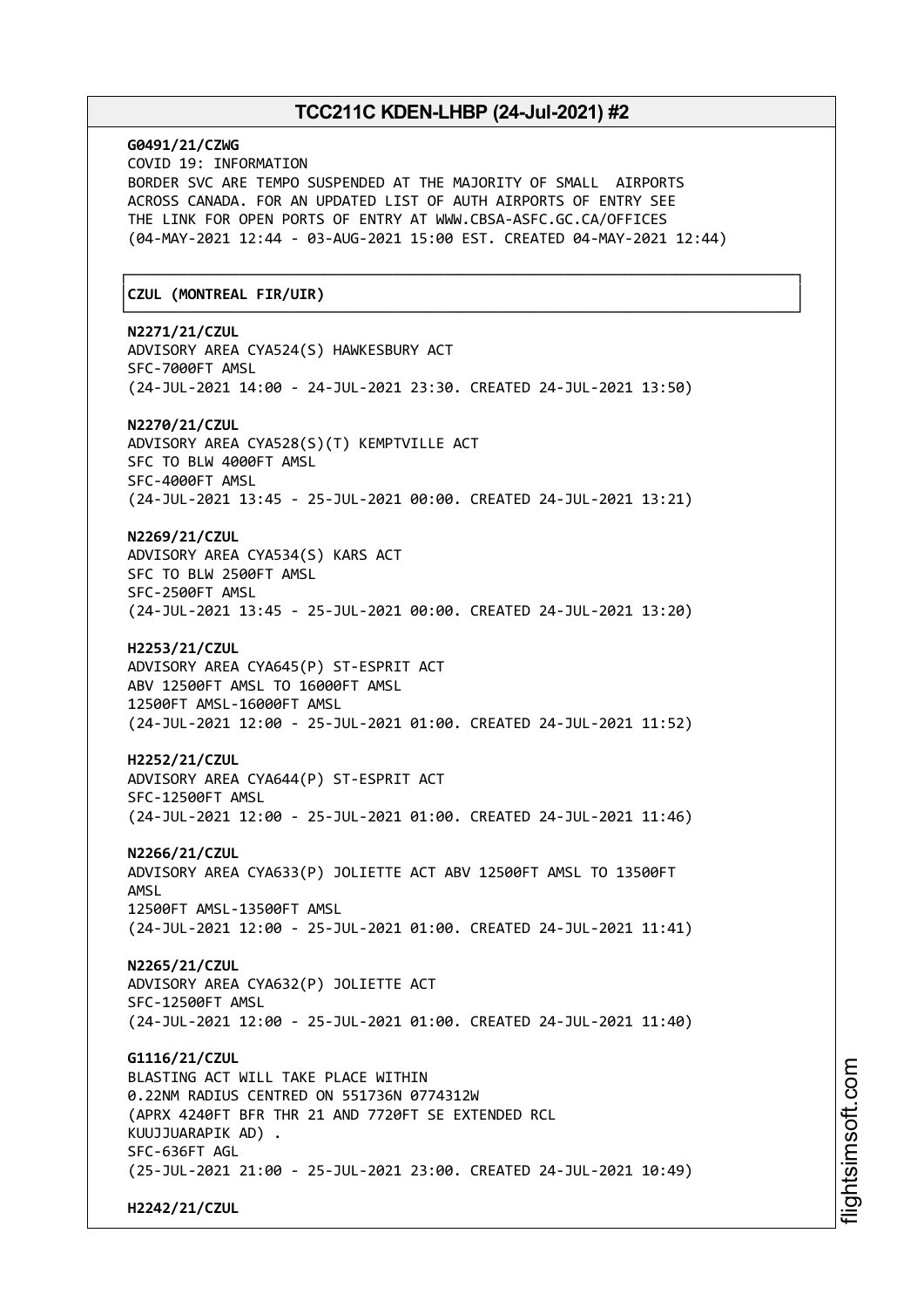**G0491/21/CZWG**
COVID 19: INFORMATION
BORDER SVC ARE TEMPO SUSPENDED AT THE MAJORITY OF SMALL AIRPORTS ACROSS CANADA. FOR AN UPDATED LIST OF AUTH AIRPORTS OF ENTRY SEE THE LINK FOR OPEN PORTS OF ENTRY AT WWW.CBSA-ASFC.GC.CA/OFFICES
(04-MAY-2021 12:44 - 03-AUG-2021 15:00 EST. CREATED 04-MAY-2021 12:44)

## CZUL (MONTREAL FIR/UIR)

**N2271/21/CZUL**
ADVISORY AREA CYA524(S) HAWKESBURY ACT
SFC-7000FT AMSL
(24-JUL-2021 14:00 - 24-JUL-2021 23:30. CREATED 24-JUL-2021 13:50)

**N2270/21/CZUL**
ADVISORY AREA CYA528(S)(T) KEMPTVILLE ACT
SFC TO BLW 4000FT AMSL
SFC-4000FT AMSL
(24-JUL-2021 13:45 - 25-JUL-2021 00:00. CREATED 24-JUL-2021 13:21)

**N2269/21/CZUL**
ADVISORY AREA CYA534(S) KARS ACT
SFC TO BLW 2500FT AMSL
SFC-2500FT AMSL
(24-JUL-2021 13:45 - 25-JUL-2021 00:00. CREATED 24-JUL-2021 13:20)

**H2253/21/CZUL**
ADVISORY AREA CYA645(P) ST-ESPRIT ACT
ABV 12500FT AMSL TO 16000FT AMSL
12500FT AMSL-16000FT AMSL
(24-JUL-2021 12:00 - 25-JUL-2021 01:00. CREATED 24-JUL-2021 11:52)

**H2252/21/CZUL**
ADVISORY AREA CYA644(P) ST-ESPRIT ACT
SFC-12500FT AMSL
(24-JUL-2021 12:00 - 25-JUL-2021 01:00. CREATED 24-JUL-2021 11:46)

**N2266/21/CZUL**
ADVISORY AREA CYA633(P) JOLIETTE ACT ABV 12500FT AMSL TO 13500FT AMSL
12500FT AMSL-13500FT AMSL
(24-JUL-2021 12:00 - 25-JUL-2021 01:00. CREATED 24-JUL-2021 11:41)

**N2265/21/CZUL**
ADVISORY AREA CYA632(P) JOLIETTE ACT
SFC-12500FT AMSL
(24-JUL-2021 12:00 - 25-JUL-2021 01:00. CREATED 24-JUL-2021 11:40)

**G1116/21/CZUL**
BLASTING ACT WILL TAKE PLACE WITHIN
0.22NM RADIUS CENTRED ON 551736N 0774312W
(APRX 4240FT BFR THR 21 AND 7720FT SE EXTENDED RCL KUUJJUARAPIK AD) .
SFC-636FT AGL
(25-JUL-2021 21:00 - 25-JUL-2021 23:00. CREATED 24-JUL-2021 10:49)

**H2242/21/CZUL**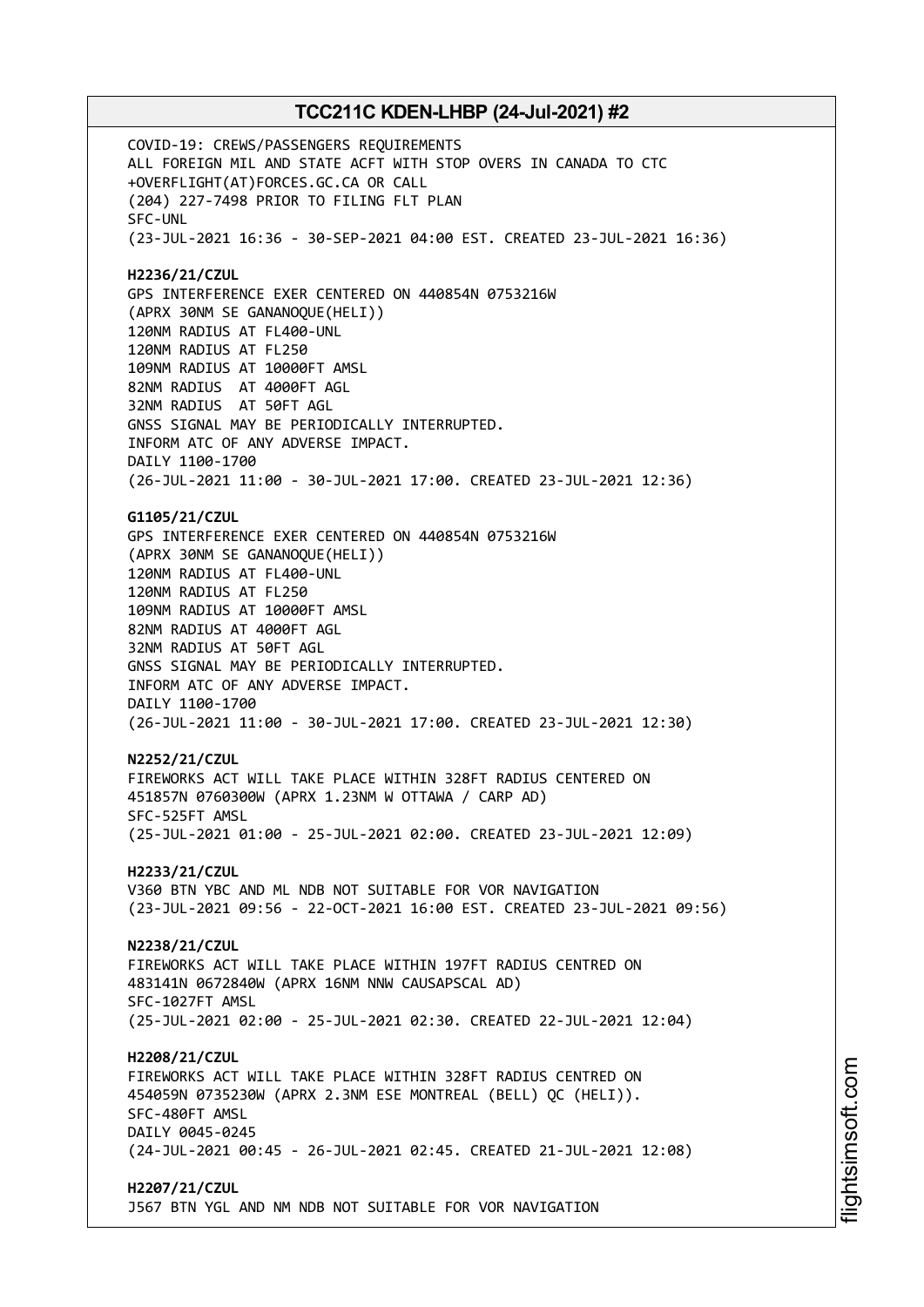COVID-19: CREWS/PASSENGERS REQUIREMENTS
ALL FOREIGN MIL AND STATE ACFT WITH STOP OVERS IN CANADA TO CTC
+OVERFLIGHT(AT)FORCES.GC.CA OR CALL
(204) 227-7498 PRIOR TO FILING FLT PLAN
SFC-UNL
(23-JUL-2021 16:36 - 30-SEP-2021 04:00 EST. CREATED 23-JUL-2021 16:36)

**H2236/21/CZUL**
GPS INTERFERENCE EXER CENTERED ON 440854N 0753216W
(APRX 30NM SE GANANOQUE(HELI))
120NM RADIUS AT FL400-UNL
120NM RADIUS AT FL250
109NM RADIUS AT 10000FT AMSL
82NM RADIUS AT 4000FT AGL
32NM RADIUS AT 50FT AGL
GNSS SIGNAL MAY BE PERIODICALLY INTERRUPTED.
INFORM ATC OF ANY ADVERSE IMPACT.
DAILY 1100-1700
(26-JUL-2021 11:00 - 30-JUL-2021 17:00. CREATED 23-JUL-2021 12:36)

**G1105/21/CZUL**
GPS INTERFERENCE EXER CENTERED ON 440854N 0753216W
(APRX 30NM SE GANANOQUE(HELI))
120NM RADIUS AT FL400-UNL
120NM RADIUS AT FL250
109NM RADIUS AT 10000FT AMSL
82NM RADIUS AT 4000FT AGL
32NM RADIUS AT 50FT AGL
GNSS SIGNAL MAY BE PERIODICALLY INTERRUPTED.
INFORM ATC OF ANY ADVERSE IMPACT.
DAILY 1100-1700
(26-JUL-2021 11:00 - 30-JUL-2021 17:00. CREATED 23-JUL-2021 12:30)

**N2252/21/CZUL**
FIREWORKS ACT WILL TAKE PLACE WITHIN 328FT RADIUS CENTERED ON
451857N 0760300W (APRX 1.23NM W OTTAWA / CARP AD)
SFC-525FT AMSL
(25-JUL-2021 01:00 - 25-JUL-2021 02:00. CREATED 23-JUL-2021 12:09)

**H2233/21/CZUL**
V360 BTN YBC AND ML NDB NOT SUITABLE FOR VOR NAVIGATION
(23-JUL-2021 09:56 - 22-OCT-2021 16:00 EST. CREATED 23-JUL-2021 09:56)

**N2238/21/CZUL**
FIREWORKS ACT WILL TAKE PLACE WITHIN 197FT RADIUS CENTRED ON
483141N 0672840W (APRX 16NM NNW CAUSAPSCAL AD)
SFC-1027FT AMSL
(25-JUL-2021 02:00 - 25-JUL-2021 02:30. CREATED 22-JUL-2021 12:04)

**H2208/21/CZUL**
FIREWORKS ACT WILL TAKE PLACE WITHIN 328FT RADIUS CENTRED ON
454059N 0735230W (APRX 2.3NM ESE MONTREAL (BELL) QC (HELI)).
SFC-480FT AMSL
DAILY 0045-0245
(24-JUL-2021 00:45 - 26-JUL-2021 02:45. CREATED 21-JUL-2021 12:08)

**H2207/21/CZUL**
J567 BTN YGL AND NM NDB NOT SUITABLE FOR VOR NAVIGATION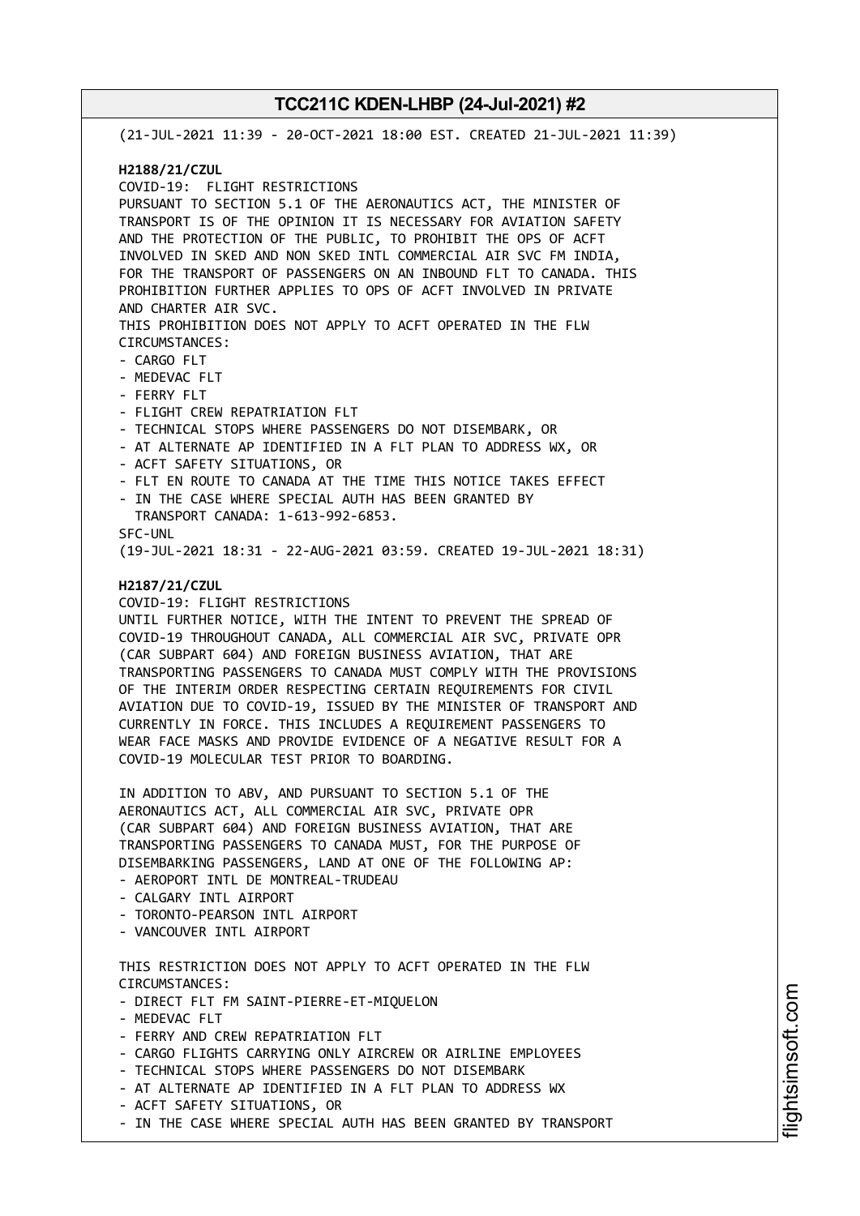(21-JUL-2021 11:39 - 20-OCT-2021 18:00 EST. CREATED 21-JUL-2021 11:39)

**H2188/21/CZUL**
COVID-19: FLIGHT RESTRICTIONS
PURSUANT TO SECTION 5.1 OF THE AERONAUTICS ACT, THE MINISTER OF TRANSPORT IS OF THE OPINION IT IS NECESSARY FOR AVIATION SAFETY AND THE PROTECTION OF THE PUBLIC, TO PROHIBIT THE OPS OF ACFT INVOLVED IN SKED AND NON SKED INTL COMMERCIAL AIR SVC FM INDIA, FOR THE TRANSPORT OF PASSENGERS ON AN INBOUND FLT TO CANADA. THIS PROHIBITION FURTHER APPLIES TO OPS OF ACFT INVOLVED IN PRIVATE AND CHARTER AIR SVC.
THIS PROHIBITION DOES NOT APPLY TO ACFT OPERATED IN THE FLW CIRCUMSTANCES:
- CARGO FLT
- MEDEVAC FLT
- FERRY FLT
- FLIGHT CREW REPATRIATION FLT
- TECHNICAL STOPS WHERE PASSENGERS DO NOT DISEMBARK, OR
- AT ALTERNATE AP IDENTIFIED IN A FLT PLAN TO ADDRESS WX, OR
- ACFT SAFETY SITUATIONS, OR
- FLT EN ROUTE TO CANADA AT THE TIME THIS NOTICE TAKES EFFECT
- IN THE CASE WHERE SPECIAL AUTH HAS BEEN GRANTED BY TRANSPORT CANADA: 1-613-992-6853.

SFC-UNL
(19-JUL-2021 18:31 - 22-AUG-2021 03:59. CREATED 19-JUL-2021 18:31)

**H2187/21/CZUL**
COVID-19: FLIGHT RESTRICTIONS
UNTIL FURTHER NOTICE, WITH THE INTENT TO PREVENT THE SPREAD OF COVID-19 THROUGHOUT CANADA, ALL COMMERCIAL AIR SVC, PRIVATE OPR (CAR SUBPART 604) AND FOREIGN BUSINESS AVIATION, THAT ARE TRANSPORTING PASSENGERS TO CANADA MUST COMPLY WITH THE PROVISIONS OF THE INTERIM ORDER RESPECTING CERTAIN REQUIREMENTS FOR CIVIL AVIATION DUE TO COVID-19, ISSUED BY THE MINISTER OF TRANSPORT AND CURRENTLY IN FORCE. THIS INCLUDES A REQUIREMENT PASSENGERS TO WEAR FACE MASKS AND PROVIDE EVIDENCE OF A NEGATIVE RESULT FOR A COVID-19 MOLECULAR TEST PRIOR TO BOARDING.

IN ADDITION TO ABV, AND PURSUANT TO SECTION 5.1 OF THE AERONAUTICS ACT, ALL COMMERCIAL AIR SVC, PRIVATE OPR (CAR SUBPART 604) AND FOREIGN BUSINESS AVIATION, THAT ARE TRANSPORTING PASSENGERS TO CANADA MUST, FOR THE PURPOSE OF DISEMBARKING PASSENGERS, LAND AT ONE OF THE FOLLOWING AP:
- AEROPORT INTL DE MONTREAL-TRUDEAU
- CALGARY INTL AIRPORT
- TORONTO-PEARSON INTL AIRPORT
- VANCOUVER INTL AIRPORT

THIS RESTRICTION DOES NOT APPLY TO ACFT OPERATED IN THE FLW CIRCUMSTANCES:
- DIRECT FLT FM SAINT-PIERRE-ET-MIQUELON
- MEDEVAC FLT
- FERRY AND CREW REPATRIATION FLT
- CARGO FLIGHTS CARRYING ONLY AIRCREW OR AIRLINE EMPLOYEES
- TECHNICAL STOPS WHERE PASSENGERS DO NOT DISEMBARK
- AT ALTERNATE AP IDENTIFIED IN A FLT PLAN TO ADDRESS WX
- ACFT SAFETY SITUATIONS, OR
- IN THE CASE WHERE SPECIAL AUTH HAS BEEN GRANTED BY TRANSPORT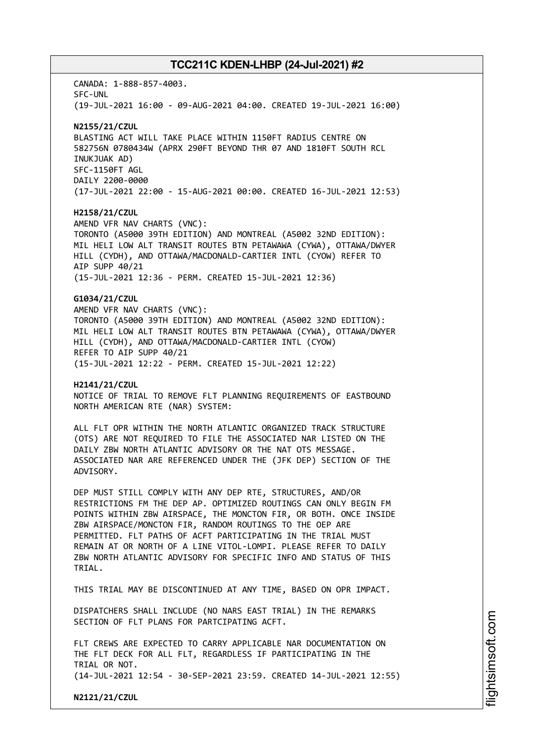CANADA: 1-888-857-4003.
SFC-UNL
(19-JUL-2021 16:00 - 09-AUG-2021 04:00. CREATED 19-JUL-2021 16:00)

**N2155/21/CZUL**
BLASTING ACT WILL TAKE PLACE WITHIN 1150FT RADIUS CENTRE ON 582756N 0780434W (APRX 290FT BEYOND THR 07 AND 1810FT SOUTH RCL INUKJUAK AD)
SFC-1150FT AGL
DAILY 2200-0000
(17-JUL-2021 22:00 - 15-AUG-2021 00:00. CREATED 16-JUL-2021 12:53)

**H2158/21/CZUL**
AMEND VFR NAV CHARTS (VNC):
TORONTO (A5000 39TH EDITION) AND MONTREAL (A5002 32ND EDITION):
MIL HELI LOW ALT TRANSIT ROUTES BTN PETAWAWA (CYWA), OTTAWA/DWYER HILL (CYDH), AND OTTAWA/MACDONALD-CARTIER INTL (CYOW) REFER TO AIP SUPP 40/21
(15-JUL-2021 12:36 - PERM. CREATED 15-JUL-2021 12:36)

**G1034/21/CZUL**
AMEND VFR NAV CHARTS (VNC):
TORONTO (A5000 39TH EDITION) AND MONTREAL (A5002 32ND EDITION):
MIL HELI LOW ALT TRANSIT ROUTES BTN PETAWAWA (CYWA), OTTAWA/DWYER HILL (CYDH), AND OTTAWA/MACDONALD-CARTIER INTL (CYOW)
REFER TO AIP SUPP 40/21
(15-JUL-2021 12:22 - PERM. CREATED 15-JUL-2021 12:22)

**H2141/21/CZUL**
NOTICE OF TRIAL TO REMOVE FLT PLANNING REQUIREMENTS OF EASTBOUND NORTH AMERICAN RTE (NAR) SYSTEM:

ALL FLT OPR WITHIN THE NORTH ATLANTIC ORGANIZED TRACK STRUCTURE (OTS) ARE NOT REQUIRED TO FILE THE ASSOCIATED NAR LISTED ON THE DAILY ZBW NORTH ATLANTIC ADVISORY OR THE NAT OTS MESSAGE. ASSOCIATED NAR ARE REFERENCED UNDER THE (JFK DEP) SECTION OF THE ADVISORY.

DEP MUST STILL COMPLY WITH ANY DEP RTE, STRUCTURES, AND/OR RESTRICTIONS FM THE DEP AP. OPTIMIZED ROUTINGS CAN ONLY BEGIN FM POINTS WITHIN ZBW AIRSPACE, THE MONCTON FIR, OR BOTH. ONCE INSIDE ZBW AIRSPACE/MONCTON FIR, RANDOM ROUTINGS TO THE OEP ARE PERMITTED. FLT PATHS OF ACFT PARTICIPATING IN THE TRIAL MUST REMAIN AT OR NORTH OF A LINE VITOL-LOMPI. PLEASE REFER TO DAILY ZBW NORTH ATLANTIC ADVISORY FOR SPECIFIC INFO AND STATUS OF THIS TRIAL.

THIS TRIAL MAY BE DISCONTINUED AT ANY TIME, BASED ON OPR IMPACT.

DISPATCHERS SHALL INCLUDE (NO NARS EAST TRIAL) IN THE REMARKS SECTION OF FLT PLANS FOR PARTCIPATING ACFT.

FLT CREWS ARE EXPECTED TO CARRY APPLICABLE NAR DOCUMENTATION ON THE FLT DECK FOR ALL FLT, REGARDLESS IF PARTICIPATING IN THE TRIAL OR NOT.
(14-JUL-2021 12:54 - 30-SEP-2021 23:59. CREATED 14-JUL-2021 12:55)

**N2121/21/CZUL**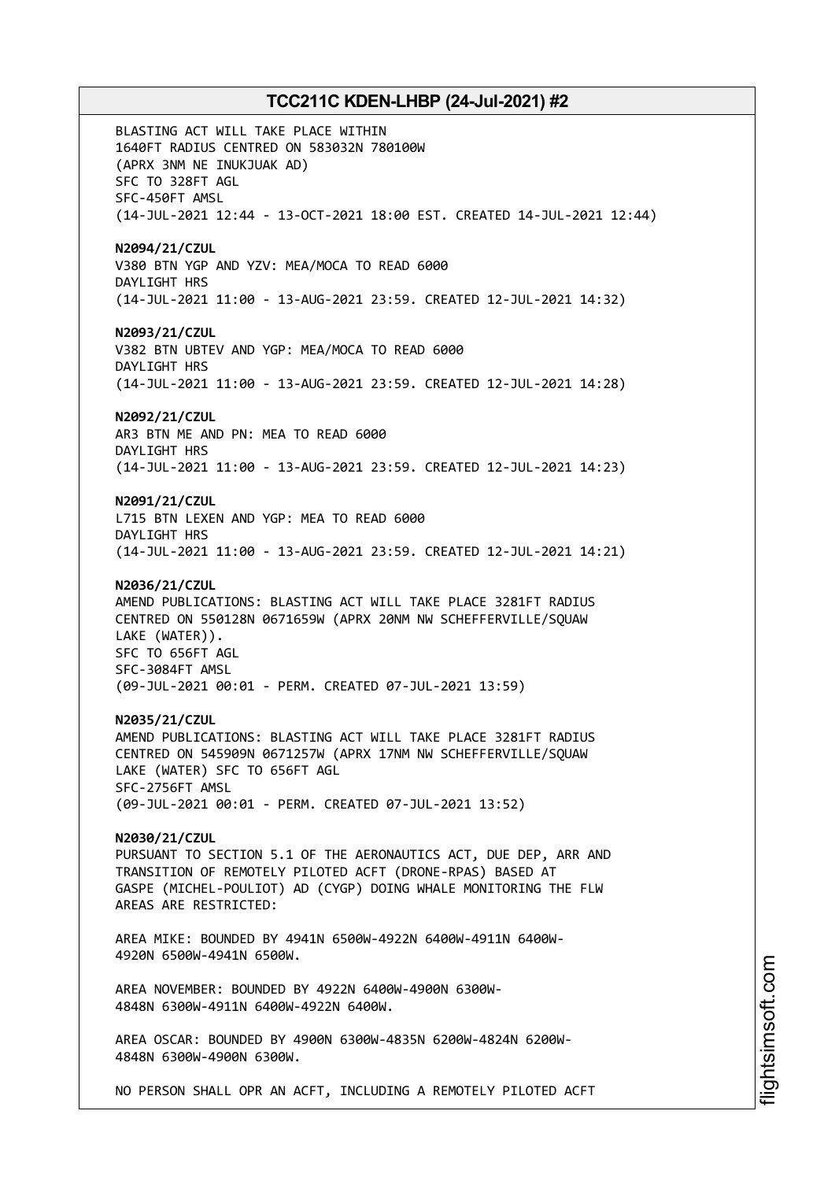BLASTING ACT WILL TAKE PLACE WITHIN
1640FT RADIUS CENTRED ON 583032N 780100W
(APRX 3NM NE INUKJUAK AD)
SFC TO 328FT AGL
SFC-450FT AMSL
(14-JUL-2021 12:44 - 13-OCT-2021 18:00 EST. CREATED 14-JUL-2021 12:44)

**N2094/21/CZUL**
V380 BTN YGP AND YZV: MEA/MOCA TO READ 6000
DAYLIGHT HRS
(14-JUL-2021 11:00 - 13-AUG-2021 23:59. CREATED 12-JUL-2021 14:32)

**N2093/21/CZUL**
V382 BTN UBTEV AND YGP: MEA/MOCA TO READ 6000
DAYLIGHT HRS
(14-JUL-2021 11:00 - 13-AUG-2021 23:59. CREATED 12-JUL-2021 14:28)

**N2092/21/CZUL**
AR3 BTN ME AND PN: MEA TO READ 6000
DAYLIGHT HRS
(14-JUL-2021 11:00 - 13-AUG-2021 23:59. CREATED 12-JUL-2021 14:23)

**N2091/21/CZUL**
L715 BTN LEXEN AND YGP: MEA TO READ 6000
DAYLIGHT HRS
(14-JUL-2021 11:00 - 13-AUG-2021 23:59. CREATED 12-JUL-2021 14:21)

**N2036/21/CZUL**
AMEND PUBLICATIONS: BLASTING ACT WILL TAKE PLACE 3281FT RADIUS
CENTRED ON 550128N 0671659W (APRX 20NM NW SCHEFFERVILLE/SQUAW
LAKE (WATER)).
SFC TO 656FT AGL
SFC-3084FT AMSL
(09-JUL-2021 00:01 - PERM. CREATED 07-JUL-2021 13:59)

**N2035/21/CZUL**
AMEND PUBLICATIONS: BLASTING ACT WILL TAKE PLACE 3281FT RADIUS
CENTRED ON 545909N 0671257W (APRX 17NM NW SCHEFFERVILLE/SQUAW
LAKE (WATER) SFC TO 656FT AGL
SFC-2756FT AMSL
(09-JUL-2021 00:01 - PERM. CREATED 07-JUL-2021 13:52)

**N2030/21/CZUL**
PURSUANT TO SECTION 5.1 OF THE AERONAUTICS ACT, DUE DEP, ARR AND
TRANSITION OF REMOTELY PILOTED ACFT (DRONE-RPAS) BASED AT
GASPE (MICHEL-POULIOT) AD (CYGP) DOING WHALE MONITORING THE FLW
AREAS ARE RESTRICTED:

AREA MIKE: BOUNDED BY 4941N 6500W-4922N 6400W-4911N 6400W-
4920N 6500W-4941N 6500W.

AREA NOVEMBER: BOUNDED BY 4922N 6400W-4900N 6300W-
4848N 6300W-4911N 6400W-4922N 6400W.

AREA OSCAR: BOUNDED BY 4900N 6300W-4835N 6200W-4824N 6200W-
4848N 6300W-4900N 6300W.

NO PERSON SHALL OPR AN ACFT, INCLUDING A REMOTELY PILOTED ACFT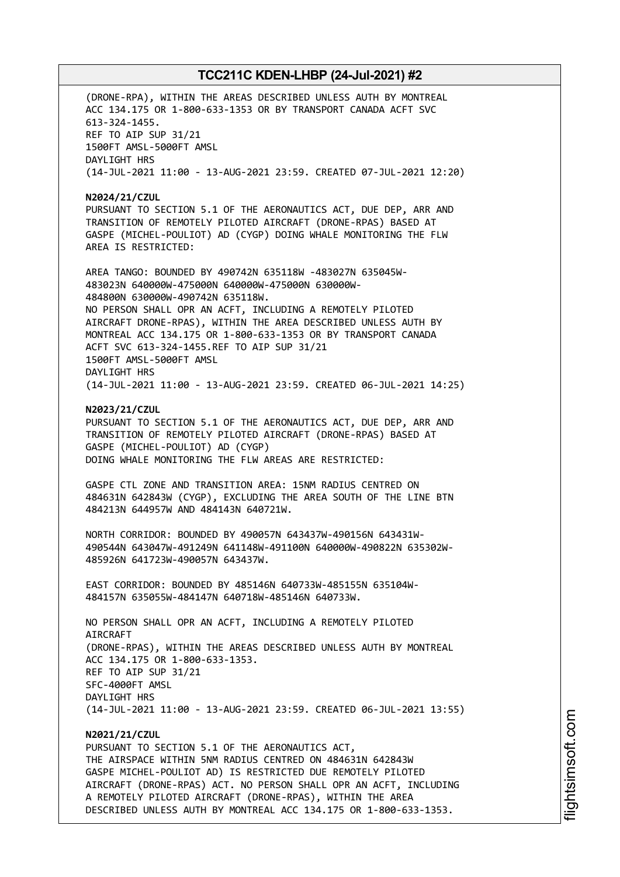(DRONE-RPA), WITHIN THE AREAS DESCRIBED UNLESS AUTH BY MONTREAL ACC 134.175 OR 1-800-633-1353 OR BY TRANSPORT CANADA ACFT SVC 613-324-1455.
REF TO AIP SUP 31/21
1500FT AMSL-5000FT AMSL
DAYLIGHT HRS
(14-JUL-2021 11:00 - 13-AUG-2021 23:59. CREATED 07-JUL-2021 12:20)

**N2024/21/CZUL**
PURSUANT TO SECTION 5.1 OF THE AERONAUTICS ACT, DUE DEP, ARR AND TRANSITION OF REMOTELY PILOTED AIRCRAFT (DRONE-RPAS) BASED AT GASPE (MICHEL-POULIOT) AD (CYGP) DOING WHALE MONITORING THE FLW AREA IS RESTRICTED:

AREA TANGO: BOUNDED BY 490742N 635118W -483027N 635045W-483023N 640000W-475000N 640000W-475000N 630000W-484800N 630000W-490742N 635118W.
NO PERSON SHALL OPR AN ACFT, INCLUDING A REMOTELY PILOTED AIRCRAFT DRONE-RPAS), WITHIN THE AREA DESCRIBED UNLESS AUTH BY MONTREAL ACC 134.175 OR 1-800-633-1353 OR BY TRANSPORT CANADA ACFT SVC 613-324-1455.REF TO AIP SUP 31/21
1500FT AMSL-5000FT AMSL
DAYLIGHT HRS
(14-JUL-2021 11:00 - 13-AUG-2021 23:59. CREATED 06-JUL-2021 14:25)

**N2023/21/CZUL**
PURSUANT TO SECTION 5.1 OF THE AERONAUTICS ACT, DUE DEP, ARR AND TRANSITION OF REMOTELY PILOTED AIRCRAFT (DRONE-RPAS) BASED AT GASPE (MICHEL-POULIOT) AD (CYGP)
DOING WHALE MONITORING THE FLW AREAS ARE RESTRICTED:

GASPE CTL ZONE AND TRANSITION AREA: 15NM RADIUS CENTRED ON 484631N 642843W (CYGP), EXCLUDING THE AREA SOUTH OF THE LINE BTN 484213N 644957W AND 484143N 640721W.

NORTH CORRIDOR: BOUNDED BY 490057N 643437W-490156N 643431W-490544N 643047W-491249N 641148W-491100N 640000W-490822N 635302W-485926N 641723W-490057N 643437W.

EAST CORRIDOR: BOUNDED BY 485146N 640733W-485155N 635104W-484157N 635055W-484147N 640718W-485146N 640733W.

NO PERSON SHALL OPR AN ACFT, INCLUDING A REMOTELY PILOTED AIRCRAFT
(DRONE-RPAS), WITHIN THE AREAS DESCRIBED UNLESS AUTH BY MONTREAL ACC 134.175 OR 1-800-633-1353.
REF TO AIP SUP 31/21
SFC-4000FT AMSL
DAYLIGHT HRS
(14-JUL-2021 11:00 - 13-AUG-2021 23:59. CREATED 06-JUL-2021 13:55)

**N2021/21/CZUL**
PURSUANT TO SECTION 5.1 OF THE AERONAUTICS ACT,
THE AIRSPACE WITHIN 5NM RADIUS CENTRED ON 484631N 642843W GASPE MICHEL-POULIOT AD) IS RESTRICTED DUE REMOTELY PILOTED AIRCRAFT (DRONE-RPAS) ACT. NO PERSON SHALL OPR AN ACFT, INCLUDING A REMOTELY PILOTED AIRCRAFT (DRONE-RPAS), WITHIN THE AREA DESCRIBED UNLESS AUTH BY MONTREAL ACC 134.175 OR 1-800-633-1353.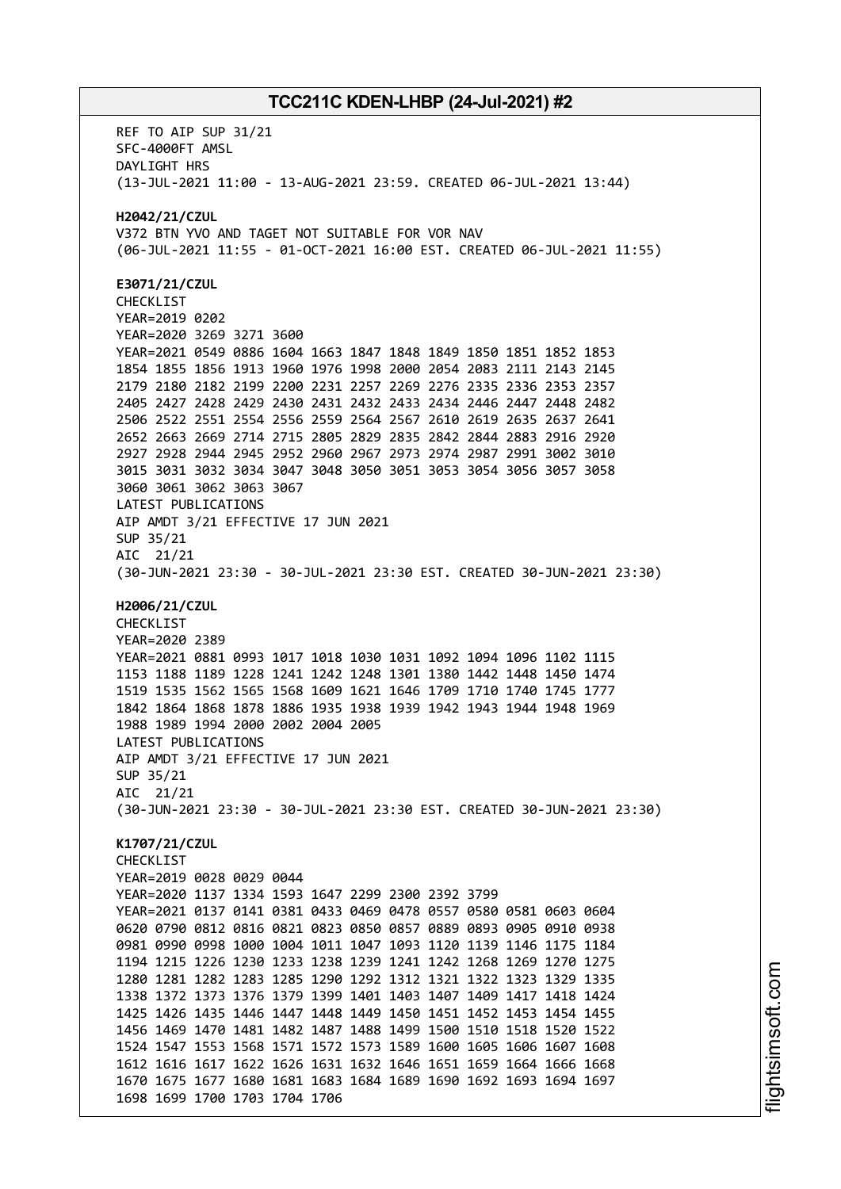REF TO AIP SUP 31/21
SFC-4000FT AMSL
DAYLIGHT HRS
(13-JUL-2021 11:00 - 13-AUG-2021 23:59. CREATED 06-JUL-2021 13:44)

**H2042/21/CZUL**
V372 BTN YVO AND TAGET NOT SUITABLE FOR VOR NAV
(06-JUL-2021 11:55 - 01-OCT-2021 16:00 EST. CREATED 06-JUL-2021 11:55)

**E3071/21/CZUL**
CHECKLIST
YEAR=2019 0202
YEAR=2020 3269 3271 3600
YEAR=2021 0549 0886 1604 1663 1847 1848 1849 1850 1851 1852 1853
1854 1855 1856 1913 1960 1976 1998 2000 2054 2083 2111 2143 2145
2179 2180 2182 2199 2200 2231 2257 2269 2276 2335 2336 2353 2357
2405 2427 2428 2429 2430 2431 2432 2433 2434 2446 2447 2448 2482
2506 2522 2551 2554 2556 2559 2564 2567 2610 2619 2635 2637 2641
2652 2663 2669 2714 2715 2805 2829 2835 2842 2844 2883 2916 2920
2927 2928 2944 2945 2952 2960 2967 2973 2974 2987 2991 3002 3010
3015 3031 3032 3034 3047 3048 3050 3051 3053 3054 3056 3057 3058
3060 3061 3062 3063 3067
LATEST PUBLICATIONS
AIP AMDT 3/21 EFFECTIVE 17 JUN 2021
SUP 35/21
AIC 21/21
(30-JUN-2021 23:30 - 30-JUL-2021 23:30 EST. CREATED 30-JUN-2021 23:30)

**H2006/21/CZUL**
CHECKLIST
YEAR=2020 2389
YEAR=2021 0881 0993 1017 1018 1030 1031 1092 1094 1096 1102 1115
1153 1188 1189 1228 1241 1242 1248 1301 1380 1442 1448 1450 1474
1519 1535 1562 1565 1568 1609 1621 1646 1709 1710 1740 1745 1777
1842 1864 1868 1878 1886 1935 1938 1939 1942 1943 1944 1948 1969
1988 1989 1994 2000 2002 2004 2005
LATEST PUBLICATIONS
AIP AMDT 3/21 EFFECTIVE 17 JUN 2021
SUP 35/21
AIC 21/21
(30-JUN-2021 23:30 - 30-JUL-2021 23:30 EST. CREATED 30-JUN-2021 23:30)

**K1707/21/CZUL**
CHECKLIST
YEAR=2019 0028 0029 0044
YEAR=2020 1137 1334 1593 1647 2299 2300 2392 3799
YEAR=2021 0137 0141 0381 0433 0469 0478 0557 0580 0581 0603 0604
0620 0790 0812 0816 0821 0823 0850 0857 0889 0893 0905 0910 0938
0981 0990 0998 1000 1004 1011 1047 1093 1120 1139 1146 1175 1184
1194 1215 1226 1230 1233 1238 1239 1241 1242 1268 1269 1270 1275
1280 1281 1282 1283 1285 1290 1292 1312 1321 1322 1323 1329 1335
1338 1372 1373 1376 1379 1399 1401 1403 1407 1409 1417 1418 1424
1425 1426 1435 1446 1447 1448 1449 1450 1451 1452 1453 1454 1455
1456 1469 1470 1481 1482 1487 1488 1499 1500 1510 1518 1520 1522
1524 1547 1553 1568 1571 1572 1573 1589 1600 1605 1606 1607 1608
1612 1616 1617 1622 1626 1631 1632 1646 1651 1659 1664 1666 1668
1670 1675 1677 1680 1681 1683 1684 1689 1690 1692 1693 1694 1697
1698 1699 1700 1703 1704 1706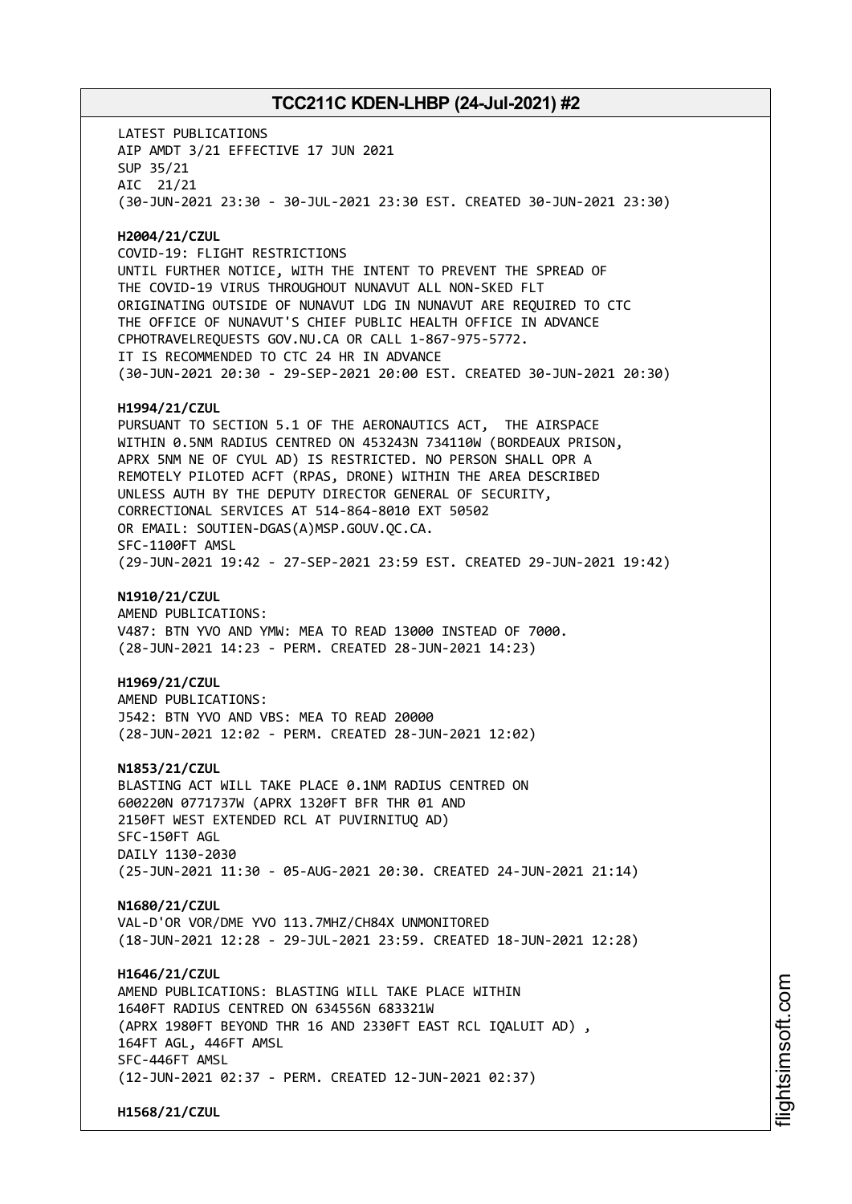LATEST PUBLICATIONS
AIP AMDT 3/21 EFFECTIVE 17 JUN 2021
SUP 35/21
AIC 21/21
(30-JUN-2021 23:30 - 30-JUL-2021 23:30 EST. CREATED 30-JUN-2021 23:30)

**H2004/21/CZUL**
COVID-19: FLIGHT RESTRICTIONS
UNTIL FURTHER NOTICE, WITH THE INTENT TO PREVENT THE SPREAD OF THE COVID-19 VIRUS THROUGHOUT NUNAVUT ALL NON-SKED FLT ORIGINATING OUTSIDE OF NUNAVUT LDG IN NUNAVUT ARE REQUIRED TO CTC THE OFFICE OF NUNAVUT'S CHIEF PUBLIC HEALTH OFFICE IN ADVANCE CPHOTRAVELREQUESTS GOV.NU.CA OR CALL 1-867-975-5772.
IT IS RECOMMENDED TO CTC 24 HR IN ADVANCE
(30-JUN-2021 20:30 - 29-SEP-2021 20:00 EST. CREATED 30-JUN-2021 20:30)

**H1994/21/CZUL**
PURSUANT TO SECTION 5.1 OF THE AERONAUTICS ACT, THE AIRSPACE WITHIN 0.5NM RADIUS CENTRED ON 453243N 734110W (BORDEAUX PRISON, APRX 5NM NE OF CYUL AD) IS RESTRICTED. NO PERSON SHALL OPR A REMOTELY PILOTED ACFT (RPAS, DRONE) WITHIN THE AREA DESCRIBED UNLESS AUTH BY THE DEPUTY DIRECTOR GENERAL OF SECURITY, CORRECTIONAL SERVICES AT 514-864-8010 EXT 50502
OR EMAIL: SOUTIEN-DGAS(A)MSP.GOUV.QC.CA.
SFC-1100FT AMSL
(29-JUN-2021 19:42 - 27-SEP-2021 23:59 EST. CREATED 29-JUN-2021 19:42)

**N1910/21/CZUL**
AMEND PUBLICATIONS:
V487: BTN YVO AND YMW: MEA TO READ 13000 INSTEAD OF 7000.
(28-JUN-2021 14:23 - PERM. CREATED 28-JUN-2021 14:23)

**H1969/21/CZUL**
AMEND PUBLICATIONS:
J542: BTN YVO AND VBS: MEA TO READ 20000
(28-JUN-2021 12:02 - PERM. CREATED 28-JUN-2021 12:02)

**N1853/21/CZUL**
BLASTING ACT WILL TAKE PLACE 0.1NM RADIUS CENTRED ON 600220N 0771737W (APRX 1320FT BFR THR 01 AND 2150FT WEST EXTENDED RCL AT PUVIRNITUQ AD)
SFC-150FT AGL
DAILY 1130-2030
(25-JUN-2021 11:30 - 05-AUG-2021 20:30. CREATED 24-JUN-2021 21:14)

**N1680/21/CZUL**
VAL-D'OR VOR/DME YVO 113.7MHZ/CH84X UNMONITORED
(18-JUN-2021 12:28 - 29-JUL-2021 23:59. CREATED 18-JUN-2021 12:28)

**H1646/21/CZUL**
AMEND PUBLICATIONS: BLASTING WILL TAKE PLACE WITHIN 1640FT RADIUS CENTRED ON 634556N 683321W (APRX 1980FT BEYOND THR 16 AND 2330FT EAST RCL IQALUIT AD) , 164FT AGL, 446FT AMSL
SFC-446FT AMSL
(12-JUN-2021 02:37 - PERM. CREATED 12-JUN-2021 02:37)

**H1568/21/CZUL**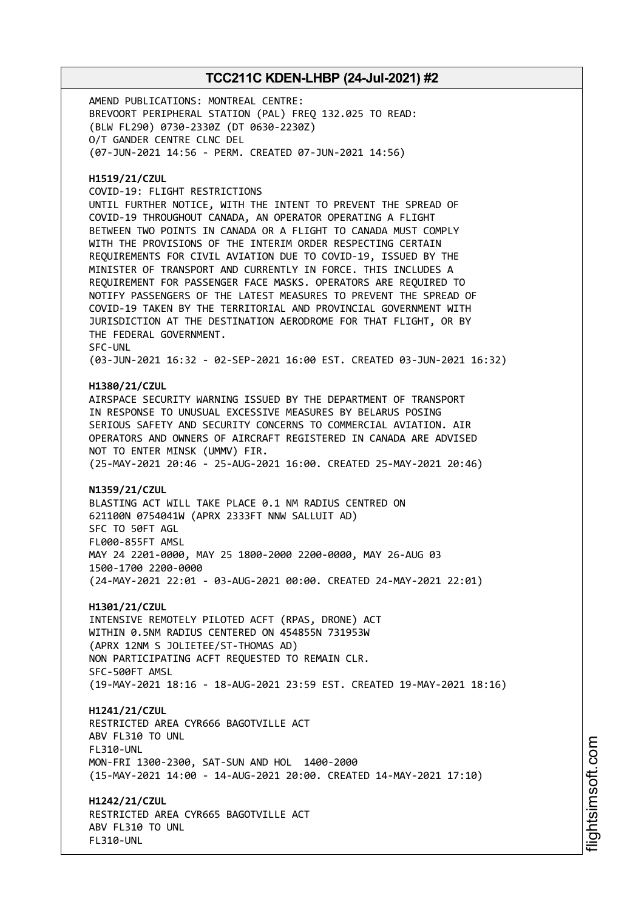AMEND PUBLICATIONS: MONTREAL CENTRE:
BREVOORT PERIPHERAL STATION (PAL) FREQ 132.025 TO READ:
(BLW FL290) 0730-2330Z (DT 0630-2230Z)
O/T GANDER CENTRE CLNC DEL
(07-JUN-2021 14:56 - PERM. CREATED 07-JUN-2021 14:56)

**H1519/21/CZUL**
COVID-19: FLIGHT RESTRICTIONS
UNTIL FURTHER NOTICE, WITH THE INTENT TO PREVENT THE SPREAD OF COVID-19 THROUGHOUT CANADA, AN OPERATOR OPERATING A FLIGHT BETWEEN TWO POINTS IN CANADA OR A FLIGHT TO CANADA MUST COMPLY WITH THE PROVISIONS OF THE INTERIM ORDER RESPECTING CERTAIN REQUIREMENTS FOR CIVIL AVIATION DUE TO COVID-19, ISSUED BY THE MINISTER OF TRANSPORT AND CURRENTLY IN FORCE. THIS INCLUDES A REQUIREMENT FOR PASSENGER FACE MASKS. OPERATORS ARE REQUIRED TO NOTIFY PASSENGERS OF THE LATEST MEASURES TO PREVENT THE SPREAD OF COVID-19 TAKEN BY THE TERRITORIAL AND PROVINCIAL GOVERNMENT WITH JURISDICTION AT THE DESTINATION AERODROME FOR THAT FLIGHT, OR BY THE FEDERAL GOVERNMENT.
SFC-UNL
(03-JUN-2021 16:32 - 02-SEP-2021 16:00 EST. CREATED 03-JUN-2021 16:32)

**H1380/21/CZUL**
AIRSPACE SECURITY WARNING ISSUED BY THE DEPARTMENT OF TRANSPORT IN RESPONSE TO UNUSUAL EXCESSIVE MEASURES BY BELARUS POSING SERIOUS SAFETY AND SECURITY CONCERNS TO COMMERCIAL AVIATION. AIR OPERATORS AND OWNERS OF AIRCRAFT REGISTERED IN CANADA ARE ADVISED NOT TO ENTER MINSK (UMMV) FIR.
(25-MAY-2021 20:46 - 25-AUG-2021 16:00. CREATED 25-MAY-2021 20:46)

**N1359/21/CZUL**
BLASTING ACT WILL TAKE PLACE 0.1 NM RADIUS CENTRED ON 621100N 0754041W (APRX 2333FT NNW SALLUIT AD)
SFC TO 50FT AGL
FL000-855FT AMSL
MAY 24 2201-0000, MAY 25 1800-2000 2200-0000, MAY 26-AUG 03 1500-1700 2200-0000
(24-MAY-2021 22:01 - 03-AUG-2021 00:00. CREATED 24-MAY-2021 22:01)

**H1301/21/CZUL**
INTENSIVE REMOTELY PILOTED ACFT (RPAS, DRONE) ACT
WITHIN 0.5NM RADIUS CENTERED ON 454855N 731953W
(APRX 12NM S JOLIETEE/ST-THOMAS AD)
NON PARTICIPATING ACFT REQUESTED TO REMAIN CLR.
SFC-500FT AMSL
(19-MAY-2021 18:16 - 18-AUG-2021 23:59 EST. CREATED 19-MAY-2021 18:16)

**H1241/21/CZUL**
RESTRICTED AREA CYR666 BAGOTVILLE ACT
ABV FL310 TO UNL
FL310-UNL
MON-FRI 1300-2300, SAT-SUN AND HOL 1400-2000
(15-MAY-2021 14:00 - 14-AUG-2021 20:00. CREATED 14-MAY-2021 17:10)

**H1242/21/CZUL**
RESTRICTED AREA CYR665 BAGOTVILLE ACT
ABV FL310 TO UNL
FL310-UNL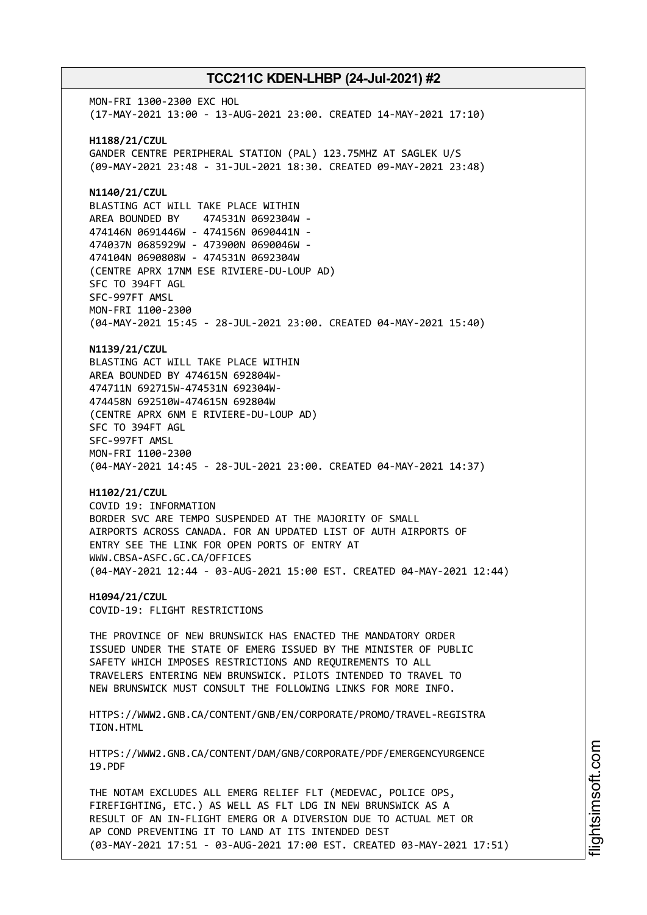MON-FRI 1300-2300 EXC HOL
(17-MAY-2021 13:00 - 13-AUG-2021 23:00. CREATED 14-MAY-2021 17:10)

**H1188/21/CZUL**
GANDER CENTRE PERIPHERAL STATION (PAL) 123.75MHZ AT SAGLEK U/S
(09-MAY-2021 23:48 - 31-JUL-2021 18:30. CREATED 09-MAY-2021 23:48)

**N1140/21/CZUL**
BLASTING ACT WILL TAKE PLACE WITHIN
AREA BOUNDED BY 474531N 0692304W -
474146N 0691446W - 474156N 0690441N -
474037N 0685929W - 473900N 0690046W -
474104N 0690808W - 474531N 0692304W
(CENTRE APRX 17NM ESE RIVIERE-DU-LOUP AD)
SFC TO 394FT AGL
SFC-997FT AMSL
MON-FRI 1100-2300
(04-MAY-2021 15:45 - 28-JUL-2021 23:00. CREATED 04-MAY-2021 15:40)

**N1139/21/CZUL**
BLASTING ACT WILL TAKE PLACE WITHIN
AREA BOUNDED BY 474615N 692804W-
474711N 692715W-474531N 692304W-
474458N 692510W-474615N 692804W
(CENTRE APRX 6NM E RIVIERE-DU-LOUP AD)
SFC TO 394FT AGL
SFC-997FT AMSL
MON-FRI 1100-2300
(04-MAY-2021 14:45 - 28-JUL-2021 23:00. CREATED 04-MAY-2021 14:37)

**H1102/21/CZUL**
COVID 19: INFORMATION
BORDER SVC ARE TEMPO SUSPENDED AT THE MAJORITY OF SMALL
AIRPORTS ACROSS CANADA. FOR AN UPDATED LIST OF AUTH AIRPORTS OF
ENTRY SEE THE LINK FOR OPEN PORTS OF ENTRY AT
WWW.CBSA-ASFC.GC.CA/OFFICES
(04-MAY-2021 12:44 - 03-AUG-2021 15:00 EST. CREATED 04-MAY-2021 12:44)

**H1094/21/CZUL**
COVID-19: FLIGHT RESTRICTIONS

THE PROVINCE OF NEW BRUNSWICK HAS ENACTED THE MANDATORY ORDER
ISSUED UNDER THE STATE OF EMERG ISSUED BY THE MINISTER OF PUBLIC
SAFETY WHICH IMPOSES RESTRICTIONS AND REQUIREMENTS TO ALL
TRAVELERS ENTERING NEW BRUNSWICK. PILOTS INTENDED TO TRAVEL TO
NEW BRUNSWICK MUST CONSULT THE FOLLOWING LINKS FOR MORE INFO.

HTTPS://WWW2.GNB.CA/CONTENT/GNB/EN/CORPORATE/PROMO/TRAVEL-REGISTRA
TION.HTML

HTTPS://WWW2.GNB.CA/CONTENT/DAM/GNB/CORPORATE/PDF/EMERGENCYURGENCE
19.PDF

THE NOTAM EXCLUDES ALL EMERG RELIEF FLT (MEDEVAC, POLICE OPS,
FIREFIGHTING, ETC.) AS WELL AS FLT LDG IN NEW BRUNSWICK AS A
RESULT OF AN IN-FLIGHT EMERG OR A DIVERSION DUE TO ACTUAL MET OR
AP COND PREVENTING IT TO LAND AT ITS INTENDED DEST
(03-MAY-2021 17:51 - 03-AUG-2021 17:00 EST. CREATED 03-MAY-2021 17:51)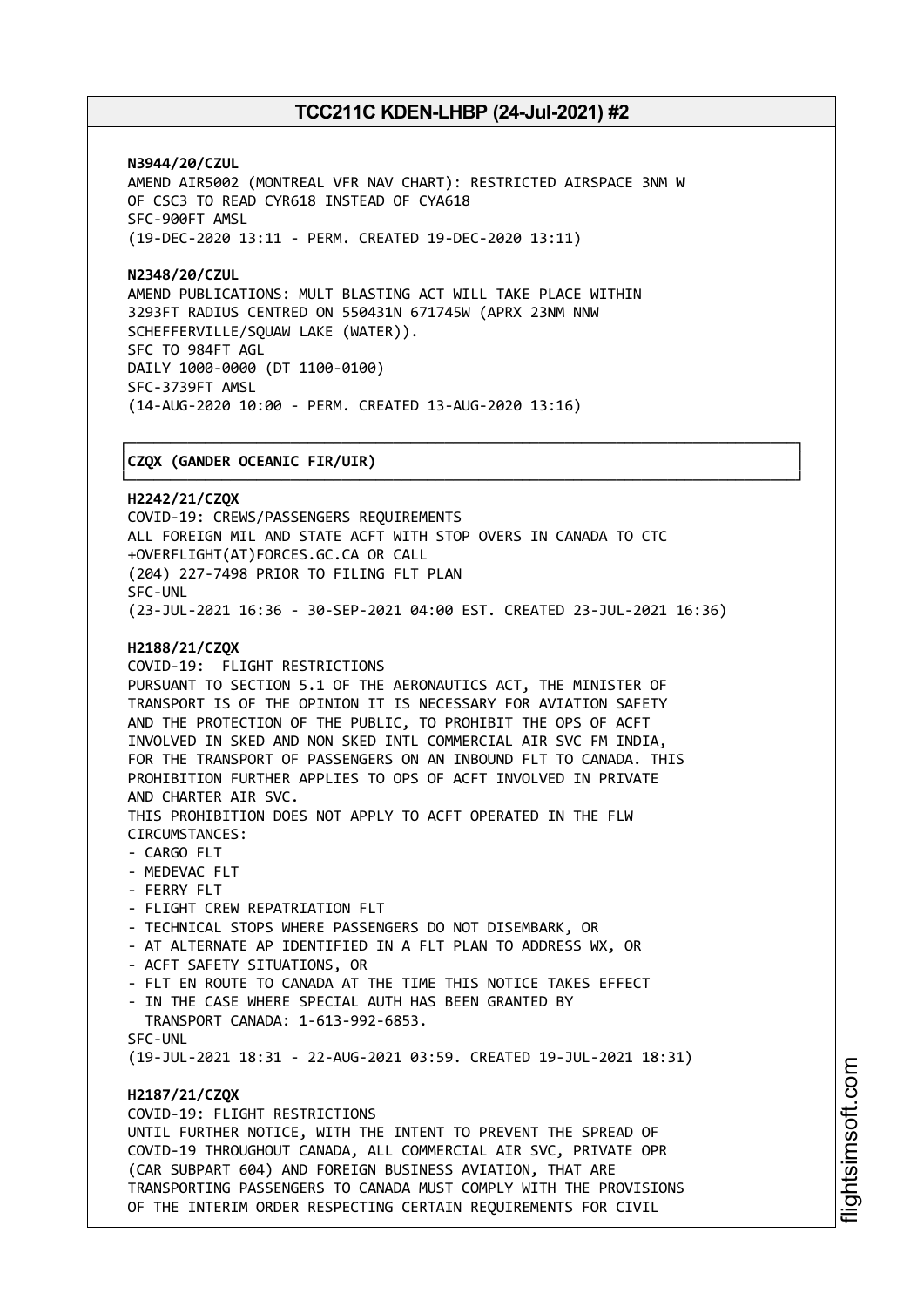**N3944/20/CZUL**
AMEND AIR5002 (MONTREAL VFR NAV CHART): RESTRICTED AIRSPACE 3NM W OF CSC3 TO READ CYR618 INSTEAD OF CYA618
SFC-900FT AMSL
(19-DEC-2020 13:11 - PERM. CREATED 19-DEC-2020 13:11)

**N2348/20/CZUL**
AMEND PUBLICATIONS: MULT BLASTING ACT WILL TAKE PLACE WITHIN 3293FT RADIUS CENTRED ON 550431N 671745W (APRX 23NM NNW SCHEFFERVILLE/SQUAW LAKE (WATER)).
SFC TO 984FT AGL
DAILY 1000-0000 (DT 1100-0100)
SFC-3739FT AMSL
(14-AUG-2020 10:00 - PERM. CREATED 13-AUG-2020 13:16)

## CZQX (GANDER OCEANIC FIR/UIR)

**H2242/21/CZQX**
COVID-19: CREWS/PASSENGERS REQUIREMENTS
ALL FOREIGN MIL AND STATE ACFT WITH STOP OVERS IN CANADA TO CTC +OVERFLIGHT(AT)FORCES.GC.CA OR CALL
(204) 227-7498 PRIOR TO FILING FLT PLAN
SFC-UNL
(23-JUL-2021 16:36 - 30-SEP-2021 04:00 EST. CREATED 23-JUL-2021 16:36)

**H2188/21/CZQX**
COVID-19: FLIGHT RESTRICTIONS
PURSUANT TO SECTION 5.1 OF THE AERONAUTICS ACT, THE MINISTER OF TRANSPORT IS OF THE OPINION IT IS NECESSARY FOR AVIATION SAFETY AND THE PROTECTION OF THE PUBLIC, TO PROHIBIT THE OPS OF ACFT INVOLVED IN SKED AND NON SKED INTL COMMERCIAL AIR SVC FM INDIA, FOR THE TRANSPORT OF PASSENGERS ON AN INBOUND FLT TO CANADA. THIS PROHIBITION FURTHER APPLIES TO OPS OF ACFT INVOLVED IN PRIVATE AND CHARTER AIR SVC.
THIS PROHIBITION DOES NOT APPLY TO ACFT OPERATED IN THE FLW CIRCUMSTANCES:
- CARGO FLT
- MEDEVAC FLT
- FERRY FLT
- FLIGHT CREW REPATRIATION FLT
- TECHNICAL STOPS WHERE PASSENGERS DO NOT DISEMBARK, OR
- AT ALTERNATE AP IDENTIFIED IN A FLT PLAN TO ADDRESS WX, OR
- ACFT SAFETY SITUATIONS, OR
- FLT EN ROUTE TO CANADA AT THE TIME THIS NOTICE TAKES EFFECT
- IN THE CASE WHERE SPECIAL AUTH HAS BEEN GRANTED BY TRANSPORT CANADA: 1-613-992-6853.

SFC-UNL
(19-JUL-2021 18:31 - 22-AUG-2021 03:59. CREATED 19-JUL-2021 18:31)

**H2187/21/CZQX**
COVID-19: FLIGHT RESTRICTIONS
UNTIL FURTHER NOTICE, WITH THE INTENT TO PREVENT THE SPREAD OF COVID-19 THROUGHOUT CANADA, ALL COMMERCIAL AIR SVC, PRIVATE OPR (CAR SUBPART 604) AND FOREIGN BUSINESS AVIATION, THAT ARE TRANSPORTING PASSENGERS TO CANADA MUST COMPLY WITH THE PROVISIONS OF THE INTERIM ORDER RESPECTING CERTAIN REQUIREMENTS FOR CIVIL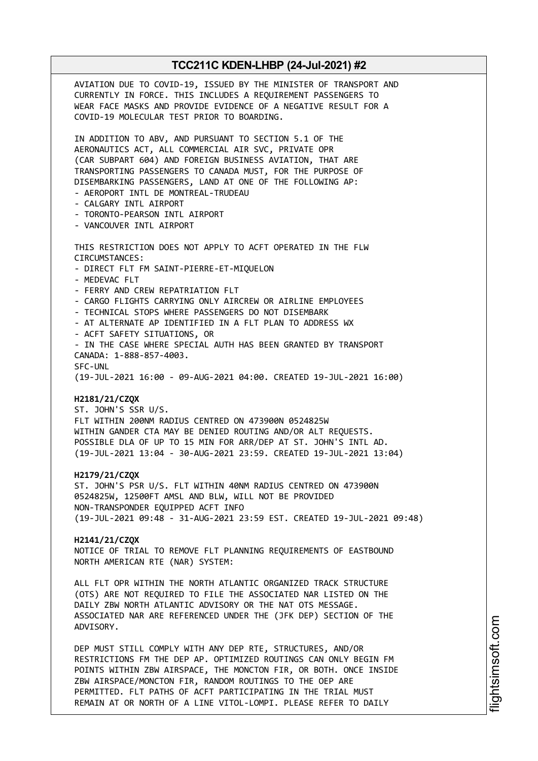AVIATION DUE TO COVID-19, ISSUED BY THE MINISTER OF TRANSPORT AND CURRENTLY IN FORCE. THIS INCLUDES A REQUIREMENT PASSENGERS TO WEAR FACE MASKS AND PROVIDE EVIDENCE OF A NEGATIVE RESULT FOR A COVID-19 MOLECULAR TEST PRIOR TO BOARDING.

IN ADDITION TO ABV, AND PURSUANT TO SECTION 5.1 OF THE AERONAUTICS ACT, ALL COMMERCIAL AIR SVC, PRIVATE OPR (CAR SUBPART 604) AND FOREIGN BUSINESS AVIATION, THAT ARE TRANSPORTING PASSENGERS TO CANADA MUST, FOR THE PURPOSE OF DISEMBARKING PASSENGERS, LAND AT ONE OF THE FOLLOWING AP:

- AEROPORT INTL DE MONTREAL-TRUDEAU
- CALGARY INTL AIRPORT
- TORONTO-PEARSON INTL AIRPORT
- VANCOUVER INTL AIRPORT

THIS RESTRICTION DOES NOT APPLY TO ACFT OPERATED IN THE FLW CIRCUMSTANCES:

- DIRECT FLT FM SAINT-PIERRE-ET-MIQUELON
- MEDEVAC FLT
- FERRY AND CREW REPATRIATION FLT
- CARGO FLIGHTS CARRYING ONLY AIRCREW OR AIRLINE EMPLOYEES
- TECHNICAL STOPS WHERE PASSENGERS DO NOT DISEMBARK
- AT ALTERNATE AP IDENTIFIED IN A FLT PLAN TO ADDRESS WX
- ACFT SAFETY SITUATIONS, OR
- IN THE CASE WHERE SPECIAL AUTH HAS BEEN GRANTED BY TRANSPORT CANADA: 1-888-857-4003.

SFC-UNL
(19-JUL-2021 16:00 - 09-AUG-2021 04:00. CREATED 19-JUL-2021 16:00)

**H2181/21/CZQX**
ST. JOHN'S SSR U/S.
FLT WITHIN 200NM RADIUS CENTRED ON 473900N 0524825W WITHIN GANDER CTA MAY BE DENIED ROUTING AND/OR ALT REQUESTS. POSSIBLE DLA OF UP TO 15 MIN FOR ARR/DEP AT ST. JOHN'S INTL AD.
(19-JUL-2021 13:04 - 30-AUG-2021 23:59. CREATED 19-JUL-2021 13:04)

**H2179/21/CZQX**
ST. JOHN'S PSR U/S. FLT WITHIN 40NM RADIUS CENTRED ON 473900N 0524825W, 12500FT AMSL AND BLW, WILL NOT BE PROVIDED NON-TRANSPONDER EQUIPPED ACFT INFO
(19-JUL-2021 09:48 - 31-AUG-2021 23:59 EST. CREATED 19-JUL-2021 09:48)

**H2141/21/CZQX**
NOTICE OF TRIAL TO REMOVE FLT PLANNING REQUIREMENTS OF EASTBOUND NORTH AMERICAN RTE (NAR) SYSTEM:

ALL FLT OPR WITHIN THE NORTH ATLANTIC ORGANIZED TRACK STRUCTURE (OTS) ARE NOT REQUIRED TO FILE THE ASSOCIATED NAR LISTED ON THE DAILY ZBW NORTH ATLANTIC ADVISORY OR THE NAT OTS MESSAGE. ASSOCIATED NAR ARE REFERENCED UNDER THE (JFK DEP) SECTION OF THE ADVISORY.

DEP MUST STILL COMPLY WITH ANY DEP RTE, STRUCTURES, AND/OR RESTRICTIONS FM THE DEP AP. OPTIMIZED ROUTINGS CAN ONLY BEGIN FM POINTS WITHIN ZBW AIRSPACE, THE MONCTON FIR, OR BOTH. ONCE INSIDE ZBW AIRSPACE/MONCTON FIR, RANDOM ROUTINGS TO THE OEP ARE PERMITTED. FLT PATHS OF ACFT PARTICIPATING IN THE TRIAL MUST REMAIN AT OR NORTH OF A LINE VITOL-LOMPI. PLEASE REFER TO DAILY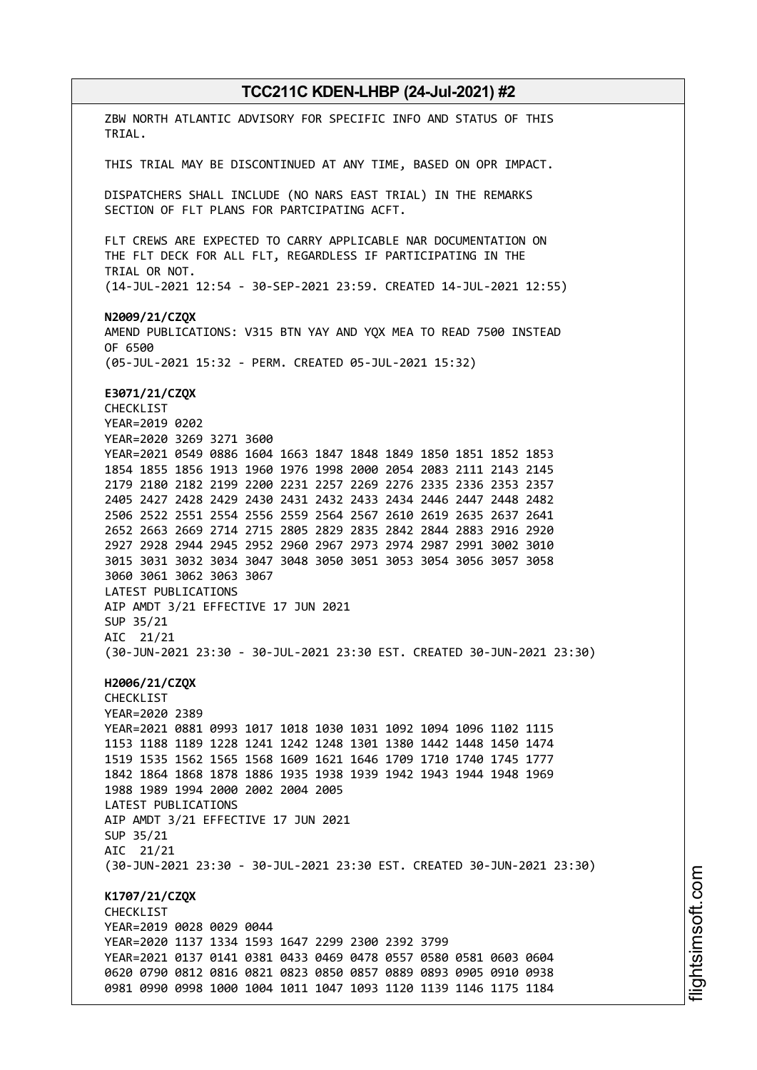ZBW NORTH ATLANTIC ADVISORY FOR SPECIFIC INFO AND STATUS OF THIS TRIAL.

THIS TRIAL MAY BE DISCONTINUED AT ANY TIME, BASED ON OPR IMPACT.

DISPATCHERS SHALL INCLUDE (NO NARS EAST TRIAL) IN THE REMARKS SECTION OF FLT PLANS FOR PARTCIPATING ACFT.

FLT CREWS ARE EXPECTED TO CARRY APPLICABLE NAR DOCUMENTATION ON THE FLT DECK FOR ALL FLT, REGARDLESS IF PARTICIPATING IN THE TRIAL OR NOT.
(14-JUL-2021 12:54 - 30-SEP-2021 23:59. CREATED 14-JUL-2021 12:55)

**N2009/21/CZQX**
AMEND PUBLICATIONS: V315 BTN YAY AND YQX MEA TO READ 7500 INSTEAD OF 6500
(05-JUL-2021 15:32 - PERM. CREATED 05-JUL-2021 15:32)

**E3071/21/CZQX**
CHECKLIST
YEAR=2019 0202
YEAR=2020 3269 3271 3600
YEAR=2021 0549 0886 1604 1663 1847 1848 1849 1850 1851 1852 1853 1854 1855 1856 1913 1960 1976 1998 2000 2054 2083 2111 2143 2145 2179 2180 2182 2199 2200 2231 2257 2269 2276 2335 2336 2353 2357 2405 2427 2428 2429 2430 2431 2432 2433 2434 2446 2447 2448 2482 2506 2522 2551 2554 2556 2559 2564 2567 2610 2619 2635 2637 2641 2652 2663 2669 2714 2715 2805 2829 2835 2842 2844 2883 2916 2920 2927 2928 2944 2945 2952 2960 2967 2973 2974 2987 2991 3002 3010 3015 3031 3032 3034 3047 3048 3050 3051 3053 3054 3056 3057 3058 3060 3061 3062 3063 3067
LATEST PUBLICATIONS
AIP AMDT 3/21 EFFECTIVE 17 JUN 2021
SUP 35/21
AIC 21/21
(30-JUN-2021 23:30 - 30-JUL-2021 23:30 EST. CREATED 30-JUN-2021 23:30)

**H2006/21/CZQX**
CHECKLIST
YEAR=2020 2389
YEAR=2021 0881 0993 1017 1018 1030 1031 1092 1094 1096 1102 1115 1153 1188 1189 1228 1241 1242 1248 1301 1380 1442 1448 1450 1474 1519 1535 1562 1565 1568 1609 1621 1646 1709 1710 1740 1745 1777 1842 1864 1868 1878 1886 1935 1938 1939 1942 1943 1944 1948 1969 1988 1989 1994 2000 2002 2004 2005
LATEST PUBLICATIONS
AIP AMDT 3/21 EFFECTIVE 17 JUN 2021
SUP 35/21
AIC 21/21
(30-JUN-2021 23:30 - 30-JUL-2021 23:30 EST. CREATED 30-JUN-2021 23:30)

**K1707/21/CZQX**
CHECKLIST
YEAR=2019 0028 0029 0044
YEAR=2020 1137 1334 1593 1647 2299 2300 2392 3799
YEAR=2021 0137 0141 0381 0433 0469 0478 0557 0580 0581 0603 0604 0620 0790 0812 0816 0821 0823 0850 0857 0889 0893 0905 0910 0938 0981 0990 0998 1000 1004 1011 1047 1093 1120 1139 1146 1175 1184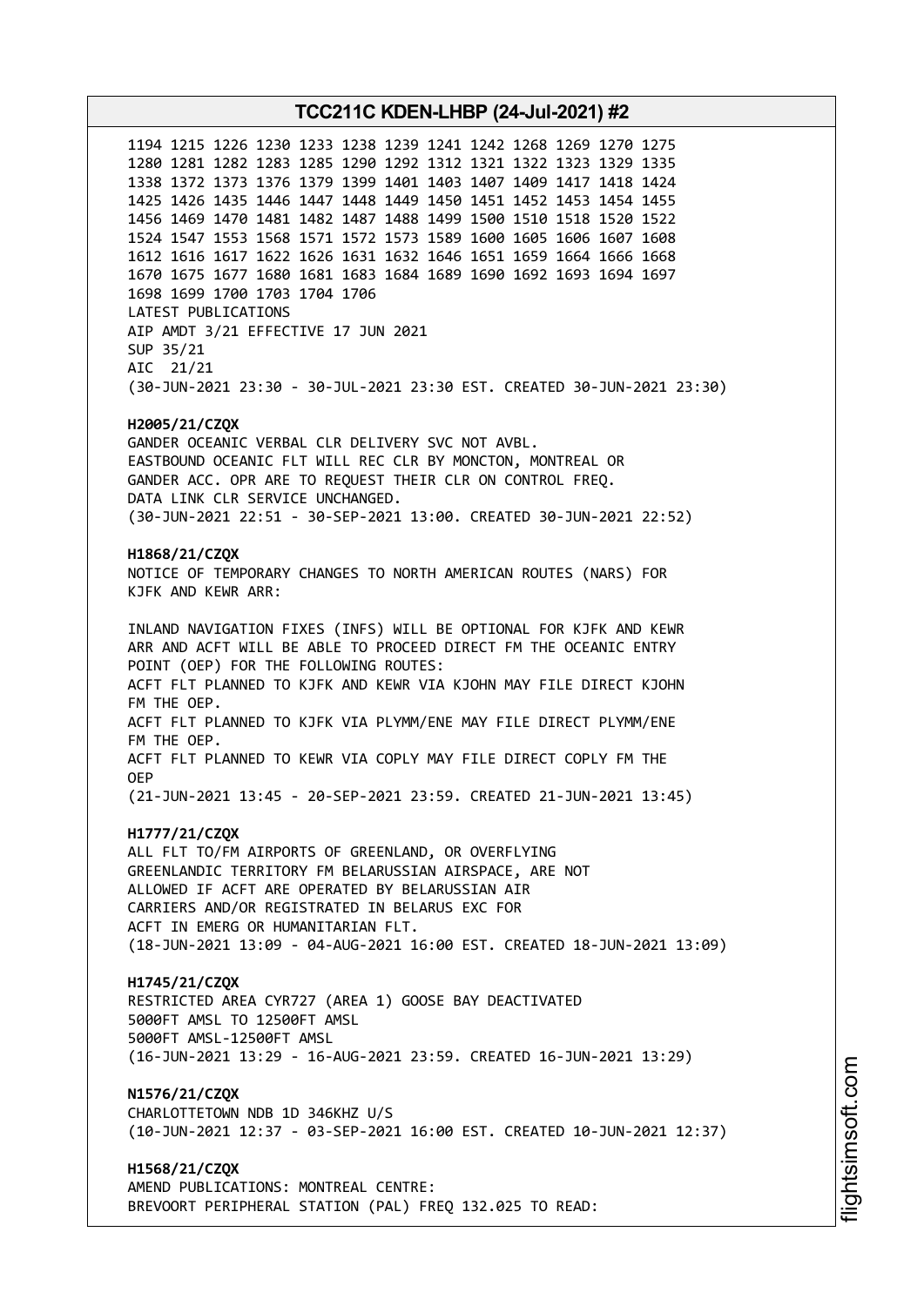1194 1215 1226 1230 1233 1238 1239 1241 1242 1268 1269 1270 1275
1280 1281 1282 1283 1285 1290 1292 1312 1321 1322 1323 1329 1335
1338 1372 1373 1376 1379 1399 1401 1403 1407 1409 1417 1418 1424
1425 1426 1435 1446 1447 1448 1449 1450 1451 1452 1453 1454 1455
1456 1469 1470 1481 1482 1487 1488 1499 1500 1510 1518 1520 1522
1524 1547 1553 1568 1571 1572 1573 1589 1600 1605 1606 1607 1608
1612 1616 1617 1622 1626 1631 1632 1646 1651 1659 1664 1666 1668
1670 1675 1677 1680 1681 1683 1684 1689 1690 1692 1693 1694 1697
1698 1699 1700 1703 1704 1706
LATEST PUBLICATIONS
AIP AMDT 3/21 EFFECTIVE 17 JUN 2021
SUP 35/21
AIC 21/21
(30-JUN-2021 23:30 - 30-JUL-2021 23:30 EST. CREATED 30-JUN-2021 23:30)

**H2005/21/CZQX**
GANDER OCEANIC VERBAL CLR DELIVERY SVC NOT AVBL.
EASTBOUND OCEANIC FLT WILL REC CLR BY MONCTON, MONTREAL OR
GANDER ACC. OPR ARE TO REQUEST THEIR CLR ON CONTROL FREQ.
DATA LINK CLR SERVICE UNCHANGED.
(30-JUN-2021 22:51 - 30-SEP-2021 13:00. CREATED 30-JUN-2021 22:52)

**H1868/21/CZQX**
NOTICE OF TEMPORARY CHANGES TO NORTH AMERICAN ROUTES (NARS) FOR
KJFK AND KEWR ARR:

INLAND NAVIGATION FIXES (INFS) WILL BE OPTIONAL FOR KJFK AND KEWR
ARR AND ACFT WILL BE ABLE TO PROCEED DIRECT FM THE OCEANIC ENTRY
POINT (OEP) FOR THE FOLLOWING ROUTES:
ACFT FLT PLANNED TO KJFK AND KEWR VIA KJOHN MAY FILE DIRECT KJOHN
FM THE OEP.
ACFT FLT PLANNED TO KJFK VIA PLYMM/ENE MAY FILE DIRECT PLYMM/ENE
FM THE OEP.
ACFT FLT PLANNED TO KEWR VIA COPLY MAY FILE DIRECT COPLY FM THE
OEP
(21-JUN-2021 13:45 - 20-SEP-2021 23:59. CREATED 21-JUN-2021 13:45)

**H1777/21/CZQX**
ALL FLT TO/FM AIRPORTS OF GREENLAND, OR OVERFLYING
GREENLANDIC TERRITORY FM BELARUSSIAN AIRSPACE, ARE NOT
ALLOWED IF ACFT ARE OPERATED BY BELARUSSIAN AIR
CARRIERS AND/OR REGISTRATED IN BELARUS EXC FOR
ACFT IN EMERG OR HUMANITARIAN FLT.
(18-JUN-2021 13:09 - 04-AUG-2021 16:00 EST. CREATED 18-JUN-2021 13:09)

**H1745/21/CZQX**
RESTRICTED AREA CYR727 (AREA 1) GOOSE BAY DEACTIVATED
5000FT AMSL TO 12500FT AMSL
5000FT AMSL-12500FT AMSL
(16-JUN-2021 13:29 - 16-AUG-2021 23:59. CREATED 16-JUN-2021 13:29)

**N1576/21/CZQX**
CHARLOTTETOWN NDB 1D 346KHZ U/S
(10-JUN-2021 12:37 - 03-SEP-2021 16:00 EST. CREATED 10-JUN-2021 12:37)

**H1568/21/CZQX**
AMEND PUBLICATIONS: MONTREAL CENTRE:
BREVOORT PERIPHERAL STATION (PAL) FREQ 132.025 TO READ: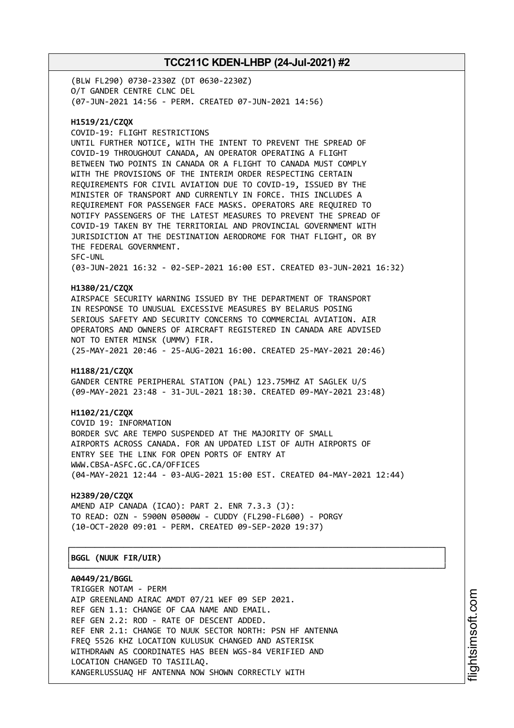(BLW FL290) 0730-2330Z (DT 0630-2230Z)
O/T GANDER CENTRE CLNC DEL
(07-JUN-2021 14:56 - PERM. CREATED 07-JUN-2021 14:56)

**H1519/21/CZQX**
COVID-19: FLIGHT RESTRICTIONS
UNTIL FURTHER NOTICE, WITH THE INTENT TO PREVENT THE SPREAD OF COVID-19 THROUGHOUT CANADA, AN OPERATOR OPERATING A FLIGHT BETWEEN TWO POINTS IN CANADA OR A FLIGHT TO CANADA MUST COMPLY WITH THE PROVISIONS OF THE INTERIM ORDER RESPECTING CERTAIN REQUIREMENTS FOR CIVIL AVIATION DUE TO COVID-19, ISSUED BY THE MINISTER OF TRANSPORT AND CURRENTLY IN FORCE. THIS INCLUDES A REQUIREMENT FOR PASSENGER FACE MASKS. OPERATORS ARE REQUIRED TO NOTIFY PASSENGERS OF THE LATEST MEASURES TO PREVENT THE SPREAD OF COVID-19 TAKEN BY THE TERRITORIAL AND PROVINCIAL GOVERNMENT WITH JURISDICTION AT THE DESTINATION AERODROME FOR THAT FLIGHT, OR BY THE FEDERAL GOVERNMENT.
SFC-UNL
(03-JUN-2021 16:32 - 02-SEP-2021 16:00 EST. CREATED 03-JUN-2021 16:32)

**H1380/21/CZQX**
AIRSPACE SECURITY WARNING ISSUED BY THE DEPARTMENT OF TRANSPORT IN RESPONSE TO UNUSUAL EXCESSIVE MEASURES BY BELARUS POSING SERIOUS SAFETY AND SECURITY CONCERNS TO COMMERCIAL AVIATION. AIR OPERATORS AND OWNERS OF AIRCRAFT REGISTERED IN CANADA ARE ADVISED NOT TO ENTER MINSK (UMMV) FIR.
(25-MAY-2021 20:46 - 25-AUG-2021 16:00. CREATED 25-MAY-2021 20:46)

**H1188/21/CZQX**
GANDER CENTRE PERIPHERAL STATION (PAL) 123.75MHZ AT SAGLEK U/S
(09-MAY-2021 23:48 - 31-JUL-2021 18:30. CREATED 09-MAY-2021 23:48)

**H1102/21/CZQX**
COVID 19: INFORMATION
BORDER SVC ARE TEMPO SUSPENDED AT THE MAJORITY OF SMALL AIRPORTS ACROSS CANADA. FOR AN UPDATED LIST OF AUTH AIRPORTS OF ENTRY SEE THE LINK FOR OPEN PORTS OF ENTRY AT WWW.CBSA-ASFC.GC.CA/OFFICES
(04-MAY-2021 12:44 - 03-AUG-2021 15:00 EST. CREATED 04-MAY-2021 12:44)

**H2389/20/CZQX**
AMEND AIP CANADA (ICAO): PART 2. ENR 7.3.3 (J):
TO READ: OZN - 5900N 05000W - CUDDY (FL290-FL600) - PORGY
(10-OCT-2020 09:01 - PERM. CREATED 09-SEP-2020 19:37)

**BGGL (NUUK FIR/UIR)**

**A0449/21/BGGL**
TRIGGER NOTAM - PERM
AIP GREENLAND AIRAC AMDT 07/21 WEF 09 SEP 2021.
REF GEN 1.1: CHANGE OF CAA NAME AND EMAIL.
REF GEN 2.2: ROD - RATE OF DESCENT ADDED.
REF ENR 2.1: CHANGE TO NUUK SECTOR NORTH: PSN HF ANTENNA FREQ 5526 KHZ LOCATION KULUSUK CHANGED AND ASTERISK WITHDRAWN AS COORDINATES HAS BEEN WGS-84 VERIFIED AND LOCATION CHANGED TO TASIILAQ.
KANGERLUSSUAQ HF ANTENNA NOW SHOWN CORRECTLY WITH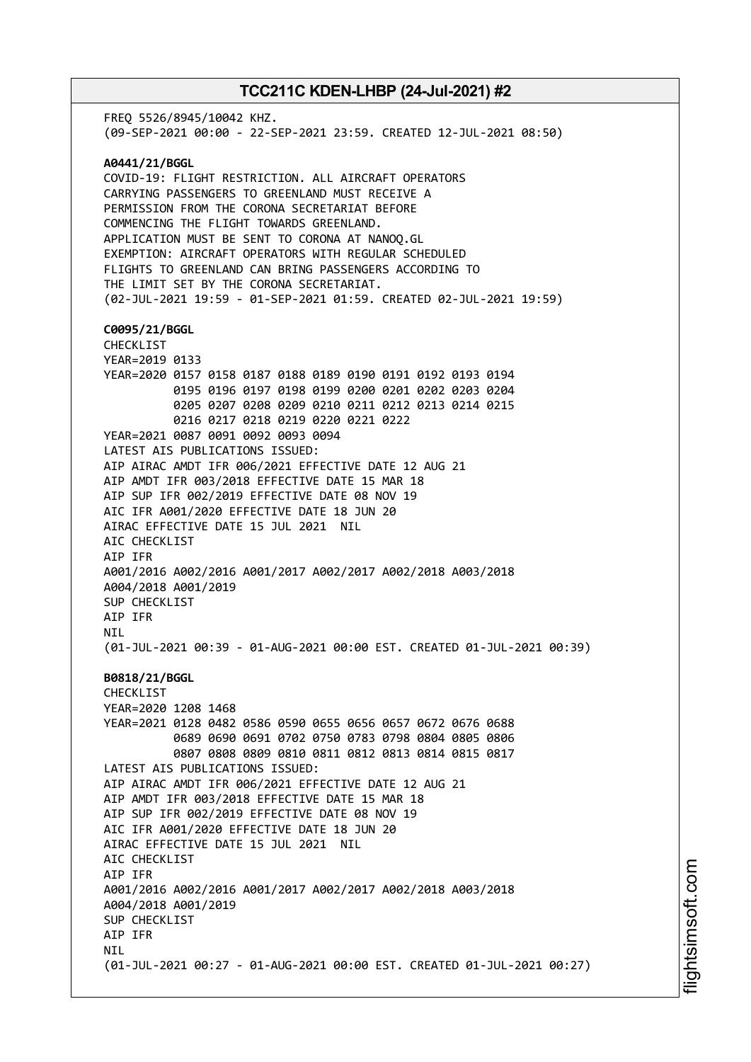FREQ 5526/8945/10042 KHZ.
(09-SEP-2021 00:00 - 22-SEP-2021 23:59. CREATED 12-JUL-2021 08:50)

**A0441/21/BGGL**
COVID-19: FLIGHT RESTRICTION. ALL AIRCRAFT OPERATORS
CARRYING PASSENGERS TO GREENLAND MUST RECEIVE A
PERMISSION FROM THE CORONA SECRETARIAT BEFORE
COMMENCING THE FLIGHT TOWARDS GREENLAND.
APPLICATION MUST BE SENT TO CORONA AT NANOQ.GL
EXEMPTION: AIRCRAFT OPERATORS WITH REGULAR SCHEDULED
FLIGHTS TO GREENLAND CAN BRING PASSENGERS ACCORDING TO
THE LIMIT SET BY THE CORONA SECRETARIAT.
(02-JUL-2021 19:59 - 01-SEP-2021 01:59. CREATED 02-JUL-2021 19:59)

**C0095/21/BGGL**
CHECKLIST
YEAR=2019 0133
YEAR=2020 0157 0158 0187 0188 0189 0190 0191 0192 0193 0194
0195 0196 0197 0198 0199 0200 0201 0202 0203 0204
0205 0207 0208 0209 0210 0211 0212 0213 0214 0215
0216 0217 0218 0219 0220 0221 0222
YEAR=2021 0087 0091 0092 0093 0094
LATEST AIS PUBLICATIONS ISSUED:
AIP AIRAC AMDT IFR 006/2021 EFFECTIVE DATE 12 AUG 21
AIP AMDT IFR 003/2018 EFFECTIVE DATE 15 MAR 18
AIP SUP IFR 002/2019 EFFECTIVE DATE 08 NOV 19
AIC IFR A001/2020 EFFECTIVE DATE 18 JUN 20
AIRAC EFFECTIVE DATE 15 JUL 2021 NIL
AIC CHECKLIST
AIP IFR
A001/2016 A002/2016 A001/2017 A002/2017 A002/2018 A003/2018
A004/2018 A001/2019
SUP CHECKLIST
AIP IFR
NIL
(01-JUL-2021 00:39 - 01-AUG-2021 00:00 EST. CREATED 01-JUL-2021 00:39)

**B0818/21/BGGL**
CHECKLIST
YEAR=2020 1208 1468
YEAR=2021 0128 0482 0586 0590 0655 0656 0657 0672 0676 0688
0689 0690 0691 0702 0750 0783 0798 0804 0805 0806
0807 0808 0809 0810 0811 0812 0813 0814 0815 0817
LATEST AIS PUBLICATIONS ISSUED:
AIP AIRAC AMDT IFR 006/2021 EFFECTIVE DATE 12 AUG 21
AIP AMDT IFR 003/2018 EFFECTIVE DATE 15 MAR 18
AIP SUP IFR 002/2019 EFFECTIVE DATE 08 NOV 19
AIC IFR A001/2020 EFFECTIVE DATE 18 JUN 20
AIRAC EFFECTIVE DATE 15 JUL 2021 NIL
AIC CHECKLIST
AIP IFR
A001/2016 A002/2016 A001/2017 A002/2017 A002/2018 A003/2018
A004/2018 A001/2019
SUP CHECKLIST
AIP IFR
NIL
(01-JUL-2021 00:27 - 01-AUG-2021 00:00 EST. CREATED 01-JUL-2021 00:27)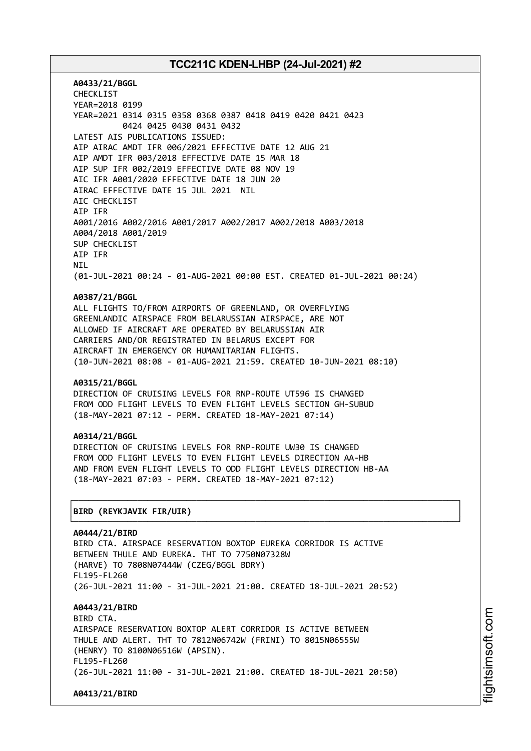**A0433/21/BGGL**
CHECKLIST
YEAR=2018 0199
YEAR=2021 0314 0315 0358 0368 0387 0418 0419 0420 0421 0423
0424 0425 0430 0431 0432
LATEST AIS PUBLICATIONS ISSUED:
AIP AIRAC AMDT IFR 006/2021 EFFECTIVE DATE 12 AUG 21
AIP AMDT IFR 003/2018 EFFECTIVE DATE 15 MAR 18
AIP SUP IFR 002/2019 EFFECTIVE DATE 08 NOV 19
AIC IFR A001/2020 EFFECTIVE DATE 18 JUN 20
AIRAC EFFECTIVE DATE 15 JUL 2021 NIL
AIC CHECKLIST
AIP IFR
A001/2016 A002/2016 A001/2017 A002/2017 A002/2018 A003/2018
A004/2018 A001/2019
SUP CHECKLIST
AIP IFR
NIL
(01-JUL-2021 00:24 - 01-AUG-2021 00:00 EST. CREATED 01-JUL-2021 00:24)

**A0387/21/BGGL**
ALL FLIGHTS TO/FROM AIRPORTS OF GREENLAND, OR OVERFLYING
GREENLANDIC AIRSPACE FROM BELARUSSIAN AIRSPACE, ARE NOT
ALLOWED IF AIRCRAFT ARE OPERATED BY BELARUSSIAN AIR
CARRIERS AND/OR REGISTRATED IN BELARUS EXCEPT FOR
AIRCRAFT IN EMERGENCY OR HUMANITARIAN FLIGHTS.
(10-JUN-2021 08:08 - 01-AUG-2021 21:59. CREATED 10-JUN-2021 08:10)

**A0315/21/BGGL**
DIRECTION OF CRUISING LEVELS FOR RNP-ROUTE UT596 IS CHANGED
FROM ODD FLIGHT LEVELS TO EVEN FLIGHT LEVELS SECTION GH-SUBUD
(18-MAY-2021 07:12 - PERM. CREATED 18-MAY-2021 07:14)

**A0314/21/BGGL**
DIRECTION OF CRUISING LEVELS FOR RNP-ROUTE UW30 IS CHANGED
FROM ODD FLIGHT LEVELS TO EVEN FLIGHT LEVELS DIRECTION AA-HB
AND FROM EVEN FLIGHT LEVELS TO ODD FLIGHT LEVELS DIRECTION HB-AA
(18-MAY-2021 07:03 - PERM. CREATED 18-MAY-2021 07:12)

## BIRD (REYKJAVIK FIR/UIR)

**A0444/21/BIRD**
BIRD CTA. AIRSPACE RESERVATION BOXTOP EUREKA CORRIDOR IS ACTIVE
BETWEEN THULE AND EUREKA. THT TO 7750N07328W
(HARVE) TO 7808N07444W (CZEG/BGGL BDRY)
FL195-FL260
(26-JUL-2021 11:00 - 31-JUL-2021 21:00. CREATED 18-JUL-2021 20:52)

**A0443/21/BIRD**
BIRD CTA.
AIRSPACE RESERVATION BOXTOP ALERT CORRIDOR IS ACTIVE BETWEEN
THULE AND ALERT. THT TO 7812N06742W (FRINI) TO 8015N06555W
(HENRY) TO 8100N06516W (APSIN).
FL195-FL260
(26-JUL-2021 11:00 - 31-JUL-2021 21:00. CREATED 18-JUL-2021 20:50)

**A0413/21/BIRD**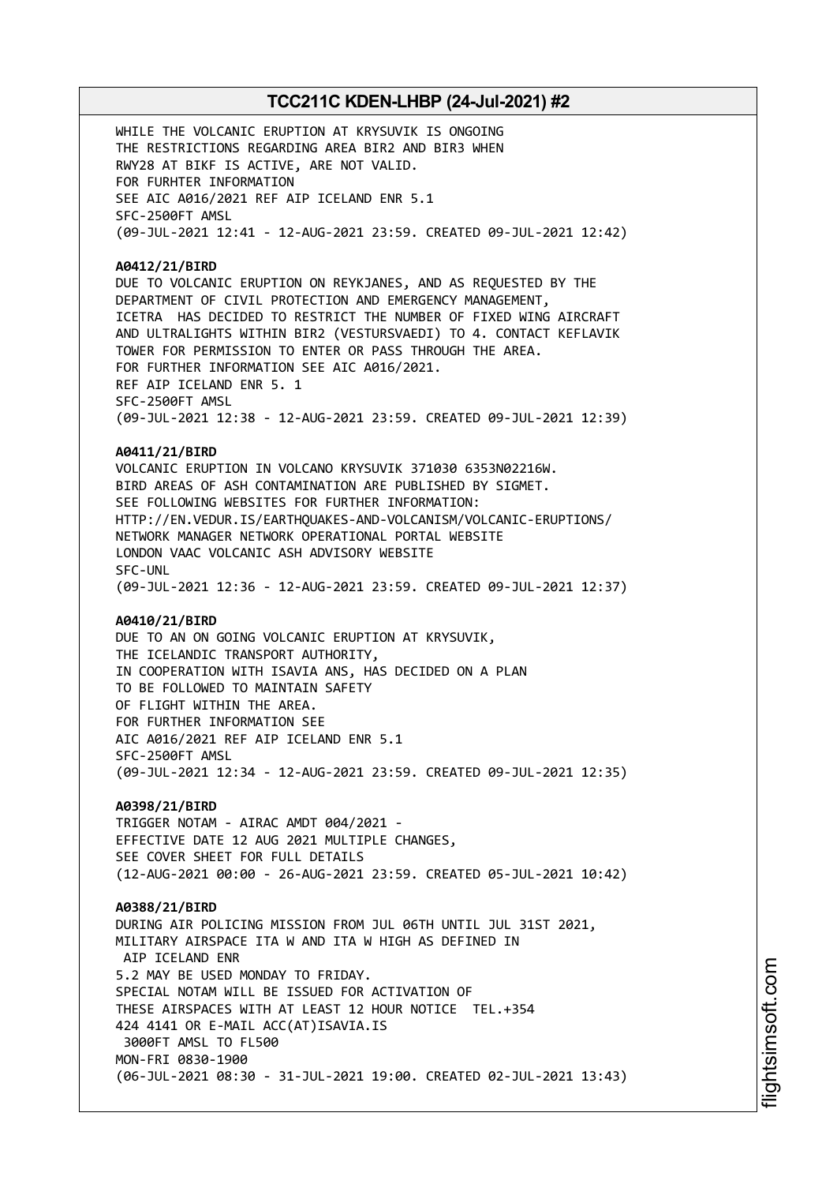WHILE THE VOLCANIC ERUPTION AT KRYSUVIK IS ONGOING
THE RESTRICTIONS REGARDING AREA BIR2 AND BIR3 WHEN
RWY28 AT BIKF IS ACTIVE, ARE NOT VALID.
FOR FURHTER INFORMATION
SEE AIC A016/2021 REF AIP ICELAND ENR 5.1
SFC-2500FT AMSL
(09-JUL-2021 12:41 - 12-AUG-2021 23:59. CREATED 09-JUL-2021 12:42)

**A0412/21/BIRD**
DUE TO VOLCANIC ERUPTION ON REYKJANES, AND AS REQUESTED BY THE
DEPARTMENT OF CIVIL PROTECTION AND EMERGENCY MANAGEMENT,
ICETRA HAS DECIDED TO RESTRICT THE NUMBER OF FIXED WING AIRCRAFT
AND ULTRALIGHTS WITHIN BIR2 (VESTURSVAEDI) TO 4. CONTACT KEFLAVIK
TOWER FOR PERMISSION TO ENTER OR PASS THROUGH THE AREA.
FOR FURTHER INFORMATION SEE AIC A016/2021.
REF AIP ICELAND ENR 5. 1
SFC-2500FT AMSL
(09-JUL-2021 12:38 - 12-AUG-2021 23:59. CREATED 09-JUL-2021 12:39)

**A0411/21/BIRD**
VOLCANIC ERUPTION IN VOLCANO KRYSUVIK 371030 6353N02216W.
BIRD AREAS OF ASH CONTAMINATION ARE PUBLISHED BY SIGMET.
SEE FOLLOWING WEBSITES FOR FURTHER INFORMATION:
HTTP://EN.VEDUR.IS/EARTHQUAKES-AND-VOLCANISM/VOLCANIC-ERUPTIONS/
NETWORK MANAGER NETWORK OPERATIONAL PORTAL WEBSITE
LONDON VAAC VOLCANIC ASH ADVISORY WEBSITE
SFC-UNL
(09-JUL-2021 12:36 - 12-AUG-2021 23:59. CREATED 09-JUL-2021 12:37)

**A0410/21/BIRD**
DUE TO AN ON GOING VOLCANIC ERUPTION AT KRYSUVIK,
THE ICELANDIC TRANSPORT AUTHORITY,
IN COOPERATION WITH ISAVIA ANS, HAS DECIDED ON A PLAN
TO BE FOLLOWED TO MAINTAIN SAFETY
OF FLIGHT WITHIN THE AREA.
FOR FURTHER INFORMATION SEE
AIC A016/2021 REF AIP ICELAND ENR 5.1
SFC-2500FT AMSL
(09-JUL-2021 12:34 - 12-AUG-2021 23:59. CREATED 09-JUL-2021 12:35)

**A0398/21/BIRD**
TRIGGER NOTAM - AIRAC AMDT 004/2021 -
EFFECTIVE DATE 12 AUG 2021 MULTIPLE CHANGES,
SEE COVER SHEET FOR FULL DETAILS
(12-AUG-2021 00:00 - 26-AUG-2021 23:59. CREATED 05-JUL-2021 10:42)

**A0388/21/BIRD**
DURING AIR POLICING MISSION FROM JUL 06TH UNTIL JUL 31ST 2021,
MILITARY AIRSPACE ITA W AND ITA W HIGH AS DEFINED IN
AIP ICELAND ENR
5.2 MAY BE USED MONDAY TO FRIDAY.
SPECIAL NOTAM WILL BE ISSUED FOR ACTIVATION OF
THESE AIRSPACES WITH AT LEAST 12 HOUR NOTICE TEL.+354
424 4141 OR E-MAIL ACC(AT)ISAVIA.IS
3000FT AMSL TO FL500
MON-FRI 0830-1900
(06-JUL-2021 08:30 - 31-JUL-2021 19:00. CREATED 02-JUL-2021 13:43)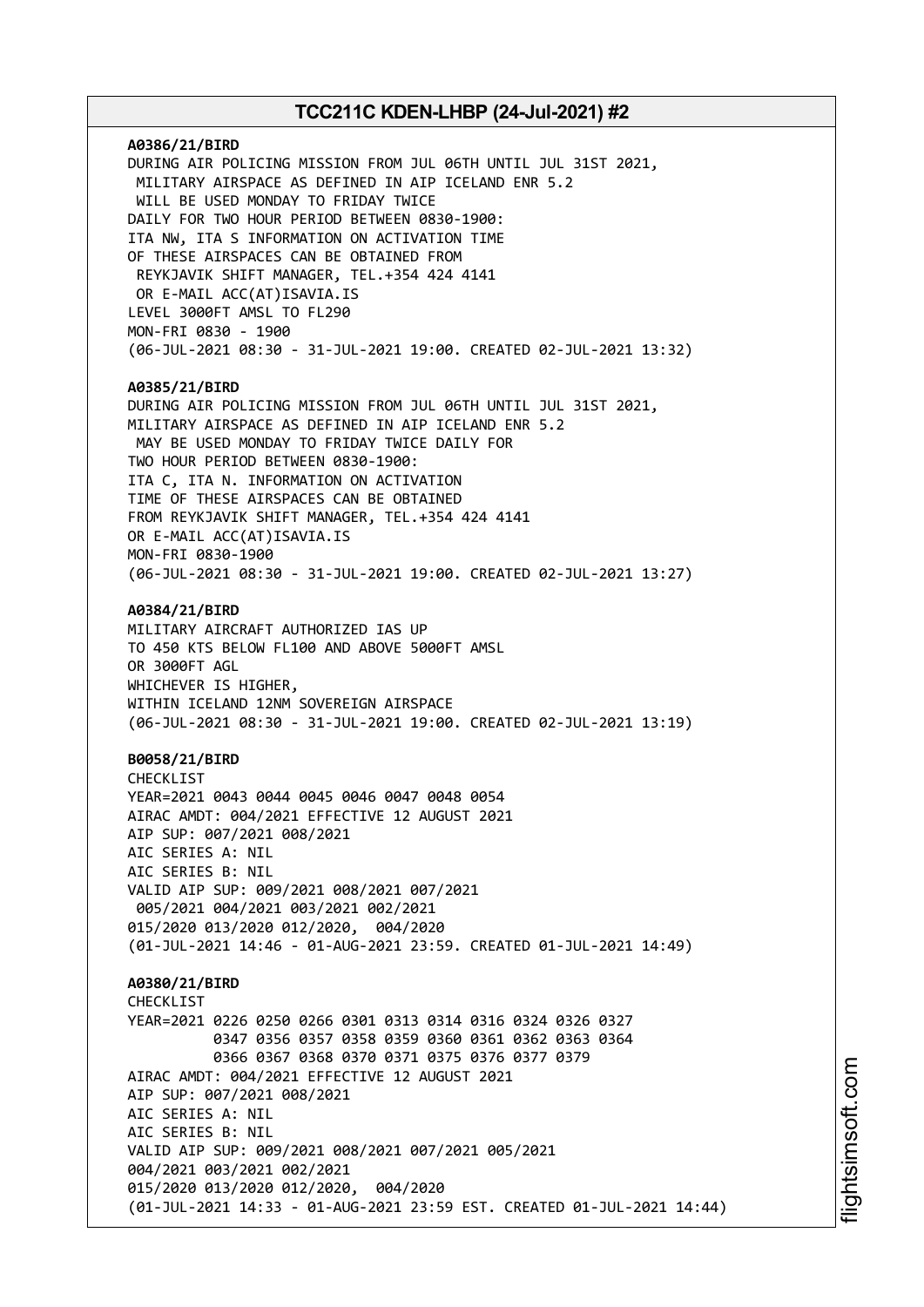**A0386/21/BIRD**
DURING AIR POLICING MISSION FROM JUL 06TH UNTIL JUL 31ST 2021,
MILITARY AIRSPACE AS DEFINED IN AIP ICELAND ENR 5.2
WILL BE USED MONDAY TO FRIDAY TWICE
DAILY FOR TWO HOUR PERIOD BETWEEN 0830-1900:
ITA NW, ITA S INFORMATION ON ACTIVATION TIME
OF THESE AIRSPACES CAN BE OBTAINED FROM
REYKJAVIK SHIFT MANAGER, TEL.+354 424 4141
OR E-MAIL ACC(AT)ISAVIA.IS
LEVEL 3000FT AMSL TO FL290
MON-FRI 0830 - 1900
(06-JUL-2021 08:30 - 31-JUL-2021 19:00. CREATED 02-JUL-2021 13:32)

**A0385/21/BIRD**
DURING AIR POLICING MISSION FROM JUL 06TH UNTIL JUL 31ST 2021,
MILITARY AIRSPACE AS DEFINED IN AIP ICELAND ENR 5.2
MAY BE USED MONDAY TO FRIDAY TWICE DAILY FOR
TWO HOUR PERIOD BETWEEN 0830-1900:
ITA C, ITA N. INFORMATION ON ACTIVATION
TIME OF THESE AIRSPACES CAN BE OBTAINED
FROM REYKJAVIK SHIFT MANAGER, TEL.+354 424 4141
OR E-MAIL ACC(AT)ISAVIA.IS
MON-FRI 0830-1900
(06-JUL-2021 08:30 - 31-JUL-2021 19:00. CREATED 02-JUL-2021 13:27)

**A0384/21/BIRD**
MILITARY AIRCRAFT AUTHORIZED IAS UP
TO 450 KTS BELOW FL100 AND ABOVE 5000FT AMSL
OR 3000FT AGL
WHICHEVER IS HIGHER,
WITHIN ICELAND 12NM SOVEREIGN AIRSPACE
(06-JUL-2021 08:30 - 31-JUL-2021 19:00. CREATED 02-JUL-2021 13:19)

**B0058/21/BIRD**
CHECKLIST
YEAR=2021 0043 0044 0045 0046 0047 0048 0054
AIRAC AMDT: 004/2021 EFFECTIVE 12 AUGUST 2021
AIP SUP: 007/2021 008/2021
AIC SERIES A: NIL
AIC SERIES B: NIL
VALID AIP SUP: 009/2021 008/2021 007/2021
005/2021 004/2021 003/2021 002/2021
015/2020 013/2020 012/2020, 004/2020
(01-JUL-2021 14:46 - 01-AUG-2021 23:59. CREATED 01-JUL-2021 14:49)

**A0380/21/BIRD**
CHECKLIST
YEAR=2021 0226 0250 0266 0301 0313 0314 0316 0324 0326 0327
0347 0356 0357 0358 0359 0360 0361 0362 0363 0364
0366 0367 0368 0370 0371 0375 0376 0377 0379
AIRAC AMDT: 004/2021 EFFECTIVE 12 AUGUST 2021
AIP SUP: 007/2021 008/2021
AIC SERIES A: NIL
AIC SERIES B: NIL
VALID AIP SUP: 009/2021 008/2021 007/2021 005/2021
004/2021 003/2021 002/2021
015/2020 013/2020 012/2020, 004/2020
(01-JUL-2021 14:33 - 01-AUG-2021 23:59 EST. CREATED 01-JUL-2021 14:44)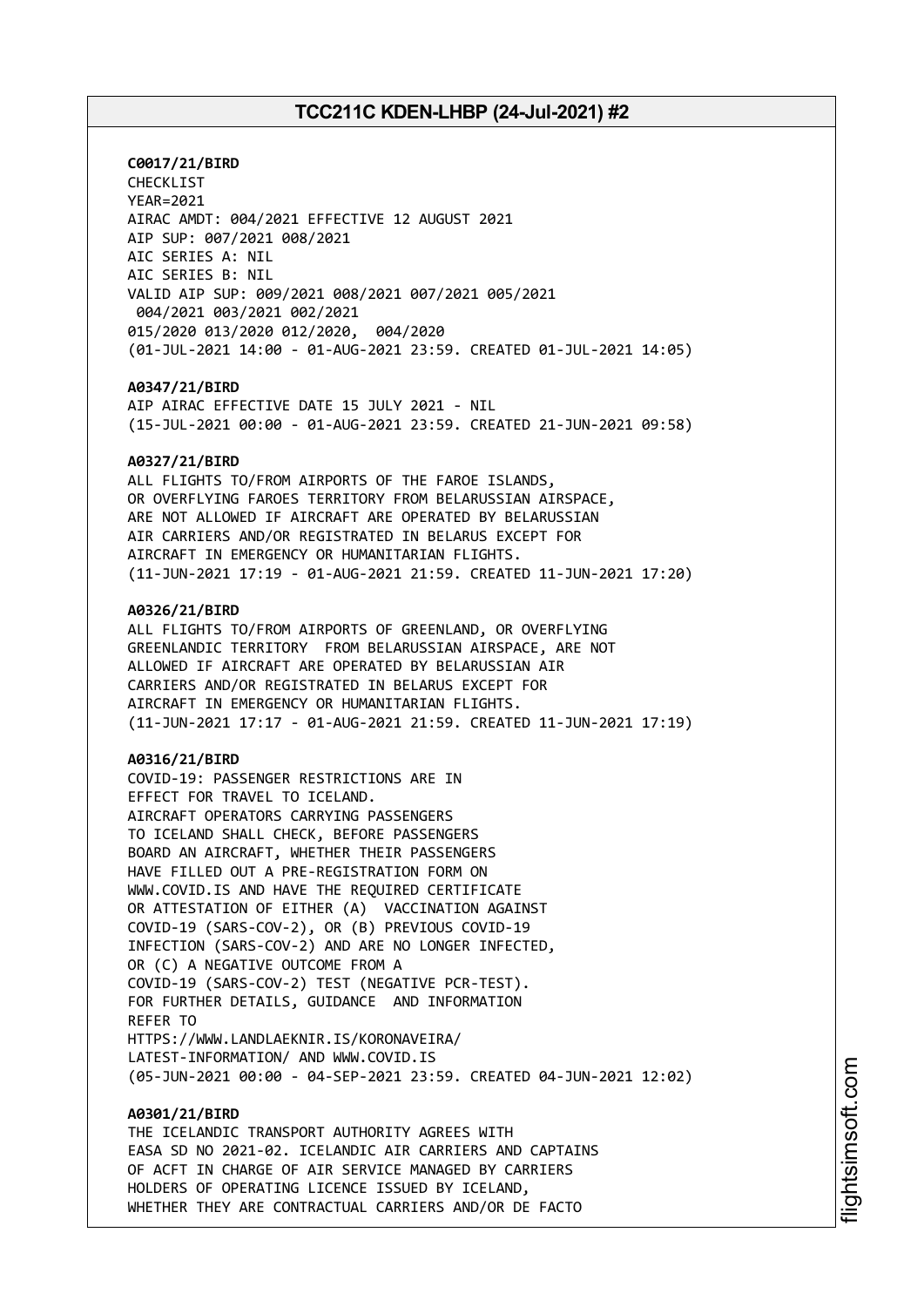**C0017/21/BIRD**
CHECKLIST
YEAR=2021
AIRAC AMDT: 004/2021 EFFECTIVE 12 AUGUST 2021
AIP SUP: 007/2021 008/2021
AIC SERIES A: NIL
AIC SERIES B: NIL
VALID AIP SUP: 009/2021 008/2021 007/2021 005/2021
004/2021 003/2021 002/2021
015/2020 013/2020 012/2020, 004/2020
(01-JUL-2021 14:00 - 01-AUG-2021 23:59. CREATED 01-JUL-2021 14:05)

**A0347/21/BIRD**
AIP AIRAC EFFECTIVE DATE 15 JULY 2021 - NIL
(15-JUL-2021 00:00 - 01-AUG-2021 23:59. CREATED 21-JUN-2021 09:58)

**A0327/21/BIRD**
ALL FLIGHTS TO/FROM AIRPORTS OF THE FAROE ISLANDS,
OR OVERFLYING FAROES TERRITORY FROM BELARUSSIAN AIRSPACE,
ARE NOT ALLOWED IF AIRCRAFT ARE OPERATED BY BELARUSSIAN
AIR CARRIERS AND/OR REGISTRATED IN BELARUS EXCEPT FOR
AIRCRAFT IN EMERGENCY OR HUMANITARIAN FLIGHTS.
(11-JUN-2021 17:19 - 01-AUG-2021 21:59. CREATED 11-JUN-2021 17:20)

**A0326/21/BIRD**
ALL FLIGHTS TO/FROM AIRPORTS OF GREENLAND, OR OVERFLYING
GREENLANDIC TERRITORY FROM BELARUSSIAN AIRSPACE, ARE NOT
ALLOWED IF AIRCRAFT ARE OPERATED BY BELARUSSIAN AIR
CARRIERS AND/OR REGISTRATED IN BELARUS EXCEPT FOR
AIRCRAFT IN EMERGENCY OR HUMANITARIAN FLIGHTS.
(11-JUN-2021 17:17 - 01-AUG-2021 21:59. CREATED 11-JUN-2021 17:19)

**A0316/21/BIRD**
COVID-19: PASSENGER RESTRICTIONS ARE IN
EFFECT FOR TRAVEL TO ICELAND.
AIRCRAFT OPERATORS CARRYING PASSENGERS
TO ICELAND SHALL CHECK, BEFORE PASSENGERS
BOARD AN AIRCRAFT, WHETHER THEIR PASSENGERS
HAVE FILLED OUT A PRE-REGISTRATION FORM ON
WWW.COVID.IS AND HAVE THE REQUIRED CERTIFICATE
OR ATTESTATION OF EITHER (A) VACCINATION AGAINST
COVID-19 (SARS-COV-2), OR (B) PREVIOUS COVID-19
INFECTION (SARS-COV-2) AND ARE NO LONGER INFECTED,
OR (C) A NEGATIVE OUTCOME FROM A
COVID-19 (SARS-COV-2) TEST (NEGATIVE PCR-TEST).
FOR FURTHER DETAILS, GUIDANCE AND INFORMATION
REFER TO
HTTPS://WWW.LANDLAEKNIR.IS/KORONAVEIRA/
LATEST-INFORMATION/ AND WWW.COVID.IS
(05-JUN-2021 00:00 - 04-SEP-2021 23:59. CREATED 04-JUN-2021 12:02)

**A0301/21/BIRD**
THE ICELANDIC TRANSPORT AUTHORITY AGREES WITH
EASA SD NO 2021-02. ICELANDIC AIR CARRIERS AND CAPTAINS
OF ACFT IN CHARGE OF AIR SERVICE MANAGED BY CARRIERS
HOLDERS OF OPERATING LICENCE ISSUED BY ICELAND,
WHETHER THEY ARE CONTRACTUAL CARRIERS AND/OR DE FACTO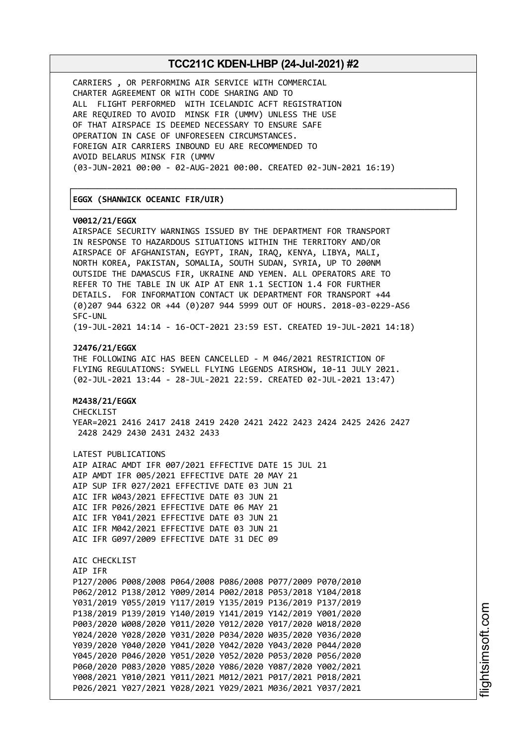CARRIERS , OR PERFORMING AIR SERVICE WITH COMMERCIAL
CHARTER AGREEMENT OR WITH CODE SHARING AND TO
ALL FLIGHT PERFORMED WITH ICELANDIC ACFT REGISTRATION
ARE REQUIRED TO AVOID MINSK FIR (UMMV) UNLESS THE USE
OF THAT AIRSPACE IS DEEMED NECESSARY TO ENSURE SAFE
OPERATION IN CASE OF UNFORESEEN CIRCUMSTANCES.
FOREIGN AIR CARRIERS INBOUND EU ARE RECOMMENDED TO
AVOID BELARUS MINSK FIR (UMMV
(03-JUN-2021 00:00 - 02-AUG-2021 00:00. CREATED 02-JUN-2021 16:19)

**EGGX (SHANWICK OCEANIC FIR/UIR)**

**V0012/21/EGGX**
AIRSPACE SECURITY WARNINGS ISSUED BY THE DEPARTMENT FOR TRANSPORT
IN RESPONSE TO HAZARDOUS SITUATIONS WITHIN THE TERRITORY AND/OR
AIRSPACE OF AFGHANISTAN, EGYPT, IRAN, IRAQ, KENYA, LIBYA, MALI,
NORTH KOREA, PAKISTAN, SOMALIA, SOUTH SUDAN, SYRIA, UP TO 200NM
OUTSIDE THE DAMASCUS FIR, UKRAINE AND YEMEN. ALL OPERATORS ARE TO
REFER TO THE TABLE IN UK AIP AT ENR 1.1 SECTION 1.4 FOR FURTHER
DETAILS. FOR INFORMATION CONTACT UK DEPARTMENT FOR TRANSPORT +44
(0)207 944 6322 OR +44 (0)207 944 5999 OUT OF HOURS. 2018-03-0229-AS6
SFC-UNL
(19-JUL-2021 14:14 - 16-OCT-2021 23:59 EST. CREATED 19-JUL-2021 14:18)

**J2476/21/EGGX**
THE FOLLOWING AIC HAS BEEN CANCELLED - M 046/2021 RESTRICTION OF
FLYING REGULATIONS: SYWELL FLYING LEGENDS AIRSHOW, 10-11 JULY 2021.
(02-JUL-2021 13:44 - 28-JUL-2021 22:59. CREATED 02-JUL-2021 13:47)

**M2438/21/EGGX**
CHECKLIST
YEAR=2021 2416 2417 2418 2419 2420 2421 2422 2423 2424 2425 2426 2427
2428 2429 2430 2431 2432 2433

LATEST PUBLICATIONS
AIP AIRAC AMDT IFR 007/2021 EFFECTIVE DATE 15 JUL 21
AIP AMDT IFR 005/2021 EFFECTIVE DATE 20 MAY 21
AIP SUP IFR 027/2021 EFFECTIVE DATE 03 JUN 21
AIC IFR W043/2021 EFFECTIVE DATE 03 JUN 21
AIC IFR P026/2021 EFFECTIVE DATE 06 MAY 21
AIC IFR Y041/2021 EFFECTIVE DATE 03 JUN 21
AIC IFR M042/2021 EFFECTIVE DATE 03 JUN 21
AIC IFR G097/2009 EFFECTIVE DATE 31 DEC 09

AIC CHECKLIST
AIP IFR
P127/2006 P008/2008 P064/2008 P086/2008 P077/2009 P070/2010
P062/2012 P138/2012 Y009/2014 P002/2018 P053/2018 Y104/2018
Y031/2019 Y055/2019 Y117/2019 Y135/2019 P136/2019 P137/2019
P138/2019 P139/2019 Y140/2019 Y141/2019 Y142/2019 Y001/2020
P003/2020 W008/2020 Y011/2020 Y012/2020 Y017/2020 W018/2020
Y024/2020 Y028/2020 Y031/2020 P034/2020 W035/2020 Y036/2020
Y039/2020 Y040/2020 Y041/2020 Y042/2020 Y043/2020 P044/2020
Y045/2020 P046/2020 Y051/2020 Y052/2020 P053/2020 P056/2020
P060/2020 P083/2020 Y085/2020 Y086/2020 Y087/2020 Y002/2021
Y008/2021 Y010/2021 Y011/2021 M012/2021 P017/2021 P018/2021
P026/2021 Y027/2021 Y028/2021 Y029/2021 M036/2021 Y037/2021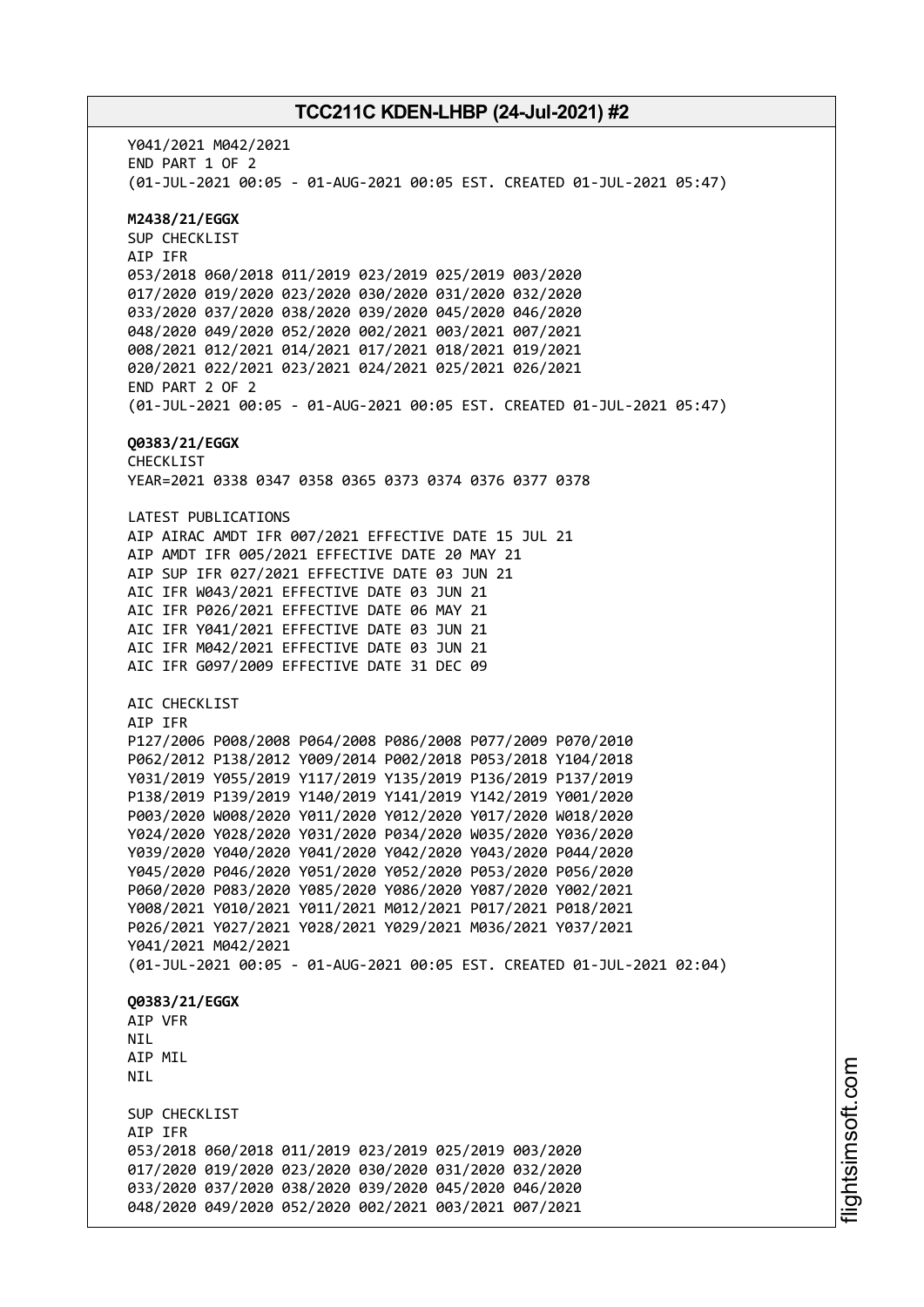Y041/2021 M042/2021
END PART 1 OF 2
(01-JUL-2021 00:05 - 01-AUG-2021 00:05 EST. CREATED 01-JUL-2021 05:47)

**M2438/21/EGGX**
SUP CHECKLIST
AIP IFR
053/2018 060/2018 011/2019 023/2019 025/2019 003/2020
017/2020 019/2020 023/2020 030/2020 031/2020 032/2020
033/2020 037/2020 038/2020 039/2020 045/2020 046/2020
048/2020 049/2020 052/2020 002/2021 003/2021 007/2021
008/2021 012/2021 014/2021 017/2021 018/2021 019/2021
020/2021 022/2021 023/2021 024/2021 025/2021 026/2021
END PART 2 OF 2
(01-JUL-2021 00:05 - 01-AUG-2021 00:05 EST. CREATED 01-JUL-2021 05:47)

**Q0383/21/EGGX**
CHECKLIST
YEAR=2021 0338 0347 0358 0365 0373 0374 0376 0377 0378

LATEST PUBLICATIONS
AIP AIRAC AMDT IFR 007/2021 EFFECTIVE DATE 15 JUL 21
AIP AMDT IFR 005/2021 EFFECTIVE DATE 20 MAY 21
AIP SUP IFR 027/2021 EFFECTIVE DATE 03 JUN 21
AIC IFR W043/2021 EFFECTIVE DATE 03 JUN 21
AIC IFR P026/2021 EFFECTIVE DATE 06 MAY 21
AIC IFR Y041/2021 EFFECTIVE DATE 03 JUN 21
AIC IFR M042/2021 EFFECTIVE DATE 03 JUN 21
AIC IFR G097/2009 EFFECTIVE DATE 31 DEC 09

AIC CHECKLIST
AIP IFR
P127/2006 P008/2008 P064/2008 P086/2008 P077/2009 P070/2010
P062/2012 P138/2012 Y009/2014 P002/2018 P053/2018 Y104/2018
Y031/2019 Y055/2019 Y117/2019 Y135/2019 P136/2019 P137/2019
P138/2019 P139/2019 Y140/2019 Y141/2019 Y142/2019 Y001/2020
P003/2020 W008/2020 Y011/2020 Y012/2020 Y017/2020 W018/2020
Y024/2020 Y028/2020 Y031/2020 P034/2020 W035/2020 Y036/2020
Y039/2020 Y040/2020 Y041/2020 Y042/2020 Y043/2020 P044/2020
Y045/2020 P046/2020 Y051/2020 Y052/2020 P053/2020 P056/2020
P060/2020 P083/2020 Y085/2020 Y086/2020 Y087/2020 Y002/2021
Y008/2021 Y010/2021 Y011/2021 M012/2021 P017/2021 P018/2021
P026/2021 Y027/2021 Y028/2021 Y029/2021 M036/2021 Y037/2021
Y041/2021 M042/2021
(01-JUL-2021 00:05 - 01-AUG-2021 00:05 EST. CREATED 01-JUL-2021 02:04)

**Q0383/21/EGGX**
AIP VFR
NIL
AIP MIL
NIL

SUP CHECKLIST
AIP IFR
053/2018 060/2018 011/2019 023/2019 025/2019 003/2020
017/2020 019/2020 023/2020 030/2020 031/2020 032/2020
033/2020 037/2020 038/2020 039/2020 045/2020 046/2020
048/2020 049/2020 052/2020 002/2021 003/2021 007/2021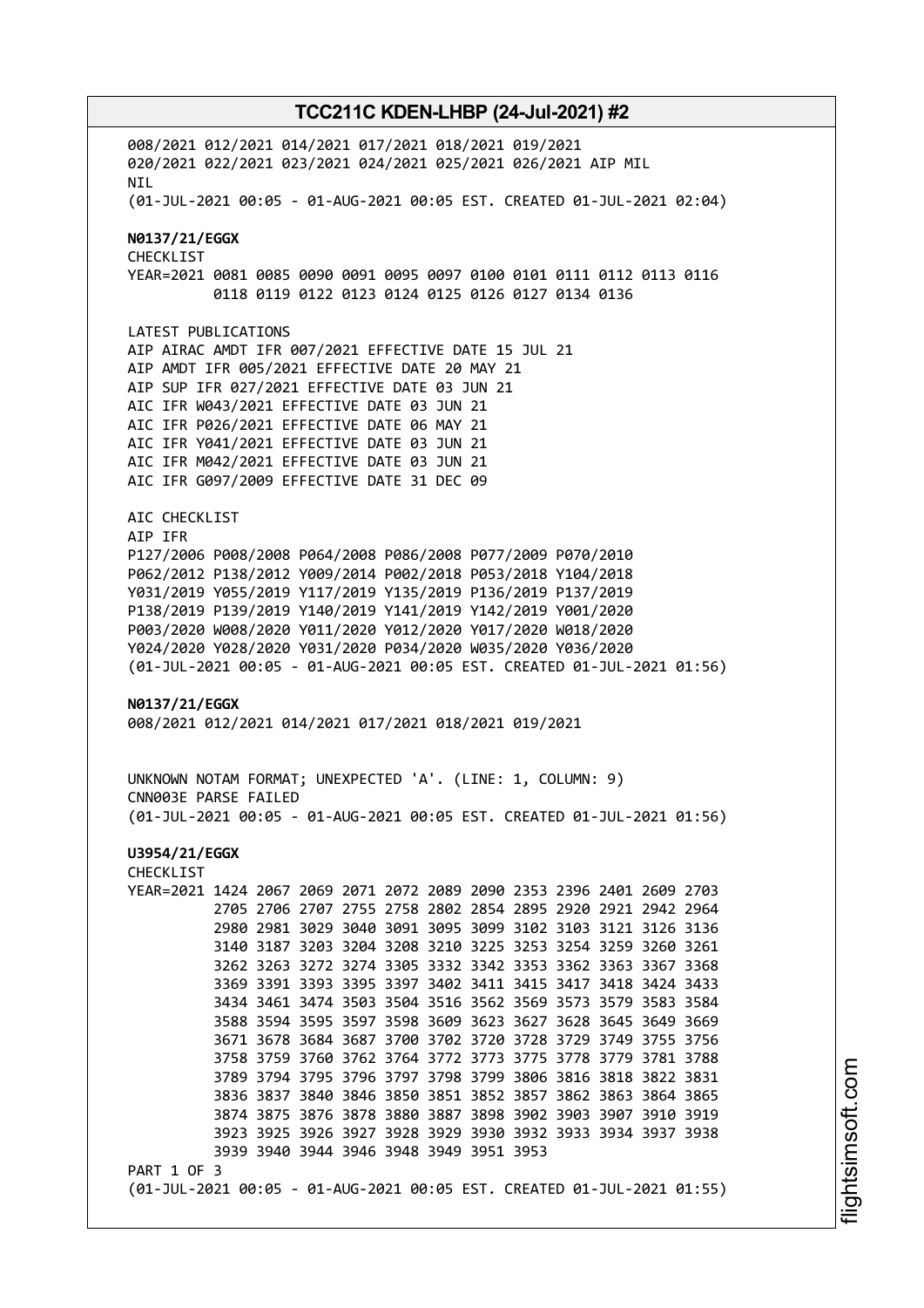008/2021 012/2021 014/2021 017/2021 018/2021 019/2021
020/2021 022/2021 023/2021 024/2021 025/2021 026/2021 AIP MIL
NIL
(01-JUL-2021 00:05 - 01-AUG-2021 00:05 EST. CREATED 01-JUL-2021 02:04)

**N0137/21/EGGX**
CHECKLIST
YEAR=2021 0081 0085 0090 0091 0095 0097 0100 0101 0111 0112 0113 0116
0118 0119 0122 0123 0124 0125 0126 0127 0134 0136

LATEST PUBLICATIONS
AIP AIRAC AMDT IFR 007/2021 EFFECTIVE DATE 15 JUL 21
AIP AMDT IFR 005/2021 EFFECTIVE DATE 20 MAY 21
AIP SUP IFR 027/2021 EFFECTIVE DATE 03 JUN 21
AIC IFR W043/2021 EFFECTIVE DATE 03 JUN 21
AIC IFR P026/2021 EFFECTIVE DATE 06 MAY 21
AIC IFR Y041/2021 EFFECTIVE DATE 03 JUN 21
AIC IFR M042/2021 EFFECTIVE DATE 03 JUN 21
AIC IFR G097/2009 EFFECTIVE DATE 31 DEC 09

AIC CHECKLIST
AIP IFR
P127/2006 P008/2008 P064/2008 P086/2008 P077/2009 P070/2010
P062/2012 P138/2012 Y009/2014 P002/2018 P053/2018 Y104/2018
Y031/2019 Y055/2019 Y117/2019 Y135/2019 P136/2019 P137/2019
P138/2019 P139/2019 Y140/2019 Y141/2019 Y142/2019 Y001/2020
P003/2020 W008/2020 Y011/2020 Y012/2020 Y017/2020 W018/2020
Y024/2020 Y028/2020 Y031/2020 P034/2020 W035/2020 Y036/2020
(01-JUL-2021 00:05 - 01-AUG-2021 00:05 EST. CREATED 01-JUL-2021 01:56)

**N0137/21/EGGX**
008/2021 012/2021 014/2021 017/2021 018/2021 019/2021

UNKNOWN NOTAM FORMAT; UNEXPECTED 'A'. (LINE: 1, COLUMN: 9)
CNN003E PARSE FAILED
(01-JUL-2021 00:05 - 01-AUG-2021 00:05 EST. CREATED 01-JUL-2021 01:56)

**U3954/21/EGGX**
CHECKLIST
YEAR=2021 1424 2067 2069 2071 2072 2089 2090 2353 2396 2401 2609 2703
2705 2706 2707 2755 2758 2802 2854 2895 2920 2921 2942 2964
2980 2981 3029 3040 3091 3095 3099 3102 3103 3121 3126 3136
3140 3187 3203 3204 3208 3210 3225 3253 3254 3259 3260 3261
3262 3263 3272 3274 3305 3332 3342 3353 3362 3363 3367 3368
3369 3391 3393 3395 3397 3402 3411 3415 3417 3418 3424 3433
3434 3461 3474 3503 3504 3516 3562 3569 3573 3579 3583 3584
3588 3594 3595 3597 3598 3609 3623 3627 3628 3645 3649 3669
3671 3678 3684 3687 3700 3702 3720 3728 3729 3749 3755 3756
3758 3759 3760 3762 3764 3772 3773 3775 3778 3779 3781 3788
3789 3794 3795 3796 3797 3798 3799 3806 3816 3818 3822 3831
3836 3837 3840 3846 3850 3851 3852 3857 3862 3863 3864 3865
3874 3875 3876 3878 3880 3887 3898 3902 3903 3907 3910 3919
3923 3925 3926 3927 3928 3929 3930 3932 3933 3934 3937 3938
3939 3940 3944 3946 3948 3949 3951 3953
PART 1 OF 3
(01-JUL-2021 00:05 - 01-AUG-2021 00:05 EST. CREATED 01-JUL-2021 01:55)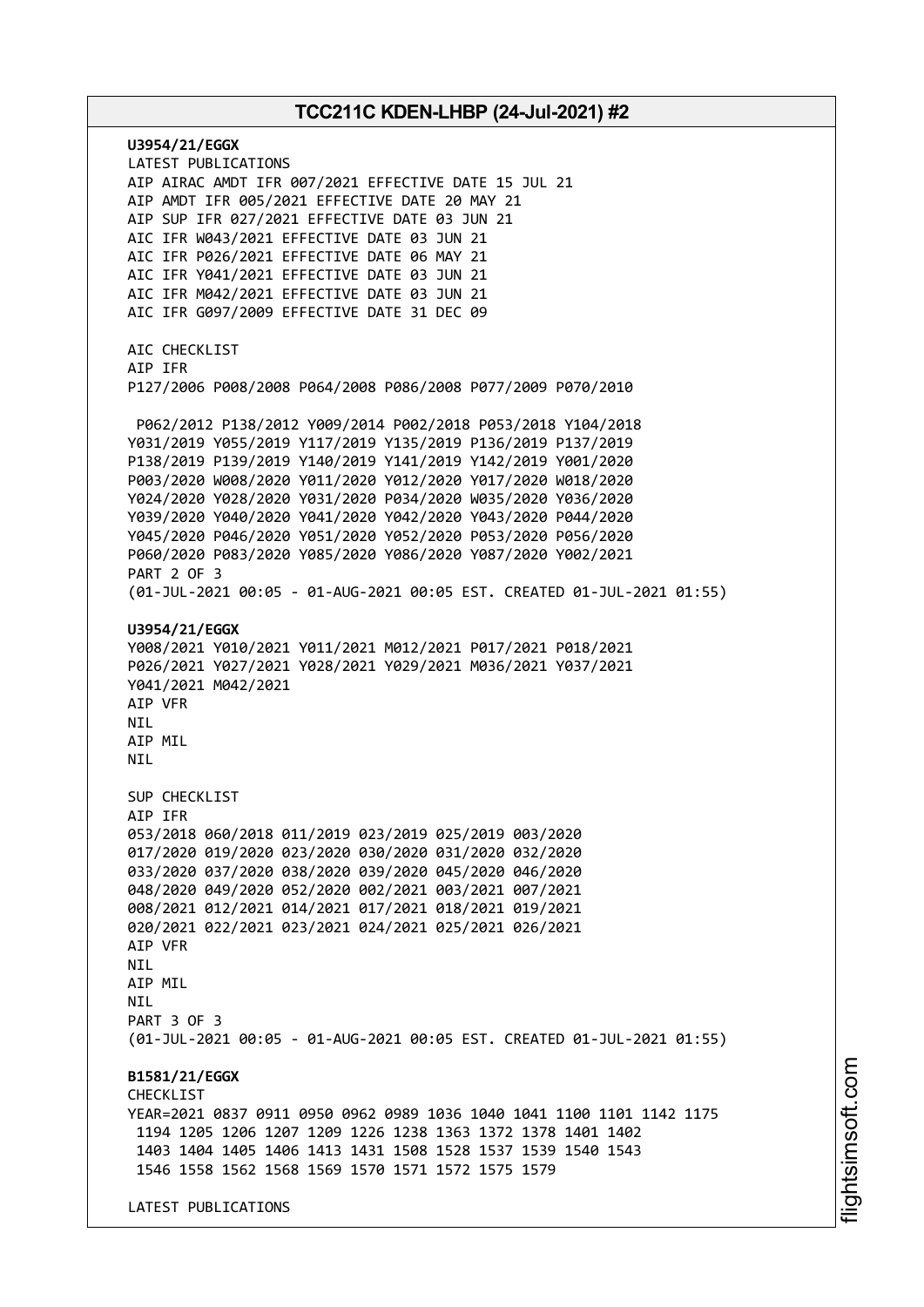**U3954/21/EGGX**
LATEST PUBLICATIONS
AIP AIRAC AMDT IFR 007/2021 EFFECTIVE DATE 15 JUL 21
AIP AMDT IFR 005/2021 EFFECTIVE DATE 20 MAY 21
AIP SUP IFR 027/2021 EFFECTIVE DATE 03 JUN 21
AIC IFR W043/2021 EFFECTIVE DATE 03 JUN 21
AIC IFR P026/2021 EFFECTIVE DATE 06 MAY 21
AIC IFR Y041/2021 EFFECTIVE DATE 03 JUN 21
AIC IFR M042/2021 EFFECTIVE DATE 03 JUN 21
AIC IFR G097/2009 EFFECTIVE DATE 31 DEC 09

AIC CHECKLIST
AIP IFR
P127/2006 P008/2008 P064/2008 P086/2008 P077/2009 P070/2010

P062/2012 P138/2012 Y009/2014 P002/2018 P053/2018 Y104/2018
Y031/2019 Y055/2019 Y117/2019 Y135/2019 P136/2019 P137/2019
P138/2019 P139/2019 Y140/2019 Y141/2019 Y142/2019 Y001/2020
P003/2020 W008/2020 Y011/2020 Y012/2020 Y017/2020 W018/2020
Y024/2020 Y028/2020 Y031/2020 P034/2020 W035/2020 Y036/2020
Y039/2020 Y040/2020 Y041/2020 Y042/2020 Y043/2020 P044/2020
Y045/2020 P046/2020 Y051/2020 Y052/2020 P053/2020 P056/2020
P060/2020 P083/2020 Y085/2020 Y086/2020 Y087/2020 Y002/2021
PART 2 OF 3
(01-JUL-2021 00:05 - 01-AUG-2021 00:05 EST. CREATED 01-JUL-2021 01:55)

**U3954/21/EGGX**
Y008/2021 Y010/2021 Y011/2021 M012/2021 P017/2021 P018/2021
P026/2021 Y027/2021 Y028/2021 Y029/2021 M036/2021 Y037/2021
Y041/2021 M042/2021
AIP VFR
NIL
AIP MIL
NIL

SUP CHECKLIST
AIP IFR
053/2018 060/2018 011/2019 023/2019 025/2019 003/2020
017/2020 019/2020 023/2020 030/2020 031/2020 032/2020
033/2020 037/2020 038/2020 039/2020 045/2020 046/2020
048/2020 049/2020 052/2020 002/2021 003/2021 007/2021
008/2021 012/2021 014/2021 017/2021 018/2021 019/2021
020/2021 022/2021 023/2021 024/2021 025/2021 026/2021
AIP VFR
NIL
AIP MIL
NIL
PART 3 OF 3
(01-JUL-2021 00:05 - 01-AUG-2021 00:05 EST. CREATED 01-JUL-2021 01:55)

**B1581/21/EGGX**
CHECKLIST
YEAR=2021 0837 0911 0950 0962 0989 1036 1040 1041 1100 1101 1142 1175
1194 1205 1206 1207 1209 1226 1238 1363 1372 1378 1401 1402
1403 1404 1405 1406 1413 1431 1508 1528 1537 1539 1540 1543
1546 1558 1562 1568 1569 1570 1571 1572 1575 1579

LATEST PUBLICATIONS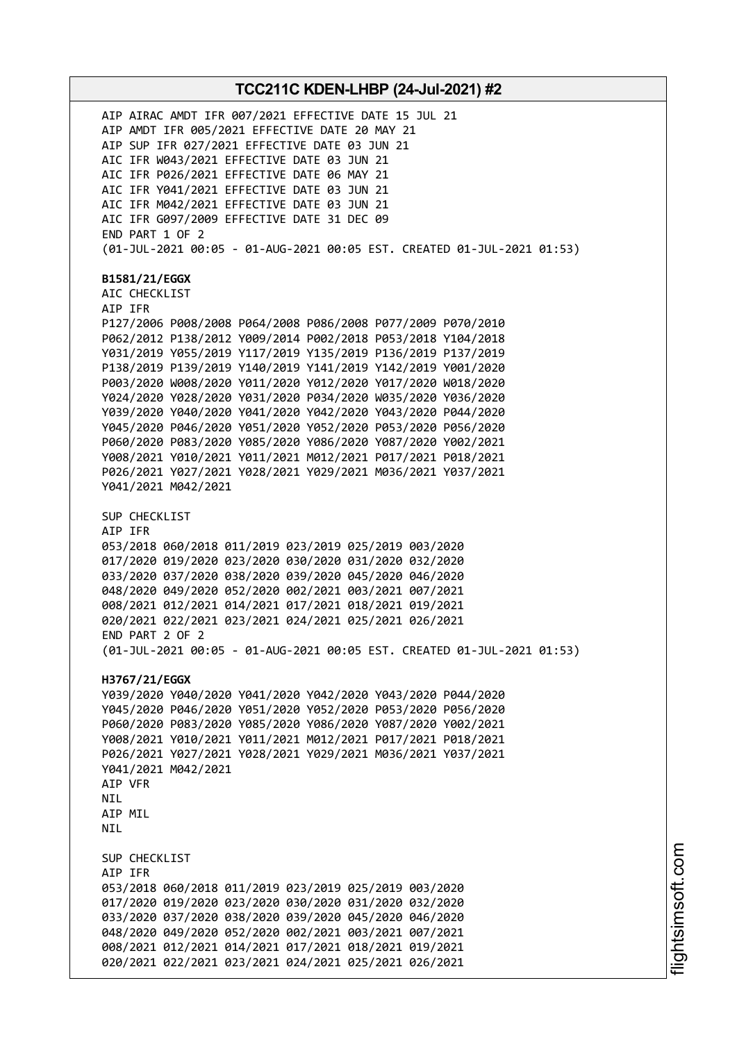AIP AIRAC AMDT IFR 007/2021 EFFECTIVE DATE 15 JUL 21
AIP AMDT IFR 005/2021 EFFECTIVE DATE 20 MAY 21
AIP SUP IFR 027/2021 EFFECTIVE DATE 03 JUN 21
AIC IFR W043/2021 EFFECTIVE DATE 03 JUN 21
AIC IFR P026/2021 EFFECTIVE DATE 06 MAY 21
AIC IFR Y041/2021 EFFECTIVE DATE 03 JUN 21
AIC IFR M042/2021 EFFECTIVE DATE 03 JUN 21
AIC IFR G097/2009 EFFECTIVE DATE 31 DEC 09
END PART 1 OF 2
(01-JUL-2021 00:05 - 01-AUG-2021 00:05 EST. CREATED 01-JUL-2021 01:53)

**B1581/21/EGGX**
AIC CHECKLIST
AIP IFR
P127/2006 P008/2008 P064/2008 P086/2008 P077/2009 P070/2010
P062/2012 P138/2012 Y009/2014 P002/2018 P053/2018 Y104/2018
Y031/2019 Y055/2019 Y117/2019 Y135/2019 P136/2019 P137/2019
P138/2019 P139/2019 Y140/2019 Y141/2019 Y142/2019 Y001/2020
P003/2020 W008/2020 Y011/2020 Y012/2020 Y017/2020 W018/2020
Y024/2020 Y028/2020 Y031/2020 P034/2020 W035/2020 Y036/2020
Y039/2020 Y040/2020 Y041/2020 Y042/2020 Y043/2020 P044/2020
Y045/2020 P046/2020 Y051/2020 Y052/2020 P053/2020 P056/2020
P060/2020 P083/2020 Y085/2020 Y086/2020 Y087/2020 Y002/2021
Y008/2021 Y010/2021 Y011/2021 M012/2021 P017/2021 P018/2021
P026/2021 Y027/2021 Y028/2021 Y029/2021 M036/2021 Y037/2021
Y041/2021 M042/2021

SUP CHECKLIST
AIP IFR
053/2018 060/2018 011/2019 023/2019 025/2019 003/2020
017/2020 019/2020 023/2020 030/2020 031/2020 032/2020
033/2020 037/2020 038/2020 039/2020 045/2020 046/2020
048/2020 049/2020 052/2020 002/2021 003/2021 007/2021
008/2021 012/2021 014/2021 017/2021 018/2021 019/2021
020/2021 022/2021 023/2021 024/2021 025/2021 026/2021
END PART 2 OF 2
(01-JUL-2021 00:05 - 01-AUG-2021 00:05 EST. CREATED 01-JUL-2021 01:53)

**H3767/21/EGGX**
Y039/2020 Y040/2020 Y041/2020 Y042/2020 Y043/2020 P044/2020
Y045/2020 P046/2020 Y051/2020 Y052/2020 P053/2020 P056/2020
P060/2020 P083/2020 Y085/2020 Y086/2020 Y087/2020 Y002/2021
Y008/2021 Y010/2021 Y011/2021 M012/2021 P017/2021 P018/2021
P026/2021 Y027/2021 Y028/2021 Y029/2021 M036/2021 Y037/2021
Y041/2021 M042/2021
AIP VFR
NIL
AIP MIL
NIL

SUP CHECKLIST
AIP IFR
053/2018 060/2018 011/2019 023/2019 025/2019 003/2020
017/2020 019/2020 023/2020 030/2020 031/2020 032/2020
033/2020 037/2020 038/2020 039/2020 045/2020 046/2020
048/2020 049/2020 052/2020 002/2021 003/2021 007/2021
008/2021 012/2021 014/2021 017/2021 018/2021 019/2021
020/2021 022/2021 023/2021 024/2021 025/2021 026/2021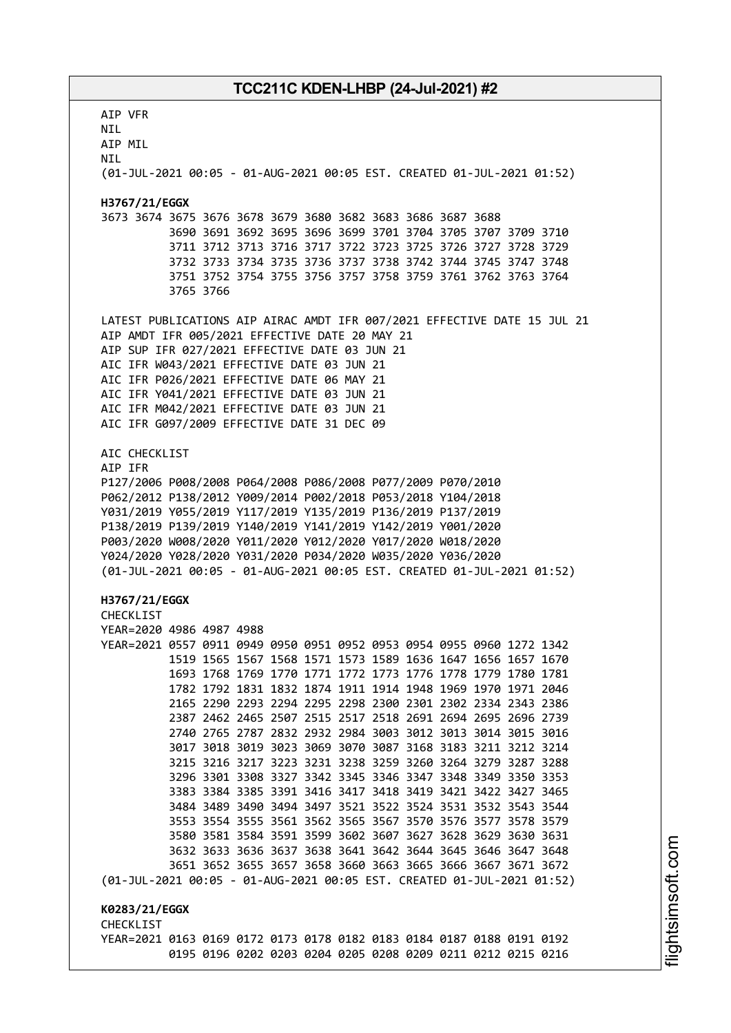AIP VFR
NIL
AIP MIL
NIL
(01-JUL-2021 00:05 - 01-AUG-2021 00:05 EST. CREATED 01-JUL-2021 01:52)

**H3767/21/EGGX**
3673 3674 3675 3676 3678 3679 3680 3682 3683 3686 3687 3688
3690 3691 3692 3695 3696 3699 3701 3704 3705 3707 3709 3710
3711 3712 3713 3716 3717 3722 3723 3725 3726 3727 3728 3729
3732 3733 3734 3735 3736 3737 3738 3742 3744 3745 3747 3748
3751 3752 3754 3755 3756 3757 3758 3759 3761 3762 3763 3764
3765 3766

LATEST PUBLICATIONS AIP AIRAC AMDT IFR 007/2021 EFFECTIVE DATE 15 JUL 21
AIP AMDT IFR 005/2021 EFFECTIVE DATE 20 MAY 21
AIP SUP IFR 027/2021 EFFECTIVE DATE 03 JUN 21
AIC IFR W043/2021 EFFECTIVE DATE 03 JUN 21
AIC IFR P026/2021 EFFECTIVE DATE 06 MAY 21
AIC IFR Y041/2021 EFFECTIVE DATE 03 JUN 21
AIC IFR M042/2021 EFFECTIVE DATE 03 JUN 21
AIC IFR G097/2009 EFFECTIVE DATE 31 DEC 09

AIC CHECKLIST
AIP IFR
P127/2006 P008/2008 P064/2008 P086/2008 P077/2009 P070/2010
P062/2012 P138/2012 Y009/2014 P002/2018 P053/2018 Y104/2018
Y031/2019 Y055/2019 Y117/2019 Y135/2019 P136/2019 P137/2019
P138/2019 P139/2019 Y140/2019 Y141/2019 Y142/2019 Y001/2020
P003/2020 W008/2020 Y011/2020 Y012/2020 Y017/2020 W018/2020
Y024/2020 Y028/2020 Y031/2020 P034/2020 W035/2020 Y036/2020
(01-JUL-2021 00:05 - 01-AUG-2021 00:05 EST. CREATED 01-JUL-2021 01:52)

**H3767/21/EGGX**
CHECKLIST
YEAR=2020 4986 4987 4988
YEAR=2021 0557 0911 0949 0950 0951 0952 0953 0954 0955 0960 1272 1342
1519 1565 1567 1568 1571 1573 1589 1636 1647 1656 1657 1670
1693 1768 1769 1770 1771 1772 1773 1776 1778 1779 1780 1781
1782 1792 1831 1832 1874 1911 1914 1948 1969 1970 1971 2046
2165 2290 2293 2294 2295 2298 2300 2301 2302 2334 2343 2386
2387 2462 2465 2507 2515 2517 2518 2691 2694 2695 2696 2739
2740 2765 2787 2832 2932 2984 3003 3012 3013 3014 3015 3016
3017 3018 3019 3023 3069 3070 3087 3168 3183 3211 3212 3214
3215 3216 3217 3223 3231 3238 3259 3260 3264 3279 3287 3288
3296 3301 3308 3327 3342 3345 3346 3347 3348 3349 3350 3353
3383 3384 3385 3391 3416 3417 3418 3419 3421 3422 3427 3465
3484 3489 3490 3494 3497 3521 3522 3524 3531 3532 3543 3544
3553 3554 3555 3561 3562 3565 3567 3570 3576 3577 3578 3579
3580 3581 3584 3591 3599 3602 3607 3627 3628 3629 3630 3631
3632 3633 3636 3637 3638 3641 3642 3644 3645 3646 3647 3648
3651 3652 3655 3657 3658 3660 3663 3665 3666 3667 3671 3672
(01-JUL-2021 00:05 - 01-AUG-2021 00:05 EST. CREATED 01-JUL-2021 01:52)

**K0283/21/EGGX**
CHECKLIST
YEAR=2021 0163 0169 0172 0173 0178 0182 0183 0184 0187 0188 0191 0192
0195 0196 0202 0203 0204 0205 0208 0209 0211 0212 0215 0216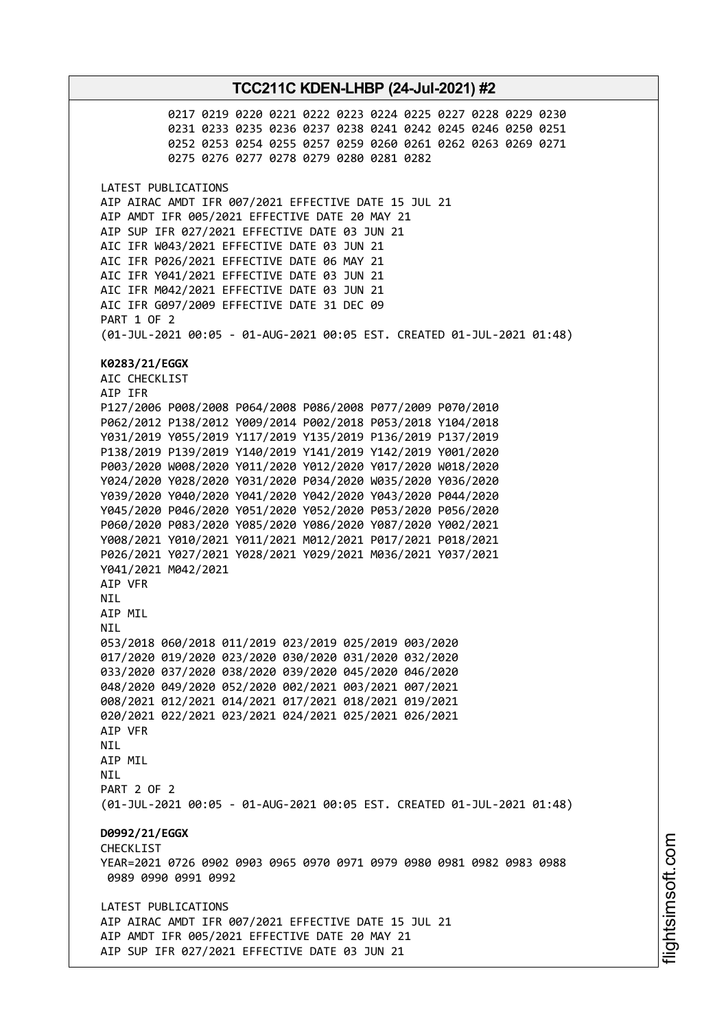0217 0219 0220 0221 0222 0223 0224 0225 0227 0228 0229 0230
0231 0233 0235 0236 0237 0238 0241 0242 0245 0246 0250 0251
0252 0253 0254 0255 0257 0259 0260 0261 0262 0263 0269 0271
0275 0276 0277 0278 0279 0280 0281 0282

LATEST PUBLICATIONS
AIP AIRAC AMDT IFR 007/2021 EFFECTIVE DATE 15 JUL 21
AIP AMDT IFR 005/2021 EFFECTIVE DATE 20 MAY 21
AIP SUP IFR 027/2021 EFFECTIVE DATE 03 JUN 21
AIC IFR W043/2021 EFFECTIVE DATE 03 JUN 21
AIC IFR P026/2021 EFFECTIVE DATE 06 MAY 21
AIC IFR Y041/2021 EFFECTIVE DATE 03 JUN 21
AIC IFR M042/2021 EFFECTIVE DATE 03 JUN 21
AIC IFR G097/2009 EFFECTIVE DATE 31 DEC 09
PART 1 OF 2
(01-JUL-2021 00:05 - 01-AUG-2021 00:05 EST. CREATED 01-JUL-2021 01:48)

**K0283/21/EGGX**
AIC CHECKLIST
AIP IFR
P127/2006 P008/2008 P064/2008 P086/2008 P077/2009 P070/2010
P062/2012 P138/2012 Y009/2014 P002/2018 P053/2018 Y104/2018
Y031/2019 Y055/2019 Y117/2019 Y135/2019 P136/2019 P137/2019
P138/2019 P139/2019 Y140/2019 Y141/2019 Y142/2019 Y001/2020
P003/2020 W008/2020 Y011/2020 Y012/2020 Y017/2020 W018/2020
Y024/2020 Y028/2020 Y031/2020 P034/2020 W035/2020 Y036/2020
Y039/2020 Y040/2020 Y041/2020 Y042/2020 Y043/2020 P044/2020
Y045/2020 P046/2020 Y051/2020 Y052/2020 P053/2020 P056/2020
P060/2020 P083/2020 Y085/2020 Y086/2020 Y087/2020 Y002/2021
Y008/2021 Y010/2021 Y011/2021 M012/2021 P017/2021 P018/2021
P026/2021 Y027/2021 Y028/2021 Y029/2021 M036/2021 Y037/2021
Y041/2021 M042/2021
AIP VFR
NIL
AIP MIL
NIL
053/2018 060/2018 011/2019 023/2019 025/2019 003/2020
017/2020 019/2020 023/2020 030/2020 031/2020 032/2020
033/2020 037/2020 038/2020 039/2020 045/2020 046/2020
048/2020 049/2020 052/2020 002/2021 003/2021 007/2021
008/2021 012/2021 014/2021 017/2021 018/2021 019/2021
020/2021 022/2021 023/2021 024/2021 025/2021 026/2021
AIP VFR
NIL
AIP MIL
NIL
PART 2 OF 2
(01-JUL-2021 00:05 - 01-AUG-2021 00:05 EST. CREATED 01-JUL-2021 01:48)

**D0992/21/EGGX**
CHECKLIST
YEAR=2021 0726 0902 0903 0965 0970 0971 0979 0980 0981 0982 0983 0988
0989 0990 0991 0992

LATEST PUBLICATIONS
AIP AIRAC AMDT IFR 007/2021 EFFECTIVE DATE 15 JUL 21
AIP AMDT IFR 005/2021 EFFECTIVE DATE 20 MAY 21
AIP SUP IFR 027/2021 EFFECTIVE DATE 03 JUN 21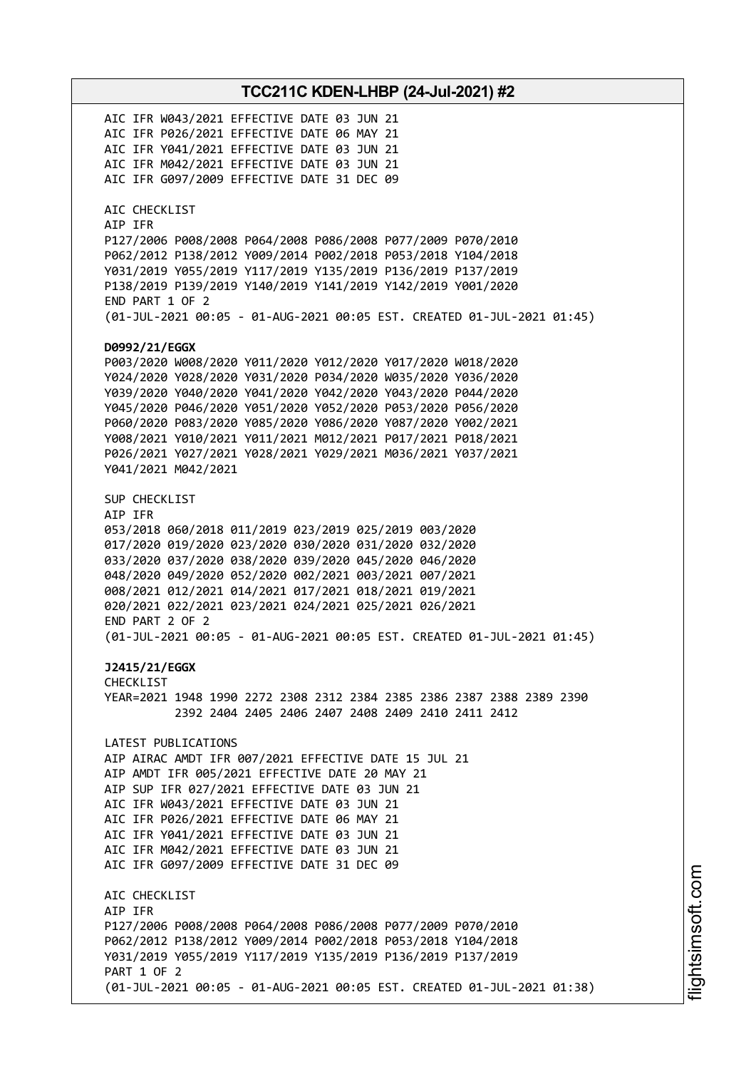AIC IFR W043/2021 EFFECTIVE DATE 03 JUN 21
AIC IFR P026/2021 EFFECTIVE DATE 06 MAY 21
AIC IFR Y041/2021 EFFECTIVE DATE 03 JUN 21
AIC IFR M042/2021 EFFECTIVE DATE 03 JUN 21
AIC IFR G097/2009 EFFECTIVE DATE 31 DEC 09

AIC CHECKLIST
AIP IFR
P127/2006 P008/2008 P064/2008 P086/2008 P077/2009 P070/2010
P062/2012 P138/2012 Y009/2014 P002/2018 P053/2018 Y104/2018
Y031/2019 Y055/2019 Y117/2019 Y135/2019 P136/2019 P137/2019
P138/2019 P139/2019 Y140/2019 Y141/2019 Y142/2019 Y001/2020
END PART 1 OF 2
(01-JUL-2021 00:05 - 01-AUG-2021 00:05 EST. CREATED 01-JUL-2021 01:45)

**D0992/21/EGGX**
P003/2020 W008/2020 Y011/2020 Y012/2020 Y017/2020 W018/2020
Y024/2020 Y028/2020 Y031/2020 P034/2020 W035/2020 Y036/2020
Y039/2020 Y040/2020 Y041/2020 Y042/2020 Y043/2020 P044/2020
Y045/2020 P046/2020 Y051/2020 Y052/2020 P053/2020 P056/2020
P060/2020 P083/2020 Y085/2020 Y086/2020 Y087/2020 Y002/2021
Y008/2021 Y010/2021 Y011/2021 M012/2021 P017/2021 P018/2021
P026/2021 Y027/2021 Y028/2021 Y029/2021 M036/2021 Y037/2021
Y041/2021 M042/2021

SUP CHECKLIST
AIP IFR
053/2018 060/2018 011/2019 023/2019 025/2019 003/2020
017/2020 019/2020 023/2020 030/2020 031/2020 032/2020
033/2020 037/2020 038/2020 039/2020 045/2020 046/2020
048/2020 049/2020 052/2020 002/2021 003/2021 007/2021
008/2021 012/2021 014/2021 017/2021 018/2021 019/2021
020/2021 022/2021 023/2021 024/2021 025/2021 026/2021
END PART 2 OF 2
(01-JUL-2021 00:05 - 01-AUG-2021 00:05 EST. CREATED 01-JUL-2021 01:45)

**J2415/21/EGGX**
CHECKLIST
YEAR=2021 1948 1990 2272 2308 2312 2384 2385 2386 2387 2388 2389 2390
2392 2404 2405 2406 2407 2408 2409 2410 2411 2412

LATEST PUBLICATIONS
AIP AIRAC AMDT IFR 007/2021 EFFECTIVE DATE 15 JUL 21
AIP AMDT IFR 005/2021 EFFECTIVE DATE 20 MAY 21
AIP SUP IFR 027/2021 EFFECTIVE DATE 03 JUN 21
AIC IFR W043/2021 EFFECTIVE DATE 03 JUN 21
AIC IFR P026/2021 EFFECTIVE DATE 06 MAY 21
AIC IFR Y041/2021 EFFECTIVE DATE 03 JUN 21
AIC IFR M042/2021 EFFECTIVE DATE 03 JUN 21
AIC IFR G097/2009 EFFECTIVE DATE 31 DEC 09

AIC CHECKLIST
AIP IFR
P127/2006 P008/2008 P064/2008 P086/2008 P077/2009 P070/2010
P062/2012 P138/2012 Y009/2014 P002/2018 P053/2018 Y104/2018
Y031/2019 Y055/2019 Y117/2019 Y135/2019 P136/2019 P137/2019
PART 1 OF 2
(01-JUL-2021 00:05 - 01-AUG-2021 00:05 EST. CREATED 01-JUL-2021 01:38)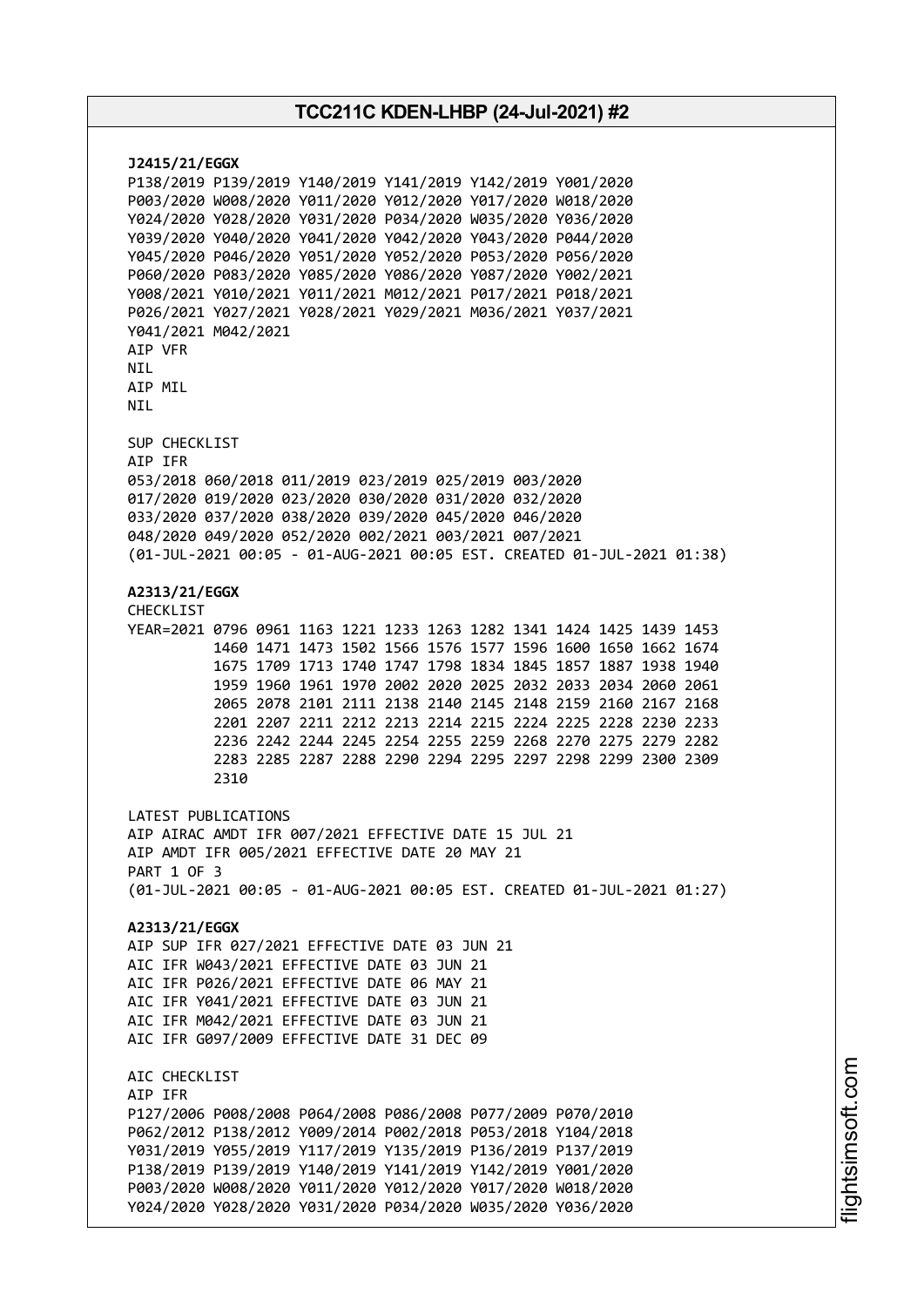**J2415/21/EGGX**
P138/2019 P139/2019 Y140/2019 Y141/2019 Y142/2019 Y001/2020
P003/2020 W008/2020 Y011/2020 Y012/2020 Y017/2020 W018/2020
Y024/2020 Y028/2020 Y031/2020 P034/2020 W035/2020 Y036/2020
Y039/2020 Y040/2020 Y041/2020 Y042/2020 Y043/2020 P044/2020
Y045/2020 P046/2020 Y051/2020 Y052/2020 P053/2020 P056/2020
P060/2020 P083/2020 Y085/2020 Y086/2020 Y087/2020 Y002/2021
Y008/2021 Y010/2021 Y011/2021 M012/2021 P017/2021 P018/2021
P026/2021 Y027/2021 Y028/2021 Y029/2021 M036/2021 Y037/2021
Y041/2021 M042/2021
AIP VFR
NIL
AIP MIL
NIL

SUP CHECKLIST
AIP IFR
053/2018 060/2018 011/2019 023/2019 025/2019 003/2020
017/2020 019/2020 023/2020 030/2020 031/2020 032/2020
033/2020 037/2020 038/2020 039/2020 045/2020 046/2020
048/2020 049/2020 052/2020 002/2021 003/2021 007/2021
(01-JUL-2021 00:05 - 01-AUG-2021 00:05 EST. CREATED 01-JUL-2021 01:38)

**A2313/21/EGGX**
CHECKLIST
YEAR=2021 0796 0961 1163 1221 1233 1263 1282 1341 1424 1425 1439 1453
1460 1471 1473 1502 1566 1576 1577 1596 1600 1650 1662 1674
1675 1709 1713 1740 1747 1798 1834 1845 1857 1887 1938 1940
1959 1960 1961 1970 2002 2020 2025 2032 2033 2034 2060 2061
2065 2078 2101 2111 2138 2140 2145 2148 2159 2160 2167 2168
2201 2207 2211 2212 2213 2214 2215 2224 2225 2228 2230 2233
2236 2242 2244 2245 2254 2255 2259 2268 2270 2275 2279 2282
2283 2285 2287 2288 2290 2294 2295 2297 2298 2299 2300 2309
2310

LATEST PUBLICATIONS
AIP AIRAC AMDT IFR 007/2021 EFFECTIVE DATE 15 JUL 21
AIP AMDT IFR 005/2021 EFFECTIVE DATE 20 MAY 21
PART 1 OF 3
(01-JUL-2021 00:05 - 01-AUG-2021 00:05 EST. CREATED 01-JUL-2021 01:27)

**A2313/21/EGGX**
AIP SUP IFR 027/2021 EFFECTIVE DATE 03 JUN 21
AIC IFR W043/2021 EFFECTIVE DATE 03 JUN 21
AIC IFR P026/2021 EFFECTIVE DATE 06 MAY 21
AIC IFR Y041/2021 EFFECTIVE DATE 03 JUN 21
AIC IFR M042/2021 EFFECTIVE DATE 03 JUN 21
AIC IFR G097/2009 EFFECTIVE DATE 31 DEC 09

AIC CHECKLIST
AIP IFR
P127/2006 P008/2008 P064/2008 P086/2008 P077/2009 P070/2010
P062/2012 P138/2012 Y009/2014 P002/2018 P053/2018 Y104/2018
Y031/2019 Y055/2019 Y117/2019 Y135/2019 P136/2019 P137/2019
P138/2019 P139/2019 Y140/2019 Y141/2019 Y142/2019 Y001/2020
P003/2020 W008/2020 Y011/2020 Y012/2020 Y017/2020 W018/2020
Y024/2020 Y028/2020 Y031/2020 P034/2020 W035/2020 Y036/2020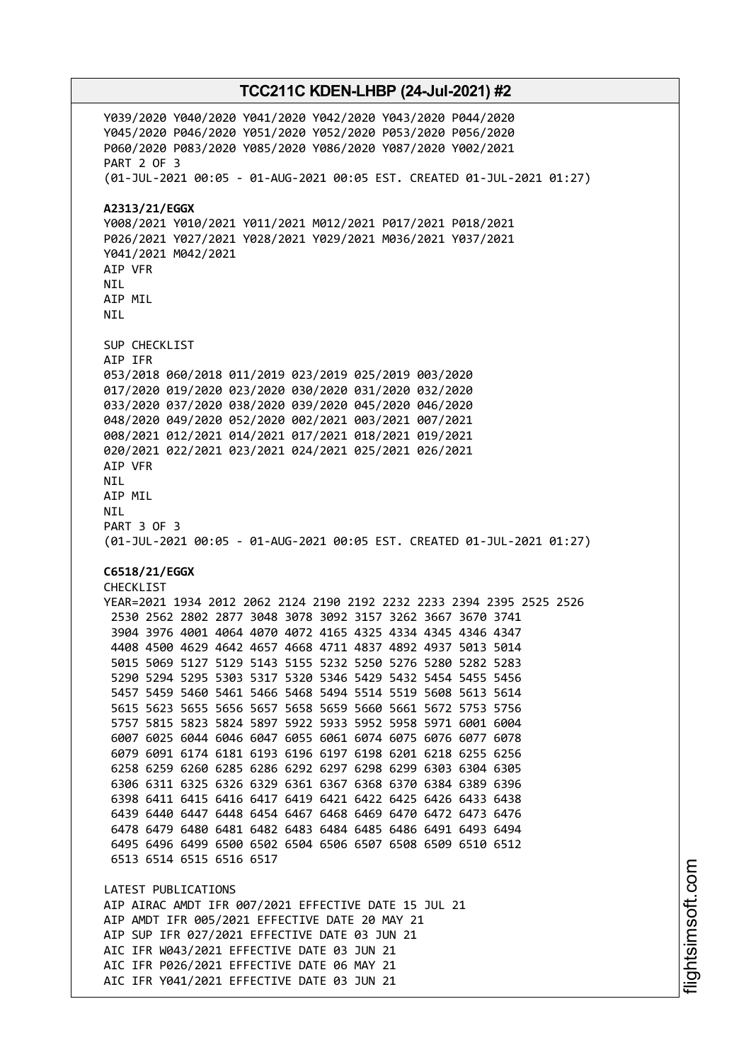Y039/2020 Y040/2020 Y041/2020 Y042/2020 Y043/2020 P044/2020
Y045/2020 P046/2020 Y051/2020 Y052/2020 P053/2020 P056/2020
P060/2020 P083/2020 Y085/2020 Y086/2020 Y087/2020 Y002/2021
PART 2 OF 3
(01-JUL-2021 00:05 - 01-AUG-2021 00:05 EST. CREATED 01-JUL-2021 01:27)

**A2313/21/EGGX**
Y008/2021 Y010/2021 Y011/2021 M012/2021 P017/2021 P018/2021
P026/2021 Y027/2021 Y028/2021 Y029/2021 M036/2021 Y037/2021
Y041/2021 M042/2021
AIP VFR
NIL
AIP MIL
NIL

SUP CHECKLIST
AIP IFR
053/2018 060/2018 011/2019 023/2019 025/2019 003/2020
017/2020 019/2020 023/2020 030/2020 031/2020 032/2020
033/2020 037/2020 038/2020 039/2020 045/2020 046/2020
048/2020 049/2020 052/2020 002/2021 003/2021 007/2021
008/2021 012/2021 014/2021 017/2021 018/2021 019/2021
020/2021 022/2021 023/2021 024/2021 025/2021 026/2021
AIP VFR
NIL
AIP MIL
NIL
PART 3 OF 3
(01-JUL-2021 00:05 - 01-AUG-2021 00:05 EST. CREATED 01-JUL-2021 01:27)

**C6518/21/EGGX**
CHECKLIST
YEAR=2021 1934 2012 2062 2124 2190 2192 2232 2233 2394 2395 2525 2526
2530 2562 2802 2877 3048 3078 3092 3157 3262 3667 3670 3741
3904 3976 4001 4064 4070 4072 4165 4325 4334 4345 4346 4347
4408 4500 4629 4642 4657 4668 4711 4837 4892 4937 5013 5014
5015 5069 5127 5129 5143 5155 5232 5250 5276 5280 5282 5283
5290 5294 5295 5303 5317 5320 5346 5429 5432 5454 5455 5456
5457 5459 5460 5461 5466 5468 5494 5514 5519 5608 5613 5614
5615 5623 5655 5656 5657 5658 5659 5660 5661 5672 5753 5756
5757 5815 5823 5824 5897 5922 5933 5952 5958 5971 6001 6004
6007 6025 6044 6046 6047 6055 6061 6074 6075 6076 6077 6078
6079 6091 6174 6181 6193 6196 6197 6198 6201 6218 6255 6256
6258 6259 6260 6285 6286 6292 6297 6298 6299 6303 6304 6305
6306 6311 6325 6326 6329 6361 6367 6368 6370 6384 6389 6396
6398 6411 6415 6416 6417 6419 6421 6422 6425 6426 6433 6438
6439 6440 6447 6448 6454 6467 6468 6469 6470 6472 6473 6476
6478 6479 6480 6481 6482 6483 6484 6485 6486 6491 6493 6494
6495 6496 6499 6500 6502 6504 6506 6507 6508 6509 6510 6512
6513 6514 6515 6516 6517

LATEST PUBLICATIONS
AIP AIRAC AMDT IFR 007/2021 EFFECTIVE DATE 15 JUL 21
AIP AMDT IFR 005/2021 EFFECTIVE DATE 20 MAY 21
AIP SUP IFR 027/2021 EFFECTIVE DATE 03 JUN 21
AIC IFR W043/2021 EFFECTIVE DATE 03 JUN 21
AIC IFR P026/2021 EFFECTIVE DATE 06 MAY 21
AIC IFR Y041/2021 EFFECTIVE DATE 03 JUN 21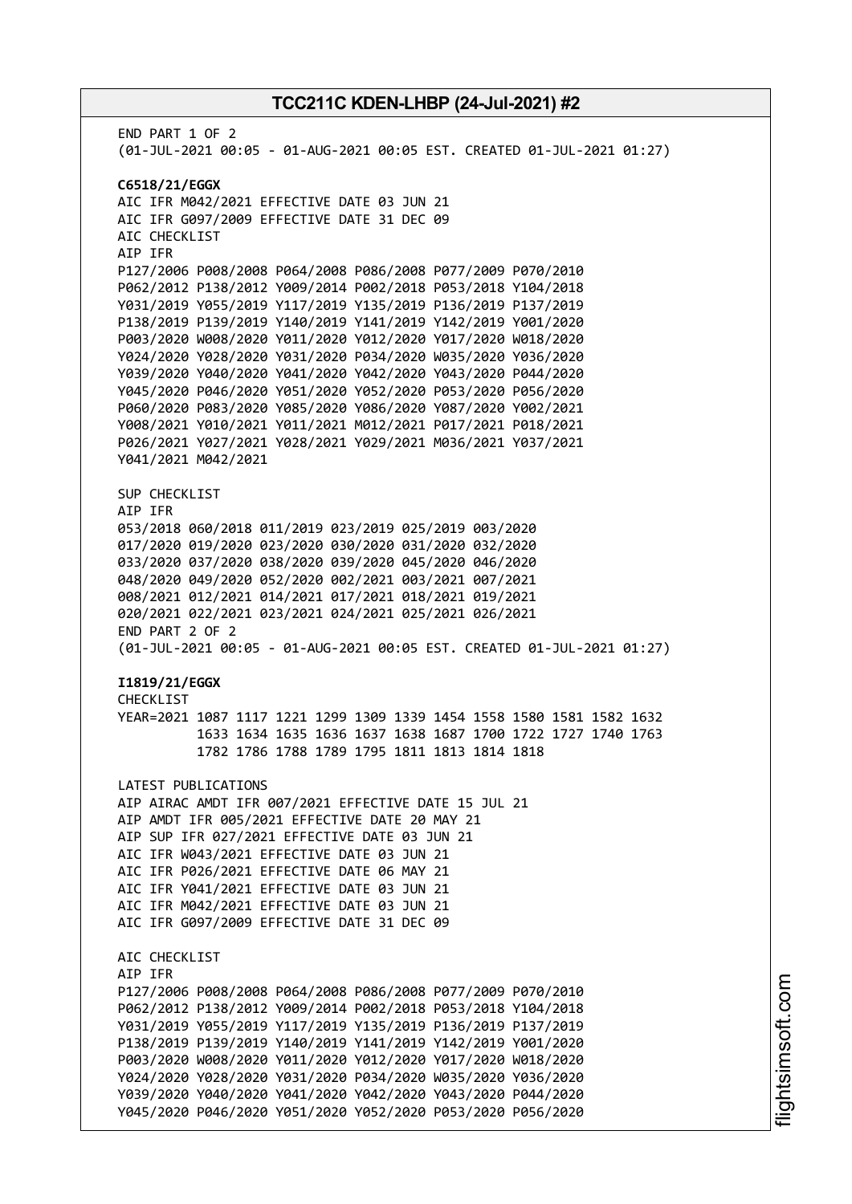END PART 1 OF 2
(01-JUL-2021 00:05 - 01-AUG-2021 00:05 EST. CREATED 01-JUL-2021 01:27)

**C6518/21/EGGX**
AIC IFR M042/2021 EFFECTIVE DATE 03 JUN 21
AIC IFR G097/2009 EFFECTIVE DATE 31 DEC 09
AIC CHECKLIST
AIP IFR
P127/2006 P008/2008 P064/2008 P086/2008 P077/2009 P070/2010
P062/2012 P138/2012 Y009/2014 P002/2018 P053/2018 Y104/2018
Y031/2019 Y055/2019 Y117/2019 Y135/2019 P136/2019 P137/2019
P138/2019 P139/2019 Y140/2019 Y141/2019 Y142/2019 Y001/2020
P003/2020 W008/2020 Y011/2020 Y012/2020 Y017/2020 W018/2020
Y024/2020 Y028/2020 Y031/2020 P034/2020 W035/2020 Y036/2020
Y039/2020 Y040/2020 Y041/2020 Y042/2020 Y043/2020 P044/2020
Y045/2020 P046/2020 Y051/2020 Y052/2020 P053/2020 P056/2020
P060/2020 P083/2020 Y085/2020 Y086/2020 Y087/2020 Y002/2021
Y008/2021 Y010/2021 Y011/2021 M012/2021 P017/2021 P018/2021
P026/2021 Y027/2021 Y028/2021 Y029/2021 M036/2021 Y037/2021
Y041/2021 M042/2021

SUP CHECKLIST
AIP IFR
053/2018 060/2018 011/2019 023/2019 025/2019 003/2020
017/2020 019/2020 023/2020 030/2020 031/2020 032/2020
033/2020 037/2020 038/2020 039/2020 045/2020 046/2020
048/2020 049/2020 052/2020 002/2021 003/2021 007/2021
008/2021 012/2021 014/2021 017/2021 018/2021 019/2021
020/2021 022/2021 023/2021 024/2021 025/2021 026/2021
END PART 2 OF 2
(01-JUL-2021 00:05 - 01-AUG-2021 00:05 EST. CREATED 01-JUL-2021 01:27)

**I1819/21/EGGX**
CHECKLIST
YEAR=2021 1087 1117 1221 1299 1309 1339 1454 1558 1580 1581 1582 1632
1633 1634 1635 1636 1637 1638 1687 1700 1722 1727 1740 1763
1782 1786 1788 1789 1795 1811 1813 1814 1818

LATEST PUBLICATIONS
AIP AIRAC AMDT IFR 007/2021 EFFECTIVE DATE 15 JUL 21
AIP AMDT IFR 005/2021 EFFECTIVE DATE 20 MAY 21
AIP SUP IFR 027/2021 EFFECTIVE DATE 03 JUN 21
AIC IFR W043/2021 EFFECTIVE DATE 03 JUN 21
AIC IFR P026/2021 EFFECTIVE DATE 06 MAY 21
AIC IFR Y041/2021 EFFECTIVE DATE 03 JUN 21
AIC IFR M042/2021 EFFECTIVE DATE 03 JUN 21
AIC IFR G097/2009 EFFECTIVE DATE 31 DEC 09

AIC CHECKLIST
AIP IFR
P127/2006 P008/2008 P064/2008 P086/2008 P077/2009 P070/2010
P062/2012 P138/2012 Y009/2014 P002/2018 P053/2018 Y104/2018
Y031/2019 Y055/2019 Y117/2019 Y135/2019 P136/2019 P137/2019
P138/2019 P139/2019 Y140/2019 Y141/2019 Y142/2019 Y001/2020
P003/2020 W008/2020 Y011/2020 Y012/2020 Y017/2020 W018/2020
Y024/2020 Y028/2020 Y031/2020 P034/2020 W035/2020 Y036/2020
Y039/2020 Y040/2020 Y041/2020 Y042/2020 Y043/2020 P044/2020
Y045/2020 P046/2020 Y051/2020 Y052/2020 P053/2020 P056/2020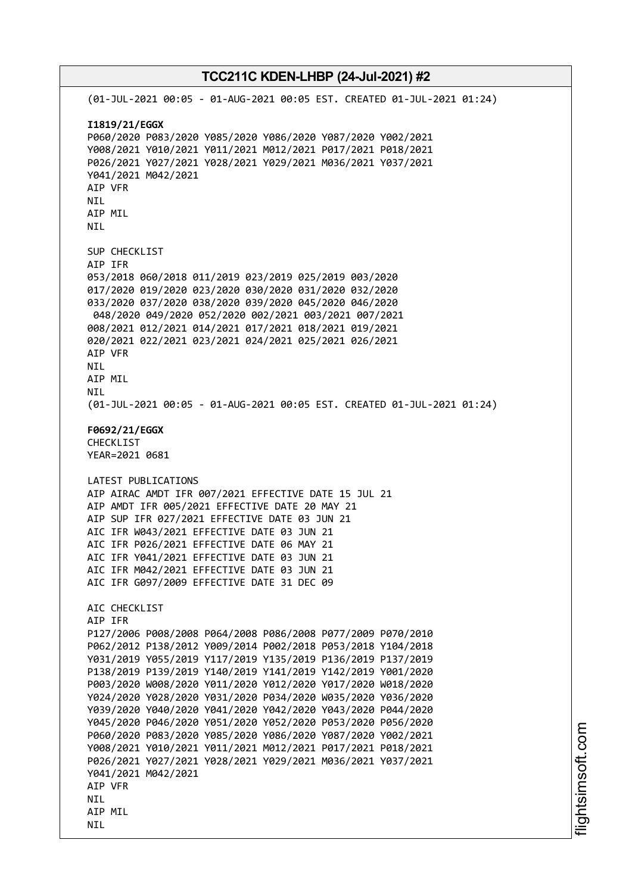(01-JUL-2021 00:05 - 01-AUG-2021 00:05 EST. CREATED 01-JUL-2021 01:24)

**I1819/21/EGGX**
P060/2020 P083/2020 Y085/2020 Y086/2020 Y087/2020 Y002/2021
Y008/2021 Y010/2021 Y011/2021 M012/2021 P017/2021 P018/2021
P026/2021 Y027/2021 Y028/2021 Y029/2021 M036/2021 Y037/2021
Y041/2021 M042/2021
AIP VFR
NIL
AIP MIL
NIL

SUP CHECKLIST
AIP IFR
053/2018 060/2018 011/2019 023/2019 025/2019 003/2020
017/2020 019/2020 023/2020 030/2020 031/2020 032/2020
033/2020 037/2020 038/2020 039/2020 045/2020 046/2020
048/2020 049/2020 052/2020 002/2021 003/2021 007/2021
008/2021 012/2021 014/2021 017/2021 018/2021 019/2021
020/2021 022/2021 023/2021 024/2021 025/2021 026/2021
AIP VFR
NIL
AIP MIL
NIL
(01-JUL-2021 00:05 - 01-AUG-2021 00:05 EST. CREATED 01-JUL-2021 01:24)

**F0692/21/EGGX**
CHECKLIST
YEAR=2021 0681

LATEST PUBLICATIONS
AIP AIRAC AMDT IFR 007/2021 EFFECTIVE DATE 15 JUL 21
AIP AMDT IFR 005/2021 EFFECTIVE DATE 20 MAY 21
AIP SUP IFR 027/2021 EFFECTIVE DATE 03 JUN 21
AIC IFR W043/2021 EFFECTIVE DATE 03 JUN 21
AIC IFR P026/2021 EFFECTIVE DATE 06 MAY 21
AIC IFR Y041/2021 EFFECTIVE DATE 03 JUN 21
AIC IFR M042/2021 EFFECTIVE DATE 03 JUN 21
AIC IFR G097/2009 EFFECTIVE DATE 31 DEC 09

AIC CHECKLIST
AIP IFR
P127/2006 P008/2008 P064/2008 P086/2008 P077/2009 P070/2010
P062/2012 P138/2012 Y009/2014 P002/2018 P053/2018 Y104/2018
Y031/2019 Y055/2019 Y117/2019 Y135/2019 P136/2019 P137/2019
P138/2019 P139/2019 Y140/2019 Y141/2019 Y142/2019 Y001/2020
P003/2020 W008/2020 Y011/2020 Y012/2020 Y017/2020 W018/2020
Y024/2020 Y028/2020 Y031/2020 P034/2020 W035/2020 Y036/2020
Y039/2020 Y040/2020 Y041/2020 Y042/2020 Y043/2020 P044/2020
Y045/2020 P046/2020 Y051/2020 Y052/2020 P053/2020 P056/2020
P060/2020 P083/2020 Y085/2020 Y086/2020 Y087/2020 Y002/2021
Y008/2021 Y010/2021 Y011/2021 M012/2021 P017/2021 P018/2021
P026/2021 Y027/2021 Y028/2021 Y029/2021 M036/2021 Y037/2021
Y041/2021 M042/2021
AIP VFR
NIL
AIP MIL
NIL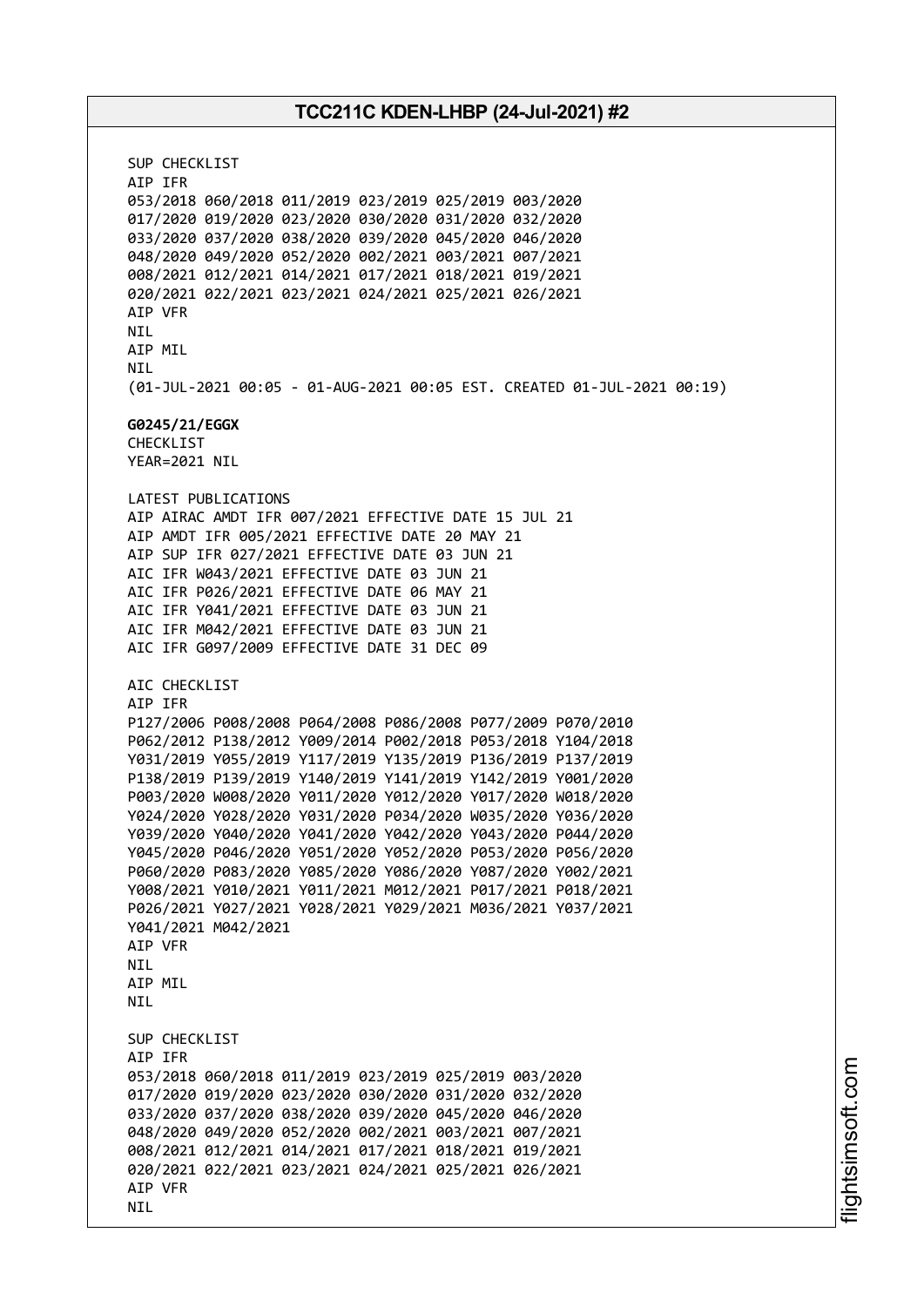SUP CHECKLIST
AIP IFR
053/2018 060/2018 011/2019 023/2019 025/2019 003/2020
017/2020 019/2020 023/2020 030/2020 031/2020 032/2020
033/2020 037/2020 038/2020 039/2020 045/2020 046/2020
048/2020 049/2020 052/2020 002/2021 003/2021 007/2021
008/2021 012/2021 014/2021 017/2021 018/2021 019/2021
020/2021 022/2021 023/2021 024/2021 025/2021 026/2021
AIP VFR
NIL
AIP MIL
NIL
(01-JUL-2021 00:05 - 01-AUG-2021 00:05 EST. CREATED 01-JUL-2021 00:19)

**G0245/21/EGGX**
CHECKLIST
YEAR=2021 NIL

LATEST PUBLICATIONS
AIP AIRAC AMDT IFR 007/2021 EFFECTIVE DATE 15 JUL 21
AIP AMDT IFR 005/2021 EFFECTIVE DATE 20 MAY 21
AIP SUP IFR 027/2021 EFFECTIVE DATE 03 JUN 21
AIC IFR W043/2021 EFFECTIVE DATE 03 JUN 21
AIC IFR P026/2021 EFFECTIVE DATE 06 MAY 21
AIC IFR Y041/2021 EFFECTIVE DATE 03 JUN 21
AIC IFR M042/2021 EFFECTIVE DATE 03 JUN 21
AIC IFR G097/2009 EFFECTIVE DATE 31 DEC 09

AIC CHECKLIST
AIP IFR
P127/2006 P008/2008 P064/2008 P086/2008 P077/2009 P070/2010
P062/2012 P138/2012 Y009/2014 P002/2018 P053/2018 Y104/2018
Y031/2019 Y055/2019 Y117/2019 Y135/2019 P136/2019 P137/2019
P138/2019 P139/2019 Y140/2019 Y141/2019 Y142/2019 Y001/2020
P003/2020 W008/2020 Y011/2020 Y012/2020 Y017/2020 W018/2020
Y024/2020 Y028/2020 Y031/2020 P034/2020 W035/2020 Y036/2020
Y039/2020 Y040/2020 Y041/2020 Y042/2020 Y043/2020 P044/2020
Y045/2020 P046/2020 Y051/2020 Y052/2020 P053/2020 P056/2020
P060/2020 P083/2020 Y085/2020 Y086/2020 Y087/2020 Y002/2021
Y008/2021 Y010/2021 Y011/2021 M012/2021 P017/2021 P018/2021
P026/2021 Y027/2021 Y028/2021 Y029/2021 M036/2021 Y037/2021
Y041/2021 M042/2021
AIP VFR
NIL
AIP MIL
NIL

SUP CHECKLIST
AIP IFR
053/2018 060/2018 011/2019 023/2019 025/2019 003/2020
017/2020 019/2020 023/2020 030/2020 031/2020 032/2020
033/2020 037/2020 038/2020 039/2020 045/2020 046/2020
048/2020 049/2020 052/2020 002/2021 003/2021 007/2021
008/2021 012/2021 014/2021 017/2021 018/2021 019/2021
020/2021 022/2021 023/2021 024/2021 025/2021 026/2021
AIP VFR
NIL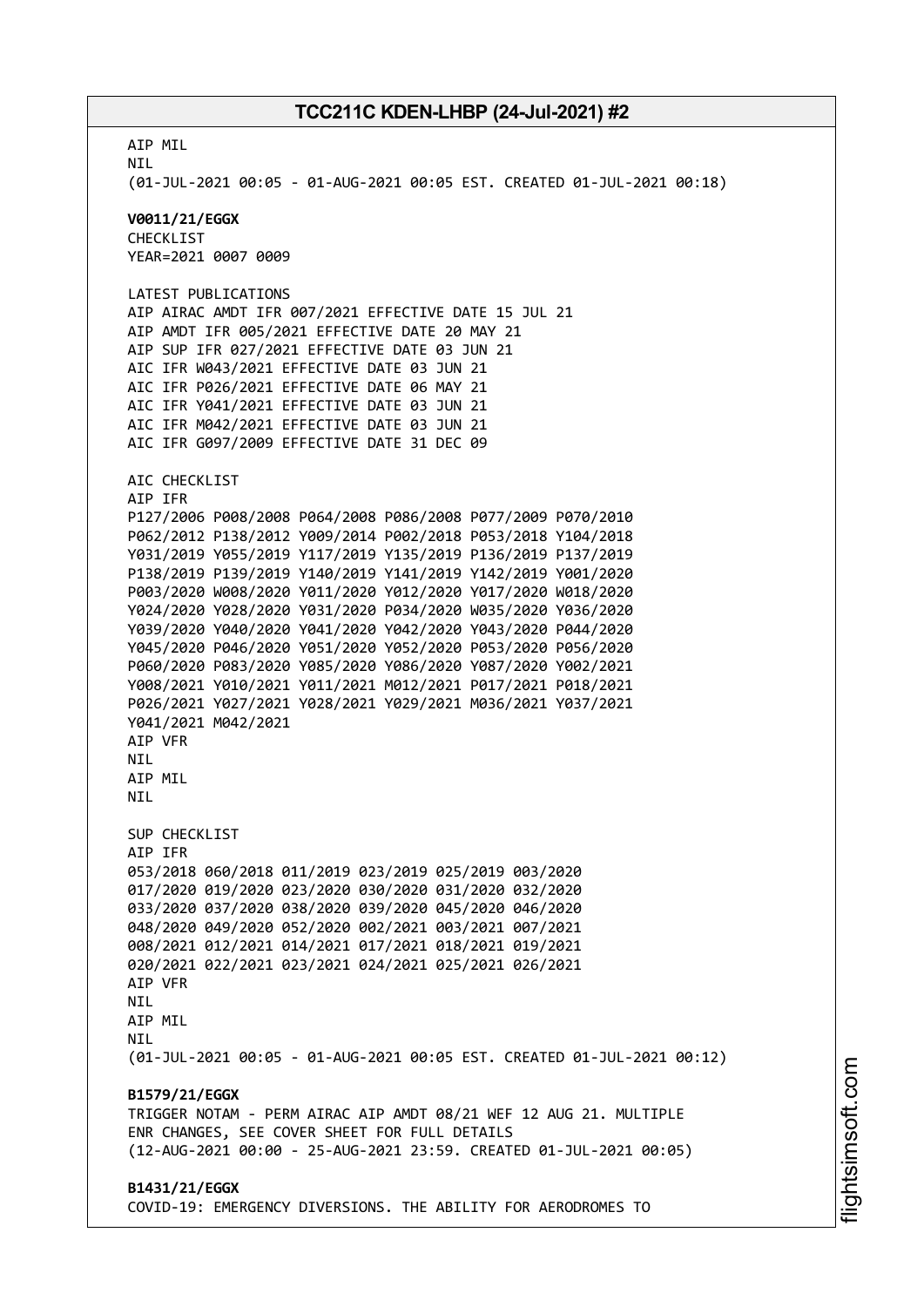AIP MIL
NIL
(01-JUL-2021 00:05 - 01-AUG-2021 00:05 EST. CREATED 01-JUL-2021 00:18)

**V0011/21/EGGX**
CHECKLIST
YEAR=2021 0007 0009

LATEST PUBLICATIONS
AIP AIRAC AMDT IFR 007/2021 EFFECTIVE DATE 15 JUL 21
AIP AMDT IFR 005/2021 EFFECTIVE DATE 20 MAY 21
AIP SUP IFR 027/2021 EFFECTIVE DATE 03 JUN 21
AIC IFR W043/2021 EFFECTIVE DATE 03 JUN 21
AIC IFR P026/2021 EFFECTIVE DATE 06 MAY 21
AIC IFR Y041/2021 EFFECTIVE DATE 03 JUN 21
AIC IFR M042/2021 EFFECTIVE DATE 03 JUN 21
AIC IFR G097/2009 EFFECTIVE DATE 31 DEC 09

AIC CHECKLIST
AIP IFR
P127/2006 P008/2008 P064/2008 P086/2008 P077/2009 P070/2010
P062/2012 P138/2012 Y009/2014 P002/2018 P053/2018 Y104/2018
Y031/2019 Y055/2019 Y117/2019 Y135/2019 P136/2019 P137/2019
P138/2019 P139/2019 Y140/2019 Y141/2019 Y142/2019 Y001/2020
P003/2020 W008/2020 Y011/2020 Y012/2020 Y017/2020 W018/2020
Y024/2020 Y028/2020 Y031/2020 P034/2020 W035/2020 Y036/2020
Y039/2020 Y040/2020 Y041/2020 Y042/2020 Y043/2020 P044/2020
Y045/2020 P046/2020 Y051/2020 Y052/2020 P053/2020 P056/2020
P060/2020 P083/2020 Y085/2020 Y086/2020 Y087/2020 Y002/2021
Y008/2021 Y010/2021 Y011/2021 M012/2021 P017/2021 P018/2021
P026/2021 Y027/2021 Y028/2021 Y029/2021 M036/2021 Y037/2021
Y041/2021 M042/2021
AIP VFR
NIL
AIP MIL
NIL

SUP CHECKLIST
AIP IFR
053/2018 060/2018 011/2019 023/2019 025/2019 003/2020
017/2020 019/2020 023/2020 030/2020 031/2020 032/2020
033/2020 037/2020 038/2020 039/2020 045/2020 046/2020
048/2020 049/2020 052/2020 002/2021 003/2021 007/2021
008/2021 012/2021 014/2021 017/2021 018/2021 019/2021
020/2021 022/2021 023/2021 024/2021 025/2021 026/2021
AIP VFR
NIL
AIP MIL
NIL
(01-JUL-2021 00:05 - 01-AUG-2021 00:05 EST. CREATED 01-JUL-2021 00:12)

**B1579/21/EGGX**
TRIGGER NOTAM - PERM AIRAC AIP AMDT 08/21 WEF 12 AUG 21. MULTIPLE
ENR CHANGES, SEE COVER SHEET FOR FULL DETAILS
(12-AUG-2021 00:00 - 25-AUG-2021 23:59. CREATED 01-JUL-2021 00:05)

**B1431/21/EGGX**
COVID-19: EMERGENCY DIVERSIONS. THE ABILITY FOR AERODROMES TO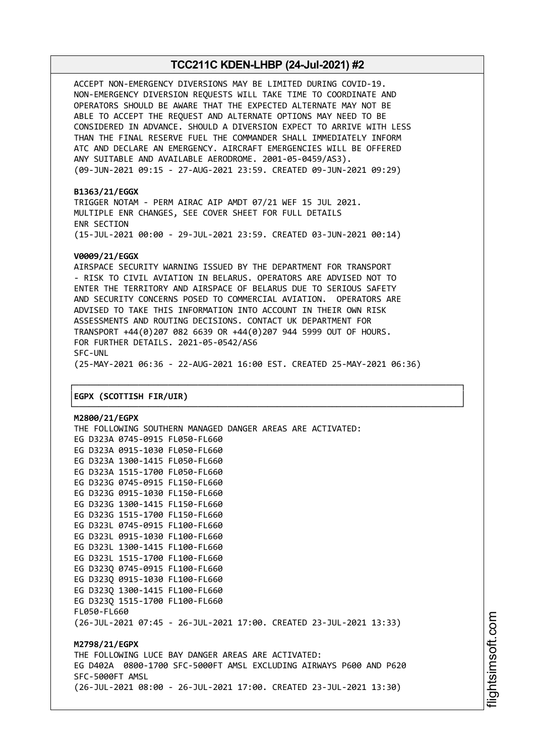ACCEPT NON-EMERGENCY DIVERSIONS MAY BE LIMITED DURING COVID-19.
NON-EMERGENCY DIVERSION REQUESTS WILL TAKE TIME TO COORDINATE AND
OPERATORS SHOULD BE AWARE THAT THE EXPECTED ALTERNATE MAY NOT BE
ABLE TO ACCEPT THE REQUEST AND ALTERNATE OPTIONS MAY NEED TO BE
CONSIDERED IN ADVANCE. SHOULD A DIVERSION EXPECT TO ARRIVE WITH LESS
THAN THE FINAL RESERVE FUEL THE COMMANDER SHALL IMMEDIATELY INFORM
ATC AND DECLARE AN EMERGENCY. AIRCRAFT EMERGENCIES WILL BE OFFERED
ANY SUITABLE AND AVAILABLE AERODROME. 2001-05-0459/AS3).
(09-JUN-2021 09:15 - 27-AUG-2021 23:59. CREATED 09-JUN-2021 09:29)

**B1363/21/EGGX**
TRIGGER NOTAM - PERM AIRAC AIP AMDT 07/21 WEF 15 JUL 2021.
MULTIPLE ENR CHANGES, SEE COVER SHEET FOR FULL DETAILS
ENR SECTION
(15-JUL-2021 00:00 - 29-JUL-2021 23:59. CREATED 03-JUN-2021 00:14)

**V0009/21/EGGX**
AIRSPACE SECURITY WARNING ISSUED BY THE DEPARTMENT FOR TRANSPORT
- RISK TO CIVIL AVIATION IN BELARUS. OPERATORS ARE ADVISED NOT TO
ENTER THE TERRITORY AND AIRSPACE OF BELARUS DUE TO SERIOUS SAFETY
AND SECURITY CONCERNS POSED TO COMMERCIAL AVIATION. OPERATORS ARE
ADVISED TO TAKE THIS INFORMATION INTO ACCOUNT IN THEIR OWN RISK
ASSESSMENTS AND ROUTING DECISIONS. CONTACT UK DEPARTMENT FOR
TRANSPORT +44(0)207 082 6639 OR +44(0)207 944 5999 OUT OF HOURS.
FOR FURTHER DETAILS. 2021-05-0542/AS6
SFC-UNL
(25-MAY-2021 06:36 - 22-AUG-2021 16:00 EST. CREATED 25-MAY-2021 06:36)

## EGPX (SCOTTISH FIR/UIR)

**M2800/21/EGPX**
THE FOLLOWING SOUTHERN MANAGED DANGER AREAS ARE ACTIVATED:
EG D323A 0745-0915 FL050-FL660
EG D323A 0915-1030 FL050-FL660
EG D323A 1300-1415 FL050-FL660
EG D323A 1515-1700 FL050-FL660
EG D323G 0745-0915 FL150-FL660
EG D323G 0915-1030 FL150-FL660
EG D323G 1300-1415 FL150-FL660
EG D323G 1515-1700 FL150-FL660
EG D323L 0745-0915 FL100-FL660
EG D323L 0915-1030 FL100-FL660
EG D323L 1300-1415 FL100-FL660
EG D323L 1515-1700 FL100-FL660
EG D323Q 0745-0915 FL100-FL660
EG D323Q 0915-1030 FL100-FL660
EG D323Q 1300-1415 FL100-FL660
EG D323Q 1515-1700 FL100-FL660
FL050-FL660
(26-JUL-2021 07:45 - 26-JUL-2021 17:00. CREATED 23-JUL-2021 13:33)

**M2798/21/EGPX**
THE FOLLOWING LUCE BAY DANGER AREAS ARE ACTIVATED:
EG D402A 0800-1700 SFC-5000FT AMSL EXCLUDING AIRWAYS P600 AND P620
SFC-5000FT AMSL
(26-JUL-2021 08:00 - 26-JUL-2021 17:00. CREATED 23-JUL-2021 13:30)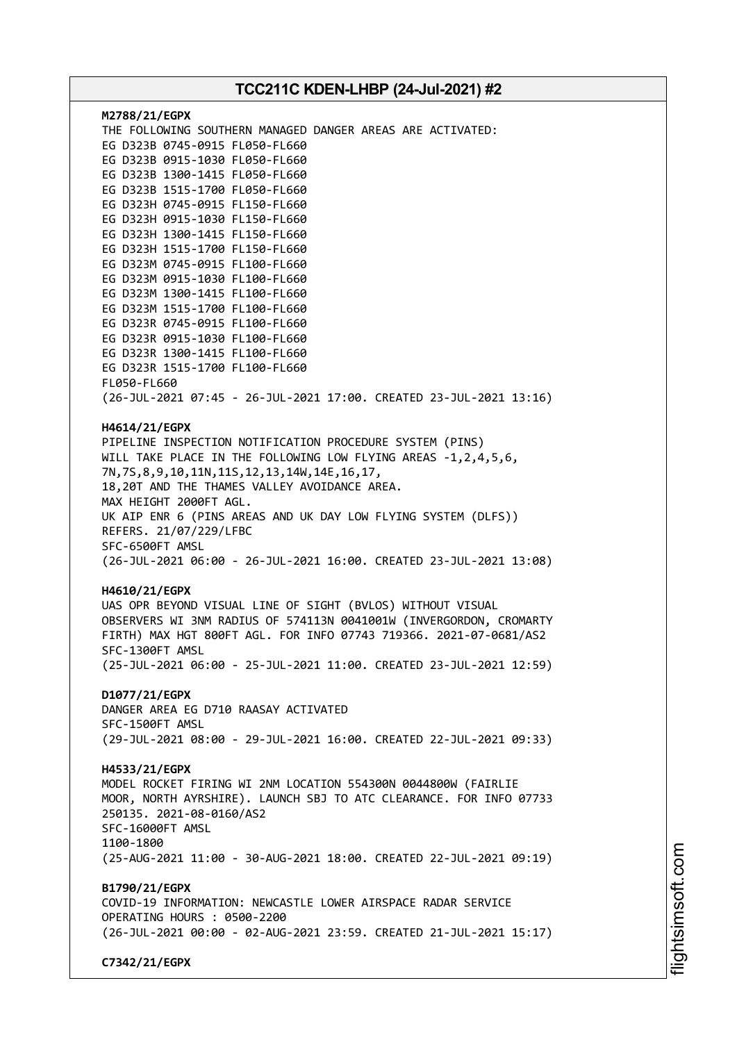**M2788/21/EGPX**
THE FOLLOWING SOUTHERN MANAGED DANGER AREAS ARE ACTIVATED:
EG D323B 0745-0915 FL050-FL660
EG D323B 0915-1030 FL050-FL660
EG D323B 1300-1415 FL050-FL660
EG D323B 1515-1700 FL050-FL660
EG D323H 0745-0915 FL150-FL660
EG D323H 0915-1030 FL150-FL660
EG D323H 1300-1415 FL150-FL660
EG D323H 1515-1700 FL150-FL660
EG D323M 0745-0915 FL100-FL660
EG D323M 0915-1030 FL100-FL660
EG D323M 1300-1415 FL100-FL660
EG D323M 1515-1700 FL100-FL660
EG D323R 0745-0915 FL100-FL660
EG D323R 0915-1030 FL100-FL660
EG D323R 1300-1415 FL100-FL660
EG D323R 1515-1700 FL100-FL660
FL050-FL660
(26-JUL-2021 07:45 - 26-JUL-2021 17:00. CREATED 23-JUL-2021 13:16)

**H4614/21/EGPX**
PIPELINE INSPECTION NOTIFICATION PROCEDURE SYSTEM (PINS)
WILL TAKE PLACE IN THE FOLLOWING LOW FLYING AREAS -1,2,4,5,6,
7N,7S,8,9,10,11N,11S,12,13,14W,14E,16,17,
18,20T AND THE THAMES VALLEY AVOIDANCE AREA.
MAX HEIGHT 2000FT AGL.
UK AIP ENR 6 (PINS AREAS AND UK DAY LOW FLYING SYSTEM (DLFS))
REFERS. 21/07/229/LFBC
SFC-6500FT AMSL
(26-JUL-2021 06:00 - 26-JUL-2021 16:00. CREATED 23-JUL-2021 13:08)

**H4610/21/EGPX**
UAS OPR BEYOND VISUAL LINE OF SIGHT (BVLOS) WITHOUT VISUAL
OBSERVERS WI 3NM RADIUS OF 574113N 0041001W (INVERGORDON, CROMARTY
FIRTH) MAX HGT 800FT AGL. FOR INFO 07743 719366. 2021-07-0681/AS2
SFC-1300FT AMSL
(25-JUL-2021 06:00 - 25-JUL-2021 11:00. CREATED 23-JUL-2021 12:59)

**D1077/21/EGPX**
DANGER AREA EG D710 RAASAY ACTIVATED
SFC-1500FT AMSL
(29-JUL-2021 08:00 - 29-JUL-2021 16:00. CREATED 22-JUL-2021 09:33)

**H4533/21/EGPX**
MODEL ROCKET FIRING WI 2NM LOCATION 554300N 0044800W (FAIRLIE
MOOR, NORTH AYRSHIRE). LAUNCH SBJ TO ATC CLEARANCE. FOR INFO 07733
250135. 2021-08-0160/AS2
SFC-16000FT AMSL
1100-1800
(25-AUG-2021 11:00 - 30-AUG-2021 18:00. CREATED 22-JUL-2021 09:19)

**B1790/21/EGPX**
COVID-19 INFORMATION: NEWCASTLE LOWER AIRSPACE RADAR SERVICE
OPERATING HOURS : 0500-2200
(26-JUL-2021 00:00 - 02-AUG-2021 23:59. CREATED 21-JUL-2021 15:17)

**C7342/21/EGPX**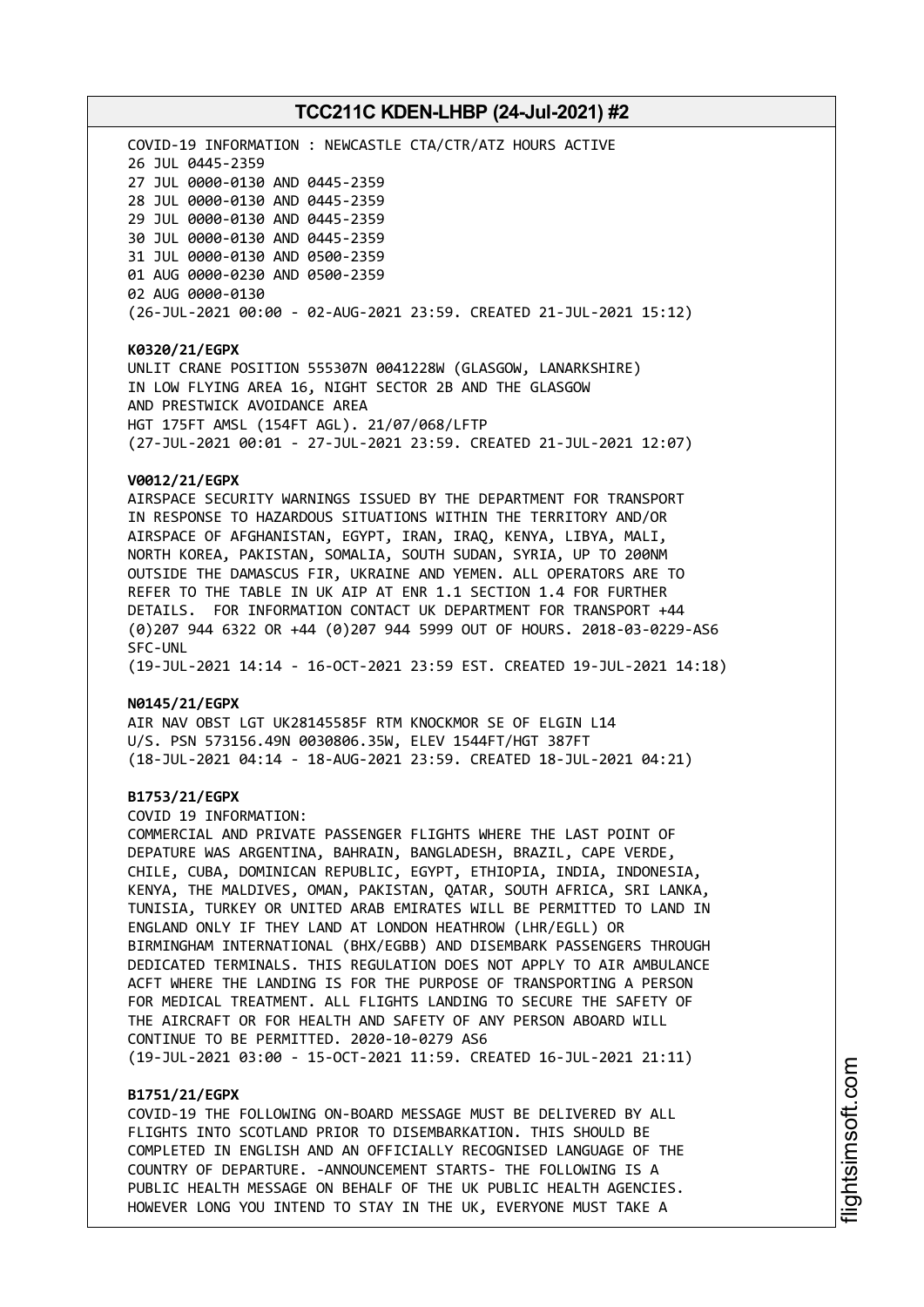COVID-19 INFORMATION : NEWCASTLE CTA/CTR/ATZ HOURS ACTIVE
26 JUL 0445-2359
27 JUL 0000-0130 AND 0445-2359
28 JUL 0000-0130 AND 0445-2359
29 JUL 0000-0130 AND 0445-2359
30 JUL 0000-0130 AND 0445-2359
31 JUL 0000-0130 AND 0500-2359
01 AUG 0000-0230 AND 0500-2359
02 AUG 0000-0130
(26-JUL-2021 00:00 - 02-AUG-2021 23:59. CREATED 21-JUL-2021 15:12)

**K0320/21/EGPX**
UNLIT CRANE POSITION 555307N 0041228W (GLASGOW, LANARKSHIRE)
IN LOW FLYING AREA 16, NIGHT SECTOR 2B AND THE GLASGOW
AND PRESTWICK AVOIDANCE AREA
HGT 175FT AMSL (154FT AGL). 21/07/068/LFTP
(27-JUL-2021 00:01 - 27-JUL-2021 23:59. CREATED 21-JUL-2021 12:07)

**V0012/21/EGPX**
AIRSPACE SECURITY WARNINGS ISSUED BY THE DEPARTMENT FOR TRANSPORT
IN RESPONSE TO HAZARDOUS SITUATIONS WITHIN THE TERRITORY AND/OR
AIRSPACE OF AFGHANISTAN, EGYPT, IRAN, IRAQ, KENYA, LIBYA, MALI,
NORTH KOREA, PAKISTAN, SOMALIA, SOUTH SUDAN, SYRIA, UP TO 200NM
OUTSIDE THE DAMASCUS FIR, UKRAINE AND YEMEN. ALL OPERATORS ARE TO
REFER TO THE TABLE IN UK AIP AT ENR 1.1 SECTION 1.4 FOR FURTHER
DETAILS. FOR INFORMATION CONTACT UK DEPARTMENT FOR TRANSPORT +44
(0)207 944 6322 OR +44 (0)207 944 5999 OUT OF HOURS. 2018-03-0229-AS6
SFC-UNL
(19-JUL-2021 14:14 - 16-OCT-2021 23:59 EST. CREATED 19-JUL-2021 14:18)

**N0145/21/EGPX**
AIR NAV OBST LGT UK28145585F RTM KNOCKMOR SE OF ELGIN L14
U/S. PSN 573156.49N 0030806.35W, ELEV 1544FT/HGT 387FT
(18-JUL-2021 04:14 - 18-AUG-2021 23:59. CREATED 18-JUL-2021 04:21)

**B1753/21/EGPX**
COVID 19 INFORMATION:
COMMERCIAL AND PRIVATE PASSENGER FLIGHTS WHERE THE LAST POINT OF
DEPATURE WAS ARGENTINA, BAHRAIN, BANGLADESH, BRAZIL, CAPE VERDE,
CHILE, CUBA, DOMINICAN REPUBLIC, EGYPT, ETHIOPIA, INDIA, INDONESIA,
KENYA, THE MALDIVES, OMAN, PAKISTAN, QATAR, SOUTH AFRICA, SRI LANKA,
TUNISIA, TURKEY OR UNITED ARAB EMIRATES WILL BE PERMITTED TO LAND IN
ENGLAND ONLY IF THEY LAND AT LONDON HEATHROW (LHR/EGLL) OR
BIRMINGHAM INTERNATIONAL (BHX/EGBB) AND DISEMBARK PASSENGERS THROUGH
DEDICATED TERMINALS. THIS REGULATION DOES NOT APPLY TO AIR AMBULANCE
ACFT WHERE THE LANDING IS FOR THE PURPOSE OF TRANSPORTING A PERSON
FOR MEDICAL TREATMENT. ALL FLIGHTS LANDING TO SECURE THE SAFETY OF
THE AIRCRAFT OR FOR HEALTH AND SAFETY OF ANY PERSON ABOARD WILL
CONTINUE TO BE PERMITTED. 2020-10-0279 AS6
(19-JUL-2021 03:00 - 15-OCT-2021 11:59. CREATED 16-JUL-2021 21:11)

**B1751/21/EGPX**
COVID-19 THE FOLLOWING ON-BOARD MESSAGE MUST BE DELIVERED BY ALL
FLIGHTS INTO SCOTLAND PRIOR TO DISEMBARKATION. THIS SHOULD BE
COMPLETED IN ENGLISH AND AN OFFICIALLY RECOGNISED LANGUAGE OF THE
COUNTRY OF DEPARTURE. -ANNOUNCEMENT STARTS- THE FOLLOWING IS A
PUBLIC HEALTH MESSAGE ON BEHALF OF THE UK PUBLIC HEALTH AGENCIES.
HOWEVER LONG YOU INTEND TO STAY IN THE UK, EVERYONE MUST TAKE A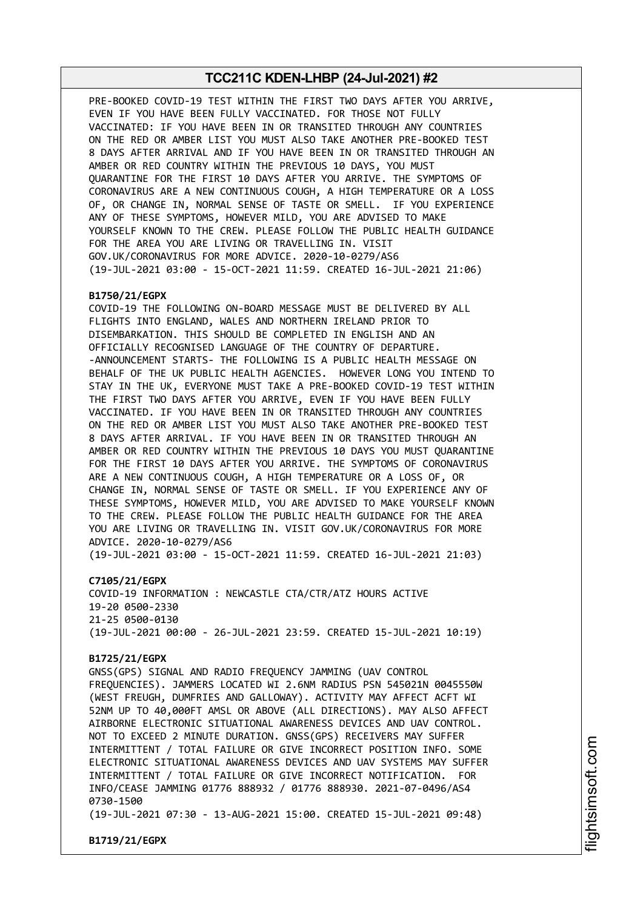PRE-BOOKED COVID-19 TEST WITHIN THE FIRST TWO DAYS AFTER YOU ARRIVE, EVEN IF YOU HAVE BEEN FULLY VACCINATED. FOR THOSE NOT FULLY VACCINATED: IF YOU HAVE BEEN IN OR TRANSITED THROUGH ANY COUNTRIES ON THE RED OR AMBER LIST YOU MUST ALSO TAKE ANOTHER PRE-BOOKED TEST 8 DAYS AFTER ARRIVAL AND IF YOU HAVE BEEN IN OR TRANSITED THROUGH AN AMBER OR RED COUNTRY WITHIN THE PREVIOUS 10 DAYS, YOU MUST QUARANTINE FOR THE FIRST 10 DAYS AFTER YOU ARRIVE. THE SYMPTOMS OF CORONAVIRUS ARE A NEW CONTINUOUS COUGH, A HIGH TEMPERATURE OR A LOSS OF, OR CHANGE IN, NORMAL SENSE OF TASTE OR SMELL. IF YOU EXPERIENCE ANY OF THESE SYMPTOMS, HOWEVER MILD, YOU ARE ADVISED TO MAKE YOURSELF KNOWN TO THE CREW. PLEASE FOLLOW THE PUBLIC HEALTH GUIDANCE FOR THE AREA YOU ARE LIVING OR TRAVELLING IN. VISIT GOV.UK/CORONAVIRUS FOR MORE ADVICE. 2020-10-0279/AS6
(19-JUL-2021 03:00 - 15-OCT-2021 11:59. CREATED 16-JUL-2021 21:06)

**B1750/21/EGPX**
COVID-19 THE FOLLOWING ON-BOARD MESSAGE MUST BE DELIVERED BY ALL FLIGHTS INTO ENGLAND, WALES AND NORTHERN IRELAND PRIOR TO DISEMBARKATION. THIS SHOULD BE COMPLETED IN ENGLISH AND AN OFFICIALLY RECOGNISED LANGUAGE OF THE COUNTRY OF DEPARTURE. -ANNOUNCEMENT STARTS- THE FOLLOWING IS A PUBLIC HEALTH MESSAGE ON BEHALF OF THE UK PUBLIC HEALTH AGENCIES. HOWEVER LONG YOU INTEND TO STAY IN THE UK, EVERYONE MUST TAKE A PRE-BOOKED COVID-19 TEST WITHIN THE FIRST TWO DAYS AFTER YOU ARRIVE, EVEN IF YOU HAVE BEEN FULLY VACCINATED. IF YOU HAVE BEEN IN OR TRANSITED THROUGH ANY COUNTRIES ON THE RED OR AMBER LIST YOU MUST ALSO TAKE ANOTHER PRE-BOOKED TEST 8 DAYS AFTER ARRIVAL. IF YOU HAVE BEEN IN OR TRANSITED THROUGH AN AMBER OR RED COUNTRY WITHIN THE PREVIOUS 10 DAYS YOU MUST QUARANTINE FOR THE FIRST 10 DAYS AFTER YOU ARRIVE. THE SYMPTOMS OF CORONAVIRUS ARE A NEW CONTINUOUS COUGH, A HIGH TEMPERATURE OR A LOSS OF, OR CHANGE IN, NORMAL SENSE OF TASTE OR SMELL. IF YOU EXPERIENCE ANY OF THESE SYMPTOMS, HOWEVER MILD, YOU ARE ADVISED TO MAKE YOURSELF KNOWN TO THE CREW. PLEASE FOLLOW THE PUBLIC HEALTH GUIDANCE FOR THE AREA YOU ARE LIVING OR TRAVELLING IN. VISIT GOV.UK/CORONAVIRUS FOR MORE ADVICE. 2020-10-0279/AS6
(19-JUL-2021 03:00 - 15-OCT-2021 11:59. CREATED 16-JUL-2021 21:03)

**C7105/21/EGPX**
COVID-19 INFORMATION : NEWCASTLE CTA/CTR/ATZ HOURS ACTIVE
19-20 0500-2330
21-25 0500-0130
(19-JUL-2021 00:00 - 26-JUL-2021 23:59. CREATED 15-JUL-2021 10:19)

**B1725/21/EGPX**
GNSS(GPS) SIGNAL AND RADIO FREQUENCY JAMMING (UAV CONTROL FREQUENCIES). JAMMERS LOCATED WI 2.6NM RADIUS PSN 545021N 0045550W (WEST FREUGH, DUMFRIES AND GALLOWAY). ACTIVITY MAY AFFECT ACFT WI 52NM UP TO 40,000FT AMSL OR ABOVE (ALL DIRECTIONS). MAY ALSO AFFECT AIRBORNE ELECTRONIC SITUATIONAL AWARENESS DEVICES AND UAV CONTROL. NOT TO EXCEED 2 MINUTE DURATION. GNSS(GPS) RECEIVERS MAY SUFFER INTERMITTENT / TOTAL FAILURE OR GIVE INCORRECT POSITION INFO. SOME ELECTRONIC SITUATIONAL AWARENESS DEVICES AND UAV SYSTEMS MAY SUFFER INTERMITTENT / TOTAL FAILURE OR GIVE INCORRECT NOTIFICATION. FOR INFO/CEASE JAMMING 01776 888932 / 01776 888930. 2021-07-0496/AS4
0730-1500
(19-JUL-2021 07:30 - 13-AUG-2021 15:00. CREATED 15-JUL-2021 09:48)

**B1719/21/EGPX**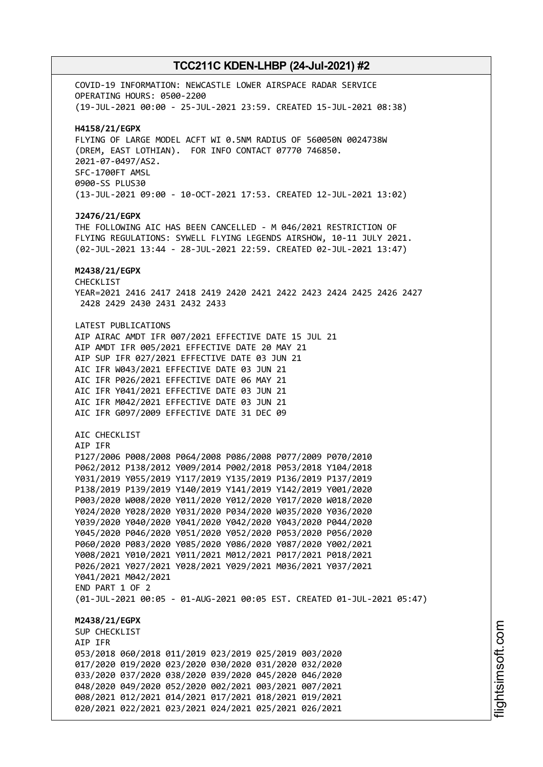COVID-19 INFORMATION: NEWCASTLE LOWER AIRSPACE RADAR SERVICE
OPERATING HOURS: 0500-2200
(19-JUL-2021 00:00 - 25-JUL-2021 23:59. CREATED 15-JUL-2021 08:38)

**H4158/21/EGPX**
FLYING OF LARGE MODEL ACFT WI 0.5NM RADIUS OF 560050N 0024738W
(DREM, EAST LOTHIAN). FOR INFO CONTACT 07770 746850.
2021-07-0497/AS2.
SFC-1700FT AMSL
0900-SS PLUS30
(13-JUL-2021 09:00 - 10-OCT-2021 17:53. CREATED 12-JUL-2021 13:02)

**J2476/21/EGPX**
THE FOLLOWING AIC HAS BEEN CANCELLED - M 046/2021 RESTRICTION OF
FLYING REGULATIONS: SYWELL FLYING LEGENDS AIRSHOW, 10-11 JULY 2021.
(02-JUL-2021 13:44 - 28-JUL-2021 22:59. CREATED 02-JUL-2021 13:47)

**M2438/21/EGPX**
CHECKLIST
YEAR=2021 2416 2417 2418 2419 2420 2421 2422 2423 2424 2425 2426 2427
2428 2429 2430 2431 2432 2433

LATEST PUBLICATIONS
AIP AIRAC AMDT IFR 007/2021 EFFECTIVE DATE 15 JUL 21
AIP AMDT IFR 005/2021 EFFECTIVE DATE 20 MAY 21
AIP SUP IFR 027/2021 EFFECTIVE DATE 03 JUN 21
AIC IFR W043/2021 EFFECTIVE DATE 03 JUN 21
AIC IFR P026/2021 EFFECTIVE DATE 06 MAY 21
AIC IFR Y041/2021 EFFECTIVE DATE 03 JUN 21
AIC IFR M042/2021 EFFECTIVE DATE 03 JUN 21
AIC IFR G097/2009 EFFECTIVE DATE 31 DEC 09

AIC CHECKLIST
AIP IFR
P127/2006 P008/2008 P064/2008 P086/2008 P077/2009 P070/2010
P062/2012 P138/2012 Y009/2014 P002/2018 P053/2018 Y104/2018
Y031/2019 Y055/2019 Y117/2019 Y135/2019 P136/2019 P137/2019
P138/2019 P139/2019 Y140/2019 Y141/2019 Y142/2019 Y001/2020
P003/2020 W008/2020 Y011/2020 Y012/2020 Y017/2020 W018/2020
Y024/2020 Y028/2020 Y031/2020 P034/2020 W035/2020 Y036/2020
Y039/2020 Y040/2020 Y041/2020 Y042/2020 Y043/2020 P044/2020
Y045/2020 P046/2020 Y051/2020 Y052/2020 P053/2020 P056/2020
P060/2020 P083/2020 Y085/2020 Y086/2020 Y087/2020 Y002/2021
Y008/2021 Y010/2021 Y011/2021 M012/2021 P017/2021 P018/2021
P026/2021 Y027/2021 Y028/2021 Y029/2021 M036/2021 Y037/2021
Y041/2021 M042/2021
END PART 1 OF 2
(01-JUL-2021 00:05 - 01-AUG-2021 00:05 EST. CREATED 01-JUL-2021 05:47)

**M2438/21/EGPX**
SUP CHECKLIST
AIP IFR
053/2018 060/2018 011/2019 023/2019 025/2019 003/2020
017/2020 019/2020 023/2020 030/2020 031/2020 032/2020
033/2020 037/2020 038/2020 039/2020 045/2020 046/2020
048/2020 049/2020 052/2020 002/2021 003/2021 007/2021
008/2021 012/2021 014/2021 017/2021 018/2021 019/2021
020/2021 022/2021 023/2021 024/2021 025/2021 026/2021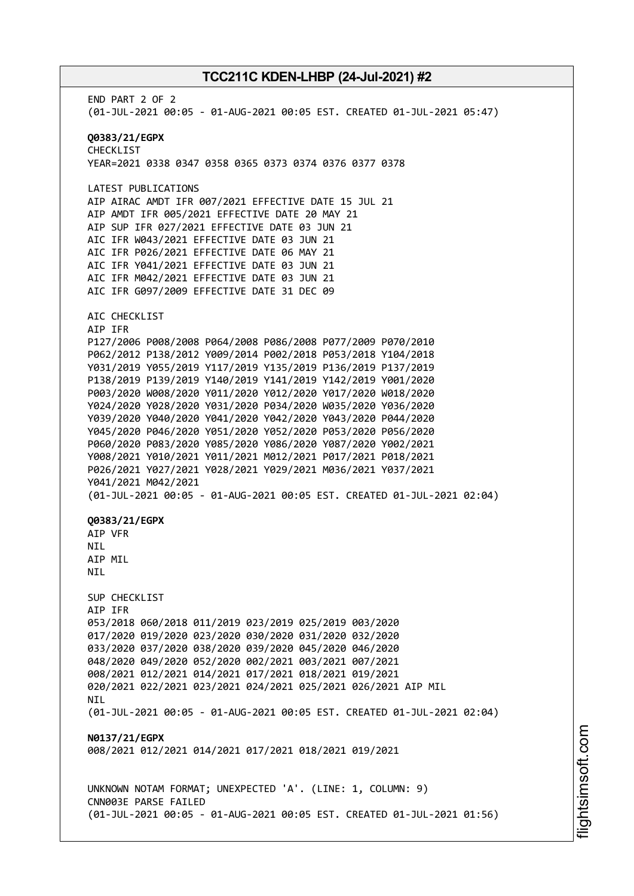END PART 2 OF 2
(01-JUL-2021 00:05 - 01-AUG-2021 00:05 EST. CREATED 01-JUL-2021 05:47)

**Q0383/21/EGPX**
CHECKLIST
YEAR=2021 0338 0347 0358 0365 0373 0374 0376 0377 0378

LATEST PUBLICATIONS
AIP AIRAC AMDT IFR 007/2021 EFFECTIVE DATE 15 JUL 21
AIP AMDT IFR 005/2021 EFFECTIVE DATE 20 MAY 21
AIP SUP IFR 027/2021 EFFECTIVE DATE 03 JUN 21
AIC IFR W043/2021 EFFECTIVE DATE 03 JUN 21
AIC IFR P026/2021 EFFECTIVE DATE 06 MAY 21
AIC IFR Y041/2021 EFFECTIVE DATE 03 JUN 21
AIC IFR M042/2021 EFFECTIVE DATE 03 JUN 21
AIC IFR G097/2009 EFFECTIVE DATE 31 DEC 09

AIC CHECKLIST
AIP IFR
P127/2006 P008/2008 P064/2008 P086/2008 P077/2009 P070/2010
P062/2012 P138/2012 Y009/2014 P002/2018 P053/2018 Y104/2018
Y031/2019 Y055/2019 Y117/2019 Y135/2019 P136/2019 P137/2019
P138/2019 P139/2019 Y140/2019 Y141/2019 Y142/2019 Y001/2020
P003/2020 W008/2020 Y011/2020 Y012/2020 Y017/2020 W018/2020
Y024/2020 Y028/2020 Y031/2020 P034/2020 W035/2020 Y036/2020
Y039/2020 Y040/2020 Y041/2020 Y042/2020 Y043/2020 P044/2020
Y045/2020 P046/2020 Y051/2020 Y052/2020 P053/2020 P056/2020
P060/2020 P083/2020 Y085/2020 Y086/2020 Y087/2020 Y002/2021
Y008/2021 Y010/2021 Y011/2021 M012/2021 P017/2021 P018/2021
P026/2021 Y027/2021 Y028/2021 Y029/2021 M036/2021 Y037/2021
Y041/2021 M042/2021
(01-JUL-2021 00:05 - 01-AUG-2021 00:05 EST. CREATED 01-JUL-2021 02:04)

**Q0383/21/EGPX**
AIP VFR
NIL
AIP MIL
NIL

SUP CHECKLIST
AIP IFR
053/2018 060/2018 011/2019 023/2019 025/2019 003/2020
017/2020 019/2020 023/2020 030/2020 031/2020 032/2020
033/2020 037/2020 038/2020 039/2020 045/2020 046/2020
048/2020 049/2020 052/2020 002/2021 003/2021 007/2021
008/2021 012/2021 014/2021 017/2021 018/2021 019/2021
020/2021 022/2021 023/2021 024/2021 025/2021 026/2021 AIP MIL
NIL
(01-JUL-2021 00:05 - 01-AUG-2021 00:05 EST. CREATED 01-JUL-2021 02:04)

**N0137/21/EGPX**
008/2021 012/2021 014/2021 017/2021 018/2021 019/2021

UNKNOWN NOTAM FORMAT; UNEXPECTED 'A'. (LINE: 1, COLUMN: 9)
CNN003E PARSE FAILED
(01-JUL-2021 00:05 - 01-AUG-2021 00:05 EST. CREATED 01-JUL-2021 01:56)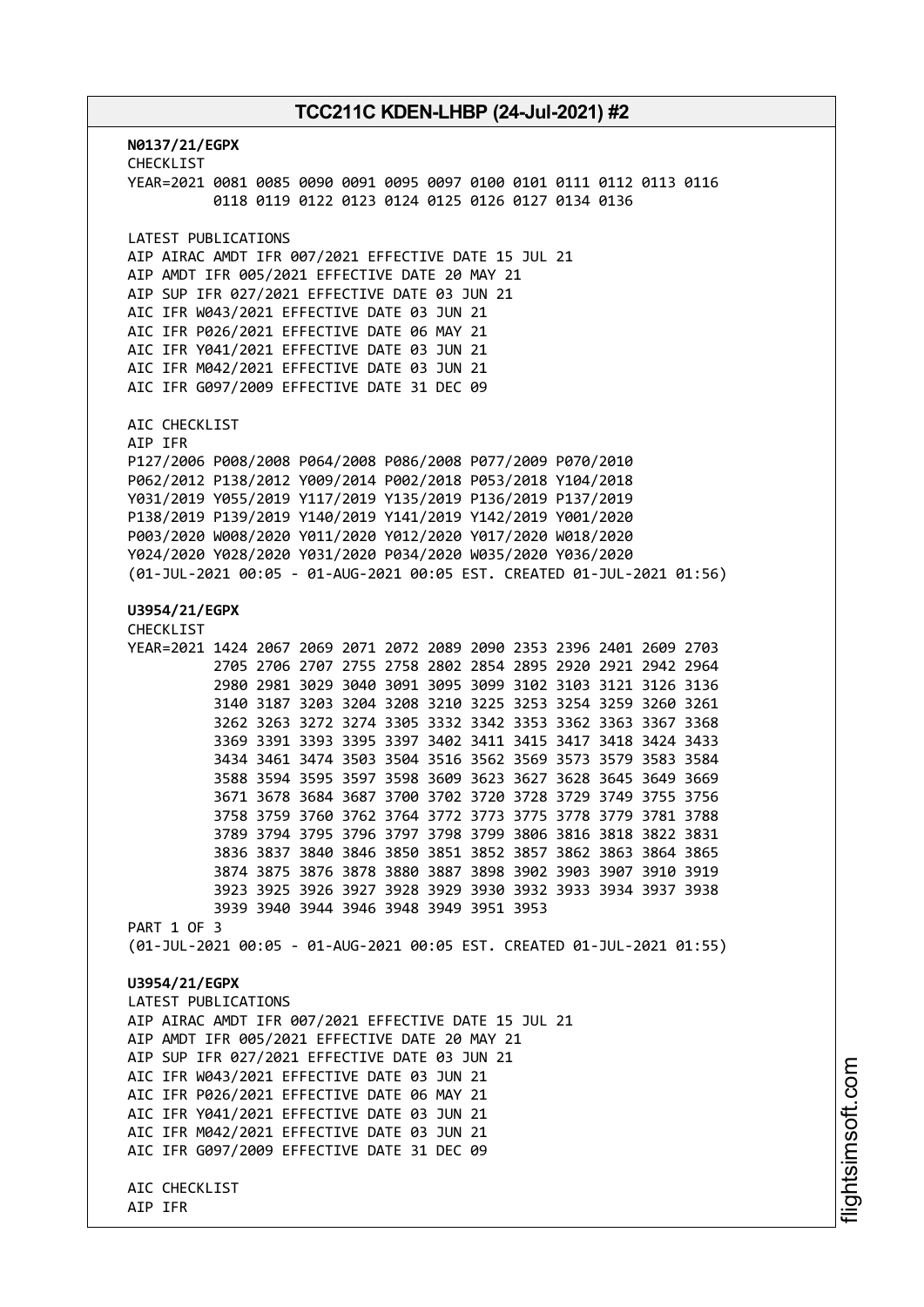**N0137/21/EGPX**
CHECKLIST
YEAR=2021 0081 0085 0090 0091 0095 0097 0100 0101 0111 0112 0113 0116
0118 0119 0122 0123 0124 0125 0126 0127 0134 0136

LATEST PUBLICATIONS
AIP AIRAC AMDT IFR 007/2021 EFFECTIVE DATE 15 JUL 21
AIP AMDT IFR 005/2021 EFFECTIVE DATE 20 MAY 21
AIP SUP IFR 027/2021 EFFECTIVE DATE 03 JUN 21
AIC IFR W043/2021 EFFECTIVE DATE 03 JUN 21
AIC IFR P026/2021 EFFECTIVE DATE 06 MAY 21
AIC IFR Y041/2021 EFFECTIVE DATE 03 JUN 21
AIC IFR M042/2021 EFFECTIVE DATE 03 JUN 21
AIC IFR G097/2009 EFFECTIVE DATE 31 DEC 09

AIC CHECKLIST
AIP IFR
P127/2006 P008/2008 P064/2008 P086/2008 P077/2009 P070/2010
P062/2012 P138/2012 Y009/2014 P002/2018 P053/2018 Y104/2018
Y031/2019 Y055/2019 Y117/2019 Y135/2019 P136/2019 P137/2019
P138/2019 P139/2019 Y140/2019 Y141/2019 Y142/2019 Y001/2020
P003/2020 W008/2020 Y011/2020 Y012/2020 Y017/2020 W018/2020
Y024/2020 Y028/2020 Y031/2020 P034/2020 W035/2020 Y036/2020
(01-JUL-2021 00:05 - 01-AUG-2021 00:05 EST. CREATED 01-JUL-2021 01:56)

**U3954/21/EGPX**
CHECKLIST
YEAR=2021 1424 2067 2069 2071 2072 2089 2090 2353 2396 2401 2609 2703
2705 2706 2707 2755 2758 2802 2854 2895 2920 2921 2942 2964
2980 2981 3029 3040 3091 3095 3099 3102 3103 3121 3126 3136
3140 3187 3203 3204 3208 3210 3225 3253 3254 3259 3260 3261
3262 3263 3272 3274 3305 3332 3342 3353 3362 3363 3367 3368
3369 3391 3393 3395 3397 3402 3411 3415 3417 3418 3424 3433
3434 3461 3474 3503 3504 3516 3562 3569 3573 3579 3583 3584
3588 3594 3595 3597 3598 3609 3623 3627 3628 3645 3649 3669
3671 3678 3684 3687 3700 3702 3720 3728 3729 3749 3755 3756
3758 3759 3760 3762 3764 3772 3773 3775 3778 3779 3781 3788
3789 3794 3795 3796 3797 3798 3799 3806 3816 3818 3822 3831
3836 3837 3840 3846 3850 3851 3852 3857 3862 3863 3864 3865
3874 3875 3876 3878 3880 3887 3898 3902 3903 3907 3910 3919
3923 3925 3926 3927 3928 3929 3930 3932 3933 3934 3937 3938
3939 3940 3944 3946 3948 3949 3951 3953
PART 1 OF 3
(01-JUL-2021 00:05 - 01-AUG-2021 00:05 EST. CREATED 01-JUL-2021 01:55)

**U3954/21/EGPX**
LATEST PUBLICATIONS
AIP AIRAC AMDT IFR 007/2021 EFFECTIVE DATE 15 JUL 21
AIP AMDT IFR 005/2021 EFFECTIVE DATE 20 MAY 21
AIP SUP IFR 027/2021 EFFECTIVE DATE 03 JUN 21
AIC IFR W043/2021 EFFECTIVE DATE 03 JUN 21
AIC IFR P026/2021 EFFECTIVE DATE 06 MAY 21
AIC IFR Y041/2021 EFFECTIVE DATE 03 JUN 21
AIC IFR M042/2021 EFFECTIVE DATE 03 JUN 21
AIC IFR G097/2009 EFFECTIVE DATE 31 DEC 09

AIC CHECKLIST
AIP IFR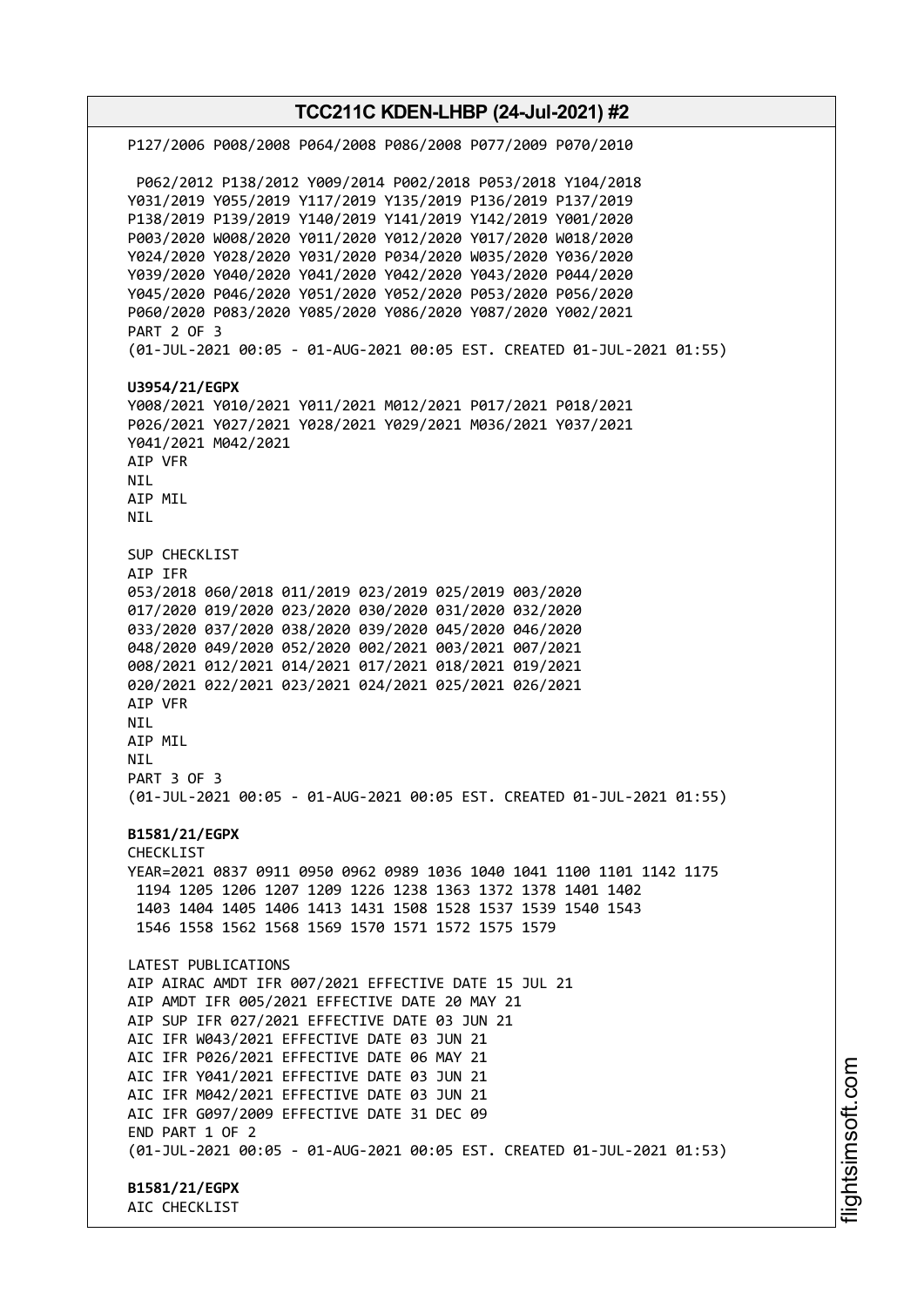P127/2006 P008/2008 P064/2008 P086/2008 P077/2009 P070/2010

P062/2012 P138/2012 Y009/2014 P002/2018 P053/2018 Y104/2018
Y031/2019 Y055/2019 Y117/2019 Y135/2019 P136/2019 P137/2019
P138/2019 P139/2019 Y140/2019 Y141/2019 Y142/2019 Y001/2020
P003/2020 W008/2020 Y011/2020 Y012/2020 Y017/2020 W018/2020
Y024/2020 Y028/2020 Y031/2020 P034/2020 W035/2020 Y036/2020
Y039/2020 Y040/2020 Y041/2020 Y042/2020 Y043/2020 P044/2020
Y045/2020 P046/2020 Y051/2020 Y052/2020 P053/2020 P056/2020
P060/2020 P083/2020 Y085/2020 Y086/2020 Y087/2020 Y002/2021
PART 2 OF 3
(01-JUL-2021 00:05 - 01-AUG-2021 00:05 EST. CREATED 01-JUL-2021 01:55)

**U3954/21/EGPX**
Y008/2021 Y010/2021 Y011/2021 M012/2021 P017/2021 P018/2021
P026/2021 Y027/2021 Y028/2021 Y029/2021 M036/2021 Y037/2021
Y041/2021 M042/2021
AIP VFR
NIL
AIP MIL
NIL

SUP CHECKLIST
AIP IFR
053/2018 060/2018 011/2019 023/2019 025/2019 003/2020
017/2020 019/2020 023/2020 030/2020 031/2020 032/2020
033/2020 037/2020 038/2020 039/2020 045/2020 046/2020
048/2020 049/2020 052/2020 002/2021 003/2021 007/2021
008/2021 012/2021 014/2021 017/2021 018/2021 019/2021
020/2021 022/2021 023/2021 024/2021 025/2021 026/2021
AIP VFR
NIL
AIP MIL
NIL
PART 3 OF 3
(01-JUL-2021 00:05 - 01-AUG-2021 00:05 EST. CREATED 01-JUL-2021 01:55)

**B1581/21/EGPX**
CHECKLIST
YEAR=2021 0837 0911 0950 0962 0989 1036 1040 1041 1100 1101 1142 1175
1194 1205 1206 1207 1209 1226 1238 1363 1372 1378 1401 1402
1403 1404 1405 1406 1413 1431 1508 1528 1537 1539 1540 1543
1546 1558 1562 1568 1569 1570 1571 1572 1575 1579

LATEST PUBLICATIONS
AIP AIRAC AMDT IFR 007/2021 EFFECTIVE DATE 15 JUL 21
AIP AMDT IFR 005/2021 EFFECTIVE DATE 20 MAY 21
AIP SUP IFR 027/2021 EFFECTIVE DATE 03 JUN 21
AIC IFR W043/2021 EFFECTIVE DATE 03 JUN 21
AIC IFR P026/2021 EFFECTIVE DATE 06 MAY 21
AIC IFR Y041/2021 EFFECTIVE DATE 03 JUN 21
AIC IFR M042/2021 EFFECTIVE DATE 03 JUN 21
AIC IFR G097/2009 EFFECTIVE DATE 31 DEC 09
END PART 1 OF 2
(01-JUL-2021 00:05 - 01-AUG-2021 00:05 EST. CREATED 01-JUL-2021 01:53)

**B1581/21/EGPX**
AIC CHECKLIST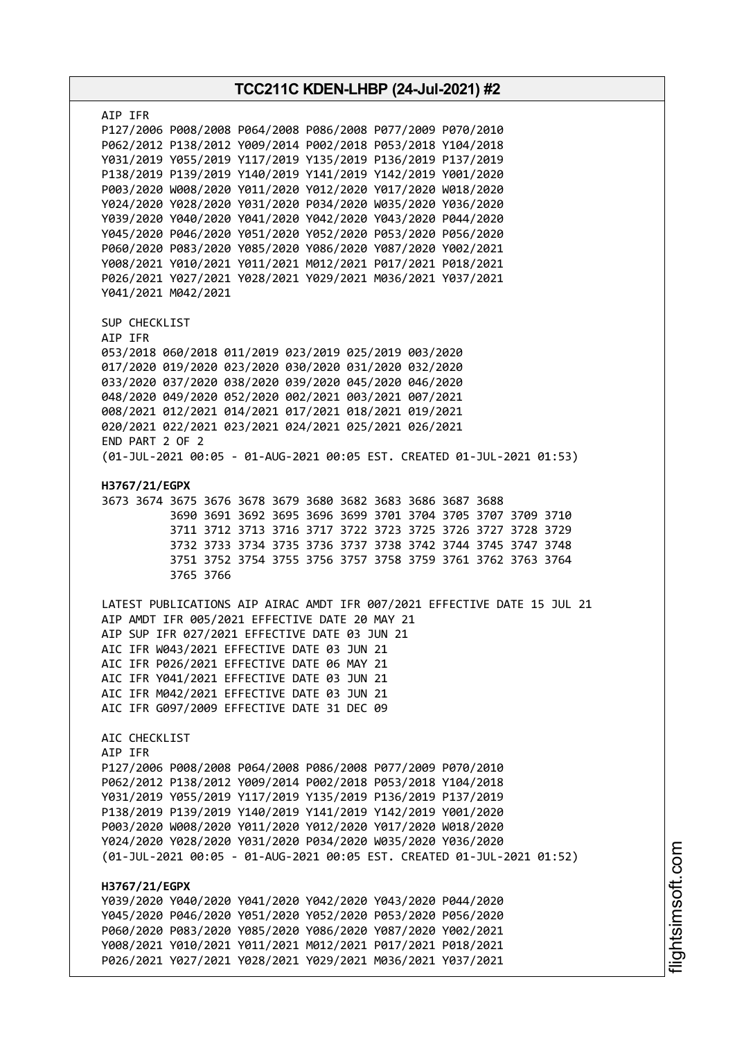AIP IFR
P127/2006 P008/2008 P064/2008 P086/2008 P077/2009 P070/2010
P062/2012 P138/2012 Y009/2014 P002/2018 P053/2018 Y104/2018
Y031/2019 Y055/2019 Y117/2019 Y135/2019 P136/2019 P137/2019
P138/2019 P139/2019 Y140/2019 Y141/2019 Y142/2019 Y001/2020
P003/2020 W008/2020 Y011/2020 Y012/2020 Y017/2020 W018/2020
Y024/2020 Y028/2020 Y031/2020 P034/2020 W035/2020 Y036/2020
Y039/2020 Y040/2020 Y041/2020 Y042/2020 Y043/2020 P044/2020
Y045/2020 P046/2020 Y051/2020 Y052/2020 P053/2020 P056/2020
P060/2020 P083/2020 Y085/2020 Y086/2020 Y087/2020 Y002/2021
Y008/2021 Y010/2021 Y011/2021 M012/2021 P017/2021 P018/2021
P026/2021 Y027/2021 Y028/2021 Y029/2021 M036/2021 Y037/2021
Y041/2021 M042/2021

SUP CHECKLIST
AIP IFR
053/2018 060/2018 011/2019 023/2019 025/2019 003/2020
017/2020 019/2020 023/2020 030/2020 031/2020 032/2020
033/2020 037/2020 038/2020 039/2020 045/2020 046/2020
048/2020 049/2020 052/2020 002/2021 003/2021 007/2021
008/2021 012/2021 014/2021 017/2021 018/2021 019/2021
020/2021 022/2021 023/2021 024/2021 025/2021 026/2021
END PART 2 OF 2
(01-JUL-2021 00:05 - 01-AUG-2021 00:05 EST. CREATED 01-JUL-2021 01:53)

**H3767/21/EGPX**
3673 3674 3675 3676 3678 3679 3680 3682 3683 3686 3687 3688
3690 3691 3692 3695 3696 3699 3701 3704 3705 3707 3709 3710
3711 3712 3713 3716 3717 3722 3723 3725 3726 3727 3728 3729
3732 3733 3734 3735 3736 3737 3738 3742 3744 3745 3747 3748
3751 3752 3754 3755 3756 3757 3758 3759 3761 3762 3763 3764
3765 3766

LATEST PUBLICATIONS AIP AIRAC AMDT IFR 007/2021 EFFECTIVE DATE 15 JUL 21
AIP AMDT IFR 005/2021 EFFECTIVE DATE 20 MAY 21
AIP SUP IFR 027/2021 EFFECTIVE DATE 03 JUN 21
AIC IFR W043/2021 EFFECTIVE DATE 03 JUN 21
AIC IFR P026/2021 EFFECTIVE DATE 06 MAY 21
AIC IFR Y041/2021 EFFECTIVE DATE 03 JUN 21
AIC IFR M042/2021 EFFECTIVE DATE 03 JUN 21
AIC IFR G097/2009 EFFECTIVE DATE 31 DEC 09

AIC CHECKLIST
AIP IFR
P127/2006 P008/2008 P064/2008 P086/2008 P077/2009 P070/2010
P062/2012 P138/2012 Y009/2014 P002/2018 P053/2018 Y104/2018
Y031/2019 Y055/2019 Y117/2019 Y135/2019 P136/2019 P137/2019
P138/2019 P139/2019 Y140/2019 Y141/2019 Y142/2019 Y001/2020
P003/2020 W008/2020 Y011/2020 Y012/2020 Y017/2020 W018/2020
Y024/2020 Y028/2020 Y031/2020 P034/2020 W035/2020 Y036/2020
(01-JUL-2021 00:05 - 01-AUG-2021 00:05 EST. CREATED 01-JUL-2021 01:52)

**H3767/21/EGPX**
Y039/2020 Y040/2020 Y041/2020 Y042/2020 Y043/2020 P044/2020
Y045/2020 P046/2020 Y051/2020 Y052/2020 P053/2020 P056/2020
P060/2020 P083/2020 Y085/2020 Y086/2020 Y087/2020 Y002/2021
Y008/2021 Y010/2021 Y011/2021 M012/2021 P017/2021 P018/2021
P026/2021 Y027/2021 Y028/2021 Y029/2021 M036/2021 Y037/2021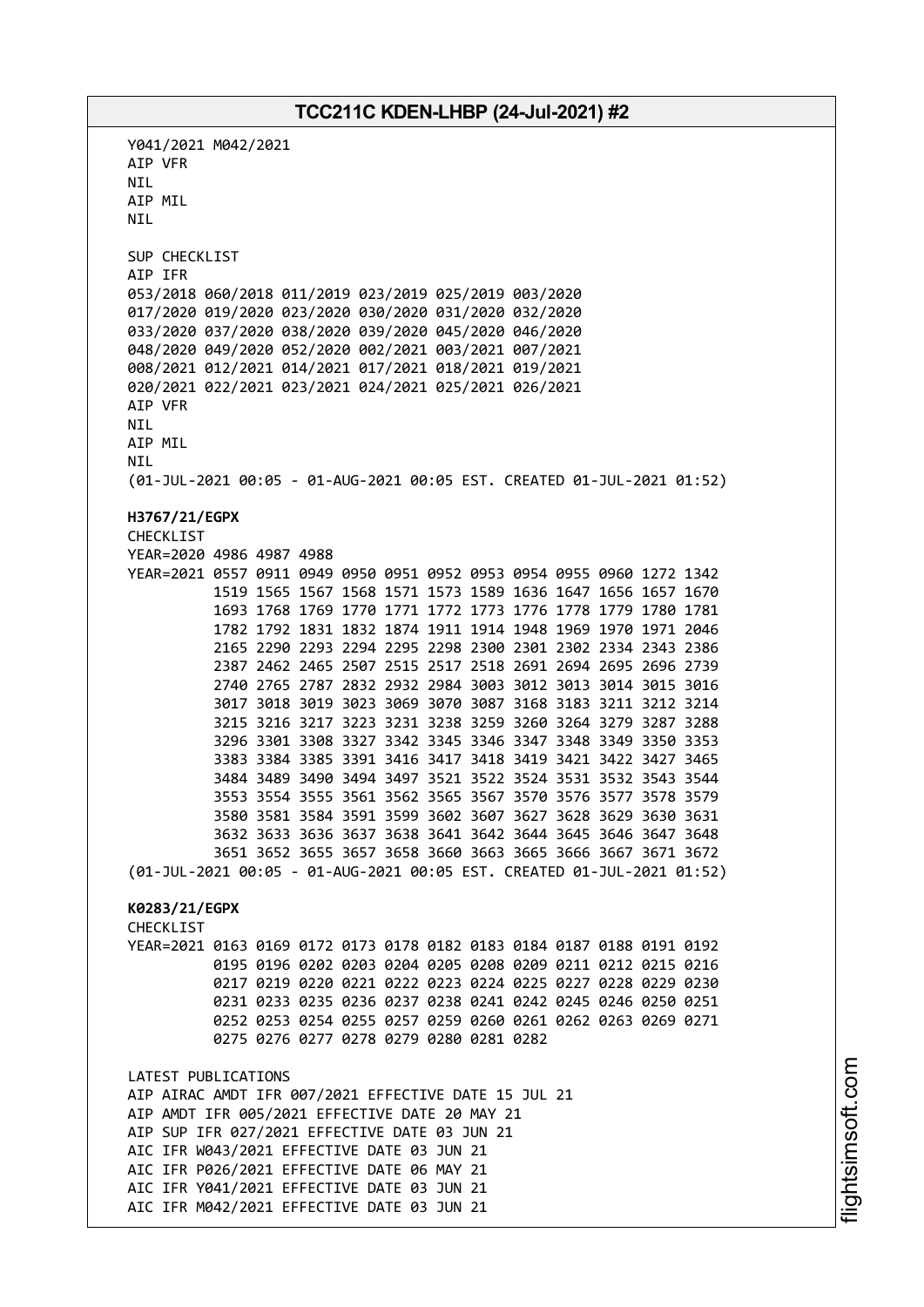Y041/2021 M042/2021
AIP VFR
NIL
AIP MIL
NIL

SUP CHECKLIST
AIP IFR
053/2018 060/2018 011/2019 023/2019 025/2019 003/2020
017/2020 019/2020 023/2020 030/2020 031/2020 032/2020
033/2020 037/2020 038/2020 039/2020 045/2020 046/2020
048/2020 049/2020 052/2020 002/2021 003/2021 007/2021
008/2021 012/2021 014/2021 017/2021 018/2021 019/2021
020/2021 022/2021 023/2021 024/2021 025/2021 026/2021
AIP VFR
NIL
AIP MIL
NIL
(01-JUL-2021 00:05 - 01-AUG-2021 00:05 EST. CREATED 01-JUL-2021 01:52)

**H3767/21/EGPX**
CHECKLIST
YEAR=2020 4986 4987 4988
YEAR=2021 0557 0911 0949 0950 0951 0952 0953 0954 0955 0960 1272 1342
1519 1565 1567 1568 1571 1573 1589 1636 1647 1656 1657 1670
1693 1768 1769 1770 1771 1772 1773 1776 1778 1779 1780 1781
1782 1792 1831 1832 1874 1911 1914 1948 1969 1970 1971 2046
2165 2290 2293 2294 2295 2298 2300 2301 2302 2334 2343 2386
2387 2462 2465 2507 2515 2517 2518 2691 2694 2695 2696 2739
2740 2765 2787 2832 2932 2984 3003 3012 3013 3014 3015 3016
3017 3018 3019 3023 3069 3070 3087 3168 3183 3211 3212 3214
3215 3216 3217 3223 3231 3238 3259 3260 3264 3279 3287 3288
3296 3301 3308 3327 3342 3345 3346 3347 3348 3349 3350 3353
3383 3384 3385 3391 3416 3417 3418 3419 3421 3422 3427 3465
3484 3489 3490 3494 3497 3521 3522 3524 3531 3532 3543 3544
3553 3554 3555 3561 3562 3565 3567 3570 3576 3577 3578 3579
3580 3581 3584 3591 3599 3602 3607 3627 3628 3629 3630 3631
3632 3633 3636 3637 3638 3641 3642 3644 3645 3646 3647 3648
3651 3652 3655 3657 3658 3660 3663 3665 3666 3667 3671 3672
(01-JUL-2021 00:05 - 01-AUG-2021 00:05 EST. CREATED 01-JUL-2021 01:52)

**K0283/21/EGPX**
CHECKLIST
YEAR=2021 0163 0169 0172 0173 0178 0182 0183 0184 0187 0188 0191 0192
0195 0196 0202 0203 0204 0205 0208 0209 0211 0212 0215 0216
0217 0219 0220 0221 0222 0223 0224 0225 0227 0228 0229 0230
0231 0233 0235 0236 0237 0238 0241 0242 0245 0246 0250 0251
0252 0253 0254 0255 0257 0259 0260 0261 0262 0263 0269 0271
0275 0276 0277 0278 0279 0280 0281 0282

LATEST PUBLICATIONS
AIP AIRAC AMDT IFR 007/2021 EFFECTIVE DATE 15 JUL 21
AIP AMDT IFR 005/2021 EFFECTIVE DATE 20 MAY 21
AIP SUP IFR 027/2021 EFFECTIVE DATE 03 JUN 21
AIC IFR W043/2021 EFFECTIVE DATE 03 JUN 21
AIC IFR P026/2021 EFFECTIVE DATE 06 MAY 21
AIC IFR Y041/2021 EFFECTIVE DATE 03 JUN 21
AIC IFR M042/2021 EFFECTIVE DATE 03 JUN 21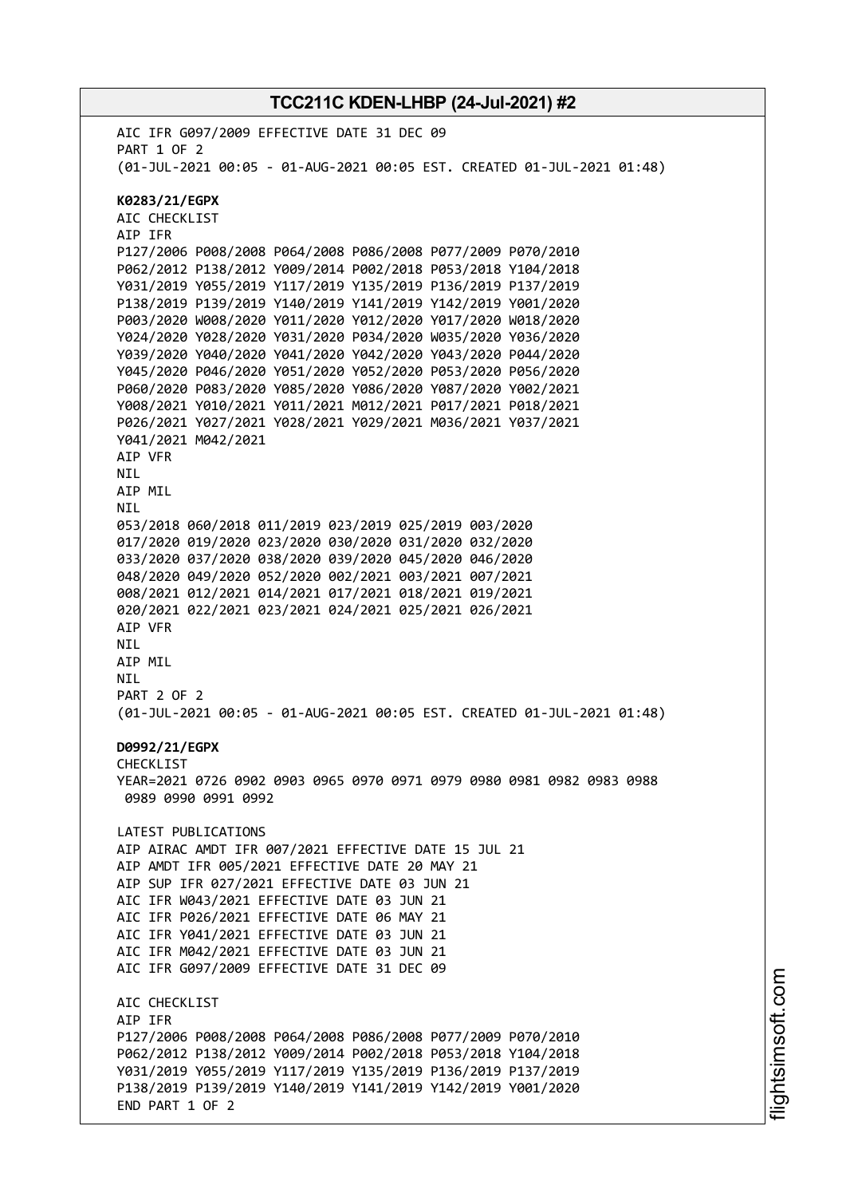AIC IFR G097/2009 EFFECTIVE DATE 31 DEC 09
PART 1 OF 2
(01-JUL-2021 00:05 - 01-AUG-2021 00:05 EST. CREATED 01-JUL-2021 01:48)

**K0283/21/EGPX**
AIC CHECKLIST
AIP IFR
P127/2006 P008/2008 P064/2008 P086/2008 P077/2009 P070/2010
P062/2012 P138/2012 Y009/2014 P002/2018 P053/2018 Y104/2018
Y031/2019 Y055/2019 Y117/2019 Y135/2019 P136/2019 P137/2019
P138/2019 P139/2019 Y140/2019 Y141/2019 Y142/2019 Y001/2020
P003/2020 W008/2020 Y011/2020 Y012/2020 Y017/2020 W018/2020
Y024/2020 Y028/2020 Y031/2020 P034/2020 W035/2020 Y036/2020
Y039/2020 Y040/2020 Y041/2020 Y042/2020 Y043/2020 P044/2020
Y045/2020 P046/2020 Y051/2020 Y052/2020 P053/2020 P056/2020
P060/2020 P083/2020 Y085/2020 Y086/2020 Y087/2020 Y002/2021
Y008/2021 Y010/2021 Y011/2021 M012/2021 P017/2021 P018/2021
P026/2021 Y027/2021 Y028/2021 Y029/2021 M036/2021 Y037/2021
Y041/2021 M042/2021
AIP VFR
NIL
AIP MIL
NIL
053/2018 060/2018 011/2019 023/2019 025/2019 003/2020
017/2020 019/2020 023/2020 030/2020 031/2020 032/2020
033/2020 037/2020 038/2020 039/2020 045/2020 046/2020
048/2020 049/2020 052/2020 002/2021 003/2021 007/2021
008/2021 012/2021 014/2021 017/2021 018/2021 019/2021
020/2021 022/2021 023/2021 024/2021 025/2021 026/2021
AIP VFR
NIL
AIP MIL
NIL
PART 2 OF 2
(01-JUL-2021 00:05 - 01-AUG-2021 00:05 EST. CREATED 01-JUL-2021 01:48)

**D0992/21/EGPX**
CHECKLIST
YEAR=2021 0726 0902 0903 0965 0970 0971 0979 0980 0981 0982 0983 0988
0989 0990 0991 0992

LATEST PUBLICATIONS
AIP AIRAC AMDT IFR 007/2021 EFFECTIVE DATE 15 JUL 21
AIP AMDT IFR 005/2021 EFFECTIVE DATE 20 MAY 21
AIP SUP IFR 027/2021 EFFECTIVE DATE 03 JUN 21
AIC IFR W043/2021 EFFECTIVE DATE 03 JUN 21
AIC IFR P026/2021 EFFECTIVE DATE 06 MAY 21
AIC IFR Y041/2021 EFFECTIVE DATE 03 JUN 21
AIC IFR M042/2021 EFFECTIVE DATE 03 JUN 21
AIC IFR G097/2009 EFFECTIVE DATE 31 DEC 09

AIC CHECKLIST
AIP IFR
P127/2006 P008/2008 P064/2008 P086/2008 P077/2009 P070/2010
P062/2012 P138/2012 Y009/2014 P002/2018 P053/2018 Y104/2018
Y031/2019 Y055/2019 Y117/2019 Y135/2019 P136/2019 P137/2019
P138/2019 P139/2019 Y140/2019 Y141/2019 Y142/2019 Y001/2020
END PART 1 OF 2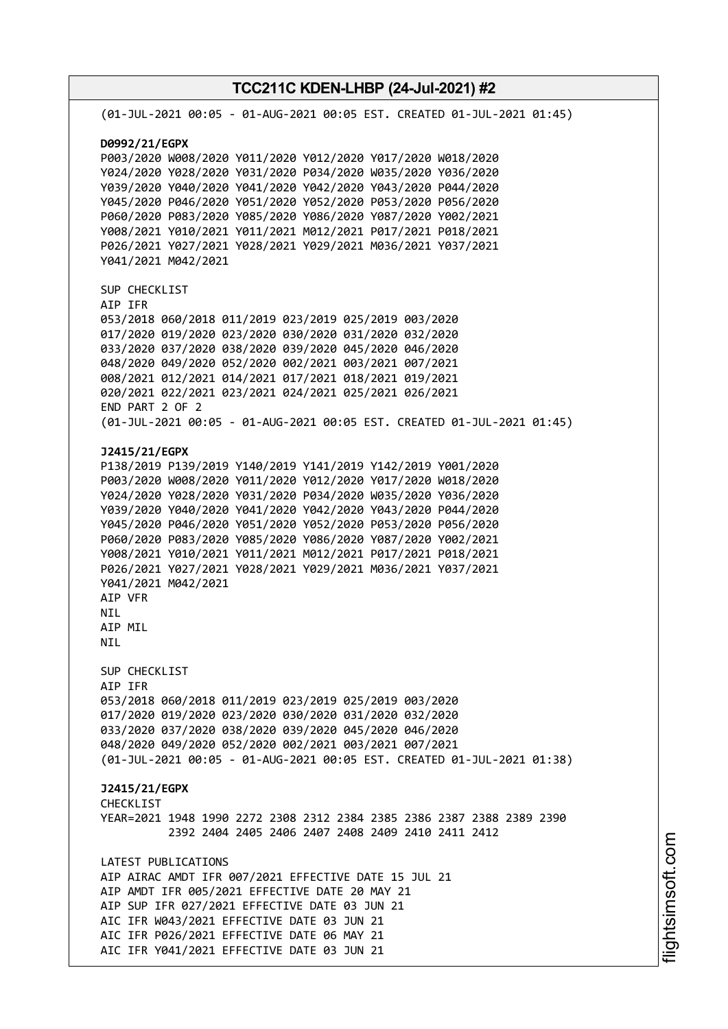(01-JUL-2021 00:05 - 01-AUG-2021 00:05 EST. CREATED 01-JUL-2021 01:45)

**D0992/21/EGPX**
P003/2020 W008/2020 Y011/2020 Y012/2020 Y017/2020 W018/2020
Y024/2020 Y028/2020 Y031/2020 P034/2020 W035/2020 Y036/2020
Y039/2020 Y040/2020 Y041/2020 Y042/2020 Y043/2020 P044/2020
Y045/2020 P046/2020 Y051/2020 Y052/2020 P053/2020 P056/2020
P060/2020 P083/2020 Y085/2020 Y086/2020 Y087/2020 Y002/2021
Y008/2021 Y010/2021 Y011/2021 M012/2021 P017/2021 P018/2021
P026/2021 Y027/2021 Y028/2021 Y029/2021 M036/2021 Y037/2021
Y041/2021 M042/2021

SUP CHECKLIST
AIP IFR
053/2018 060/2018 011/2019 023/2019 025/2019 003/2020
017/2020 019/2020 023/2020 030/2020 031/2020 032/2020
033/2020 037/2020 038/2020 039/2020 045/2020 046/2020
048/2020 049/2020 052/2020 002/2021 003/2021 007/2021
008/2021 012/2021 014/2021 017/2021 018/2021 019/2021
020/2021 022/2021 023/2021 024/2021 025/2021 026/2021
END PART 2 OF 2
(01-JUL-2021 00:05 - 01-AUG-2021 00:05 EST. CREATED 01-JUL-2021 01:45)

**J2415/21/EGPX**
P138/2019 P139/2019 Y140/2019 Y141/2019 Y142/2019 Y001/2020
P003/2020 W008/2020 Y011/2020 Y012/2020 Y017/2020 W018/2020
Y024/2020 Y028/2020 Y031/2020 P034/2020 W035/2020 Y036/2020
Y039/2020 Y040/2020 Y041/2020 Y042/2020 Y043/2020 P044/2020
Y045/2020 P046/2020 Y051/2020 Y052/2020 P053/2020 P056/2020
P060/2020 P083/2020 Y085/2020 Y086/2020 Y087/2020 Y002/2021
Y008/2021 Y010/2021 Y011/2021 M012/2021 P017/2021 P018/2021
P026/2021 Y027/2021 Y028/2021 Y029/2021 M036/2021 Y037/2021
Y041/2021 M042/2021
AIP VFR
NIL
AIP MIL
NIL

SUP CHECKLIST
AIP IFR
053/2018 060/2018 011/2019 023/2019 025/2019 003/2020
017/2020 019/2020 023/2020 030/2020 031/2020 032/2020
033/2020 037/2020 038/2020 039/2020 045/2020 046/2020
048/2020 049/2020 052/2020 002/2021 003/2021 007/2021
(01-JUL-2021 00:05 - 01-AUG-2021 00:05 EST. CREATED 01-JUL-2021 01:38)

**J2415/21/EGPX**
CHECKLIST
YEAR=2021 1948 1990 2272 2308 2312 2384 2385 2386 2387 2388 2389 2390
2392 2404 2405 2406 2407 2408 2409 2410 2411 2412

LATEST PUBLICATIONS
AIP AIRAC AMDT IFR 007/2021 EFFECTIVE DATE 15 JUL 21
AIP AMDT IFR 005/2021 EFFECTIVE DATE 20 MAY 21
AIP SUP IFR 027/2021 EFFECTIVE DATE 03 JUN 21
AIC IFR W043/2021 EFFECTIVE DATE 03 JUN 21
AIC IFR P026/2021 EFFECTIVE DATE 06 MAY 21
AIC IFR Y041/2021 EFFECTIVE DATE 03 JUN 21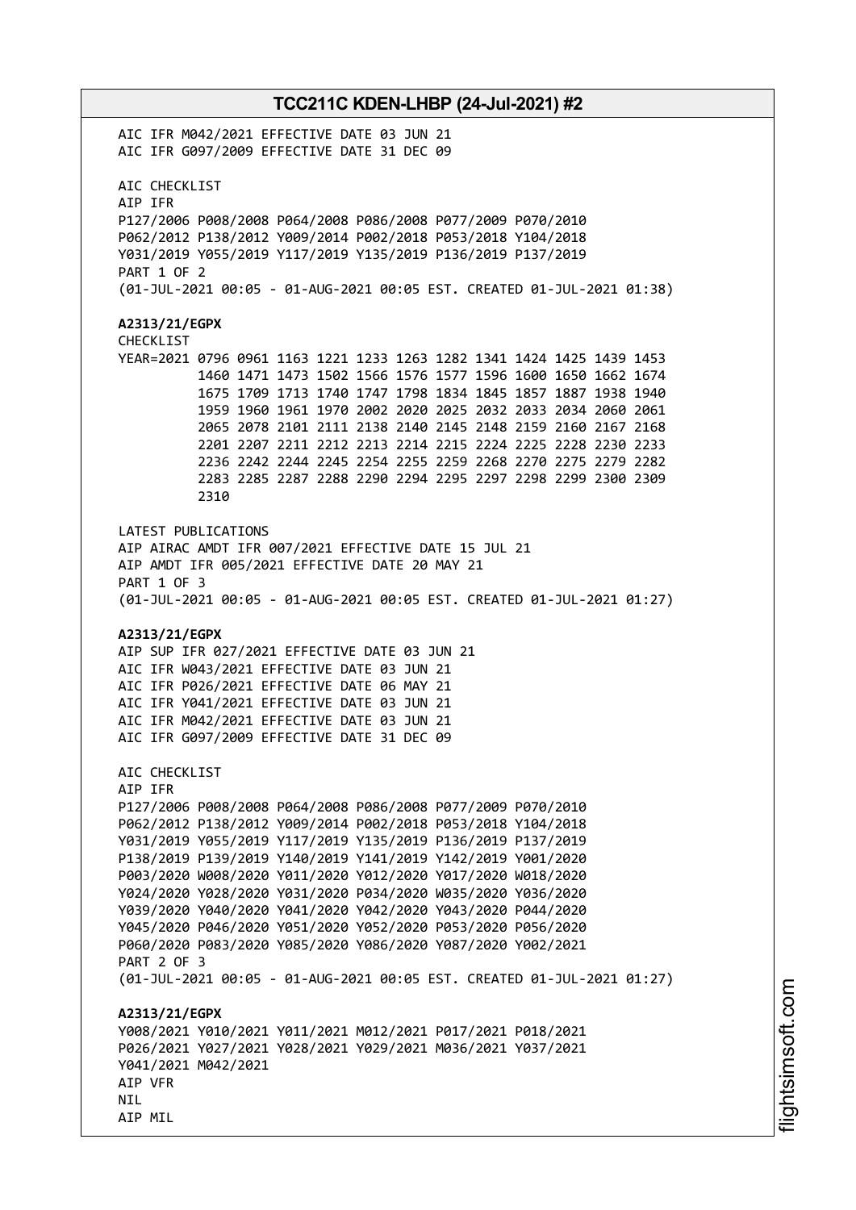AIC IFR M042/2021 EFFECTIVE DATE 03 JUN 21
AIC IFR G097/2009 EFFECTIVE DATE 31 DEC 09

AIC CHECKLIST
AIP IFR
P127/2006 P008/2008 P064/2008 P086/2008 P077/2009 P070/2010
P062/2012 P138/2012 Y009/2014 P002/2018 P053/2018 Y104/2018
Y031/2019 Y055/2019 Y117/2019 Y135/2019 P136/2019 P137/2019
PART 1 OF 2
(01-JUL-2021 00:05 - 01-AUG-2021 00:05 EST. CREATED 01-JUL-2021 01:38)

**A2313/21/EGPX**
CHECKLIST
YEAR=2021 0796 0961 1163 1221 1233 1263 1282 1341 1424 1425 1439 1453
1460 1471 1473 1502 1566 1576 1577 1596 1600 1650 1662 1674
1675 1709 1713 1740 1747 1798 1834 1845 1857 1887 1938 1940
1959 1960 1961 1970 2002 2020 2025 2032 2033 2034 2060 2061
2065 2078 2101 2111 2138 2140 2145 2148 2159 2160 2167 2168
2201 2207 2211 2212 2213 2214 2215 2224 2225 2228 2230 2233
2236 2242 2244 2245 2254 2255 2259 2268 2270 2275 2279 2282
2283 2285 2287 2288 2290 2294 2295 2297 2298 2299 2300 2309
2310

LATEST PUBLICATIONS
AIP AIRAC AMDT IFR 007/2021 EFFECTIVE DATE 15 JUL 21
AIP AMDT IFR 005/2021 EFFECTIVE DATE 20 MAY 21
PART 1 OF 3
(01-JUL-2021 00:05 - 01-AUG-2021 00:05 EST. CREATED 01-JUL-2021 01:27)

**A2313/21/EGPX**
AIP SUP IFR 027/2021 EFFECTIVE DATE 03 JUN 21
AIC IFR W043/2021 EFFECTIVE DATE 03 JUN 21
AIC IFR P026/2021 EFFECTIVE DATE 06 MAY 21
AIC IFR Y041/2021 EFFECTIVE DATE 03 JUN 21
AIC IFR M042/2021 EFFECTIVE DATE 03 JUN 21
AIC IFR G097/2009 EFFECTIVE DATE 31 DEC 09

AIC CHECKLIST
AIP IFR
P127/2006 P008/2008 P064/2008 P086/2008 P077/2009 P070/2010
P062/2012 P138/2012 Y009/2014 P002/2018 P053/2018 Y104/2018
Y031/2019 Y055/2019 Y117/2019 Y135/2019 P136/2019 P137/2019
P138/2019 P139/2019 Y140/2019 Y141/2019 Y142/2019 Y001/2020
P003/2020 W008/2020 Y011/2020 Y012/2020 Y017/2020 W018/2020
Y024/2020 Y028/2020 Y031/2020 P034/2020 W035/2020 Y036/2020
Y039/2020 Y040/2020 Y041/2020 Y042/2020 Y043/2020 P044/2020
Y045/2020 P046/2020 Y051/2020 Y052/2020 P053/2020 P056/2020
P060/2020 P083/2020 Y085/2020 Y086/2020 Y087/2020 Y002/2021
PART 2 OF 3
(01-JUL-2021 00:05 - 01-AUG-2021 00:05 EST. CREATED 01-JUL-2021 01:27)

**A2313/21/EGPX**
Y008/2021 Y010/2021 Y011/2021 M012/2021 P017/2021 P018/2021
P026/2021 Y027/2021 Y028/2021 Y029/2021 M036/2021 Y037/2021
Y041/2021 M042/2021
AIP VFR
NIL
AIP MIL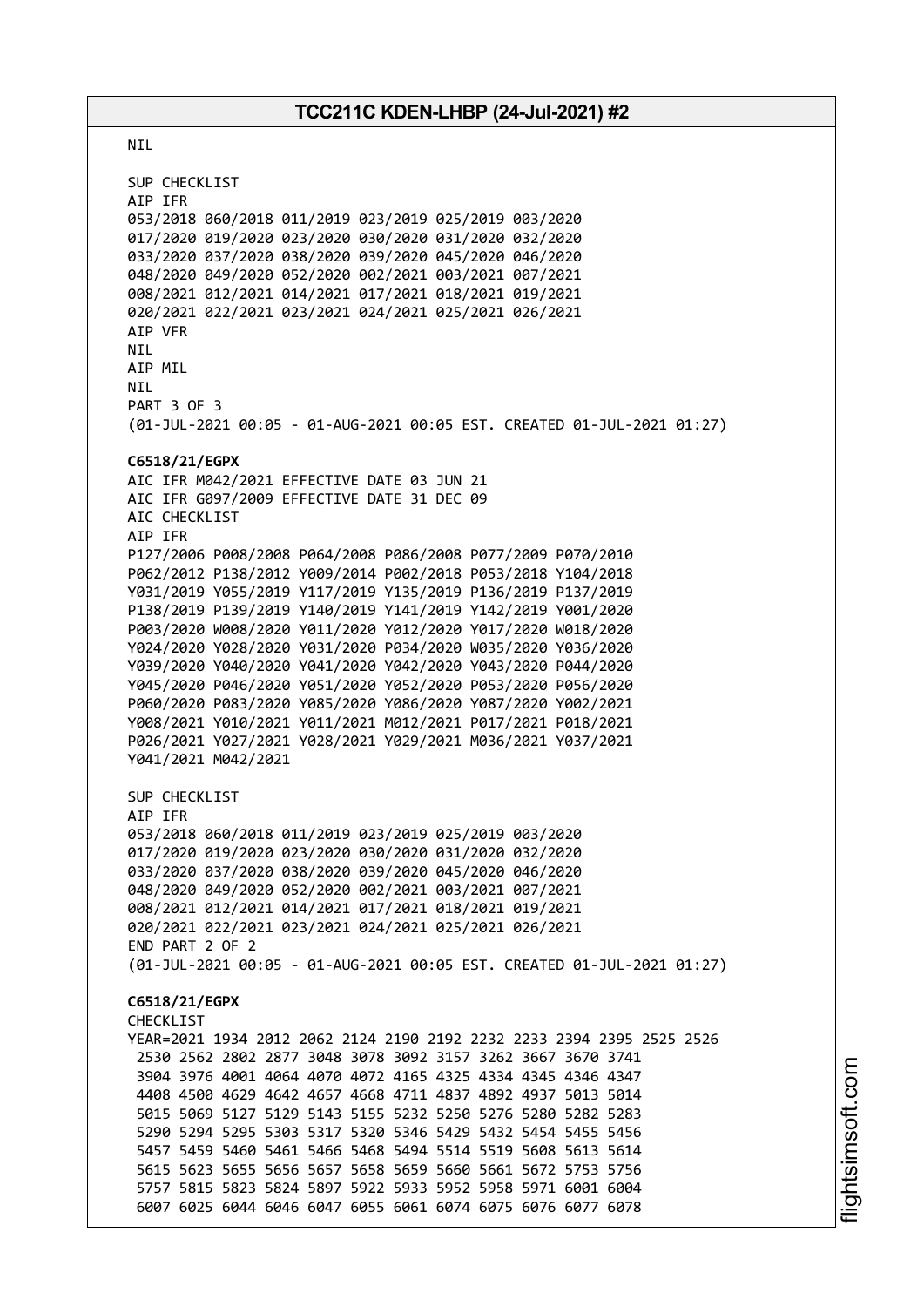NIL

SUP CHECKLIST
AIP IFR
053/2018 060/2018 011/2019 023/2019 025/2019 003/2020
017/2020 019/2020 023/2020 030/2020 031/2020 032/2020
033/2020 037/2020 038/2020 039/2020 045/2020 046/2020
048/2020 049/2020 052/2020 002/2021 003/2021 007/2021
008/2021 012/2021 014/2021 017/2021 018/2021 019/2021
020/2021 022/2021 023/2021 024/2021 025/2021 026/2021
AIP VFR
NIL
AIP MIL
NIL
PART 3 OF 3
(01-JUL-2021 00:05 - 01-AUG-2021 00:05 EST. CREATED 01-JUL-2021 01:27)

**C6518/21/EGPX**
AIC IFR M042/2021 EFFECTIVE DATE 03 JUN 21
AIC IFR G097/2009 EFFECTIVE DATE 31 DEC 09
AIC CHECKLIST
AIP IFR
P127/2006 P008/2008 P064/2008 P086/2008 P077/2009 P070/2010
P062/2012 P138/2012 Y009/2014 P002/2018 P053/2018 Y104/2018
Y031/2019 Y055/2019 Y117/2019 Y135/2019 P136/2019 P137/2019
P138/2019 P139/2019 Y140/2019 Y141/2019 Y142/2019 Y001/2020
P003/2020 W008/2020 Y011/2020 Y012/2020 Y017/2020 W018/2020
Y024/2020 Y028/2020 Y031/2020 P034/2020 W035/2020 Y036/2020
Y039/2020 Y040/2020 Y041/2020 Y042/2020 Y043/2020 P044/2020
Y045/2020 P046/2020 Y051/2020 Y052/2020 P053/2020 P056/2020
P060/2020 P083/2020 Y085/2020 Y086/2020 Y087/2020 Y002/2021
Y008/2021 Y010/2021 Y011/2021 M012/2021 P017/2021 P018/2021
P026/2021 Y027/2021 Y028/2021 Y029/2021 M036/2021 Y037/2021
Y041/2021 M042/2021

SUP CHECKLIST
AIP IFR
053/2018 060/2018 011/2019 023/2019 025/2019 003/2020
017/2020 019/2020 023/2020 030/2020 031/2020 032/2020
033/2020 037/2020 038/2020 039/2020 045/2020 046/2020
048/2020 049/2020 052/2020 002/2021 003/2021 007/2021
008/2021 012/2021 014/2021 017/2021 018/2021 019/2021
020/2021 022/2021 023/2021 024/2021 025/2021 026/2021
END PART 2 OF 2
(01-JUL-2021 00:05 - 01-AUG-2021 00:05 EST. CREATED 01-JUL-2021 01:27)

**C6518/21/EGPX**
CHECKLIST
YEAR=2021 1934 2012 2062 2124 2190 2192 2232 2233 2394 2395 2525 2526
2530 2562 2802 2877 3048 3078 3092 3157 3262 3667 3670 3741
3904 3976 4001 4064 4070 4072 4165 4325 4334 4345 4346 4347
4408 4500 4629 4642 4657 4668 4711 4837 4892 4937 5013 5014
5015 5069 5127 5129 5143 5155 5232 5250 5276 5280 5282 5283
5290 5294 5295 5303 5317 5320 5346 5429 5432 5454 5455 5456
5457 5459 5460 5461 5466 5468 5494 5514 5519 5608 5613 5614
5615 5623 5655 5656 5657 5658 5659 5660 5661 5672 5753 5756
5757 5815 5823 5824 5897 5922 5933 5952 5958 5971 6001 6004
6007 6025 6044 6046 6047 6055 6061 6074 6075 6076 6077 6078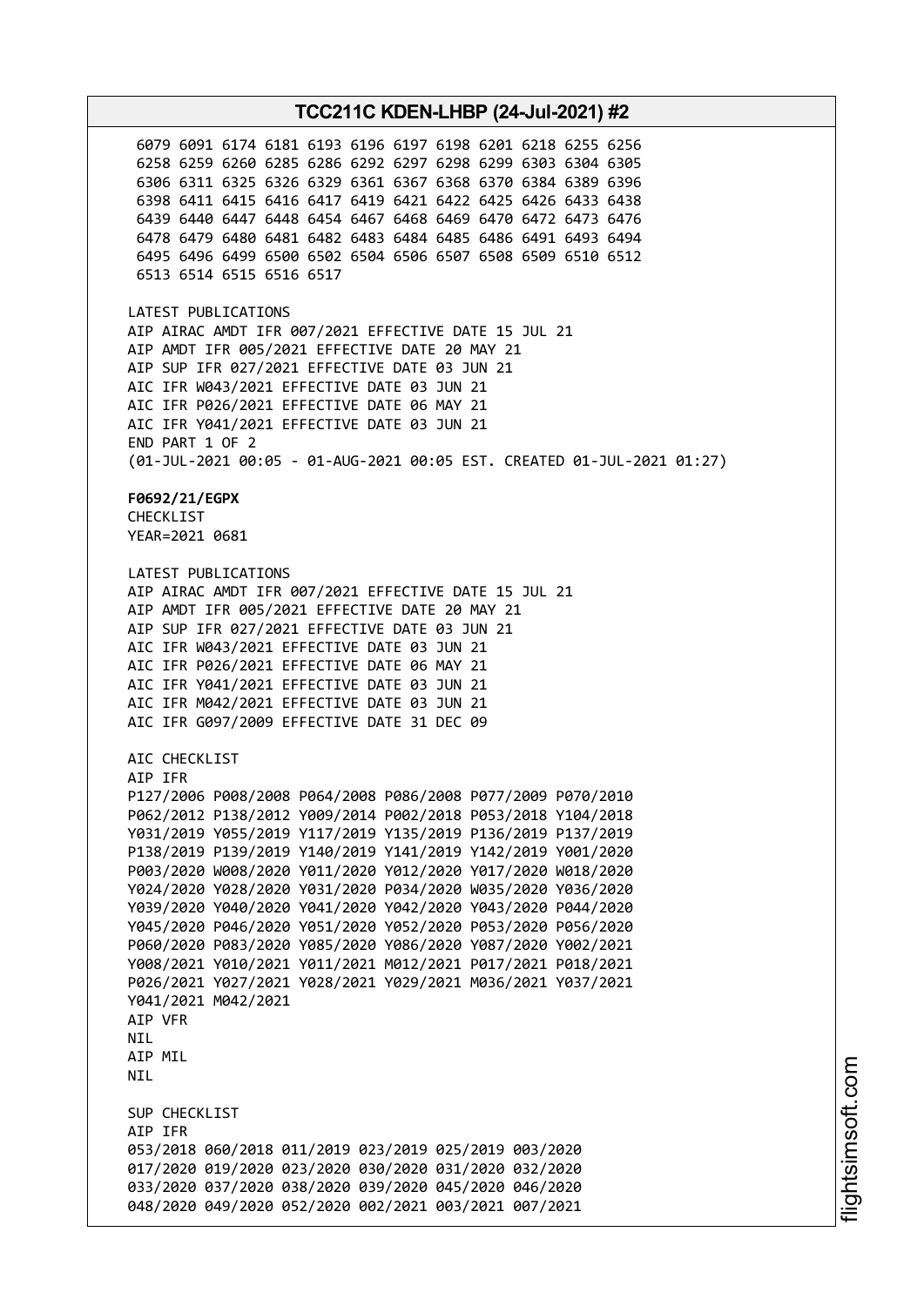6079 6091 6174 6181 6193 6196 6197 6198 6201 6218 6255 6256
6258 6259 6260 6285 6286 6292 6297 6298 6299 6303 6304 6305
6306 6311 6325 6326 6329 6361 6367 6368 6370 6384 6389 6396
6398 6411 6415 6416 6417 6419 6421 6422 6425 6426 6433 6438
6439 6440 6447 6448 6454 6467 6468 6469 6470 6472 6473 6476
6478 6479 6480 6481 6482 6483 6484 6485 6486 6491 6493 6494
6495 6496 6499 6500 6502 6504 6506 6507 6508 6509 6510 6512
6513 6514 6515 6516 6517

LATEST PUBLICATIONS
AIP AIRAC AMDT IFR 007/2021 EFFECTIVE DATE 15 JUL 21
AIP AMDT IFR 005/2021 EFFECTIVE DATE 20 MAY 21
AIP SUP IFR 027/2021 EFFECTIVE DATE 03 JUN 21
AIC IFR W043/2021 EFFECTIVE DATE 03 JUN 21
AIC IFR P026/2021 EFFECTIVE DATE 06 MAY 21
AIC IFR Y041/2021 EFFECTIVE DATE 03 JUN 21
END PART 1 OF 2
(01-JUL-2021 00:05 - 01-AUG-2021 00:05 EST. CREATED 01-JUL-2021 01:27)

**F0692/21/EGPX**
CHECKLIST
YEAR=2021 0681

LATEST PUBLICATIONS
AIP AIRAC AMDT IFR 007/2021 EFFECTIVE DATE 15 JUL 21
AIP AMDT IFR 005/2021 EFFECTIVE DATE 20 MAY 21
AIP SUP IFR 027/2021 EFFECTIVE DATE 03 JUN 21
AIC IFR W043/2021 EFFECTIVE DATE 03 JUN 21
AIC IFR P026/2021 EFFECTIVE DATE 06 MAY 21
AIC IFR Y041/2021 EFFECTIVE DATE 03 JUN 21
AIC IFR M042/2021 EFFECTIVE DATE 03 JUN 21
AIC IFR G097/2009 EFFECTIVE DATE 31 DEC 09

AIC CHECKLIST
AIP IFR
P127/2006 P008/2008 P064/2008 P086/2008 P077/2009 P070/2010
P062/2012 P138/2012 Y009/2014 P002/2018 P053/2018 Y104/2018
Y031/2019 Y055/2019 Y117/2019 Y135/2019 P136/2019 P137/2019
P138/2019 P139/2019 Y140/2019 Y141/2019 Y142/2019 Y001/2020
P003/2020 W008/2020 Y011/2020 Y012/2020 Y017/2020 W018/2020
Y024/2020 Y028/2020 Y031/2020 P034/2020 W035/2020 Y036/2020
Y039/2020 Y040/2020 Y041/2020 Y042/2020 Y043/2020 P044/2020
Y045/2020 P046/2020 Y051/2020 Y052/2020 P053/2020 P056/2020
P060/2020 P083/2020 Y085/2020 Y086/2020 Y087/2020 Y002/2021
Y008/2021 Y010/2021 Y011/2021 M012/2021 P017/2021 P018/2021
P026/2021 Y027/2021 Y028/2021 Y029/2021 M036/2021 Y037/2021
Y041/2021 M042/2021
AIP VFR
NIL
AIP MIL
NIL

SUP CHECKLIST
AIP IFR
053/2018 060/2018 011/2019 023/2019 025/2019 003/2020
017/2020 019/2020 023/2020 030/2020 031/2020 032/2020
033/2020 037/2020 038/2020 039/2020 045/2020 046/2020
048/2020 049/2020 052/2020 002/2021 003/2021 007/2021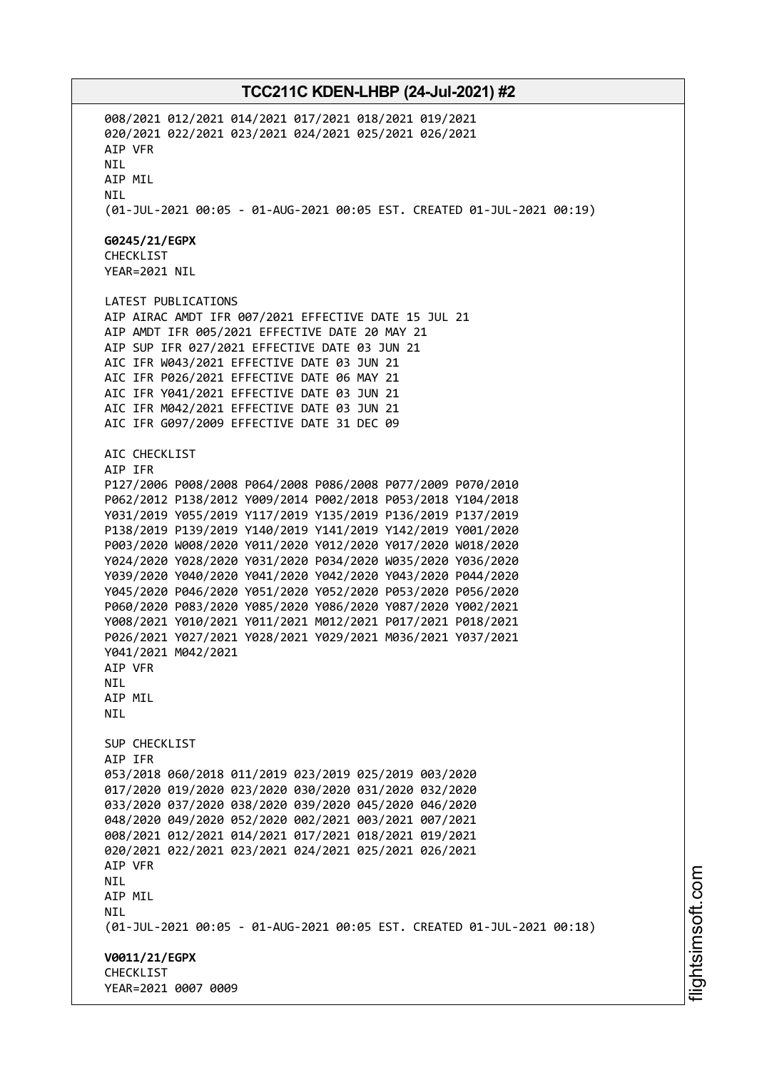008/2021 012/2021 014/2021 017/2021 018/2021 019/2021
020/2021 022/2021 023/2021 024/2021 025/2021 026/2021
AIP VFR
NIL
AIP MIL
NIL
(01-JUL-2021 00:05 - 01-AUG-2021 00:05 EST. CREATED 01-JUL-2021 00:19)

**G0245/21/EGPX**
CHECKLIST
YEAR=2021 NIL

LATEST PUBLICATIONS
AIP AIRAC AMDT IFR 007/2021 EFFECTIVE DATE 15 JUL 21
AIP AMDT IFR 005/2021 EFFECTIVE DATE 20 MAY 21
AIP SUP IFR 027/2021 EFFECTIVE DATE 03 JUN 21
AIC IFR W043/2021 EFFECTIVE DATE 03 JUN 21
AIC IFR P026/2021 EFFECTIVE DATE 06 MAY 21
AIC IFR Y041/2021 EFFECTIVE DATE 03 JUN 21
AIC IFR M042/2021 EFFECTIVE DATE 03 JUN 21
AIC IFR G097/2009 EFFECTIVE DATE 31 DEC 09

AIC CHECKLIST
AIP IFR
P127/2006 P008/2008 P064/2008 P086/2008 P077/2009 P070/2010
P062/2012 P138/2012 Y009/2014 P002/2018 P053/2018 Y104/2018
Y031/2019 Y055/2019 Y117/2019 Y135/2019 P136/2019 P137/2019
P138/2019 P139/2019 Y140/2019 Y141/2019 Y142/2019 Y001/2020
P003/2020 W008/2020 Y011/2020 Y012/2020 Y017/2020 W018/2020
Y024/2020 Y028/2020 Y031/2020 P034/2020 W035/2020 Y036/2020
Y039/2020 Y040/2020 Y041/2020 Y042/2020 Y043/2020 P044/2020
Y045/2020 P046/2020 Y051/2020 Y052/2020 P053/2020 P056/2020
P060/2020 P083/2020 Y085/2020 Y086/2020 Y087/2020 Y002/2021
Y008/2021 Y010/2021 Y011/2021 M012/2021 P017/2021 P018/2021
P026/2021 Y027/2021 Y028/2021 Y029/2021 M036/2021 Y037/2021
Y041/2021 M042/2021
AIP VFR
NIL
AIP MIL
NIL

SUP CHECKLIST
AIP IFR
053/2018 060/2018 011/2019 023/2019 025/2019 003/2020
017/2020 019/2020 023/2020 030/2020 031/2020 032/2020
033/2020 037/2020 038/2020 039/2020 045/2020 046/2020
048/2020 049/2020 052/2020 002/2021 003/2021 007/2021
008/2021 012/2021 014/2021 017/2021 018/2021 019/2021
020/2021 022/2021 023/2021 024/2021 025/2021 026/2021
AIP VFR
NIL
AIP MIL
NIL
(01-JUL-2021 00:05 - 01-AUG-2021 00:05 EST. CREATED 01-JUL-2021 00:18)

**V0011/21/EGPX**
CHECKLIST
YEAR=2021 0007 0009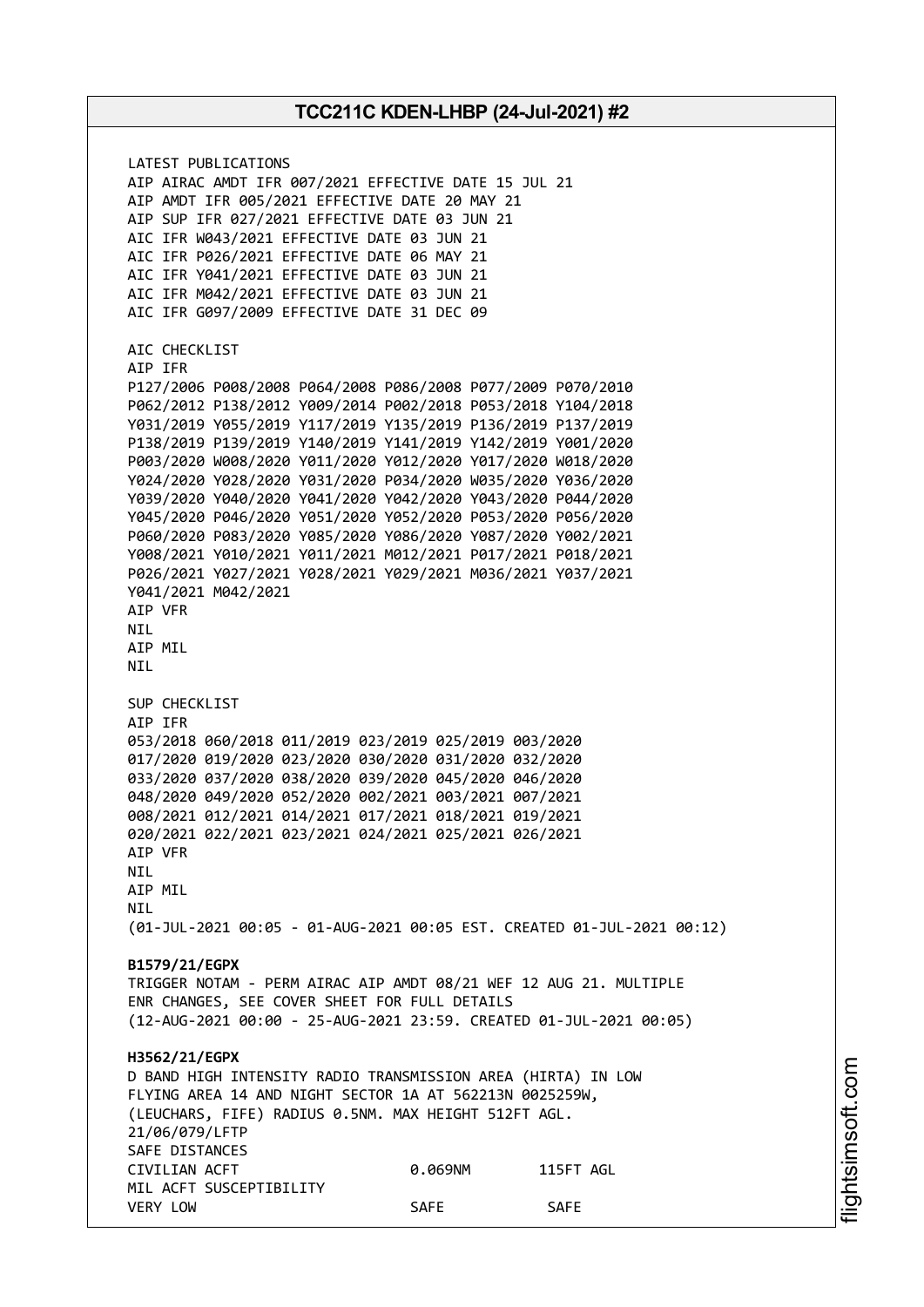LATEST PUBLICATIONS
AIP AIRAC AMDT IFR 007/2021 EFFECTIVE DATE 15 JUL 21
AIP AMDT IFR 005/2021 EFFECTIVE DATE 20 MAY 21
AIP SUP IFR 027/2021 EFFECTIVE DATE 03 JUN 21
AIC IFR W043/2021 EFFECTIVE DATE 03 JUN 21
AIC IFR P026/2021 EFFECTIVE DATE 06 MAY 21
AIC IFR Y041/2021 EFFECTIVE DATE 03 JUN 21
AIC IFR M042/2021 EFFECTIVE DATE 03 JUN 21
AIC IFR G097/2009 EFFECTIVE DATE 31 DEC 09

AIC CHECKLIST
AIP IFR
P127/2006 P008/2008 P064/2008 P086/2008 P077/2009 P070/2010
P062/2012 P138/2012 Y009/2014 P002/2018 P053/2018 Y104/2018
Y031/2019 Y055/2019 Y117/2019 Y135/2019 P136/2019 P137/2019
P138/2019 P139/2019 Y140/2019 Y141/2019 Y142/2019 Y001/2020
P003/2020 W008/2020 Y011/2020 Y012/2020 Y017/2020 W018/2020
Y024/2020 Y028/2020 Y031/2020 P034/2020 W035/2020 Y036/2020
Y039/2020 Y040/2020 Y041/2020 Y042/2020 Y043/2020 P044/2020
Y045/2020 P046/2020 Y051/2020 Y052/2020 P053/2020 P056/2020
P060/2020 P083/2020 Y085/2020 Y086/2020 Y087/2020 Y002/2021
Y008/2021 Y010/2021 Y011/2021 M012/2021 P017/2021 P018/2021
P026/2021 Y027/2021 Y028/2021 Y029/2021 M036/2021 Y037/2021
Y041/2021 M042/2021
AIP VFR
NIL
AIP MIL
NIL

SUP CHECKLIST
AIP IFR
053/2018 060/2018 011/2019 023/2019 025/2019 003/2020
017/2020 019/2020 023/2020 030/2020 031/2020 032/2020
033/2020 037/2020 038/2020 039/2020 045/2020 046/2020
048/2020 049/2020 052/2020 002/2021 003/2021 007/2021
008/2021 012/2021 014/2021 017/2021 018/2021 019/2021
020/2021 022/2021 023/2021 024/2021 025/2021 026/2021
AIP VFR
NIL
AIP MIL
NIL
(01-JUL-2021 00:05 - 01-AUG-2021 00:05 EST. CREATED 01-JUL-2021 00:12)

**B1579/21/EGPX**
TRIGGER NOTAM - PERM AIRAC AIP AMDT 08/21 WEF 12 AUG 21. MULTIPLE
ENR CHANGES, SEE COVER SHEET FOR FULL DETAILS
(12-AUG-2021 00:00 - 25-AUG-2021 23:59. CREATED 01-JUL-2021 00:05)

**H3562/21/EGPX**
D BAND HIGH INTENSITY RADIO TRANSMISSION AREA (HIRTA) IN LOW
FLYING AREA 14 AND NIGHT SECTOR 1A AT 562213N 0025259W,
(LEUCHARS, FIFE) RADIUS 0.5NM. MAX HEIGHT 512FT AGL.
21/06/079/LFTP
SAFE DISTANCES
CIVILIAN ACFT 0.069NM 115FT AGL
MIL ACFT SUSCEPTIBILITY
VERY LOW SAFE SAFE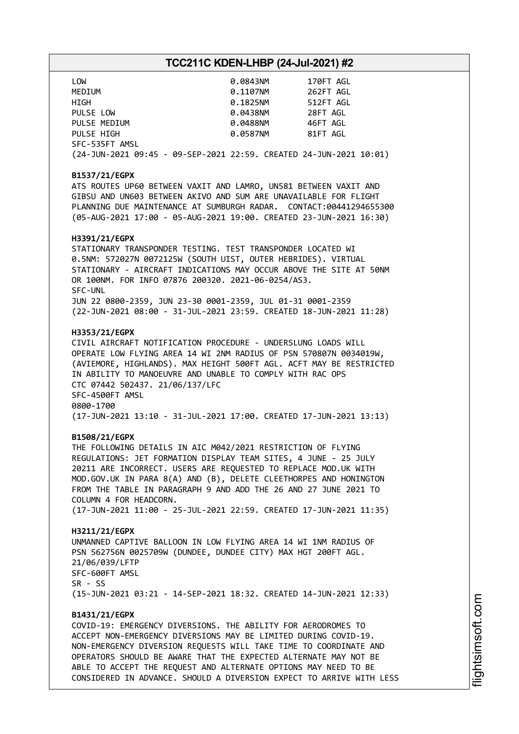| | | |
|---|---|---|
| LOW | 0.0843NM | 170FT AGL |
| MEDIUM | 0.1107NM | 262FT AGL |
| HIGH | 0.1825NM | 512FT AGL |
| PULSE LOW | 0.0438NM | 28FT AGL |
| PULSE MEDIUM | 0.0488NM | 46FT AGL |
| PULSE HIGH | 0.0587NM | 81FT AGL |

SFC-535FT AMSL
(24-JUN-2021 09:45 - 09-SEP-2021 22:59. CREATED 24-JUN-2021 10:01)

**B1537/21/EGPX**
ATS ROUTES UP60 BETWEEN VAXIT AND LAMRO, UN581 BETWEEN VAXIT AND GIBSU AND UN603 BETWEEN AKIVO AND SUM ARE UNAVAILABLE FOR FLIGHT PLANNING DUE MAINTENANCE AT SUMBURGH RADAR. CONTACT:00441294655300
(05-AUG-2021 17:00 - 05-AUG-2021 19:00. CREATED 23-JUN-2021 16:30)

**H3391/21/EGPX**
STATIONARY TRANSPONDER TESTING. TEST TRANSPONDER LOCATED WI 0.5NM: 572027N 0072125W (SOUTH UIST, OUTER HEBRIDES). VIRTUAL STATIONARY - AIRCRAFT INDICATIONS MAY OCCUR ABOVE THE SITE AT 50NM OR 100NM. FOR INFO 07876 200320. 2021-06-0254/AS3.
SFC-UNL
JUN 22 0800-2359, JUN 23-30 0001-2359, JUL 01-31 0001-2359
(22-JUN-2021 08:00 - 31-JUL-2021 23:59. CREATED 18-JUN-2021 11:28)

**H3353/21/EGPX**
CIVIL AIRCRAFT NOTIFICATION PROCEDURE - UNDERSLUNG LOADS WILL OPERATE LOW FLYING AREA 14 WI 2NM RADIUS OF PSN 570807N 0034019W, (AVIEMORE, HIGHLANDS). MAX HEIGHT 500FT AGL. ACFT MAY BE RESTRICTED IN ABILITY TO MANOEUVRE AND UNABLE TO COMPLY WITH RAC OPS
CTC 07442 502437. 21/06/137/LFC
SFC-4500FT AMSL
0800-1700
(17-JUN-2021 13:10 - 31-JUL-2021 17:00. CREATED 17-JUN-2021 13:13)

**B1508/21/EGPX**
THE FOLLOWING DETAILS IN AIC M042/2021 RESTRICTION OF FLYING REGULATIONS: JET FORMATION DISPLAY TEAM SITES, 4 JUNE - 25 JULY 20211 ARE INCORRECT. USERS ARE REQUESTED TO REPLACE MOD.UK WITH MOD.GOV.UK IN PARA 8(A) AND (B), DELETE CLEETHORPES AND HONINGTON FROM THE TABLE IN PARAGRAPH 9 AND ADD THE 26 AND 27 JUNE 2021 TO COLUMN 4 FOR HEADCORN.
(17-JUN-2021 11:00 - 25-JUL-2021 22:59. CREATED 17-JUN-2021 11:35)

**H3211/21/EGPX**
UNMANNED CAPTIVE BALLOON IN LOW FLYING AREA 14 WI 1NM RADIUS OF PSN 562756N 0025709W (DUNDEE, DUNDEE CITY) MAX HGT 200FT AGL.
21/06/039/LFTP
SFC-600FT AMSL
SR - SS
(15-JUN-2021 03:21 - 14-SEP-2021 18:32. CREATED 14-JUN-2021 12:33)

**B1431/21/EGPX**
COVID-19: EMERGENCY DIVERSIONS. THE ABILITY FOR AERODROMES TO ACCEPT NON-EMERGENCY DIVERSIONS MAY BE LIMITED DURING COVID-19. NON-EMERGENCY DIVERSION REQUESTS WILL TAKE TIME TO COORDINATE AND OPERATORS SHOULD BE AWARE THAT THE EXPECTED ALTERNATE MAY NOT BE ABLE TO ACCEPT THE REQUEST AND ALTERNATE OPTIONS MAY NEED TO BE CONSIDERED IN ADVANCE. SHOULD A DIVERSION EXPECT TO ARRIVE WITH LESS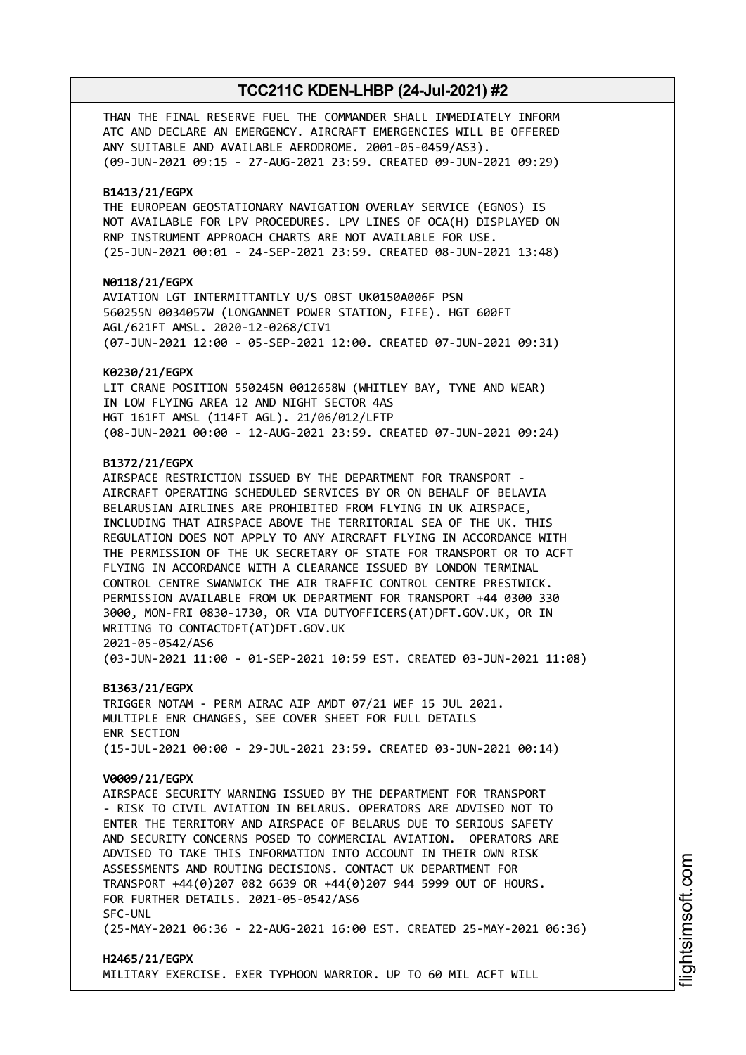THAN THE FINAL RESERVE FUEL THE COMMANDER SHALL IMMEDIATELY INFORM ATC AND DECLARE AN EMERGENCY. AIRCRAFT EMERGENCIES WILL BE OFFERED ANY SUITABLE AND AVAILABLE AERODROME. 2001-05-0459/AS3).
(09-JUN-2021 09:15 - 27-AUG-2021 23:59. CREATED 09-JUN-2021 09:29)

**B1413/21/EGPX**
THE EUROPEAN GEOSTATIONARY NAVIGATION OVERLAY SERVICE (EGNOS) IS NOT AVAILABLE FOR LPV PROCEDURES. LPV LINES OF OCA(H) DISPLAYED ON RNP INSTRUMENT APPROACH CHARTS ARE NOT AVAILABLE FOR USE.
(25-JUN-2021 00:01 - 24-SEP-2021 23:59. CREATED 08-JUN-2021 13:48)

**N0118/21/EGPX**
AVIATION LGT INTERMITTANTLY U/S OBST UK0150A006F PSN 560255N 0034057W (LONGANNET POWER STATION, FIFE). HGT 600FT AGL/621FT AMSL. 2020-12-0268/CIV1
(07-JUN-2021 12:00 - 05-SEP-2021 12:00. CREATED 07-JUN-2021 09:31)

**K0230/21/EGPX**
LIT CRANE POSITION 550245N 0012658W (WHITLEY BAY, TYNE AND WEAR) IN LOW FLYING AREA 12 AND NIGHT SECTOR 4AS
HGT 161FT AMSL (114FT AGL). 21/06/012/LFTP
(08-JUN-2021 00:00 - 12-AUG-2021 23:59. CREATED 07-JUN-2021 09:24)

**B1372/21/EGPX**
AIRSPACE RESTRICTION ISSUED BY THE DEPARTMENT FOR TRANSPORT - AIRCRAFT OPERATING SCHEDULED SERVICES BY OR ON BEHALF OF BELAVIA BELARUSIAN AIRLINES ARE PROHIBITED FROM FLYING IN UK AIRSPACE, INCLUDING THAT AIRSPACE ABOVE THE TERRITORIAL SEA OF THE UK. THIS REGULATION DOES NOT APPLY TO ANY AIRCRAFT FLYING IN ACCORDANCE WITH THE PERMISSION OF THE UK SECRETARY OF STATE FOR TRANSPORT OR TO ACFT FLYING IN ACCORDANCE WITH A CLEARANCE ISSUED BY LONDON TERMINAL CONTROL CENTRE SWANWICK THE AIR TRAFFIC CONTROL CENTRE PRESTWICK. PERMISSION AVAILABLE FROM UK DEPARTMENT FOR TRANSPORT +44 0300 330 3000, MON-FRI 0830-1730, OR VIA DUTYOFFICERS(AT)DFT.GOV.UK, OR IN WRITING TO CONTACTDFT(AT)DFT.GOV.UK
2021-05-0542/AS6
(03-JUN-2021 11:00 - 01-SEP-2021 10:59 EST. CREATED 03-JUN-2021 11:08)

**B1363/21/EGPX**
TRIGGER NOTAM - PERM AIRAC AIP AMDT 07/21 WEF 15 JUL 2021.
MULTIPLE ENR CHANGES, SEE COVER SHEET FOR FULL DETAILS
ENR SECTION
(15-JUL-2021 00:00 - 29-JUL-2021 23:59. CREATED 03-JUN-2021 00:14)

**V0009/21/EGPX**
AIRSPACE SECURITY WARNING ISSUED BY THE DEPARTMENT FOR TRANSPORT - RISK TO CIVIL AVIATION IN BELARUS. OPERATORS ARE ADVISED NOT TO ENTER THE TERRITORY AND AIRSPACE OF BELARUS DUE TO SERIOUS SAFETY AND SECURITY CONCERNS POSED TO COMMERCIAL AVIATION. OPERATORS ARE ADVISED TO TAKE THIS INFORMATION INTO ACCOUNT IN THEIR OWN RISK ASSESSMENTS AND ROUTING DECISIONS. CONTACT UK DEPARTMENT FOR TRANSPORT +44(0)207 082 6639 OR +44(0)207 944 5999 OUT OF HOURS. FOR FURTHER DETAILS. 2021-05-0542/AS6
SFC-UNL
(25-MAY-2021 06:36 - 22-AUG-2021 16:00 EST. CREATED 25-MAY-2021 06:36)

**H2465/21/EGPX**
MILITARY EXERCISE. EXER TYPHOON WARRIOR. UP TO 60 MIL ACFT WILL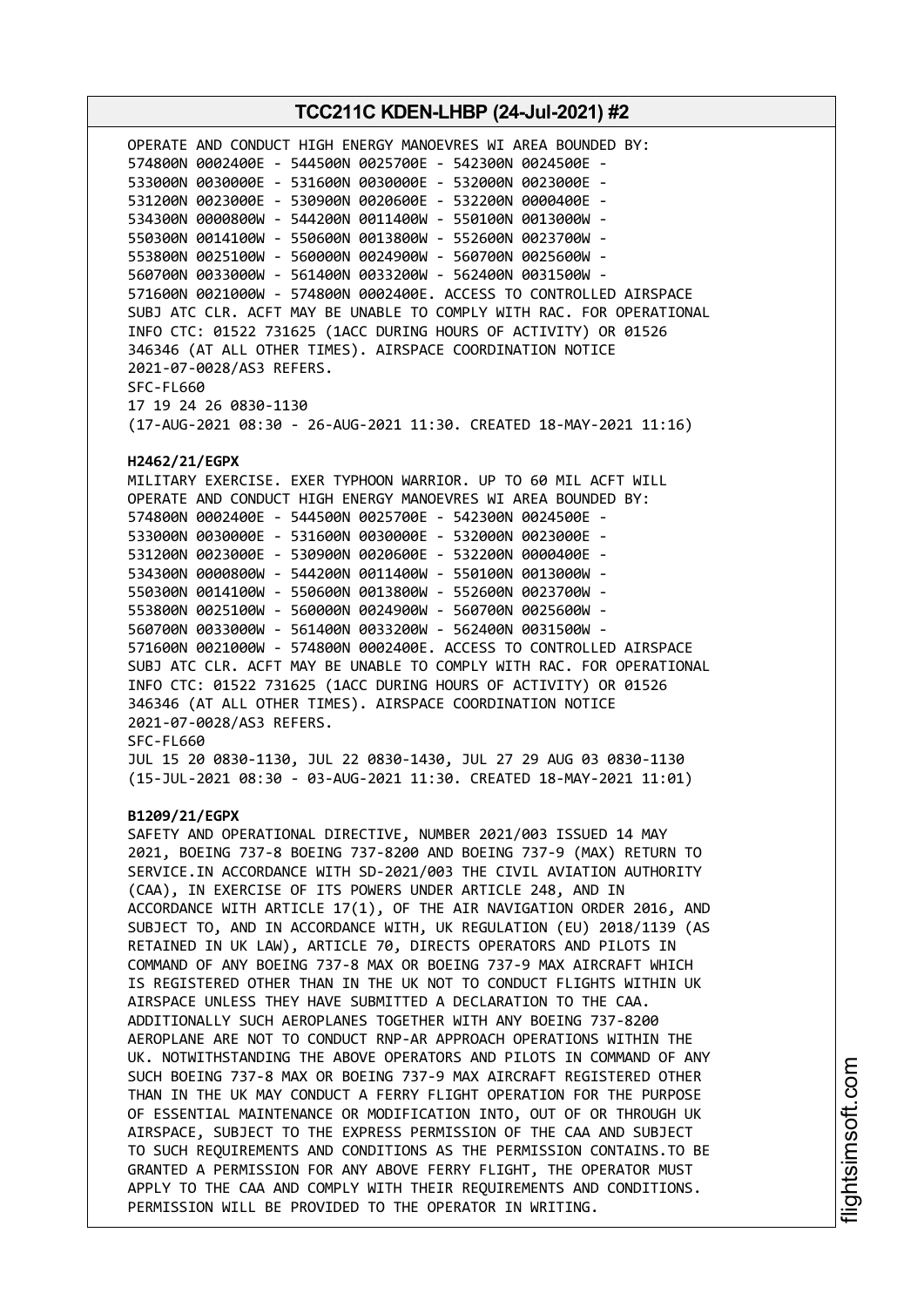OPERATE AND CONDUCT HIGH ENERGY MANOEVRES WI AREA BOUNDED BY:
574800N 0002400E - 544500N 0025700E - 542300N 0024500E -
533000N 0030000E - 531600N 0030000E - 532000N 0023000E -
531200N 0023000E - 530900N 0020600E - 532200N 0000400E -
534300N 0000800W - 544200N 0011400W - 550100N 0013000W -
550300N 0014100W - 550600N 0013800W - 552600N 0023700W -
553800N 0025100W - 560000N 0024900W - 560700N 0025600W -
560700N 0033000W - 561400N 0033200W - 562400N 0031500W -
571600N 0021000W - 574800N 0002400E. ACCESS TO CONTROLLED AIRSPACE
SUBJ ATC CLR. ACFT MAY BE UNABLE TO COMPLY WITH RAC. FOR OPERATIONAL
INFO CTC: 01522 731625 (1ACC DURING HOURS OF ACTIVITY) OR 01526
346346 (AT ALL OTHER TIMES). AIRSPACE COORDINATION NOTICE
2021-07-0028/AS3 REFERS.
SFC-FL660
17 19 24 26 0830-1130
(17-AUG-2021 08:30 - 26-AUG-2021 11:30. CREATED 18-MAY-2021 11:16)

**H2462/21/EGPX**
MILITARY EXERCISE. EXER TYPHOON WARRIOR. UP TO 60 MIL ACFT WILL
OPERATE AND CONDUCT HIGH ENERGY MANOEVRES WI AREA BOUNDED BY:
574800N 0002400E - 544500N 0025700E - 542300N 0024500E -
533000N 0030000E - 531600N 0030000E - 532000N 0023000E -
531200N 0023000E - 530900N 0020600E - 532200N 0000400E -
534300N 0000800W - 544200N 0011400W - 550100N 0013000W -
550300N 0014100W - 550600N 0013800W - 552600N 0023700W -
553800N 0025100W - 560000N 0024900W - 560700N 0025600W -
560700N 0033000W - 561400N 0033200W - 562400N 0031500W -
571600N 0021000W - 574800N 0002400E. ACCESS TO CONTROLLED AIRSPACE
SUBJ ATC CLR. ACFT MAY BE UNABLE TO COMPLY WITH RAC. FOR OPERATIONAL
INFO CTC: 01522 731625 (1ACC DURING HOURS OF ACTIVITY) OR 01526
346346 (AT ALL OTHER TIMES). AIRSPACE COORDINATION NOTICE
2021-07-0028/AS3 REFERS.
SFC-FL660
JUL 15 20 0830-1130, JUL 22 0830-1430, JUL 27 29 AUG 03 0830-1130
(15-JUL-2021 08:30 - 03-AUG-2021 11:30. CREATED 18-MAY-2021 11:01)

**B1209/21/EGPX**
SAFETY AND OPERATIONAL DIRECTIVE, NUMBER 2021/003 ISSUED 14 MAY
2021, BOEING 737-8 BOEING 737-8200 AND BOEING 737-9 (MAX) RETURN TO
SERVICE.IN ACCORDANCE WITH SD-2021/003 THE CIVIL AVIATION AUTHORITY
(CAA), IN EXERCISE OF ITS POWERS UNDER ARTICLE 248, AND IN
ACCORDANCE WITH ARTICLE 17(1), OF THE AIR NAVIGATION ORDER 2016, AND
SUBJECT TO, AND IN ACCORDANCE WITH, UK REGULATION (EU) 2018/1139 (AS
RETAINED IN UK LAW), ARTICLE 70, DIRECTS OPERATORS AND PILOTS IN
COMMAND OF ANY BOEING 737-8 MAX OR BOEING 737-9 MAX AIRCRAFT WHICH
IS REGISTERED OTHER THAN IN THE UK NOT TO CONDUCT FLIGHTS WITHIN UK
AIRSPACE UNLESS THEY HAVE SUBMITTED A DECLARATION TO THE CAA.
ADDITIONALLY SUCH AEROPLANES TOGETHER WITH ANY BOEING 737-8200
AEROPLANE ARE NOT TO CONDUCT RNP-AR APPROACH OPERATIONS WITHIN THE
UK. NOTWITHSTANDING THE ABOVE OPERATORS AND PILOTS IN COMMAND OF ANY
SUCH BOEING 737-8 MAX OR BOEING 737-9 MAX AIRCRAFT REGISTERED OTHER
THAN IN THE UK MAY CONDUCT A FERRY FLIGHT OPERATION FOR THE PURPOSE
OF ESSENTIAL MAINTENANCE OR MODIFICATION INTO, OUT OF OR THROUGH UK
AIRSPACE, SUBJECT TO THE EXPRESS PERMISSION OF THE CAA AND SUBJECT
TO SUCH REQUIREMENTS AND CONDITIONS AS THE PERMISSION CONTAINS.TO BE
GRANTED A PERMISSION FOR ANY ABOVE FERRY FLIGHT, THE OPERATOR MUST
APPLY TO THE CAA AND COMPLY WITH THEIR REQUIREMENTS AND CONDITIONS.
PERMISSION WILL BE PROVIDED TO THE OPERATOR IN WRITING.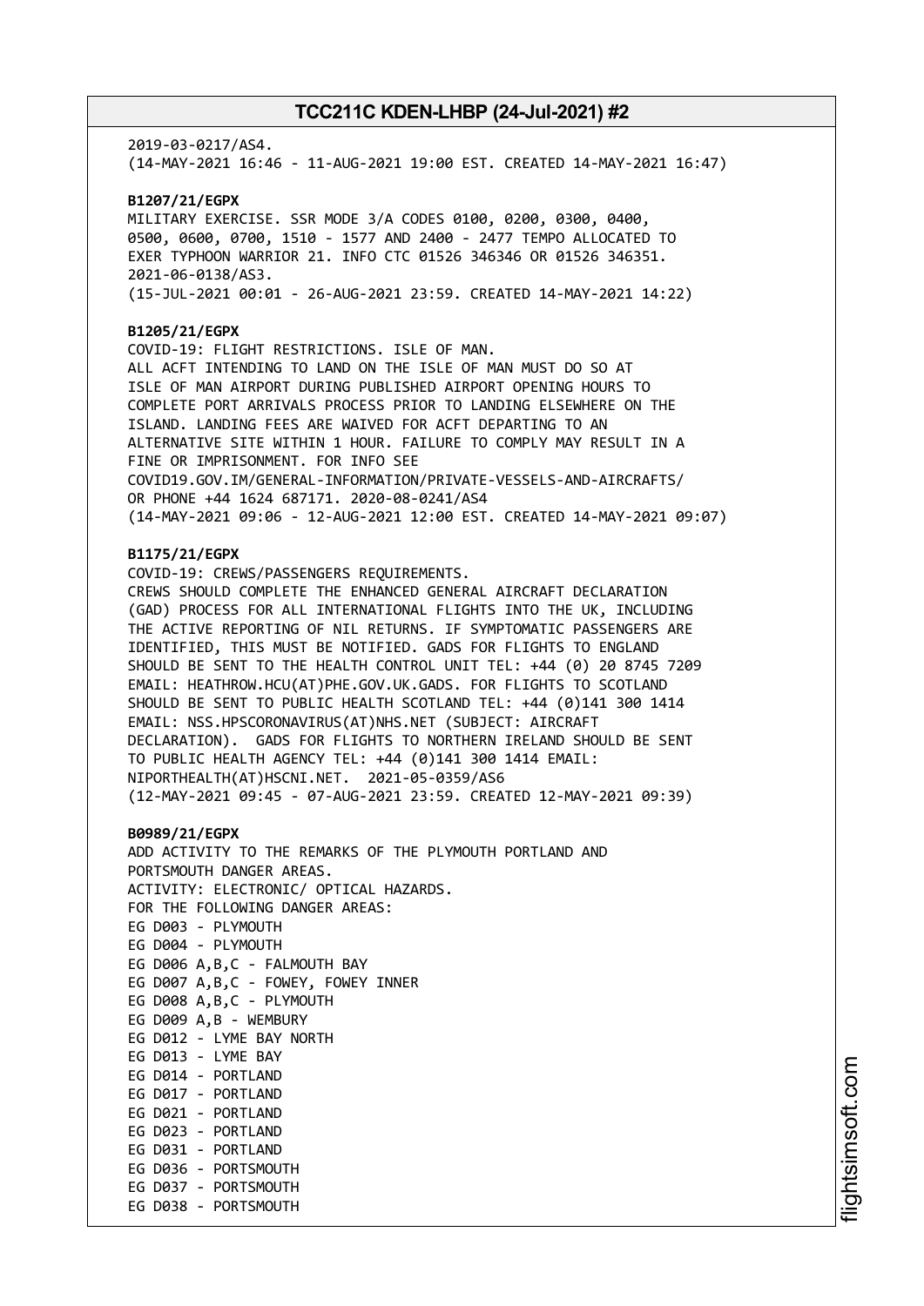2019-03-0217/AS4.
(14-MAY-2021 16:46 - 11-AUG-2021 19:00 EST. CREATED 14-MAY-2021 16:47)

**B1207/21/EGPX**
MILITARY EXERCISE. SSR MODE 3/A CODES 0100, 0200, 0300, 0400, 0500, 0600, 0700, 1510 - 1577 AND 2400 - 2477 TEMPO ALLOCATED TO EXER TYPHOON WARRIOR 21. INFO CTC 01526 346346 OR 01526 346351. 2021-06-0138/AS3.
(15-JUL-2021 00:01 - 26-AUG-2021 23:59. CREATED 14-MAY-2021 14:22)

**B1205/21/EGPX**
COVID-19: FLIGHT RESTRICTIONS. ISLE OF MAN.
ALL ACFT INTENDING TO LAND ON THE ISLE OF MAN MUST DO SO AT ISLE OF MAN AIRPORT DURING PUBLISHED AIRPORT OPENING HOURS TO COMPLETE PORT ARRIVALS PROCESS PRIOR TO LANDING ELSEWHERE ON THE ISLAND. LANDING FEES ARE WAIVED FOR ACFT DEPARTING TO AN ALTERNATIVE SITE WITHIN 1 HOUR. FAILURE TO COMPLY MAY RESULT IN A FINE OR IMPRISONMENT. FOR INFO SEE COVID19.GOV.IM/GENERAL-INFORMATION/PRIVATE-VESSELS-AND-AIRCRAFTS/ OR PHONE +44 1624 687171. 2020-08-0241/AS4
(14-MAY-2021 09:06 - 12-AUG-2021 12:00 EST. CREATED 14-MAY-2021 09:07)

**B1175/21/EGPX**
COVID-19: CREWS/PASSENGERS REQUIREMENTS.
CREWS SHOULD COMPLETE THE ENHANCED GENERAL AIRCRAFT DECLARATION (GAD) PROCESS FOR ALL INTERNATIONAL FLIGHTS INTO THE UK, INCLUDING THE ACTIVE REPORTING OF NIL RETURNS. IF SYMPTOMATIC PASSENGERS ARE IDENTIFIED, THIS MUST BE NOTIFIED. GADS FOR FLIGHTS TO ENGLAND SHOULD BE SENT TO THE HEALTH CONTROL UNIT TEL: +44 (0) 20 8745 7209 EMAIL: HEATHROW.HCU(AT)PHE.GOV.UK.GADS. FOR FLIGHTS TO SCOTLAND SHOULD BE SENT TO PUBLIC HEALTH SCOTLAND TEL: +44 (0)141 300 1414 EMAIL: NSS.HPSCORONAVIRUS(AT)NHS.NET (SUBJECT: AIRCRAFT DECLARATION). GADS FOR FLIGHTS TO NORTHERN IRELAND SHOULD BE SENT TO PUBLIC HEALTH AGENCY TEL: +44 (0)141 300 1414 EMAIL: NIPORTHEALTH(AT)HSCNI.NET. 2021-05-0359/AS6
(12-MAY-2021 09:45 - 07-AUG-2021 23:59. CREATED 12-MAY-2021 09:39)

**B0989/21/EGPX**
ADD ACTIVITY TO THE REMARKS OF THE PLYMOUTH PORTLAND AND PORTSMOUTH DANGER AREAS.
ACTIVITY: ELECTRONIC/ OPTICAL HAZARDS.
FOR THE FOLLOWING DANGER AREAS:
EG D003 - PLYMOUTH
EG D004 - PLYMOUTH
EG D006 A,B,C - FALMOUTH BAY
EG D007 A,B,C - FOWEY, FOWEY INNER
EG D008 A,B,C - PLYMOUTH
EG D009 A,B - WEMBURY
EG D012 - LYME BAY NORTH
EG D013 - LYME BAY
EG D014 - PORTLAND
EG D017 - PORTLAND
EG D021 - PORTLAND
EG D023 - PORTLAND
EG D031 - PORTLAND
EG D036 - PORTSMOUTH
EG D037 - PORTSMOUTH
EG D038 - PORTSMOUTH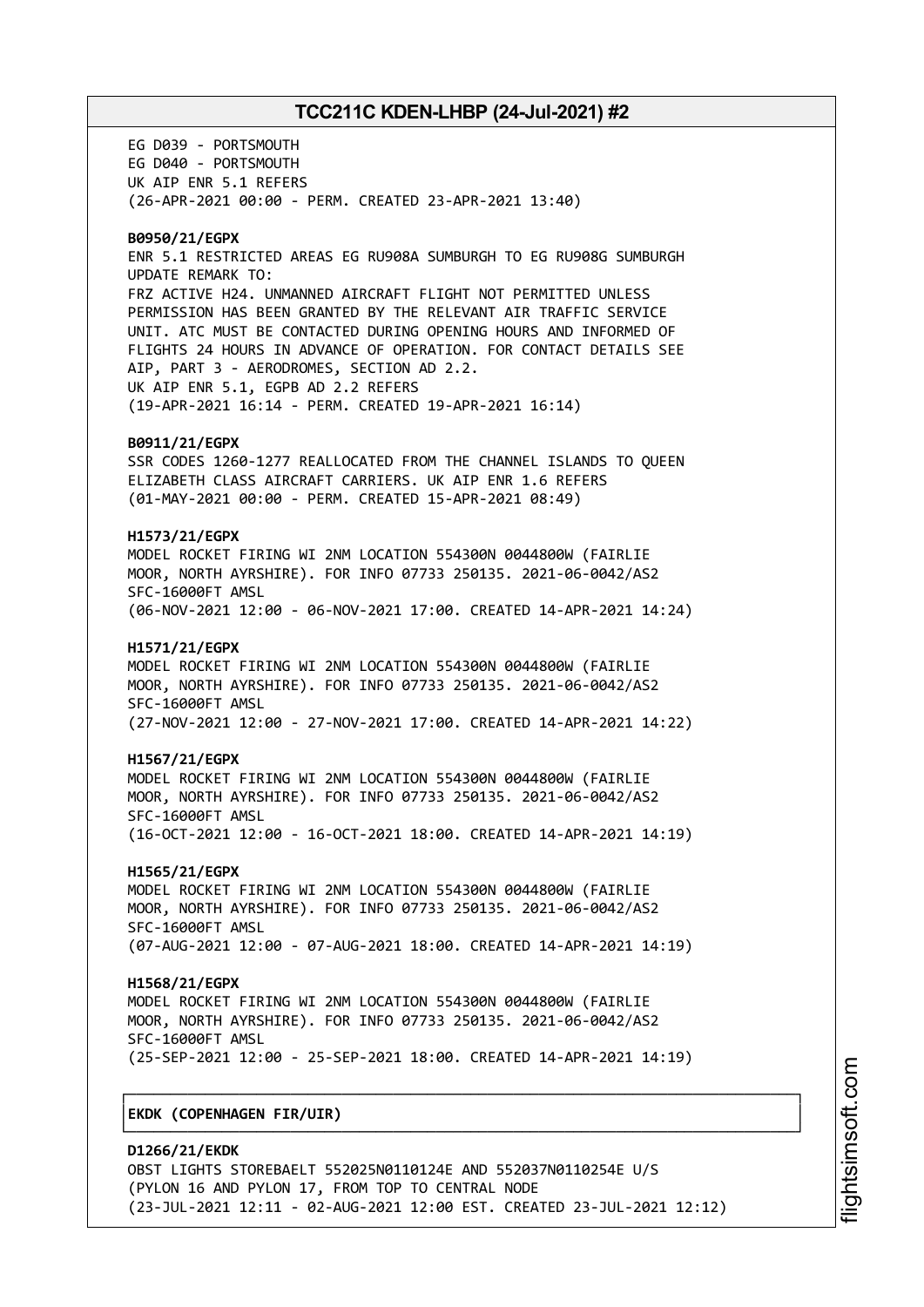EG D039 - PORTSMOUTH
EG D040 - PORTSMOUTH
UK AIP ENR 5.1 REFERS
(26-APR-2021 00:00 - PERM. CREATED 23-APR-2021 13:40)

**B0950/21/EGPX**
ENR 5.1 RESTRICTED AREAS EG RU908A SUMBURGH TO EG RU908G SUMBURGH
UPDATE REMARK TO:
FRZ ACTIVE H24. UNMANNED AIRCRAFT FLIGHT NOT PERMITTED UNLESS
PERMISSION HAS BEEN GRANTED BY THE RELEVANT AIR TRAFFIC SERVICE
UNIT. ATC MUST BE CONTACTED DURING OPENING HOURS AND INFORMED OF
FLIGHTS 24 HOURS IN ADVANCE OF OPERATION. FOR CONTACT DETAILS SEE
AIP, PART 3 - AERODROMES, SECTION AD 2.2.
UK AIP ENR 5.1, EGPB AD 2.2 REFERS
(19-APR-2021 16:14 - PERM. CREATED 19-APR-2021 16:14)

**B0911/21/EGPX**
SSR CODES 1260-1277 REALLOCATED FROM THE CHANNEL ISLANDS TO QUEEN
ELIZABETH CLASS AIRCRAFT CARRIERS. UK AIP ENR 1.6 REFERS
(01-MAY-2021 00:00 - PERM. CREATED 15-APR-2021 08:49)

**H1573/21/EGPX**
MODEL ROCKET FIRING WI 2NM LOCATION 554300N 0044800W (FAIRLIE
MOOR, NORTH AYRSHIRE). FOR INFO 07733 250135. 2021-06-0042/AS2
SFC-16000FT AMSL
(06-NOV-2021 12:00 - 06-NOV-2021 17:00. CREATED 14-APR-2021 14:24)

**H1571/21/EGPX**
MODEL ROCKET FIRING WI 2NM LOCATION 554300N 0044800W (FAIRLIE
MOOR, NORTH AYRSHIRE). FOR INFO 07733 250135. 2021-06-0042/AS2
SFC-16000FT AMSL
(27-NOV-2021 12:00 - 27-NOV-2021 17:00. CREATED 14-APR-2021 14:22)

**H1567/21/EGPX**
MODEL ROCKET FIRING WI 2NM LOCATION 554300N 0044800W (FAIRLIE
MOOR, NORTH AYRSHIRE). FOR INFO 07733 250135. 2021-06-0042/AS2
SFC-16000FT AMSL
(16-OCT-2021 12:00 - 16-OCT-2021 18:00. CREATED 14-APR-2021 14:19)

**H1565/21/EGPX**
MODEL ROCKET FIRING WI 2NM LOCATION 554300N 0044800W (FAIRLIE
MOOR, NORTH AYRSHIRE). FOR INFO 07733 250135. 2021-06-0042/AS2
SFC-16000FT AMSL
(07-AUG-2021 12:00 - 07-AUG-2021 18:00. CREATED 14-APR-2021 14:19)

**H1568/21/EGPX**
MODEL ROCKET FIRING WI 2NM LOCATION 554300N 0044800W (FAIRLIE
MOOR, NORTH AYRSHIRE). FOR INFO 07733 250135. 2021-06-0042/AS2
SFC-16000FT AMSL
(25-SEP-2021 12:00 - 25-SEP-2021 18:00. CREATED 14-APR-2021 14:19)

## EKDK (COPENHAGEN FIR/UIR)

**D1266/21/EKDK**
OBST LIGHTS STOREBAELT 552025N0110124E AND 552037N0110254E U/S
(PYLON 16 AND PYLON 17, FROM TOP TO CENTRAL NODE
(23-JUL-2021 12:11 - 02-AUG-2021 12:00 EST. CREATED 23-JUL-2021 12:12)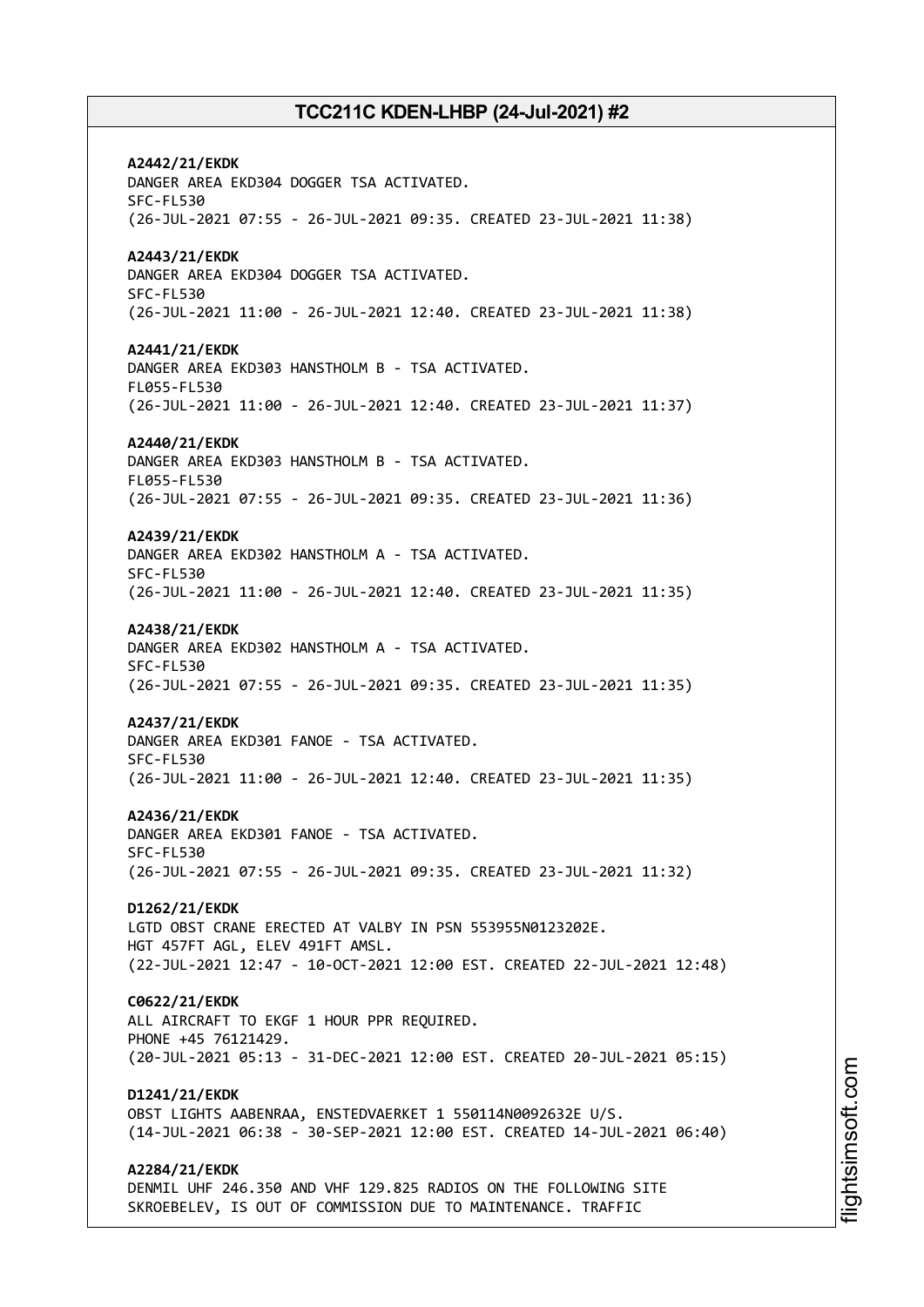**A2442/21/EKDK**
DANGER AREA EKD304 DOGGER TSA ACTIVATED.
SFC-FL530
(26-JUL-2021 07:55 - 26-JUL-2021 09:35. CREATED 23-JUL-2021 11:38)

**A2443/21/EKDK**
DANGER AREA EKD304 DOGGER TSA ACTIVATED.
SFC-FL530
(26-JUL-2021 11:00 - 26-JUL-2021 12:40. CREATED 23-JUL-2021 11:38)

**A2441/21/EKDK**
DANGER AREA EKD303 HANSTHOLM B - TSA ACTIVATED.
FL055-FL530
(26-JUL-2021 11:00 - 26-JUL-2021 12:40. CREATED 23-JUL-2021 11:37)

**A2440/21/EKDK**
DANGER AREA EKD303 HANSTHOLM B - TSA ACTIVATED.
FL055-FL530
(26-JUL-2021 07:55 - 26-JUL-2021 09:35. CREATED 23-JUL-2021 11:36)

**A2439/21/EKDK**
DANGER AREA EKD302 HANSTHOLM A - TSA ACTIVATED.
SFC-FL530
(26-JUL-2021 11:00 - 26-JUL-2021 12:40. CREATED 23-JUL-2021 11:35)

**A2438/21/EKDK**
DANGER AREA EKD302 HANSTHOLM A - TSA ACTIVATED.
SFC-FL530
(26-JUL-2021 07:55 - 26-JUL-2021 09:35. CREATED 23-JUL-2021 11:35)

**A2437/21/EKDK**
DANGER AREA EKD301 FANOE - TSA ACTIVATED.
SFC-FL530
(26-JUL-2021 11:00 - 26-JUL-2021 12:40. CREATED 23-JUL-2021 11:35)

**A2436/21/EKDK**
DANGER AREA EKD301 FANOE - TSA ACTIVATED.
SFC-FL530
(26-JUL-2021 07:55 - 26-JUL-2021 09:35. CREATED 23-JUL-2021 11:32)

**D1262/21/EKDK**
LGTD OBST CRANE ERECTED AT VALBY IN PSN 553955N0123202E.
HGT 457FT AGL, ELEV 491FT AMSL.
(22-JUL-2021 12:47 - 10-OCT-2021 12:00 EST. CREATED 22-JUL-2021 12:48)

**C0622/21/EKDK**
ALL AIRCRAFT TO EKGF 1 HOUR PPR REQUIRED.
PHONE +45 76121429.
(20-JUL-2021 05:13 - 31-DEC-2021 12:00 EST. CREATED 20-JUL-2021 05:15)

**D1241/21/EKDK**
OBST LIGHTS AABENRAA, ENSTEDVAERKET 1 550114N0092632E U/S.
(14-JUL-2021 06:38 - 30-SEP-2021 12:00 EST. CREATED 14-JUL-2021 06:40)

**A2284/21/EKDK**
DENMIL UHF 246.350 AND VHF 129.825 RADIOS ON THE FOLLOWING SITE
SKROEBELEV, IS OUT OF COMMISSION DUE TO MAINTENANCE. TRAFFIC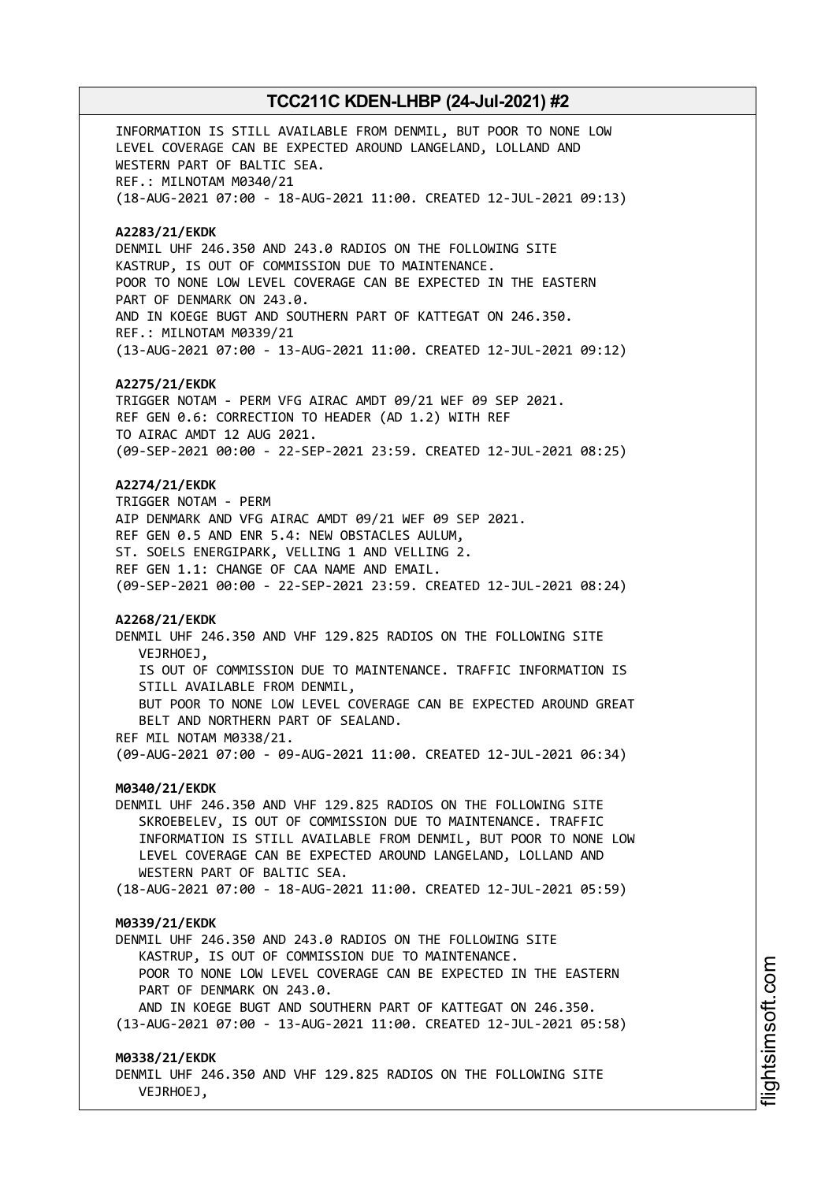INFORMATION IS STILL AVAILABLE FROM DENMIL, BUT POOR TO NONE LOW LEVEL COVERAGE CAN BE EXPECTED AROUND LANGELAND, LOLLAND AND WESTERN PART OF BALTIC SEA.
REF.: MILNOTAM M0340/21
(18-AUG-2021 07:00 - 18-AUG-2021 11:00. CREATED 12-JUL-2021 09:13)

**A2283/21/EKDK**
DENMIL UHF 246.350 AND 243.0 RADIOS ON THE FOLLOWING SITE KASTRUP, IS OUT OF COMMISSION DUE TO MAINTENANCE.
POOR TO NONE LOW LEVEL COVERAGE CAN BE EXPECTED IN THE EASTERN PART OF DENMARK ON 243.0.
AND IN KOEGE BUGT AND SOUTHERN PART OF KATTEGAT ON 246.350.
REF.: MILNOTAM M0339/21
(13-AUG-2021 07:00 - 13-AUG-2021 11:00. CREATED 12-JUL-2021 09:12)

**A2275/21/EKDK**
TRIGGER NOTAM - PERM VFG AIRAC AMDT 09/21 WEF 09 SEP 2021.
REF GEN 0.6: CORRECTION TO HEADER (AD 1.2) WITH REF TO AIRAC AMDT 12 AUG 2021.
(09-SEP-2021 00:00 - 22-SEP-2021 23:59. CREATED 12-JUL-2021 08:25)

**A2274/21/EKDK**
TRIGGER NOTAM - PERM
AIP DENMARK AND VFG AIRAC AMDT 09/21 WEF 09 SEP 2021.
REF GEN 0.5 AND ENR 5.4: NEW OBSTACLES AULUM, ST. SOELS ENERGIPARK, VELLING 1 AND VELLING 2.
REF GEN 1.1: CHANGE OF CAA NAME AND EMAIL.
(09-SEP-2021 00:00 - 22-SEP-2021 23:59. CREATED 12-JUL-2021 08:24)

**A2268/21/EKDK**
DENMIL UHF 246.350 AND VHF 129.825 RADIOS ON THE FOLLOWING SITE VEJRHOEJ,
IS OUT OF COMMISSION DUE TO MAINTENANCE. TRAFFIC INFORMATION IS STILL AVAILABLE FROM DENMIL,
BUT POOR TO NONE LOW LEVEL COVERAGE CAN BE EXPECTED AROUND GREAT BELT AND NORTHERN PART OF SEALAND.
REF MIL NOTAM M0338/21.
(09-AUG-2021 07:00 - 09-AUG-2021 11:00. CREATED 12-JUL-2021 06:34)

**M0340/21/EKDK**
DENMIL UHF 246.350 AND VHF 129.825 RADIOS ON THE FOLLOWING SITE SKROEBELEV, IS OUT OF COMMISSION DUE TO MAINTENANCE. TRAFFIC INFORMATION IS STILL AVAILABLE FROM DENMIL, BUT POOR TO NONE LOW LEVEL COVERAGE CAN BE EXPECTED AROUND LANGELAND, LOLLAND AND WESTERN PART OF BALTIC SEA.
(18-AUG-2021 07:00 - 18-AUG-2021 11:00. CREATED 12-JUL-2021 05:59)

**M0339/21/EKDK**
DENMIL UHF 246.350 AND 243.0 RADIOS ON THE FOLLOWING SITE KASTRUP, IS OUT OF COMMISSION DUE TO MAINTENANCE.
POOR TO NONE LOW LEVEL COVERAGE CAN BE EXPECTED IN THE EASTERN PART OF DENMARK ON 243.0.
AND IN KOEGE BUGT AND SOUTHERN PART OF KATTEGAT ON 246.350.
(13-AUG-2021 07:00 - 13-AUG-2021 11:00. CREATED 12-JUL-2021 05:58)

**M0338/21/EKDK**
DENMIL UHF 246.350 AND VHF 129.825 RADIOS ON THE FOLLOWING SITE VEJRHOEJ,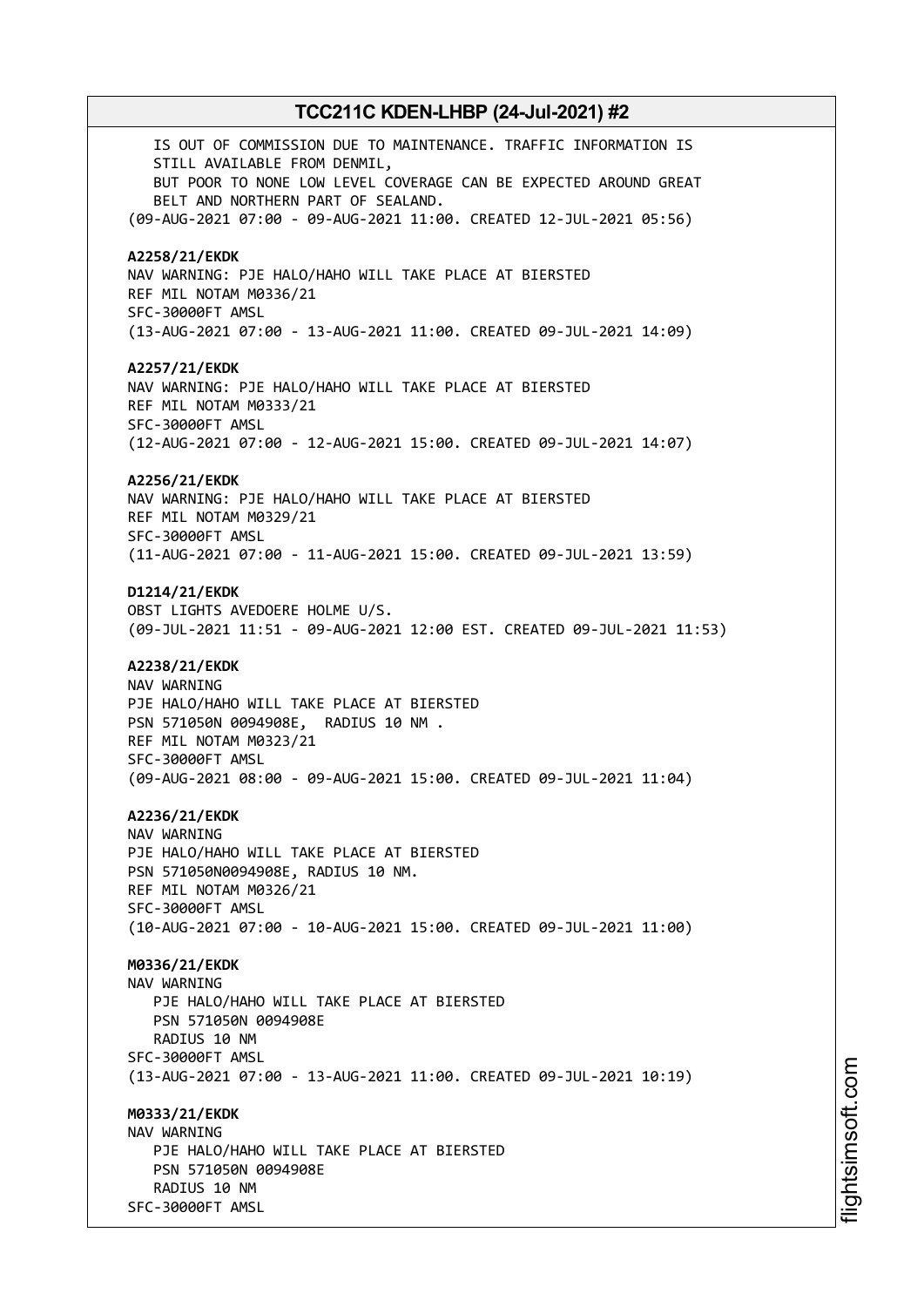IS OUT OF COMMISSION DUE TO MAINTENANCE. TRAFFIC INFORMATION IS
STILL AVAILABLE FROM DENMIL,
BUT POOR TO NONE LOW LEVEL COVERAGE CAN BE EXPECTED AROUND GREAT
BELT AND NORTHERN PART OF SEALAND.
(09-AUG-2021 07:00 - 09-AUG-2021 11:00. CREATED 12-JUL-2021 05:56)

**A2258/21/EKDK**
NAV WARNING: PJE HALO/HAHO WILL TAKE PLACE AT BIERSTED
REF MIL NOTAM M0336/21
SFC-30000FT AMSL
(13-AUG-2021 07:00 - 13-AUG-2021 11:00. CREATED 09-JUL-2021 14:09)

**A2257/21/EKDK**
NAV WARNING: PJE HALO/HAHO WILL TAKE PLACE AT BIERSTED
REF MIL NOTAM M0333/21
SFC-30000FT AMSL
(12-AUG-2021 07:00 - 12-AUG-2021 15:00. CREATED 09-JUL-2021 14:07)

**A2256/21/EKDK**
NAV WARNING: PJE HALO/HAHO WILL TAKE PLACE AT BIERSTED
REF MIL NOTAM M0329/21
SFC-30000FT AMSL
(11-AUG-2021 07:00 - 11-AUG-2021 15:00. CREATED 09-JUL-2021 13:59)

**D1214/21/EKDK**
OBST LIGHTS AVEDOERE HOLME U/S.
(09-JUL-2021 11:51 - 09-AUG-2021 12:00 EST. CREATED 09-JUL-2021 11:53)

**A2238/21/EKDK**
NAV WARNING
PJE HALO/HAHO WILL TAKE PLACE AT BIERSTED
PSN 571050N 0094908E, RADIUS 10 NM .
REF MIL NOTAM M0323/21
SFC-30000FT AMSL
(09-AUG-2021 08:00 - 09-AUG-2021 15:00. CREATED 09-JUL-2021 11:04)

**A2236/21/EKDK**
NAV WARNING
PJE HALO/HAHO WILL TAKE PLACE AT BIERSTED
PSN 571050N0094908E, RADIUS 10 NM.
REF MIL NOTAM M0326/21
SFC-30000FT AMSL
(10-AUG-2021 07:00 - 10-AUG-2021 15:00. CREATED 09-JUL-2021 11:00)

**M0336/21/EKDK**
NAV WARNING
PJE HALO/HAHO WILL TAKE PLACE AT BIERSTED
PSN 571050N 0094908E
RADIUS 10 NM
SFC-30000FT AMSL
(13-AUG-2021 07:00 - 13-AUG-2021 11:00. CREATED 09-JUL-2021 10:19)

**M0333/21/EKDK**
NAV WARNING
PJE HALO/HAHO WILL TAKE PLACE AT BIERSTED
PSN 571050N 0094908E
RADIUS 10 NM
SFC-30000FT AMSL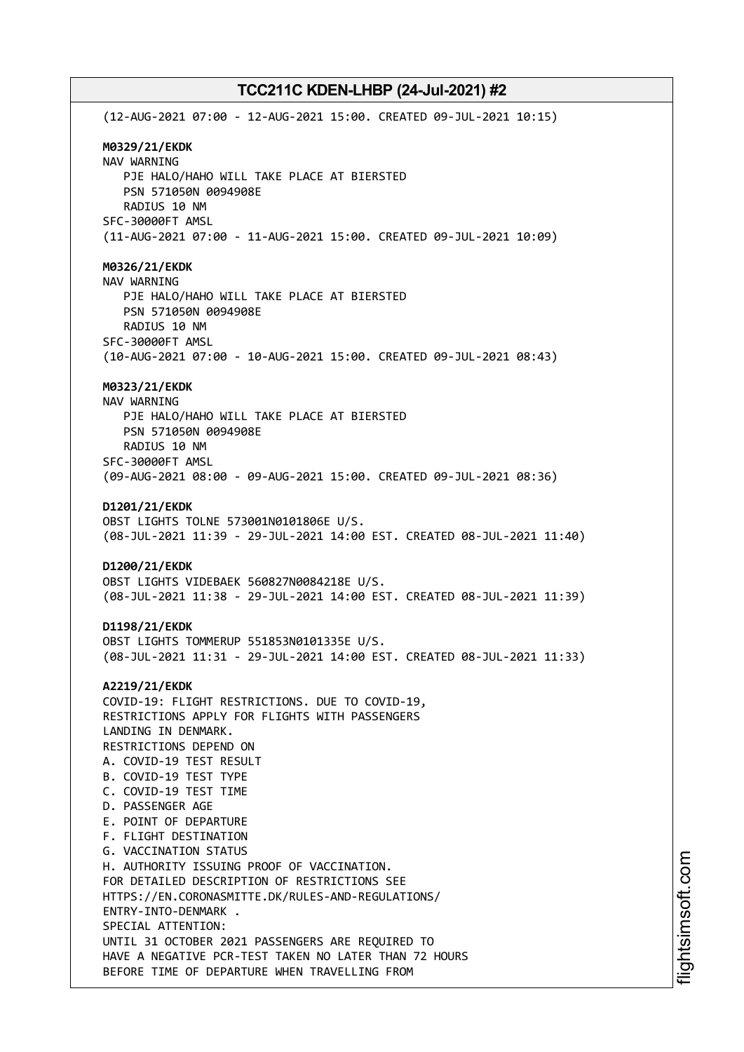(12-AUG-2021 07:00 - 12-AUG-2021 15:00. CREATED 09-JUL-2021 10:15)

**M0329/21/EKDK**
NAV WARNING
PJE HALO/HAHO WILL TAKE PLACE AT BIERSTED
PSN 571050N 0094908E
RADIUS 10 NM
SFC-30000FT AMSL
(11-AUG-2021 07:00 - 11-AUG-2021 15:00. CREATED 09-JUL-2021 10:09)

**M0326/21/EKDK**
NAV WARNING
PJE HALO/HAHO WILL TAKE PLACE AT BIERSTED
PSN 571050N 0094908E
RADIUS 10 NM
SFC-30000FT AMSL
(10-AUG-2021 07:00 - 10-AUG-2021 15:00. CREATED 09-JUL-2021 08:43)

**M0323/21/EKDK**
NAV WARNING
PJE HALO/HAHO WILL TAKE PLACE AT BIERSTED
PSN 571050N 0094908E
RADIUS 10 NM
SFC-30000FT AMSL
(09-AUG-2021 08:00 - 09-AUG-2021 15:00. CREATED 09-JUL-2021 08:36)

**D1201/21/EKDK**
OBST LIGHTS TOLNE 573001N0101806E U/S.
(08-JUL-2021 11:39 - 29-JUL-2021 14:00 EST. CREATED 08-JUL-2021 11:40)

**D1200/21/EKDK**
OBST LIGHTS VIDEBAEK 560827N0084218E U/S.
(08-JUL-2021 11:38 - 29-JUL-2021 14:00 EST. CREATED 08-JUL-2021 11:39)

**D1198/21/EKDK**
OBST LIGHTS TOMMERUP 551853N0101335E U/S.
(08-JUL-2021 11:31 - 29-JUL-2021 14:00 EST. CREATED 08-JUL-2021 11:33)

**A2219/21/EKDK**
COVID-19: FLIGHT RESTRICTIONS. DUE TO COVID-19,
RESTRICTIONS APPLY FOR FLIGHTS WITH PASSENGERS
LANDING IN DENMARK.
RESTRICTIONS DEPEND ON
A. COVID-19 TEST RESULT
B. COVID-19 TEST TYPE
C. COVID-19 TEST TIME
D. PASSENGER AGE
E. POINT OF DEPARTURE
F. FLIGHT DESTINATION
G. VACCINATION STATUS
H. AUTHORITY ISSUING PROOF OF VACCINATION.
FOR DETAILED DESCRIPTION OF RESTRICTIONS SEE
HTTPS://EN.CORONASMITTE.DK/RULES-AND-REGULATIONS/
ENTRY-INTO-DENMARK .
SPECIAL ATTENTION:
UNTIL 31 OCTOBER 2021 PASSENGERS ARE REQUIRED TO
HAVE A NEGATIVE PCR-TEST TAKEN NO LATER THAN 72 HOURS
BEFORE TIME OF DEPARTURE WHEN TRAVELLING FROM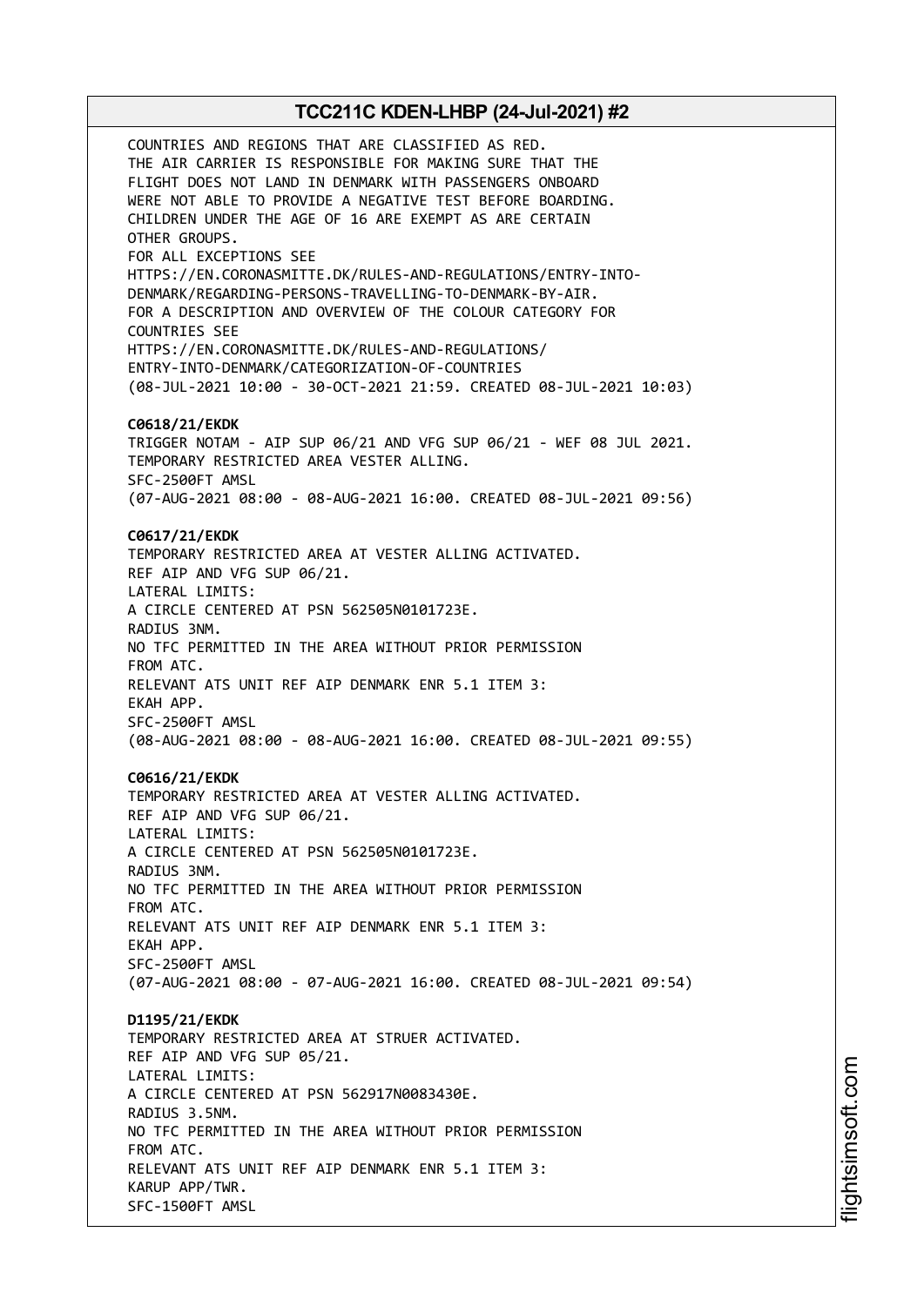COUNTRIES AND REGIONS THAT ARE CLASSIFIED AS RED.
THE AIR CARRIER IS RESPONSIBLE FOR MAKING SURE THAT THE
FLIGHT DOES NOT LAND IN DENMARK WITH PASSENGERS ONBOARD
WERE NOT ABLE TO PROVIDE A NEGATIVE TEST BEFORE BOARDING.
CHILDREN UNDER THE AGE OF 16 ARE EXEMPT AS ARE CERTAIN
OTHER GROUPS.
FOR ALL EXCEPTIONS SEE
HTTPS://EN.CORONASMITTE.DK/RULES-AND-REGULATIONS/ENTRY-INTO-
DENMARK/REGARDING-PERSONS-TRAVELLING-TO-DENMARK-BY-AIR.
FOR A DESCRIPTION AND OVERVIEW OF THE COLOUR CATEGORY FOR
COUNTRIES SEE
HTTPS://EN.CORONASMITTE.DK/RULES-AND-REGULATIONS/
ENTRY-INTO-DENMARK/CATEGORIZATION-OF-COUNTRIES
(08-JUL-2021 10:00 - 30-OCT-2021 21:59. CREATED 08-JUL-2021 10:03)

**C0618/21/EKDK**
TRIGGER NOTAM - AIP SUP 06/21 AND VFG SUP 06/21 - WEF 08 JUL 2021.
TEMPORARY RESTRICTED AREA VESTER ALLING.
SFC-2500FT AMSL
(07-AUG-2021 08:00 - 08-AUG-2021 16:00. CREATED 08-JUL-2021 09:56)

**C0617/21/EKDK**
TEMPORARY RESTRICTED AREA AT VESTER ALLING ACTIVATED.
REF AIP AND VFG SUP 06/21.
LATERAL LIMITS:
A CIRCLE CENTERED AT PSN 562505N0101723E.
RADIUS 3NM.
NO TFC PERMITTED IN THE AREA WITHOUT PRIOR PERMISSION
FROM ATC.
RELEVANT ATS UNIT REF AIP DENMARK ENR 5.1 ITEM 3:
EKAH APP.
SFC-2500FT AMSL
(08-AUG-2021 08:00 - 08-AUG-2021 16:00. CREATED 08-JUL-2021 09:55)

**C0616/21/EKDK**
TEMPORARY RESTRICTED AREA AT VESTER ALLING ACTIVATED.
REF AIP AND VFG SUP 06/21.
LATERAL LIMITS:
A CIRCLE CENTERED AT PSN 562505N0101723E.
RADIUS 3NM.
NO TFC PERMITTED IN THE AREA WITHOUT PRIOR PERMISSION
FROM ATC.
RELEVANT ATS UNIT REF AIP DENMARK ENR 5.1 ITEM 3:
EKAH APP.
SFC-2500FT AMSL
(07-AUG-2021 08:00 - 07-AUG-2021 16:00. CREATED 08-JUL-2021 09:54)

**D1195/21/EKDK**
TEMPORARY RESTRICTED AREA AT STRUER ACTIVATED.
REF AIP AND VFG SUP 05/21.
LATERAL LIMITS:
A CIRCLE CENTERED AT PSN 562917N0083430E.
RADIUS 3.5NM.
NO TFC PERMITTED IN THE AREA WITHOUT PRIOR PERMISSION
FROM ATC.
RELEVANT ATS UNIT REF AIP DENMARK ENR 5.1 ITEM 3:
KARUP APP/TWR.
SFC-1500FT AMSL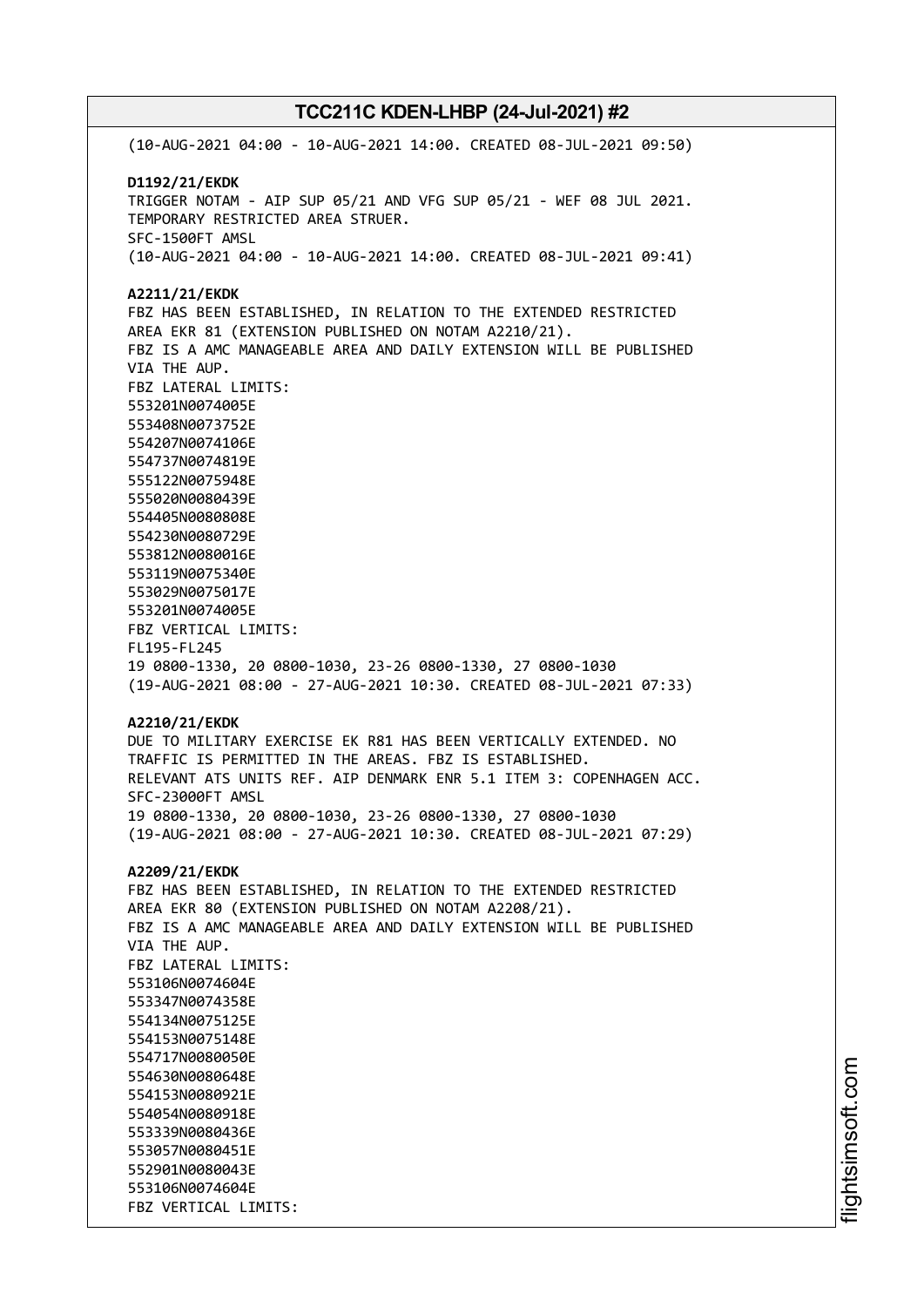(10-AUG-2021 04:00 - 10-AUG-2021 14:00. CREATED 08-JUL-2021 09:50)

**D1192/21/EKDK**
TRIGGER NOTAM - AIP SUP 05/21 AND VFG SUP 05/21 - WEF 08 JUL 2021.
TEMPORARY RESTRICTED AREA STRUER.
SFC-1500FT AMSL
(10-AUG-2021 04:00 - 10-AUG-2021 14:00. CREATED 08-JUL-2021 09:41)

**A2211/21/EKDK**
FBZ HAS BEEN ESTABLISHED, IN RELATION TO THE EXTENDED RESTRICTED AREA EKR 81 (EXTENSION PUBLISHED ON NOTAM A2210/21).
FBZ IS A AMC MANAGEABLE AREA AND DAILY EXTENSION WILL BE PUBLISHED VIA THE AUP.
FBZ LATERAL LIMITS:
553201N0074005E
553408N0073752E
554207N0074106E
554737N0074819E
555122N0075948E
555020N0080439E
554405N0080808E
554230N0080729E
553812N0080016E
553119N0075340E
553029N0075017E
553201N0074005E
FBZ VERTICAL LIMITS:
FL195-FL245
19 0800-1330, 20 0800-1030, 23-26 0800-1330, 27 0800-1030
(19-AUG-2021 08:00 - 27-AUG-2021 10:30. CREATED 08-JUL-2021 07:33)

**A2210/21/EKDK**
DUE TO MILITARY EXERCISE EK R81 HAS BEEN VERTICALLY EXTENDED. NO TRAFFIC IS PERMITTED IN THE AREAS. FBZ IS ESTABLISHED.
RELEVANT ATS UNITS REF. AIP DENMARK ENR 5.1 ITEM 3: COPENHAGEN ACC.
SFC-23000FT AMSL
19 0800-1330, 20 0800-1030, 23-26 0800-1330, 27 0800-1030
(19-AUG-2021 08:00 - 27-AUG-2021 10:30. CREATED 08-JUL-2021 07:29)

**A2209/21/EKDK**
FBZ HAS BEEN ESTABLISHED, IN RELATION TO THE EXTENDED RESTRICTED AREA EKR 80 (EXTENSION PUBLISHED ON NOTAM A2208/21).
FBZ IS A AMC MANAGEABLE AREA AND DAILY EXTENSION WILL BE PUBLISHED VIA THE AUP.
FBZ LATERAL LIMITS:
553106N0074604E
553347N0074358E
554134N0075125E
554153N0075148E
554717N0080050E
554630N0080648E
554153N0080921E
554054N0080918E
553339N0080436E
553057N0080451E
552901N0080043E
553106N0074604E
FBZ VERTICAL LIMITS: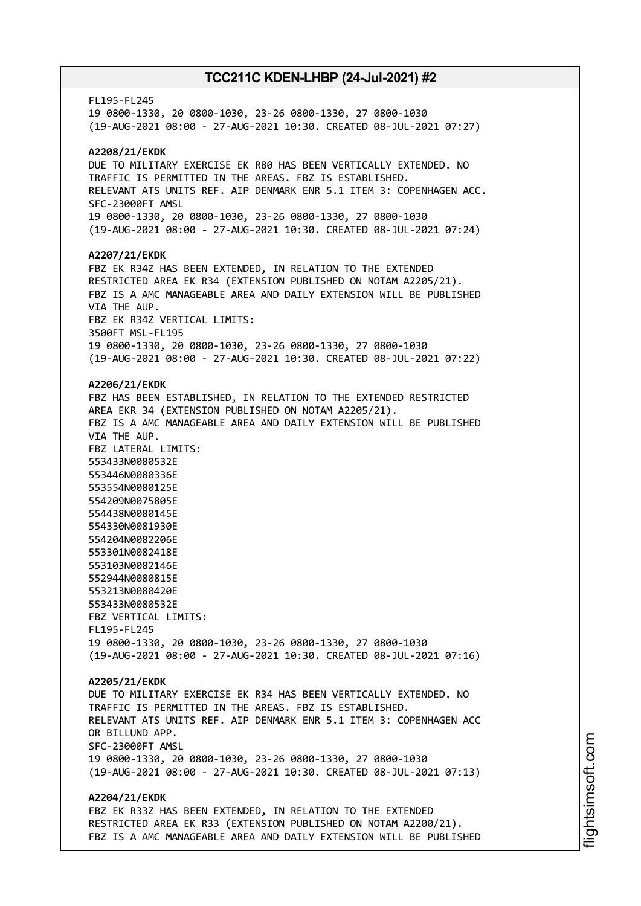FL195-FL245
19 0800-1330, 20 0800-1030, 23-26 0800-1330, 27 0800-1030
(19-AUG-2021 08:00 - 27-AUG-2021 10:30. CREATED 08-JUL-2021 07:27)

**A2208/21/EKDK**
DUE TO MILITARY EXERCISE EK R80 HAS BEEN VERTICALLY EXTENDED. NO TRAFFIC IS PERMITTED IN THE AREAS. FBZ IS ESTABLISHED.
RELEVANT ATS UNITS REF. AIP DENMARK ENR 5.1 ITEM 3: COPENHAGEN ACC.
SFC-23000FT AMSL
19 0800-1330, 20 0800-1030, 23-26 0800-1330, 27 0800-1030
(19-AUG-2021 08:00 - 27-AUG-2021 10:30. CREATED 08-JUL-2021 07:24)

**A2207/21/EKDK**
FBZ EK R34Z HAS BEEN EXTENDED, IN RELATION TO THE EXTENDED RESTRICTED AREA EK R34 (EXTENSION PUBLISHED ON NOTAM A2205/21).
FBZ IS A AMC MANAGEABLE AREA AND DAILY EXTENSION WILL BE PUBLISHED VIA THE AUP.
FBZ EK R34Z VERTICAL LIMITS:
3500FT MSL-FL195
19 0800-1330, 20 0800-1030, 23-26 0800-1330, 27 0800-1030
(19-AUG-2021 08:00 - 27-AUG-2021 10:30. CREATED 08-JUL-2021 07:22)

**A2206/21/EKDK**
FBZ HAS BEEN ESTABLISHED, IN RELATION TO THE EXTENDED RESTRICTED AREA EKR 34 (EXTENSION PUBLISHED ON NOTAM A2205/21).
FBZ IS A AMC MANAGEABLE AREA AND DAILY EXTENSION WILL BE PUBLISHED VIA THE AUP.
FBZ LATERAL LIMITS:
553433N0080532E
553446N0080336E
553554N0080125E
554209N0075805E
554438N0080145E
554330N0081930E
554204N0082206E
553301N0082418E
553103N0082146E
552944N0080815E
553213N0080420E
553433N0080532E
FBZ VERTICAL LIMITS:
FL195-FL245
19 0800-1330, 20 0800-1030, 23-26 0800-1330, 27 0800-1030
(19-AUG-2021 08:00 - 27-AUG-2021 10:30. CREATED 08-JUL-2021 07:16)

**A2205/21/EKDK**
DUE TO MILITARY EXERCISE EK R34 HAS BEEN VERTICALLY EXTENDED. NO TRAFFIC IS PERMITTED IN THE AREAS. FBZ IS ESTABLISHED.
RELEVANT ATS UNITS REF. AIP DENMARK ENR 5.1 ITEM 3: COPENHAGEN ACC OR BILLUND APP.
SFC-23000FT AMSL
19 0800-1330, 20 0800-1030, 23-26 0800-1330, 27 0800-1030
(19-AUG-2021 08:00 - 27-AUG-2021 10:30. CREATED 08-JUL-2021 07:13)

**A2204/21/EKDK**
FBZ EK R33Z HAS BEEN EXTENDED, IN RELATION TO THE EXTENDED RESTRICTED AREA EK R33 (EXTENSION PUBLISHED ON NOTAM A2200/21).
FBZ IS A AMC MANAGEABLE AREA AND DAILY EXTENSION WILL BE PUBLISHED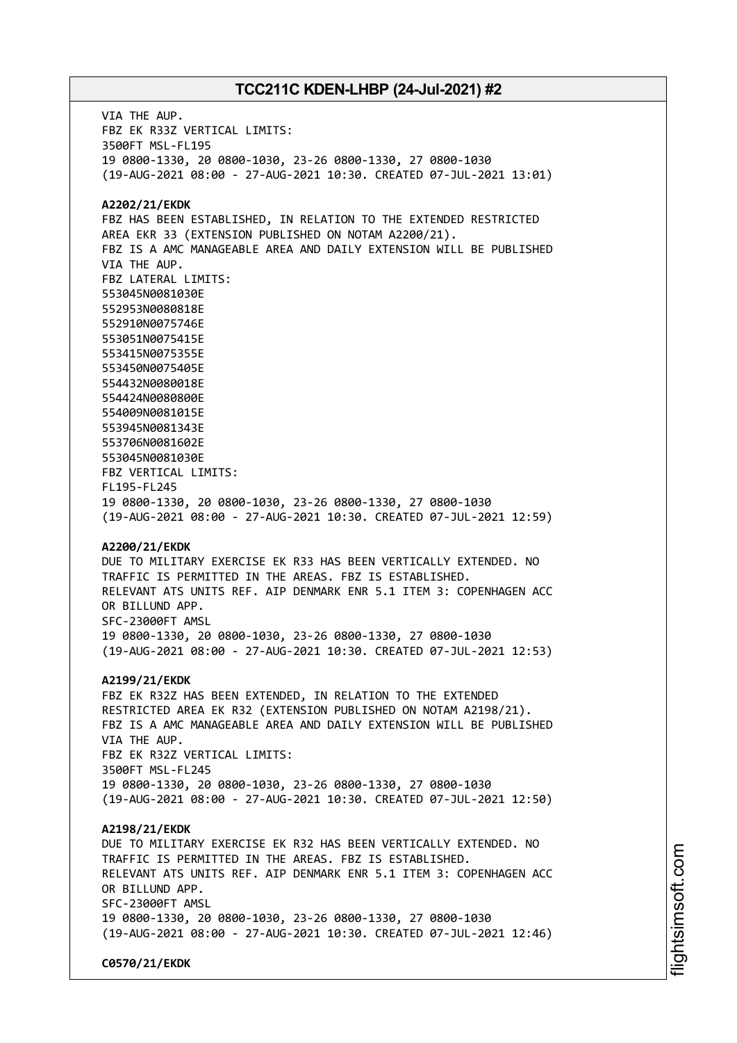VIA THE AUP.
FBZ EK R33Z VERTICAL LIMITS:
3500FT MSL-FL195
19 0800-1330, 20 0800-1030, 23-26 0800-1330, 27 0800-1030
(19-AUG-2021 08:00 - 27-AUG-2021 10:30. CREATED 07-JUL-2021 13:01)

**A2202/21/EKDK**
FBZ HAS BEEN ESTABLISHED, IN RELATION TO THE EXTENDED RESTRICTED AREA EKR 33 (EXTENSION PUBLISHED ON NOTAM A2200/21).
FBZ IS A AMC MANAGEABLE AREA AND DAILY EXTENSION WILL BE PUBLISHED VIA THE AUP.
FBZ LATERAL LIMITS:
553045N0081030E
552953N0080818E
552910N0075746E
553051N0075415E
553415N0075355E
553450N0075405E
554432N0080018E
554424N0080800E
554009N0081015E
553945N0081343E
553706N0081602E
553045N0081030E
FBZ VERTICAL LIMITS:
FL195-FL245
19 0800-1330, 20 0800-1030, 23-26 0800-1330, 27 0800-1030
(19-AUG-2021 08:00 - 27-AUG-2021 10:30. CREATED 07-JUL-2021 12:59)

**A2200/21/EKDK**
DUE TO MILITARY EXERCISE EK R33 HAS BEEN VERTICALLY EXTENDED. NO TRAFFIC IS PERMITTED IN THE AREAS. FBZ IS ESTABLISHED.
RELEVANT ATS UNITS REF. AIP DENMARK ENR 5.1 ITEM 3: COPENHAGEN ACC OR BILLUND APP.
SFC-23000FT AMSL
19 0800-1330, 20 0800-1030, 23-26 0800-1330, 27 0800-1030
(19-AUG-2021 08:00 - 27-AUG-2021 10:30. CREATED 07-JUL-2021 12:53)

**A2199/21/EKDK**
FBZ EK R32Z HAS BEEN EXTENDED, IN RELATION TO THE EXTENDED RESTRICTED AREA EK R32 (EXTENSION PUBLISHED ON NOTAM A2198/21).
FBZ IS A AMC MANAGEABLE AREA AND DAILY EXTENSION WILL BE PUBLISHED VIA THE AUP.
FBZ EK R32Z VERTICAL LIMITS:
3500FT MSL-FL245
19 0800-1330, 20 0800-1030, 23-26 0800-1330, 27 0800-1030
(19-AUG-2021 08:00 - 27-AUG-2021 10:30. CREATED 07-JUL-2021 12:50)

**A2198/21/EKDK**
DUE TO MILITARY EXERCISE EK R32 HAS BEEN VERTICALLY EXTENDED. NO TRAFFIC IS PERMITTED IN THE AREAS. FBZ IS ESTABLISHED.
RELEVANT ATS UNITS REF. AIP DENMARK ENR 5.1 ITEM 3: COPENHAGEN ACC OR BILLUND APP.
SFC-23000FT AMSL
19 0800-1330, 20 0800-1030, 23-26 0800-1330, 27 0800-1030
(19-AUG-2021 08:00 - 27-AUG-2021 10:30. CREATED 07-JUL-2021 12:46)

**C0570/21/EKDK**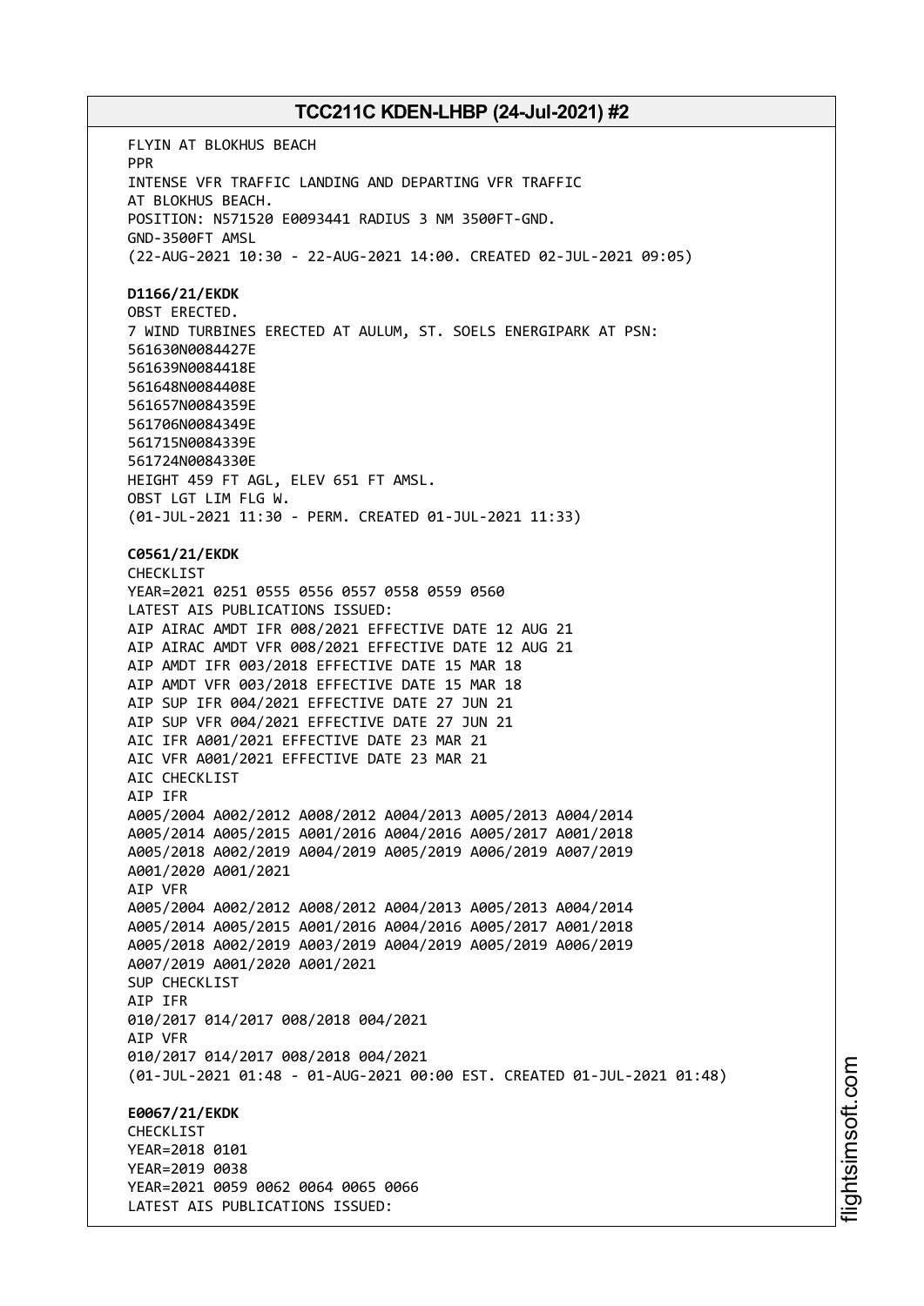FLYIN AT BLOKHUS BEACH
PPR
INTENSE VFR TRAFFIC LANDING AND DEPARTING VFR TRAFFIC
AT BLOKHUS BEACH.
POSITION: N571520 E0093441 RADIUS 3 NM 3500FT-GND.
GND-3500FT AMSL
(22-AUG-2021 10:30 - 22-AUG-2021 14:00. CREATED 02-JUL-2021 09:05)

**D1166/21/EKDK**
OBST ERECTED.
7 WIND TURBINES ERECTED AT AULUM, ST. SOELS ENERGIPARK AT PSN:
561630N0084427E
561639N0084418E
561648N0084408E
561657N0084359E
561706N0084349E
561715N0084339E
561724N0084330E
HEIGHT 459 FT AGL, ELEV 651 FT AMSL.
OBST LGT LIM FLG W.
(01-JUL-2021 11:30 - PERM. CREATED 01-JUL-2021 11:33)

**C0561/21/EKDK**
CHECKLIST
YEAR=2021 0251 0555 0556 0557 0558 0559 0560
LATEST AIS PUBLICATIONS ISSUED:
AIP AIRAC AMDT IFR 008/2021 EFFECTIVE DATE 12 AUG 21
AIP AIRAC AMDT VFR 008/2021 EFFECTIVE DATE 12 AUG 21
AIP AMDT IFR 003/2018 EFFECTIVE DATE 15 MAR 18
AIP AMDT VFR 003/2018 EFFECTIVE DATE 15 MAR 18
AIP SUP IFR 004/2021 EFFECTIVE DATE 27 JUN 21
AIP SUP VFR 004/2021 EFFECTIVE DATE 27 JUN 21
AIC IFR A001/2021 EFFECTIVE DATE 23 MAR 21
AIC VFR A001/2021 EFFECTIVE DATE 23 MAR 21
AIC CHECKLIST
AIP IFR
A005/2004 A002/2012 A008/2012 A004/2013 A005/2013 A004/2014
A005/2014 A005/2015 A001/2016 A004/2016 A005/2017 A001/2018
A005/2018 A002/2019 A004/2019 A005/2019 A006/2019 A007/2019
A001/2020 A001/2021
AIP VFR
A005/2004 A002/2012 A008/2012 A004/2013 A005/2013 A004/2014
A005/2014 A005/2015 A001/2016 A004/2016 A005/2017 A001/2018
A005/2018 A002/2019 A003/2019 A004/2019 A005/2019 A006/2019
A007/2019 A001/2020 A001/2021
SUP CHECKLIST
AIP IFR
010/2017 014/2017 008/2018 004/2021
AIP VFR
010/2017 014/2017 008/2018 004/2021
(01-JUL-2021 01:48 - 01-AUG-2021 00:00 EST. CREATED 01-JUL-2021 01:48)

**E0067/21/EKDK**
CHECKLIST
YEAR=2018 0101
YEAR=2019 0038
YEAR=2021 0059 0062 0064 0065 0066
LATEST AIS PUBLICATIONS ISSUED: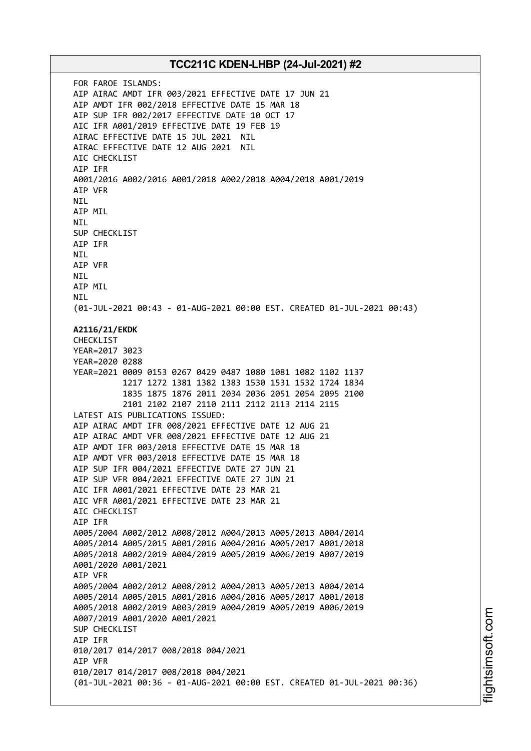FOR FAROE ISLANDS:
AIP AIRAC AMDT IFR 003/2021 EFFECTIVE DATE 17 JUN 21
AIP AMDT IFR 002/2018 EFFECTIVE DATE 15 MAR 18
AIP SUP IFR 002/2017 EFFECTIVE DATE 10 OCT 17
AIC IFR A001/2019 EFFECTIVE DATE 19 FEB 19
AIRAC EFFECTIVE DATE 15 JUL 2021 NIL
AIRAC EFFECTIVE DATE 12 AUG 2021 NIL
AIC CHECKLIST
AIP IFR
A001/2016 A002/2016 A001/2018 A002/2018 A004/2018 A001/2019
AIP VFR
NIL
AIP MIL
NIL
SUP CHECKLIST
AIP IFR
NIL
AIP VFR
NIL
AIP MIL
NIL
(01-JUL-2021 00:43 - 01-AUG-2021 00:00 EST. CREATED 01-JUL-2021 00:43)

**A2116/21/EKDK**
CHECKLIST
YEAR=2017 3023
YEAR=2020 0288
YEAR=2021 0009 0153 0267 0429 0487 1080 1081 1082 1102 1137
1217 1272 1381 1382 1383 1530 1531 1532 1724 1834
1835 1875 1876 2011 2034 2036 2051 2054 2095 2100
2101 2102 2107 2110 2111 2112 2113 2114 2115
LATEST AIS PUBLICATIONS ISSUED:
AIP AIRAC AMDT IFR 008/2021 EFFECTIVE DATE 12 AUG 21
AIP AIRAC AMDT VFR 008/2021 EFFECTIVE DATE 12 AUG 21
AIP AMDT IFR 003/2018 EFFECTIVE DATE 15 MAR 18
AIP AMDT VFR 003/2018 EFFECTIVE DATE 15 MAR 18
AIP SUP IFR 004/2021 EFFECTIVE DATE 27 JUN 21
AIP SUP VFR 004/2021 EFFECTIVE DATE 27 JUN 21
AIC IFR A001/2021 EFFECTIVE DATE 23 MAR 21
AIC VFR A001/2021 EFFECTIVE DATE 23 MAR 21
AIC CHECKLIST
AIP IFR
A005/2004 A002/2012 A008/2012 A004/2013 A005/2013 A004/2014
A005/2014 A005/2015 A001/2016 A004/2016 A005/2017 A001/2018
A005/2018 A002/2019 A004/2019 A005/2019 A006/2019 A007/2019
A001/2020 A001/2021
AIP VFR
A005/2004 A002/2012 A008/2012 A004/2013 A005/2013 A004/2014
A005/2014 A005/2015 A001/2016 A004/2016 A005/2017 A001/2018
A005/2018 A002/2019 A003/2019 A004/2019 A005/2019 A006/2019
A007/2019 A001/2020 A001/2021
SUP CHECKLIST
AIP IFR
010/2017 014/2017 008/2018 004/2021
AIP VFR
010/2017 014/2017 008/2018 004/2021
(01-JUL-2021 00:36 - 01-AUG-2021 00:00 EST. CREATED 01-JUL-2021 00:36)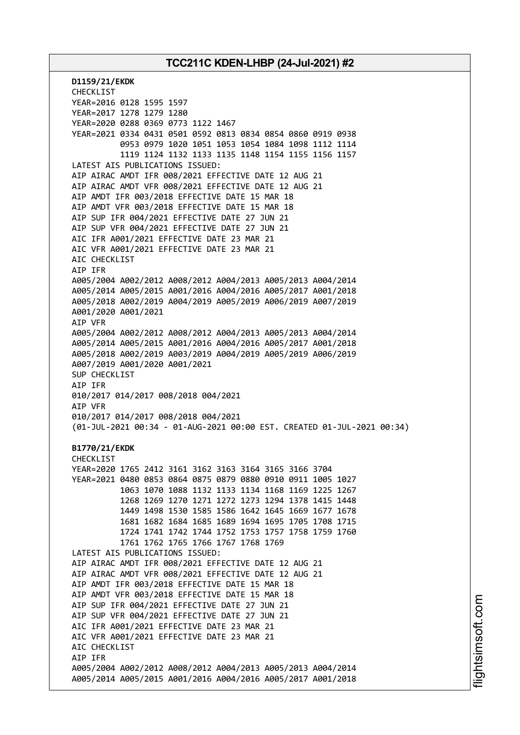**D1159/21/EKDK**

CHECKLIST
YEAR=2016 0128 1595 1597
YEAR=2017 1278 1279 1280
YEAR=2020 0288 0369 0773 1122 1467
YEAR=2021 0334 0431 0501 0592 0813 0834 0854 0860 0919 0938
0953 0979 1020 1051 1053 1054 1084 1098 1112 1114
1119 1124 1132 1133 1135 1148 1154 1155 1156 1157
LATEST AIS PUBLICATIONS ISSUED:
AIP AIRAC AMDT IFR 008/2021 EFFECTIVE DATE 12 AUG 21
AIP AIRAC AMDT VFR 008/2021 EFFECTIVE DATE 12 AUG 21
AIP AMDT IFR 003/2018 EFFECTIVE DATE 15 MAR 18
AIP AMDT VFR 003/2018 EFFECTIVE DATE 15 MAR 18
AIP SUP IFR 004/2021 EFFECTIVE DATE 27 JUN 21
AIP SUP VFR 004/2021 EFFECTIVE DATE 27 JUN 21
AIC IFR A001/2021 EFFECTIVE DATE 23 MAR 21
AIC VFR A001/2021 EFFECTIVE DATE 23 MAR 21
AIC CHECKLIST
AIP IFR
A005/2004 A002/2012 A008/2012 A004/2013 A005/2013 A004/2014
A005/2014 A005/2015 A001/2016 A004/2016 A005/2017 A001/2018
A005/2018 A002/2019 A004/2019 A005/2019 A006/2019 A007/2019
A001/2020 A001/2021
AIP VFR
A005/2004 A002/2012 A008/2012 A004/2013 A005/2013 A004/2014
A005/2014 A005/2015 A001/2016 A004/2016 A005/2017 A001/2018
A005/2018 A002/2019 A003/2019 A004/2019 A005/2019 A006/2019
A007/2019 A001/2020 A001/2021
SUP CHECKLIST
AIP IFR
010/2017 014/2017 008/2018 004/2021
AIP VFR
010/2017 014/2017 008/2018 004/2021
(01-JUL-2021 00:34 - 01-AUG-2021 00:00 EST. CREATED 01-JUL-2021 00:34)

**B1770/21/EKDK**

CHECKLIST
YEAR=2020 1765 2412 3161 3162 3163 3164 3165 3166 3704
YEAR=2021 0480 0853 0864 0875 0879 0880 0910 0911 1005 1027
1063 1070 1088 1132 1133 1134 1168 1169 1225 1267
1268 1269 1270 1271 1272 1273 1294 1378 1415 1448
1449 1498 1530 1585 1586 1642 1645 1669 1677 1678
1681 1682 1684 1685 1689 1694 1695 1705 1708 1715
1724 1741 1742 1744 1752 1753 1757 1758 1759 1760
1761 1762 1765 1766 1767 1768 1769
LATEST AIS PUBLICATIONS ISSUED:
AIP AIRAC AMDT IFR 008/2021 EFFECTIVE DATE 12 AUG 21
AIP AIRAC AMDT VFR 008/2021 EFFECTIVE DATE 12 AUG 21
AIP AMDT IFR 003/2018 EFFECTIVE DATE 15 MAR 18
AIP AMDT VFR 003/2018 EFFECTIVE DATE 15 MAR 18
AIP SUP IFR 004/2021 EFFECTIVE DATE 27 JUN 21
AIP SUP VFR 004/2021 EFFECTIVE DATE 27 JUN 21
AIC IFR A001/2021 EFFECTIVE DATE 23 MAR 21
AIC VFR A001/2021 EFFECTIVE DATE 23 MAR 21
AIC CHECKLIST
AIP IFR
A005/2004 A002/2012 A008/2012 A004/2013 A005/2013 A004/2014
A005/2014 A005/2015 A001/2016 A004/2016 A005/2017 A001/2018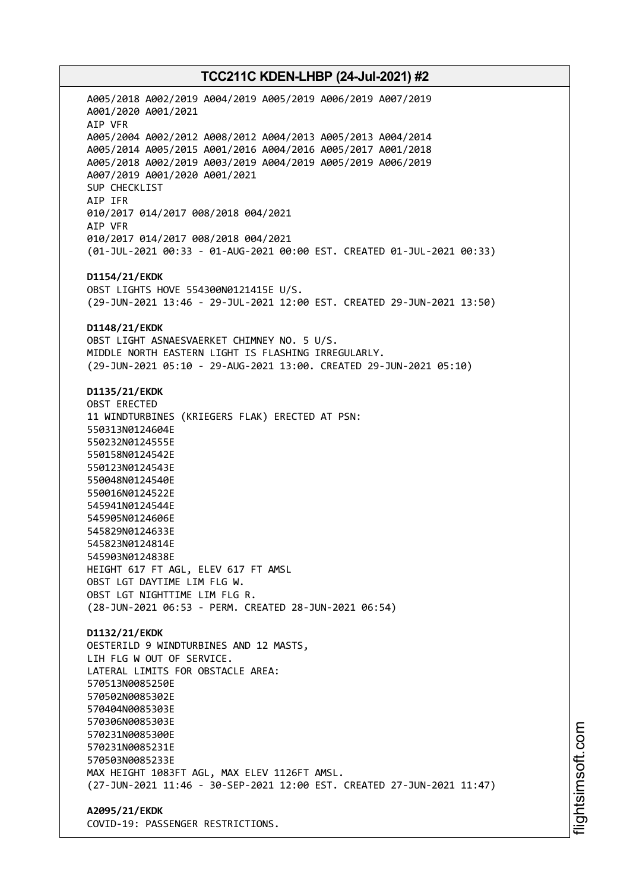A005/2018 A002/2019 A004/2019 A005/2019 A006/2019 A007/2019
A001/2020 A001/2021
AIP VFR
A005/2004 A002/2012 A008/2012 A004/2013 A005/2013 A004/2014
A005/2014 A005/2015 A001/2016 A004/2016 A005/2017 A001/2018
A005/2018 A002/2019 A003/2019 A004/2019 A005/2019 A006/2019
A007/2019 A001/2020 A001/2021
SUP CHECKLIST
AIP IFR
010/2017 014/2017 008/2018 004/2021
AIP VFR
010/2017 014/2017 008/2018 004/2021
(01-JUL-2021 00:33 - 01-AUG-2021 00:00 EST. CREATED 01-JUL-2021 00:33)

**D1154/21/EKDK**
OBST LIGHTS HOVE 554300N0121415E U/S.
(29-JUN-2021 13:46 - 29-JUL-2021 12:00 EST. CREATED 29-JUN-2021 13:50)

**D1148/21/EKDK**
OBST LIGHT ASNAESVAERKET CHIMNEY NO. 5 U/S.
MIDDLE NORTH EASTERN LIGHT IS FLASHING IRREGULARLY.
(29-JUN-2021 05:10 - 29-AUG-2021 13:00. CREATED 29-JUN-2021 05:10)

**D1135/21/EKDK**
OBST ERECTED
11 WINDTURBINES (KRIEGERS FLAK) ERECTED AT PSN:
550313N0124604E
550232N0124555E
550158N0124542E
550123N0124543E
550048N0124540E
550016N0124522E
545941N0124544E
545905N0124606E
545829N0124633E
545823N0124814E
545903N0124838E
HEIGHT 617 FT AGL, ELEV 617 FT AMSL
OBST LGT DAYTIME LIM FLG W.
OBST LGT NIGHTTIME LIM FLG R.
(28-JUN-2021 06:53 - PERM. CREATED 28-JUN-2021 06:54)

**D1132/21/EKDK**
OESTERILD 9 WINDTURBINES AND 12 MASTS,
LIH FLG W OUT OF SERVICE.
LATERAL LIMITS FOR OBSTACLE AREA:
570513N0085250E
570502N0085302E
570404N0085303E
570306N0085303E
570231N0085300E
570231N0085231E
570503N0085233E
MAX HEIGHT 1083FT AGL, MAX ELEV 1126FT AMSL.
(27-JUN-2021 11:46 - 30-SEP-2021 12:00 EST. CREATED 27-JUN-2021 11:47)

**A2095/21/EKDK**
COVID-19: PASSENGER RESTRICTIONS.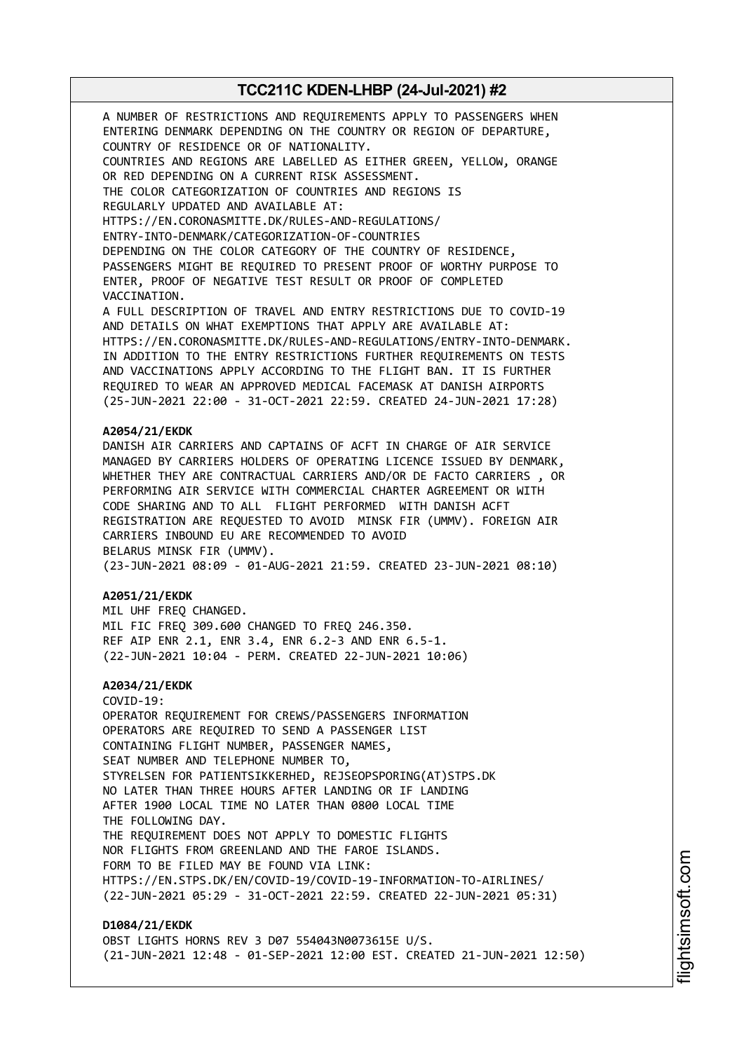A NUMBER OF RESTRICTIONS AND REQUIREMENTS APPLY TO PASSENGERS WHEN ENTERING DENMARK DEPENDING ON THE COUNTRY OR REGION OF DEPARTURE, COUNTRY OF RESIDENCE OR OF NATIONALITY.
COUNTRIES AND REGIONS ARE LABELLED AS EITHER GREEN, YELLOW, ORANGE OR RED DEPENDING ON A CURRENT RISK ASSESSMENT.
THE COLOR CATEGORIZATION OF COUNTRIES AND REGIONS IS REGULARLY UPDATED AND AVAILABLE AT:
HTTPS://EN.CORONASMITTE.DK/RULES-AND-REGULATIONS/ENTRY-INTO-DENMARK/CATEGORIZATION-OF-COUNTRIES
DEPENDING ON THE COLOR CATEGORY OF THE COUNTRY OF RESIDENCE, PASSENGERS MIGHT BE REQUIRED TO PRESENT PROOF OF WORTHY PURPOSE TO ENTER, PROOF OF NEGATIVE TEST RESULT OR PROOF OF COMPLETED VACCINATION.
A FULL DESCRIPTION OF TRAVEL AND ENTRY RESTRICTIONS DUE TO COVID-19 AND DETAILS ON WHAT EXEMPTIONS THAT APPLY ARE AVAILABLE AT:
HTTPS://EN.CORONASMITTE.DK/RULES-AND-REGULATIONS/ENTRY-INTO-DENMARK.
IN ADDITION TO THE ENTRY RESTRICTIONS FURTHER REQUIREMENTS ON TESTS AND VACCINATIONS APPLY ACCORDING TO THE FLIGHT BAN. IT IS FURTHER REQUIRED TO WEAR AN APPROVED MEDICAL FACEMASK AT DANISH AIRPORTS
(25-JUN-2021 22:00 - 31-OCT-2021 22:59. CREATED 24-JUN-2021 17:28)

**A2054/21/EKDK**
DANISH AIR CARRIERS AND CAPTAINS OF ACFT IN CHARGE OF AIR SERVICE MANAGED BY CARRIERS HOLDERS OF OPERATING LICENCE ISSUED BY DENMARK, WHETHER THEY ARE CONTRACTUAL CARRIERS AND/OR DE FACTO CARRIERS , OR PERFORMING AIR SERVICE WITH COMMERCIAL CHARTER AGREEMENT OR WITH CODE SHARING AND TO ALL FLIGHT PERFORMED WITH DANISH ACFT REGISTRATION ARE REQUESTED TO AVOID MINSK FIR (UMMV). FOREIGN AIR CARRIERS INBOUND EU ARE RECOMMENDED TO AVOID BELARUS MINSK FIR (UMMV).
(23-JUN-2021 08:09 - 01-AUG-2021 21:59. CREATED 23-JUN-2021 08:10)

**A2051/21/EKDK**
MIL UHF FREQ CHANGED.
MIL FIC FREQ 309.600 CHANGED TO FREQ 246.350.
REF AIP ENR 2.1, ENR 3.4, ENR 6.2-3 AND ENR 6.5-1.
(22-JUN-2021 10:04 - PERM. CREATED 22-JUN-2021 10:06)

**A2034/21/EKDK**
COVID-19:
OPERATOR REQUIREMENT FOR CREWS/PASSENGERS INFORMATION
OPERATORS ARE REQUIRED TO SEND A PASSENGER LIST CONTAINING FLIGHT NUMBER, PASSENGER NAMES, SEAT NUMBER AND TELEPHONE NUMBER TO, STYRELSEN FOR PATIENTSIKKERHED, REJSEOPSPORING(AT)STPS.DK NO LATER THAN THREE HOURS AFTER LANDING OR IF LANDING AFTER 1900 LOCAL TIME NO LATER THAN 0800 LOCAL TIME THE FOLLOWING DAY.
THE REQUIREMENT DOES NOT APPLY TO DOMESTIC FLIGHTS NOR FLIGHTS FROM GREENLAND AND THE FAROE ISLANDS.
FORM TO BE FILED MAY BE FOUND VIA LINK:
HTTPS://EN.STPS.DK/EN/COVID-19/COVID-19-INFORMATION-TO-AIRLINES/
(22-JUN-2021 05:29 - 31-OCT-2021 22:59. CREATED 22-JUN-2021 05:31)

**D1084/21/EKDK**
OBST LIGHTS HORNS REV 3 D07 554043N0073615E U/S.
(21-JUN-2021 12:48 - 01-SEP-2021 12:00 EST. CREATED 21-JUN-2021 12:50)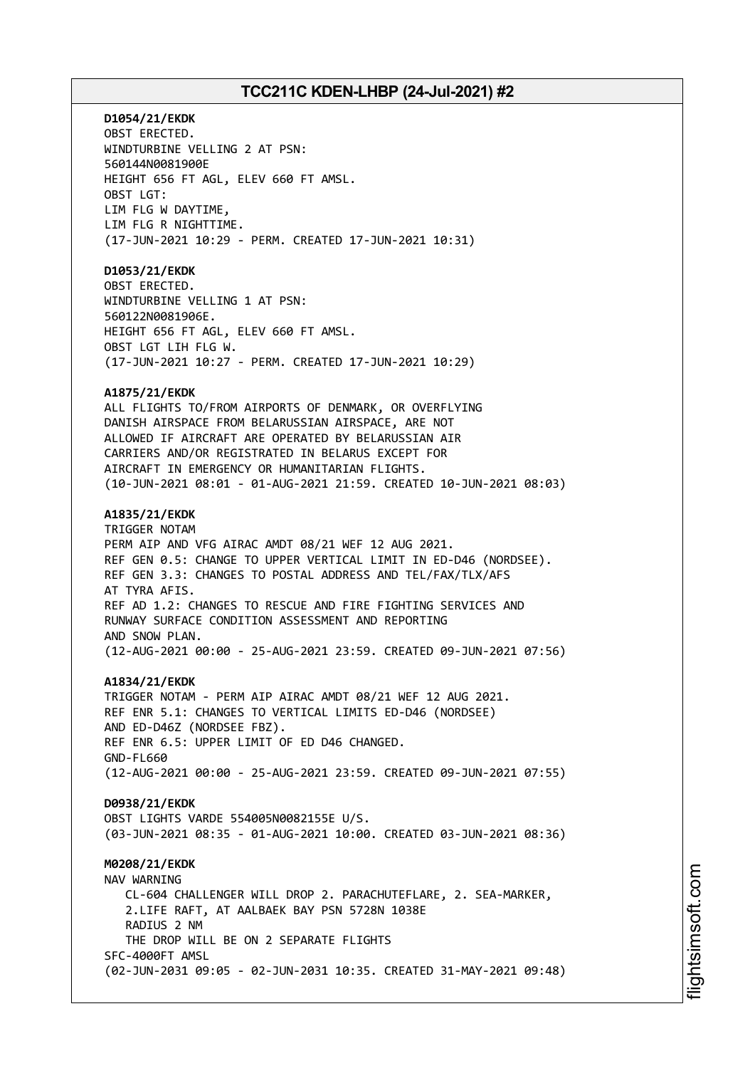**D1054/21/EKDK**
OBST ERECTED.
WINDTURBINE VELLING 2 AT PSN:
560144N0081900E
HEIGHT 656 FT AGL, ELEV 660 FT AMSL.
OBST LGT:
LIM FLG W DAYTIME,
LIM FLG R NIGHTTIME.
(17-JUN-2021 10:29 - PERM. CREATED 17-JUN-2021 10:31)

**D1053/21/EKDK**
OBST ERECTED.
WINDTURBINE VELLING 1 AT PSN:
560122N0081906E.
HEIGHT 656 FT AGL, ELEV 660 FT AMSL.
OBST LGT LIH FLG W.
(17-JUN-2021 10:27 - PERM. CREATED 17-JUN-2021 10:29)

**A1875/21/EKDK**
ALL FLIGHTS TO/FROM AIRPORTS OF DENMARK, OR OVERFLYING
DANISH AIRSPACE FROM BELARUSSIAN AIRSPACE, ARE NOT
ALLOWED IF AIRCRAFT ARE OPERATED BY BELARUSSIAN AIR
CARRIERS AND/OR REGISTRATED IN BELARUS EXCEPT FOR
AIRCRAFT IN EMERGENCY OR HUMANITARIAN FLIGHTS.
(10-JUN-2021 08:01 - 01-AUG-2021 21:59. CREATED 10-JUN-2021 08:03)

**A1835/21/EKDK**
TRIGGER NOTAM
PERM AIP AND VFG AIRAC AMDT 08/21 WEF 12 AUG 2021.
REF GEN 0.5: CHANGE TO UPPER VERTICAL LIMIT IN ED-D46 (NORDSEE).
REF GEN 3.3: CHANGES TO POSTAL ADDRESS AND TEL/FAX/TLX/AFS
AT TYRA AFIS.
REF AD 1.2: CHANGES TO RESCUE AND FIRE FIGHTING SERVICES AND
RUNWAY SURFACE CONDITION ASSESSMENT AND REPORTING
AND SNOW PLAN.
(12-AUG-2021 00:00 - 25-AUG-2021 23:59. CREATED 09-JUN-2021 07:56)

**A1834/21/EKDK**
TRIGGER NOTAM - PERM AIP AIRAC AMDT 08/21 WEF 12 AUG 2021.
REF ENR 5.1: CHANGES TO VERTICAL LIMITS ED-D46 (NORDSEE)
AND ED-D46Z (NORDSEE FBZ).
REF ENR 6.5: UPPER LIMIT OF ED D46 CHANGED.
GND-FL660
(12-AUG-2021 00:00 - 25-AUG-2021 23:59. CREATED 09-JUN-2021 07:55)

**D0938/21/EKDK**
OBST LIGHTS VARDE 554005N0082155E U/S.
(03-JUN-2021 08:35 - 01-AUG-2021 10:00. CREATED 03-JUN-2021 08:36)

**M0208/21/EKDK**
NAV WARNING
CL-604 CHALLENGER WILL DROP 2. PARACHUTEFLARE, 2. SEA-MARKER,
2.LIFE RAFT, AT AALBAEK BAY PSN 5728N 1038E
RADIUS 2 NM
THE DROP WILL BE ON 2 SEPARATE FLIGHTS
SFC-4000FT AMSL
(02-JUN-2031 09:05 - 02-JUN-2031 10:35. CREATED 31-MAY-2021 09:48)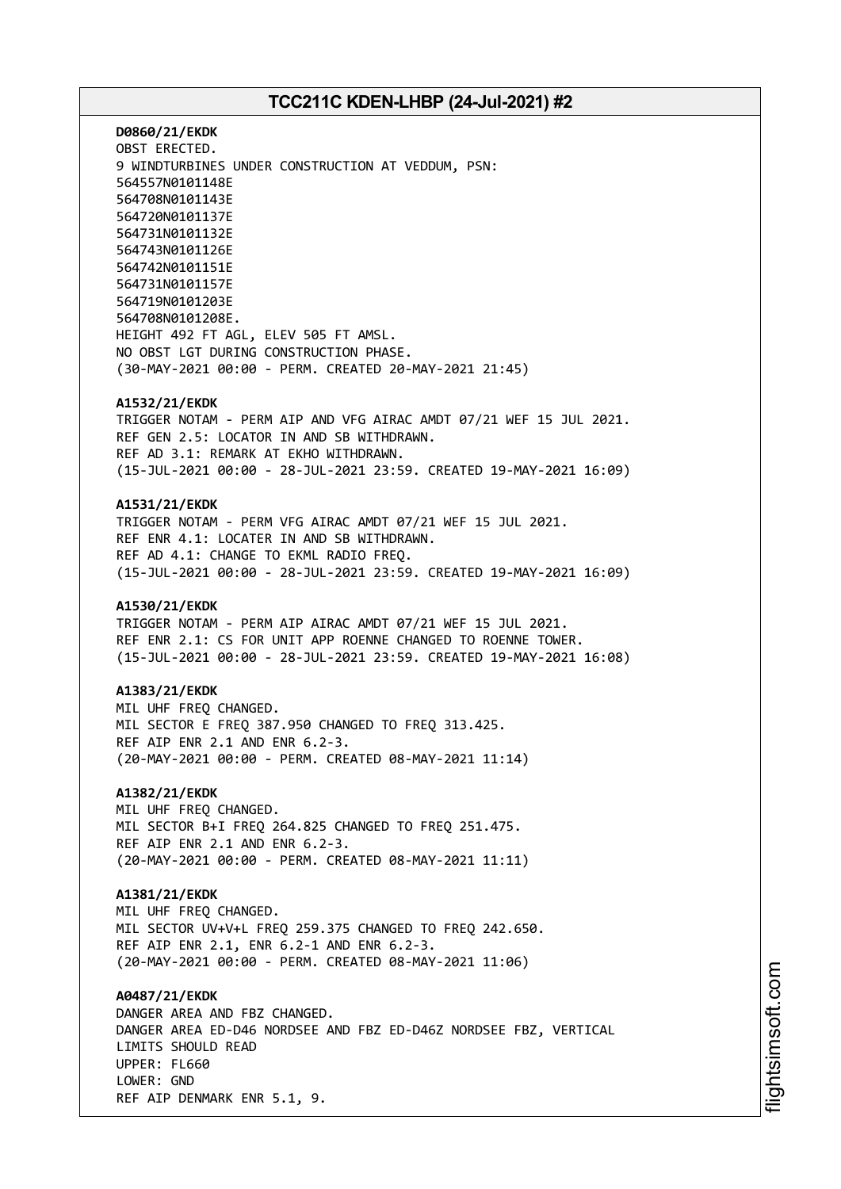**D0860/21/EKDK**
OBST ERECTED.
9 WINDTURBINES UNDER CONSTRUCTION AT VEDDUM, PSN:
564557N0101148E
564708N0101143E
564720N0101137E
564731N0101132E
564743N0101126E
564742N0101151E
564731N0101157E
564719N0101203E
564708N0101208E.
HEIGHT 492 FT AGL, ELEV 505 FT AMSL.
NO OBST LGT DURING CONSTRUCTION PHASE.
(30-MAY-2021 00:00 - PERM. CREATED 20-MAY-2021 21:45)

**A1532/21/EKDK**
TRIGGER NOTAM - PERM AIP AND VFG AIRAC AMDT 07/21 WEF 15 JUL 2021.
REF GEN 2.5: LOCATOR IN AND SB WITHDRAWN.
REF AD 3.1: REMARK AT EKHO WITHDRAWN.
(15-JUL-2021 00:00 - 28-JUL-2021 23:59. CREATED 19-MAY-2021 16:09)

**A1531/21/EKDK**
TRIGGER NOTAM - PERM VFG AIRAC AMDT 07/21 WEF 15 JUL 2021.
REF ENR 4.1: LOCATER IN AND SB WITHDRAWN.
REF AD 4.1: CHANGE TO EKML RADIO FREQ.
(15-JUL-2021 00:00 - 28-JUL-2021 23:59. CREATED 19-MAY-2021 16:09)

**A1530/21/EKDK**
TRIGGER NOTAM - PERM AIP AIRAC AMDT 07/21 WEF 15 JUL 2021.
REF ENR 2.1: CS FOR UNIT APP ROENNE CHANGED TO ROENNE TOWER.
(15-JUL-2021 00:00 - 28-JUL-2021 23:59. CREATED 19-MAY-2021 16:08)

**A1383/21/EKDK**
MIL UHF FREQ CHANGED.
MIL SECTOR E FREQ 387.950 CHANGED TO FREQ 313.425.
REF AIP ENR 2.1 AND ENR 6.2-3.
(20-MAY-2021 00:00 - PERM. CREATED 08-MAY-2021 11:14)

**A1382/21/EKDK**
MIL UHF FREQ CHANGED.
MIL SECTOR B+I FREQ 264.825 CHANGED TO FREQ 251.475.
REF AIP ENR 2.1 AND ENR 6.2-3.
(20-MAY-2021 00:00 - PERM. CREATED 08-MAY-2021 11:11)

**A1381/21/EKDK**
MIL UHF FREQ CHANGED.
MIL SECTOR UV+V+L FREQ 259.375 CHANGED TO FREQ 242.650.
REF AIP ENR 2.1, ENR 6.2-1 AND ENR 6.2-3.
(20-MAY-2021 00:00 - PERM. CREATED 08-MAY-2021 11:06)

**A0487/21/EKDK**
DANGER AREA AND FBZ CHANGED.
DANGER AREA ED-D46 NORDSEE AND FBZ ED-D46Z NORDSEE FBZ, VERTICAL
LIMITS SHOULD READ
UPPER: FL660
LOWER: GND
REF AIP DENMARK ENR 5.1, 9.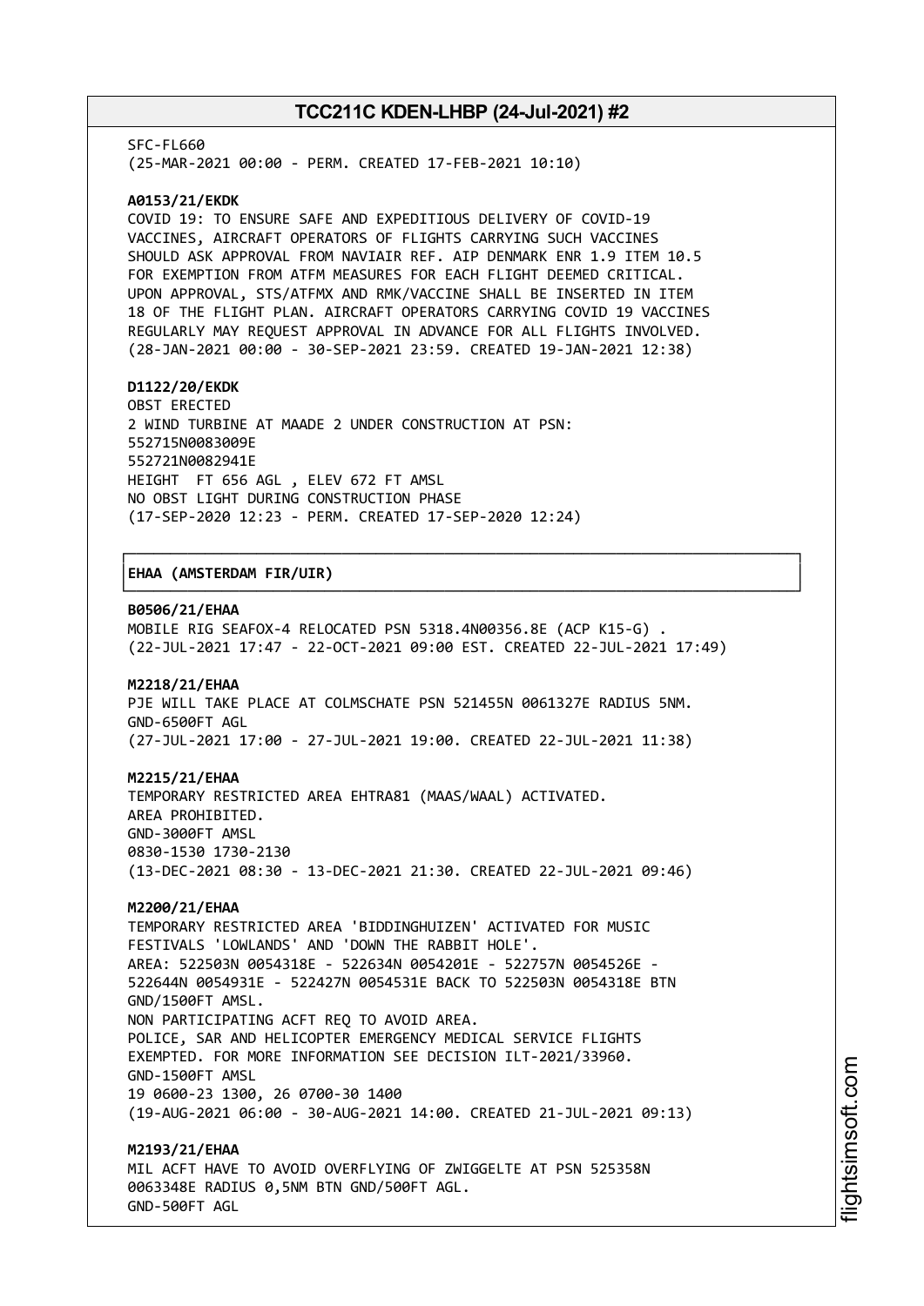SFC-FL660
(25-MAR-2021 00:00 - PERM. CREATED 17-FEB-2021 10:10)

**A0153/21/EKDK**
COVID 19: TO ENSURE SAFE AND EXPEDITIOUS DELIVERY OF COVID-19 VACCINES, AIRCRAFT OPERATORS OF FLIGHTS CARRYING SUCH VACCINES SHOULD ASK APPROVAL FROM NAVIAIR REF. AIP DENMARK ENR 1.9 ITEM 10.5 FOR EXEMPTION FROM ATFM MEASURES FOR EACH FLIGHT DEEMED CRITICAL. UPON APPROVAL, STS/ATFMX AND RMK/VACCINE SHALL BE INSERTED IN ITEM 18 OF THE FLIGHT PLAN. AIRCRAFT OPERATORS CARRYING COVID 19 VACCINES REGULARLY MAY REQUEST APPROVAL IN ADVANCE FOR ALL FLIGHTS INVOLVED.
(28-JAN-2021 00:00 - 30-SEP-2021 23:59. CREATED 19-JAN-2021 12:38)

**D1122/20/EKDK**
OBST ERECTED
2 WIND TURBINE AT MAADE 2 UNDER CONSTRUCTION AT PSN:
552715N0083009E
552721N0082941E
HEIGHT FT 656 AGL , ELEV 672 FT AMSL
NO OBST LIGHT DURING CONSTRUCTION PHASE
(17-SEP-2020 12:23 - PERM. CREATED 17-SEP-2020 12:24)

## EHAA (AMSTERDAM FIR/UIR)

**B0506/21/EHAA**
MOBILE RIG SEAFOX-4 RELOCATED PSN 5318.4N00356.8E (ACP K15-G) .
(22-JUL-2021 17:47 - 22-OCT-2021 09:00 EST. CREATED 22-JUL-2021 17:49)

**M2218/21/EHAA**
PJE WILL TAKE PLACE AT COLMSCHATE PSN 521455N 0061327E RADIUS 5NM.
GND-6500FT AGL
(27-JUL-2021 17:00 - 27-JUL-2021 19:00. CREATED 22-JUL-2021 11:38)

**M2215/21/EHAA**
TEMPORARY RESTRICTED AREA EHTRA81 (MAAS/WAAL) ACTIVATED.
AREA PROHIBITED.
GND-3000FT AMSL
0830-1530 1730-2130
(13-DEC-2021 08:30 - 13-DEC-2021 21:30. CREATED 22-JUL-2021 09:46)

**M2200/21/EHAA**
TEMPORARY RESTRICTED AREA 'BIDDINGHUIZEN' ACTIVATED FOR MUSIC FESTIVALS 'LOWLANDS' AND 'DOWN THE RABBIT HOLE'.
AREA: 522503N 0054318E - 522634N 0054201E - 522757N 0054526E - 522644N 0054931E - 522427N 0054531E BACK TO 522503N 0054318E BTN GND/1500FT AMSL.
NON PARTICIPATING ACFT REQ TO AVOID AREA.
POLICE, SAR AND HELICOPTER EMERGENCY MEDICAL SERVICE FLIGHTS EXEMPTED. FOR MORE INFORMATION SEE DECISION ILT-2021/33960.
GND-1500FT AMSL
19 0600-23 1300, 26 0700-30 1400
(19-AUG-2021 06:00 - 30-AUG-2021 14:00. CREATED 21-JUL-2021 09:13)

**M2193/21/EHAA**
MIL ACFT HAVE TO AVOID OVERFLYING OF ZWIGGELTE AT PSN 525358N 0063348E RADIUS 0,5NM BTN GND/500FT AGL.
GND-500FT AGL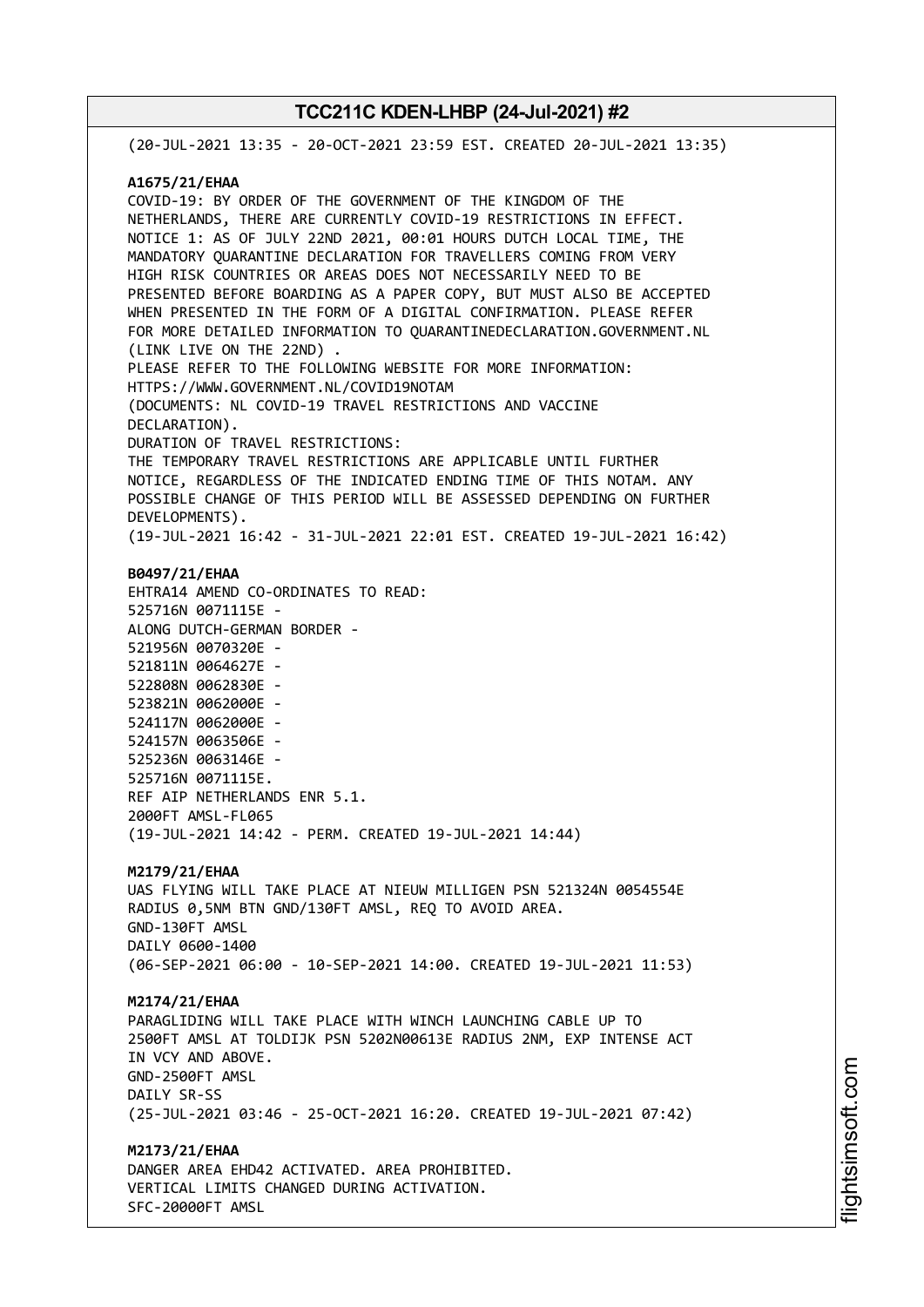(20-JUL-2021 13:35 - 20-OCT-2021 23:59 EST. CREATED 20-JUL-2021 13:35)

**A1675/21/EHAA**
COVID-19: BY ORDER OF THE GOVERNMENT OF THE KINGDOM OF THE NETHERLANDS, THERE ARE CURRENTLY COVID-19 RESTRICTIONS IN EFFECT.
NOTICE 1: AS OF JULY 22ND 2021, 00:01 HOURS DUTCH LOCAL TIME, THE MANDATORY QUARANTINE DECLARATION FOR TRAVELLERS COMING FROM VERY HIGH RISK COUNTRIES OR AREAS DOES NOT NECESSARILY NEED TO BE PRESENTED BEFORE BOARDING AS A PAPER COPY, BUT MUST ALSO BE ACCEPTED WHEN PRESENTED IN THE FORM OF A DIGITAL CONFIRMATION. PLEASE REFER FOR MORE DETAILED INFORMATION TO QUARANTINEDECLARATION.GOVERNMENT.NL (LINK LIVE ON THE 22ND) .
PLEASE REFER TO THE FOLLOWING WEBSITE FOR MORE INFORMATION:
HTTPS://WWW.GOVERNMENT.NL/COVID19NOTAM
(DOCUMENTS: NL COVID-19 TRAVEL RESTRICTIONS AND VACCINE DECLARATION).
DURATION OF TRAVEL RESTRICTIONS:
THE TEMPORARY TRAVEL RESTRICTIONS ARE APPLICABLE UNTIL FURTHER NOTICE, REGARDLESS OF THE INDICATED ENDING TIME OF THIS NOTAM. ANY POSSIBLE CHANGE OF THIS PERIOD WILL BE ASSESSED DEPENDING ON FURTHER DEVELOPMENTS).
(19-JUL-2021 16:42 - 31-JUL-2021 22:01 EST. CREATED 19-JUL-2021 16:42)

**B0497/21/EHAA**
EHTRA14 AMEND CO-ORDINATES TO READ:
525716N 0071115E -
ALONG DUTCH-GERMAN BORDER -
521956N 0070320E -
521811N 0064627E -
522808N 0062830E -
523821N 0062000E -
524117N 0062000E -
524157N 0063506E -
525236N 0063146E -
525716N 0071115E.
REF AIP NETHERLANDS ENR 5.1.
2000FT AMSL-FL065
(19-JUL-2021 14:42 - PERM. CREATED 19-JUL-2021 14:44)

**M2179/21/EHAA**
UAS FLYING WILL TAKE PLACE AT NIEUW MILLIGEN PSN 521324N 0054554E RADIUS 0,5NM BTN GND/130FT AMSL, REQ TO AVOID AREA.
GND-130FT AMSL
DAILY 0600-1400
(06-SEP-2021 06:00 - 10-SEP-2021 14:00. CREATED 19-JUL-2021 11:53)

**M2174/21/EHAA**
PARAGLIDING WILL TAKE PLACE WITH WINCH LAUNCHING CABLE UP TO 2500FT AMSL AT TOLDIJK PSN 5202N00613E RADIUS 2NM, EXP INTENSE ACT IN VCY AND ABOVE.
GND-2500FT AMSL
DAILY SR-SS
(25-JUL-2021 03:46 - 25-OCT-2021 16:20. CREATED 19-JUL-2021 07:42)

**M2173/21/EHAA**
DANGER AREA EHD42 ACTIVATED. AREA PROHIBITED.
VERTICAL LIMITS CHANGED DURING ACTIVATION.
SFC-20000FT AMSL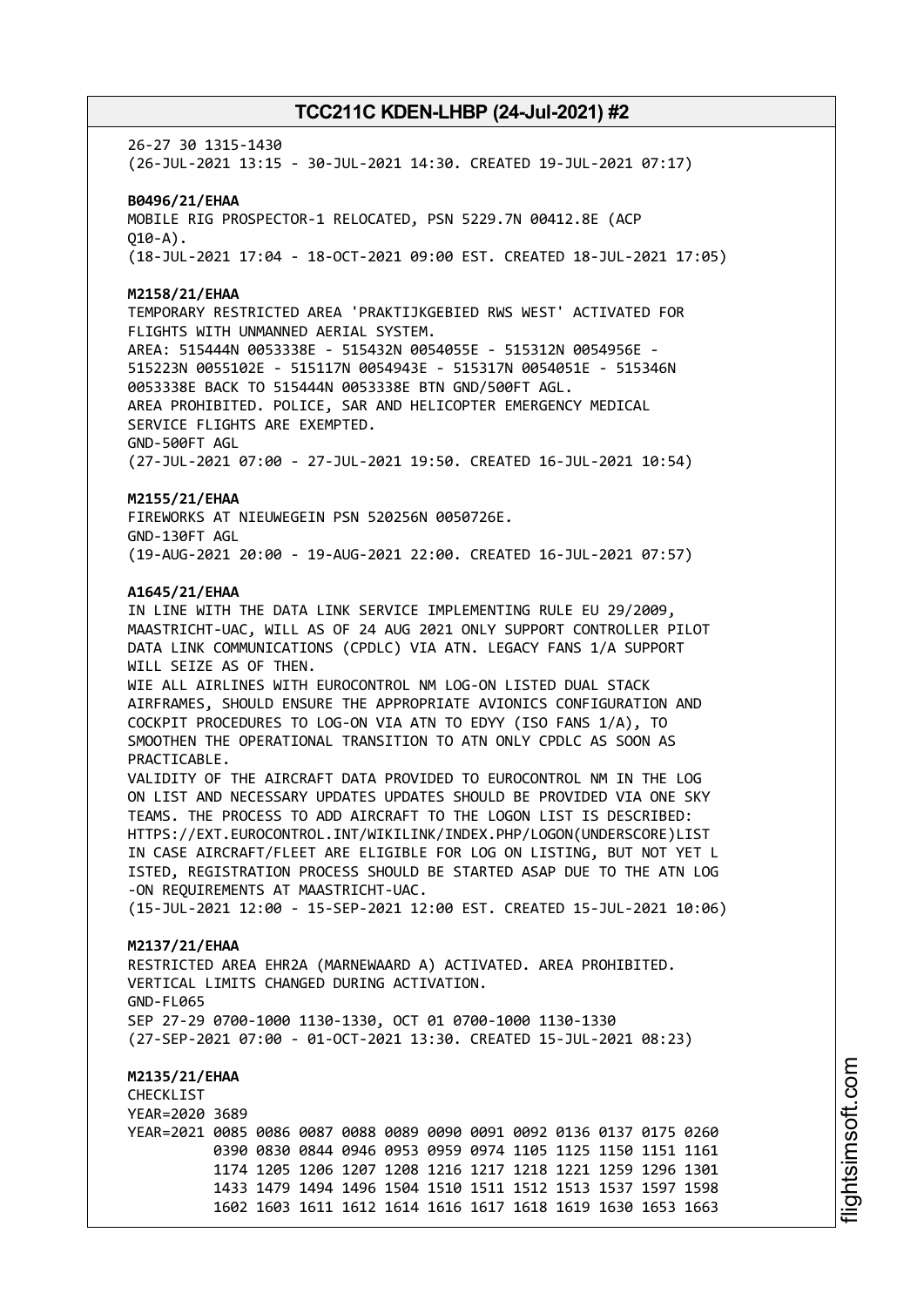26-27 30 1315-1430
(26-JUL-2021 13:15 - 30-JUL-2021 14:30. CREATED 19-JUL-2021 07:17)

**B0496/21/EHAA**
MOBILE RIG PROSPECTOR-1 RELOCATED, PSN 5229.7N 00412.8E (ACP Q10-A).
(18-JUL-2021 17:04 - 18-OCT-2021 09:00 EST. CREATED 18-JUL-2021 17:05)

**M2158/21/EHAA**
TEMPORARY RESTRICTED AREA 'PRAKTIJKGEBIED RWS WEST' ACTIVATED FOR FLIGHTS WITH UNMANNED AERIAL SYSTEM.
AREA: 515444N 0053338E - 515432N 0054055E - 515312N 0054956E - 515223N 0055102E - 515117N 0054943E - 515317N 0054051E - 515346N 0053338E BACK TO 515444N 0053338E BTN GND/500FT AGL.
AREA PROHIBITED. POLICE, SAR AND HELICOPTER EMERGENCY MEDICAL SERVICE FLIGHTS ARE EXEMPTED.
GND-500FT AGL
(27-JUL-2021 07:00 - 27-JUL-2021 19:50. CREATED 16-JUL-2021 10:54)

**M2155/21/EHAA**
FIREWORKS AT NIEUWEGEIN PSN 520256N 0050726E.
GND-130FT AGL
(19-AUG-2021 20:00 - 19-AUG-2021 22:00. CREATED 16-JUL-2021 07:57)

**A1645/21/EHAA**
IN LINE WITH THE DATA LINK SERVICE IMPLEMENTING RULE EU 29/2009, MAASTRICHT-UAC, WILL AS OF 24 AUG 2021 ONLY SUPPORT CONTROLLER PILOT DATA LINK COMMUNICATIONS (CPDLC) VIA ATN. LEGACY FANS 1/A SUPPORT WILL SEIZE AS OF THEN.
WIE ALL AIRLINES WITH EUROCONTROL NM LOG-ON LISTED DUAL STACK AIRFRAMES, SHOULD ENSURE THE APPROPRIATE AVIONICS CONFIGURATION AND COCKPIT PROCEDURES TO LOG-ON VIA ATN TO EDYY (ISO FANS 1/A), TO SMOOTHEN THE OPERATIONAL TRANSITION TO ATN ONLY CPDLC AS SOON AS PRACTICABLE.
VALIDITY OF THE AIRCRAFT DATA PROVIDED TO EUROCONTROL NM IN THE LOG ON LIST AND NECESSARY UPDATES UPDATES SHOULD BE PROVIDED VIA ONE SKY TEAMS. THE PROCESS TO ADD AIRCRAFT TO THE LOGON LIST IS DESCRIBED: HTTPS://EXT.EUROCONTROL.INT/WIKILINK/INDEX.PHP/LOGON(UNDERSCORE)LIST IN CASE AIRCRAFT/FLEET ARE ELIGIBLE FOR LOG ON LISTING, BUT NOT YET L ISTED, REGISTRATION PROCESS SHOULD BE STARTED ASAP DUE TO THE ATN LOG -ON REQUIREMENTS AT MAASTRICHT-UAC.
(15-JUL-2021 12:00 - 15-SEP-2021 12:00 EST. CREATED 15-JUL-2021 10:06)

**M2137/21/EHAA**
RESTRICTED AREA EHR2A (MARNEWAARD A) ACTIVATED. AREA PROHIBITED.
VERTICAL LIMITS CHANGED DURING ACTIVATION.
GND-FL065
SEP 27-29 0700-1000 1130-1330, OCT 01 0700-1000 1130-1330
(27-SEP-2021 07:00 - 01-OCT-2021 13:30. CREATED 15-JUL-2021 08:23)

**M2135/21/EHAA**
CHECKLIST
YEAR=2020 3689
YEAR=2021 0085 0086 0087 0088 0089 0090 0091 0092 0136 0137 0175 0260 0390 0830 0844 0946 0953 0959 0974 1105 1125 1150 1151 1161 1174 1205 1206 1207 1208 1216 1217 1218 1221 1259 1296 1301 1433 1479 1494 1496 1504 1510 1511 1512 1513 1537 1597 1598 1602 1603 1611 1612 1614 1616 1617 1618 1619 1630 1653 1663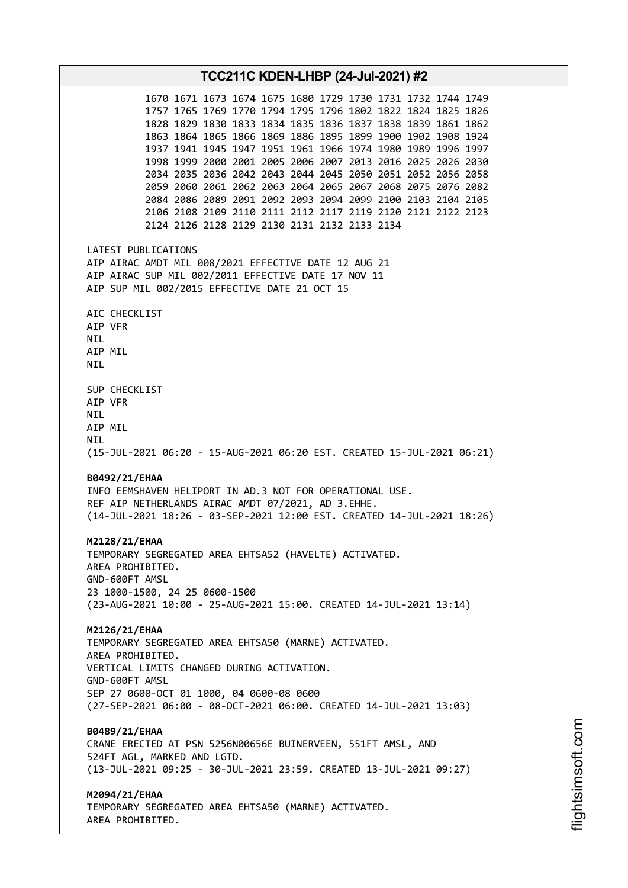1670 1671 1673 1674 1675 1680 1729 1730 1731 1732 1744 1749
1757 1765 1769 1770 1794 1795 1796 1802 1822 1824 1825 1826
1828 1829 1830 1833 1834 1835 1836 1837 1838 1839 1861 1862
1863 1864 1865 1866 1869 1886 1895 1899 1900 1902 1908 1924
1937 1941 1945 1947 1951 1961 1966 1974 1980 1989 1996 1997
1998 1999 2000 2001 2005 2006 2007 2013 2016 2025 2026 2030
2034 2035 2036 2042 2043 2044 2045 2050 2051 2052 2056 2058
2059 2060 2061 2062 2063 2064 2065 2067 2068 2075 2076 2082
2084 2086 2089 2091 2092 2093 2094 2099 2100 2103 2104 2105
2106 2108 2109 2110 2111 2112 2117 2119 2120 2121 2122 2123
2124 2126 2128 2129 2130 2131 2132 2133 2134

LATEST PUBLICATIONS
AIP AIRAC AMDT MIL 008/2021 EFFECTIVE DATE 12 AUG 21
AIP AIRAC SUP MIL 002/2011 EFFECTIVE DATE 17 NOV 11
AIP SUP MIL 002/2015 EFFECTIVE DATE 21 OCT 15

AIC CHECKLIST
AIP VFR
NIL
AIP MIL
NIL

SUP CHECKLIST
AIP VFR
NIL
AIP MIL
NIL
(15-JUL-2021 06:20 - 15-AUG-2021 06:20 EST. CREATED 15-JUL-2021 06:21)

**B0492/21/EHAA**
INFO EEMSHAVEN HELIPORT IN AD.3 NOT FOR OPERATIONAL USE.
REF AIP NETHERLANDS AIRAC AMDT 07/2021, AD 3.EHHE.
(14-JUL-2021 18:26 - 03-SEP-2021 12:00 EST. CREATED 14-JUL-2021 18:26)

**M2128/21/EHAA**
TEMPORARY SEGREGATED AREA EHTSA52 (HAVELTE) ACTIVATED.
AREA PROHIBITED.
GND-600FT AMSL
23 1000-1500, 24 25 0600-1500
(23-AUG-2021 10:00 - 25-AUG-2021 15:00. CREATED 14-JUL-2021 13:14)

**M2126/21/EHAA**
TEMPORARY SEGREGATED AREA EHTSA50 (MARNE) ACTIVATED.
AREA PROHIBITED.
VERTICAL LIMITS CHANGED DURING ACTIVATION.
GND-600FT AMSL
SEP 27 0600-OCT 01 1000, 04 0600-08 0600
(27-SEP-2021 06:00 - 08-OCT-2021 06:00. CREATED 14-JUL-2021 13:03)

**B0489/21/EHAA**
CRANE ERECTED AT PSN 5256N00656E BUINERVEEN, 551FT AMSL, AND
524FT AGL, MARKED AND LGTD.
(13-JUL-2021 09:25 - 30-JUL-2021 23:59. CREATED 13-JUL-2021 09:27)

**M2094/21/EHAA**
TEMPORARY SEGREGATED AREA EHTSA50 (MARNE) ACTIVATED.
AREA PROHIBITED.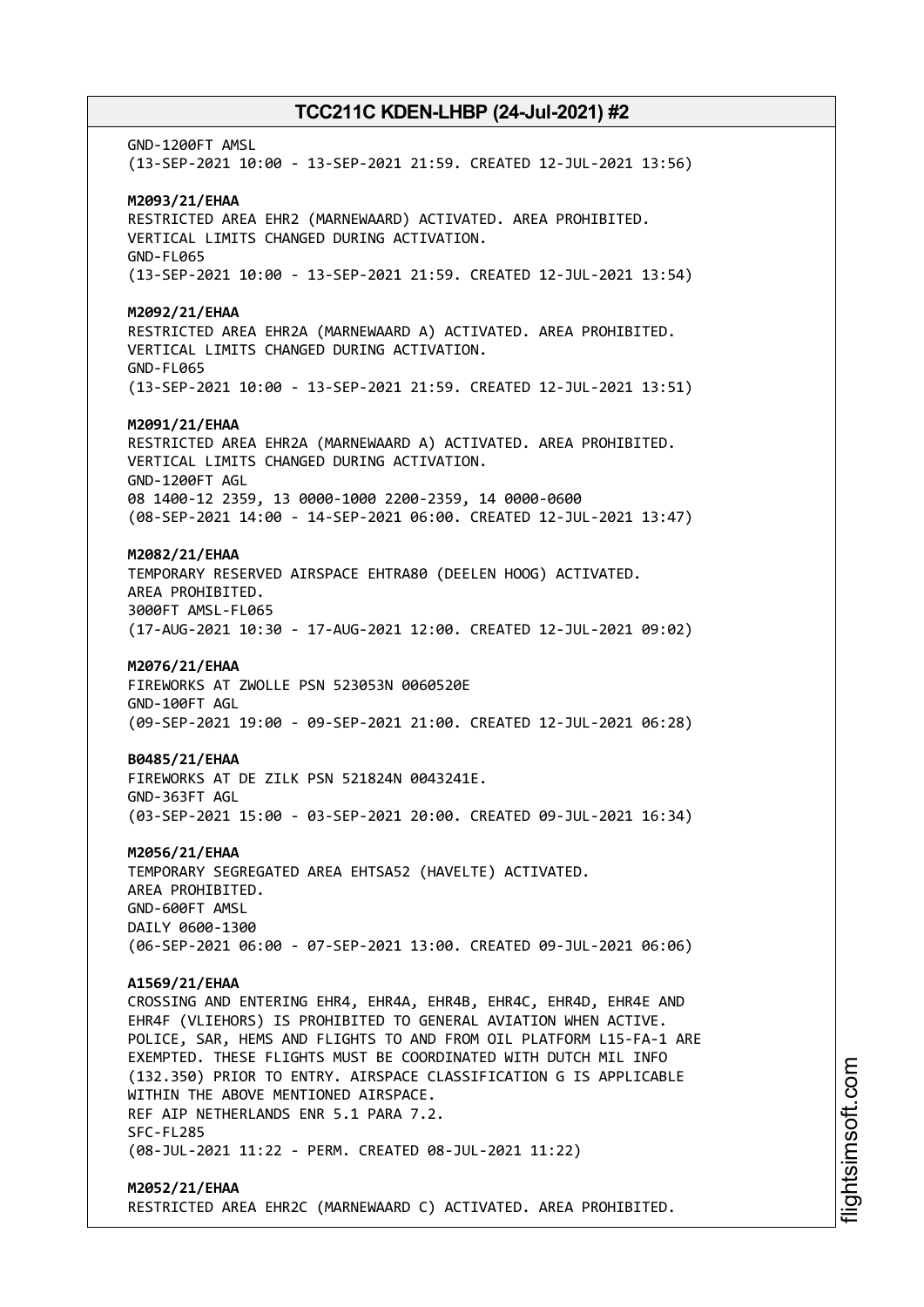GND-1200FT AMSL
(13-SEP-2021 10:00 - 13-SEP-2021 21:59. CREATED 12-JUL-2021 13:56)

**M2093/21/EHAA**
RESTRICTED AREA EHR2 (MARNEWAARD) ACTIVATED. AREA PROHIBITED.
VERTICAL LIMITS CHANGED DURING ACTIVATION.
GND-FL065
(13-SEP-2021 10:00 - 13-SEP-2021 21:59. CREATED 12-JUL-2021 13:54)

**M2092/21/EHAA**
RESTRICTED AREA EHR2A (MARNEWAARD A) ACTIVATED. AREA PROHIBITED.
VERTICAL LIMITS CHANGED DURING ACTIVATION.
GND-FL065
(13-SEP-2021 10:00 - 13-SEP-2021 21:59. CREATED 12-JUL-2021 13:51)

**M2091/21/EHAA**
RESTRICTED AREA EHR2A (MARNEWAARD A) ACTIVATED. AREA PROHIBITED.
VERTICAL LIMITS CHANGED DURING ACTIVATION.
GND-1200FT AGL
08 1400-12 2359, 13 0000-1000 2200-2359, 14 0000-0600
(08-SEP-2021 14:00 - 14-SEP-2021 06:00. CREATED 12-JUL-2021 13:47)

**M2082/21/EHAA**
TEMPORARY RESERVED AIRSPACE EHTRA80 (DEELEN HOOG) ACTIVATED.
AREA PROHIBITED.
3000FT AMSL-FL065
(17-AUG-2021 10:30 - 17-AUG-2021 12:00. CREATED 12-JUL-2021 09:02)

**M2076/21/EHAA**
FIREWORKS AT ZWOLLE PSN 523053N 0060520E
GND-100FT AGL
(09-SEP-2021 19:00 - 09-SEP-2021 21:00. CREATED 12-JUL-2021 06:28)

**B0485/21/EHAA**
FIREWORKS AT DE ZILK PSN 521824N 0043241E.
GND-363FT AGL
(03-SEP-2021 15:00 - 03-SEP-2021 20:00. CREATED 09-JUL-2021 16:34)

**M2056/21/EHAA**
TEMPORARY SEGREGATED AREA EHTSA52 (HAVELTE) ACTIVATED.
AREA PROHIBITED.
GND-600FT AMSL
DAILY 0600-1300
(06-SEP-2021 06:00 - 07-SEP-2021 13:00. CREATED 09-JUL-2021 06:06)

**A1569/21/EHAA**
CROSSING AND ENTERING EHR4, EHR4A, EHR4B, EHR4C, EHR4D, EHR4E AND
EHR4F (VLIEHORS) IS PROHIBITED TO GENERAL AVIATION WHEN ACTIVE.
POLICE, SAR, HEMS AND FLIGHTS TO AND FROM OIL PLATFORM L15-FA-1 ARE
EXEMPTED. THESE FLIGHTS MUST BE COORDINATED WITH DUTCH MIL INFO
(132.350) PRIOR TO ENTRY. AIRSPACE CLASSIFICATION G IS APPLICABLE
WITHIN THE ABOVE MENTIONED AIRSPACE.
REF AIP NETHERLANDS ENR 5.1 PARA 7.2.
SFC-FL285
(08-JUL-2021 11:22 - PERM. CREATED 08-JUL-2021 11:22)

**M2052/21/EHAA**
RESTRICTED AREA EHR2C (MARNEWAARD C) ACTIVATED. AREA PROHIBITED.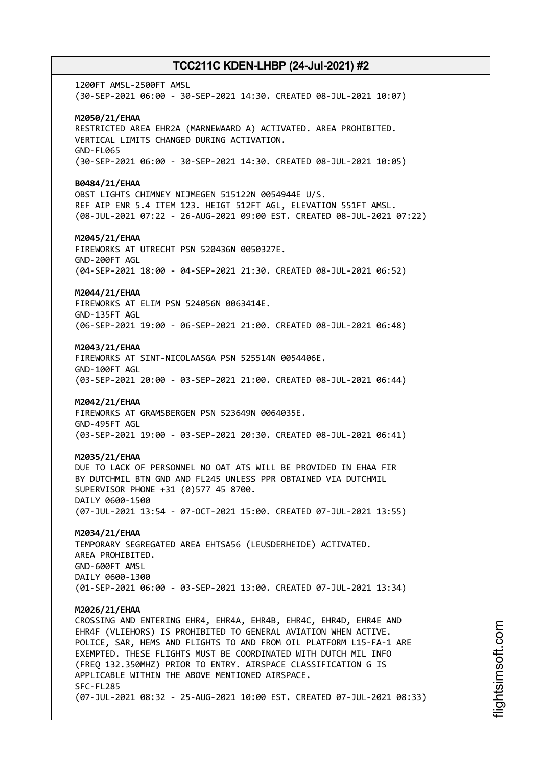1200FT AMSL-2500FT AMSL
(30-SEP-2021 06:00 - 30-SEP-2021 14:30. CREATED 08-JUL-2021 10:07)

**M2050/21/EHAA**
RESTRICTED AREA EHR2A (MARNEWAARD A) ACTIVATED. AREA PROHIBITED.
VERTICAL LIMITS CHANGED DURING ACTIVATION.
GND-FL065
(30-SEP-2021 06:00 - 30-SEP-2021 14:30. CREATED 08-JUL-2021 10:05)

**B0484/21/EHAA**
OBST LIGHTS CHIMNEY NIJMEGEN 515122N 0054944E U/S.
REF AIP ENR 5.4 ITEM 123. HEIGT 512FT AGL, ELEVATION 551FT AMSL.
(08-JUL-2021 07:22 - 26-AUG-2021 09:00 EST. CREATED 08-JUL-2021 07:22)

**M2045/21/EHAA**
FIREWORKS AT UTRECHT PSN 520436N 0050327E.
GND-200FT AGL
(04-SEP-2021 18:00 - 04-SEP-2021 21:30. CREATED 08-JUL-2021 06:52)

**M2044/21/EHAA**
FIREWORKS AT ELIM PSN 524056N 0063414E.
GND-135FT AGL
(06-SEP-2021 19:00 - 06-SEP-2021 21:00. CREATED 08-JUL-2021 06:48)

**M2043/21/EHAA**
FIREWORKS AT SINT-NICOLAASGA PSN 525514N 0054406E.
GND-100FT AGL
(03-SEP-2021 20:00 - 03-SEP-2021 21:00. CREATED 08-JUL-2021 06:44)

**M2042/21/EHAA**
FIREWORKS AT GRAMSBERGEN PSN 523649N 0064035E.
GND-495FT AGL
(03-SEP-2021 19:00 - 03-SEP-2021 20:30. CREATED 08-JUL-2021 06:41)

**M2035/21/EHAA**
DUE TO LACK OF PERSONNEL NO OAT ATS WILL BE PROVIDED IN EHAA FIR
BY DUTCHMIL BTN GND AND FL245 UNLESS PPR OBTAINED VIA DUTCHMIL
SUPERVISOR PHONE +31 (0)577 45 8700.
DAILY 0600-1500
(07-JUL-2021 13:54 - 07-OCT-2021 15:00. CREATED 07-JUL-2021 13:55)

**M2034/21/EHAA**
TEMPORARY SEGREGATED AREA EHTSA56 (LEUSDERHEIDE) ACTIVATED.
AREA PROHIBITED.
GND-600FT AMSL
DAILY 0600-1300
(01-SEP-2021 06:00 - 03-SEP-2021 13:00. CREATED 07-JUL-2021 13:34)

**M2026/21/EHAA**
CROSSING AND ENTERING EHR4, EHR4A, EHR4B, EHR4C, EHR4D, EHR4E AND
EHR4F (VLIEHORS) IS PROHIBITED TO GENERAL AVIATION WHEN ACTIVE.
POLICE, SAR, HEMS AND FLIGHTS TO AND FROM OIL PLATFORM L15-FA-1 ARE
EXEMPTED. THESE FLIGHTS MUST BE COORDINATED WITH DUTCH MIL INFO
(FREQ 132.350MHZ) PRIOR TO ENTRY. AIRSPACE CLASSIFICATION G IS
APPLICABLE WITHIN THE ABOVE MENTIONED AIRSPACE.
SFC-FL285
(07-JUL-2021 08:32 - 25-AUG-2021 10:00 EST. CREATED 07-JUL-2021 08:33)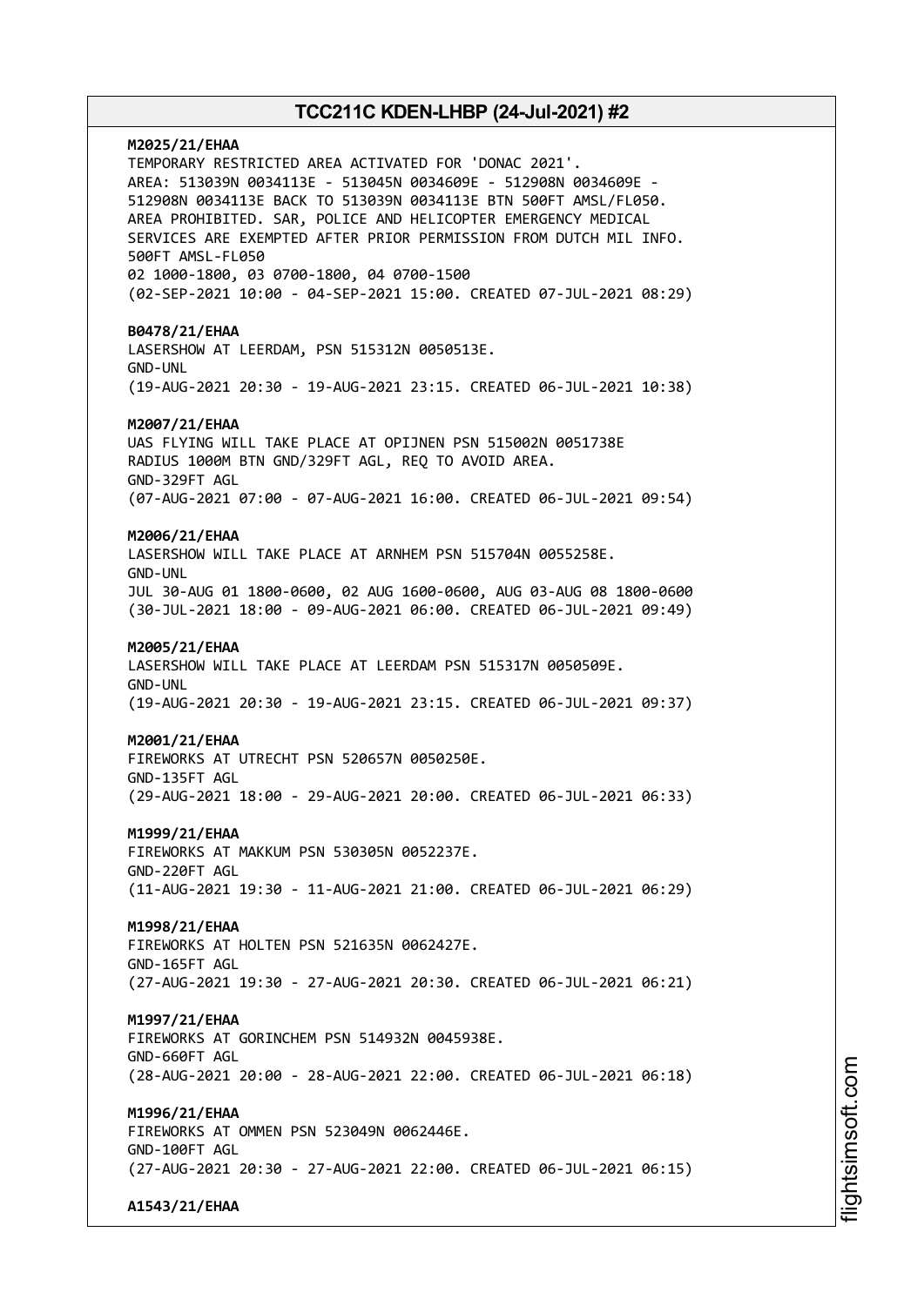**M2025/21/EHAA**
TEMPORARY RESTRICTED AREA ACTIVATED FOR 'DONAC 2021'.
AREA: 513039N 0034113E - 513045N 0034609E - 512908N 0034609E -
512908N 0034113E BACK TO 513039N 0034113E BTN 500FT AMSL/FL050.
AREA PROHIBITED. SAR, POLICE AND HELICOPTER EMERGENCY MEDICAL
SERVICES ARE EXEMPTED AFTER PRIOR PERMISSION FROM DUTCH MIL INFO.
500FT AMSL-FL050
02 1000-1800, 03 0700-1800, 04 0700-1500
(02-SEP-2021 10:00 - 04-SEP-2021 15:00. CREATED 07-JUL-2021 08:29)

**B0478/21/EHAA**
LASERSHOW AT LEERDAM, PSN 515312N 0050513E.
GND-UNL
(19-AUG-2021 20:30 - 19-AUG-2021 23:15. CREATED 06-JUL-2021 10:38)

**M2007/21/EHAA**
UAS FLYING WILL TAKE PLACE AT OPIJNEN PSN 515002N 0051738E
RADIUS 1000M BTN GND/329FT AGL, REQ TO AVOID AREA.
GND-329FT AGL
(07-AUG-2021 07:00 - 07-AUG-2021 16:00. CREATED 06-JUL-2021 09:54)

**M2006/21/EHAA**
LASERSHOW WILL TAKE PLACE AT ARNHEM PSN 515704N 0055258E.
GND-UNL
JUL 30-AUG 01 1800-0600, 02 AUG 1600-0600, AUG 03-AUG 08 1800-0600
(30-JUL-2021 18:00 - 09-AUG-2021 06:00. CREATED 06-JUL-2021 09:49)

**M2005/21/EHAA**
LASERSHOW WILL TAKE PLACE AT LEERDAM PSN 515317N 0050509E.
GND-UNL
(19-AUG-2021 20:30 - 19-AUG-2021 23:15. CREATED 06-JUL-2021 09:37)

**M2001/21/EHAA**
FIREWORKS AT UTRECHT PSN 520657N 0050250E.
GND-135FT AGL
(29-AUG-2021 18:00 - 29-AUG-2021 20:00. CREATED 06-JUL-2021 06:33)

**M1999/21/EHAA**
FIREWORKS AT MAKKUM PSN 530305N 0052237E.
GND-220FT AGL
(11-AUG-2021 19:30 - 11-AUG-2021 21:00. CREATED 06-JUL-2021 06:29)

**M1998/21/EHAA**
FIREWORKS AT HOLTEN PSN 521635N 0062427E.
GND-165FT AGL
(27-AUG-2021 19:30 - 27-AUG-2021 20:30. CREATED 06-JUL-2021 06:21)

**M1997/21/EHAA**
FIREWORKS AT GORINCHEM PSN 514932N 0045938E.
GND-660FT AGL
(28-AUG-2021 20:00 - 28-AUG-2021 22:00. CREATED 06-JUL-2021 06:18)

**M1996/21/EHAA**
FIREWORKS AT OMMEN PSN 523049N 0062446E.
GND-100FT AGL
(27-AUG-2021 20:30 - 27-AUG-2021 22:00. CREATED 06-JUL-2021 06:15)

**A1543/21/EHAA**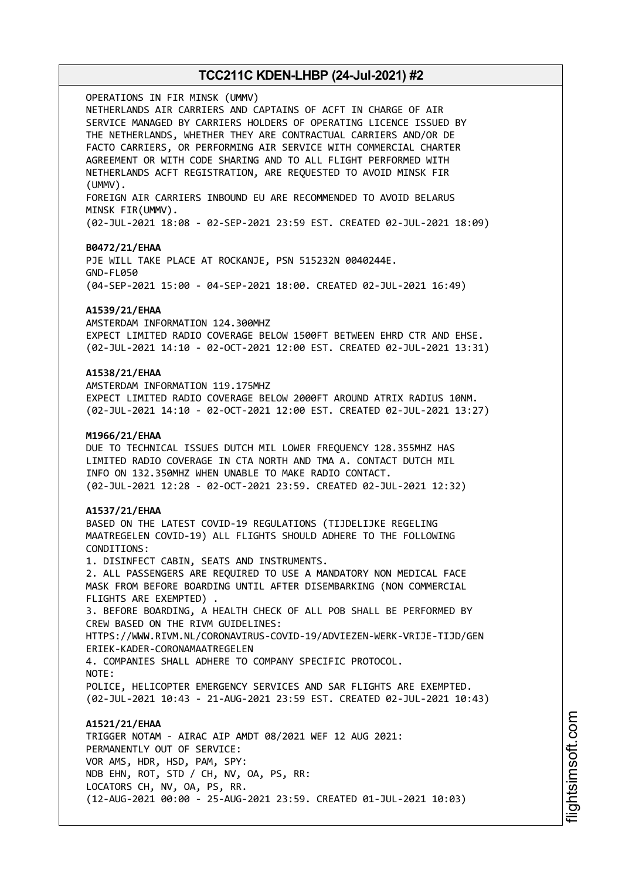OPERATIONS IN FIR MINSK (UMMV)
NETHERLANDS AIR CARRIERS AND CAPTAINS OF ACFT IN CHARGE OF AIR SERVICE MANAGED BY CARRIERS HOLDERS OF OPERATING LICENCE ISSUED BY THE NETHERLANDS, WHETHER THEY ARE CONTRACTUAL CARRIERS AND/OR DE FACTO CARRIERS, OR PERFORMING AIR SERVICE WITH COMMERCIAL CHARTER AGREEMENT OR WITH CODE SHARING AND TO ALL FLIGHT PERFORMED WITH NETHERLANDS ACFT REGISTRATION, ARE REQUESTED TO AVOID MINSK FIR (UMMV).
FOREIGN AIR CARRIERS INBOUND EU ARE RECOMMENDED TO AVOID BELARUS MINSK FIR(UMMV).
(02-JUL-2021 18:08 - 02-SEP-2021 23:59 EST. CREATED 02-JUL-2021 18:09)

**B0472/21/EHAA**
PJE WILL TAKE PLACE AT ROCKANJE, PSN 515232N 0040244E.
GND-FL050
(04-SEP-2021 15:00 - 04-SEP-2021 18:00. CREATED 02-JUL-2021 16:49)

**A1539/21/EHAA**
AMSTERDAM INFORMATION 124.300MHZ
EXPECT LIMITED RADIO COVERAGE BELOW 1500FT BETWEEN EHRD CTR AND EHSE.
(02-JUL-2021 14:10 - 02-OCT-2021 12:00 EST. CREATED 02-JUL-2021 13:31)

**A1538/21/EHAA**
AMSTERDAM INFORMATION 119.175MHZ
EXPECT LIMITED RADIO COVERAGE BELOW 2000FT AROUND ATRIX RADIUS 10NM.
(02-JUL-2021 14:10 - 02-OCT-2021 12:00 EST. CREATED 02-JUL-2021 13:27)

**M1966/21/EHAA**
DUE TO TECHNICAL ISSUES DUTCH MIL LOWER FREQUENCY 128.355MHZ HAS LIMITED RADIO COVERAGE IN CTA NORTH AND TMA A. CONTACT DUTCH MIL INFO ON 132.350MHZ WHEN UNABLE TO MAKE RADIO CONTACT.
(02-JUL-2021 12:28 - 02-OCT-2021 23:59. CREATED 02-JUL-2021 12:32)

**A1537/21/EHAA**
BASED ON THE LATEST COVID-19 REGULATIONS (TIJDELIJKE REGELING MAATREGELEN COVID-19) ALL FLIGHTS SHOULD ADHERE TO THE FOLLOWING CONDITIONS:
1. DISINFECT CABIN, SEATS AND INSTRUMENTS.
2. ALL PASSENGERS ARE REQUIRED TO USE A MANDATORY NON MEDICAL FACE MASK FROM BEFORE BOARDING UNTIL AFTER DISEMBARKING (NON COMMERCIAL FLIGHTS ARE EXEMPTED) .
3. BEFORE BOARDING, A HEALTH CHECK OF ALL POB SHALL BE PERFORMED BY CREW BASED ON THE RIVM GUIDELINES:
HTTPS://WWW.RIVM.NL/CORONAVIRUS-COVID-19/ADVIEZEN-WERK-VRIJE-TIJD/GENERIEK-KADER-CORONAMAATREGELEN
4. COMPANIES SHALL ADHERE TO COMPANY SPECIFIC PROTOCOL.
NOTE:
POLICE, HELICOPTER EMERGENCY SERVICES AND SAR FLIGHTS ARE EXEMPTED.
(02-JUL-2021 10:43 - 21-AUG-2021 23:59 EST. CREATED 02-JUL-2021 10:43)

**A1521/21/EHAA**
TRIGGER NOTAM - AIRAC AIP AMDT 08/2021 WEF 12 AUG 2021:
PERMANENTLY OUT OF SERVICE:
VOR AMS, HDR, HSD, PAM, SPY:
NDB EHN, ROT, STD / CH, NV, OA, PS, RR:
LOCATORS CH, NV, OA, PS, RR.
(12-AUG-2021 00:00 - 25-AUG-2021 23:59. CREATED 01-JUL-2021 10:03)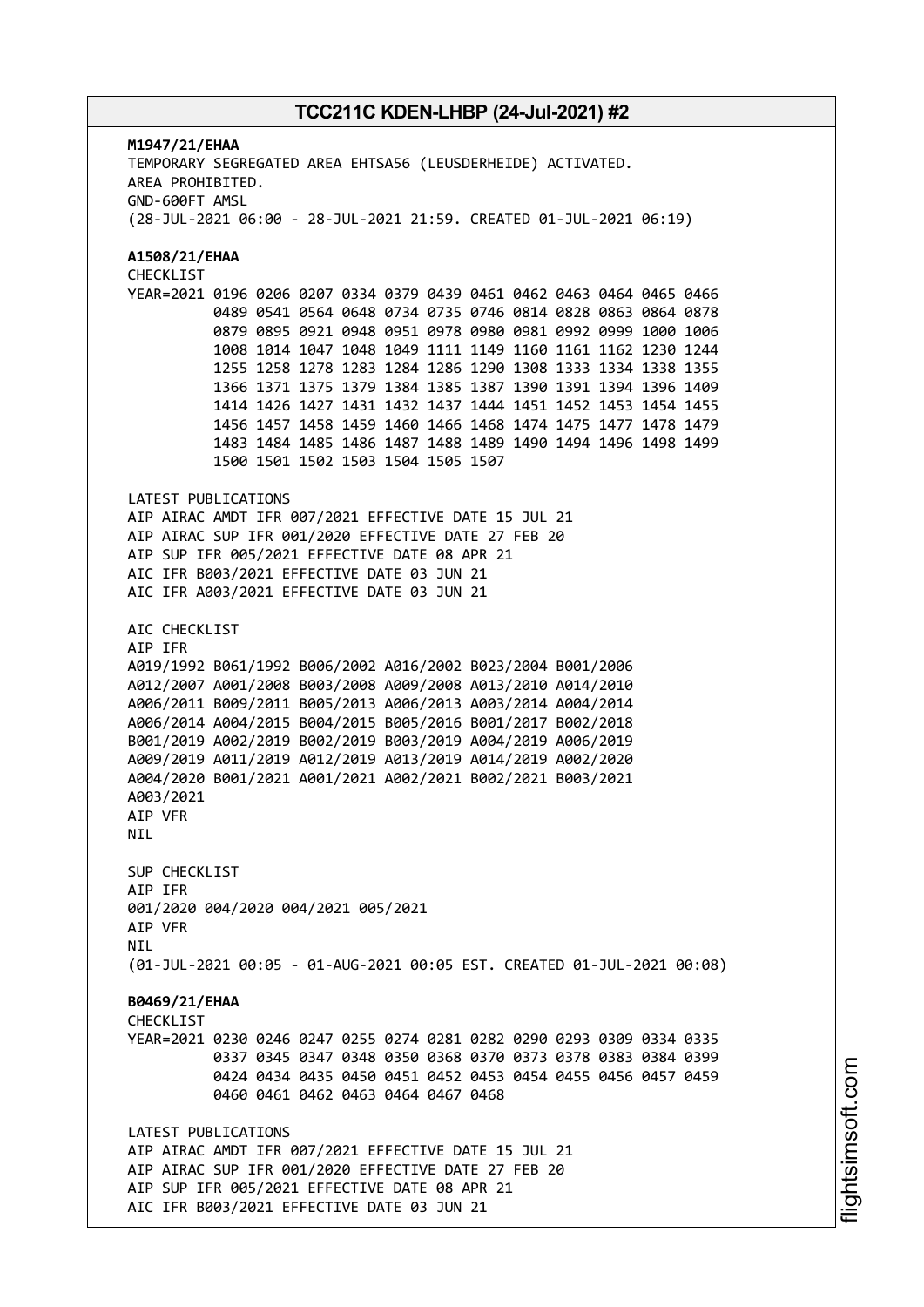**M1947/21/EHAA**
TEMPORARY SEGREGATED AREA EHTSA56 (LEUSDERHEIDE) ACTIVATED.
AREA PROHIBITED.
GND-600FT AMSL
(28-JUL-2021 06:00 - 28-JUL-2021 21:59. CREATED 01-JUL-2021 06:19)

**A1508/21/EHAA**
CHECKLIST
```
YEAR=2021 0196 0206 0207 0334 0379 0439 0461 0462 0463 0464 0465 0466
          0489 0541 0564 0648 0734 0735 0746 0814 0828 0863 0864 0878
          0879 0895 0921 0948 0951 0978 0980 0981 0992 0999 1000 1006
          1008 1014 1047 1048 1049 1111 1149 1160 1161 1162 1230 1244
          1255 1258 1278 1283 1284 1286 1290 1308 1333 1334 1338 1355
          1366 1371 1375 1379 1384 1385 1387 1390 1391 1394 1396 1409
          1414 1426 1427 1431 1432 1437 1444 1451 1452 1453 1454 1455
          1456 1457 1458 1459 1460 1466 1468 1474 1475 1477 1478 1479
          1483 1484 1485 1486 1487 1488 1489 1490 1494 1496 1498 1499
          1500 1501 1502 1503 1504 1505 1507
```

LATEST PUBLICATIONS
AIP AIRAC AMDT IFR 007/2021 EFFECTIVE DATE 15 JUL 21
AIP AIRAC SUP IFR 001/2020 EFFECTIVE DATE 27 FEB 20
AIP SUP IFR 005/2021 EFFECTIVE DATE 08 APR 21
AIC IFR B003/2021 EFFECTIVE DATE 03 JUN 21
AIC IFR A003/2021 EFFECTIVE DATE 03 JUN 21

AIC CHECKLIST
AIP IFR
A019/1992 B061/1992 B006/2002 A016/2002 B023/2004 B001/2006
A012/2007 A001/2008 B003/2008 A009/2008 A013/2010 A014/2010
A006/2011 B009/2011 B005/2013 A006/2013 A003/2014 A004/2014
A006/2014 A004/2015 B004/2015 B005/2016 B001/2017 B002/2018
B001/2019 A002/2019 B002/2019 B003/2019 A004/2019 A006/2019
A009/2019 A011/2019 A012/2019 A013/2019 A014/2019 A002/2020
A004/2020 B001/2021 A001/2021 A002/2021 B002/2021 B003/2021
A003/2021
AIP VFR
NIL

SUP CHECKLIST
AIP IFR
001/2020 004/2020 004/2021 005/2021
AIP VFR
NIL
(01-JUL-2021 00:05 - 01-AUG-2021 00:05 EST. CREATED 01-JUL-2021 00:08)

**B0469/21/EHAA**
CHECKLIST
```
YEAR=2021 0230 0246 0247 0255 0274 0281 0282 0290 0293 0309 0334 0335
          0337 0345 0347 0348 0350 0368 0370 0373 0378 0383 0384 0399
          0424 0434 0435 0450 0451 0452 0453 0454 0455 0456 0457 0459
          0460 0461 0462 0463 0464 0467 0468
```

LATEST PUBLICATIONS
AIP AIRAC AMDT IFR 007/2021 EFFECTIVE DATE 15 JUL 21
AIP AIRAC SUP IFR 001/2020 EFFECTIVE DATE 27 FEB 20
AIP SUP IFR 005/2021 EFFECTIVE DATE 08 APR 21
AIC IFR B003/2021 EFFECTIVE DATE 03 JUN 21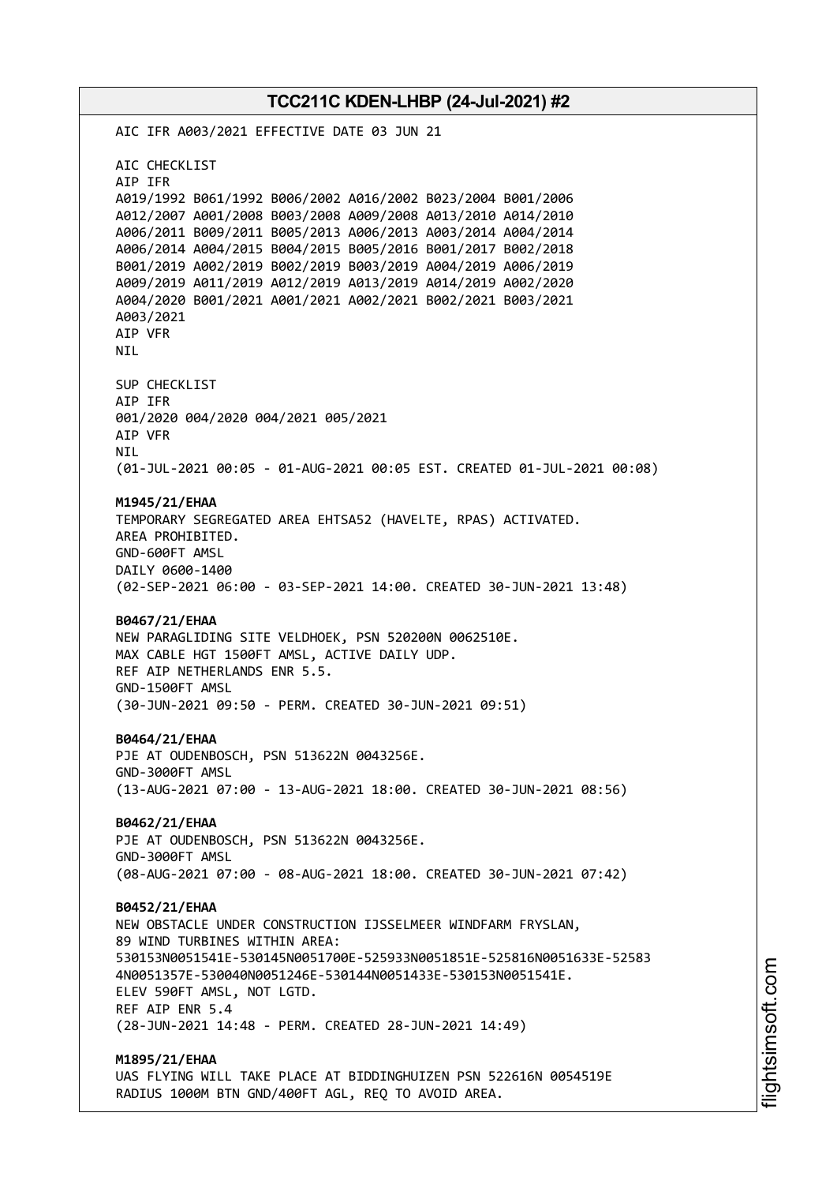AIC IFR A003/2021 EFFECTIVE DATE 03 JUN 21

AIC CHECKLIST
AIP IFR
A019/1992 B061/1992 B006/2002 A016/2002 B023/2004 B001/2006
A012/2007 A001/2008 B003/2008 A009/2008 A013/2010 A014/2010
A006/2011 B009/2011 B005/2013 A006/2013 A003/2014 A004/2014
A006/2014 A004/2015 B004/2015 B005/2016 B001/2017 B002/2018
B001/2019 A002/2019 B002/2019 B003/2019 A004/2019 A006/2019
A009/2019 A011/2019 A012/2019 A013/2019 A014/2019 A002/2020
A004/2020 B001/2021 A001/2021 A002/2021 B002/2021 B003/2021
A003/2021
AIP VFR
NIL

SUP CHECKLIST
AIP IFR
001/2020 004/2020 004/2021 005/2021
AIP VFR
NIL
(01-JUL-2021 00:05 - 01-AUG-2021 00:05 EST. CREATED 01-JUL-2021 00:08)

**M1945/21/EHAA**
TEMPORARY SEGREGATED AREA EHTSA52 (HAVELTE, RPAS) ACTIVATED.
AREA PROHIBITED.
GND-600FT AMSL
DAILY 0600-1400
(02-SEP-2021 06:00 - 03-SEP-2021 14:00. CREATED 30-JUN-2021 13:48)

**B0467/21/EHAA**
NEW PARAGLIDING SITE VELDHOEK, PSN 520200N 0062510E.
MAX CABLE HGT 1500FT AMSL, ACTIVE DAILY UDP.
REF AIP NETHERLANDS ENR 5.5.
GND-1500FT AMSL
(30-JUN-2021 09:50 - PERM. CREATED 30-JUN-2021 09:51)

**B0464/21/EHAA**
PJE AT OUDENBOSCH, PSN 513622N 0043256E.
GND-3000FT AMSL
(13-AUG-2021 07:00 - 13-AUG-2021 18:00. CREATED 30-JUN-2021 08:56)

**B0462/21/EHAA**
PJE AT OUDENBOSCH, PSN 513622N 0043256E.
GND-3000FT AMSL
(08-AUG-2021 07:00 - 08-AUG-2021 18:00. CREATED 30-JUN-2021 07:42)

**B0452/21/EHAA**
NEW OBSTACLE UNDER CONSTRUCTION IJSSELMEER WINDFARM FRYSLAN,
89 WIND TURBINES WITHIN AREA:
530153N0051541E-530145N0051700E-525933N0051851E-525816N0051633E-52583
4N0051357E-530040N0051246E-530144N0051433E-530153N0051541E.
ELEV 590FT AMSL, NOT LGTD.
REF AIP ENR 5.4
(28-JUN-2021 14:48 - PERM. CREATED 28-JUN-2021 14:49)

**M1895/21/EHAA**
UAS FLYING WILL TAKE PLACE AT BIDDINGHUIZEN PSN 522616N 0054519E
RADIUS 1000M BTN GND/400FT AGL, REQ TO AVOID AREA.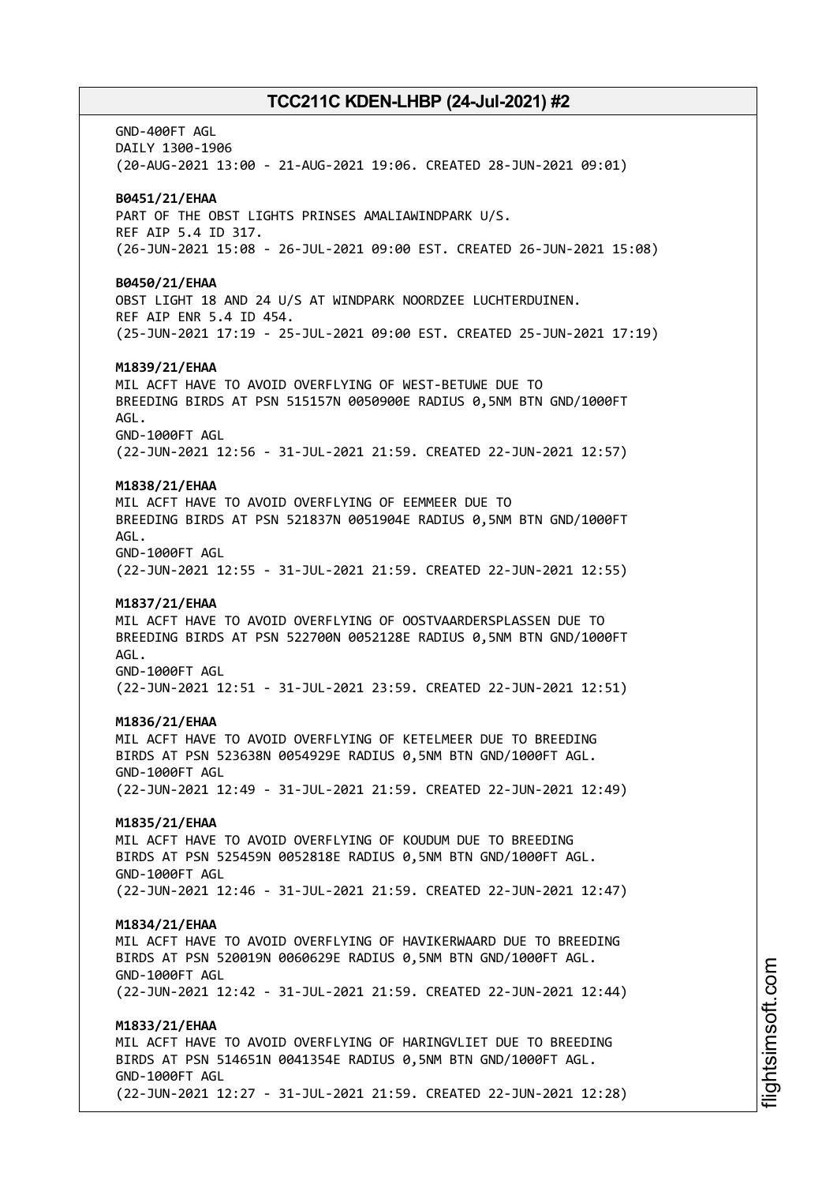GND-400FT AGL
DAILY 1300-1906
(20-AUG-2021 13:00 - 21-AUG-2021 19:06. CREATED 28-JUN-2021 09:01)

**B0451/21/EHAA**
PART OF THE OBST LIGHTS PRINSES AMALIAWINDPARK U/S.
REF AIP 5.4 ID 317.
(26-JUN-2021 15:08 - 26-JUL-2021 09:00 EST. CREATED 26-JUN-2021 15:08)

**B0450/21/EHAA**
OBST LIGHT 18 AND 24 U/S AT WINDPARK NOORDZEE LUCHTERDUINEN.
REF AIP ENR 5.4 ID 454.
(25-JUN-2021 17:19 - 25-JUL-2021 09:00 EST. CREATED 25-JUN-2021 17:19)

**M1839/21/EHAA**
MIL ACFT HAVE TO AVOID OVERFLYING OF WEST-BETUWE DUE TO
BREEDING BIRDS AT PSN 515157N 0050900E RADIUS 0,5NM BTN GND/1000FT
AGL.
GND-1000FT AGL
(22-JUN-2021 12:56 - 31-JUL-2021 21:59. CREATED 22-JUN-2021 12:57)

**M1838/21/EHAA**
MIL ACFT HAVE TO AVOID OVERFLYING OF EEMMEER DUE TO
BREEDING BIRDS AT PSN 521837N 0051904E RADIUS 0,5NM BTN GND/1000FT
AGL.
GND-1000FT AGL
(22-JUN-2021 12:55 - 31-JUL-2021 21:59. CREATED 22-JUN-2021 12:55)

**M1837/21/EHAA**
MIL ACFT HAVE TO AVOID OVERFLYING OF OOSTVAARDERSPLASSEN DUE TO
BREEDING BIRDS AT PSN 522700N 0052128E RADIUS 0,5NM BTN GND/1000FT
AGL.
GND-1000FT AGL
(22-JUN-2021 12:51 - 31-JUL-2021 23:59. CREATED 22-JUN-2021 12:51)

**M1836/21/EHAA**
MIL ACFT HAVE TO AVOID OVERFLYING OF KETELMEER DUE TO BREEDING
BIRDS AT PSN 523638N 0054929E RADIUS 0,5NM BTN GND/1000FT AGL.
GND-1000FT AGL
(22-JUN-2021 12:49 - 31-JUL-2021 21:59. CREATED 22-JUN-2021 12:49)

**M1835/21/EHAA**
MIL ACFT HAVE TO AVOID OVERFLYING OF KOUDUM DUE TO BREEDING
BIRDS AT PSN 525459N 0052818E RADIUS 0,5NM BTN GND/1000FT AGL.
GND-1000FT AGL
(22-JUN-2021 12:46 - 31-JUL-2021 21:59. CREATED 22-JUN-2021 12:47)

**M1834/21/EHAA**
MIL ACFT HAVE TO AVOID OVERFLYING OF HAVIKERWAARD DUE TO BREEDING
BIRDS AT PSN 520019N 0060629E RADIUS 0,5NM BTN GND/1000FT AGL.
GND-1000FT AGL
(22-JUN-2021 12:42 - 31-JUL-2021 21:59. CREATED 22-JUN-2021 12:44)

**M1833/21/EHAA**
MIL ACFT HAVE TO AVOID OVERFLYING OF HARINGVLIET DUE TO BREEDING
BIRDS AT PSN 514651N 0041354E RADIUS 0,5NM BTN GND/1000FT AGL.
GND-1000FT AGL
(22-JUN-2021 12:27 - 31-JUL-2021 21:59. CREATED 22-JUN-2021 12:28)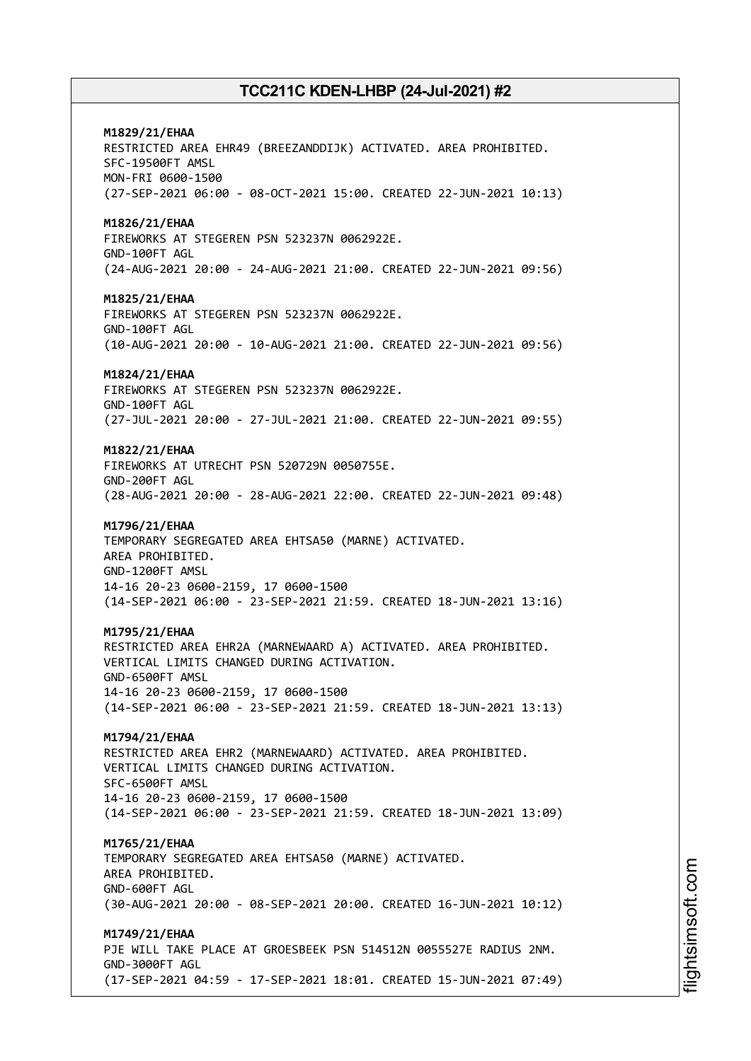**M1829/21/EHAA**
RESTRICTED AREA EHR49 (BREEZANDDIJK) ACTIVATED. AREA PROHIBITED.
SFC-19500FT AMSL
MON-FRI 0600-1500
(27-SEP-2021 06:00 - 08-OCT-2021 15:00. CREATED 22-JUN-2021 10:13)

**M1826/21/EHAA**
FIREWORKS AT STEGEREN PSN 523237N 0062922E.
GND-100FT AGL
(24-AUG-2021 20:00 - 24-AUG-2021 21:00. CREATED 22-JUN-2021 09:56)

**M1825/21/EHAA**
FIREWORKS AT STEGEREN PSN 523237N 0062922E.
GND-100FT AGL
(10-AUG-2021 20:00 - 10-AUG-2021 21:00. CREATED 22-JUN-2021 09:56)

**M1824/21/EHAA**
FIREWORKS AT STEGEREN PSN 523237N 0062922E.
GND-100FT AGL
(27-JUL-2021 20:00 - 27-JUL-2021 21:00. CREATED 22-JUN-2021 09:55)

**M1822/21/EHAA**
FIREWORKS AT UTRECHT PSN 520729N 0050755E.
GND-200FT AGL
(28-AUG-2021 20:00 - 28-AUG-2021 22:00. CREATED 22-JUN-2021 09:48)

**M1796/21/EHAA**
TEMPORARY SEGREGATED AREA EHTSA50 (MARNE) ACTIVATED.
AREA PROHIBITED.
GND-1200FT AMSL
14-16 20-23 0600-2159, 17 0600-1500
(14-SEP-2021 06:00 - 23-SEP-2021 21:59. CREATED 18-JUN-2021 13:16)

**M1795/21/EHAA**
RESTRICTED AREA EHR2A (MARNEWAARD A) ACTIVATED. AREA PROHIBITED.
VERTICAL LIMITS CHANGED DURING ACTIVATION.
GND-6500FT AMSL
14-16 20-23 0600-2159, 17 0600-1500
(14-SEP-2021 06:00 - 23-SEP-2021 21:59. CREATED 18-JUN-2021 13:13)

**M1794/21/EHAA**
RESTRICTED AREA EHR2 (MARNEWAARD) ACTIVATED. AREA PROHIBITED.
VERTICAL LIMITS CHANGED DURING ACTIVATION.
SFC-6500FT AMSL
14-16 20-23 0600-2159, 17 0600-1500
(14-SEP-2021 06:00 - 23-SEP-2021 21:59. CREATED 18-JUN-2021 13:09)

**M1765/21/EHAA**
TEMPORARY SEGREGATED AREA EHTSA50 (MARNE) ACTIVATED.
AREA PROHIBITED.
GND-600FT AGL
(30-AUG-2021 20:00 - 08-SEP-2021 20:00. CREATED 16-JUN-2021 10:12)

**M1749/21/EHAA**
PJE WILL TAKE PLACE AT GROESBEEK PSN 514512N 0055527E RADIUS 2NM.
GND-3000FT AGL
(17-SEP-2021 04:59 - 17-SEP-2021 18:01. CREATED 15-JUN-2021 07:49)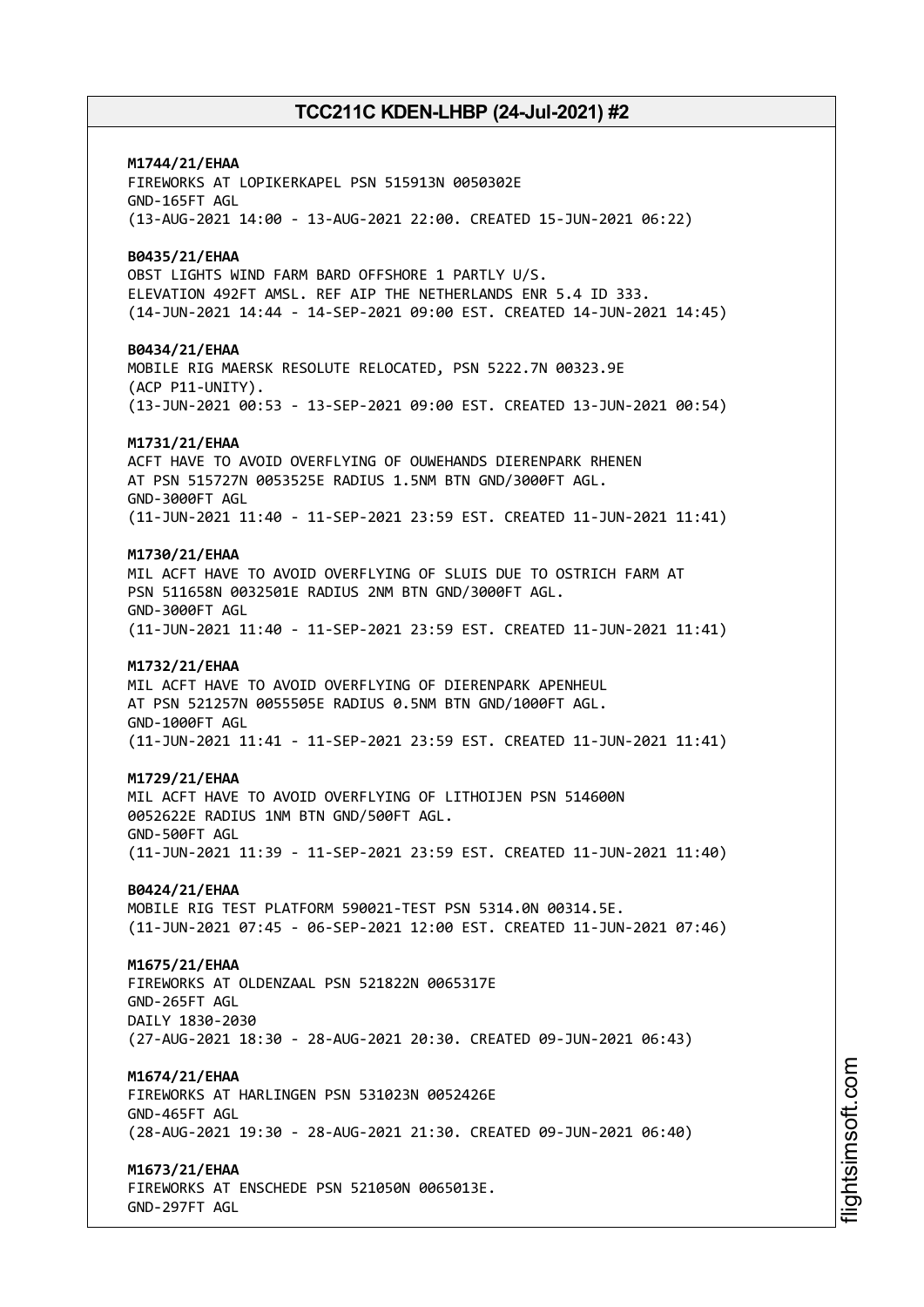**M1744/21/EHAA**
FIREWORKS AT LOPIKERKAPEL PSN 515913N 0050302E
GND-165FT AGL
(13-AUG-2021 14:00 - 13-AUG-2021 22:00. CREATED 15-JUN-2021 06:22)

**B0435/21/EHAA**
OBST LIGHTS WIND FARM BARD OFFSHORE 1 PARTLY U/S.
ELEVATION 492FT AMSL. REF AIP THE NETHERLANDS ENR 5.4 ID 333.
(14-JUN-2021 14:44 - 14-SEP-2021 09:00 EST. CREATED 14-JUN-2021 14:45)

**B0434/21/EHAA**
MOBILE RIG MAERSK RESOLUTE RELOCATED, PSN 5222.7N 00323.9E
(ACP P11-UNITY).
(13-JUN-2021 00:53 - 13-SEP-2021 09:00 EST. CREATED 13-JUN-2021 00:54)

**M1731/21/EHAA**
ACFT HAVE TO AVOID OVERFLYING OF OUWEHANDS DIERENPARK RHENEN
AT PSN 515727N 0053525E RADIUS 1.5NM BTN GND/3000FT AGL.
GND-3000FT AGL
(11-JUN-2021 11:40 - 11-SEP-2021 23:59 EST. CREATED 11-JUN-2021 11:41)

**M1730/21/EHAA**
MIL ACFT HAVE TO AVOID OVERFLYING OF SLUIS DUE TO OSTRICH FARM AT
PSN 511658N 0032501E RADIUS 2NM BTN GND/3000FT AGL.
GND-3000FT AGL
(11-JUN-2021 11:40 - 11-SEP-2021 23:59 EST. CREATED 11-JUN-2021 11:41)

**M1732/21/EHAA**
MIL ACFT HAVE TO AVOID OVERFLYING OF DIERENPARK APENHEUL
AT PSN 521257N 0055505E RADIUS 0.5NM BTN GND/1000FT AGL.
GND-1000FT AGL
(11-JUN-2021 11:41 - 11-SEP-2021 23:59 EST. CREATED 11-JUN-2021 11:41)

**M1729/21/EHAA**
MIL ACFT HAVE TO AVOID OVERFLYING OF LITHOIJEN PSN 514600N
0052622E RADIUS 1NM BTN GND/500FT AGL.
GND-500FT AGL
(11-JUN-2021 11:39 - 11-SEP-2021 23:59 EST. CREATED 11-JUN-2021 11:40)

**B0424/21/EHAA**
MOBILE RIG TEST PLATFORM 590021-TEST PSN 5314.0N 00314.5E.
(11-JUN-2021 07:45 - 06-SEP-2021 12:00 EST. CREATED 11-JUN-2021 07:46)

**M1675/21/EHAA**
FIREWORKS AT OLDENZAAL PSN 521822N 0065317E
GND-265FT AGL
DAILY 1830-2030
(27-AUG-2021 18:30 - 28-AUG-2021 20:30. CREATED 09-JUN-2021 06:43)

**M1674/21/EHAA**
FIREWORKS AT HARLINGEN PSN 531023N 0052426E
GND-465FT AGL
(28-AUG-2021 19:30 - 28-AUG-2021 21:30. CREATED 09-JUN-2021 06:40)

**M1673/21/EHAA**
FIREWORKS AT ENSCHEDE PSN 521050N 0065013E.
GND-297FT AGL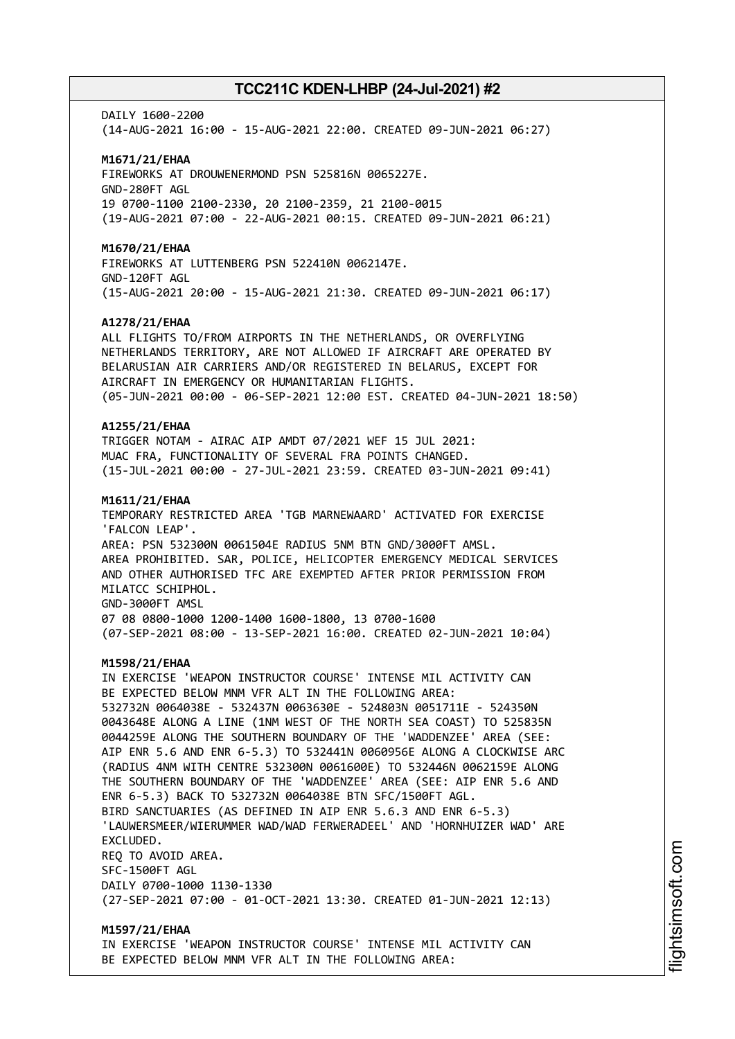DAILY 1600-2200
(14-AUG-2021 16:00 - 15-AUG-2021 22:00. CREATED 09-JUN-2021 06:27)

**M1671/21/EHAA**
FIREWORKS AT DROUWENERMOND PSN 525816N 0065227E.
GND-280FT AGL
19 0700-1100 2100-2330, 20 2100-2359, 21 2100-0015
(19-AUG-2021 07:00 - 22-AUG-2021 00:15. CREATED 09-JUN-2021 06:21)

**M1670/21/EHAA**
FIREWORKS AT LUTTENBERG PSN 522410N 0062147E.
GND-120FT AGL
(15-AUG-2021 20:00 - 15-AUG-2021 21:30. CREATED 09-JUN-2021 06:17)

**A1278/21/EHAA**
ALL FLIGHTS TO/FROM AIRPORTS IN THE NETHERLANDS, OR OVERFLYING NETHERLANDS TERRITORY, ARE NOT ALLOWED IF AIRCRAFT ARE OPERATED BY BELARUSIAN AIR CARRIERS AND/OR REGISTERED IN BELARUS, EXCEPT FOR AIRCRAFT IN EMERGENCY OR HUMANITARIAN FLIGHTS.
(05-JUN-2021 00:00 - 06-SEP-2021 12:00 EST. CREATED 04-JUN-2021 18:50)

**A1255/21/EHAA**
TRIGGER NOTAM - AIRAC AIP AMDT 07/2021 WEF 15 JUL 2021:
MUAC FRA, FUNCTIONALITY OF SEVERAL FRA POINTS CHANGED.
(15-JUL-2021 00:00 - 27-JUL-2021 23:59. CREATED 03-JUN-2021 09:41)

**M1611/21/EHAA**
TEMPORARY RESTRICTED AREA 'TGB MARNEWAARD' ACTIVATED FOR EXERCISE 'FALCON LEAP'.
AREA: PSN 532300N 0061504E RADIUS 5NM BTN GND/3000FT AMSL.
AREA PROHIBITED. SAR, POLICE, HELICOPTER EMERGENCY MEDICAL SERVICES AND OTHER AUTHORISED TFC ARE EXEMPTED AFTER PRIOR PERMISSION FROM MILATCC SCHIPHOL.
GND-3000FT AMSL
07 08 0800-1000 1200-1400 1600-1800, 13 0700-1600
(07-SEP-2021 08:00 - 13-SEP-2021 16:00. CREATED 02-JUN-2021 10:04)

**M1598/21/EHAA**
IN EXERCISE 'WEAPON INSTRUCTOR COURSE' INTENSE MIL ACTIVITY CAN BE EXPECTED BELOW MNM VFR ALT IN THE FOLLOWING AREA:
532732N 0064038E - 532437N 0063630E - 524803N 0051711E - 524350N 0043648E ALONG A LINE (1NM WEST OF THE NORTH SEA COAST) TO 525835N 0044259E ALONG THE SOUTHERN BOUNDARY OF THE 'WADDENZEE' AREA (SEE: AIP ENR 5.6 AND ENR 6-5.3) TO 532441N 0060956E ALONG A CLOCKWISE ARC (RADIUS 4NM WITH CENTRE 532300N 0061600E) TO 532446N 0062159E ALONG THE SOUTHERN BOUNDARY OF THE 'WADDENZEE' AREA (SEE: AIP ENR 5.6 AND ENR 6-5.3) BACK TO 532732N 0064038E BTN SFC/1500FT AGL.
BIRD SANCTUARIES (AS DEFINED IN AIP ENR 5.6.3 AND ENR 6-5.3) 'LAUWERSMEER/WIERUMMER WAD/WAD FERWERADEEL' AND 'HORNHUIZER WAD' ARE EXCLUDED.
REQ TO AVOID AREA.
SFC-1500FT AGL
DAILY 0700-1000 1130-1330
(27-SEP-2021 07:00 - 01-OCT-2021 13:30. CREATED 01-JUN-2021 12:13)

**M1597/21/EHAA**
IN EXERCISE 'WEAPON INSTRUCTOR COURSE' INTENSE MIL ACTIVITY CAN BE EXPECTED BELOW MNM VFR ALT IN THE FOLLOWING AREA: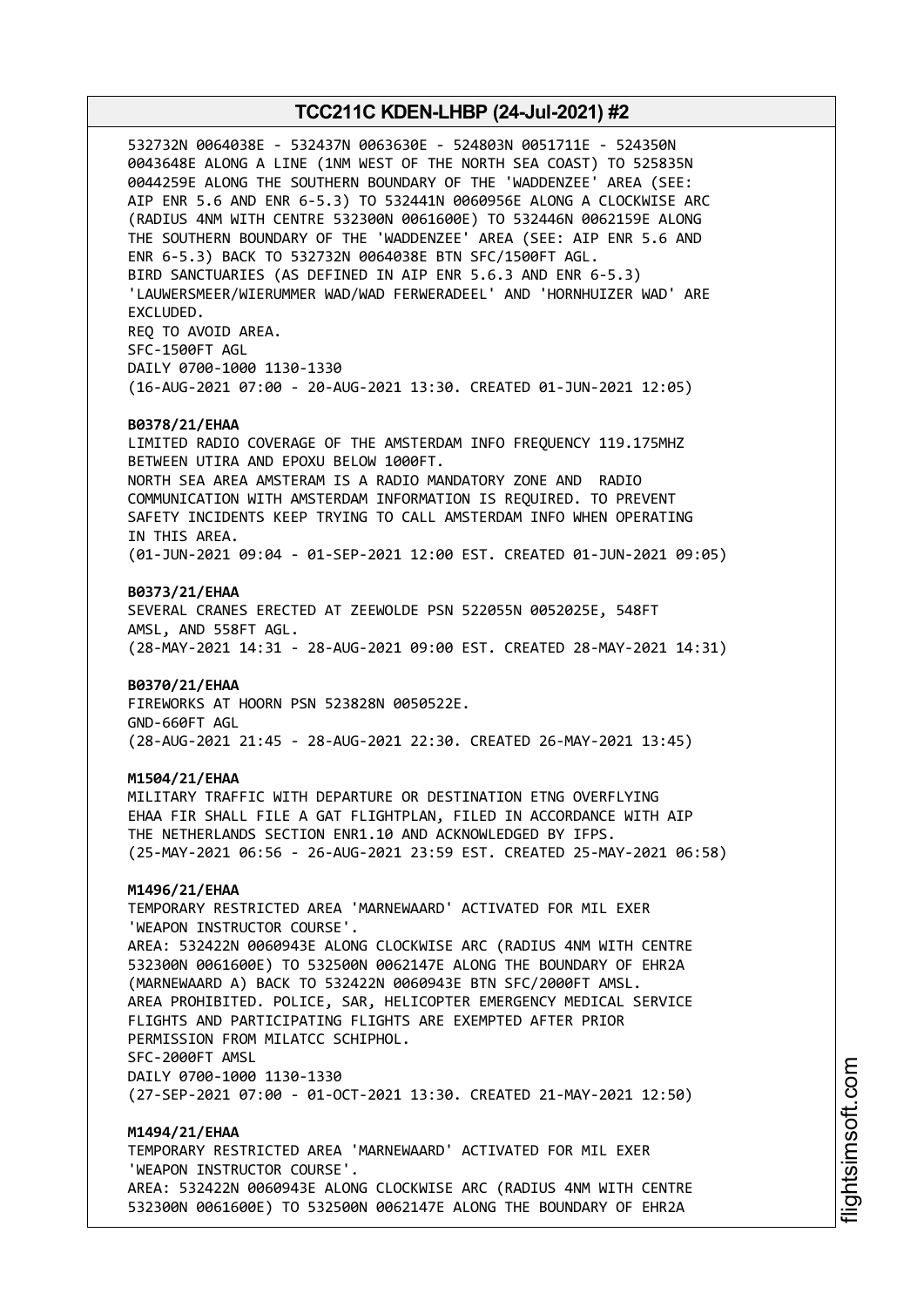532732N 0064038E - 532437N 0063630E - 524803N 0051711E - 524350N 0043648E ALONG A LINE (1NM WEST OF THE NORTH SEA COAST) TO 525835N 0044259E ALONG THE SOUTHERN BOUNDARY OF THE 'WADDENZEE' AREA (SEE: AIP ENR 5.6 AND ENR 6-5.3) TO 532441N 0060956E ALONG A CLOCKWISE ARC (RADIUS 4NM WITH CENTRE 532300N 0061600E) TO 532446N 0062159E ALONG THE SOUTHERN BOUNDARY OF THE 'WADDENZEE' AREA (SEE: AIP ENR 5.6 AND ENR 6-5.3) BACK TO 532732N 0064038E BTN SFC/1500FT AGL.
BIRD SANCTUARIES (AS DEFINED IN AIP ENR 5.6.3 AND ENR 6-5.3) 'LAUWERSMEER/WIERUMMER WAD/WAD FERWERADEEL' AND 'HORNHUIZER WAD' ARE EXCLUDED.
REQ TO AVOID AREA.
SFC-1500FT AGL
DAILY 0700-1000 1130-1330
(16-AUG-2021 07:00 - 20-AUG-2021 13:30. CREATED 01-JUN-2021 12:05)

**B0378/21/EHAA**
LIMITED RADIO COVERAGE OF THE AMSTERDAM INFO FREQUENCY 119.175MHZ BETWEEN UTIRA AND EPOXU BELOW 1000FT.
NORTH SEA AREA AMSTERAM IS A RADIO MANDATORY ZONE AND RADIO COMMUNICATION WITH AMSTERDAM INFORMATION IS REQUIRED. TO PREVENT SAFETY INCIDENTS KEEP TRYING TO CALL AMSTERDAM INFO WHEN OPERATING IN THIS AREA.
(01-JUN-2021 09:04 - 01-SEP-2021 12:00 EST. CREATED 01-JUN-2021 09:05)

**B0373/21/EHAA**
SEVERAL CRANES ERECTED AT ZEEWOLDE PSN 522055N 0052025E, 548FT AMSL, AND 558FT AGL.
(28-MAY-2021 14:31 - 28-AUG-2021 09:00 EST. CREATED 28-MAY-2021 14:31)

**B0370/21/EHAA**
FIREWORKS AT HOORN PSN 523828N 0050522E.
GND-660FT AGL
(28-AUG-2021 21:45 - 28-AUG-2021 22:30. CREATED 26-MAY-2021 13:45)

**M1504/21/EHAA**
MILITARY TRAFFIC WITH DEPARTURE OR DESTINATION ETNG OVERFLYING EHAA FIR SHALL FILE A GAT FLIGHTPLAN, FILED IN ACCORDANCE WITH AIP THE NETHERLANDS SECTION ENR1.10 AND ACKNOWLEDGED BY IFPS.
(25-MAY-2021 06:56 - 26-AUG-2021 23:59 EST. CREATED 25-MAY-2021 06:58)

**M1496/21/EHAA**
TEMPORARY RESTRICTED AREA 'MARNEWAARD' ACTIVATED FOR MIL EXER 'WEAPON INSTRUCTOR COURSE'.
AREA: 532422N 0060943E ALONG CLOCKWISE ARC (RADIUS 4NM WITH CENTRE 532300N 0061600E) TO 532500N 0062147E ALONG THE BOUNDARY OF EHR2A (MARNEWAARD A) BACK TO 532422N 0060943E BTN SFC/2000FT AMSL.
AREA PROHIBITED. POLICE, SAR, HELICOPTER EMERGENCY MEDICAL SERVICE FLIGHTS AND PARTICIPATING FLIGHTS ARE EXEMPTED AFTER PRIOR PERMISSION FROM MILATCC SCHIPHOL.
SFC-2000FT AMSL
DAILY 0700-1000 1130-1330
(27-SEP-2021 07:00 - 01-OCT-2021 13:30. CREATED 21-MAY-2021 12:50)

**M1494/21/EHAA**
TEMPORARY RESTRICTED AREA 'MARNEWAARD' ACTIVATED FOR MIL EXER 'WEAPON INSTRUCTOR COURSE'.
AREA: 532422N 0060943E ALONG CLOCKWISE ARC (RADIUS 4NM WITH CENTRE 532300N 0061600E) TO 532500N 0062147E ALONG THE BOUNDARY OF EHR2A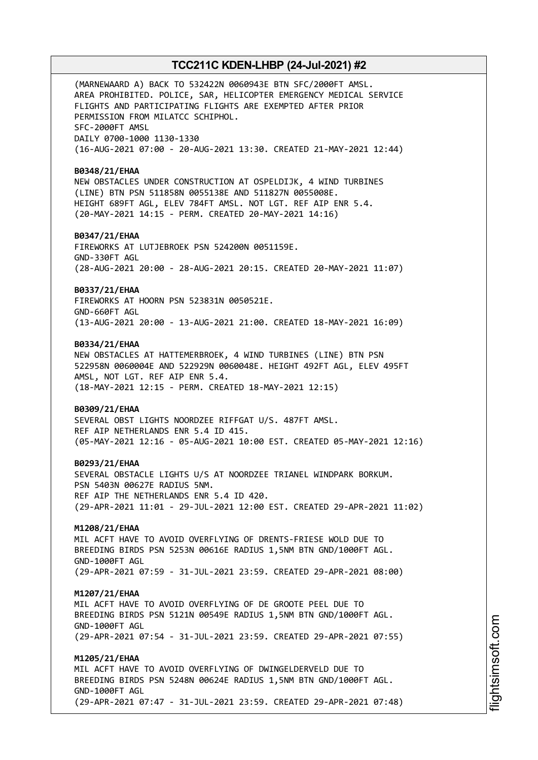(MARNEWAARD A) BACK TO 532422N 0060943E BTN SFC/2000FT AMSL.
AREA PROHIBITED. POLICE, SAR, HELICOPTER EMERGENCY MEDICAL SERVICE
FLIGHTS AND PARTICIPATING FLIGHTS ARE EXEMPTED AFTER PRIOR
PERMISSION FROM MILATCC SCHIPHOL.
SFC-2000FT AMSL
DAILY 0700-1000 1130-1330
(16-AUG-2021 07:00 - 20-AUG-2021 13:30. CREATED 21-MAY-2021 12:44)

**B0348/21/EHAA**
NEW OBSTACLES UNDER CONSTRUCTION AT OSPELDIJK, 4 WIND TURBINES
(LINE) BTN PSN 511858N 0055138E AND 511827N 0055008E.
HEIGHT 689FT AGL, ELEV 784FT AMSL. NOT LGT. REF AIP ENR 5.4.
(20-MAY-2021 14:15 - PERM. CREATED 20-MAY-2021 14:16)

**B0347/21/EHAA**
FIREWORKS AT LUTJEBROEK PSN 524200N 0051159E.
GND-330FT AGL
(28-AUG-2021 20:00 - 28-AUG-2021 20:15. CREATED 20-MAY-2021 11:07)

**B0337/21/EHAA**
FIREWORKS AT HOORN PSN 523831N 0050521E.
GND-660FT AGL
(13-AUG-2021 20:00 - 13-AUG-2021 21:00. CREATED 18-MAY-2021 16:09)

**B0334/21/EHAA**
NEW OBSTACLES AT HATTEMERBROEK, 4 WIND TURBINES (LINE) BTN PSN
522958N 0060004E AND 522929N 0060048E. HEIGHT 492FT AGL, ELEV 495FT
AMSL, NOT LGT. REF AIP ENR 5.4.
(18-MAY-2021 12:15 - PERM. CREATED 18-MAY-2021 12:15)

**B0309/21/EHAA**
SEVERAL OBST LIGHTS NOORDZEE RIFFGAT U/S. 487FT AMSL.
REF AIP NETHERLANDS ENR 5.4 ID 415.
(05-MAY-2021 12:16 - 05-AUG-2021 10:00 EST. CREATED 05-MAY-2021 12:16)

**B0293/21/EHAA**
SEVERAL OBSTACLE LIGHTS U/S AT NOORDZEE TRIANEL WINDPARK BORKUM.
PSN 5403N 00627E RADIUS 5NM.
REF AIP THE NETHERLANDS ENR 5.4 ID 420.
(29-APR-2021 11:01 - 29-JUL-2021 12:00 EST. CREATED 29-APR-2021 11:02)

**M1208/21/EHAA**
MIL ACFT HAVE TO AVOID OVERFLYING OF DRENTS-FRIESE WOLD DUE TO
BREEDING BIRDS PSN 5253N 00616E RADIUS 1,5NM BTN GND/1000FT AGL.
GND-1000FT AGL
(29-APR-2021 07:59 - 31-JUL-2021 23:59. CREATED 29-APR-2021 08:00)

**M1207/21/EHAA**
MIL ACFT HAVE TO AVOID OVERFLYING OF DE GROOTE PEEL DUE TO
BREEDING BIRDS PSN 5121N 00549E RADIUS 1,5NM BTN GND/1000FT AGL.
GND-1000FT AGL
(29-APR-2021 07:54 - 31-JUL-2021 23:59. CREATED 29-APR-2021 07:55)

**M1205/21/EHAA**
MIL ACFT HAVE TO AVOID OVERFLYING OF DWINGELDERVELD DUE TO
BREEDING BIRDS PSN 5248N 00624E RADIUS 1,5NM BTN GND/1000FT AGL.
GND-1000FT AGL
(29-APR-2021 07:47 - 31-JUL-2021 23:59. CREATED 29-APR-2021 07:48)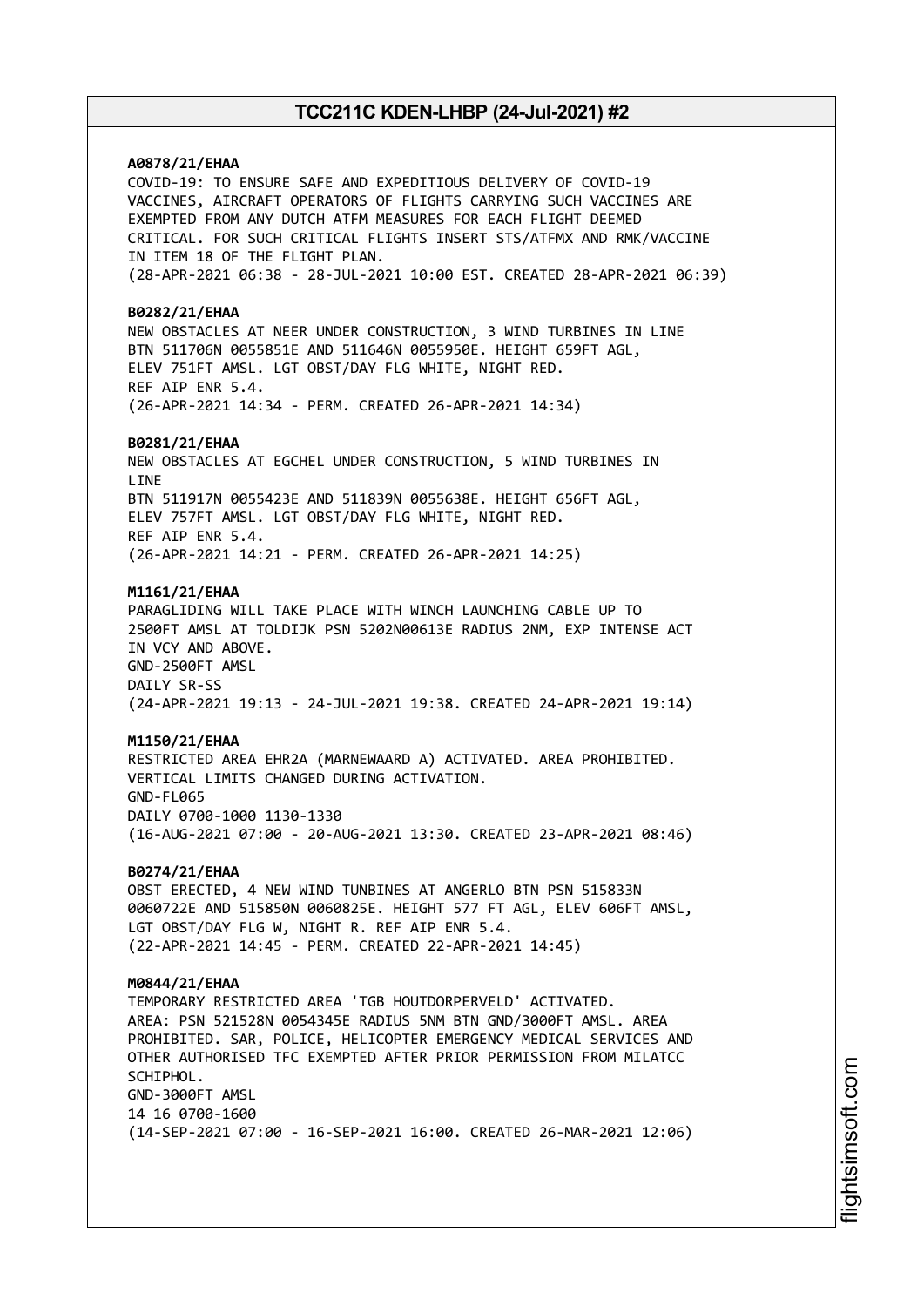**A0878/21/EHAA**
COVID-19: TO ENSURE SAFE AND EXPEDITIOUS DELIVERY OF COVID-19 VACCINES, AIRCRAFT OPERATORS OF FLIGHTS CARRYING SUCH VACCINES ARE EXEMPTED FROM ANY DUTCH ATFM MEASURES FOR EACH FLIGHT DEEMED CRITICAL. FOR SUCH CRITICAL FLIGHTS INSERT STS/ATFMX AND RMK/VACCINE IN ITEM 18 OF THE FLIGHT PLAN.
(28-APR-2021 06:38 - 28-JUL-2021 10:00 EST. CREATED 28-APR-2021 06:39)

**B0282/21/EHAA**
NEW OBSTACLES AT NEER UNDER CONSTRUCTION, 3 WIND TURBINES IN LINE BTN 511706N 0055851E AND 511646N 0055950E. HEIGHT 659FT AGL, ELEV 751FT AMSL. LGT OBST/DAY FLG WHITE, NIGHT RED.
REF AIP ENR 5.4.
(26-APR-2021 14:34 - PERM. CREATED 26-APR-2021 14:34)

**B0281/21/EHAA**
NEW OBSTACLES AT EGCHEL UNDER CONSTRUCTION, 5 WIND TURBINES IN LINE
BTN 511917N 0055423E AND 511839N 0055638E. HEIGHT 656FT AGL, ELEV 757FT AMSL. LGT OBST/DAY FLG WHITE, NIGHT RED.
REF AIP ENR 5.4.
(26-APR-2021 14:21 - PERM. CREATED 26-APR-2021 14:25)

**M1161/21/EHAA**
PARAGLIDING WILL TAKE PLACE WITH WINCH LAUNCHING CABLE UP TO 2500FT AMSL AT TOLDIJK PSN 5202N00613E RADIUS 2NM, EXP INTENSE ACT IN VCY AND ABOVE.
GND-2500FT AMSL
DAILY SR-SS
(24-APR-2021 19:13 - 24-JUL-2021 19:38. CREATED 24-APR-2021 19:14)

**M1150/21/EHAA**
RESTRICTED AREA EHR2A (MARNEWAARD A) ACTIVATED. AREA PROHIBITED. VERTICAL LIMITS CHANGED DURING ACTIVATION.
GND-FL065
DAILY 0700-1000 1130-1330
(16-AUG-2021 07:00 - 20-AUG-2021 13:30. CREATED 23-APR-2021 08:46)

**B0274/21/EHAA**
OBST ERECTED, 4 NEW WIND TUNBINES AT ANGERLO BTN PSN 515833N 0060722E AND 515850N 0060825E. HEIGHT 577 FT AGL, ELEV 606FT AMSL, LGT OBST/DAY FLG W, NIGHT R. REF AIP ENR 5.4.
(22-APR-2021 14:45 - PERM. CREATED 22-APR-2021 14:45)

**M0844/21/EHAA**
TEMPORARY RESTRICTED AREA 'TGB HOUTDORPERVELD' ACTIVATED.
AREA: PSN 521528N 0054345E RADIUS 5NM BTN GND/3000FT AMSL. AREA PROHIBITED. SAR, POLICE, HELICOPTER EMERGENCY MEDICAL SERVICES AND OTHER AUTHORISED TFC EXEMPTED AFTER PRIOR PERMISSION FROM MILATCC SCHIPHOL.
GND-3000FT AMSL
14 16 0700-1600
(14-SEP-2021 07:00 - 16-SEP-2021 16:00. CREATED 26-MAR-2021 12:06)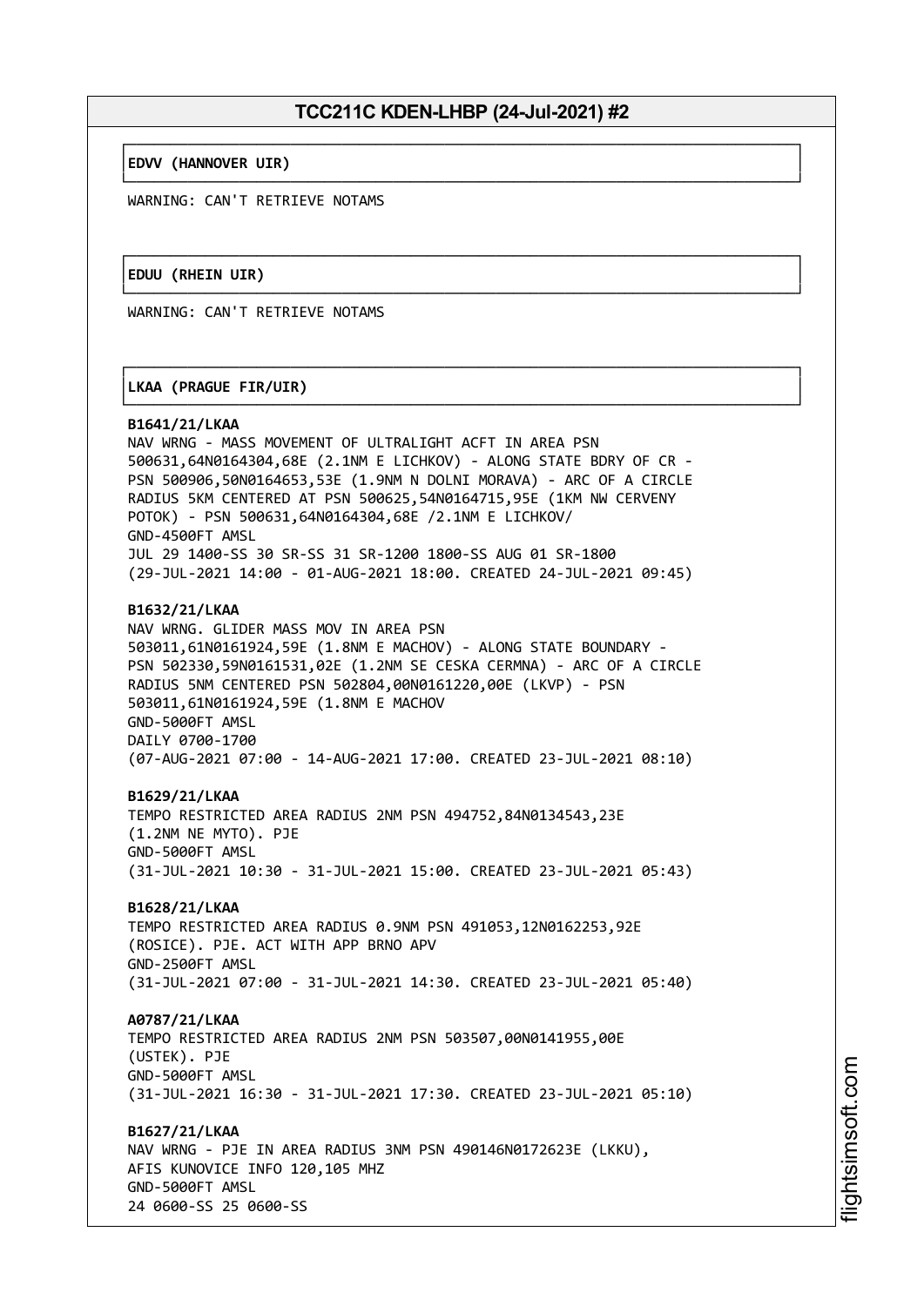**EDVV (HANNOVER UIR)**

WARNING: CAN'T RETRIEVE NOTAMS

**EDUU (RHEIN UIR)**

WARNING: CAN'T RETRIEVE NOTAMS

**LKAA (PRAGUE FIR/UIR)**

**B1641/21/LKAA**
NAV WRNG - MASS MOVEMENT OF ULTRALIGHT ACFT IN AREA PSN 500631,64N0164304,68E (2.1NM E LICHKOV) - ALONG STATE BDRY OF CR - PSN 500906,50N0164653,53E (1.9NM N DOLNI MORAVA) - ARC OF A CIRCLE RADIUS 5KM CENTERED AT PSN 500625,54N0164715,95E (1KM NW CERVENY POTOK) - PSN 500631,64N0164304,68E /2.1NM E LICHKOV/
GND-4500FT AMSL
JUL 29 1400-SS 30 SR-SS 31 SR-1200 1800-SS AUG 01 SR-1800
(29-JUL-2021 14:00 - 01-AUG-2021 18:00. CREATED 24-JUL-2021 09:45)

**B1632/21/LKAA**
NAV WRNG. GLIDER MASS MOV IN AREA PSN 503011,61N0161924,59E (1.8NM E MACHOV) - ALONG STATE BOUNDARY - PSN 502330,59N0161531,02E (1.2NM SE CESKA CERMNA) - ARC OF A CIRCLE RADIUS 5NM CENTERED PSN 502804,00N0161220,00E (LKVP) - PSN 503011,61N0161924,59E (1.8NM E MACHOV
GND-5000FT AMSL
DAILY 0700-1700
(07-AUG-2021 07:00 - 14-AUG-2021 17:00. CREATED 23-JUL-2021 08:10)

**B1629/21/LKAA**
TEMPO RESTRICTED AREA RADIUS 2NM PSN 494752,84N0134543,23E (1.2NM NE MYTO). PJE
GND-5000FT AMSL
(31-JUL-2021 10:30 - 31-JUL-2021 15:00. CREATED 23-JUL-2021 05:43)

**B1628/21/LKAA**
TEMPO RESTRICTED AREA RADIUS 0.9NM PSN 491053,12N0162253,92E (ROSICE). PJE. ACT WITH APP BRNO APV
GND-2500FT AMSL
(31-JUL-2021 07:00 - 31-JUL-2021 14:30. CREATED 23-JUL-2021 05:40)

**A0787/21/LKAA**
TEMPO RESTRICTED AREA RADIUS 2NM PSN 503507,00N0141955,00E (USTEK). PJE
GND-5000FT AMSL
(31-JUL-2021 16:30 - 31-JUL-2021 17:30. CREATED 23-JUL-2021 05:10)

**B1627/21/LKAA**
NAV WRNG - PJE IN AREA RADIUS 3NM PSN 490146N0172623E (LKKU), AFIS KUNOVICE INFO 120,105 MHZ
GND-5000FT AMSL
24 0600-SS 25 0600-SS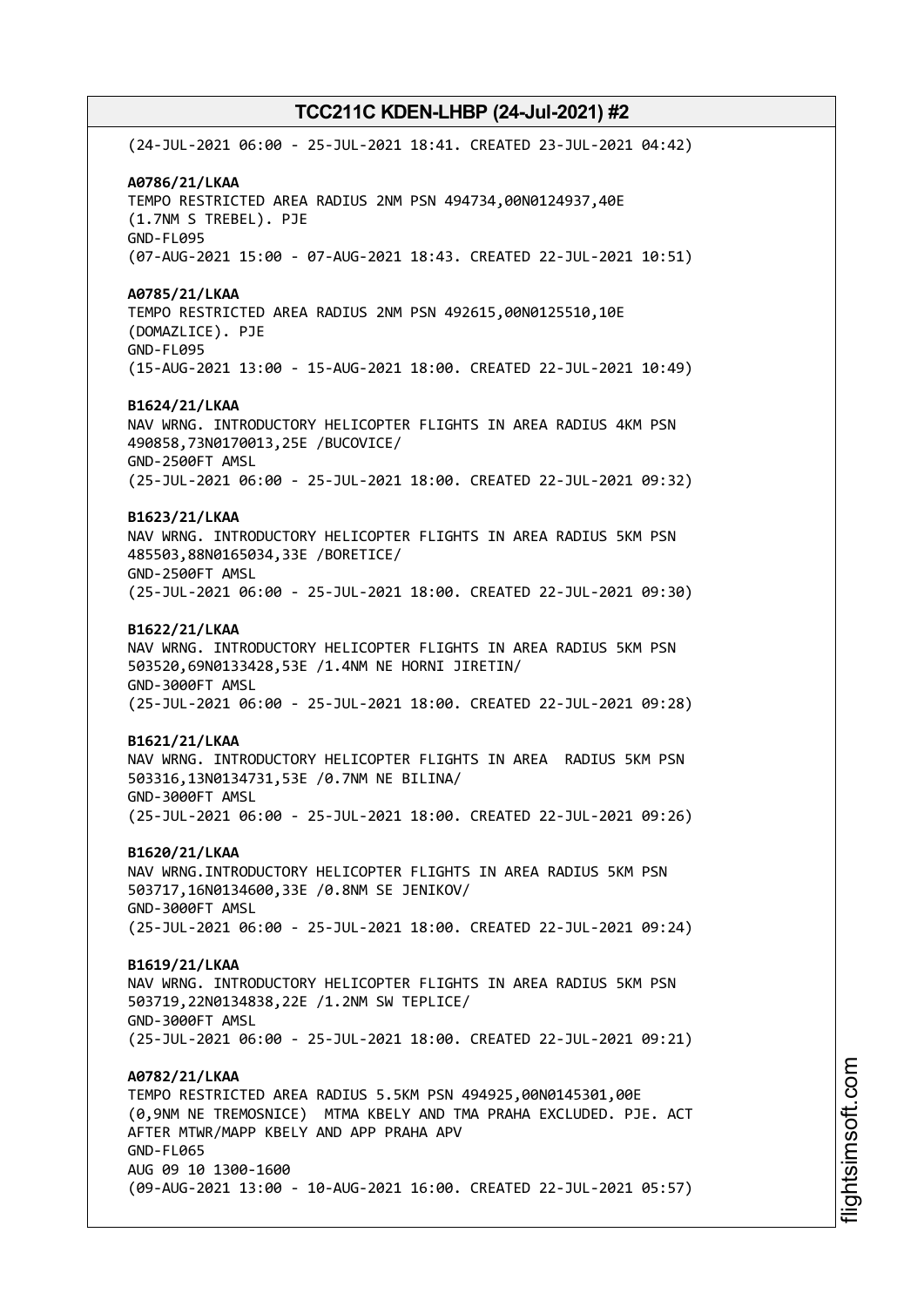(24-JUL-2021 06:00 - 25-JUL-2021 18:41. CREATED 23-JUL-2021 04:42)

**A0786/21/LKAA**
TEMPO RESTRICTED AREA RADIUS 2NM PSN 494734,00N0124937,40E
(1.7NM S TREBEL). PJE
GND-FL095
(07-AUG-2021 15:00 - 07-AUG-2021 18:43. CREATED 22-JUL-2021 10:51)

**A0785/21/LKAA**
TEMPO RESTRICTED AREA RADIUS 2NM PSN 492615,00N0125510,10E
(DOMAZLICE). PJE
GND-FL095
(15-AUG-2021 13:00 - 15-AUG-2021 18:00. CREATED 22-JUL-2021 10:49)

**B1624/21/LKAA**
NAV WRNG. INTRODUCTORY HELICOPTER FLIGHTS IN AREA RADIUS 4KM PSN
490858,73N0170013,25E /BUCOVICE/
GND-2500FT AMSL
(25-JUL-2021 06:00 - 25-JUL-2021 18:00. CREATED 22-JUL-2021 09:32)

**B1623/21/LKAA**
NAV WRNG. INTRODUCTORY HELICOPTER FLIGHTS IN AREA RADIUS 5KM PSN
485503,88N0165034,33E /BORETICE/
GND-2500FT AMSL
(25-JUL-2021 06:00 - 25-JUL-2021 18:00. CREATED 22-JUL-2021 09:30)

**B1622/21/LKAA**
NAV WRNG. INTRODUCTORY HELICOPTER FLIGHTS IN AREA RADIUS 5KM PSN
503520,69N0133428,53E /1.4NM NE HORNI JIRETIN/
GND-3000FT AMSL
(25-JUL-2021 06:00 - 25-JUL-2021 18:00. CREATED 22-JUL-2021 09:28)

**B1621/21/LKAA**
NAV WRNG. INTRODUCTORY HELICOPTER FLIGHTS IN AREA  RADIUS 5KM PSN
503316,13N0134731,53E /0.7NM NE BILINA/
GND-3000FT AMSL
(25-JUL-2021 06:00 - 25-JUL-2021 18:00. CREATED 22-JUL-2021 09:26)

**B1620/21/LKAA**
NAV WRNG.INTRODUCTORY HELICOPTER FLIGHTS IN AREA RADIUS 5KM PSN
503717,16N0134600,33E /0.8NM SE JENIKOV/
GND-3000FT AMSL
(25-JUL-2021 06:00 - 25-JUL-2021 18:00. CREATED 22-JUL-2021 09:24)

**B1619/21/LKAA**
NAV WRNG. INTRODUCTORY HELICOPTER FLIGHTS IN AREA RADIUS 5KM PSN
503719,22N0134838,22E /1.2NM SW TEPLICE/
GND-3000FT AMSL
(25-JUL-2021 06:00 - 25-JUL-2021 18:00. CREATED 22-JUL-2021 09:21)

**A0782/21/LKAA**
TEMPO RESTRICTED AREA RADIUS 5.5KM PSN 494925,00N0145301,00E
(0,9NM NE TREMOSNICE)  MTMA KBELY AND TMA PRAHA EXCLUDED. PJE. ACT
AFTER MTWR/MAPP KBELY AND APP PRAHA APV
GND-FL065
AUG 09 10 1300-1600
(09-AUG-2021 13:00 - 10-AUG-2021 16:00. CREATED 22-JUL-2021 05:57)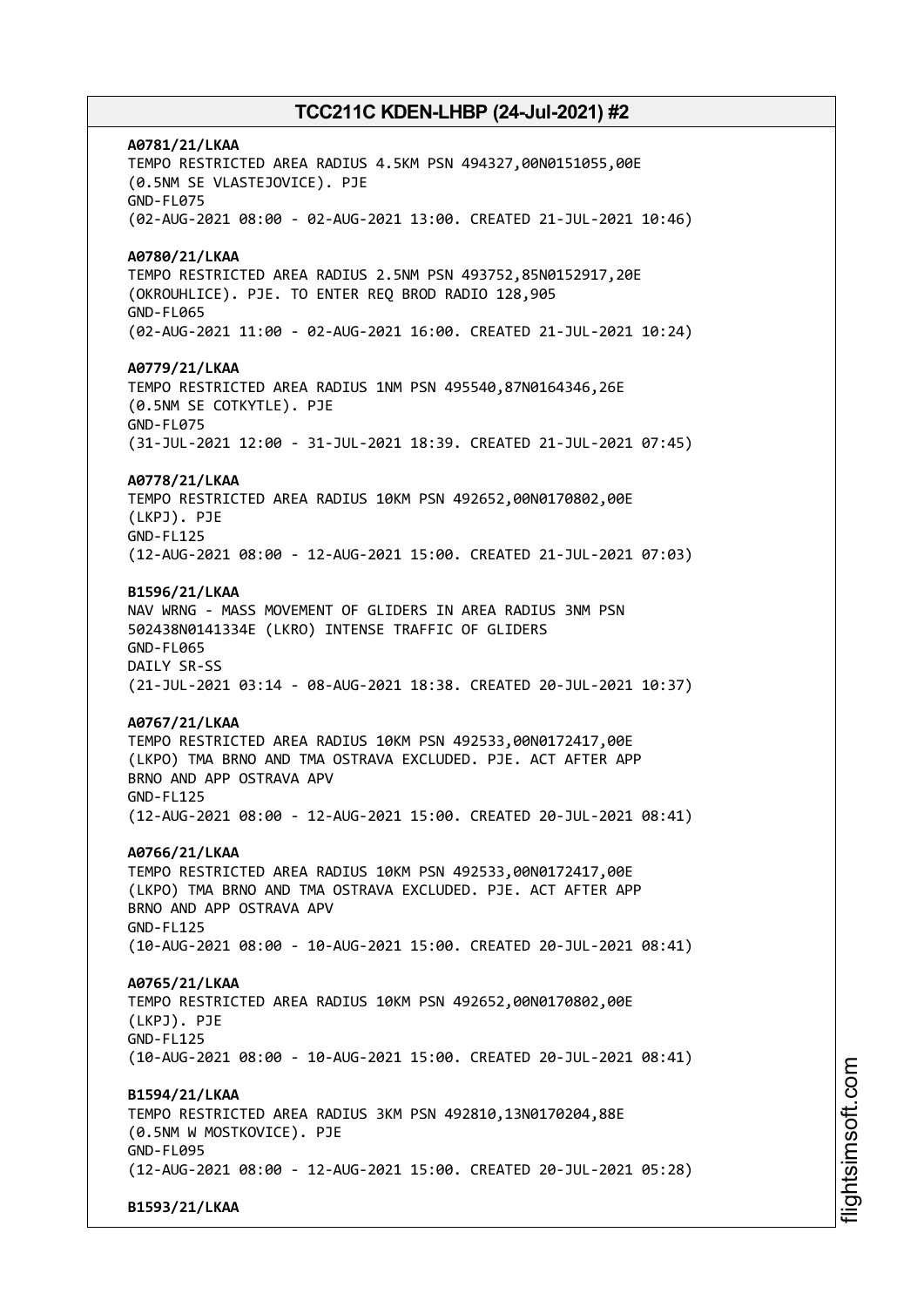**A0781/21/LKAA**
TEMPO RESTRICTED AREA RADIUS 4.5KM PSN 494327,00N0151055,00E
(0.5NM SE VLASTEJOVICE). PJE
GND-FL075
(02-AUG-2021 08:00 - 02-AUG-2021 13:00. CREATED 21-JUL-2021 10:46)

**A0780/21/LKAA**
TEMPO RESTRICTED AREA RADIUS 2.5NM PSN 493752,85N0152917,20E
(OKROUHLICE). PJE. TO ENTER REQ BROD RADIO 128,905
GND-FL065
(02-AUG-2021 11:00 - 02-AUG-2021 16:00. CREATED 21-JUL-2021 10:24)

**A0779/21/LKAA**
TEMPO RESTRICTED AREA RADIUS 1NM PSN 495540,87N0164346,26E
(0.5NM SE COTKYTLE). PJE
GND-FL075
(31-JUL-2021 12:00 - 31-JUL-2021 18:39. CREATED 21-JUL-2021 07:45)

**A0778/21/LKAA**
TEMPO RESTRICTED AREA RADIUS 10KM PSN 492652,00N0170802,00E
(LKPJ). PJE
GND-FL125
(12-AUG-2021 08:00 - 12-AUG-2021 15:00. CREATED 21-JUL-2021 07:03)

**B1596/21/LKAA**
NAV WRNG - MASS MOVEMENT OF GLIDERS IN AREA RADIUS 3NM PSN
502438N0141334E (LKRO) INTENSE TRAFFIC OF GLIDERS
GND-FL065
DAILY SR-SS
(21-JUL-2021 03:14 - 08-AUG-2021 18:38. CREATED 20-JUL-2021 10:37)

**A0767/21/LKAA**
TEMPO RESTRICTED AREA RADIUS 10KM PSN 492533,00N0172417,00E
(LKPO) TMA BRNO AND TMA OSTRAVA EXCLUDED. PJE. ACT AFTER APP
BRNO AND APP OSTRAVA APV
GND-FL125
(12-AUG-2021 08:00 - 12-AUG-2021 15:00. CREATED 20-JUL-2021 08:41)

**A0766/21/LKAA**
TEMPO RESTRICTED AREA RADIUS 10KM PSN 492533,00N0172417,00E
(LKPO) TMA BRNO AND TMA OSTRAVA EXCLUDED. PJE. ACT AFTER APP
BRNO AND APP OSTRAVA APV
GND-FL125
(10-AUG-2021 08:00 - 10-AUG-2021 15:00. CREATED 20-JUL-2021 08:41)

**A0765/21/LKAA**
TEMPO RESTRICTED AREA RADIUS 10KM PSN 492652,00N0170802,00E
(LKPJ). PJE
GND-FL125
(10-AUG-2021 08:00 - 10-AUG-2021 15:00. CREATED 20-JUL-2021 08:41)

**B1594/21/LKAA**
TEMPO RESTRICTED AREA RADIUS 3KM PSN 492810,13N0170204,88E
(0.5NM W MOSTKOVICE). PJE
GND-FL095
(12-AUG-2021 08:00 - 12-AUG-2021 15:00. CREATED 20-JUL-2021 05:28)

**B1593/21/LKAA**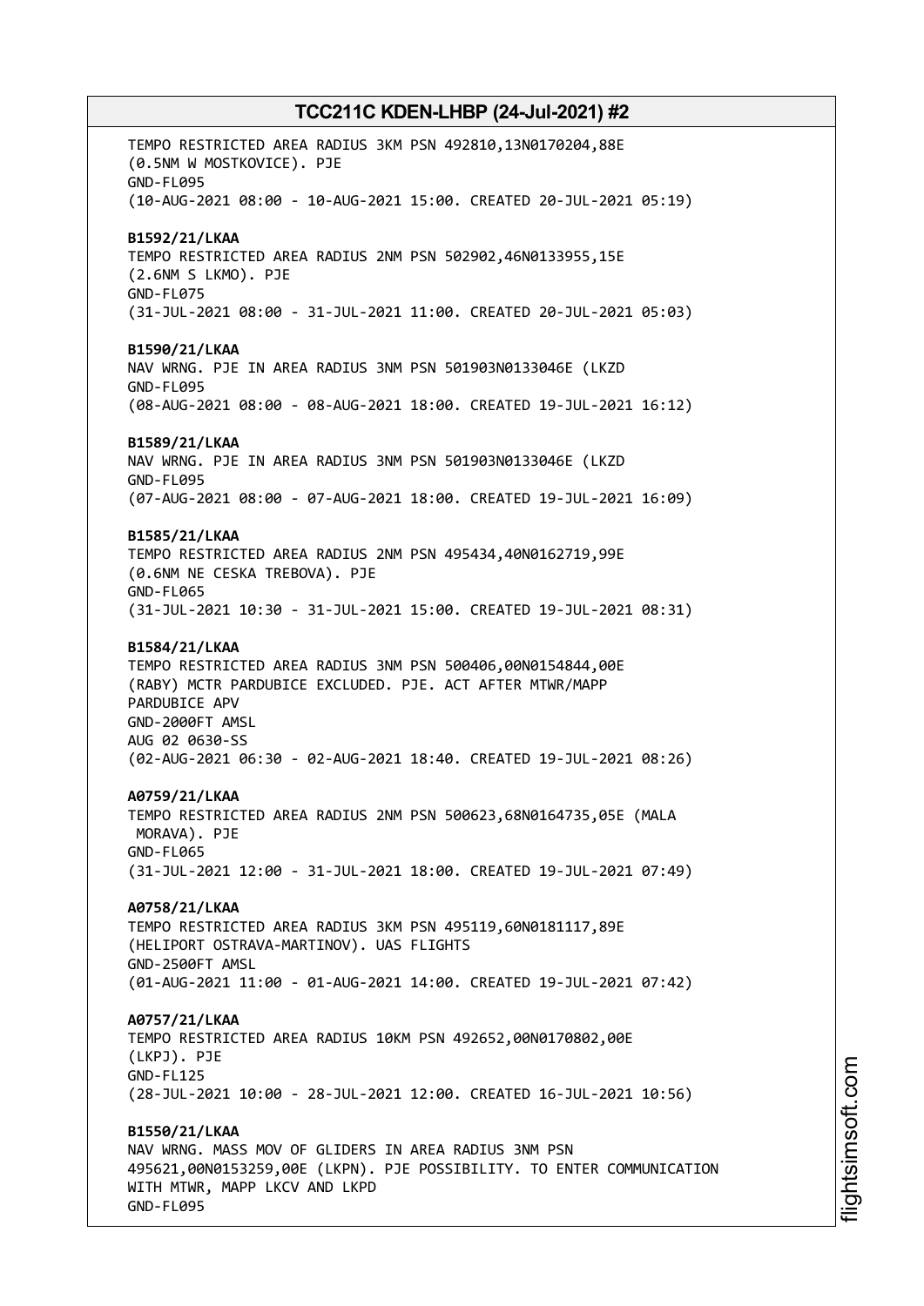TEMPO RESTRICTED AREA RADIUS 3KM PSN 492810,13N0170204,88E
(0.5NM W MOSTKOVICE). PJE
GND-FL095
(10-AUG-2021 08:00 - 10-AUG-2021 15:00. CREATED 20-JUL-2021 05:19)

**B1592/21/LKAA**
TEMPO RESTRICTED AREA RADIUS 2NM PSN 502902,46N0133955,15E
(2.6NM S LKMO). PJE
GND-FL075
(31-JUL-2021 08:00 - 31-JUL-2021 11:00. CREATED 20-JUL-2021 05:03)

**B1590/21/LKAA**
NAV WRNG. PJE IN AREA RADIUS 3NM PSN 501903N0133046E (LKZD
GND-FL095
(08-AUG-2021 08:00 - 08-AUG-2021 18:00. CREATED 19-JUL-2021 16:12)

**B1589/21/LKAA**
NAV WRNG. PJE IN AREA RADIUS 3NM PSN 501903N0133046E (LKZD
GND-FL095
(07-AUG-2021 08:00 - 07-AUG-2021 18:00. CREATED 19-JUL-2021 16:09)

**B1585/21/LKAA**
TEMPO RESTRICTED AREA RADIUS 2NM PSN 495434,40N0162719,99E
(0.6NM NE CESKA TREBOVA). PJE
GND-FL065
(31-JUL-2021 10:30 - 31-JUL-2021 15:00. CREATED 19-JUL-2021 08:31)

**B1584/21/LKAA**
TEMPO RESTRICTED AREA RADIUS 3NM PSN 500406,00N0154844,00E
(RABY) MCTR PARDUBICE EXCLUDED. PJE. ACT AFTER MTWR/MAPP
PARDUBICE APV
GND-2000FT AMSL
AUG 02 0630-SS
(02-AUG-2021 06:30 - 02-AUG-2021 18:40. CREATED 19-JUL-2021 08:26)

**A0759/21/LKAA**
TEMPO RESTRICTED AREA RADIUS 2NM PSN 500623,68N0164735,05E (MALA
MORAVA). PJE
GND-FL065
(31-JUL-2021 12:00 - 31-JUL-2021 18:00. CREATED 19-JUL-2021 07:49)

**A0758/21/LKAA**
TEMPO RESTRICTED AREA RADIUS 3KM PSN 495119,60N0181117,89E
(HELIPORT OSTRAVA-MARTINOV). UAS FLIGHTS
GND-2500FT AMSL
(01-AUG-2021 11:00 - 01-AUG-2021 14:00. CREATED 19-JUL-2021 07:42)

**A0757/21/LKAA**
TEMPO RESTRICTED AREA RADIUS 10KM PSN 492652,00N0170802,00E
(LKPJ). PJE
GND-FL125
(28-JUL-2021 10:00 - 28-JUL-2021 12:00. CREATED 16-JUL-2021 10:56)

**B1550/21/LKAA**
NAV WRNG. MASS MOV OF GLIDERS IN AREA RADIUS 3NM PSN
495621,00N0153259,00E (LKPN). PJE POSSIBILITY. TO ENTER COMMUNICATION
WITH MTWR, MAPP LKCV AND LKPD
GND-FL095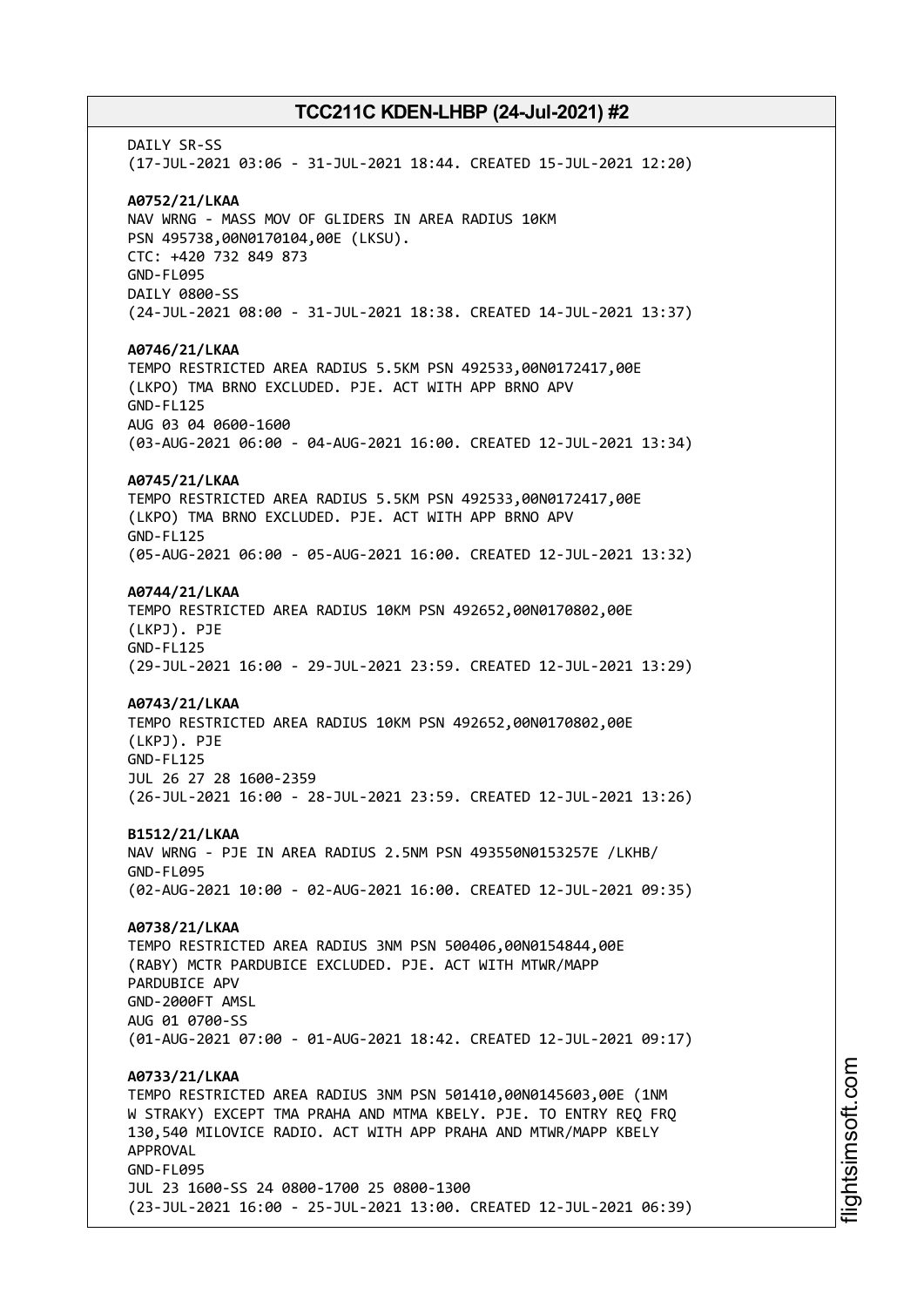DAILY SR-SS
(17-JUL-2021 03:06 - 31-JUL-2021 18:44. CREATED 15-JUL-2021 12:20)

**A0752/21/LKAA**
NAV WRNG - MASS MOV OF GLIDERS IN AREA RADIUS 10KM
PSN 495738,00N0170104,00E (LKSU).
CTC: +420 732 849 873
GND-FL095
DAILY 0800-SS
(24-JUL-2021 08:00 - 31-JUL-2021 18:38. CREATED 14-JUL-2021 13:37)

**A0746/21/LKAA**
TEMPO RESTRICTED AREA RADIUS 5.5KM PSN 492533,00N0172417,00E
(LKPO) TMA BRNO EXCLUDED. PJE. ACT WITH APP BRNO APV
GND-FL125
AUG 03 04 0600-1600
(03-AUG-2021 06:00 - 04-AUG-2021 16:00. CREATED 12-JUL-2021 13:34)

**A0745/21/LKAA**
TEMPO RESTRICTED AREA RADIUS 5.5KM PSN 492533,00N0172417,00E
(LKPO) TMA BRNO EXCLUDED. PJE. ACT WITH APP BRNO APV
GND-FL125
(05-AUG-2021 06:00 - 05-AUG-2021 16:00. CREATED 12-JUL-2021 13:32)

**A0744/21/LKAA**
TEMPO RESTRICTED AREA RADIUS 10KM PSN 492652,00N0170802,00E
(LKPJ). PJE
GND-FL125
(29-JUL-2021 16:00 - 29-JUL-2021 23:59. CREATED 12-JUL-2021 13:29)

**A0743/21/LKAA**
TEMPO RESTRICTED AREA RADIUS 10KM PSN 492652,00N0170802,00E
(LKPJ). PJE
GND-FL125
JUL 26 27 28 1600-2359
(26-JUL-2021 16:00 - 28-JUL-2021 23:59. CREATED 12-JUL-2021 13:26)

**B1512/21/LKAA**
NAV WRNG - PJE IN AREA RADIUS 2.5NM PSN 493550N0153257E /LKHB/
GND-FL095
(02-AUG-2021 10:00 - 02-AUG-2021 16:00. CREATED 12-JUL-2021 09:35)

**A0738/21/LKAA**
TEMPO RESTRICTED AREA RADIUS 3NM PSN 500406,00N0154844,00E
(RABY) MCTR PARDUBICE EXCLUDED. PJE. ACT WITH MTWR/MAPP
PARDUBICE APV
GND-2000FT AMSL
AUG 01 0700-SS
(01-AUG-2021 07:00 - 01-AUG-2021 18:42. CREATED 12-JUL-2021 09:17)

**A0733/21/LKAA**
TEMPO RESTRICTED AREA RADIUS 3NM PSN 501410,00N0145603,00E (1NM
W STRAKY) EXCEPT TMA PRAHA AND MTMA KBELY. PJE. TO ENTRY REQ FRQ
130,540 MILOVICE RADIO. ACT WITH APP PRAHA AND MTWR/MAPP KBELY
APPROVAL
GND-FL095
JUL 23 1600-SS 24 0800-1700 25 0800-1300
(23-JUL-2021 16:00 - 25-JUL-2021 13:00. CREATED 12-JUL-2021 06:39)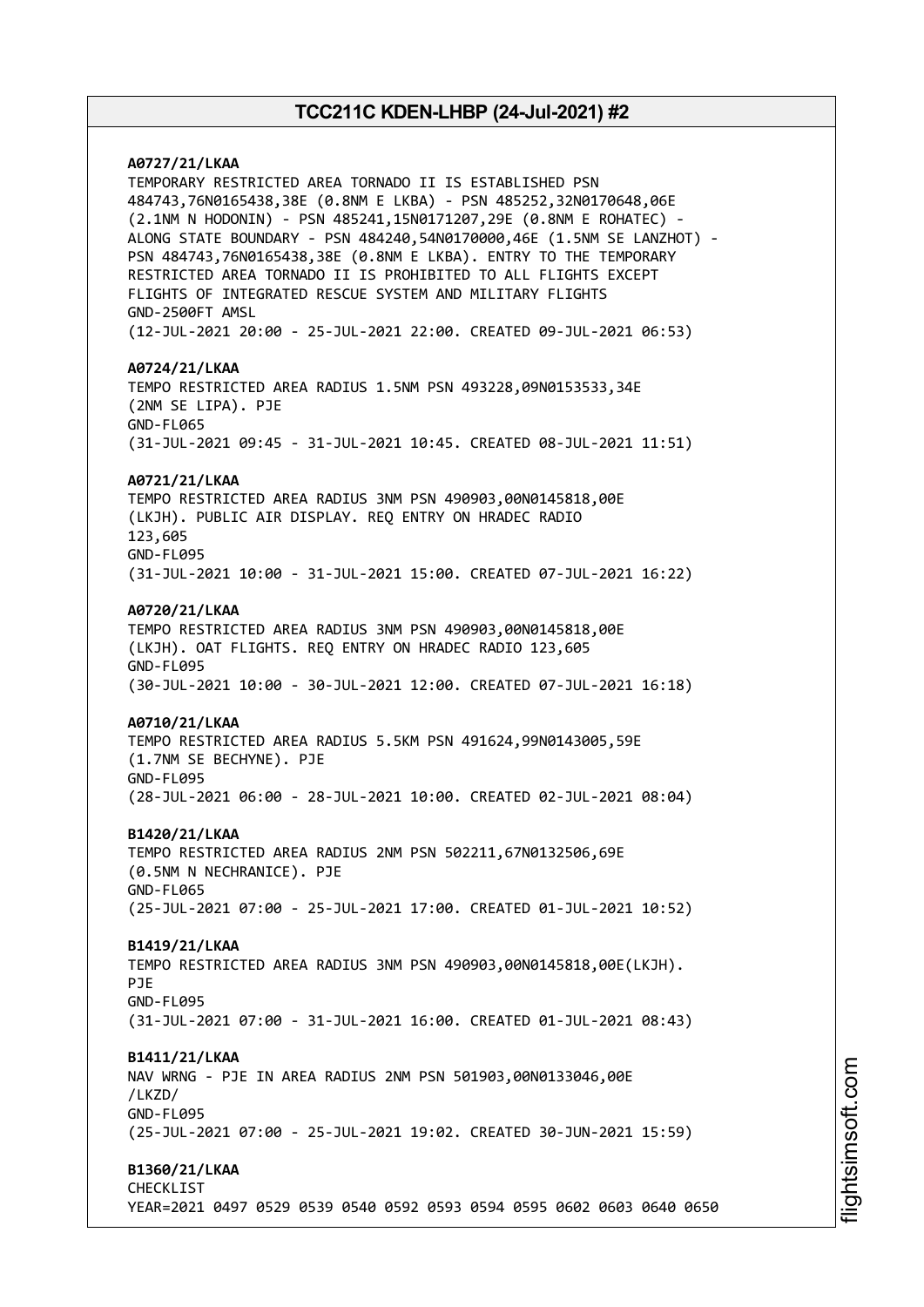**A0727/21/LKAA**
TEMPORARY RESTRICTED AREA TORNADO II IS ESTABLISHED PSN 484743,76N0165438,38E (0.8NM E LKBA) - PSN 485252,32N0170648,06E (2.1NM N HODONIN) - PSN 485241,15N0171207,29E (0.8NM E ROHATEC) - ALONG STATE BOUNDARY - PSN 484240,54N0170000,46E (1.5NM SE LANZHOT) - PSN 484743,76N0165438,38E (0.8NM E LKBA). ENTRY TO THE TEMPORARY RESTRICTED AREA TORNADO II IS PROHIBITED TO ALL FLIGHTS EXCEPT FLIGHTS OF INTEGRATED RESCUE SYSTEM AND MILITARY FLIGHTS
GND-2500FT AMSL
(12-JUL-2021 20:00 - 25-JUL-2021 22:00. CREATED 09-JUL-2021 06:53)

**A0724/21/LKAA**
TEMPO RESTRICTED AREA RADIUS 1.5NM PSN 493228,09N0153533,34E (2NM SE LIPA). PJE
GND-FL065
(31-JUL-2021 09:45 - 31-JUL-2021 10:45. CREATED 08-JUL-2021 11:51)

**A0721/21/LKAA**
TEMPO RESTRICTED AREA RADIUS 3NM PSN 490903,00N0145818,00E (LKJH). PUBLIC AIR DISPLAY. REQ ENTRY ON HRADEC RADIO 123,605
GND-FL095
(31-JUL-2021 10:00 - 31-JUL-2021 15:00. CREATED 07-JUL-2021 16:22)

**A0720/21/LKAA**
TEMPO RESTRICTED AREA RADIUS 3NM PSN 490903,00N0145818,00E (LKJH). OAT FLIGHTS. REQ ENTRY ON HRADEC RADIO 123,605
GND-FL095
(30-JUL-2021 10:00 - 30-JUL-2021 12:00. CREATED 07-JUL-2021 16:18)

**A0710/21/LKAA**
TEMPO RESTRICTED AREA RADIUS 5.5KM PSN 491624,99N0143005,59E (1.7NM SE BECHYNE). PJE
GND-FL095
(28-JUL-2021 06:00 - 28-JUL-2021 10:00. CREATED 02-JUL-2021 08:04)

**B1420/21/LKAA**
TEMPO RESTRICTED AREA RADIUS 2NM PSN 502211,67N0132506,69E (0.5NM N NECHRANICE). PJE
GND-FL065
(25-JUL-2021 07:00 - 25-JUL-2021 17:00. CREATED 01-JUL-2021 10:52)

**B1419/21/LKAA**
TEMPO RESTRICTED AREA RADIUS 3NM PSN 490903,00N0145818,00E(LKJH). PJE
GND-FL095
(31-JUL-2021 07:00 - 31-JUL-2021 16:00. CREATED 01-JUL-2021 08:43)

**B1411/21/LKAA**
NAV WRNG - PJE IN AREA RADIUS 2NM PSN 501903,00N0133046,00E /LKZD/
GND-FL095
(25-JUL-2021 07:00 - 25-JUL-2021 19:02. CREATED 30-JUN-2021 15:59)

**B1360/21/LKAA**
CHECKLIST
YEAR=2021 0497 0529 0539 0540 0592 0593 0594 0595 0602 0603 0640 0650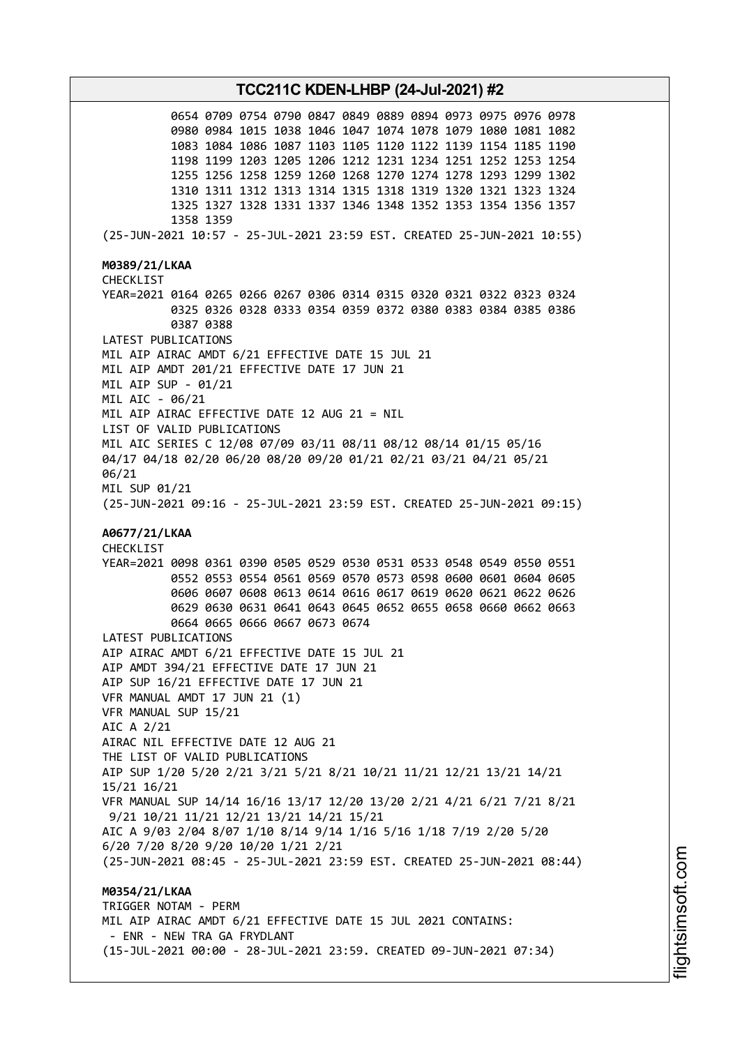0654 0709 0754 0790 0847 0849 0889 0894 0973 0975 0976 0978
0980 0984 1015 1038 1046 1047 1074 1078 1079 1080 1081 1082
1083 1084 1086 1087 1103 1105 1120 1122 1139 1154 1185 1190
1198 1199 1203 1205 1206 1212 1231 1234 1251 1252 1253 1254
1255 1256 1258 1259 1260 1268 1270 1274 1278 1293 1299 1302
1310 1311 1312 1313 1314 1315 1318 1319 1320 1321 1323 1324
1325 1327 1328 1331 1337 1346 1348 1352 1353 1354 1356 1357
1358 1359
(25-JUN-2021 10:57 - 25-JUL-2021 23:59 EST. CREATED 25-JUN-2021 10:55)

**M0389/21/LKAA**
CHECKLIST
YEAR=2021 0164 0265 0266 0267 0306 0314 0315 0320 0321 0322 0323 0324
0325 0326 0328 0333 0354 0359 0372 0380 0383 0384 0385 0386
0387 0388
LATEST PUBLICATIONS
MIL AIP AIRAC AMDT 6/21 EFFECTIVE DATE 15 JUL 21
MIL AIP AMDT 201/21 EFFECTIVE DATE 17 JUN 21
MIL AIP SUP - 01/21
MIL AIC - 06/21
MIL AIP AIRAC EFFECTIVE DATE 12 AUG 21 = NIL
LIST OF VALID PUBLICATIONS
MIL AIC SERIES C 12/08 07/09 03/11 08/11 08/12 08/14 01/15 05/16
04/17 04/18 02/20 06/20 08/20 09/20 01/21 02/21 03/21 04/21 05/21
06/21
MIL SUP 01/21
(25-JUN-2021 09:16 - 25-JUL-2021 23:59 EST. CREATED 25-JUN-2021 09:15)

**A0677/21/LKAA**
CHECKLIST
YEAR=2021 0098 0361 0390 0505 0529 0530 0531 0533 0548 0549 0550 0551
0552 0553 0554 0561 0569 0570 0573 0598 0600 0601 0604 0605
0606 0607 0608 0613 0614 0616 0617 0619 0620 0621 0622 0626
0629 0630 0631 0641 0643 0645 0652 0655 0658 0660 0662 0663
0664 0665 0666 0667 0673 0674
LATEST PUBLICATIONS
AIP AIRAC AMDT 6/21 EFFECTIVE DATE 15 JUL 21
AIP AMDT 394/21 EFFECTIVE DATE 17 JUN 21
AIP SUP 16/21 EFFECTIVE DATE 17 JUN 21
VFR MANUAL AMDT 17 JUN 21 (1)
VFR MANUAL SUP 15/21
AIC A 2/21
AIRAC NIL EFFECTIVE DATE 12 AUG 21
THE LIST OF VALID PUBLICATIONS
AIP SUP 1/20 5/20 2/21 3/21 5/21 8/21 10/21 11/21 12/21 13/21 14/21
15/21 16/21
VFR MANUAL SUP 14/14 16/16 13/17 12/20 13/20 2/21 4/21 6/21 7/21 8/21
9/21 10/21 11/21 12/21 13/21 14/21 15/21
AIC A 9/03 2/04 8/07 1/10 8/14 9/14 1/16 5/16 1/18 7/19 2/20 5/20
6/20 7/20 8/20 9/20 10/20 1/21 2/21
(25-JUN-2021 08:45 - 25-JUL-2021 23:59 EST. CREATED 25-JUN-2021 08:44)

**M0354/21/LKAA**
TRIGGER NOTAM - PERM
MIL AIP AIRAC AMDT 6/21 EFFECTIVE DATE 15 JUL 2021 CONTAINS:
- ENR - NEW TRA GA FRYDLANT
(15-JUL-2021 00:00 - 28-JUL-2021 23:59. CREATED 09-JUN-2021 07:34)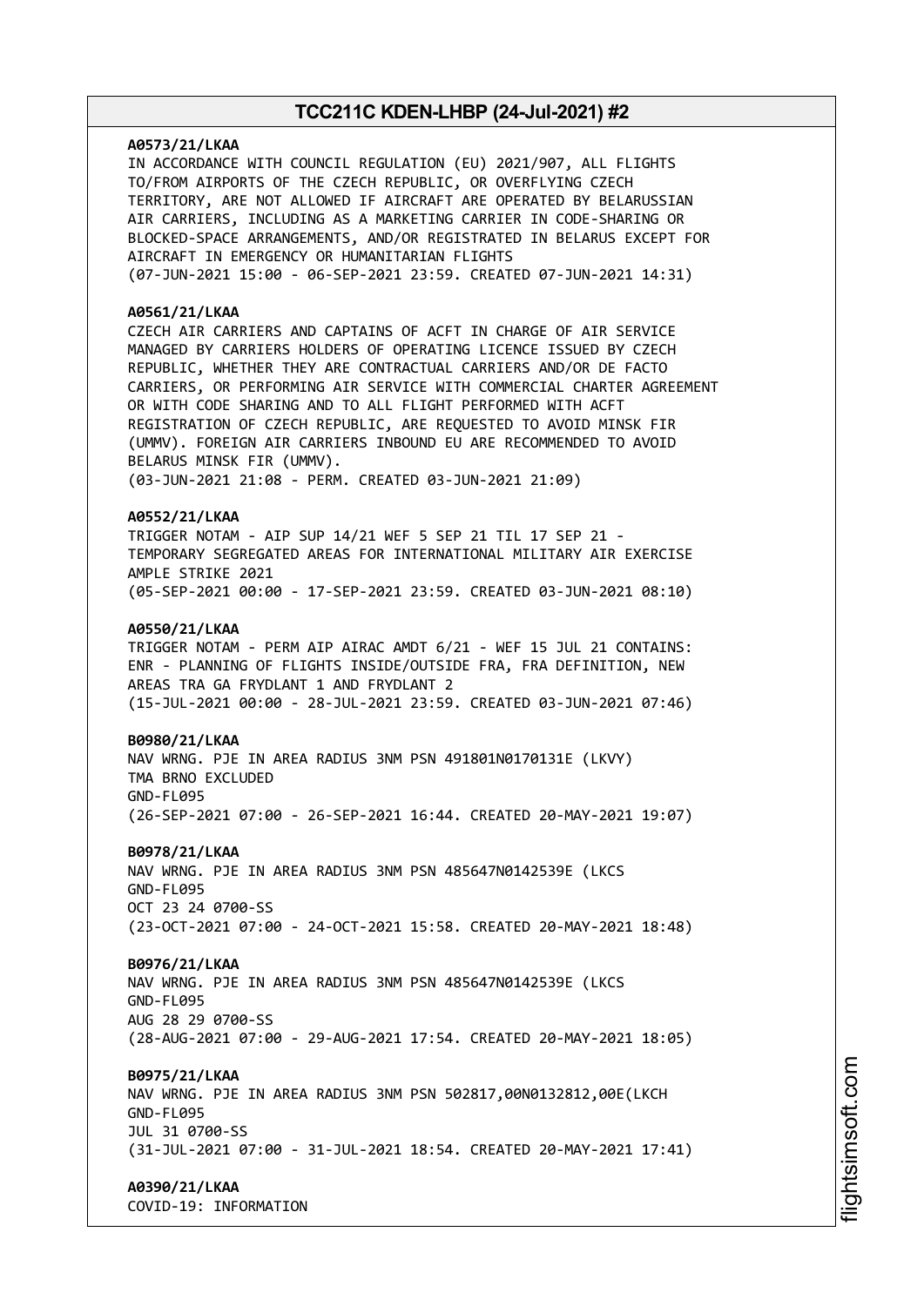**A0573/21/LKAA**
IN ACCORDANCE WITH COUNCIL REGULATION (EU) 2021/907, ALL FLIGHTS TO/FROM AIRPORTS OF THE CZECH REPUBLIC, OR OVERFLYING CZECH TERRITORY, ARE NOT ALLOWED IF AIRCRAFT ARE OPERATED BY BELARUSSIAN AIR CARRIERS, INCLUDING AS A MARKETING CARRIER IN CODE-SHARING OR BLOCKED-SPACE ARRANGEMENTS, AND/OR REGISTRATED IN BELARUS EXCEPT FOR AIRCRAFT IN EMERGENCY OR HUMANITARIAN FLIGHTS
(07-JUN-2021 15:00 - 06-SEP-2021 23:59. CREATED 07-JUN-2021 14:31)

**A0561/21/LKAA**
CZECH AIR CARRIERS AND CAPTAINS OF ACFT IN CHARGE OF AIR SERVICE MANAGED BY CARRIERS HOLDERS OF OPERATING LICENCE ISSUED BY CZECH REPUBLIC, WHETHER THEY ARE CONTRACTUAL CARRIERS AND/OR DE FACTO CARRIERS, OR PERFORMING AIR SERVICE WITH COMMERCIAL CHARTER AGREEMENT OR WITH CODE SHARING AND TO ALL FLIGHT PERFORMED WITH ACFT REGISTRATION OF CZECH REPUBLIC, ARE REQUESTED TO AVOID MINSK FIR (UMMV). FOREIGN AIR CARRIERS INBOUND EU ARE RECOMMENDED TO AVOID BELARUS MINSK FIR (UMMV).
(03-JUN-2021 21:08 - PERM. CREATED 03-JUN-2021 21:09)

**A0552/21/LKAA**
TRIGGER NOTAM - AIP SUP 14/21 WEF 5 SEP 21 TIL 17 SEP 21 - TEMPORARY SEGREGATED AREAS FOR INTERNATIONAL MILITARY AIR EXERCISE AMPLE STRIKE 2021
(05-SEP-2021 00:00 - 17-SEP-2021 23:59. CREATED 03-JUN-2021 08:10)

**A0550/21/LKAA**
TRIGGER NOTAM - PERM AIP AIRAC AMDT 6/21 - WEF 15 JUL 21 CONTAINS: ENR - PLANNING OF FLIGHTS INSIDE/OUTSIDE FRA, FRA DEFINITION, NEW AREAS TRA GA FRYDLANT 1 AND FRYDLANT 2
(15-JUL-2021 00:00 - 28-JUL-2021 23:59. CREATED 03-JUN-2021 07:46)

**B0980/21/LKAA**
NAV WRNG. PJE IN AREA RADIUS 3NM PSN 491801N0170131E (LKVY)
TMA BRNO EXCLUDED
GND-FL095
(26-SEP-2021 07:00 - 26-SEP-2021 16:44. CREATED 20-MAY-2021 19:07)

**B0978/21/LKAA**
NAV WRNG. PJE IN AREA RADIUS 3NM PSN 485647N0142539E (LKCS
GND-FL095
OCT 23 24 0700-SS
(23-OCT-2021 07:00 - 24-OCT-2021 15:58. CREATED 20-MAY-2021 18:48)

**B0976/21/LKAA**
NAV WRNG. PJE IN AREA RADIUS 3NM PSN 485647N0142539E (LKCS
GND-FL095
AUG 28 29 0700-SS
(28-AUG-2021 07:00 - 29-AUG-2021 17:54. CREATED 20-MAY-2021 18:05)

**B0975/21/LKAA**
NAV WRNG. PJE IN AREA RADIUS 3NM PSN 502817,00N0132812,00E(LKCH
GND-FL095
JUL 31 0700-SS
(31-JUL-2021 07:00 - 31-JUL-2021 18:54. CREATED 20-MAY-2021 17:41)

**A0390/21/LKAA**
COVID-19: INFORMATION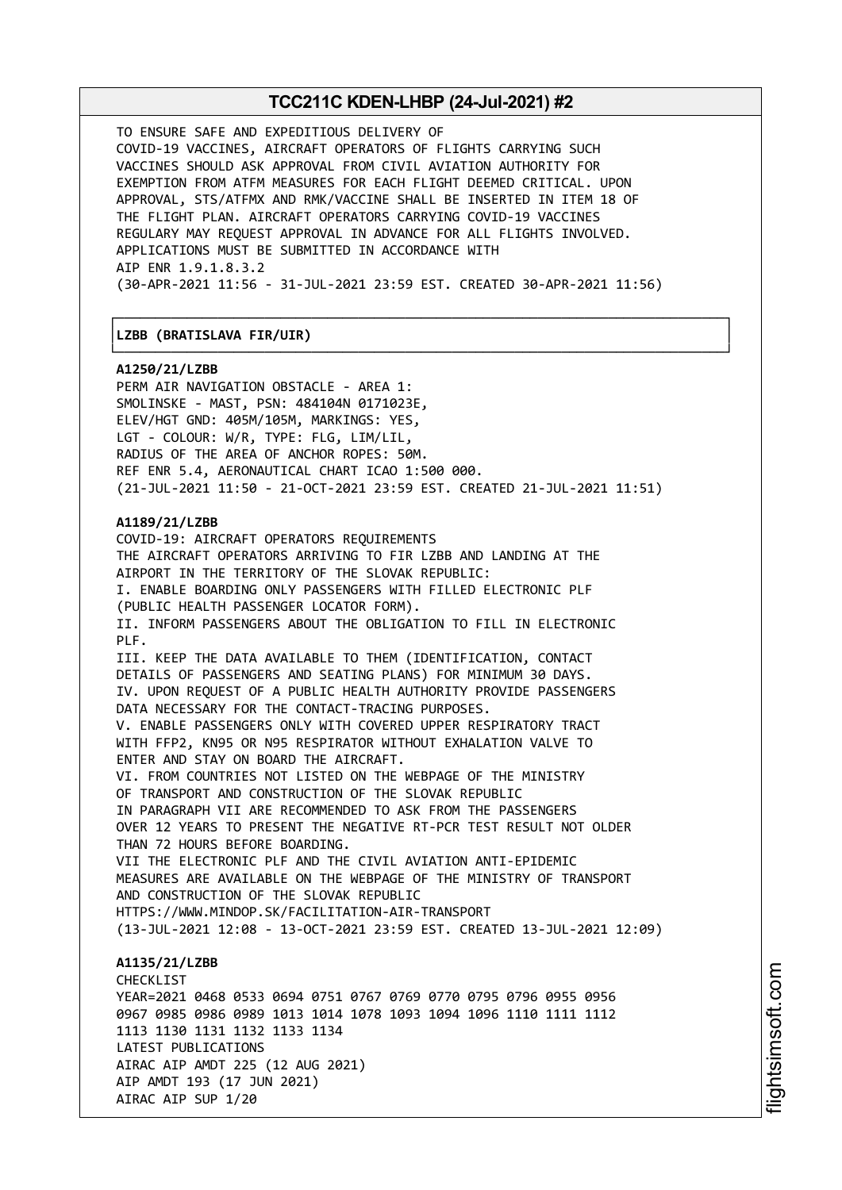TO ENSURE SAFE AND EXPEDITIOUS DELIVERY OF
COVID-19 VACCINES, AIRCRAFT OPERATORS OF FLIGHTS CARRYING SUCH
VACCINES SHOULD ASK APPROVAL FROM CIVIL AVIATION AUTHORITY FOR
EXEMPTION FROM ATFM MEASURES FOR EACH FLIGHT DEEMED CRITICAL. UPON
APPROVAL, STS/ATFMX AND RMK/VACCINE SHALL BE INSERTED IN ITEM 18 OF
THE FLIGHT PLAN. AIRCRAFT OPERATORS CARRYING COVID-19 VACCINES
REGULARY MAY REQUEST APPROVAL IN ADVANCE FOR ALL FLIGHTS INVOLVED.
APPLICATIONS MUST BE SUBMITTED IN ACCORDANCE WITH
AIP ENR 1.9.1.8.3.2
(30-APR-2021 11:56 - 31-JUL-2021 23:59 EST. CREATED 30-APR-2021 11:56)

## LZBB (BRATISLAVA FIR/UIR)

**A1250/21/LZBB**
PERM AIR NAVIGATION OBSTACLE - AREA 1:
SMOLINSKE - MAST, PSN: 484104N 0171023E,
ELEV/HGT GND: 405M/105M, MARKINGS: YES,
LGT - COLOUR: W/R, TYPE: FLG, LIM/LIL,
RADIUS OF THE AREA OF ANCHOR ROPES: 50M.
REF ENR 5.4, AERONAUTICAL CHART ICAO 1:500 000.
(21-JUL-2021 11:50 - 21-OCT-2021 23:59 EST. CREATED 21-JUL-2021 11:51)

**A1189/21/LZBB**
COVID-19: AIRCRAFT OPERATORS REQUIREMENTS
THE AIRCRAFT OPERATORS ARRIVING TO FIR LZBB AND LANDING AT THE
AIRPORT IN THE TERRITORY OF THE SLOVAK REPUBLIC:
I. ENABLE BOARDING ONLY PASSENGERS WITH FILLED ELECTRONIC PLF
(PUBLIC HEALTH PASSENGER LOCATOR FORM).
II. INFORM PASSENGERS ABOUT THE OBLIGATION TO FILL IN ELECTRONIC
PLF.
III. KEEP THE DATA AVAILABLE TO THEM (IDENTIFICATION, CONTACT
DETAILS OF PASSENGERS AND SEATING PLANS) FOR MINIMUM 30 DAYS.
IV. UPON REQUEST OF A PUBLIC HEALTH AUTHORITY PROVIDE PASSENGERS
DATA NECESSARY FOR THE CONTACT-TRACING PURPOSES.
V. ENABLE PASSENGERS ONLY WITH COVERED UPPER RESPIRATORY TRACT
WITH FFP2, KN95 OR N95 RESPIRATOR WITHOUT EXHALATION VALVE TO
ENTER AND STAY ON BOARD THE AIRCRAFT.
VI. FROM COUNTRIES NOT LISTED ON THE WEBPAGE OF THE MINISTRY
OF TRANSPORT AND CONSTRUCTION OF THE SLOVAK REPUBLIC
IN PARAGRAPH VII ARE RECOMMENDED TO ASK FROM THE PASSENGERS
OVER 12 YEARS TO PRESENT THE NEGATIVE RT-PCR TEST RESULT NOT OLDER
THAN 72 HOURS BEFORE BOARDING.
VII THE ELECTRONIC PLF AND THE CIVIL AVIATION ANTI-EPIDEMIC
MEASURES ARE AVAILABLE ON THE WEBPAGE OF THE MINISTRY OF TRANSPORT
AND CONSTRUCTION OF THE SLOVAK REPUBLIC
HTTPS://WWW.MINDOP.SK/FACILITATION-AIR-TRANSPORT
(13-JUL-2021 12:08 - 13-OCT-2021 23:59 EST. CREATED 13-JUL-2021 12:09)

**A1135/21/LZBB**
CHECKLIST
YEAR=2021 0468 0533 0694 0751 0767 0769 0770 0795 0796 0955 0956
0967 0985 0986 0989 1013 1014 1078 1093 1094 1096 1110 1111 1112
1113 1130 1131 1132 1133 1134
LATEST PUBLICATIONS
AIRAC AIP AMDT 225 (12 AUG 2021)
AIP AMDT 193 (17 JUN 2021)
AIRAC AIP SUP 1/20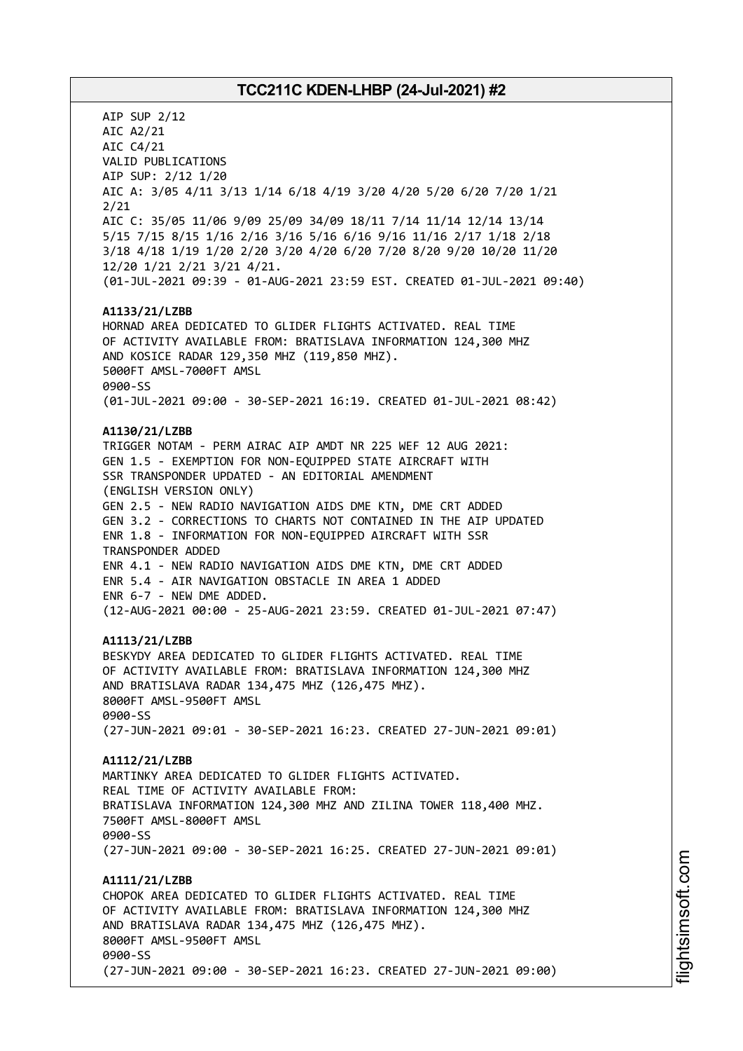AIP SUP 2/12
AIC A2/21
AIC C4/21
VALID PUBLICATIONS
AIP SUP: 2/12 1/20
AIC A: 3/05 4/11 3/13 1/14 6/18 4/19 3/20 4/20 5/20 6/20 7/20 1/21
2/21
AIC C: 35/05 11/06 9/09 25/09 34/09 18/11 7/14 11/14 12/14 13/14
5/15 7/15 8/15 1/16 2/16 3/16 5/16 6/16 9/16 11/16 2/17 1/18 2/18
3/18 4/18 1/19 1/20 2/20 3/20 4/20 6/20 7/20 8/20 9/20 10/20 11/20
12/20 1/21 2/21 3/21 4/21.
(01-JUL-2021 09:39 - 01-AUG-2021 23:59 EST. CREATED 01-JUL-2021 09:40)

**A1133/21/LZBB**
HORNAD AREA DEDICATED TO GLIDER FLIGHTS ACTIVATED. REAL TIME
OF ACTIVITY AVAILABLE FROM: BRATISLAVA INFORMATION 124,300 MHZ
AND KOSICE RADAR 129,350 MHZ (119,850 MHZ).
5000FT AMSL-7000FT AMSL
0900-SS
(01-JUL-2021 09:00 - 30-SEP-2021 16:19. CREATED 01-JUL-2021 08:42)

**A1130/21/LZBB**
TRIGGER NOTAM - PERM AIRAC AIP AMDT NR 225 WEF 12 AUG 2021:
GEN 1.5 - EXEMPTION FOR NON-EQUIPPED STATE AIRCRAFT WITH
SSR TRANSPONDER UPDATED - AN EDITORIAL AMENDMENT
(ENGLISH VERSION ONLY)
GEN 2.5 - NEW RADIO NAVIGATION AIDS DME KTN, DME CRT ADDED
GEN 3.2 - CORRECTIONS TO CHARTS NOT CONTAINED IN THE AIP UPDATED
ENR 1.8 - INFORMATION FOR NON-EQUIPPED AIRCRAFT WITH SSR
TRANSPONDER ADDED
ENR 4.1 - NEW RADIO NAVIGATION AIDS DME KTN, DME CRT ADDED
ENR 5.4 - AIR NAVIGATION OBSTACLE IN AREA 1 ADDED
ENR 6-7 - NEW DME ADDED.
(12-AUG-2021 00:00 - 25-AUG-2021 23:59. CREATED 01-JUL-2021 07:47)

**A1113/21/LZBB**
BESKYDY AREA DEDICATED TO GLIDER FLIGHTS ACTIVATED. REAL TIME
OF ACTIVITY AVAILABLE FROM: BRATISLAVA INFORMATION 124,300 MHZ
AND BRATISLAVA RADAR 134,475 MHZ (126,475 MHZ).
8000FT AMSL-9500FT AMSL
0900-SS
(27-JUN-2021 09:01 - 30-SEP-2021 16:23. CREATED 27-JUN-2021 09:01)

**A1112/21/LZBB**
MARTINKY AREA DEDICATED TO GLIDER FLIGHTS ACTIVATED.
REAL TIME OF ACTIVITY AVAILABLE FROM:
BRATISLAVA INFORMATION 124,300 MHZ AND ZILINA TOWER 118,400 MHZ.
7500FT AMSL-8000FT AMSL
0900-SS
(27-JUN-2021 09:00 - 30-SEP-2021 16:25. CREATED 27-JUN-2021 09:01)

**A1111/21/LZBB**
CHOPOK AREA DEDICATED TO GLIDER FLIGHTS ACTIVATED. REAL TIME
OF ACTIVITY AVAILABLE FROM: BRATISLAVA INFORMATION 124,300 MHZ
AND BRATISLAVA RADAR 134,475 MHZ (126,475 MHZ).
8000FT AMSL-9500FT AMSL
0900-SS
(27-JUN-2021 09:00 - 30-SEP-2021 16:23. CREATED 27-JUN-2021 09:00)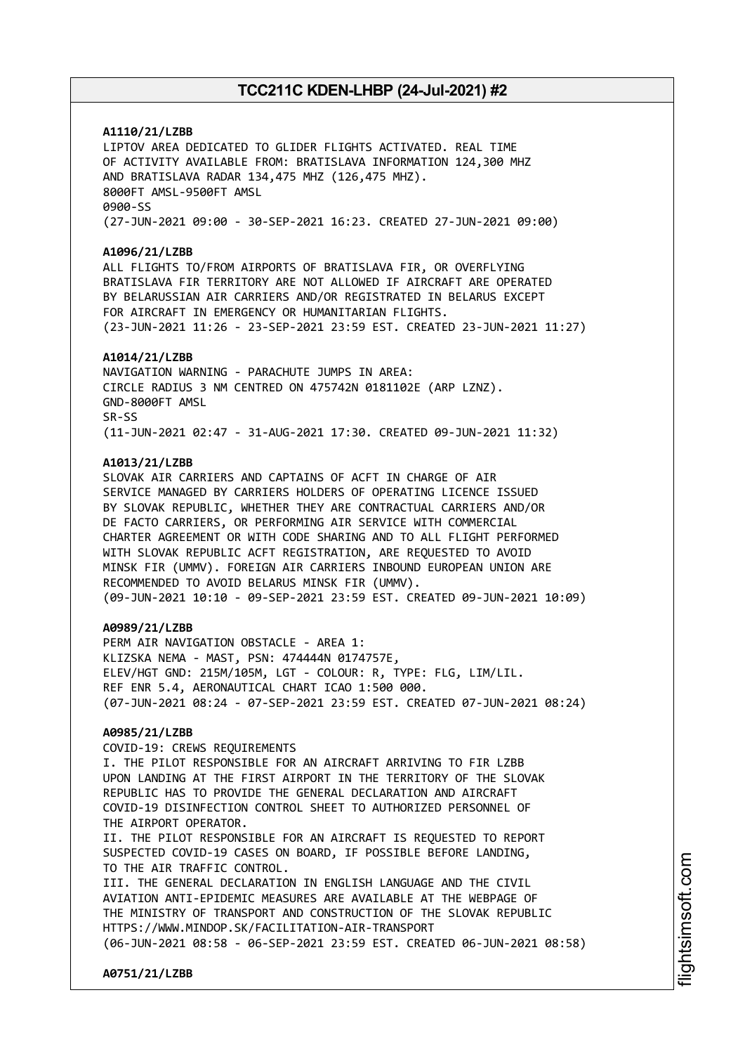**A1110/21/LZBB**
LIPTOV AREA DEDICATED TO GLIDER FLIGHTS ACTIVATED. REAL TIME
OF ACTIVITY AVAILABLE FROM: BRATISLAVA INFORMATION 124,300 MHZ
AND BRATISLAVA RADAR 134,475 MHZ (126,475 MHZ).
8000FT AMSL-9500FT AMSL
0900-SS
(27-JUN-2021 09:00 - 30-SEP-2021 16:23. CREATED 27-JUN-2021 09:00)

**A1096/21/LZBB**
ALL FLIGHTS TO/FROM AIRPORTS OF BRATISLAVA FIR, OR OVERFLYING
BRATISLAVA FIR TERRITORY ARE NOT ALLOWED IF AIRCRAFT ARE OPERATED
BY BELARUSSIAN AIR CARRIERS AND/OR REGISTRATED IN BELARUS EXCEPT
FOR AIRCRAFT IN EMERGENCY OR HUMANITARIAN FLIGHTS.
(23-JUN-2021 11:26 - 23-SEP-2021 23:59 EST. CREATED 23-JUN-2021 11:27)

**A1014/21/LZBB**
NAVIGATION WARNING - PARACHUTE JUMPS IN AREA:
CIRCLE RADIUS 3 NM CENTRED ON 475742N 0181102E (ARP LZNZ).
GND-8000FT AMSL
SR-SS
(11-JUN-2021 02:47 - 31-AUG-2021 17:30. CREATED 09-JUN-2021 11:32)

**A1013/21/LZBB**
SLOVAK AIR CARRIERS AND CAPTAINS OF ACFT IN CHARGE OF AIR
SERVICE MANAGED BY CARRIERS HOLDERS OF OPERATING LICENCE ISSUED
BY SLOVAK REPUBLIC, WHETHER THEY ARE CONTRACTUAL CARRIERS AND/OR
DE FACTO CARRIERS, OR PERFORMING AIR SERVICE WITH COMMERCIAL
CHARTER AGREEMENT OR WITH CODE SHARING AND TO ALL FLIGHT PERFORMED
WITH SLOVAK REPUBLIC ACFT REGISTRATION, ARE REQUESTED TO AVOID
MINSK FIR (UMMV). FOREIGN AIR CARRIERS INBOUND EUROPEAN UNION ARE
RECOMMENDED TO AVOID BELARUS MINSK FIR (UMMV).
(09-JUN-2021 10:10 - 09-SEP-2021 23:59 EST. CREATED 09-JUN-2021 10:09)

**A0989/21/LZBB**
PERM AIR NAVIGATION OBSTACLE - AREA 1:
KLIZSKA NEMA - MAST, PSN: 474444N 0174757E,
ELEV/HGT GND: 215M/105M, LGT - COLOUR: R, TYPE: FLG, LIM/LIL.
REF ENR 5.4, AERONAUTICAL CHART ICAO 1:500 000.
(07-JUN-2021 08:24 - 07-SEP-2021 23:59 EST. CREATED 07-JUN-2021 08:24)

**A0985/21/LZBB**
COVID-19: CREWS REQUIREMENTS
I. THE PILOT RESPONSIBLE FOR AN AIRCRAFT ARRIVING TO FIR LZBB
UPON LANDING AT THE FIRST AIRPORT IN THE TERRITORY OF THE SLOVAK
REPUBLIC HAS TO PROVIDE THE GENERAL DECLARATION AND AIRCRAFT
COVID-19 DISINFECTION CONTROL SHEET TO AUTHORIZED PERSONNEL OF
THE AIRPORT OPERATOR.
II. THE PILOT RESPONSIBLE FOR AN AIRCRAFT IS REQUESTED TO REPORT
SUSPECTED COVID-19 CASES ON BOARD, IF POSSIBLE BEFORE LANDING,
TO THE AIR TRAFFIC CONTROL.
III. THE GENERAL DECLARATION IN ENGLISH LANGUAGE AND THE CIVIL
AVIATION ANTI-EPIDEMIC MEASURES ARE AVAILABLE AT THE WEBPAGE OF
THE MINISTRY OF TRANSPORT AND CONSTRUCTION OF THE SLOVAK REPUBLIC
HTTPS://WWW.MINDOP.SK/FACILITATION-AIR-TRANSPORT
(06-JUN-2021 08:58 - 06-SEP-2021 23:59 EST. CREATED 06-JUN-2021 08:58)

**A0751/21/LZBB**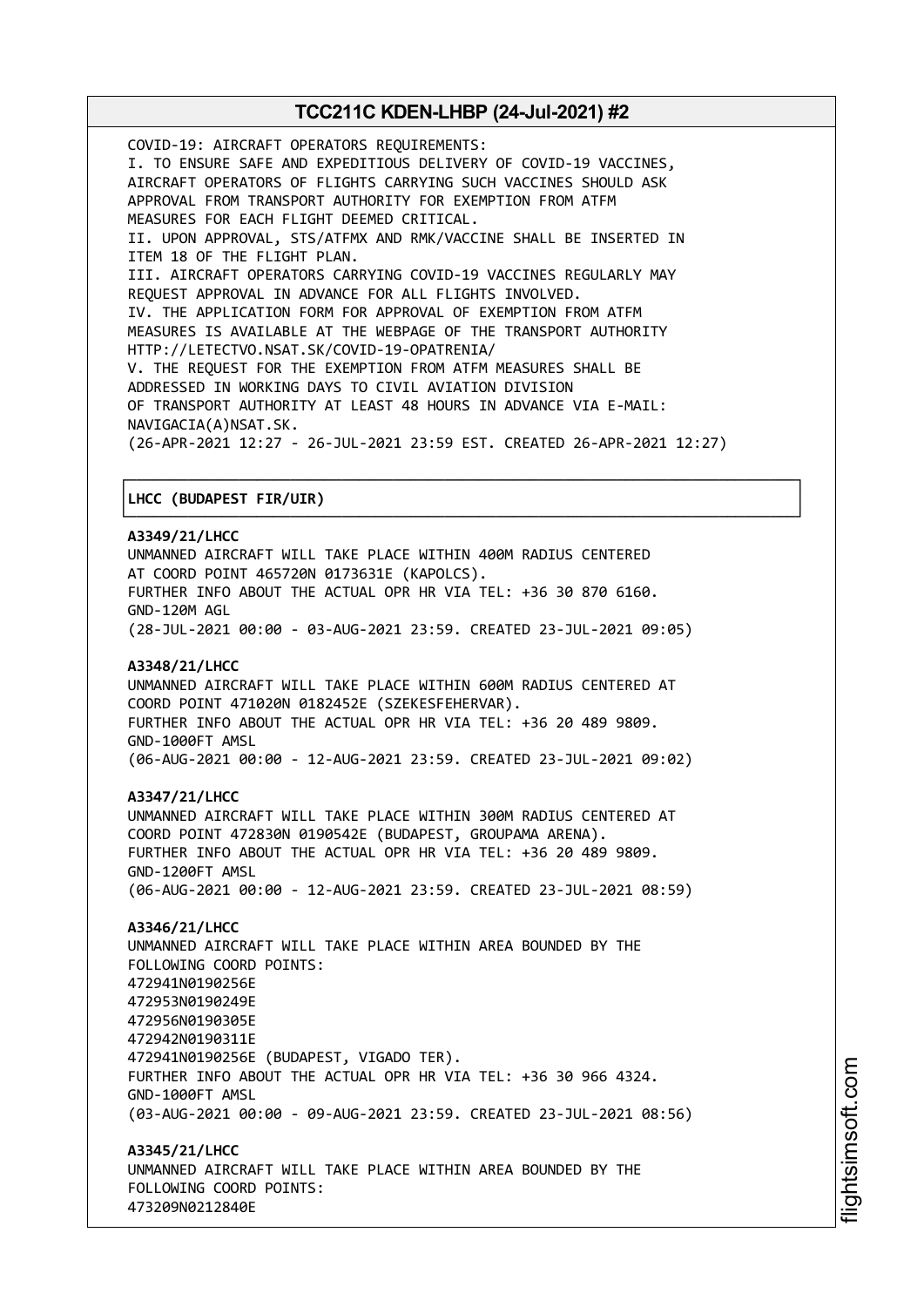COVID-19: AIRCRAFT OPERATORS REQUIREMENTS:
I. TO ENSURE SAFE AND EXPEDITIOUS DELIVERY OF COVID-19 VACCINES, AIRCRAFT OPERATORS OF FLIGHTS CARRYING SUCH VACCINES SHOULD ASK APPROVAL FROM TRANSPORT AUTHORITY FOR EXEMPTION FROM ATFM MEASURES FOR EACH FLIGHT DEEMED CRITICAL.
II. UPON APPROVAL, STS/ATFMX AND RMK/VACCINE SHALL BE INSERTED IN ITEM 18 OF THE FLIGHT PLAN.
III. AIRCRAFT OPERATORS CARRYING COVID-19 VACCINES REGULARLY MAY REQUEST APPROVAL IN ADVANCE FOR ALL FLIGHTS INVOLVED.
IV. THE APPLICATION FORM FOR APPROVAL OF EXEMPTION FROM ATFM MEASURES IS AVAILABLE AT THE WEBPAGE OF THE TRANSPORT AUTHORITY HTTP://LETECTVO.NSAT.SK/COVID-19-OPATRENIA/
V. THE REQUEST FOR THE EXEMPTION FROM ATFM MEASURES SHALL BE ADDRESSED IN WORKING DAYS TO CIVIL AVIATION DIVISION OF TRANSPORT AUTHORITY AT LEAST 48 HOURS IN ADVANCE VIA E-MAIL: NAVIGACIA(A)NSAT.SK.
(26-APR-2021 12:27 - 26-JUL-2021 23:59 EST. CREATED 26-APR-2021 12:27)

**LHCC (BUDAPEST FIR/UIR)**

**A3349/21/LHCC**
UNMANNED AIRCRAFT WILL TAKE PLACE WITHIN 400M RADIUS CENTERED AT COORD POINT 465720N 0173631E (KAPOLCS).
FURTHER INFO ABOUT THE ACTUAL OPR HR VIA TEL: +36 30 870 6160.
GND-120M AGL
(28-JUL-2021 00:00 - 03-AUG-2021 23:59. CREATED 23-JUL-2021 09:05)

**A3348/21/LHCC**
UNMANNED AIRCRAFT WILL TAKE PLACE WITHIN 600M RADIUS CENTERED AT COORD POINT 471020N 0182452E (SZEKESFEHERVAR).
FURTHER INFO ABOUT THE ACTUAL OPR HR VIA TEL: +36 20 489 9809.
GND-1000FT AMSL
(06-AUG-2021 00:00 - 12-AUG-2021 23:59. CREATED 23-JUL-2021 09:02)

**A3347/21/LHCC**
UNMANNED AIRCRAFT WILL TAKE PLACE WITHIN 300M RADIUS CENTERED AT COORD POINT 472830N 0190542E (BUDAPEST, GROUPAMA ARENA).
FURTHER INFO ABOUT THE ACTUAL OPR HR VIA TEL: +36 20 489 9809.
GND-1200FT AMSL
(06-AUG-2021 00:00 - 12-AUG-2021 23:59. CREATED 23-JUL-2021 08:59)

**A3346/21/LHCC**
UNMANNED AIRCRAFT WILL TAKE PLACE WITHIN AREA BOUNDED BY THE FOLLOWING COORD POINTS:
472941N0190256E
472953N0190249E
472956N0190305E
472942N0190311E
472941N0190256E (BUDAPEST, VIGADO TER).
FURTHER INFO ABOUT THE ACTUAL OPR HR VIA TEL: +36 30 966 4324.
GND-1000FT AMSL
(03-AUG-2021 00:00 - 09-AUG-2021 23:59. CREATED 23-JUL-2021 08:56)

**A3345/21/LHCC**
UNMANNED AIRCRAFT WILL TAKE PLACE WITHIN AREA BOUNDED BY THE FOLLOWING COORD POINTS:
473209N0212840E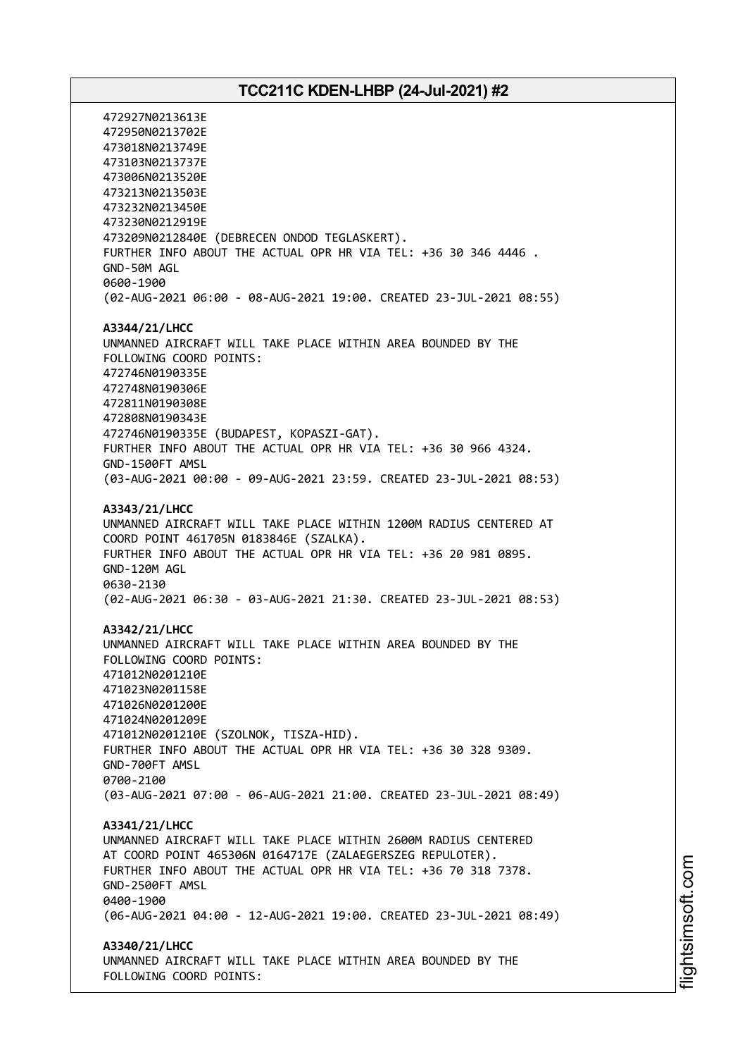472927N0213613E
472950N0213702E
473018N0213749E
473103N0213737E
473006N0213520E
473213N0213503E
473232N0213450E
473230N0212919E
473209N0212840E (DEBRECEN ONDOD TEGLASKERT).
FURTHER INFO ABOUT THE ACTUAL OPR HR VIA TEL: +36 30 346 4446 .
GND-50M AGL
0600-1900
(02-AUG-2021 06:00 - 08-AUG-2021 19:00. CREATED 23-JUL-2021 08:55)

**A3344/21/LHCC**
UNMANNED AIRCRAFT WILL TAKE PLACE WITHIN AREA BOUNDED BY THE FOLLOWING COORD POINTS:
472746N0190335E
472748N0190306E
472811N0190308E
472808N0190343E
472746N0190335E (BUDAPEST, KOPASZI-GAT).
FURTHER INFO ABOUT THE ACTUAL OPR HR VIA TEL: +36 30 966 4324.
GND-1500FT AMSL
(03-AUG-2021 00:00 - 09-AUG-2021 23:59. CREATED 23-JUL-2021 08:53)

**A3343/21/LHCC**
UNMANNED AIRCRAFT WILL TAKE PLACE WITHIN 1200M RADIUS CENTERED AT COORD POINT 461705N 0183846E (SZALKA).
FURTHER INFO ABOUT THE ACTUAL OPR HR VIA TEL: +36 20 981 0895.
GND-120M AGL
0630-2130
(02-AUG-2021 06:30 - 03-AUG-2021 21:30. CREATED 23-JUL-2021 08:53)

**A3342/21/LHCC**
UNMANNED AIRCRAFT WILL TAKE PLACE WITHIN AREA BOUNDED BY THE FOLLOWING COORD POINTS:
471012N0201210E
471023N0201158E
471026N0201200E
471024N0201209E
471012N0201210E (SZOLNOK, TISZA-HID).
FURTHER INFO ABOUT THE ACTUAL OPR HR VIA TEL: +36 30 328 9309.
GND-700FT AMSL
0700-2100
(03-AUG-2021 07:00 - 06-AUG-2021 21:00. CREATED 23-JUL-2021 08:49)

**A3341/21/LHCC**
UNMANNED AIRCRAFT WILL TAKE PLACE WITHIN 2600M RADIUS CENTERED AT COORD POINT 465306N 0164717E (ZALAEGERSZEG REPULOTER).
FURTHER INFO ABOUT THE ACTUAL OPR HR VIA TEL: +36 70 318 7378.
GND-2500FT AMSL
0400-1900
(06-AUG-2021 04:00 - 12-AUG-2021 19:00. CREATED 23-JUL-2021 08:49)

**A3340/21/LHCC**
UNMANNED AIRCRAFT WILL TAKE PLACE WITHIN AREA BOUNDED BY THE FOLLOWING COORD POINTS: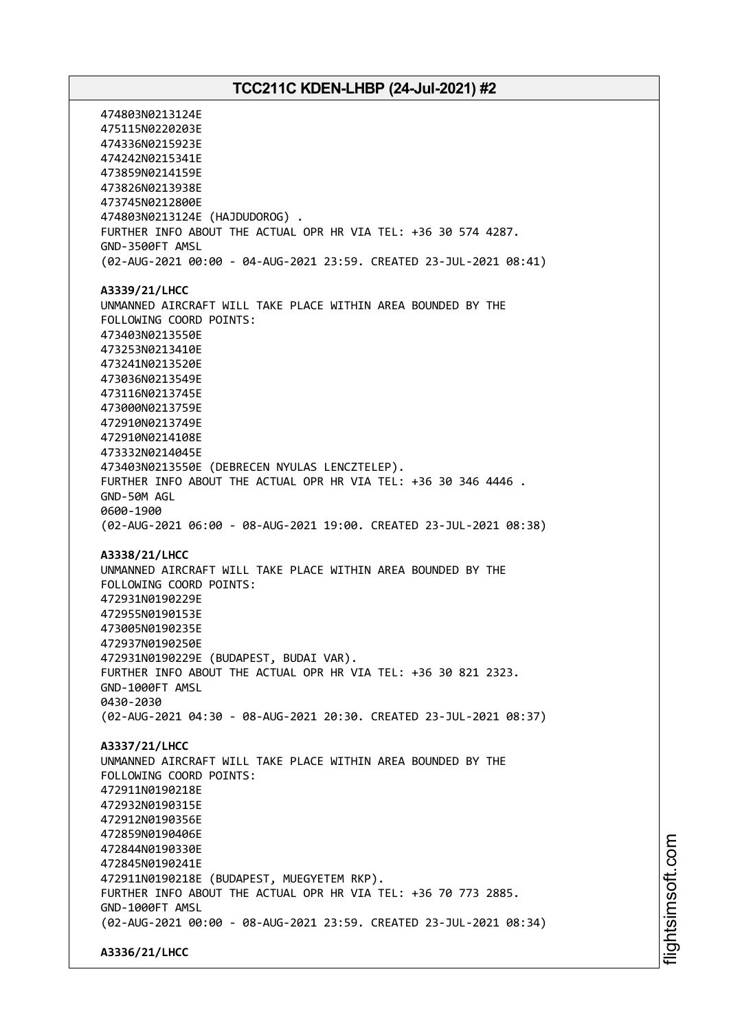474803N0213124E
475115N0220203E
474336N0215923E
474242N0215341E
473859N0214159E
473826N0213938E
473745N0212800E
474803N0213124E (HAJDUDOROG) .
FURTHER INFO ABOUT THE ACTUAL OPR HR VIA TEL: +36 30 574 4287.
GND-3500FT AMSL
(02-AUG-2021 00:00 - 04-AUG-2021 23:59. CREATED 23-JUL-2021 08:41)

**A3339/21/LHCC**
UNMANNED AIRCRAFT WILL TAKE PLACE WITHIN AREA BOUNDED BY THE
FOLLOWING COORD POINTS:
473403N0213550E
473253N0213410E
473241N0213520E
473036N0213549E
473116N0213745E
473000N0213759E
472910N0213749E
472910N0214108E
473332N0214045E
473403N0213550E (DEBRECEN NYULAS LENCZTELEP).
FURTHER INFO ABOUT THE ACTUAL OPR HR VIA TEL: +36 30 346 4446 .
GND-50M AGL
0600-1900
(02-AUG-2021 06:00 - 08-AUG-2021 19:00. CREATED 23-JUL-2021 08:38)

**A3338/21/LHCC**
UNMANNED AIRCRAFT WILL TAKE PLACE WITHIN AREA BOUNDED BY THE
FOLLOWING COORD POINTS:
472931N0190229E
472955N0190153E
473005N0190235E
472937N0190250E
472931N0190229E (BUDAPEST, BUDAI VAR).
FURTHER INFO ABOUT THE ACTUAL OPR HR VIA TEL: +36 30 821 2323.
GND-1000FT AMSL
0430-2030
(02-AUG-2021 04:30 - 08-AUG-2021 20:30. CREATED 23-JUL-2021 08:37)

**A3337/21/LHCC**
UNMANNED AIRCRAFT WILL TAKE PLACE WITHIN AREA BOUNDED BY THE
FOLLOWING COORD POINTS:
472911N0190218E
472932N0190315E
472912N0190356E
472859N0190406E
472844N0190330E
472845N0190241E
472911N0190218E (BUDAPEST, MUEGYETEM RKP).
FURTHER INFO ABOUT THE ACTUAL OPR HR VIA TEL: +36 70 773 2885.
GND-1000FT AMSL
(02-AUG-2021 00:00 - 08-AUG-2021 23:59. CREATED 23-JUL-2021 08:34)

**A3336/21/LHCC**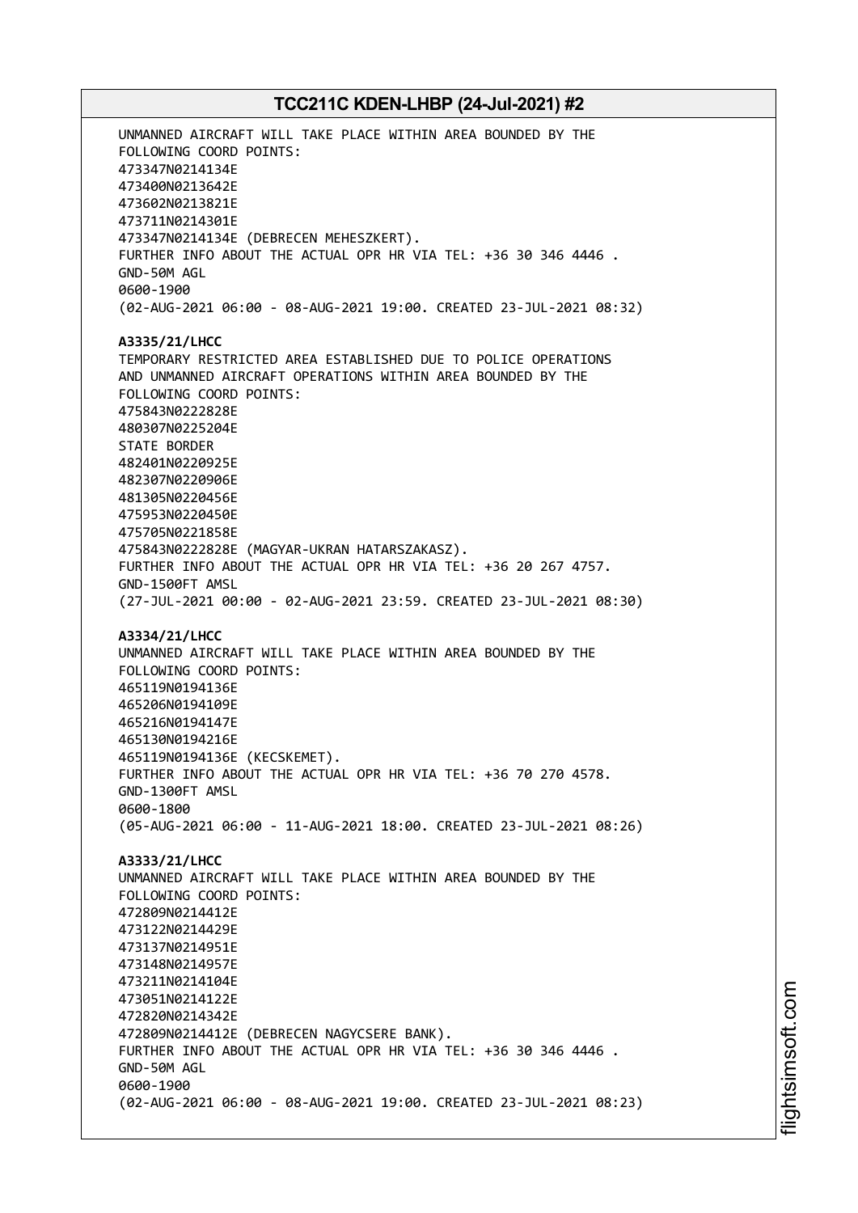UNMANNED AIRCRAFT WILL TAKE PLACE WITHIN AREA BOUNDED BY THE FOLLOWING COORD POINTS:
473347N0214134E
473400N0213642E
473602N0213821E
473711N0214301E
473347N0214134E (DEBRECEN MEHESZKERT).
FURTHER INFO ABOUT THE ACTUAL OPR HR VIA TEL: +36 30 346 4446 .
GND-50M AGL
0600-1900
(02-AUG-2021 06:00 - 08-AUG-2021 19:00. CREATED 23-JUL-2021 08:32)

**A3335/21/LHCC**
TEMPORARY RESTRICTED AREA ESTABLISHED DUE TO POLICE OPERATIONS AND UNMANNED AIRCRAFT OPERATIONS WITHIN AREA BOUNDED BY THE FOLLOWING COORD POINTS:
475843N0222828E
480307N0225204E
STATE BORDER
482401N0220925E
482307N0220906E
481305N0220456E
475953N0220450E
475705N0221858E
475843N0222828E (MAGYAR-UKRAN HATARSZAKASZ).
FURTHER INFO ABOUT THE ACTUAL OPR HR VIA TEL: +36 20 267 4757.
GND-1500FT AMSL
(27-JUL-2021 00:00 - 02-AUG-2021 23:59. CREATED 23-JUL-2021 08:30)

**A3334/21/LHCC**
UNMANNED AIRCRAFT WILL TAKE PLACE WITHIN AREA BOUNDED BY THE FOLLOWING COORD POINTS:
465119N0194136E
465206N0194109E
465216N0194147E
465130N0194216E
465119N0194136E (KECSKEMET).
FURTHER INFO ABOUT THE ACTUAL OPR HR VIA TEL: +36 70 270 4578.
GND-1300FT AMSL
0600-1800
(05-AUG-2021 06:00 - 11-AUG-2021 18:00. CREATED 23-JUL-2021 08:26)

**A3333/21/LHCC**
UNMANNED AIRCRAFT WILL TAKE PLACE WITHIN AREA BOUNDED BY THE FOLLOWING COORD POINTS:
472809N0214412E
473122N0214429E
473137N0214951E
473148N0214957E
473211N0214104E
473051N0214122E
472820N0214342E
472809N0214412E (DEBRECEN NAGYCSERE BANK).
FURTHER INFO ABOUT THE ACTUAL OPR HR VIA TEL: +36 30 346 4446 .
GND-50M AGL
0600-1900
(02-AUG-2021 06:00 - 08-AUG-2021 19:00. CREATED 23-JUL-2021 08:23)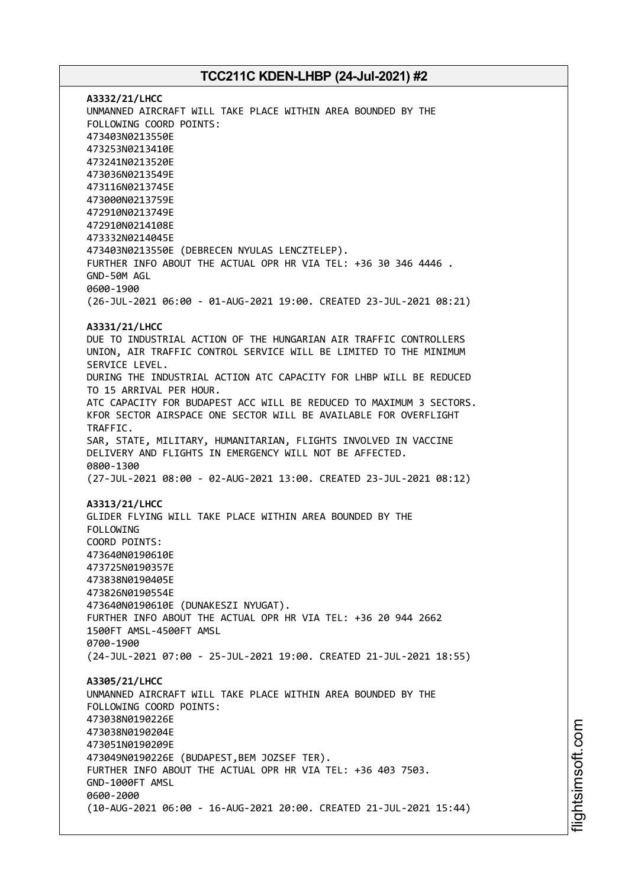**A3332/21/LHCC**
UNMANNED AIRCRAFT WILL TAKE PLACE WITHIN AREA BOUNDED BY THE
FOLLOWING COORD POINTS:
473403N0213550E
473253N0213410E
473241N0213520E
473036N0213549E
473116N0213745E
473000N0213759E
472910N0213749E
472910N0214108E
473332N0214045E
473403N0213550E (DEBRECEN NYULAS LENCZTELEP).
FURTHER INFO ABOUT THE ACTUAL OPR HR VIA TEL: +36 30 346 4446 .
GND-50M AGL
0600-1900
(26-JUL-2021 06:00 - 01-AUG-2021 19:00. CREATED 23-JUL-2021 08:21)

**A3331/21/LHCC**
DUE TO INDUSTRIAL ACTION OF THE HUNGARIAN AIR TRAFFIC CONTROLLERS
UNION, AIR TRAFFIC CONTROL SERVICE WILL BE LIMITED TO THE MINIMUM
SERVICE LEVEL.
DURING THE INDUSTRIAL ACTION ATC CAPACITY FOR LHBP WILL BE REDUCED
TO 15 ARRIVAL PER HOUR.
ATC CAPACITY FOR BUDAPEST ACC WILL BE REDUCED TO MAXIMUM 3 SECTORS.
KFOR SECTOR AIRSPACE ONE SECTOR WILL BE AVAILABLE FOR OVERFLIGHT
TRAFFIC.
SAR, STATE, MILITARY, HUMANITARIAN, FLIGHTS INVOLVED IN VACCINE
DELIVERY AND FLIGHTS IN EMERGENCY WILL NOT BE AFFECTED.
0800-1300
(27-JUL-2021 08:00 - 02-AUG-2021 13:00. CREATED 23-JUL-2021 08:12)

**A3313/21/LHCC**
GLIDER FLYING WILL TAKE PLACE WITHIN AREA BOUNDED BY THE
FOLLOWING
COORD POINTS:
473640N0190610E
473725N0190357E
473838N0190405E
473826N0190554E
473640N0190610E (DUNAKESZI NYUGAT).
FURTHER INFO ABOUT THE ACTUAL OPR HR VIA TEL: +36 20 944 2662
1500FT AMSL-4500FT AMSL
0700-1900
(24-JUL-2021 07:00 - 25-JUL-2021 19:00. CREATED 21-JUL-2021 18:55)

**A3305/21/LHCC**
UNMANNED AIRCRAFT WILL TAKE PLACE WITHIN AREA BOUNDED BY THE
FOLLOWING COORD POINTS:
473038N0190226E
473038N0190204E
473051N0190209E
473049N0190226E (BUDAPEST,BEM JOZSEF TER).
FURTHER INFO ABOUT THE ACTUAL OPR HR VIA TEL: +36 403 7503.
GND-1000FT AMSL
0600-2000
(10-AUG-2021 06:00 - 16-AUG-2021 20:00. CREATED 21-JUL-2021 15:44)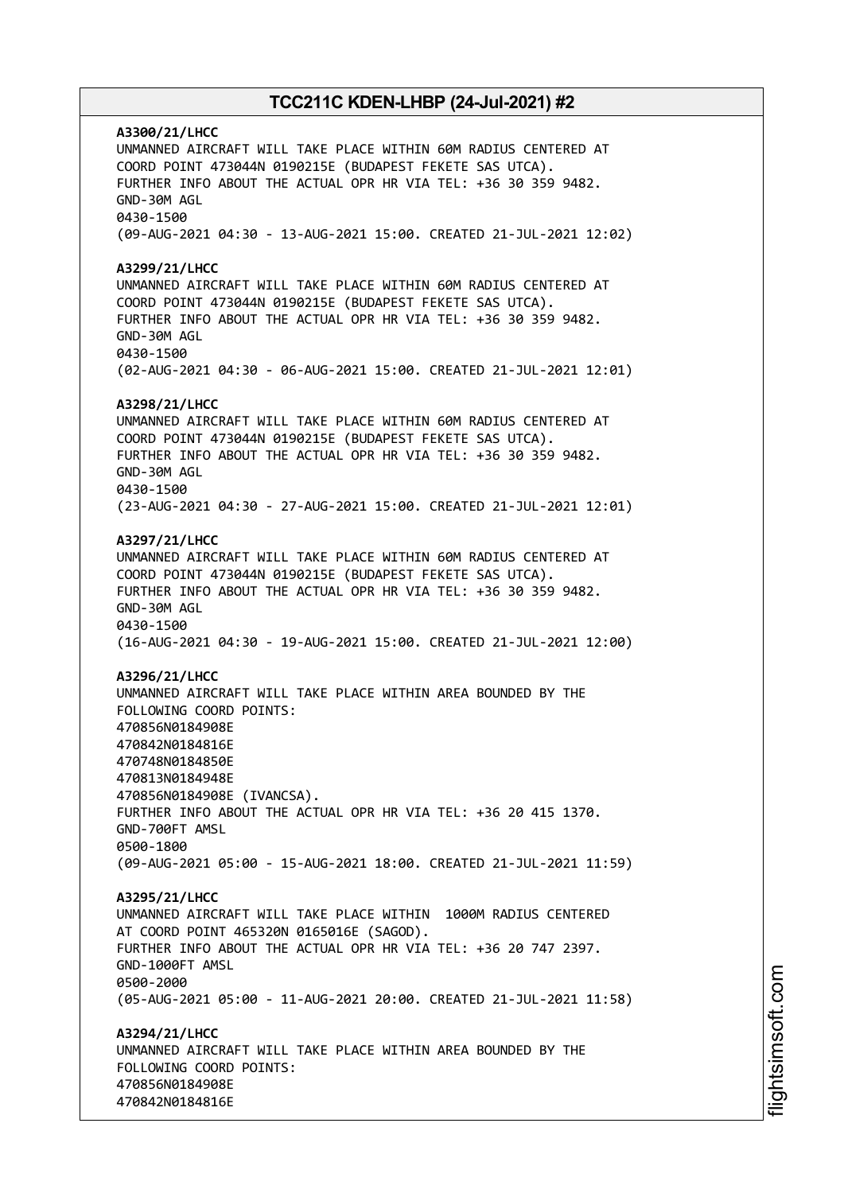**A3300/21/LHCC**
UNMANNED AIRCRAFT WILL TAKE PLACE WITHIN 60M RADIUS CENTERED AT COORD POINT 473044N 0190215E (BUDAPEST FEKETE SAS UTCA).
FURTHER INFO ABOUT THE ACTUAL OPR HR VIA TEL: +36 30 359 9482.
GND-30M AGL
0430-1500
(09-AUG-2021 04:30 - 13-AUG-2021 15:00. CREATED 21-JUL-2021 12:02)

**A3299/21/LHCC**
UNMANNED AIRCRAFT WILL TAKE PLACE WITHIN 60M RADIUS CENTERED AT COORD POINT 473044N 0190215E (BUDAPEST FEKETE SAS UTCA).
FURTHER INFO ABOUT THE ACTUAL OPR HR VIA TEL: +36 30 359 9482.
GND-30M AGL
0430-1500
(02-AUG-2021 04:30 - 06-AUG-2021 15:00. CREATED 21-JUL-2021 12:01)

**A3298/21/LHCC**
UNMANNED AIRCRAFT WILL TAKE PLACE WITHIN 60M RADIUS CENTERED AT COORD POINT 473044N 0190215E (BUDAPEST FEKETE SAS UTCA).
FURTHER INFO ABOUT THE ACTUAL OPR HR VIA TEL: +36 30 359 9482.
GND-30M AGL
0430-1500
(23-AUG-2021 04:30 - 27-AUG-2021 15:00. CREATED 21-JUL-2021 12:01)

**A3297/21/LHCC**
UNMANNED AIRCRAFT WILL TAKE PLACE WITHIN 60M RADIUS CENTERED AT COORD POINT 473044N 0190215E (BUDAPEST FEKETE SAS UTCA).
FURTHER INFO ABOUT THE ACTUAL OPR HR VIA TEL: +36 30 359 9482.
GND-30M AGL
0430-1500
(16-AUG-2021 04:30 - 19-AUG-2021 15:00. CREATED 21-JUL-2021 12:00)

**A3296/21/LHCC**
UNMANNED AIRCRAFT WILL TAKE PLACE WITHIN AREA BOUNDED BY THE FOLLOWING COORD POINTS:
470856N0184908E
470842N0184816E
470748N0184850E
470813N0184948E
470856N0184908E (IVANCSA).
FURTHER INFO ABOUT THE ACTUAL OPR HR VIA TEL: +36 20 415 1370.
GND-700FT AMSL
0500-1800
(09-AUG-2021 05:00 - 15-AUG-2021 18:00. CREATED 21-JUL-2021 11:59)

**A3295/21/LHCC**
UNMANNED AIRCRAFT WILL TAKE PLACE WITHIN 1000M RADIUS CENTERED AT COORD POINT 465320N 0165016E (SAGOD).
FURTHER INFO ABOUT THE ACTUAL OPR HR VIA TEL: +36 20 747 2397.
GND-1000FT AMSL
0500-2000
(05-AUG-2021 05:00 - 11-AUG-2021 20:00. CREATED 21-JUL-2021 11:58)

**A3294/21/LHCC**
UNMANNED AIRCRAFT WILL TAKE PLACE WITHIN AREA BOUNDED BY THE FOLLOWING COORD POINTS:
470856N0184908E
470842N0184816E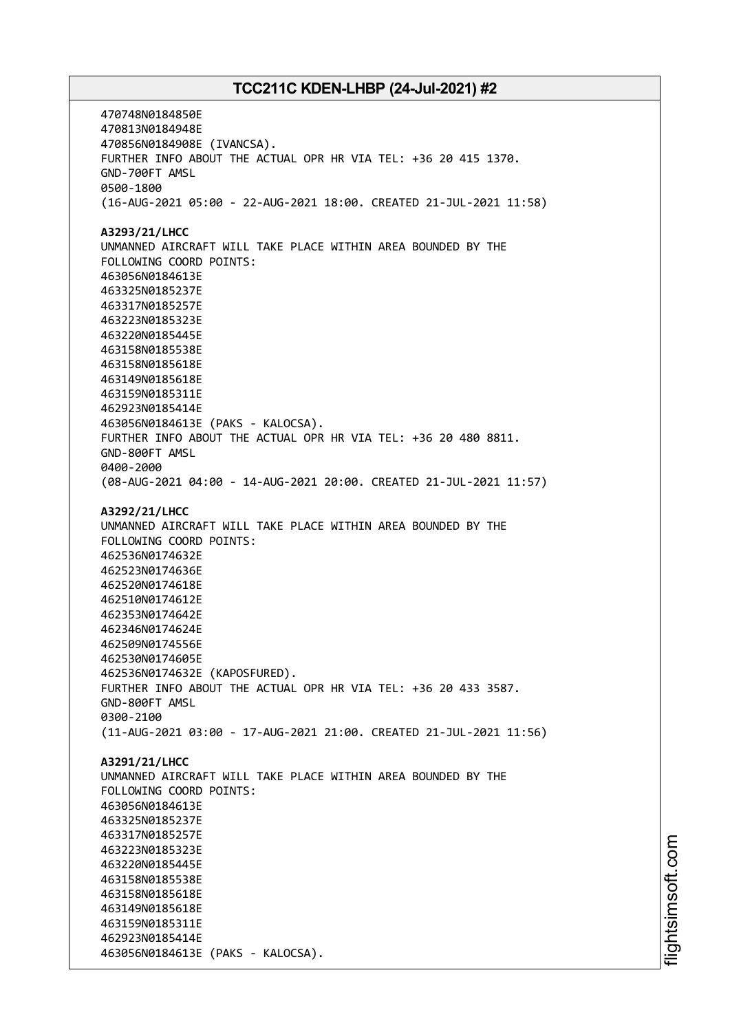470748N0184850E
470813N0184948E
470856N0184908E (IVANCSA).
FURTHER INFO ABOUT THE ACTUAL OPR HR VIA TEL: +36 20 415 1370.
GND-700FT AMSL
0500-1800
(16-AUG-2021 05:00 - 22-AUG-2021 18:00. CREATED 21-JUL-2021 11:58)

**A3293/21/LHCC**
UNMANNED AIRCRAFT WILL TAKE PLACE WITHIN AREA BOUNDED BY THE
FOLLOWING COORD POINTS:
463056N0184613E
463325N0185237E
463317N0185257E
463223N0185323E
463220N0185445E
463158N0185538E
463158N0185618E
463149N0185618E
463159N0185311E
462923N0185414E
463056N0184613E (PAKS - KALOCSA).
FURTHER INFO ABOUT THE ACTUAL OPR HR VIA TEL: +36 20 480 8811.
GND-800FT AMSL
0400-2000
(08-AUG-2021 04:00 - 14-AUG-2021 20:00. CREATED 21-JUL-2021 11:57)

**A3292/21/LHCC**
UNMANNED AIRCRAFT WILL TAKE PLACE WITHIN AREA BOUNDED BY THE
FOLLOWING COORD POINTS:
462536N0174632E
462523N0174636E
462520N0174618E
462510N0174612E
462353N0174642E
462346N0174624E
462509N0174556E
462530N0174605E
462536N0174632E (KAPOSFURED).
FURTHER INFO ABOUT THE ACTUAL OPR HR VIA TEL: +36 20 433 3587.
GND-800FT AMSL
0300-2100
(11-AUG-2021 03:00 - 17-AUG-2021 21:00. CREATED 21-JUL-2021 11:56)

**A3291/21/LHCC**
UNMANNED AIRCRAFT WILL TAKE PLACE WITHIN AREA BOUNDED BY THE
FOLLOWING COORD POINTS:
463056N0184613E
463325N0185237E
463317N0185257E
463223N0185323E
463220N0185445E
463158N0185538E
463158N0185618E
463149N0185618E
463159N0185311E
462923N0185414E
463056N0184613E (PAKS - KALOCSA).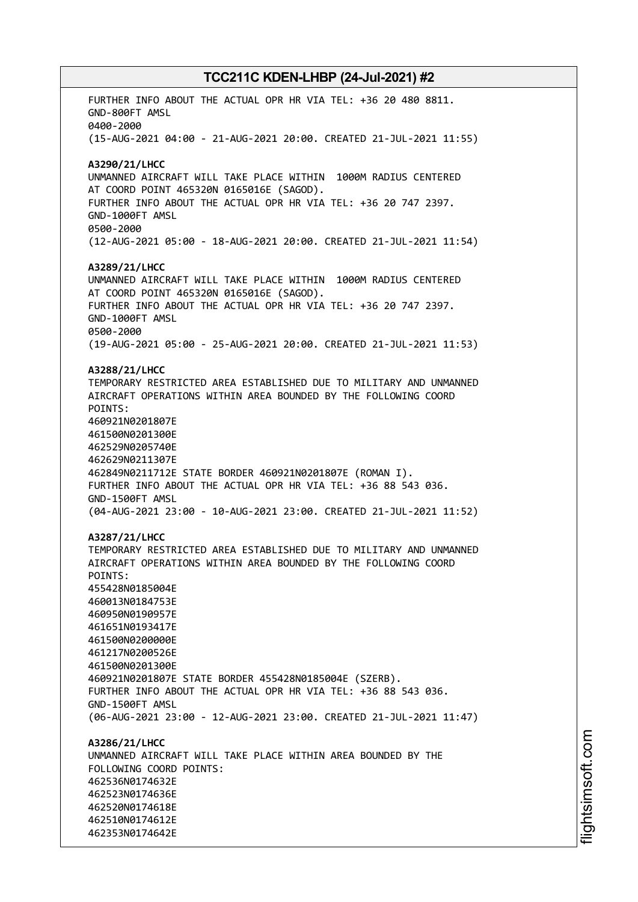FURTHER INFO ABOUT THE ACTUAL OPR HR VIA TEL: +36 20 480 8811.
GND-800FT AMSL
0400-2000
(15-AUG-2021 04:00 - 21-AUG-2021 20:00. CREATED 21-JUL-2021 11:55)

**A3290/21/LHCC**
UNMANNED AIRCRAFT WILL TAKE PLACE WITHIN 1000M RADIUS CENTERED AT COORD POINT 465320N 0165016E (SAGOD).
FURTHER INFO ABOUT THE ACTUAL OPR HR VIA TEL: +36 20 747 2397.
GND-1000FT AMSL
0500-2000
(12-AUG-2021 05:00 - 18-AUG-2021 20:00. CREATED 21-JUL-2021 11:54)

**A3289/21/LHCC**
UNMANNED AIRCRAFT WILL TAKE PLACE WITHIN 1000M RADIUS CENTERED AT COORD POINT 465320N 0165016E (SAGOD).
FURTHER INFO ABOUT THE ACTUAL OPR HR VIA TEL: +36 20 747 2397.
GND-1000FT AMSL
0500-2000
(19-AUG-2021 05:00 - 25-AUG-2021 20:00. CREATED 21-JUL-2021 11:53)

**A3288/21/LHCC**
TEMPORARY RESTRICTED AREA ESTABLISHED DUE TO MILITARY AND UNMANNED AIRCRAFT OPERATIONS WITHIN AREA BOUNDED BY THE FOLLOWING COORD POINTS:
460921N0201807E
461500N0201300E
462529N0205740E
462629N0211307E
462849N0211712E STATE BORDER 460921N0201807E (ROMAN I).
FURTHER INFO ABOUT THE ACTUAL OPR HR VIA TEL: +36 88 543 036.
GND-1500FT AMSL
(04-AUG-2021 23:00 - 10-AUG-2021 23:00. CREATED 21-JUL-2021 11:52)

**A3287/21/LHCC**
TEMPORARY RESTRICTED AREA ESTABLISHED DUE TO MILITARY AND UNMANNED AIRCRAFT OPERATIONS WITHIN AREA BOUNDED BY THE FOLLOWING COORD POINTS:
455428N0185004E
460013N0184753E
460950N0190957E
461651N0193417E
461500N0200000E
461217N0200526E
461500N0201300E
460921N0201807E STATE BORDER 455428N0185004E (SZERB).
FURTHER INFO ABOUT THE ACTUAL OPR HR VIA TEL: +36 88 543 036.
GND-1500FT AMSL
(06-AUG-2021 23:00 - 12-AUG-2021 23:00. CREATED 21-JUL-2021 11:47)

**A3286/21/LHCC**
UNMANNED AIRCRAFT WILL TAKE PLACE WITHIN AREA BOUNDED BY THE FOLLOWING COORD POINTS:
462536N0174632E
462523N0174636E
462520N0174618E
462510N0174612E
462353N0174642E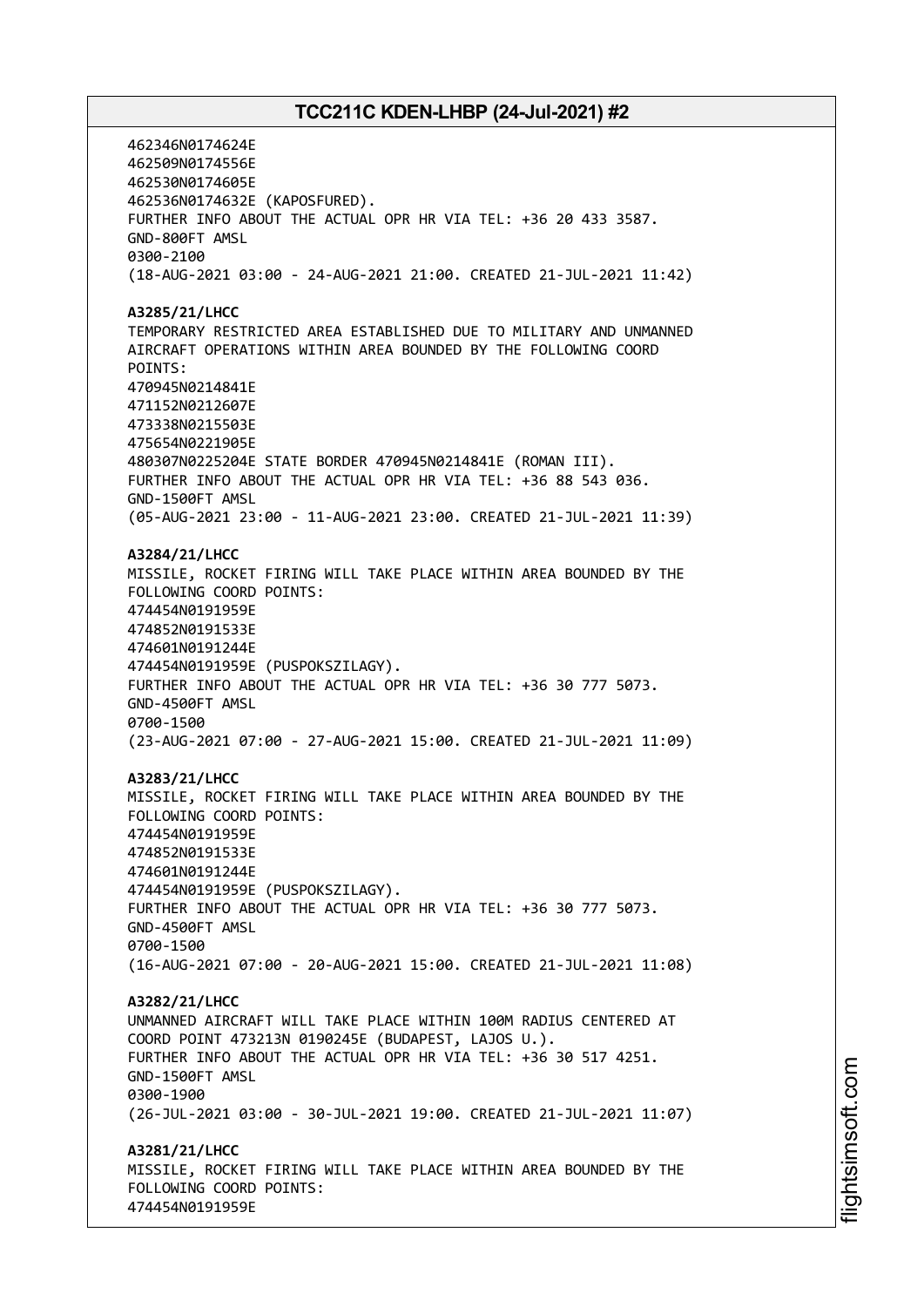462346N0174624E
462509N0174556E
462530N0174605E
462536N0174632E (KAPOSFURED).
FURTHER INFO ABOUT THE ACTUAL OPR HR VIA TEL: +36 20 433 3587.
GND-800FT AMSL
0300-2100
(18-AUG-2021 03:00 - 24-AUG-2021 21:00. CREATED 21-JUL-2021 11:42)

**A3285/21/LHCC**
TEMPORARY RESTRICTED AREA ESTABLISHED DUE TO MILITARY AND UNMANNED AIRCRAFT OPERATIONS WITHIN AREA BOUNDED BY THE FOLLOWING COORD POINTS:
470945N0214841E
471152N0212607E
473338N0215503E
475654N0221905E
480307N0225204E STATE BORDER 470945N0214841E (ROMAN III).
FURTHER INFO ABOUT THE ACTUAL OPR HR VIA TEL: +36 88 543 036.
GND-1500FT AMSL
(05-AUG-2021 23:00 - 11-AUG-2021 23:00. CREATED 21-JUL-2021 11:39)

**A3284/21/LHCC**
MISSILE, ROCKET FIRING WILL TAKE PLACE WITHIN AREA BOUNDED BY THE FOLLOWING COORD POINTS:
474454N0191959E
474852N0191533E
474601N0191244E
474454N0191959E (PUSPOKSZILAGY).
FURTHER INFO ABOUT THE ACTUAL OPR HR VIA TEL: +36 30 777 5073.
GND-4500FT AMSL
0700-1500
(23-AUG-2021 07:00 - 27-AUG-2021 15:00. CREATED 21-JUL-2021 11:09)

**A3283/21/LHCC**
MISSILE, ROCKET FIRING WILL TAKE PLACE WITHIN AREA BOUNDED BY THE FOLLOWING COORD POINTS:
474454N0191959E
474852N0191533E
474601N0191244E
474454N0191959E (PUSPOKSZILAGY).
FURTHER INFO ABOUT THE ACTUAL OPR HR VIA TEL: +36 30 777 5073.
GND-4500FT AMSL
0700-1500
(16-AUG-2021 07:00 - 20-AUG-2021 15:00. CREATED 21-JUL-2021 11:08)

**A3282/21/LHCC**
UNMANNED AIRCRAFT WILL TAKE PLACE WITHIN 100M RADIUS CENTERED AT COORD POINT 473213N 0190245E (BUDAPEST, LAJOS U.).
FURTHER INFO ABOUT THE ACTUAL OPR HR VIA TEL: +36 30 517 4251.
GND-1500FT AMSL
0300-1900
(26-JUL-2021 03:00 - 30-JUL-2021 19:00. CREATED 21-JUL-2021 11:07)

**A3281/21/LHCC**
MISSILE, ROCKET FIRING WILL TAKE PLACE WITHIN AREA BOUNDED BY THE FOLLOWING COORD POINTS:
474454N0191959E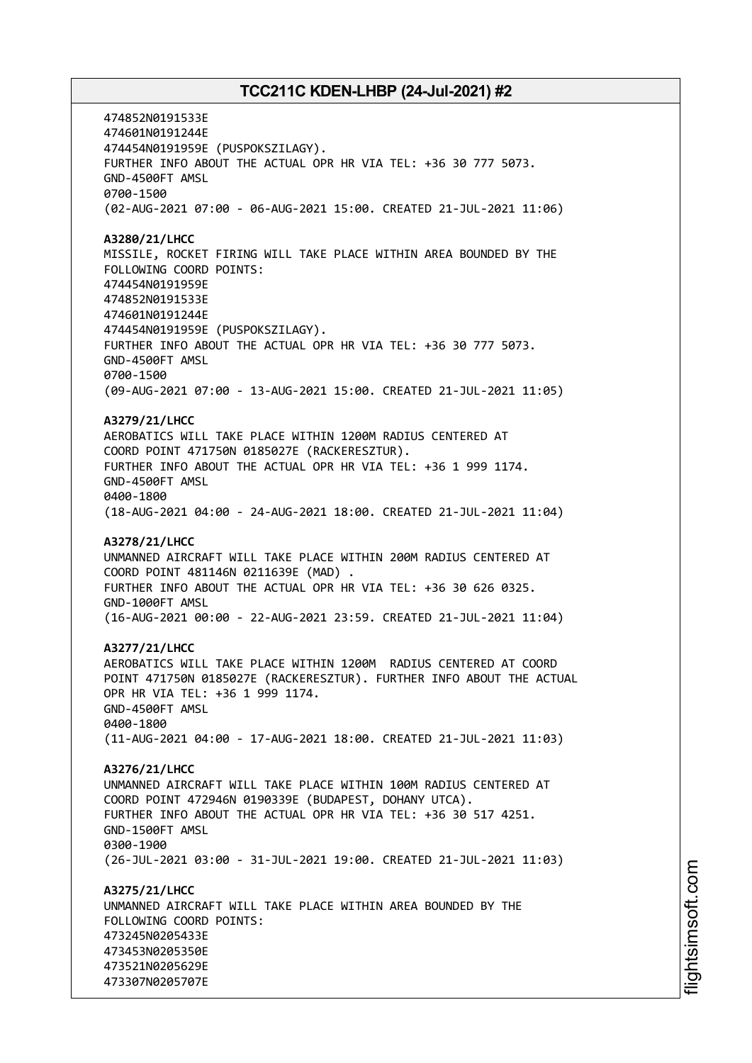474852N0191533E
474601N0191244E
474454N0191959E (PUSPOKSZILAGY).
FURTHER INFO ABOUT THE ACTUAL OPR HR VIA TEL: +36 30 777 5073.
GND-4500FT AMSL
0700-1500
(02-AUG-2021 07:00 - 06-AUG-2021 15:00. CREATED 21-JUL-2021 11:06)

**A3280/21/LHCC**
MISSILE, ROCKET FIRING WILL TAKE PLACE WITHIN AREA BOUNDED BY THE
FOLLOWING COORD POINTS:
474454N0191959E
474852N0191533E
474601N0191244E
474454N0191959E (PUSPOKSZILAGY).
FURTHER INFO ABOUT THE ACTUAL OPR HR VIA TEL: +36 30 777 5073.
GND-4500FT AMSL
0700-1500
(09-AUG-2021 07:00 - 13-AUG-2021 15:00. CREATED 21-JUL-2021 11:05)

**A3279/21/LHCC**
AEROBATICS WILL TAKE PLACE WITHIN 1200M RADIUS CENTERED AT
COORD POINT 471750N 0185027E (RACKERESZTUR).
FURTHER INFO ABOUT THE ACTUAL OPR HR VIA TEL: +36 1 999 1174.
GND-4500FT AMSL
0400-1800
(18-AUG-2021 04:00 - 24-AUG-2021 18:00. CREATED 21-JUL-2021 11:04)

**A3278/21/LHCC**
UNMANNED AIRCRAFT WILL TAKE PLACE WITHIN 200M RADIUS CENTERED AT
COORD POINT 481146N 0211639E (MAD) .
FURTHER INFO ABOUT THE ACTUAL OPR HR VIA TEL: +36 30 626 0325.
GND-1000FT AMSL
(16-AUG-2021 00:00 - 22-AUG-2021 23:59. CREATED 21-JUL-2021 11:04)

**A3277/21/LHCC**
AEROBATICS WILL TAKE PLACE WITHIN 1200M RADIUS CENTERED AT COORD
POINT 471750N 0185027E (RACKERESZTUR). FURTHER INFO ABOUT THE ACTUAL
OPR HR VIA TEL: +36 1 999 1174.
GND-4500FT AMSL
0400-1800
(11-AUG-2021 04:00 - 17-AUG-2021 18:00. CREATED 21-JUL-2021 11:03)

**A3276/21/LHCC**
UNMANNED AIRCRAFT WILL TAKE PLACE WITHIN 100M RADIUS CENTERED AT
COORD POINT 472946N 0190339E (BUDAPEST, DOHANY UTCA).
FURTHER INFO ABOUT THE ACTUAL OPR HR VIA TEL: +36 30 517 4251.
GND-1500FT AMSL
0300-1900
(26-JUL-2021 03:00 - 31-JUL-2021 19:00. CREATED 21-JUL-2021 11:03)

**A3275/21/LHCC**
UNMANNED AIRCRAFT WILL TAKE PLACE WITHIN AREA BOUNDED BY THE
FOLLOWING COORD POINTS:
473245N0205433E
473453N0205350E
473521N0205629E
473307N0205707E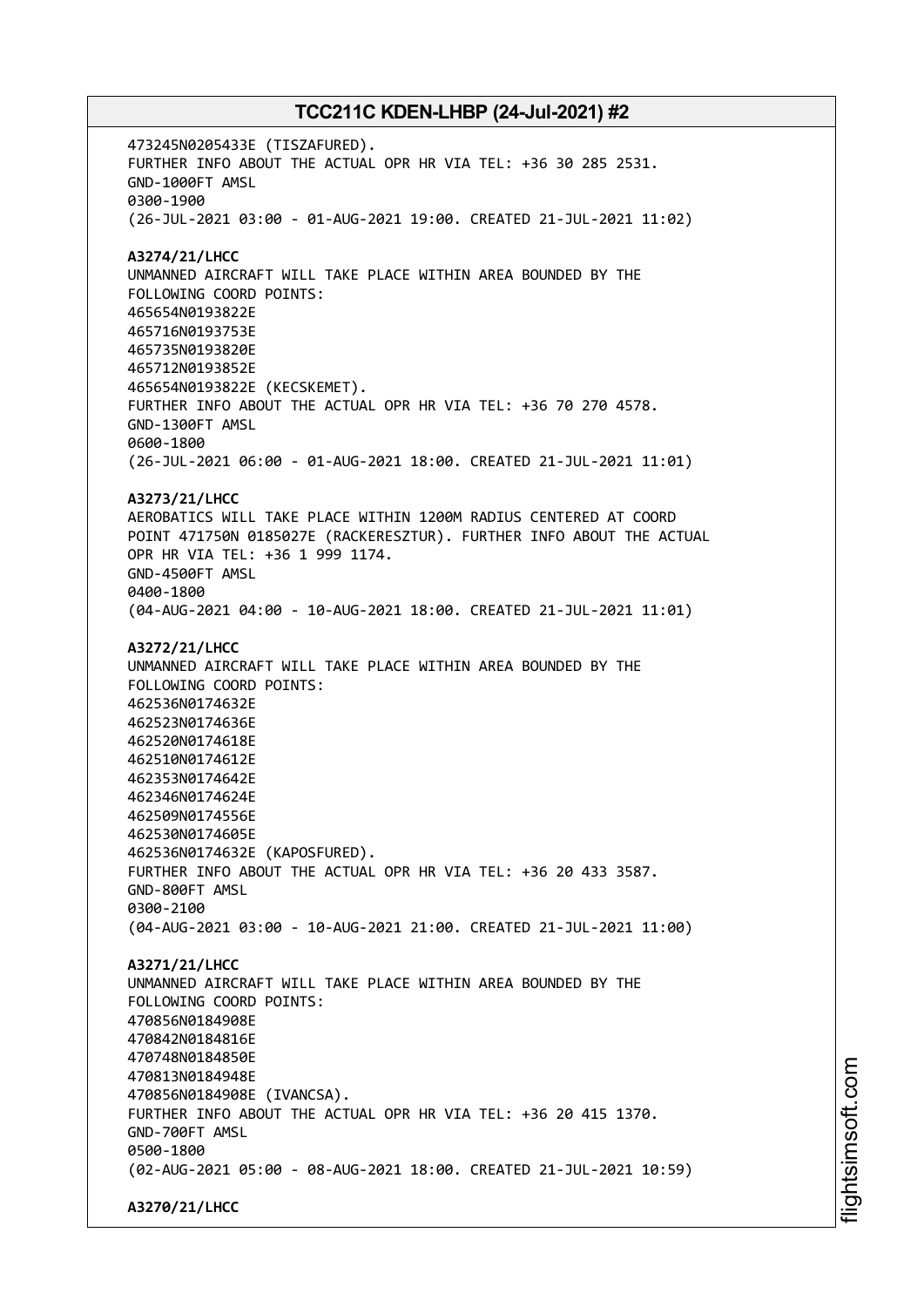473245N0205433E (TISZAFURED).
FURTHER INFO ABOUT THE ACTUAL OPR HR VIA TEL: +36 30 285 2531.
GND-1000FT AMSL
0300-1900
(26-JUL-2021 03:00 - 01-AUG-2021 19:00. CREATED 21-JUL-2021 11:02)

**A3274/21/LHCC**
UNMANNED AIRCRAFT WILL TAKE PLACE WITHIN AREA BOUNDED BY THE FOLLOWING COORD POINTS:
465654N0193822E
465716N0193753E
465735N0193820E
465712N0193852E
465654N0193822E (KECSKEMET).
FURTHER INFO ABOUT THE ACTUAL OPR HR VIA TEL: +36 70 270 4578.
GND-1300FT AMSL
0600-1800
(26-JUL-2021 06:00 - 01-AUG-2021 18:00. CREATED 21-JUL-2021 11:01)

**A3273/21/LHCC**
AEROBATICS WILL TAKE PLACE WITHIN 1200M RADIUS CENTERED AT COORD POINT 471750N 0185027E (RACKERESZTUR). FURTHER INFO ABOUT THE ACTUAL OPR HR VIA TEL: +36 1 999 1174.
GND-4500FT AMSL
0400-1800
(04-AUG-2021 04:00 - 10-AUG-2021 18:00. CREATED 21-JUL-2021 11:01)

**A3272/21/LHCC**
UNMANNED AIRCRAFT WILL TAKE PLACE WITHIN AREA BOUNDED BY THE FOLLOWING COORD POINTS:
462536N0174632E
462523N0174636E
462520N0174618E
462510N0174612E
462353N0174642E
462346N0174624E
462509N0174556E
462530N0174605E
462536N0174632E (KAPOSFURED).
FURTHER INFO ABOUT THE ACTUAL OPR HR VIA TEL: +36 20 433 3587.
GND-800FT AMSL
0300-2100
(04-AUG-2021 03:00 - 10-AUG-2021 21:00. CREATED 21-JUL-2021 11:00)

**A3271/21/LHCC**
UNMANNED AIRCRAFT WILL TAKE PLACE WITHIN AREA BOUNDED BY THE FOLLOWING COORD POINTS:
470856N0184908E
470842N0184816E
470748N0184850E
470813N0184948E
470856N0184908E (IVANCSA).
FURTHER INFO ABOUT THE ACTUAL OPR HR VIA TEL: +36 20 415 1370.
GND-700FT AMSL
0500-1800
(02-AUG-2021 05:00 - 08-AUG-2021 18:00. CREATED 21-JUL-2021 10:59)

**A3270/21/LHCC**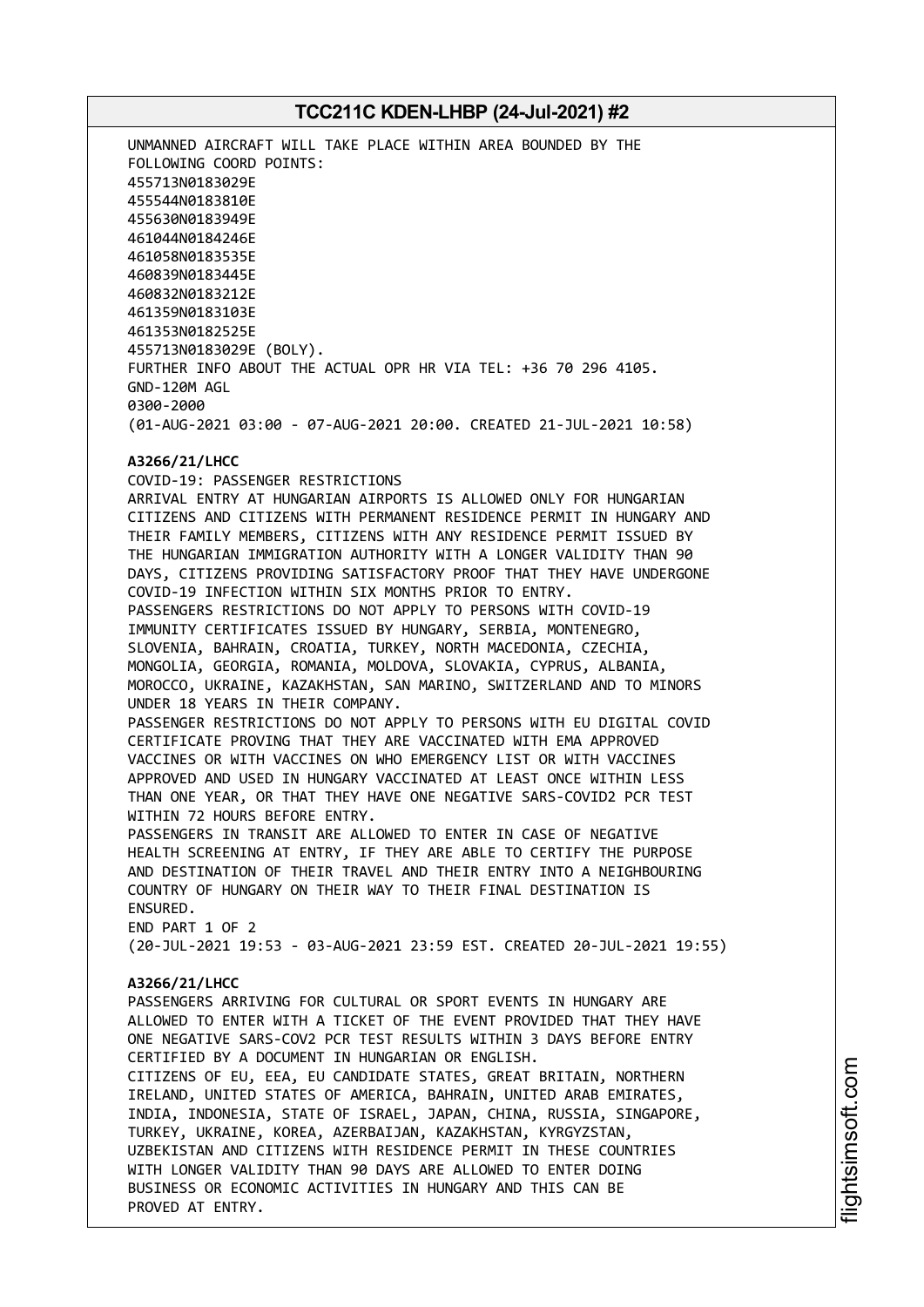UNMANNED AIRCRAFT WILL TAKE PLACE WITHIN AREA BOUNDED BY THE
FOLLOWING COORD POINTS:
455713N0183029E
455544N0183810E
455630N0183949E
461044N0184246E
461058N0183535E
460839N0183445E
460832N0183212E
461359N0183103E
461353N0182525E
455713N0183029E (BOLY).
FURTHER INFO ABOUT THE ACTUAL OPR HR VIA TEL: +36 70 296 4105.
GND-120M AGL
0300-2000
(01-AUG-2021 03:00 - 07-AUG-2021 20:00. CREATED 21-JUL-2021 10:58)

**A3266/21/LHCC**

COVID-19: PASSENGER RESTRICTIONS
ARRIVAL ENTRY AT HUNGARIAN AIRPORTS IS ALLOWED ONLY FOR HUNGARIAN
CITIZENS AND CITIZENS WITH PERMANENT RESIDENCE PERMIT IN HUNGARY AND
THEIR FAMILY MEMBERS, CITIZENS WITH ANY RESIDENCE PERMIT ISSUED BY
THE HUNGARIAN IMMIGRATION AUTHORITY WITH A LONGER VALIDITY THAN 90
DAYS, CITIZENS PROVIDING SATISFACTORY PROOF THAT THEY HAVE UNDERGONE
COVID-19 INFECTION WITHIN SIX MONTHS PRIOR TO ENTRY.
PASSENGERS RESTRICTIONS DO NOT APPLY TO PERSONS WITH COVID-19
IMMUNITY CERTIFICATES ISSUED BY HUNGARY, SERBIA, MONTENEGRO,
SLOVENIA, BAHRAIN, CROATIA, TURKEY, NORTH MACEDONIA, CZECHIA,
MONGOLIA, GEORGIA, ROMANIA, MOLDOVA, SLOVAKIA, CYPRUS, ALBANIA,
MOROCCO, UKRAINE, KAZAKHSTAN, SAN MARINO, SWITZERLAND AND TO MINORS
UNDER 18 YEARS IN THEIR COMPANY.
PASSENGER RESTRICTIONS DO NOT APPLY TO PERSONS WITH EU DIGITAL COVID
CERTIFICATE PROVING THAT THEY ARE VACCINATED WITH EMA APPROVED
VACCINES OR WITH VACCINES ON WHO EMERGENCY LIST OR WITH VACCINES
APPROVED AND USED IN HUNGARY VACCINATED AT LEAST ONCE WITHIN LESS
THAN ONE YEAR, OR THAT THEY HAVE ONE NEGATIVE SARS-COVID2 PCR TEST
WITHIN 72 HOURS BEFORE ENTRY.
PASSENGERS IN TRANSIT ARE ALLOWED TO ENTER IN CASE OF NEGATIVE
HEALTH SCREENING AT ENTRY, IF THEY ARE ABLE TO CERTIFY THE PURPOSE
AND DESTINATION OF THEIR TRAVEL AND THEIR ENTRY INTO A NEIGHBOURING
COUNTRY OF HUNGARY ON THEIR WAY TO THEIR FINAL DESTINATION IS
ENSURED.
END PART 1 OF 2
(20-JUL-2021 19:53 - 03-AUG-2021 23:59 EST. CREATED 20-JUL-2021 19:55)

**A3266/21/LHCC**

PASSENGERS ARRIVING FOR CULTURAL OR SPORT EVENTS IN HUNGARY ARE
ALLOWED TO ENTER WITH A TICKET OF THE EVENT PROVIDED THAT THEY HAVE
ONE NEGATIVE SARS-COV2 PCR TEST RESULTS WITHIN 3 DAYS BEFORE ENTRY
CERTIFIED BY A DOCUMENT IN HUNGARIAN OR ENGLISH.
CITIZENS OF EU, EEA, EU CANDIDATE STATES, GREAT BRITAIN, NORTHERN
IRELAND, UNITED STATES OF AMERICA, BAHRAIN, UNITED ARAB EMIRATES,
INDIA, INDONESIA, STATE OF ISRAEL, JAPAN, CHINA, RUSSIA, SINGAPORE,
TURKEY, UKRAINE, KOREA, AZERBAIJAN, KAZAKHSTAN, KYRGYZSTAN,
UZBEKISTAN AND CITIZENS WITH RESIDENCE PERMIT IN THESE COUNTRIES
WITH LONGER VALIDITY THAN 90 DAYS ARE ALLOWED TO ENTER DOING
BUSINESS OR ECONOMIC ACTIVITIES IN HUNGARY AND THIS CAN BE
PROVED AT ENTRY.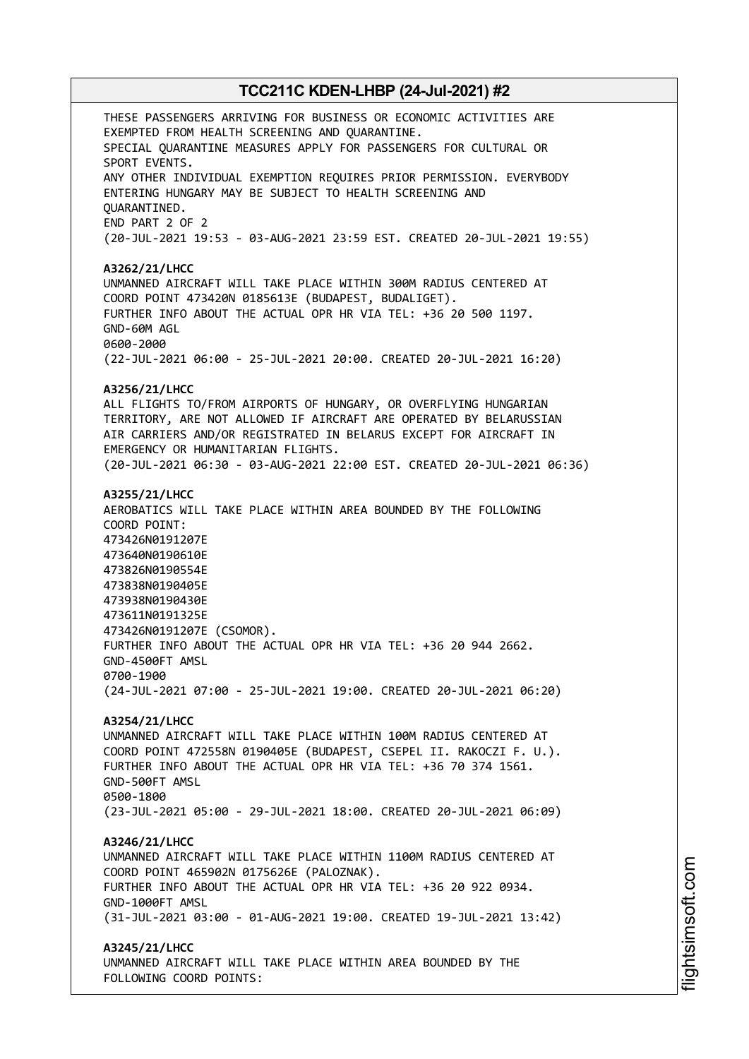THESE PASSENGERS ARRIVING FOR BUSINESS OR ECONOMIC ACTIVITIES ARE EXEMPTED FROM HEALTH SCREENING AND QUARANTINE.
SPECIAL QUARANTINE MEASURES APPLY FOR PASSENGERS FOR CULTURAL OR SPORT EVENTS.
ANY OTHER INDIVIDUAL EXEMPTION REQUIRES PRIOR PERMISSION. EVERYBODY ENTERING HUNGARY MAY BE SUBJECT TO HEALTH SCREENING AND QUARANTINED.
END PART 2 OF 2
(20-JUL-2021 19:53 - 03-AUG-2021 23:59 EST. CREATED 20-JUL-2021 19:55)

**A3262/21/LHCC**
UNMANNED AIRCRAFT WILL TAKE PLACE WITHIN 300M RADIUS CENTERED AT COORD POINT 473420N 0185613E (BUDAPEST, BUDALIGET).
FURTHER INFO ABOUT THE ACTUAL OPR HR VIA TEL: +36 20 500 1197.
GND-60M AGL
0600-2000
(22-JUL-2021 06:00 - 25-JUL-2021 20:00. CREATED 20-JUL-2021 16:20)

**A3256/21/LHCC**
ALL FLIGHTS TO/FROM AIRPORTS OF HUNGARY, OR OVERFLYING HUNGARIAN TERRITORY, ARE NOT ALLOWED IF AIRCRAFT ARE OPERATED BY BELARUSSIAN AIR CARRIERS AND/OR REGISTRATED IN BELARUS EXCEPT FOR AIRCRAFT IN EMERGENCY OR HUMANITARIAN FLIGHTS.
(20-JUL-2021 06:30 - 03-AUG-2021 22:00 EST. CREATED 20-JUL-2021 06:36)

**A3255/21/LHCC**
AEROBATICS WILL TAKE PLACE WITHIN AREA BOUNDED BY THE FOLLOWING COORD POINT:
473426N0191207E
473640N0190610E
473826N0190554E
473838N0190405E
473938N0190430E
473611N0191325E
473426N0191207E (CSOMOR).
FURTHER INFO ABOUT THE ACTUAL OPR HR VIA TEL: +36 20 944 2662.
GND-4500FT AMSL
0700-1900
(24-JUL-2021 07:00 - 25-JUL-2021 19:00. CREATED 20-JUL-2021 06:20)

**A3254/21/LHCC**
UNMANNED AIRCRAFT WILL TAKE PLACE WITHIN 100M RADIUS CENTERED AT COORD POINT 472558N 0190405E (BUDAPEST, CSEPEL II. RAKOCZI F. U.).
FURTHER INFO ABOUT THE ACTUAL OPR HR VIA TEL: +36 70 374 1561.
GND-500FT AMSL
0500-1800
(23-JUL-2021 05:00 - 29-JUL-2021 18:00. CREATED 20-JUL-2021 06:09)

**A3246/21/LHCC**
UNMANNED AIRCRAFT WILL TAKE PLACE WITHIN 1100M RADIUS CENTERED AT COORD POINT 465902N 0175626E (PALOZNAK).
FURTHER INFO ABOUT THE ACTUAL OPR HR VIA TEL: +36 20 922 0934.
GND-1000FT AMSL
(31-JUL-2021 03:00 - 01-AUG-2021 19:00. CREATED 19-JUL-2021 13:42)

**A3245/21/LHCC**
UNMANNED AIRCRAFT WILL TAKE PLACE WITHIN AREA BOUNDED BY THE FOLLOWING COORD POINTS: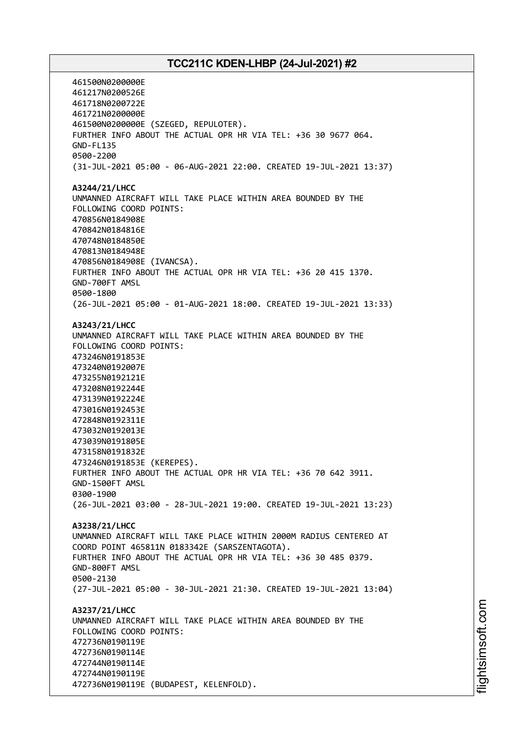461500N0200000E
461217N0200526E
461718N0200722E
461721N0200000E
461500N0200000E (SZEGED, REPULOTER).
FURTHER INFO ABOUT THE ACTUAL OPR HR VIA TEL: +36 30 9677 064.
GND-FL135
0500-2200
(31-JUL-2021 05:00 - 06-AUG-2021 22:00. CREATED 19-JUL-2021 13:37)

**A3244/21/LHCC**
UNMANNED AIRCRAFT WILL TAKE PLACE WITHIN AREA BOUNDED BY THE
FOLLOWING COORD POINTS:
470856N0184908E
470842N0184816E
470748N0184850E
470813N0184948E
470856N0184908E (IVANCSA).
FURTHER INFO ABOUT THE ACTUAL OPR HR VIA TEL: +36 20 415 1370.
GND-700FT AMSL
0500-1800
(26-JUL-2021 05:00 - 01-AUG-2021 18:00. CREATED 19-JUL-2021 13:33)

**A3243/21/LHCC**
UNMANNED AIRCRAFT WILL TAKE PLACE WITHIN AREA BOUNDED BY THE
FOLLOWING COORD POINTS:
473246N0191853E
473240N0192007E
473255N0192121E
473208N0192244E
473139N0192224E
473016N0192453E
472848N0192311E
473032N0192013E
473039N0191805E
473158N0191832E
473246N0191853E (KEREPES).
FURTHER INFO ABOUT THE ACTUAL OPR HR VIA TEL: +36 70 642 3911.
GND-1500FT AMSL
0300-1900
(26-JUL-2021 03:00 - 28-JUL-2021 19:00. CREATED 19-JUL-2021 13:23)

**A3238/21/LHCC**
UNMANNED AIRCRAFT WILL TAKE PLACE WITHIN 2000M RADIUS CENTERED AT
COORD POINT 465811N 0183342E (SARSZENTAGOTA).
FURTHER INFO ABOUT THE ACTUAL OPR HR VIA TEL: +36 30 485 0379.
GND-800FT AMSL
0500-2130
(27-JUL-2021 05:00 - 30-JUL-2021 21:30. CREATED 19-JUL-2021 13:04)

**A3237/21/LHCC**
UNMANNED AIRCRAFT WILL TAKE PLACE WITHIN AREA BOUNDED BY THE
FOLLOWING COORD POINTS:
472736N0190119E
472736N0190114E
472744N0190114E
472744N0190119E
472736N0190119E (BUDAPEST, KELENFOLD).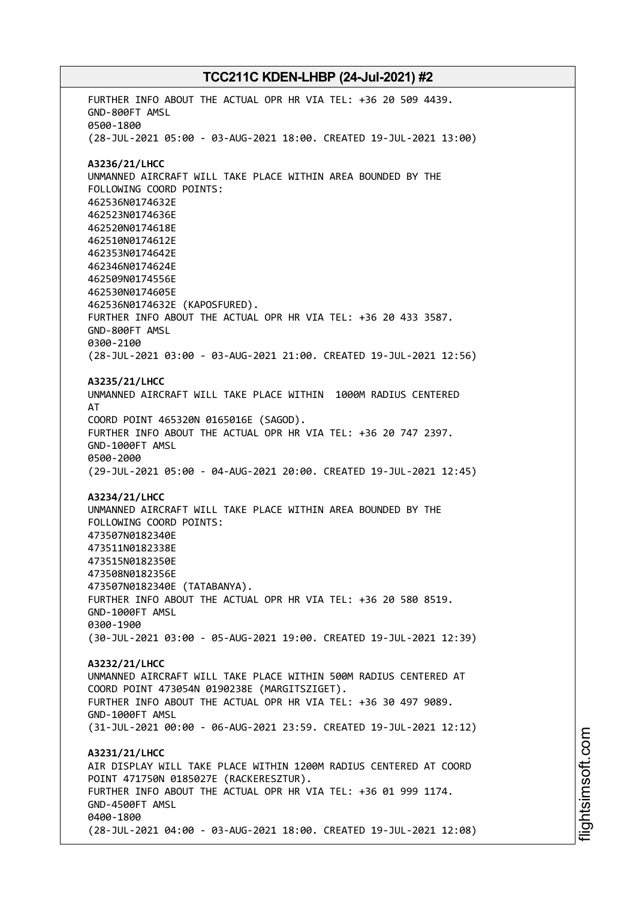FURTHER INFO ABOUT THE ACTUAL OPR HR VIA TEL: +36 20 509 4439.
GND-800FT AMSL
0500-1800
(28-JUL-2021 05:00 - 03-AUG-2021 18:00. CREATED 19-JUL-2021 13:00)

**A3236/21/LHCC**
UNMANNED AIRCRAFT WILL TAKE PLACE WITHIN AREA BOUNDED BY THE FOLLOWING COORD POINTS:
462536N0174632E
462523N0174636E
462520N0174618E
462510N0174612E
462353N0174642E
462346N0174624E
462509N0174556E
462530N0174605E
462536N0174632E (KAPOSFURED).
FURTHER INFO ABOUT THE ACTUAL OPR HR VIA TEL: +36 20 433 3587.
GND-800FT AMSL
0300-2100
(28-JUL-2021 03:00 - 03-AUG-2021 21:00. CREATED 19-JUL-2021 12:56)

**A3235/21/LHCC**
UNMANNED AIRCRAFT WILL TAKE PLACE WITHIN 1000M RADIUS CENTERED AT
COORD POINT 465320N 0165016E (SAGOD).
FURTHER INFO ABOUT THE ACTUAL OPR HR VIA TEL: +36 20 747 2397.
GND-1000FT AMSL
0500-2000
(29-JUL-2021 05:00 - 04-AUG-2021 20:00. CREATED 19-JUL-2021 12:45)

**A3234/21/LHCC**
UNMANNED AIRCRAFT WILL TAKE PLACE WITHIN AREA BOUNDED BY THE FOLLOWING COORD POINTS:
473507N0182340E
473511N0182338E
473515N0182350E
473508N0182356E
473507N0182340E (TATABANYA).
FURTHER INFO ABOUT THE ACTUAL OPR HR VIA TEL: +36 20 580 8519.
GND-1000FT AMSL
0300-1900
(30-JUL-2021 03:00 - 05-AUG-2021 19:00. CREATED 19-JUL-2021 12:39)

**A3232/21/LHCC**
UNMANNED AIRCRAFT WILL TAKE PLACE WITHIN 500M RADIUS CENTERED AT COORD POINT 473054N 0190238E (MARGITSZIGET).
FURTHER INFO ABOUT THE ACTUAL OPR HR VIA TEL: +36 30 497 9089.
GND-1000FT AMSL
(31-JUL-2021 00:00 - 06-AUG-2021 23:59. CREATED 19-JUL-2021 12:12)

**A3231/21/LHCC**
AIR DISPLAY WILL TAKE PLACE WITHIN 1200M RADIUS CENTERED AT COORD POINT 471750N 0185027E (RACKERESZTUR).
FURTHER INFO ABOUT THE ACTUAL OPR HR VIA TEL: +36 01 999 1174.
GND-4500FT AMSL
0400-1800
(28-JUL-2021 04:00 - 03-AUG-2021 18:00. CREATED 19-JUL-2021 12:08)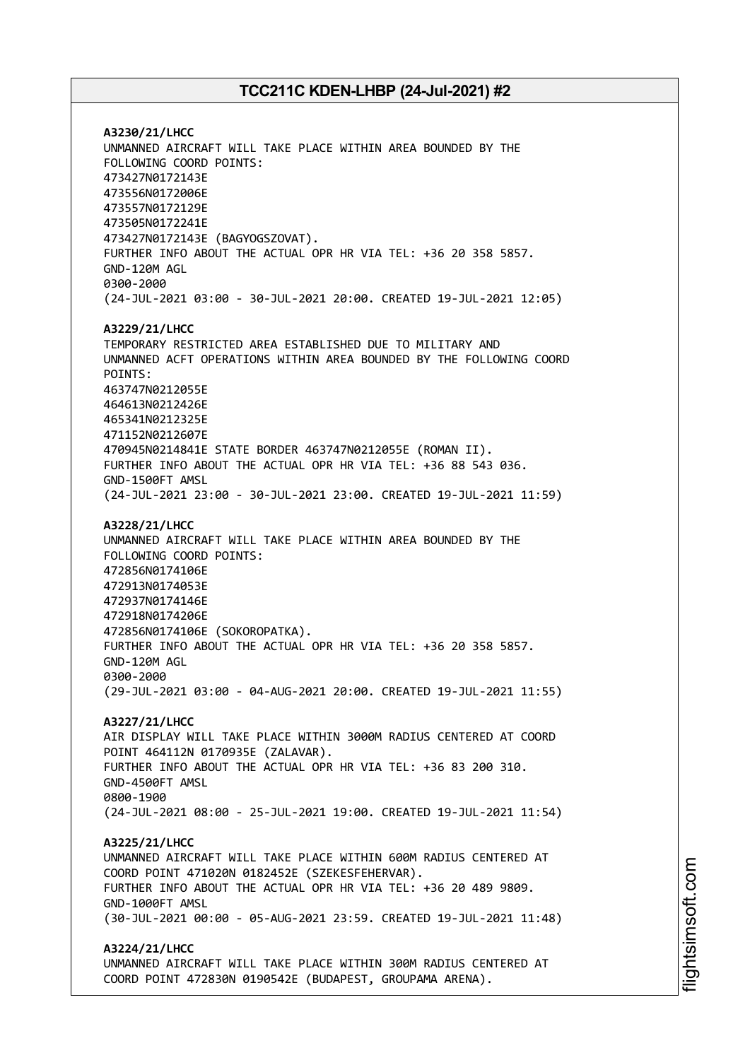**A3230/21/LHCC**
UNMANNED AIRCRAFT WILL TAKE PLACE WITHIN AREA BOUNDED BY THE FOLLOWING COORD POINTS:
473427N0172143E
473556N0172006E
473557N0172129E
473505N0172241E
473427N0172143E (BAGYOGSZOVAT).
FURTHER INFO ABOUT THE ACTUAL OPR HR VIA TEL: +36 20 358 5857.
GND-120M AGL
0300-2000
(24-JUL-2021 03:00 - 30-JUL-2021 20:00. CREATED 19-JUL-2021 12:05)

**A3229/21/LHCC**
TEMPORARY RESTRICTED AREA ESTABLISHED DUE TO MILITARY AND UNMANNED ACFT OPERATIONS WITHIN AREA BOUNDED BY THE FOLLOWING COORD POINTS:
463747N0212055E
464613N0212426E
465341N0212325E
471152N0212607E
470945N0214841E STATE BORDER 463747N0212055E (ROMAN II).
FURTHER INFO ABOUT THE ACTUAL OPR HR VIA TEL: +36 88 543 036.
GND-1500FT AMSL
(24-JUL-2021 23:00 - 30-JUL-2021 23:00. CREATED 19-JUL-2021 11:59)

**A3228/21/LHCC**
UNMANNED AIRCRAFT WILL TAKE PLACE WITHIN AREA BOUNDED BY THE FOLLOWING COORD POINTS:
472856N0174106E
472913N0174053E
472937N0174146E
472918N0174206E
472856N0174106E (SOKOROPATKA).
FURTHER INFO ABOUT THE ACTUAL OPR HR VIA TEL: +36 20 358 5857.
GND-120M AGL
0300-2000
(29-JUL-2021 03:00 - 04-AUG-2021 20:00. CREATED 19-JUL-2021 11:55)

**A3227/21/LHCC**
AIR DISPLAY WILL TAKE PLACE WITHIN 3000M RADIUS CENTERED AT COORD POINT 464112N 0170935E (ZALAVAR).
FURTHER INFO ABOUT THE ACTUAL OPR HR VIA TEL: +36 83 200 310.
GND-4500FT AMSL
0800-1900
(24-JUL-2021 08:00 - 25-JUL-2021 19:00. CREATED 19-JUL-2021 11:54)

**A3225/21/LHCC**
UNMANNED AIRCRAFT WILL TAKE PLACE WITHIN 600M RADIUS CENTERED AT COORD POINT 471020N 0182452E (SZEKESFEHERVAR).
FURTHER INFO ABOUT THE ACTUAL OPR HR VIA TEL: +36 20 489 9809.
GND-1000FT AMSL
(30-JUL-2021 00:00 - 05-AUG-2021 23:59. CREATED 19-JUL-2021 11:48)

**A3224/21/LHCC**
UNMANNED AIRCRAFT WILL TAKE PLACE WITHIN 300M RADIUS CENTERED AT COORD POINT 472830N 0190542E (BUDAPEST, GROUPAMA ARENA).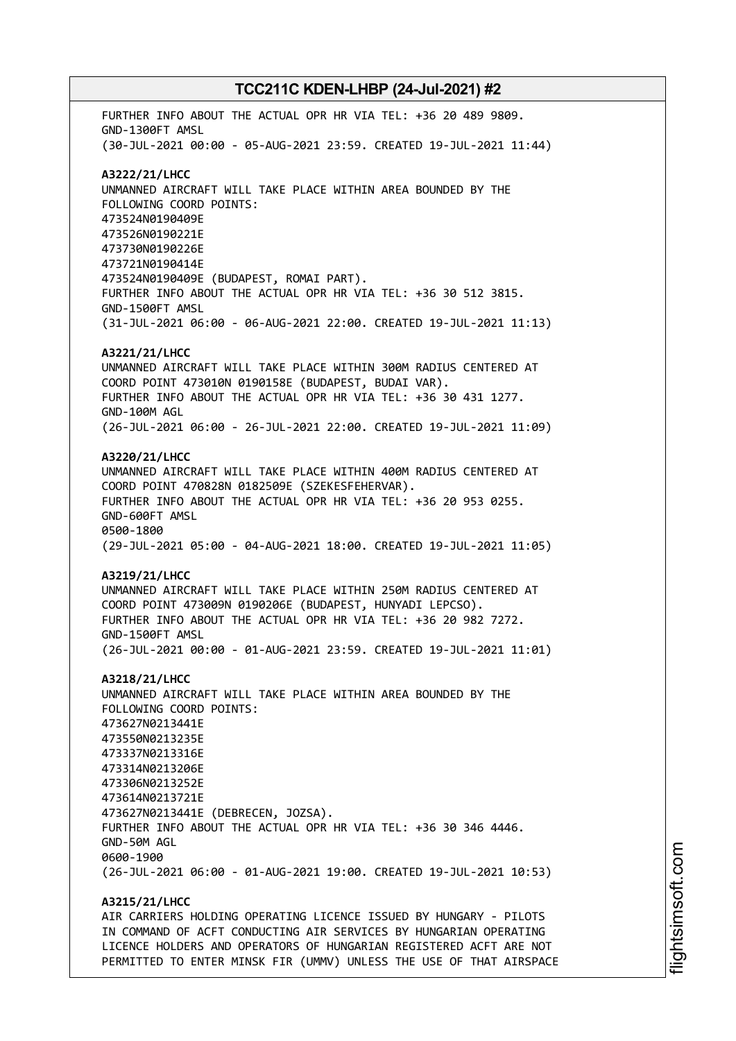FURTHER INFO ABOUT THE ACTUAL OPR HR VIA TEL: +36 20 489 9809.
GND-1300FT AMSL
(30-JUL-2021 00:00 - 05-AUG-2021 23:59. CREATED 19-JUL-2021 11:44)

**A3222/21/LHCC**
UNMANNED AIRCRAFT WILL TAKE PLACE WITHIN AREA BOUNDED BY THE
FOLLOWING COORD POINTS:
473524N0190409E
473526N0190221E
473730N0190226E
473721N0190414E
473524N0190409E (BUDAPEST, ROMAI PART).
FURTHER INFO ABOUT THE ACTUAL OPR HR VIA TEL: +36 30 512 3815.
GND-1500FT AMSL
(31-JUL-2021 06:00 - 06-AUG-2021 22:00. CREATED 19-JUL-2021 11:13)

**A3221/21/LHCC**
UNMANNED AIRCRAFT WILL TAKE PLACE WITHIN 300M RADIUS CENTERED AT
COORD POINT 473010N 0190158E (BUDAPEST, BUDAI VAR).
FURTHER INFO ABOUT THE ACTUAL OPR HR VIA TEL: +36 30 431 1277.
GND-100M AGL
(26-JUL-2021 06:00 - 26-JUL-2021 22:00. CREATED 19-JUL-2021 11:09)

**A3220/21/LHCC**
UNMANNED AIRCRAFT WILL TAKE PLACE WITHIN 400M RADIUS CENTERED AT
COORD POINT 470828N 0182509E (SZEKESFEHERVAR).
FURTHER INFO ABOUT THE ACTUAL OPR HR VIA TEL: +36 20 953 0255.
GND-600FT AMSL
0500-1800
(29-JUL-2021 05:00 - 04-AUG-2021 18:00. CREATED 19-JUL-2021 11:05)

**A3219/21/LHCC**
UNMANNED AIRCRAFT WILL TAKE PLACE WITHIN 250M RADIUS CENTERED AT
COORD POINT 473009N 0190206E (BUDAPEST, HUNYADI LEPCSO).
FURTHER INFO ABOUT THE ACTUAL OPR HR VIA TEL: +36 20 982 7272.
GND-1500FT AMSL
(26-JUL-2021 00:00 - 01-AUG-2021 23:59. CREATED 19-JUL-2021 11:01)

**A3218/21/LHCC**
UNMANNED AIRCRAFT WILL TAKE PLACE WITHIN AREA BOUNDED BY THE
FOLLOWING COORD POINTS:
473627N0213441E
473550N0213235E
473337N0213316E
473314N0213206E
473306N0213252E
473614N0213721E
473627N0213441E (DEBRECEN, JOZSA).
FURTHER INFO ABOUT THE ACTUAL OPR HR VIA TEL: +36 30 346 4446.
GND-50M AGL
0600-1900
(26-JUL-2021 06:00 - 01-AUG-2021 19:00. CREATED 19-JUL-2021 10:53)

**A3215/21/LHCC**
AIR CARRIERS HOLDING OPERATING LICENCE ISSUED BY HUNGARY - PILOTS
IN COMMAND OF ACFT CONDUCTING AIR SERVICES BY HUNGARIAN OPERATING
LICENCE HOLDERS AND OPERATORS OF HUNGARIAN REGISTERED ACFT ARE NOT
PERMITTED TO ENTER MINSK FIR (UMMV) UNLESS THE USE OF THAT AIRSPACE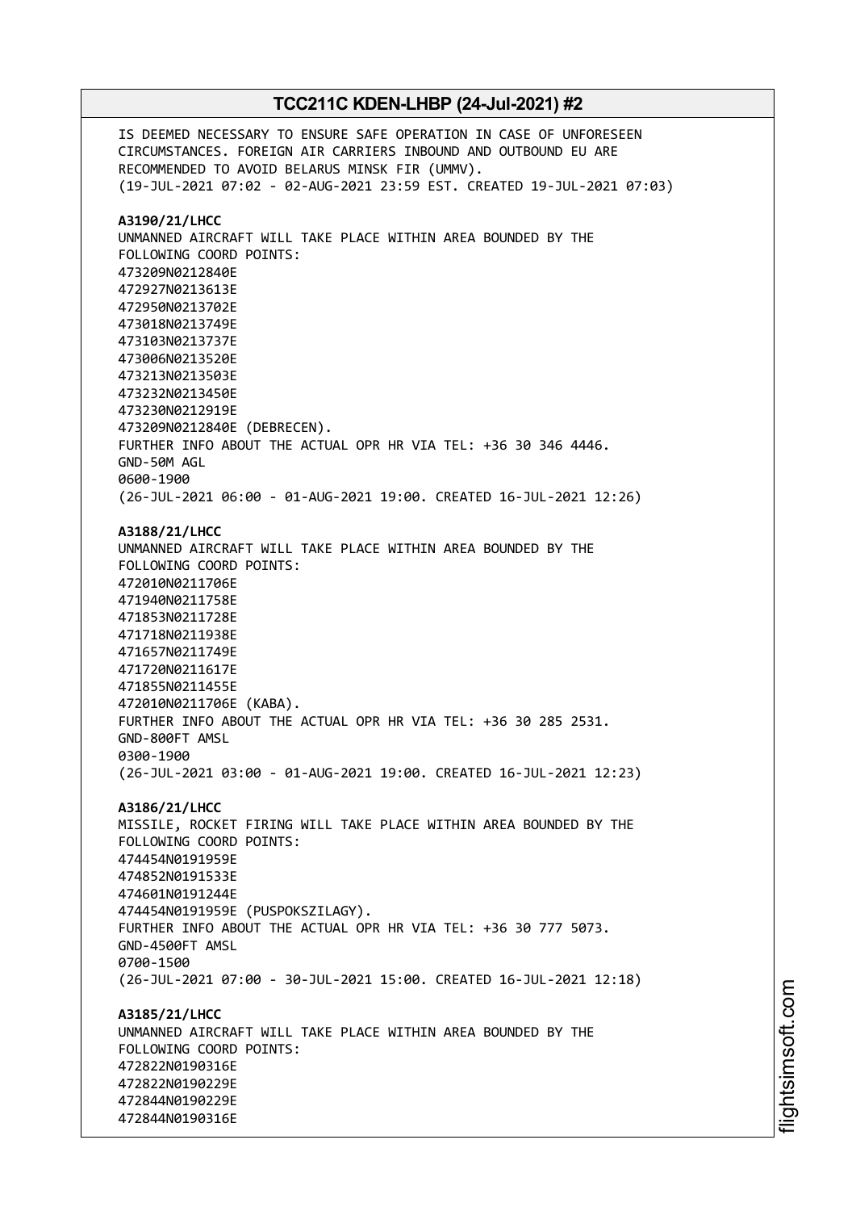IS DEEMED NECESSARY TO ENSURE SAFE OPERATION IN CASE OF UNFORESEEN CIRCUMSTANCES. FOREIGN AIR CARRIERS INBOUND AND OUTBOUND EU ARE RECOMMENDED TO AVOID BELARUS MINSK FIR (UMMV).
(19-JUL-2021 07:02 - 02-AUG-2021 23:59 EST. CREATED 19-JUL-2021 07:03)

**A3190/21/LHCC**
UNMANNED AIRCRAFT WILL TAKE PLACE WITHIN AREA BOUNDED BY THE FOLLOWING COORD POINTS:
473209N0212840E
472927N0213613E
472950N0213702E
473018N0213749E
473103N0213737E
473006N0213520E
473213N0213503E
473232N0213450E
473230N0212919E
473209N0212840E (DEBRECEN).
FURTHER INFO ABOUT THE ACTUAL OPR HR VIA TEL: +36 30 346 4446.
GND-50M AGL
0600-1900
(26-JUL-2021 06:00 - 01-AUG-2021 19:00. CREATED 16-JUL-2021 12:26)

**A3188/21/LHCC**
UNMANNED AIRCRAFT WILL TAKE PLACE WITHIN AREA BOUNDED BY THE FOLLOWING COORD POINTS:
472010N0211706E
471940N0211758E
471853N0211728E
471718N0211938E
471657N0211749E
471720N0211617E
471855N0211455E
472010N0211706E (KABA).
FURTHER INFO ABOUT THE ACTUAL OPR HR VIA TEL: +36 30 285 2531.
GND-800FT AMSL
0300-1900
(26-JUL-2021 03:00 - 01-AUG-2021 19:00. CREATED 16-JUL-2021 12:23)

**A3186/21/LHCC**
MISSILE, ROCKET FIRING WILL TAKE PLACE WITHIN AREA BOUNDED BY THE FOLLOWING COORD POINTS:
474454N0191959E
474852N0191533E
474601N0191244E
474454N0191959E (PUSPOKSZILAGY).
FURTHER INFO ABOUT THE ACTUAL OPR HR VIA TEL: +36 30 777 5073.
GND-4500FT AMSL
0700-1500
(26-JUL-2021 07:00 - 30-JUL-2021 15:00. CREATED 16-JUL-2021 12:18)

**A3185/21/LHCC**
UNMANNED AIRCRAFT WILL TAKE PLACE WITHIN AREA BOUNDED BY THE FOLLOWING COORD POINTS:
472822N0190316E
472822N0190229E
472844N0190229E
472844N0190316E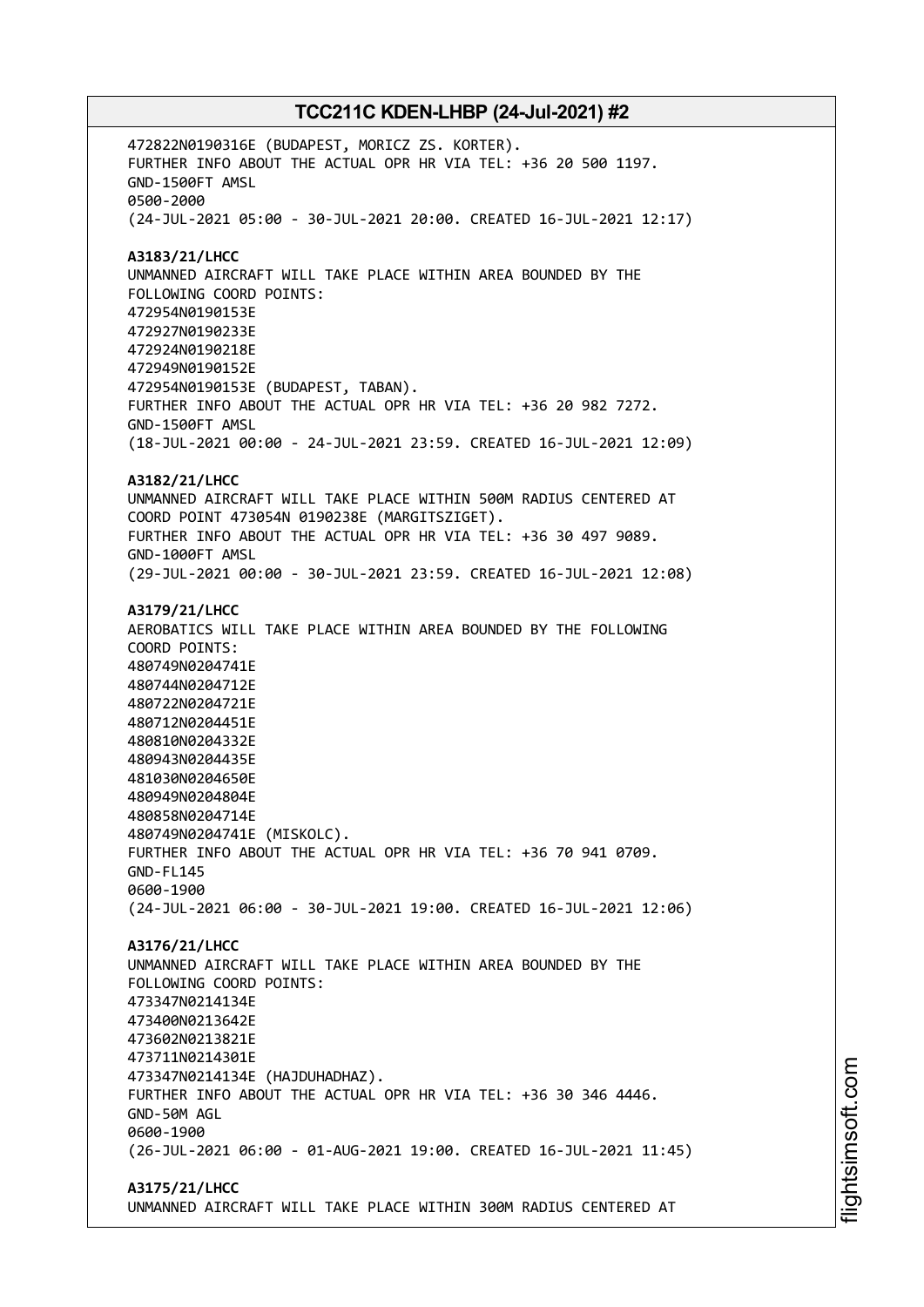472822N0190316E (BUDAPEST, MORICZ ZS. KORTER).
FURTHER INFO ABOUT THE ACTUAL OPR HR VIA TEL: +36 20 500 1197.
GND-1500FT AMSL
0500-2000
(24-JUL-2021 05:00 - 30-JUL-2021 20:00. CREATED 16-JUL-2021 12:17)

**A3183/21/LHCC**
UNMANNED AIRCRAFT WILL TAKE PLACE WITHIN AREA BOUNDED BY THE
FOLLOWING COORD POINTS:
472954N0190153E
472927N0190233E
472924N0190218E
472949N0190152E
472954N0190153E (BUDAPEST, TABAN).
FURTHER INFO ABOUT THE ACTUAL OPR HR VIA TEL: +36 20 982 7272.
GND-1500FT AMSL
(18-JUL-2021 00:00 - 24-JUL-2021 23:59. CREATED 16-JUL-2021 12:09)

**A3182/21/LHCC**
UNMANNED AIRCRAFT WILL TAKE PLACE WITHIN 500M RADIUS CENTERED AT
COORD POINT 473054N 0190238E (MARGITSZIGET).
FURTHER INFO ABOUT THE ACTUAL OPR HR VIA TEL: +36 30 497 9089.
GND-1000FT AMSL
(29-JUL-2021 00:00 - 30-JUL-2021 23:59. CREATED 16-JUL-2021 12:08)

**A3179/21/LHCC**
AEROBATICS WILL TAKE PLACE WITHIN AREA BOUNDED BY THE FOLLOWING
COORD POINTS:
480749N0204741E
480744N0204712E
480722N0204721E
480712N0204451E
480810N0204332E
480943N0204435E
481030N0204650E
480949N0204804E
480858N0204714E
480749N0204741E (MISKOLC).
FURTHER INFO ABOUT THE ACTUAL OPR HR VIA TEL: +36 70 941 0709.
GND-FL145
0600-1900
(24-JUL-2021 06:00 - 30-JUL-2021 19:00. CREATED 16-JUL-2021 12:06)

**A3176/21/LHCC**
UNMANNED AIRCRAFT WILL TAKE PLACE WITHIN AREA BOUNDED BY THE
FOLLOWING COORD POINTS:
473347N0214134E
473400N0213642E
473602N0213821E
473711N0214301E
473347N0214134E (HAJDUHADHAZ).
FURTHER INFO ABOUT THE ACTUAL OPR HR VIA TEL: +36 30 346 4446.
GND-50M AGL
0600-1900
(26-JUL-2021 06:00 - 01-AUG-2021 19:00. CREATED 16-JUL-2021 11:45)

**A3175/21/LHCC**
UNMANNED AIRCRAFT WILL TAKE PLACE WITHIN 300M RADIUS CENTERED AT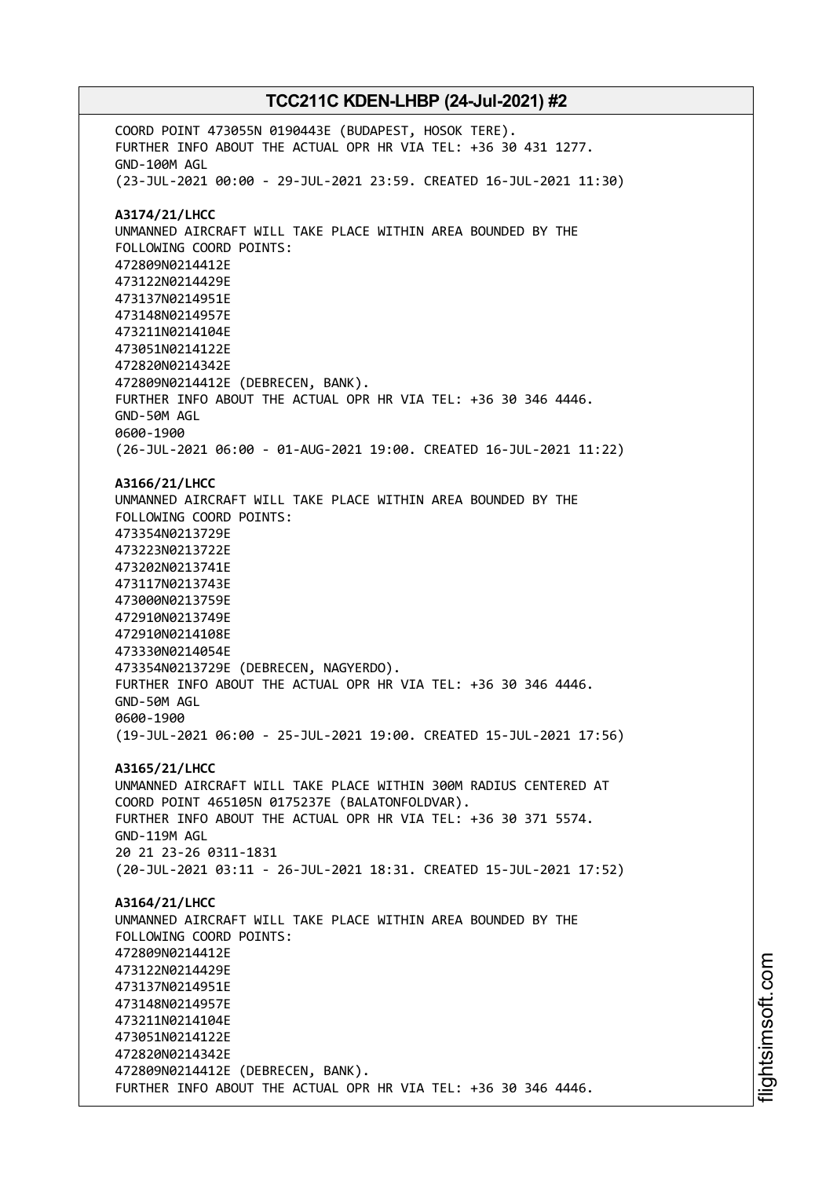COORD POINT 473055N 0190443E (BUDAPEST, HOSOK TERE).
FURTHER INFO ABOUT THE ACTUAL OPR HR VIA TEL: +36 30 431 1277.
GND-100M AGL
(23-JUL-2021 00:00 - 29-JUL-2021 23:59. CREATED 16-JUL-2021 11:30)

**A3174/21/LHCC**
UNMANNED AIRCRAFT WILL TAKE PLACE WITHIN AREA BOUNDED BY THE
FOLLOWING COORD POINTS:
472809N0214412E
473122N0214429E
473137N0214951E
473148N0214957E
473211N0214104E
473051N0214122E
472820N0214342E
472809N0214412E (DEBRECEN, BANK).
FURTHER INFO ABOUT THE ACTUAL OPR HR VIA TEL: +36 30 346 4446.
GND-50M AGL
0600-1900
(26-JUL-2021 06:00 - 01-AUG-2021 19:00. CREATED 16-JUL-2021 11:22)

**A3166/21/LHCC**
UNMANNED AIRCRAFT WILL TAKE PLACE WITHIN AREA BOUNDED BY THE
FOLLOWING COORD POINTS:
473354N0213729E
473223N0213722E
473202N0213741E
473117N0213743E
473000N0213759E
472910N0213749E
472910N0214108E
473330N0214054E
473354N0213729E (DEBRECEN, NAGYERDO).
FURTHER INFO ABOUT THE ACTUAL OPR HR VIA TEL: +36 30 346 4446.
GND-50M AGL
0600-1900
(19-JUL-2021 06:00 - 25-JUL-2021 19:00. CREATED 15-JUL-2021 17:56)

**A3165/21/LHCC**
UNMANNED AIRCRAFT WILL TAKE PLACE WITHIN 300M RADIUS CENTERED AT
COORD POINT 465105N 0175237E (BALATONFOLDVAR).
FURTHER INFO ABOUT THE ACTUAL OPR HR VIA TEL: +36 30 371 5574.
GND-119M AGL
20 21 23-26 0311-1831
(20-JUL-2021 03:11 - 26-JUL-2021 18:31. CREATED 15-JUL-2021 17:52)

**A3164/21/LHCC**
UNMANNED AIRCRAFT WILL TAKE PLACE WITHIN AREA BOUNDED BY THE
FOLLOWING COORD POINTS:
472809N0214412E
473122N0214429E
473137N0214951E
473148N0214957E
473211N0214104E
473051N0214122E
472820N0214342E
472809N0214412E (DEBRECEN, BANK).
FURTHER INFO ABOUT THE ACTUAL OPR HR VIA TEL: +36 30 346 4446.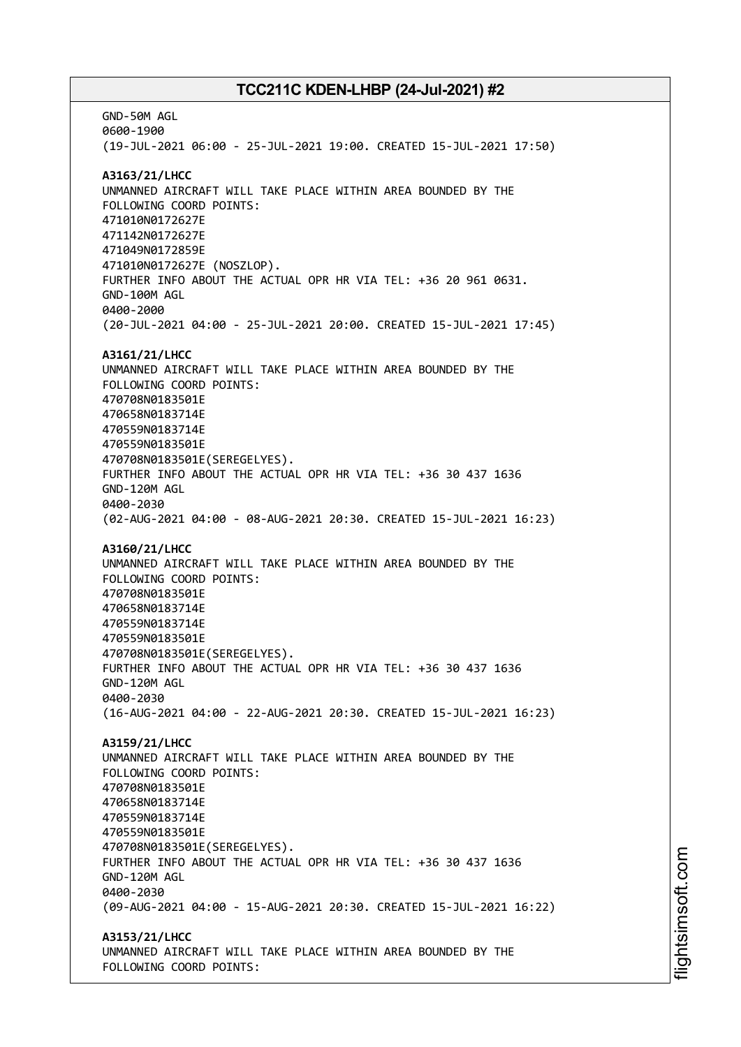GND-50M AGL
0600-1900
(19-JUL-2021 06:00 - 25-JUL-2021 19:00. CREATED 15-JUL-2021 17:50)

**A3163/21/LHCC**
UNMANNED AIRCRAFT WILL TAKE PLACE WITHIN AREA BOUNDED BY THE
FOLLOWING COORD POINTS:
471010N0172627E
471142N0172627E
471049N0172859E
471010N0172627E (NOSZLOP).
FURTHER INFO ABOUT THE ACTUAL OPR HR VIA TEL: +36 20 961 0631.
GND-100M AGL
0400-2000
(20-JUL-2021 04:00 - 25-JUL-2021 20:00. CREATED 15-JUL-2021 17:45)

**A3161/21/LHCC**
UNMANNED AIRCRAFT WILL TAKE PLACE WITHIN AREA BOUNDED BY THE
FOLLOWING COORD POINTS:
470708N0183501E
470658N0183714E
470559N0183714E
470559N0183501E
470708N0183501E(SEREGELYES).
FURTHER INFO ABOUT THE ACTUAL OPR HR VIA TEL: +36 30 437 1636
GND-120M AGL
0400-2030
(02-AUG-2021 04:00 - 08-AUG-2021 20:30. CREATED 15-JUL-2021 16:23)

**A3160/21/LHCC**
UNMANNED AIRCRAFT WILL TAKE PLACE WITHIN AREA BOUNDED BY THE
FOLLOWING COORD POINTS:
470708N0183501E
470658N0183714E
470559N0183714E
470559N0183501E
470708N0183501E(SEREGELYES).
FURTHER INFO ABOUT THE ACTUAL OPR HR VIA TEL: +36 30 437 1636
GND-120M AGL
0400-2030
(16-AUG-2021 04:00 - 22-AUG-2021 20:30. CREATED 15-JUL-2021 16:23)

**A3159/21/LHCC**
UNMANNED AIRCRAFT WILL TAKE PLACE WITHIN AREA BOUNDED BY THE
FOLLOWING COORD POINTS:
470708N0183501E
470658N0183714E
470559N0183714E
470559N0183501E
470708N0183501E(SEREGELYES).
FURTHER INFO ABOUT THE ACTUAL OPR HR VIA TEL: +36 30 437 1636
GND-120M AGL
0400-2030
(09-AUG-2021 04:00 - 15-AUG-2021 20:30. CREATED 15-JUL-2021 16:22)

**A3153/21/LHCC**
UNMANNED AIRCRAFT WILL TAKE PLACE WITHIN AREA BOUNDED BY THE
FOLLOWING COORD POINTS: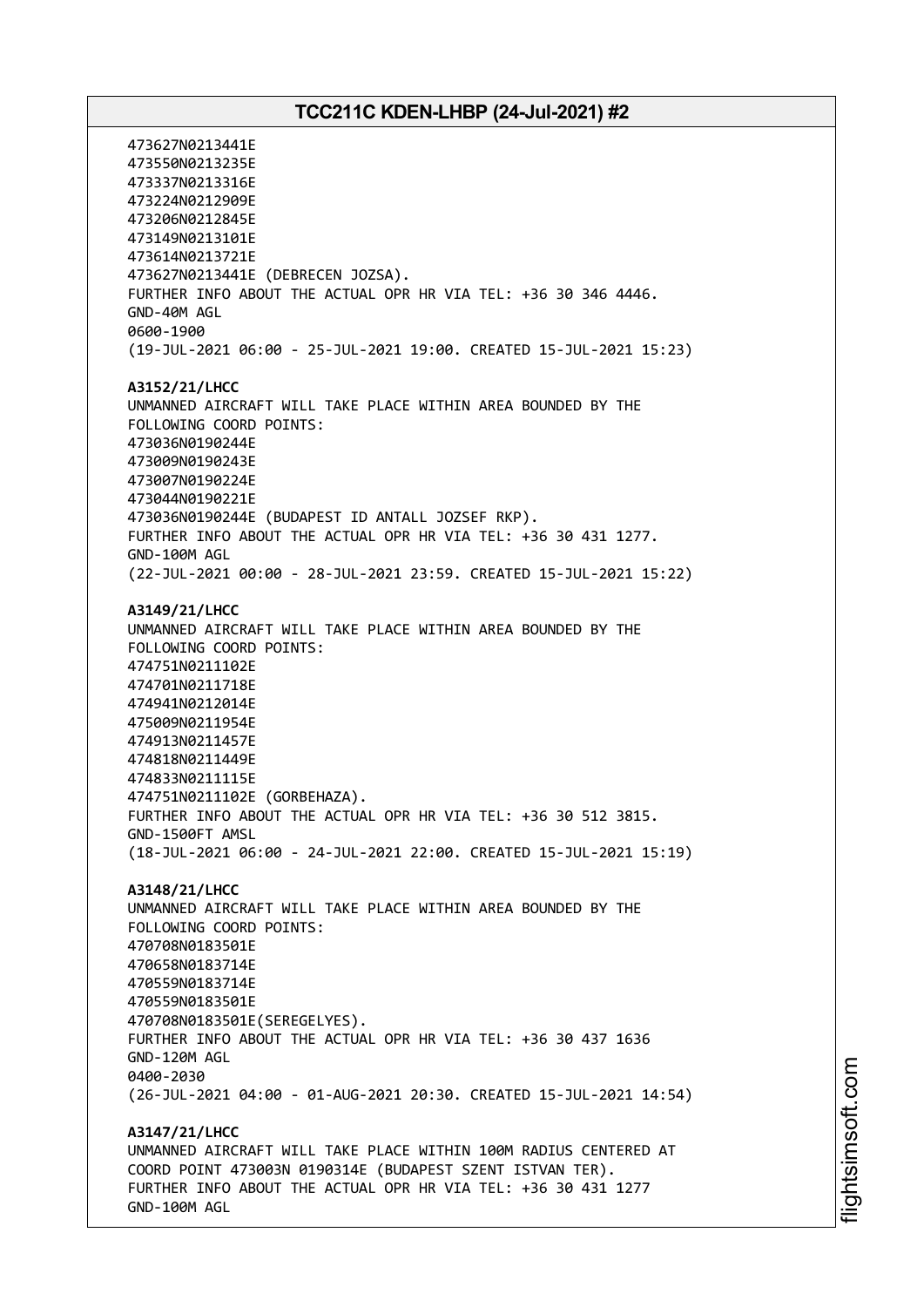473627N0213441E
473550N0213235E
473337N0213316E
473224N0212909E
473206N0212845E
473149N0213101E
473614N0213721E
473627N0213441E (DEBRECEN JOZSA).
FURTHER INFO ABOUT THE ACTUAL OPR HR VIA TEL: +36 30 346 4446.
GND-40M AGL
0600-1900
(19-JUL-2021 06:00 - 25-JUL-2021 19:00. CREATED 15-JUL-2021 15:23)

**A3152/21/LHCC**
UNMANNED AIRCRAFT WILL TAKE PLACE WITHIN AREA BOUNDED BY THE
FOLLOWING COORD POINTS:
473036N0190244E
473009N0190243E
473007N0190224E
473044N0190221E
473036N0190244E (BUDAPEST ID ANTALL JOZSEF RKP).
FURTHER INFO ABOUT THE ACTUAL OPR HR VIA TEL: +36 30 431 1277.
GND-100M AGL
(22-JUL-2021 00:00 - 28-JUL-2021 23:59. CREATED 15-JUL-2021 15:22)

**A3149/21/LHCC**
UNMANNED AIRCRAFT WILL TAKE PLACE WITHIN AREA BOUNDED BY THE
FOLLOWING COORD POINTS:
474751N0211102E
474701N0211718E
474941N0212014E
475009N0211954E
474913N0211457E
474818N0211449E
474833N0211115E
474751N0211102E (GORBEHAZA).
FURTHER INFO ABOUT THE ACTUAL OPR HR VIA TEL: +36 30 512 3815.
GND-1500FT AMSL
(18-JUL-2021 06:00 - 24-JUL-2021 22:00. CREATED 15-JUL-2021 15:19)

**A3148/21/LHCC**
UNMANNED AIRCRAFT WILL TAKE PLACE WITHIN AREA BOUNDED BY THE
FOLLOWING COORD POINTS:
470708N0183501E
470658N0183714E
470559N0183714E
470559N0183501E
470708N0183501E(SEREGELYES).
FURTHER INFO ABOUT THE ACTUAL OPR HR VIA TEL: +36 30 437 1636
GND-120M AGL
0400-2030
(26-JUL-2021 04:00 - 01-AUG-2021 20:30. CREATED 15-JUL-2021 14:54)

**A3147/21/LHCC**
UNMANNED AIRCRAFT WILL TAKE PLACE WITHIN 100M RADIUS CENTERED AT
COORD POINT 473003N 0190314E (BUDAPEST SZENT ISTVAN TER).
FURTHER INFO ABOUT THE ACTUAL OPR HR VIA TEL: +36 30 431 1277
GND-100M AGL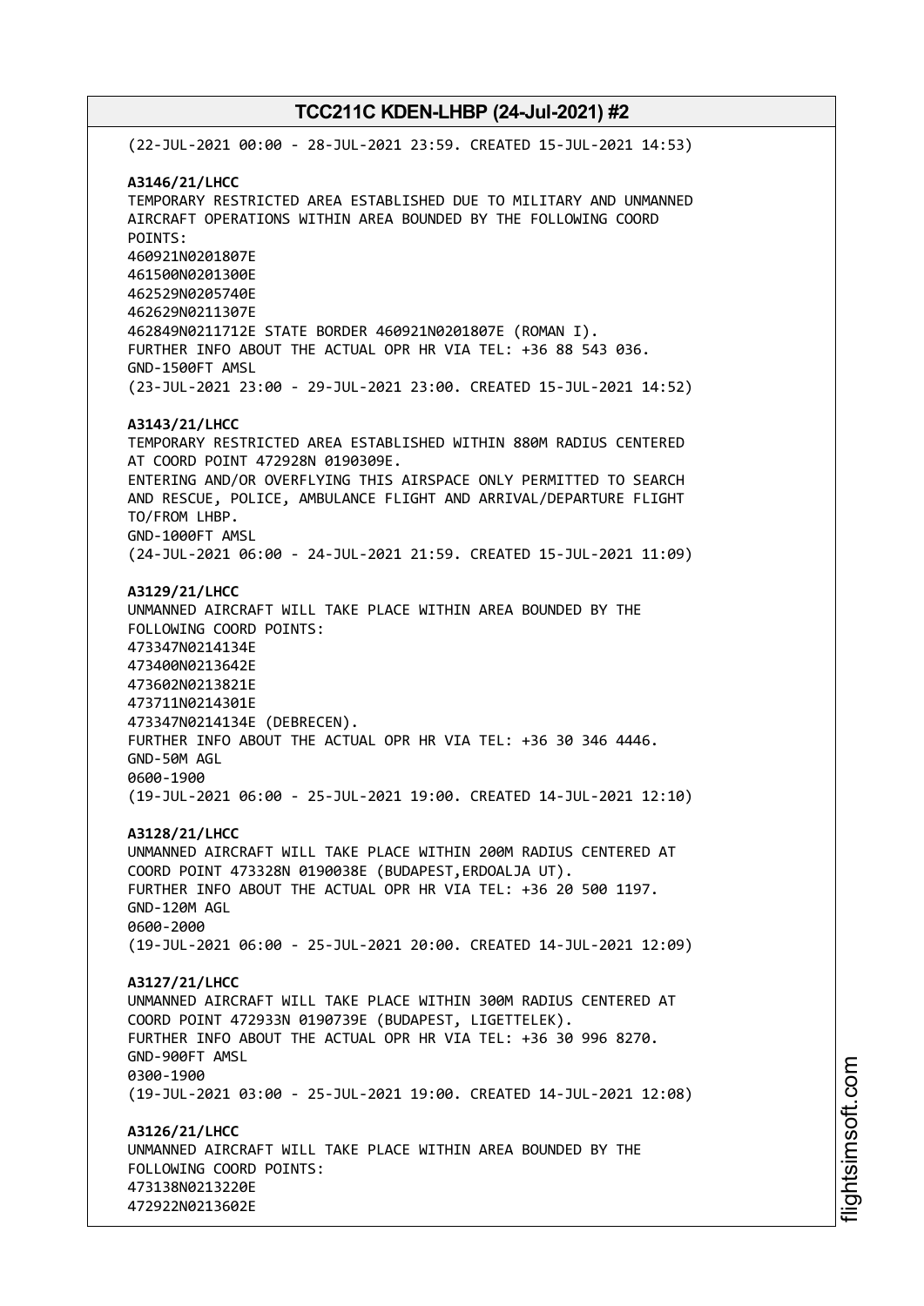(22-JUL-2021 00:00 - 28-JUL-2021 23:59. CREATED 15-JUL-2021 14:53)

**A3146/21/LHCC**
TEMPORARY RESTRICTED AREA ESTABLISHED DUE TO MILITARY AND UNMANNED AIRCRAFT OPERATIONS WITHIN AREA BOUNDED BY THE FOLLOWING COORD POINTS:
460921N0201807E
461500N0201300E
462529N0205740E
462629N0211307E
462849N0211712E STATE BORDER 460921N0201807E (ROMAN I).
FURTHER INFO ABOUT THE ACTUAL OPR HR VIA TEL: +36 88 543 036.
GND-1500FT AMSL
(23-JUL-2021 23:00 - 29-JUL-2021 23:00. CREATED 15-JUL-2021 14:52)

**A3143/21/LHCC**
TEMPORARY RESTRICTED AREA ESTABLISHED WITHIN 880M RADIUS CENTERED AT COORD POINT 472928N 0190309E.
ENTERING AND/OR OVERFLYING THIS AIRSPACE ONLY PERMITTED TO SEARCH AND RESCUE, POLICE, AMBULANCE FLIGHT AND ARRIVAL/DEPARTURE FLIGHT TO/FROM LHBP.
GND-1000FT AMSL
(24-JUL-2021 06:00 - 24-JUL-2021 21:59. CREATED 15-JUL-2021 11:09)

**A3129/21/LHCC**
UNMANNED AIRCRAFT WILL TAKE PLACE WITHIN AREA BOUNDED BY THE FOLLOWING COORD POINTS:
473347N0214134E
473400N0213642E
473602N0213821E
473711N0214301E
473347N0214134E (DEBRECEN).
FURTHER INFO ABOUT THE ACTUAL OPR HR VIA TEL: +36 30 346 4446.
GND-50M AGL
0600-1900
(19-JUL-2021 06:00 - 25-JUL-2021 19:00. CREATED 14-JUL-2021 12:10)

**A3128/21/LHCC**
UNMANNED AIRCRAFT WILL TAKE PLACE WITHIN 200M RADIUS CENTERED AT COORD POINT 473328N 0190038E (BUDAPEST,ERDOALJA UT).
FURTHER INFO ABOUT THE ACTUAL OPR HR VIA TEL: +36 20 500 1197.
GND-120M AGL
0600-2000
(19-JUL-2021 06:00 - 25-JUL-2021 20:00. CREATED 14-JUL-2021 12:09)

**A3127/21/LHCC**
UNMANNED AIRCRAFT WILL TAKE PLACE WITHIN 300M RADIUS CENTERED AT COORD POINT 472933N 0190739E (BUDAPEST, LIGETTELEK).
FURTHER INFO ABOUT THE ACTUAL OPR HR VIA TEL: +36 30 996 8270.
GND-900FT AMSL
0300-1900
(19-JUL-2021 03:00 - 25-JUL-2021 19:00. CREATED 14-JUL-2021 12:08)

**A3126/21/LHCC**
UNMANNED AIRCRAFT WILL TAKE PLACE WITHIN AREA BOUNDED BY THE FOLLOWING COORD POINTS:
473138N0213220E
472922N0213602E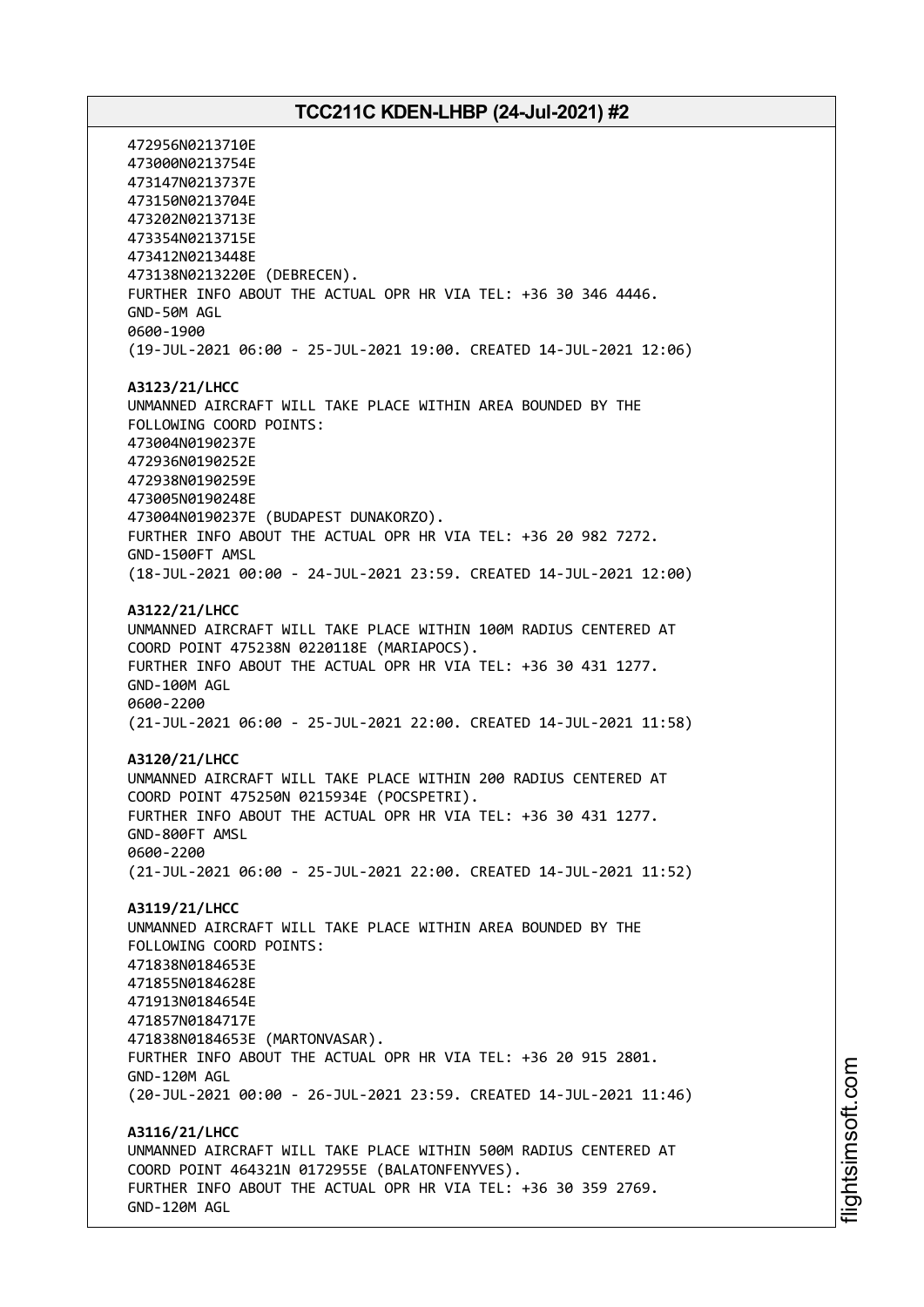472956N0213710E
473000N0213754E
473147N0213737E
473150N0213704E
473202N0213713E
473354N0213715E
473412N0213448E
473138N0213220E (DEBRECEN).
FURTHER INFO ABOUT THE ACTUAL OPR HR VIA TEL: +36 30 346 4446.
GND-50M AGL
0600-1900
(19-JUL-2021 06:00 - 25-JUL-2021 19:00. CREATED 14-JUL-2021 12:06)

**A3123/21/LHCC**
UNMANNED AIRCRAFT WILL TAKE PLACE WITHIN AREA BOUNDED BY THE
FOLLOWING COORD POINTS:
473004N0190237E
472936N0190252E
472938N0190259E
473005N0190248E
473004N0190237E (BUDAPEST DUNAKORZO).
FURTHER INFO ABOUT THE ACTUAL OPR HR VIA TEL: +36 20 982 7272.
GND-1500FT AMSL
(18-JUL-2021 00:00 - 24-JUL-2021 23:59. CREATED 14-JUL-2021 12:00)

**A3122/21/LHCC**
UNMANNED AIRCRAFT WILL TAKE PLACE WITHIN 100M RADIUS CENTERED AT
COORD POINT 475238N 0220118E (MARIAPOCS).
FURTHER INFO ABOUT THE ACTUAL OPR HR VIA TEL: +36 30 431 1277.
GND-100M AGL
0600-2200
(21-JUL-2021 06:00 - 25-JUL-2021 22:00. CREATED 14-JUL-2021 11:58)

**A3120/21/LHCC**
UNMANNED AIRCRAFT WILL TAKE PLACE WITHIN 200 RADIUS CENTERED AT
COORD POINT 475250N 0215934E (POCSPETRI).
FURTHER INFO ABOUT THE ACTUAL OPR HR VIA TEL: +36 30 431 1277.
GND-800FT AMSL
0600-2200
(21-JUL-2021 06:00 - 25-JUL-2021 22:00. CREATED 14-JUL-2021 11:52)

**A3119/21/LHCC**
UNMANNED AIRCRAFT WILL TAKE PLACE WITHIN AREA BOUNDED BY THE
FOLLOWING COORD POINTS:
471838N0184653E
471855N0184628E
471913N0184654E
471857N0184717E
471838N0184653E (MARTONVASAR).
FURTHER INFO ABOUT THE ACTUAL OPR HR VIA TEL: +36 20 915 2801.
GND-120M AGL
(20-JUL-2021 00:00 - 26-JUL-2021 23:59. CREATED 14-JUL-2021 11:46)

**A3116/21/LHCC**
UNMANNED AIRCRAFT WILL TAKE PLACE WITHIN 500M RADIUS CENTERED AT
COORD POINT 464321N 0172955E (BALATONFENYVES).
FURTHER INFO ABOUT THE ACTUAL OPR HR VIA TEL: +36 30 359 2769.
GND-120M AGL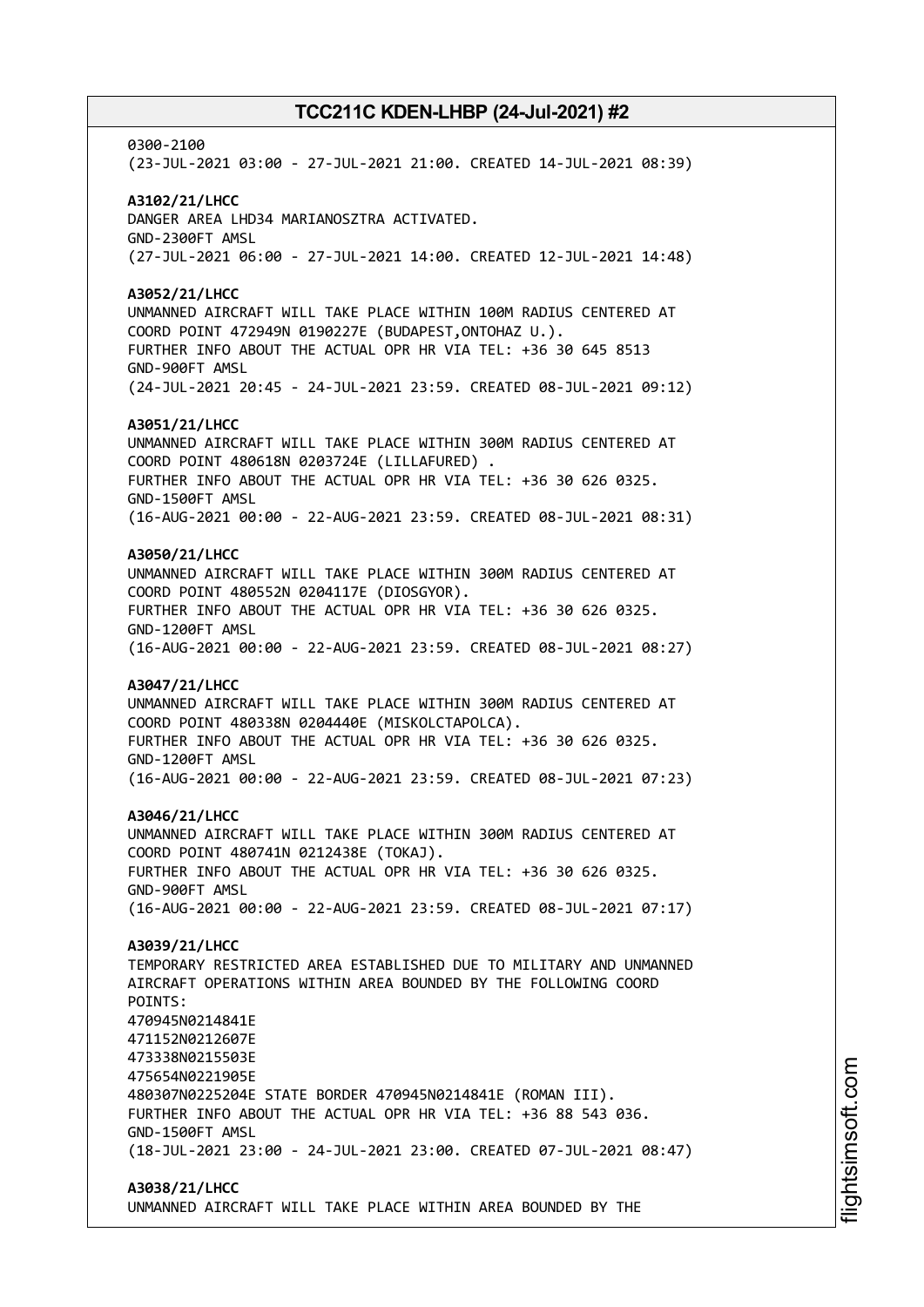0300-2100
(23-JUL-2021 03:00 - 27-JUL-2021 21:00. CREATED 14-JUL-2021 08:39)

**A3102/21/LHCC**
DANGER AREA LHD34 MARIANOSZTRA ACTIVATED.
GND-2300FT AMSL
(27-JUL-2021 06:00 - 27-JUL-2021 14:00. CREATED 12-JUL-2021 14:48)

**A3052/21/LHCC**
UNMANNED AIRCRAFT WILL TAKE PLACE WITHIN 100M RADIUS CENTERED AT
COORD POINT 472949N 0190227E (BUDAPEST,ONTOHAZ U.).
FURTHER INFO ABOUT THE ACTUAL OPR HR VIA TEL: +36 30 645 8513
GND-900FT AMSL
(24-JUL-2021 20:45 - 24-JUL-2021 23:59. CREATED 08-JUL-2021 09:12)

**A3051/21/LHCC**
UNMANNED AIRCRAFT WILL TAKE PLACE WITHIN 300M RADIUS CENTERED AT
COORD POINT 480618N 0203724E (LILLAFURED) .
FURTHER INFO ABOUT THE ACTUAL OPR HR VIA TEL: +36 30 626 0325.
GND-1500FT AMSL
(16-AUG-2021 00:00 - 22-AUG-2021 23:59. CREATED 08-JUL-2021 08:31)

**A3050/21/LHCC**
UNMANNED AIRCRAFT WILL TAKE PLACE WITHIN 300M RADIUS CENTERED AT
COORD POINT 480552N 0204117E (DIOSGYOR).
FURTHER INFO ABOUT THE ACTUAL OPR HR VIA TEL: +36 30 626 0325.
GND-1200FT AMSL
(16-AUG-2021 00:00 - 22-AUG-2021 23:59. CREATED 08-JUL-2021 08:27)

**A3047/21/LHCC**
UNMANNED AIRCRAFT WILL TAKE PLACE WITHIN 300M RADIUS CENTERED AT
COORD POINT 480338N 0204440E (MISKOLCTAPOLCA).
FURTHER INFO ABOUT THE ACTUAL OPR HR VIA TEL: +36 30 626 0325.
GND-1200FT AMSL
(16-AUG-2021 00:00 - 22-AUG-2021 23:59. CREATED 08-JUL-2021 07:23)

**A3046/21/LHCC**
UNMANNED AIRCRAFT WILL TAKE PLACE WITHIN 300M RADIUS CENTERED AT
COORD POINT 480741N 0212438E (TOKAJ).
FURTHER INFO ABOUT THE ACTUAL OPR HR VIA TEL: +36 30 626 0325.
GND-900FT AMSL
(16-AUG-2021 00:00 - 22-AUG-2021 23:59. CREATED 08-JUL-2021 07:17)

**A3039/21/LHCC**
TEMPORARY RESTRICTED AREA ESTABLISHED DUE TO MILITARY AND UNMANNED
AIRCRAFT OPERATIONS WITHIN AREA BOUNDED BY THE FOLLOWING COORD
POINTS:
470945N0214841E
471152N0212607E
473338N0215503E
475654N0221905E
480307N0225204E STATE BORDER 470945N0214841E (ROMAN III).
FURTHER INFO ABOUT THE ACTUAL OPR HR VIA TEL: +36 88 543 036.
GND-1500FT AMSL
(18-JUL-2021 23:00 - 24-JUL-2021 23:00. CREATED 07-JUL-2021 08:47)

**A3038/21/LHCC**
UNMANNED AIRCRAFT WILL TAKE PLACE WITHIN AREA BOUNDED BY THE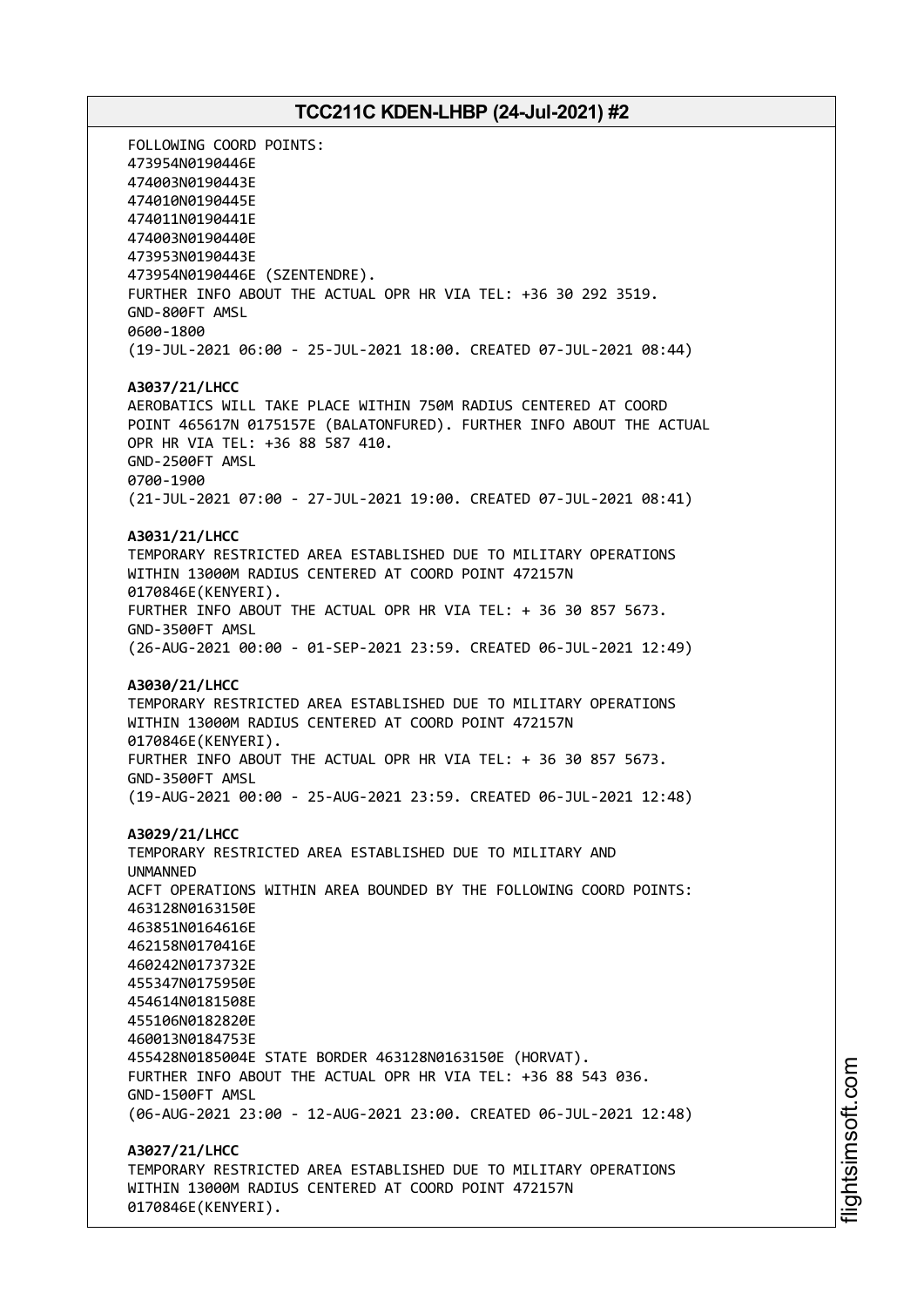FOLLOWING COORD POINTS:
473954N0190446E
474003N0190443E
474010N0190445E
474011N0190441E
474003N0190440E
473953N0190443E
473954N0190446E (SZENTENDRE).
FURTHER INFO ABOUT THE ACTUAL OPR HR VIA TEL: +36 30 292 3519.
GND-800FT AMSL
0600-1800
(19-JUL-2021 06:00 - 25-JUL-2021 18:00. CREATED 07-JUL-2021 08:44)

**A3037/21/LHCC**
AEROBATICS WILL TAKE PLACE WITHIN 750M RADIUS CENTERED AT COORD POINT 465617N 0175157E (BALATONFURED). FURTHER INFO ABOUT THE ACTUAL OPR HR VIA TEL: +36 88 587 410.
GND-2500FT AMSL
0700-1900
(21-JUL-2021 07:00 - 27-JUL-2021 19:00. CREATED 07-JUL-2021 08:41)

**A3031/21/LHCC**
TEMPORARY RESTRICTED AREA ESTABLISHED DUE TO MILITARY OPERATIONS WITHIN 13000M RADIUS CENTERED AT COORD POINT 472157N 0170846E(KENYERI).
FURTHER INFO ABOUT THE ACTUAL OPR HR VIA TEL: + 36 30 857 5673.
GND-3500FT AMSL
(26-AUG-2021 00:00 - 01-SEP-2021 23:59. CREATED 06-JUL-2021 12:49)

**A3030/21/LHCC**
TEMPORARY RESTRICTED AREA ESTABLISHED DUE TO MILITARY OPERATIONS WITHIN 13000M RADIUS CENTERED AT COORD POINT 472157N 0170846E(KENYERI).
FURTHER INFO ABOUT THE ACTUAL OPR HR VIA TEL: + 36 30 857 5673.
GND-3500FT AMSL
(19-AUG-2021 00:00 - 25-AUG-2021 23:59. CREATED 06-JUL-2021 12:48)

**A3029/21/LHCC**
TEMPORARY RESTRICTED AREA ESTABLISHED DUE TO MILITARY AND
UNMANNED
ACFT OPERATIONS WITHIN AREA BOUNDED BY THE FOLLOWING COORD POINTS:
463128N0163150E
463851N0164616E
462158N0170416E
460242N0173732E
455347N0175950E
454614N0181508E
455106N0182820E
460013N0184753E
455428N0185004E STATE BORDER 463128N0163150E (HORVAT).
FURTHER INFO ABOUT THE ACTUAL OPR HR VIA TEL: +36 88 543 036.
GND-1500FT AMSL
(06-AUG-2021 23:00 - 12-AUG-2021 23:00. CREATED 06-JUL-2021 12:48)

**A3027/21/LHCC**
TEMPORARY RESTRICTED AREA ESTABLISHED DUE TO MILITARY OPERATIONS WITHIN 13000M RADIUS CENTERED AT COORD POINT 472157N 0170846E(KENYERI).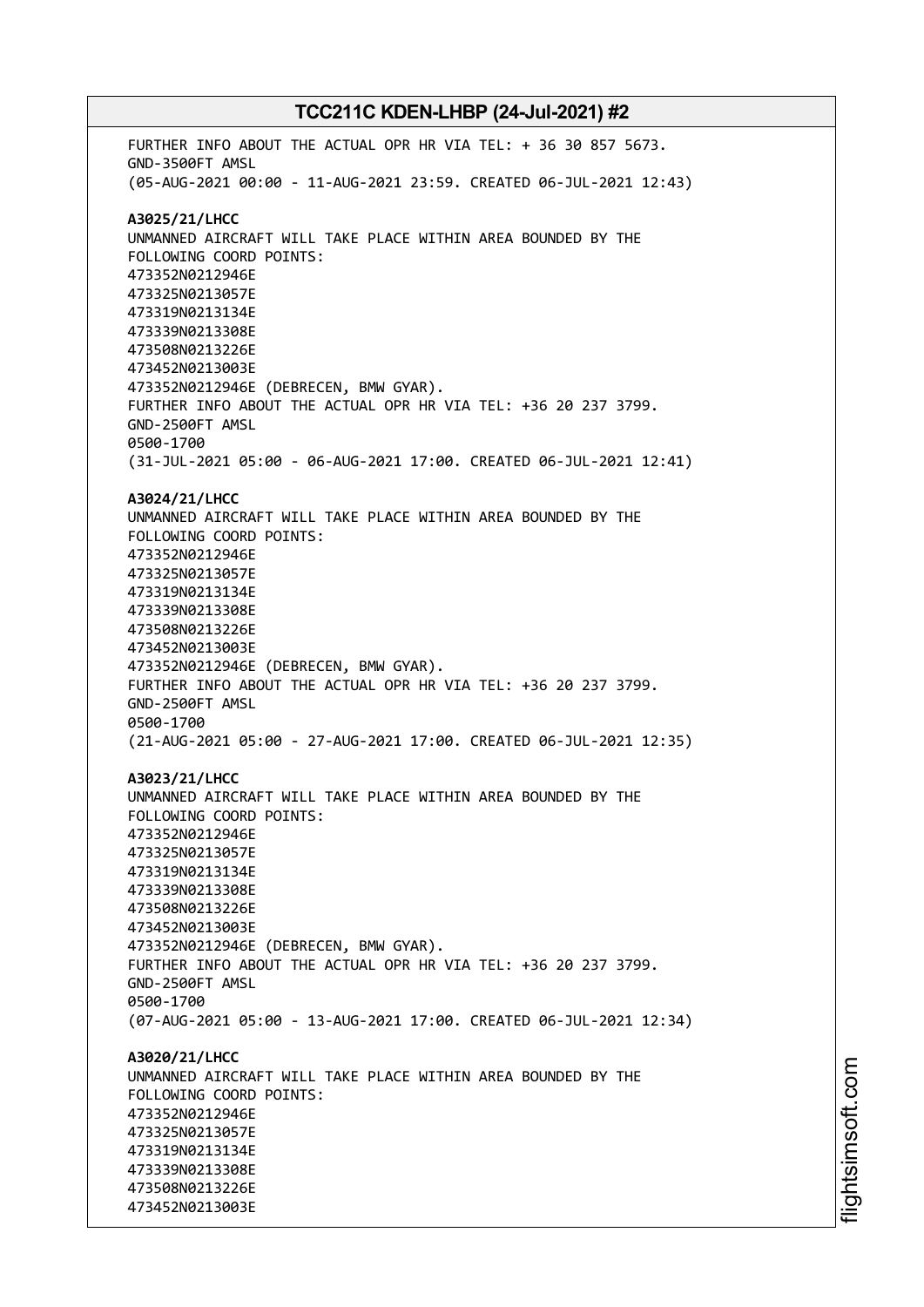FURTHER INFO ABOUT THE ACTUAL OPR HR VIA TEL: + 36 30 857 5673.
GND-3500FT AMSL
(05-AUG-2021 00:00 - 11-AUG-2021 23:59. CREATED 06-JUL-2021 12:43)

**A3025/21/LHCC**
UNMANNED AIRCRAFT WILL TAKE PLACE WITHIN AREA BOUNDED BY THE
FOLLOWING COORD POINTS:
473352N0212946E
473325N0213057E
473319N0213134E
473339N0213308E
473508N0213226E
473452N0213003E
473352N0212946E (DEBRECEN, BMW GYAR).
FURTHER INFO ABOUT THE ACTUAL OPR HR VIA TEL: +36 20 237 3799.
GND-2500FT AMSL
0500-1700
(31-JUL-2021 05:00 - 06-AUG-2021 17:00. CREATED 06-JUL-2021 12:41)

**A3024/21/LHCC**
UNMANNED AIRCRAFT WILL TAKE PLACE WITHIN AREA BOUNDED BY THE
FOLLOWING COORD POINTS:
473352N0212946E
473325N0213057E
473319N0213134E
473339N0213308E
473508N0213226E
473452N0213003E
473352N0212946E (DEBRECEN, BMW GYAR).
FURTHER INFO ABOUT THE ACTUAL OPR HR VIA TEL: +36 20 237 3799.
GND-2500FT AMSL
0500-1700
(21-AUG-2021 05:00 - 27-AUG-2021 17:00. CREATED 06-JUL-2021 12:35)

**A3023/21/LHCC**
UNMANNED AIRCRAFT WILL TAKE PLACE WITHIN AREA BOUNDED BY THE
FOLLOWING COORD POINTS:
473352N0212946E
473325N0213057E
473319N0213134E
473339N0213308E
473508N0213226E
473452N0213003E
473352N0212946E (DEBRECEN, BMW GYAR).
FURTHER INFO ABOUT THE ACTUAL OPR HR VIA TEL: +36 20 237 3799.
GND-2500FT AMSL
0500-1700
(07-AUG-2021 05:00 - 13-AUG-2021 17:00. CREATED 06-JUL-2021 12:34)

**A3020/21/LHCC**
UNMANNED AIRCRAFT WILL TAKE PLACE WITHIN AREA BOUNDED BY THE
FOLLOWING COORD POINTS:
473352N0212946E
473325N0213057E
473319N0213134E
473339N0213308E
473508N0213226E
473452N0213003E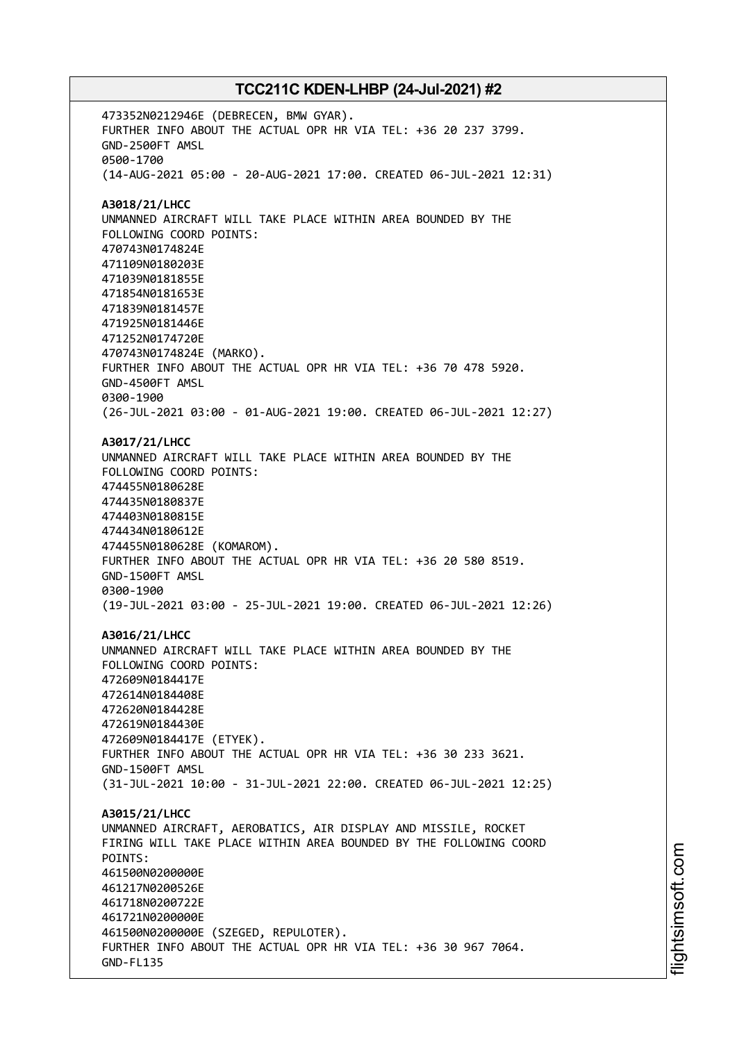473352N0212946E (DEBRECEN, BMW GYAR).
FURTHER INFO ABOUT THE ACTUAL OPR HR VIA TEL: +36 20 237 3799.
GND-2500FT AMSL
0500-1700
(14-AUG-2021 05:00 - 20-AUG-2021 17:00. CREATED 06-JUL-2021 12:31)

**A3018/21/LHCC**
UNMANNED AIRCRAFT WILL TAKE PLACE WITHIN AREA BOUNDED BY THE
FOLLOWING COORD POINTS:
470743N0174824E
471109N0180203E
471039N0181855E
471854N0181653E
471839N0181457E
471925N0181446E
471252N0174720E
470743N0174824E (MARKO).
FURTHER INFO ABOUT THE ACTUAL OPR HR VIA TEL: +36 70 478 5920.
GND-4500FT AMSL
0300-1900
(26-JUL-2021 03:00 - 01-AUG-2021 19:00. CREATED 06-JUL-2021 12:27)

**A3017/21/LHCC**
UNMANNED AIRCRAFT WILL TAKE PLACE WITHIN AREA BOUNDED BY THE
FOLLOWING COORD POINTS:
474455N0180628E
474435N0180837E
474403N0180815E
474434N0180612E
474455N0180628E (KOMAROM).
FURTHER INFO ABOUT THE ACTUAL OPR HR VIA TEL: +36 20 580 8519.
GND-1500FT AMSL
0300-1900
(19-JUL-2021 03:00 - 25-JUL-2021 19:00. CREATED 06-JUL-2021 12:26)

**A3016/21/LHCC**
UNMANNED AIRCRAFT WILL TAKE PLACE WITHIN AREA BOUNDED BY THE
FOLLOWING COORD POINTS:
472609N0184417E
472614N0184408E
472620N0184428E
472619N0184430E
472609N0184417E (ETYEK).
FURTHER INFO ABOUT THE ACTUAL OPR HR VIA TEL: +36 30 233 3621.
GND-1500FT AMSL
(31-JUL-2021 10:00 - 31-JUL-2021 22:00. CREATED 06-JUL-2021 12:25)

**A3015/21/LHCC**
UNMANNED AIRCRAFT, AEROBATICS, AIR DISPLAY AND MISSILE, ROCKET
FIRING WILL TAKE PLACE WITHIN AREA BOUNDED BY THE FOLLOWING COORD
POINTS:
461500N0200000E
461217N0200526E
461718N0200722E
461721N0200000E
461500N0200000E (SZEGED, REPULOTER).
FURTHER INFO ABOUT THE ACTUAL OPR HR VIA TEL: +36 30 967 7064.
GND-FL135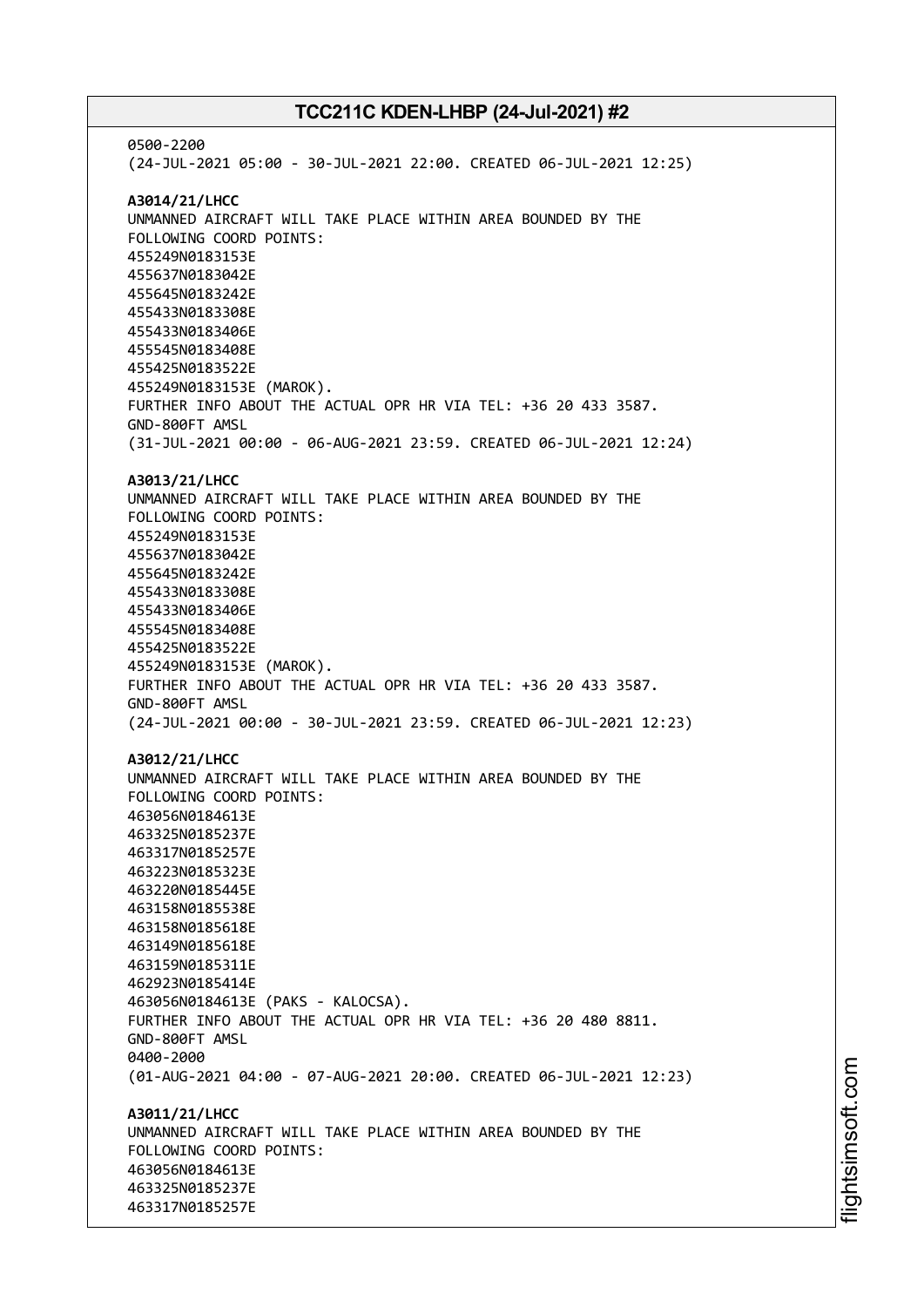0500-2200
(24-JUL-2021 05:00 - 30-JUL-2021 22:00. CREATED 06-JUL-2021 12:25)

**A3014/21/LHCC**
UNMANNED AIRCRAFT WILL TAKE PLACE WITHIN AREA BOUNDED BY THE
FOLLOWING COORD POINTS:
455249N0183153E
455637N0183042E
455645N0183242E
455433N0183308E
455433N0183406E
455545N0183408E
455425N0183522E
455249N0183153E (MAROK).
FURTHER INFO ABOUT THE ACTUAL OPR HR VIA TEL: +36 20 433 3587.
GND-800FT AMSL
(31-JUL-2021 00:00 - 06-AUG-2021 23:59. CREATED 06-JUL-2021 12:24)

**A3013/21/LHCC**
UNMANNED AIRCRAFT WILL TAKE PLACE WITHIN AREA BOUNDED BY THE
FOLLOWING COORD POINTS:
455249N0183153E
455637N0183042E
455645N0183242E
455433N0183308E
455433N0183406E
455545N0183408E
455425N0183522E
455249N0183153E (MAROK).
FURTHER INFO ABOUT THE ACTUAL OPR HR VIA TEL: +36 20 433 3587.
GND-800FT AMSL
(24-JUL-2021 00:00 - 30-JUL-2021 23:59. CREATED 06-JUL-2021 12:23)

**A3012/21/LHCC**
UNMANNED AIRCRAFT WILL TAKE PLACE WITHIN AREA BOUNDED BY THE
FOLLOWING COORD POINTS:
463056N0184613E
463325N0185237E
463317N0185257E
463223N0185323E
463220N0185445E
463158N0185538E
463158N0185618E
463149N0185618E
463159N0185311E
462923N0185414E
463056N0184613E (PAKS - KALOCSA).
FURTHER INFO ABOUT THE ACTUAL OPR HR VIA TEL: +36 20 480 8811.
GND-800FT AMSL
0400-2000
(01-AUG-2021 04:00 - 07-AUG-2021 20:00. CREATED 06-JUL-2021 12:23)

**A3011/21/LHCC**
UNMANNED AIRCRAFT WILL TAKE PLACE WITHIN AREA BOUNDED BY THE
FOLLOWING COORD POINTS:
463056N0184613E
463325N0185237E
463317N0185257E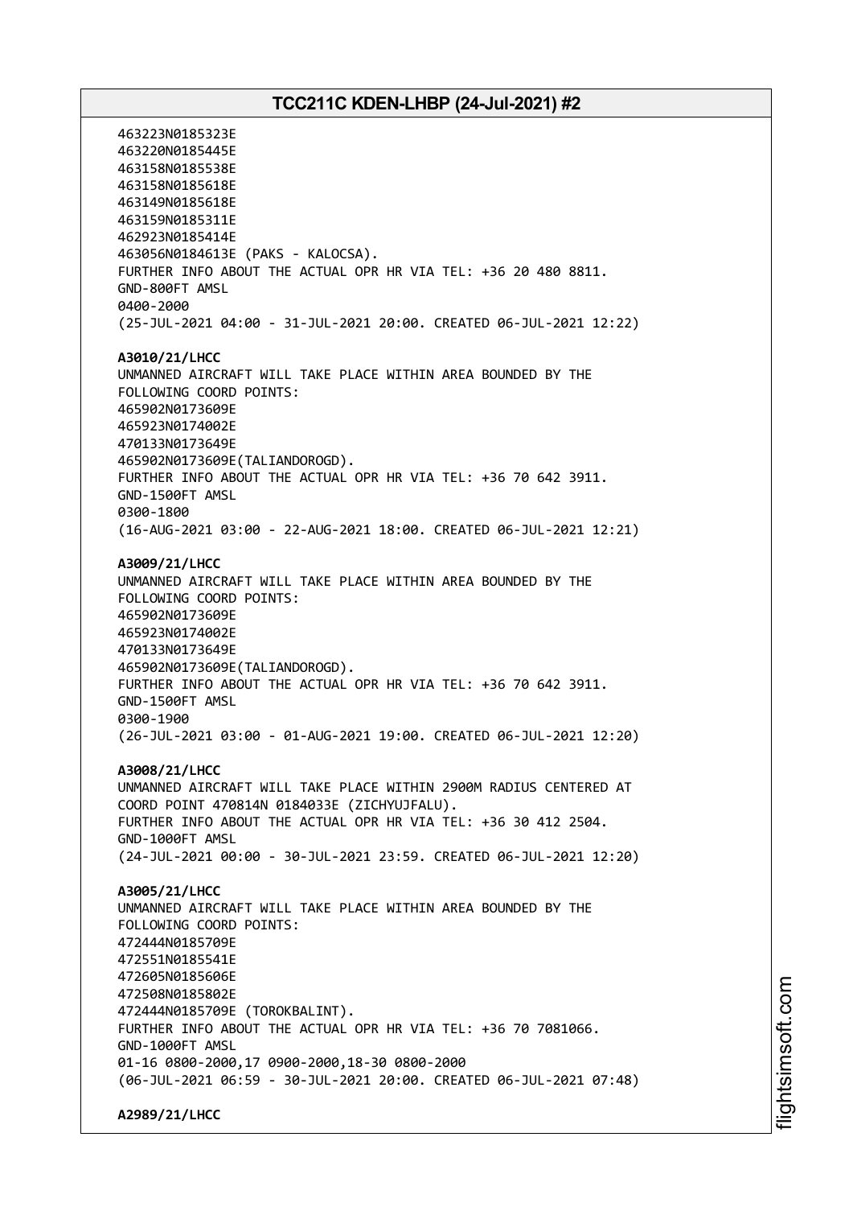463223N0185323E
463220N0185445E
463158N0185538E
463158N0185618E
463149N0185618E
463159N0185311E
462923N0185414E
463056N0184613E (PAKS - KALOCSA).
FURTHER INFO ABOUT THE ACTUAL OPR HR VIA TEL: +36 20 480 8811.
GND-800FT AMSL
0400-2000
(25-JUL-2021 04:00 - 31-JUL-2021 20:00. CREATED 06-JUL-2021 12:22)

**A3010/21/LHCC**
UNMANNED AIRCRAFT WILL TAKE PLACE WITHIN AREA BOUNDED BY THE
FOLLOWING COORD POINTS:
465902N0173609E
465923N0174002E
470133N0173649E
465902N0173609E(TALIANDOROGD).
FURTHER INFO ABOUT THE ACTUAL OPR HR VIA TEL: +36 70 642 3911.
GND-1500FT AMSL
0300-1800
(16-AUG-2021 03:00 - 22-AUG-2021 18:00. CREATED 06-JUL-2021 12:21)

**A3009/21/LHCC**
UNMANNED AIRCRAFT WILL TAKE PLACE WITHIN AREA BOUNDED BY THE
FOLLOWING COORD POINTS:
465902N0173609E
465923N0174002E
470133N0173649E
465902N0173609E(TALIANDOROGD).
FURTHER INFO ABOUT THE ACTUAL OPR HR VIA TEL: +36 70 642 3911.
GND-1500FT AMSL
0300-1900
(26-JUL-2021 03:00 - 01-AUG-2021 19:00. CREATED 06-JUL-2021 12:20)

**A3008/21/LHCC**
UNMANNED AIRCRAFT WILL TAKE PLACE WITHIN 2900M RADIUS CENTERED AT
COORD POINT 470814N 0184033E (ZICHYUJFALU).
FURTHER INFO ABOUT THE ACTUAL OPR HR VIA TEL: +36 30 412 2504.
GND-1000FT AMSL
(24-JUL-2021 00:00 - 30-JUL-2021 23:59. CREATED 06-JUL-2021 12:20)

**A3005/21/LHCC**
UNMANNED AIRCRAFT WILL TAKE PLACE WITHIN AREA BOUNDED BY THE
FOLLOWING COORD POINTS:
472444N0185709E
472551N0185541E
472605N0185606E
472508N0185802E
472444N0185709E (TOROKBALINT).
FURTHER INFO ABOUT THE ACTUAL OPR HR VIA TEL: +36 70 7081066.
GND-1000FT AMSL
01-16 0800-2000,17 0900-2000,18-30 0800-2000
(06-JUL-2021 06:59 - 30-JUL-2021 20:00. CREATED 06-JUL-2021 07:48)

**A2989/21/LHCC**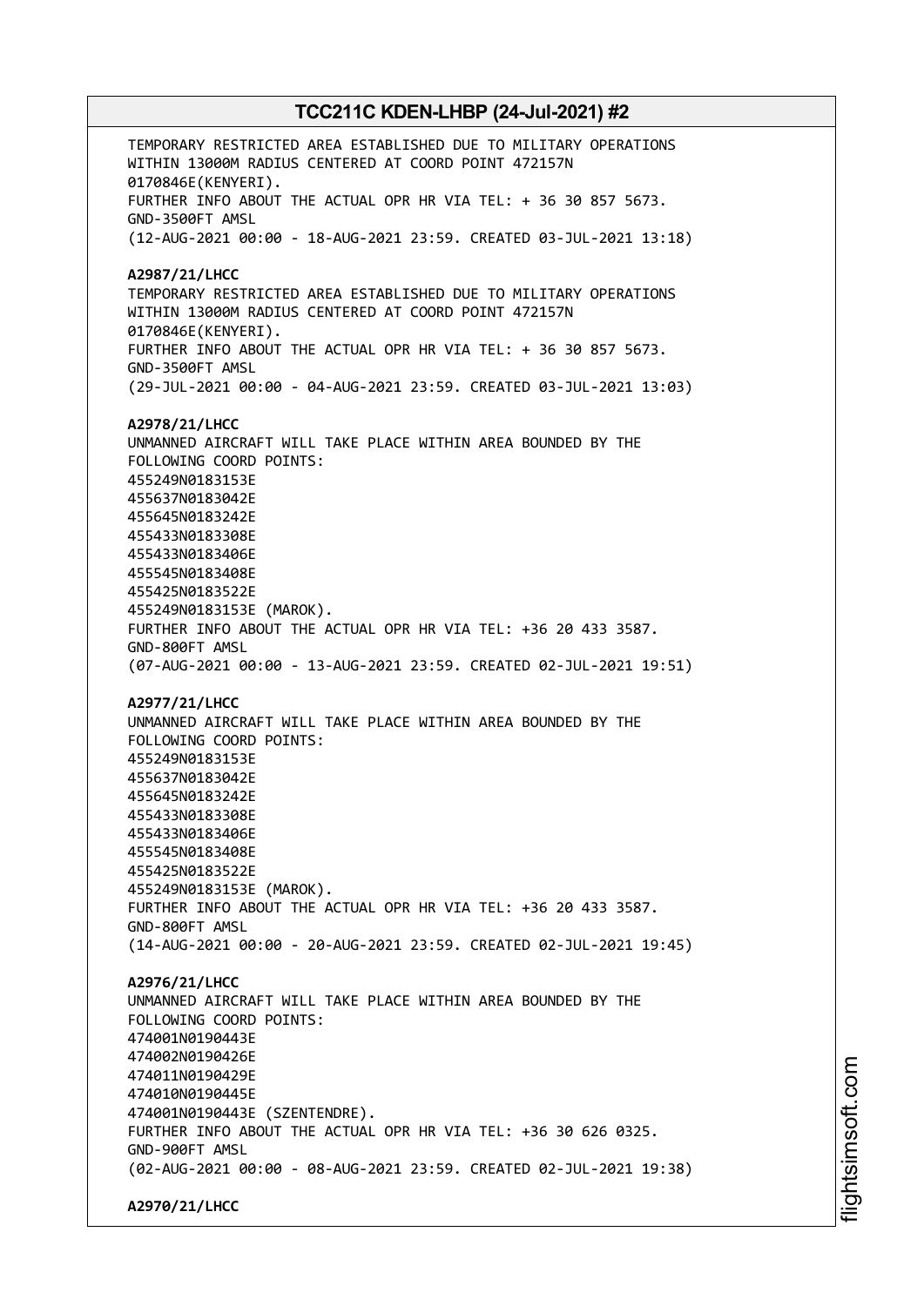TEMPORARY RESTRICTED AREA ESTABLISHED DUE TO MILITARY OPERATIONS
WITHIN 13000M RADIUS CENTERED AT COORD POINT 472157N
0170846E(KENYERI).
FURTHER INFO ABOUT THE ACTUAL OPR HR VIA TEL: + 36 30 857 5673.
GND-3500FT AMSL
(12-AUG-2021 00:00 - 18-AUG-2021 23:59. CREATED 03-JUL-2021 13:18)

**A2987/21/LHCC**
TEMPORARY RESTRICTED AREA ESTABLISHED DUE TO MILITARY OPERATIONS
WITHIN 13000M RADIUS CENTERED AT COORD POINT 472157N
0170846E(KENYERI).
FURTHER INFO ABOUT THE ACTUAL OPR HR VIA TEL: + 36 30 857 5673.
GND-3500FT AMSL
(29-JUL-2021 00:00 - 04-AUG-2021 23:59. CREATED 03-JUL-2021 13:03)

**A2978/21/LHCC**
UNMANNED AIRCRAFT WILL TAKE PLACE WITHIN AREA BOUNDED BY THE
FOLLOWING COORD POINTS:
455249N0183153E
455637N0183042E
455645N0183242E
455433N0183308E
455433N0183406E
455545N0183408E
455425N0183522E
455249N0183153E (MAROK).
FURTHER INFO ABOUT THE ACTUAL OPR HR VIA TEL: +36 20 433 3587.
GND-800FT AMSL
(07-AUG-2021 00:00 - 13-AUG-2021 23:59. CREATED 02-JUL-2021 19:51)

**A2977/21/LHCC**
UNMANNED AIRCRAFT WILL TAKE PLACE WITHIN AREA BOUNDED BY THE
FOLLOWING COORD POINTS:
455249N0183153E
455637N0183042E
455645N0183242E
455433N0183308E
455433N0183406E
455545N0183408E
455425N0183522E
455249N0183153E (MAROK).
FURTHER INFO ABOUT THE ACTUAL OPR HR VIA TEL: +36 20 433 3587.
GND-800FT AMSL
(14-AUG-2021 00:00 - 20-AUG-2021 23:59. CREATED 02-JUL-2021 19:45)

**A2976/21/LHCC**
UNMANNED AIRCRAFT WILL TAKE PLACE WITHIN AREA BOUNDED BY THE
FOLLOWING COORD POINTS:
474001N0190443E
474002N0190426E
474011N0190429E
474010N0190445E
474001N0190443E (SZENTENDRE).
FURTHER INFO ABOUT THE ACTUAL OPR HR VIA TEL: +36 30 626 0325.
GND-900FT AMSL
(02-AUG-2021 00:00 - 08-AUG-2021 23:59. CREATED 02-JUL-2021 19:38)

**A2970/21/LHCC**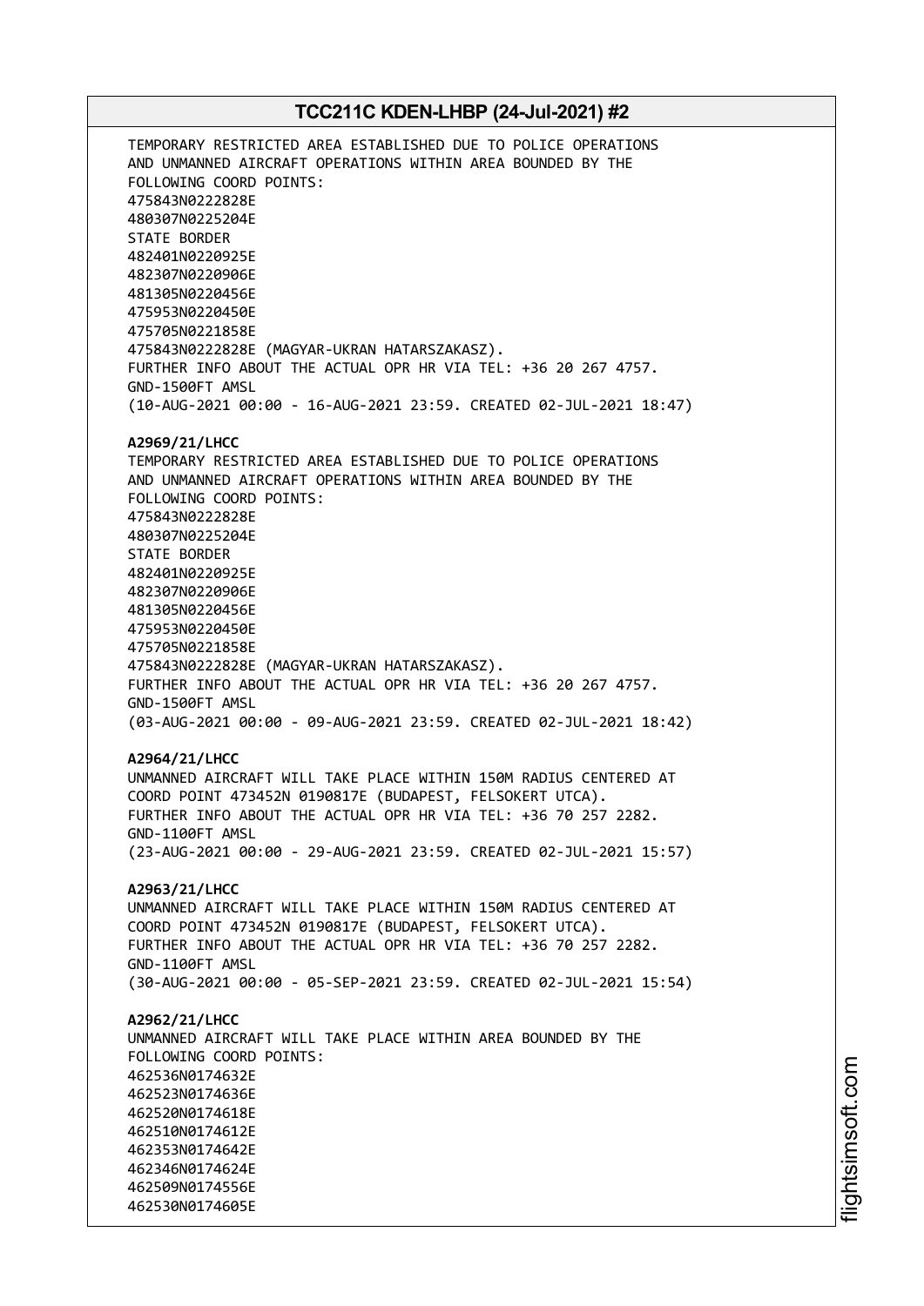TEMPORARY RESTRICTED AREA ESTABLISHED DUE TO POLICE OPERATIONS
AND UNMANNED AIRCRAFT OPERATIONS WITHIN AREA BOUNDED BY THE
FOLLOWING COORD POINTS:
475843N0222828E
480307N0225204E
STATE BORDER
482401N0220925E
482307N0220906E
481305N0220456E
475953N0220450E
475705N0221858E
475843N0222828E (MAGYAR-UKRAN HATARSZAKASZ).
FURTHER INFO ABOUT THE ACTUAL OPR HR VIA TEL: +36 20 267 4757.
GND-1500FT AMSL
(10-AUG-2021 00:00 - 16-AUG-2021 23:59. CREATED 02-JUL-2021 18:47)

**A2969/21/LHCC**
TEMPORARY RESTRICTED AREA ESTABLISHED DUE TO POLICE OPERATIONS
AND UNMANNED AIRCRAFT OPERATIONS WITHIN AREA BOUNDED BY THE
FOLLOWING COORD POINTS:
475843N0222828E
480307N0225204E
STATE BORDER
482401N0220925E
482307N0220906E
481305N0220456E
475953N0220450E
475705N0221858E
475843N0222828E (MAGYAR-UKRAN HATARSZAKASZ).
FURTHER INFO ABOUT THE ACTUAL OPR HR VIA TEL: +36 20 267 4757.
GND-1500FT AMSL
(03-AUG-2021 00:00 - 09-AUG-2021 23:59. CREATED 02-JUL-2021 18:42)

**A2964/21/LHCC**
UNMANNED AIRCRAFT WILL TAKE PLACE WITHIN 150M RADIUS CENTERED AT
COORD POINT 473452N 0190817E (BUDAPEST, FELSOKERT UTCA).
FURTHER INFO ABOUT THE ACTUAL OPR HR VIA TEL: +36 70 257 2282.
GND-1100FT AMSL
(23-AUG-2021 00:00 - 29-AUG-2021 23:59. CREATED 02-JUL-2021 15:57)

**A2963/21/LHCC**
UNMANNED AIRCRAFT WILL TAKE PLACE WITHIN 150M RADIUS CENTERED AT
COORD POINT 473452N 0190817E (BUDAPEST, FELSOKERT UTCA).
FURTHER INFO ABOUT THE ACTUAL OPR HR VIA TEL: +36 70 257 2282.
GND-1100FT AMSL
(30-AUG-2021 00:00 - 05-SEP-2021 23:59. CREATED 02-JUL-2021 15:54)

**A2962/21/LHCC**
UNMANNED AIRCRAFT WILL TAKE PLACE WITHIN AREA BOUNDED BY THE
FOLLOWING COORD POINTS:
462536N0174632E
462523N0174636E
462520N0174618E
462510N0174612E
462353N0174642E
462346N0174624E
462509N0174556E
462530N0174605E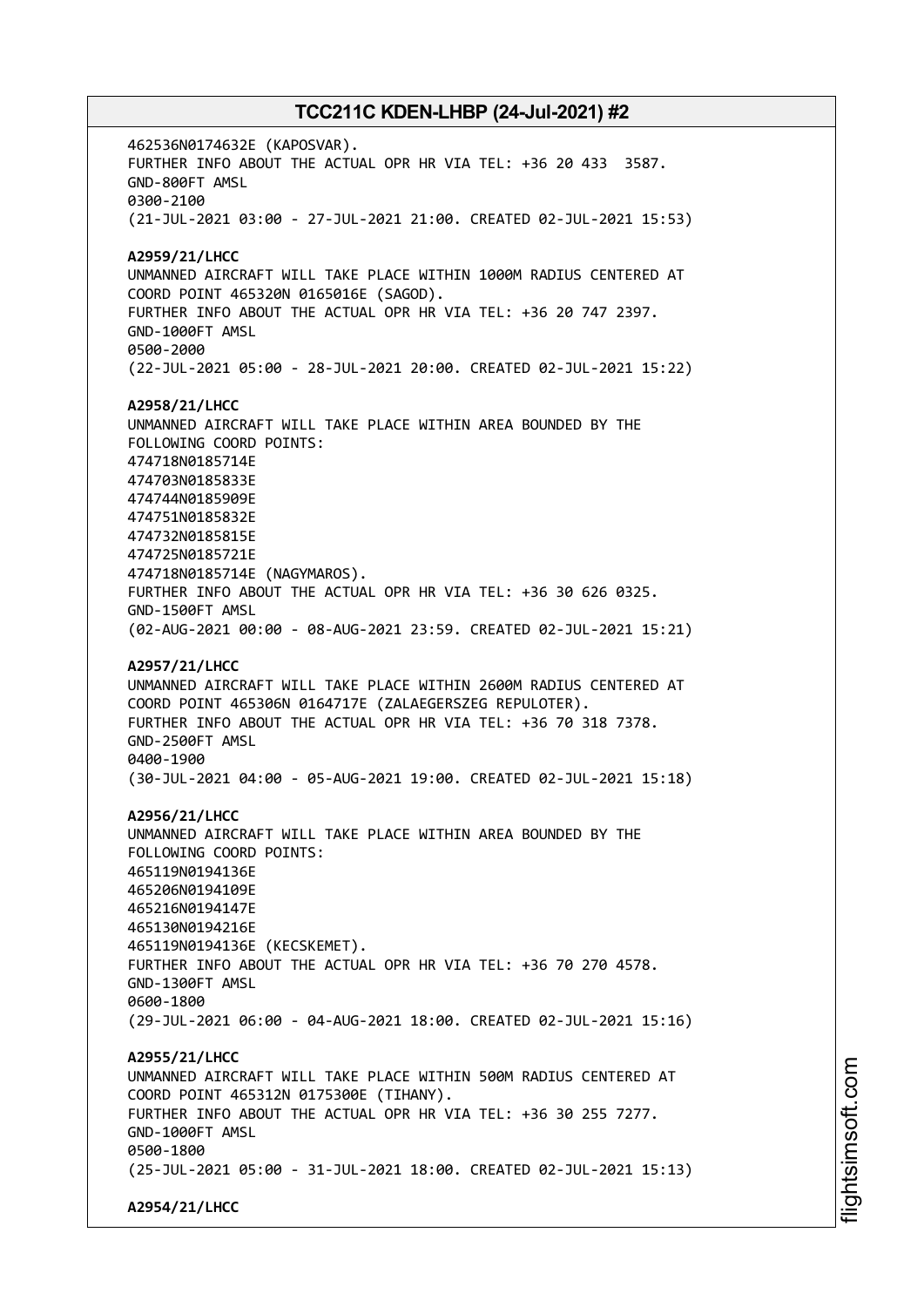462536N0174632E (KAPOSVAR).
FURTHER INFO ABOUT THE ACTUAL OPR HR VIA TEL: +36 20 433  3587.
GND-800FT AMSL
0300-2100
(21-JUL-2021 03:00 - 27-JUL-2021 21:00. CREATED 02-JUL-2021 15:53)

**A2959/21/LHCC**
UNMANNED AIRCRAFT WILL TAKE PLACE WITHIN 1000M RADIUS CENTERED AT
COORD POINT 465320N 0165016E (SAGOD).
FURTHER INFO ABOUT THE ACTUAL OPR HR VIA TEL: +36 20 747 2397.
GND-1000FT AMSL
0500-2000
(22-JUL-2021 05:00 - 28-JUL-2021 20:00. CREATED 02-JUL-2021 15:22)

**A2958/21/LHCC**
UNMANNED AIRCRAFT WILL TAKE PLACE WITHIN AREA BOUNDED BY THE
FOLLOWING COORD POINTS:
474718N0185714E
474703N0185833E
474744N0185909E
474751N0185832E
474732N0185815E
474725N0185721E
474718N0185714E (NAGYMAROS).
FURTHER INFO ABOUT THE ACTUAL OPR HR VIA TEL: +36 30 626 0325.
GND-1500FT AMSL
(02-AUG-2021 00:00 - 08-AUG-2021 23:59. CREATED 02-JUL-2021 15:21)

**A2957/21/LHCC**
UNMANNED AIRCRAFT WILL TAKE PLACE WITHIN 2600M RADIUS CENTERED AT
COORD POINT 465306N 0164717E (ZALAEGERSZEG REPULOTER).
FURTHER INFO ABOUT THE ACTUAL OPR HR VIA TEL: +36 70 318 7378.
GND-2500FT AMSL
0400-1900
(30-JUL-2021 04:00 - 05-AUG-2021 19:00. CREATED 02-JUL-2021 15:18)

**A2956/21/LHCC**
UNMANNED AIRCRAFT WILL TAKE PLACE WITHIN AREA BOUNDED BY THE
FOLLOWING COORD POINTS:
465119N0194136E
465206N0194109E
465216N0194147E
465130N0194216E
465119N0194136E (KECSKEMET).
FURTHER INFO ABOUT THE ACTUAL OPR HR VIA TEL: +36 70 270 4578.
GND-1300FT AMSL
0600-1800
(29-JUL-2021 06:00 - 04-AUG-2021 18:00. CREATED 02-JUL-2021 15:16)

**A2955/21/LHCC**
UNMANNED AIRCRAFT WILL TAKE PLACE WITHIN 500M RADIUS CENTERED AT
COORD POINT 465312N 0175300E (TIHANY).
FURTHER INFO ABOUT THE ACTUAL OPR HR VIA TEL: +36 30 255 7277.
GND-1000FT AMSL
0500-1800
(25-JUL-2021 05:00 - 31-JUL-2021 18:00. CREATED 02-JUL-2021 15:13)

**A2954/21/LHCC**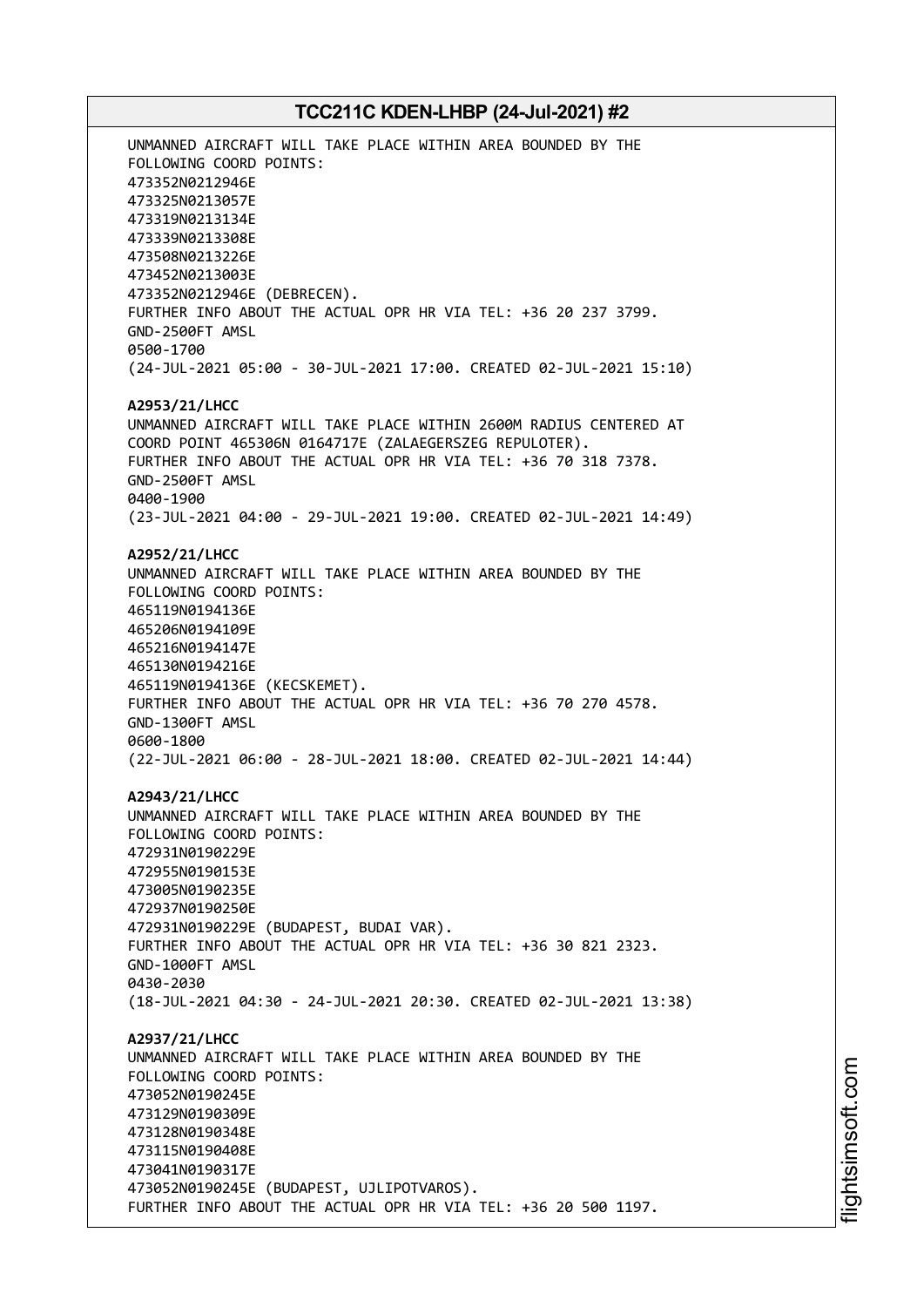UNMANNED AIRCRAFT WILL TAKE PLACE WITHIN AREA BOUNDED BY THE FOLLOWING COORD POINTS:
473352N0212946E
473325N0213057E
473319N0213134E
473339N0213308E
473508N0213226E
473452N0213003E
473352N0212946E (DEBRECEN).
FURTHER INFO ABOUT THE ACTUAL OPR HR VIA TEL: +36 20 237 3799.
GND-2500FT AMSL
0500-1700
(24-JUL-2021 05:00 - 30-JUL-2021 17:00. CREATED 02-JUL-2021 15:10)

**A2953/21/LHCC**
UNMANNED AIRCRAFT WILL TAKE PLACE WITHIN 2600M RADIUS CENTERED AT COORD POINT 465306N 0164717E (ZALAEGERSZEG REPULOTER).
FURTHER INFO ABOUT THE ACTUAL OPR HR VIA TEL: +36 70 318 7378.
GND-2500FT AMSL
0400-1900
(23-JUL-2021 04:00 - 29-JUL-2021 19:00. CREATED 02-JUL-2021 14:49)

**A2952/21/LHCC**
UNMANNED AIRCRAFT WILL TAKE PLACE WITHIN AREA BOUNDED BY THE FOLLOWING COORD POINTS:
465119N0194136E
465206N0194109E
465216N0194147E
465130N0194216E
465119N0194136E (KECSKEMET).
FURTHER INFO ABOUT THE ACTUAL OPR HR VIA TEL: +36 70 270 4578.
GND-1300FT AMSL
0600-1800
(22-JUL-2021 06:00 - 28-JUL-2021 18:00. CREATED 02-JUL-2021 14:44)

**A2943/21/LHCC**
UNMANNED AIRCRAFT WILL TAKE PLACE WITHIN AREA BOUNDED BY THE FOLLOWING COORD POINTS:
472931N0190229E
472955N0190153E
473005N0190235E
472937N0190250E
472931N0190229E (BUDAPEST, BUDAI VAR).
FURTHER INFO ABOUT THE ACTUAL OPR HR VIA TEL: +36 30 821 2323.
GND-1000FT AMSL
0430-2030
(18-JUL-2021 04:30 - 24-JUL-2021 20:30. CREATED 02-JUL-2021 13:38)

**A2937/21/LHCC**
UNMANNED AIRCRAFT WILL TAKE PLACE WITHIN AREA BOUNDED BY THE FOLLOWING COORD POINTS:
473052N0190245E
473129N0190309E
473128N0190348E
473115N0190408E
473041N0190317E
473052N0190245E (BUDAPEST, UJLIPOTVAROS).
FURTHER INFO ABOUT THE ACTUAL OPR HR VIA TEL: +36 20 500 1197.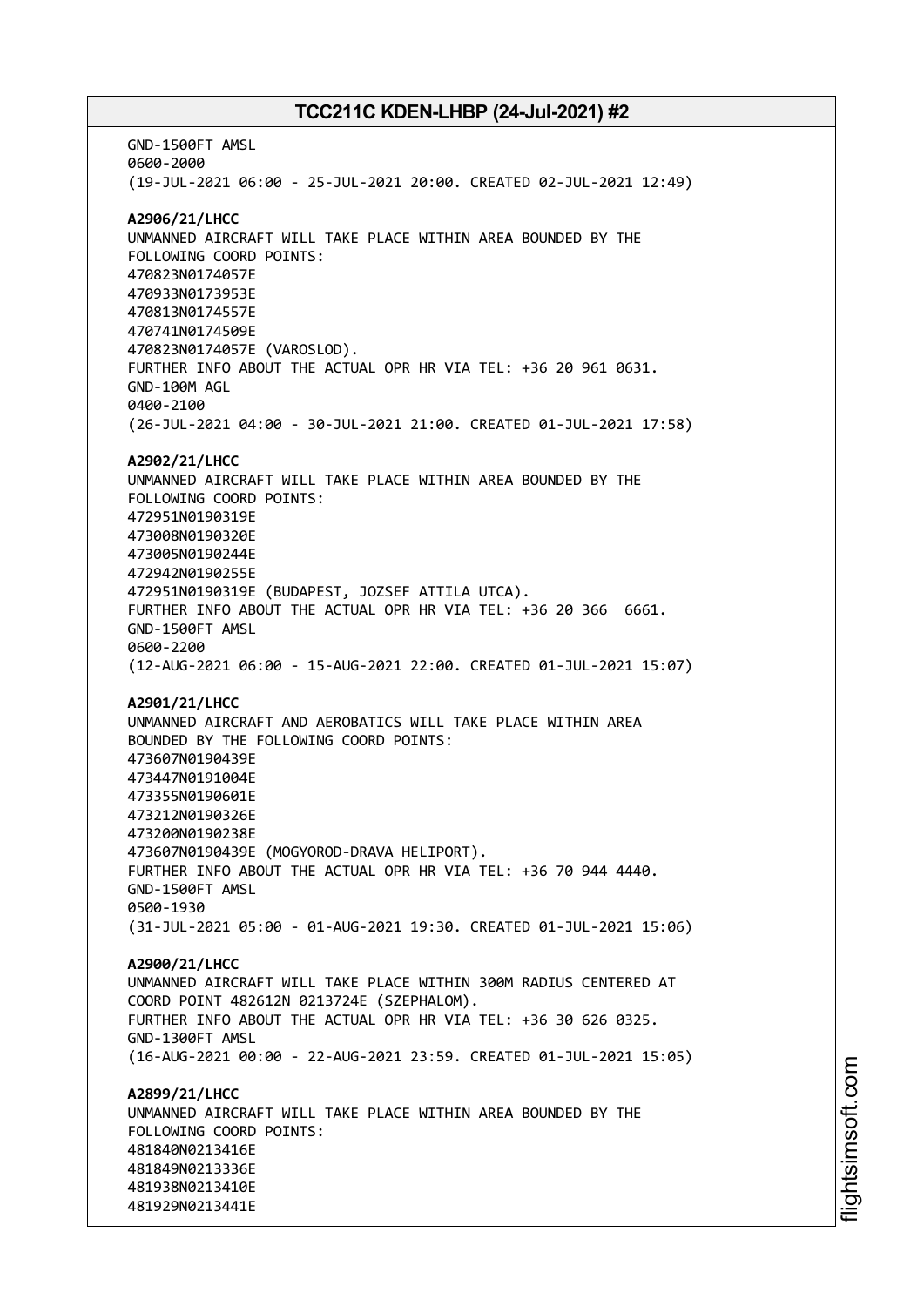GND-1500FT AMSL
0600-2000
(19-JUL-2021 06:00 - 25-JUL-2021 20:00. CREATED 02-JUL-2021 12:49)

**A2906/21/LHCC**
UNMANNED AIRCRAFT WILL TAKE PLACE WITHIN AREA BOUNDED BY THE FOLLOWING COORD POINTS:
470823N0174057E
470933N0173953E
470813N0174557E
470741N0174509E
470823N0174057E (VAROSLOD).
FURTHER INFO ABOUT THE ACTUAL OPR HR VIA TEL: +36 20 961 0631.
GND-100M AGL
0400-2100
(26-JUL-2021 04:00 - 30-JUL-2021 21:00. CREATED 01-JUL-2021 17:58)

**A2902/21/LHCC**
UNMANNED AIRCRAFT WILL TAKE PLACE WITHIN AREA BOUNDED BY THE FOLLOWING COORD POINTS:
472951N0190319E
473008N0190320E
473005N0190244E
472942N0190255E
472951N0190319E (BUDAPEST, JOZSEF ATTILA UTCA).
FURTHER INFO ABOUT THE ACTUAL OPR HR VIA TEL: +36 20 366 6661.
GND-1500FT AMSL
0600-2200
(12-AUG-2021 06:00 - 15-AUG-2021 22:00. CREATED 01-JUL-2021 15:07)

**A2901/21/LHCC**
UNMANNED AIRCRAFT AND AEROBATICS WILL TAKE PLACE WITHIN AREA BOUNDED BY THE FOLLOWING COORD POINTS:
473607N0190439E
473447N0191004E
473355N0190601E
473212N0190326E
473200N0190238E
473607N0190439E (MOGYOROD-DRAVA HELIPORT).
FURTHER INFO ABOUT THE ACTUAL OPR HR VIA TEL: +36 70 944 4440.
GND-1500FT AMSL
0500-1930
(31-JUL-2021 05:00 - 01-AUG-2021 19:30. CREATED 01-JUL-2021 15:06)

**A2900/21/LHCC**
UNMANNED AIRCRAFT WILL TAKE PLACE WITHIN 300M RADIUS CENTERED AT COORD POINT 482612N 0213724E (SZEPHALOM).
FURTHER INFO ABOUT THE ACTUAL OPR HR VIA TEL: +36 30 626 0325.
GND-1300FT AMSL
(16-AUG-2021 00:00 - 22-AUG-2021 23:59. CREATED 01-JUL-2021 15:05)

**A2899/21/LHCC**
UNMANNED AIRCRAFT WILL TAKE PLACE WITHIN AREA BOUNDED BY THE FOLLOWING COORD POINTS:
481840N0213416E
481849N0213336E
481938N0213410E
481929N0213441E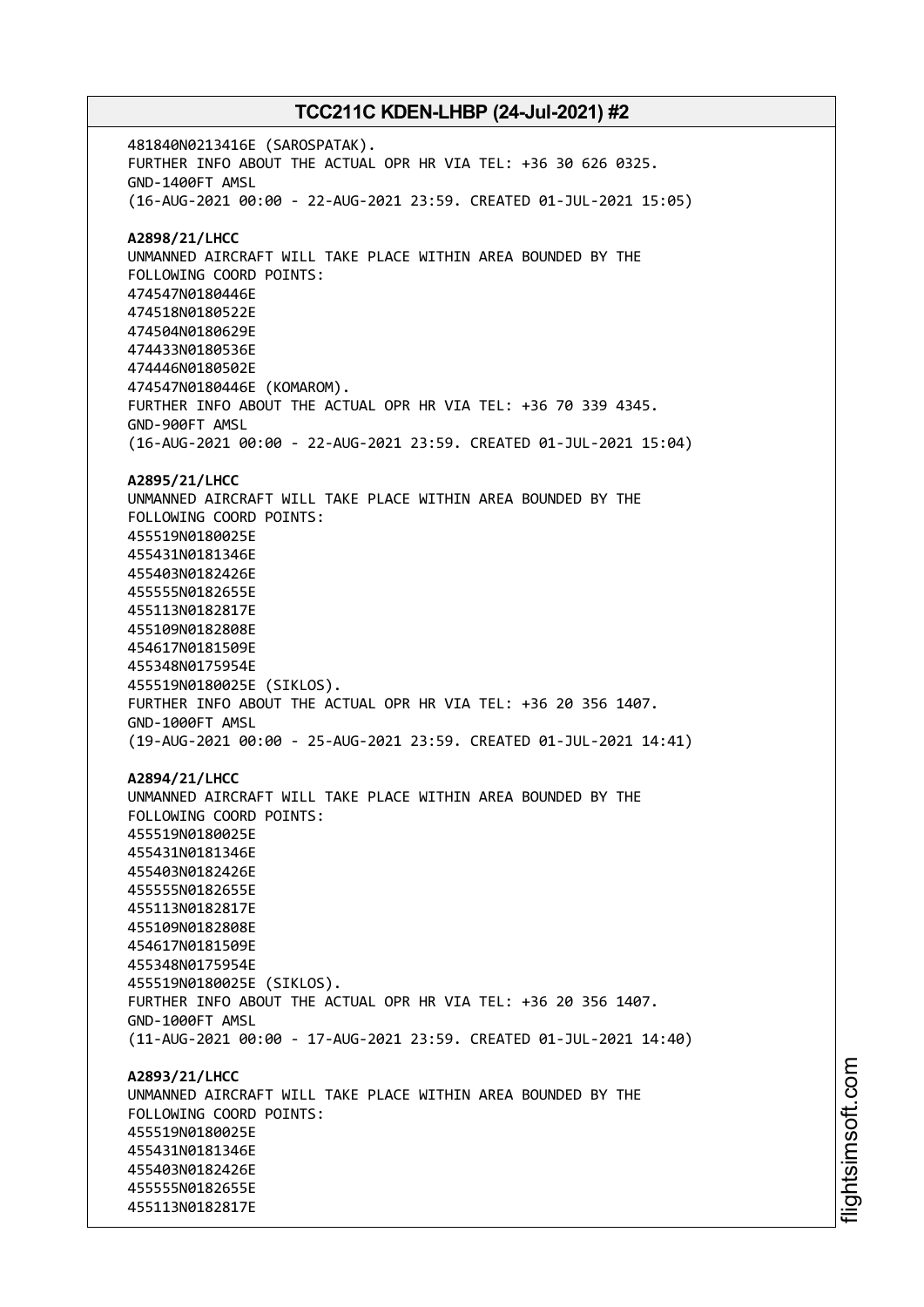481840N0213416E (SAROSPATAK).
FURTHER INFO ABOUT THE ACTUAL OPR HR VIA TEL: +36 30 626 0325.
GND-1400FT AMSL
(16-AUG-2021 00:00 - 22-AUG-2021 23:59. CREATED 01-JUL-2021 15:05)

**A2898/21/LHCC**
UNMANNED AIRCRAFT WILL TAKE PLACE WITHIN AREA BOUNDED BY THE
FOLLOWING COORD POINTS:
474547N0180446E
474518N0180522E
474504N0180629E
474433N0180536E
474446N0180502E
474547N0180446E (KOMAROM).
FURTHER INFO ABOUT THE ACTUAL OPR HR VIA TEL: +36 70 339 4345.
GND-900FT AMSL
(16-AUG-2021 00:00 - 22-AUG-2021 23:59. CREATED 01-JUL-2021 15:04)

**A2895/21/LHCC**
UNMANNED AIRCRAFT WILL TAKE PLACE WITHIN AREA BOUNDED BY THE
FOLLOWING COORD POINTS:
455519N0180025E
455431N0181346E
455403N0182426E
455555N0182655E
455113N0182817E
455109N0182808E
454617N0181509E
455348N0175954E
455519N0180025E (SIKLOS).
FURTHER INFO ABOUT THE ACTUAL OPR HR VIA TEL: +36 20 356 1407.
GND-1000FT AMSL
(19-AUG-2021 00:00 - 25-AUG-2021 23:59. CREATED 01-JUL-2021 14:41)

**A2894/21/LHCC**
UNMANNED AIRCRAFT WILL TAKE PLACE WITHIN AREA BOUNDED BY THE
FOLLOWING COORD POINTS:
455519N0180025E
455431N0181346E
455403N0182426E
455555N0182655E
455113N0182817E
455109N0182808E
454617N0181509E
455348N0175954E
455519N0180025E (SIKLOS).
FURTHER INFO ABOUT THE ACTUAL OPR HR VIA TEL: +36 20 356 1407.
GND-1000FT AMSL
(11-AUG-2021 00:00 - 17-AUG-2021 23:59. CREATED 01-JUL-2021 14:40)

**A2893/21/LHCC**
UNMANNED AIRCRAFT WILL TAKE PLACE WITHIN AREA BOUNDED BY THE
FOLLOWING COORD POINTS:
455519N0180025E
455431N0181346E
455403N0182426E
455555N0182655E
455113N0182817E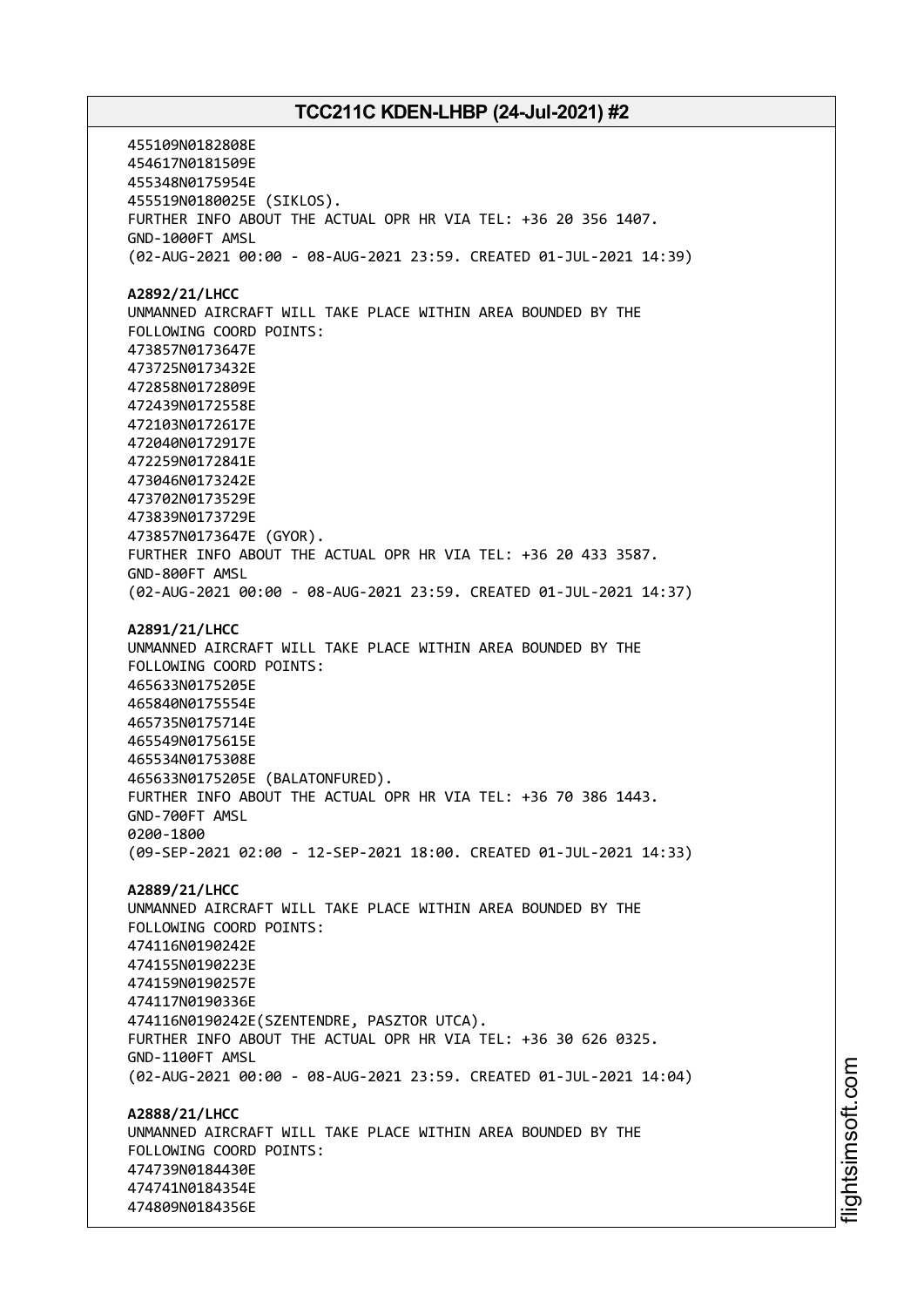455109N0182808E
454617N0181509E
455348N0175954E
455519N0180025E (SIKLOS).
FURTHER INFO ABOUT THE ACTUAL OPR HR VIA TEL: +36 20 356 1407.
GND-1000FT AMSL
(02-AUG-2021 00:00 - 08-AUG-2021 23:59. CREATED 01-JUL-2021 14:39)

**A2892/21/LHCC**
UNMANNED AIRCRAFT WILL TAKE PLACE WITHIN AREA BOUNDED BY THE
FOLLOWING COORD POINTS:
473857N0173647E
473725N0173432E
472858N0172809E
472439N0172558E
472103N0172617E
472040N0172917E
472259N0172841E
473046N0173242E
473702N0173529E
473839N0173729E
473857N0173647E (GYOR).
FURTHER INFO ABOUT THE ACTUAL OPR HR VIA TEL: +36 20 433 3587.
GND-800FT AMSL
(02-AUG-2021 00:00 - 08-AUG-2021 23:59. CREATED 01-JUL-2021 14:37)

**A2891/21/LHCC**
UNMANNED AIRCRAFT WILL TAKE PLACE WITHIN AREA BOUNDED BY THE
FOLLOWING COORD POINTS:
465633N0175205E
465840N0175554E
465735N0175714E
465549N0175615E
465534N0175308E
465633N0175205E (BALATONFURED).
FURTHER INFO ABOUT THE ACTUAL OPR HR VIA TEL: +36 70 386 1443.
GND-700FT AMSL
0200-1800
(09-SEP-2021 02:00 - 12-SEP-2021 18:00. CREATED 01-JUL-2021 14:33)

**A2889/21/LHCC**
UNMANNED AIRCRAFT WILL TAKE PLACE WITHIN AREA BOUNDED BY THE
FOLLOWING COORD POINTS:
474116N0190242E
474155N0190223E
474159N0190257E
474117N0190336E
474116N0190242E(SZENTENDRE, PASZTOR UTCA).
FURTHER INFO ABOUT THE ACTUAL OPR HR VIA TEL: +36 30 626 0325.
GND-1100FT AMSL
(02-AUG-2021 00:00 - 08-AUG-2021 23:59. CREATED 01-JUL-2021 14:04)

**A2888/21/LHCC**
UNMANNED AIRCRAFT WILL TAKE PLACE WITHIN AREA BOUNDED BY THE
FOLLOWING COORD POINTS:
474739N0184430E
474741N0184354E
474809N0184356E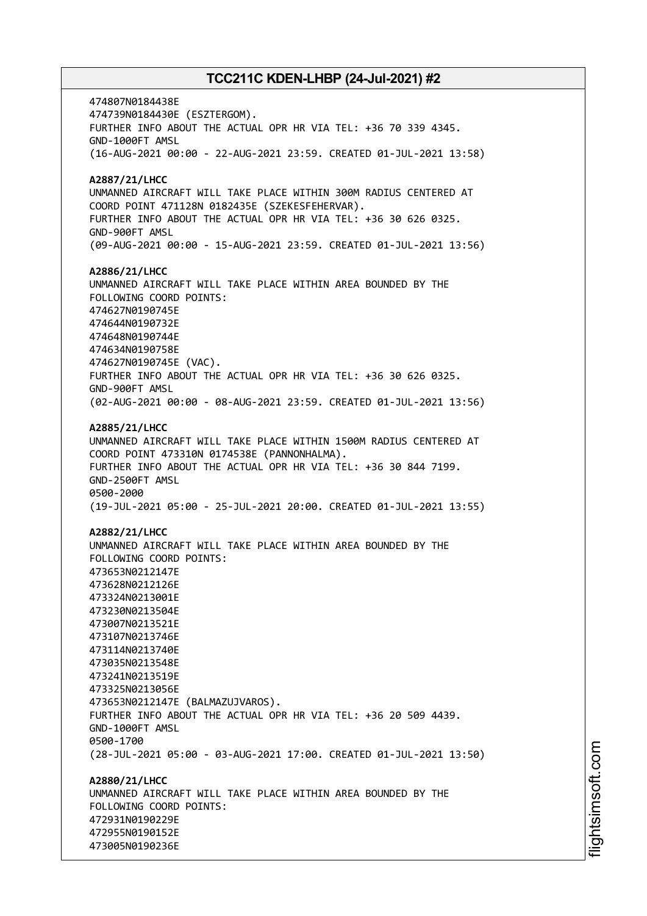474807N0184438E
474739N0184430E (ESZTERGOM).
FURTHER INFO ABOUT THE ACTUAL OPR HR VIA TEL: +36 70 339 4345.
GND-1000FT AMSL
(16-AUG-2021 00:00 - 22-AUG-2021 23:59. CREATED 01-JUL-2021 13:58)

**A2887/21/LHCC**
UNMANNED AIRCRAFT WILL TAKE PLACE WITHIN 300M RADIUS CENTERED AT
COORD POINT 471128N 0182435E (SZEKESFEHERVAR).
FURTHER INFO ABOUT THE ACTUAL OPR HR VIA TEL: +36 30 626 0325.
GND-900FT AMSL
(09-AUG-2021 00:00 - 15-AUG-2021 23:59. CREATED 01-JUL-2021 13:56)

**A2886/21/LHCC**
UNMANNED AIRCRAFT WILL TAKE PLACE WITHIN AREA BOUNDED BY THE
FOLLOWING COORD POINTS:
474627N0190745E
474644N0190732E
474648N0190744E
474634N0190758E
474627N0190745E (VAC).
FURTHER INFO ABOUT THE ACTUAL OPR HR VIA TEL: +36 30 626 0325.
GND-900FT AMSL
(02-AUG-2021 00:00 - 08-AUG-2021 23:59. CREATED 01-JUL-2021 13:56)

**A2885/21/LHCC**
UNMANNED AIRCRAFT WILL TAKE PLACE WITHIN 1500M RADIUS CENTERED AT
COORD POINT 473310N 0174538E (PANNONHALMA).
FURTHER INFO ABOUT THE ACTUAL OPR HR VIA TEL: +36 30 844 7199.
GND-2500FT AMSL
0500-2000
(19-JUL-2021 05:00 - 25-JUL-2021 20:00. CREATED 01-JUL-2021 13:55)

**A2882/21/LHCC**
UNMANNED AIRCRAFT WILL TAKE PLACE WITHIN AREA BOUNDED BY THE
FOLLOWING COORD POINTS:
473653N0212147E
473628N0212126E
473324N0213001E
473230N0213504E
473007N0213521E
473107N0213746E
473114N0213740E
473035N0213548E
473241N0213519E
473325N0213056E
473653N0212147E (BALMAZUJVAROS).
FURTHER INFO ABOUT THE ACTUAL OPR HR VIA TEL: +36 20 509 4439.
GND-1000FT AMSL
0500-1700
(28-JUL-2021 05:00 - 03-AUG-2021 17:00. CREATED 01-JUL-2021 13:50)

**A2880/21/LHCC**
UNMANNED AIRCRAFT WILL TAKE PLACE WITHIN AREA BOUNDED BY THE
FOLLOWING COORD POINTS:
472931N0190229E
472955N0190152E
473005N0190236E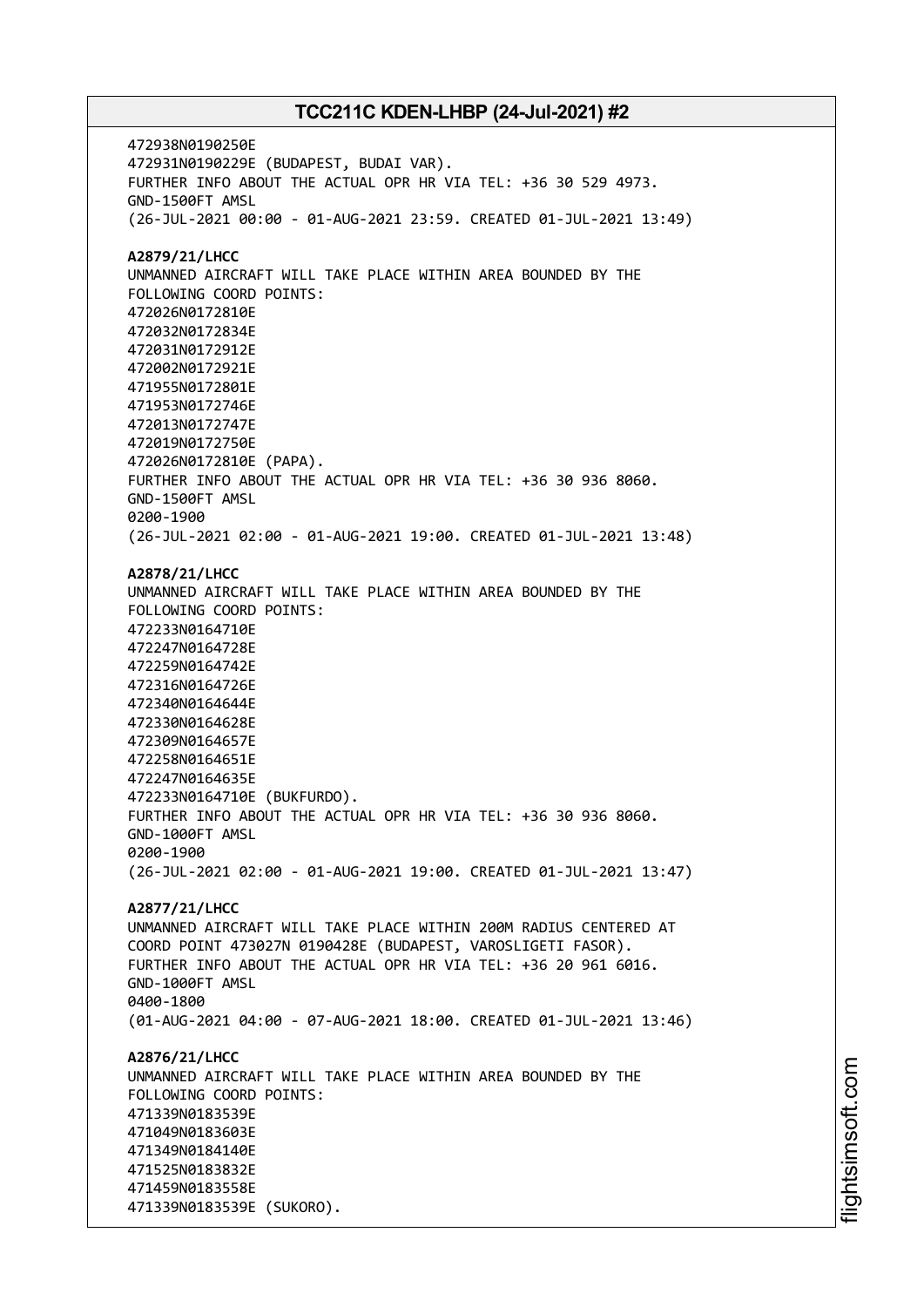472938N0190250E
472931N0190229E (BUDAPEST, BUDAI VAR).
FURTHER INFO ABOUT THE ACTUAL OPR HR VIA TEL: +36 30 529 4973.
GND-1500FT AMSL
(26-JUL-2021 00:00 - 01-AUG-2021 23:59. CREATED 01-JUL-2021 13:49)

**A2879/21/LHCC**
UNMANNED AIRCRAFT WILL TAKE PLACE WITHIN AREA BOUNDED BY THE
FOLLOWING COORD POINTS:
472026N0172810E
472032N0172834E
472031N0172912E
472002N0172921E
471955N0172801E
471953N0172746E
472013N0172747E
472019N0172750E
472026N0172810E (PAPA).
FURTHER INFO ABOUT THE ACTUAL OPR HR VIA TEL: +36 30 936 8060.
GND-1500FT AMSL
0200-1900
(26-JUL-2021 02:00 - 01-AUG-2021 19:00. CREATED 01-JUL-2021 13:48)

**A2878/21/LHCC**
UNMANNED AIRCRAFT WILL TAKE PLACE WITHIN AREA BOUNDED BY THE
FOLLOWING COORD POINTS:
472233N0164710E
472247N0164728E
472259N0164742E
472316N0164726E
472340N0164644E
472330N0164628E
472309N0164657E
472258N0164651E
472247N0164635E
472233N0164710E (BUKFURDO).
FURTHER INFO ABOUT THE ACTUAL OPR HR VIA TEL: +36 30 936 8060.
GND-1000FT AMSL
0200-1900
(26-JUL-2021 02:00 - 01-AUG-2021 19:00. CREATED 01-JUL-2021 13:47)

**A2877/21/LHCC**
UNMANNED AIRCRAFT WILL TAKE PLACE WITHIN 200M RADIUS CENTERED AT
COORD POINT 473027N 0190428E (BUDAPEST, VAROSLIGETI FASOR).
FURTHER INFO ABOUT THE ACTUAL OPR HR VIA TEL: +36 20 961 6016.
GND-1000FT AMSL
0400-1800
(01-AUG-2021 04:00 - 07-AUG-2021 18:00. CREATED 01-JUL-2021 13:46)

**A2876/21/LHCC**
UNMANNED AIRCRAFT WILL TAKE PLACE WITHIN AREA BOUNDED BY THE
FOLLOWING COORD POINTS:
471339N0183539E
471049N0183603E
471349N0184140E
471525N0183832E
471459N0183558E
471339N0183539E (SUKORO).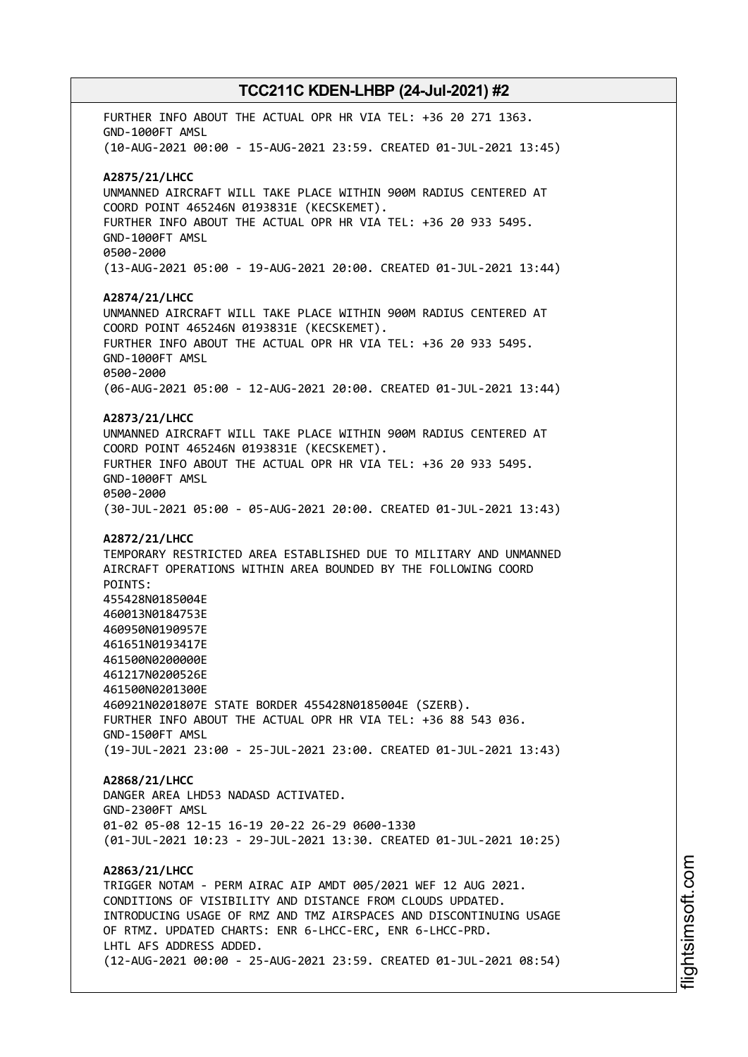FURTHER INFO ABOUT THE ACTUAL OPR HR VIA TEL: +36 20 271 1363.
GND-1000FT AMSL
(10-AUG-2021 00:00 - 15-AUG-2021 23:59. CREATED 01-JUL-2021 13:45)

**A2875/21/LHCC**
UNMANNED AIRCRAFT WILL TAKE PLACE WITHIN 900M RADIUS CENTERED AT
COORD POINT 465246N 0193831E (KECSKEMET).
FURTHER INFO ABOUT THE ACTUAL OPR HR VIA TEL: +36 20 933 5495.
GND-1000FT AMSL
0500-2000
(13-AUG-2021 05:00 - 19-AUG-2021 20:00. CREATED 01-JUL-2021 13:44)

**A2874/21/LHCC**
UNMANNED AIRCRAFT WILL TAKE PLACE WITHIN 900M RADIUS CENTERED AT
COORD POINT 465246N 0193831E (KECSKEMET).
FURTHER INFO ABOUT THE ACTUAL OPR HR VIA TEL: +36 20 933 5495.
GND-1000FT AMSL
0500-2000
(06-AUG-2021 05:00 - 12-AUG-2021 20:00. CREATED 01-JUL-2021 13:44)

**A2873/21/LHCC**
UNMANNED AIRCRAFT WILL TAKE PLACE WITHIN 900M RADIUS CENTERED AT
COORD POINT 465246N 0193831E (KECSKEMET).
FURTHER INFO ABOUT THE ACTUAL OPR HR VIA TEL: +36 20 933 5495.
GND-1000FT AMSL
0500-2000
(30-JUL-2021 05:00 - 05-AUG-2021 20:00. CREATED 01-JUL-2021 13:43)

**A2872/21/LHCC**
TEMPORARY RESTRICTED AREA ESTABLISHED DUE TO MILITARY AND UNMANNED
AIRCRAFT OPERATIONS WITHIN AREA BOUNDED BY THE FOLLOWING COORD
POINTS:
455428N0185004E
460013N0184753E
460950N0190957E
461651N0193417E
461500N0200000E
461217N0200526E
461500N0201300E
460921N0201807E STATE BORDER 455428N0185004E (SZERB).
FURTHER INFO ABOUT THE ACTUAL OPR HR VIA TEL: +36 88 543 036.
GND-1500FT AMSL
(19-JUL-2021 23:00 - 25-JUL-2021 23:00. CREATED 01-JUL-2021 13:43)

**A2868/21/LHCC**
DANGER AREA LHD53 NADASD ACTIVATED.
GND-2300FT AMSL
01-02 05-08 12-15 16-19 20-22 26-29 0600-1330
(01-JUL-2021 10:23 - 29-JUL-2021 13:30. CREATED 01-JUL-2021 10:25)

**A2863/21/LHCC**
TRIGGER NOTAM - PERM AIRAC AIP AMDT 005/2021 WEF 12 AUG 2021.
CONDITIONS OF VISIBILITY AND DISTANCE FROM CLOUDS UPDATED.
INTRODUCING USAGE OF RMZ AND TMZ AIRSPACES AND DISCONTINUING USAGE
OF RTMZ. UPDATED CHARTS: ENR 6-LHCC-ERC, ENR 6-LHCC-PRD.
LHTL AFS ADDRESS ADDED.
(12-AUG-2021 00:00 - 25-AUG-2021 23:59. CREATED 01-JUL-2021 08:54)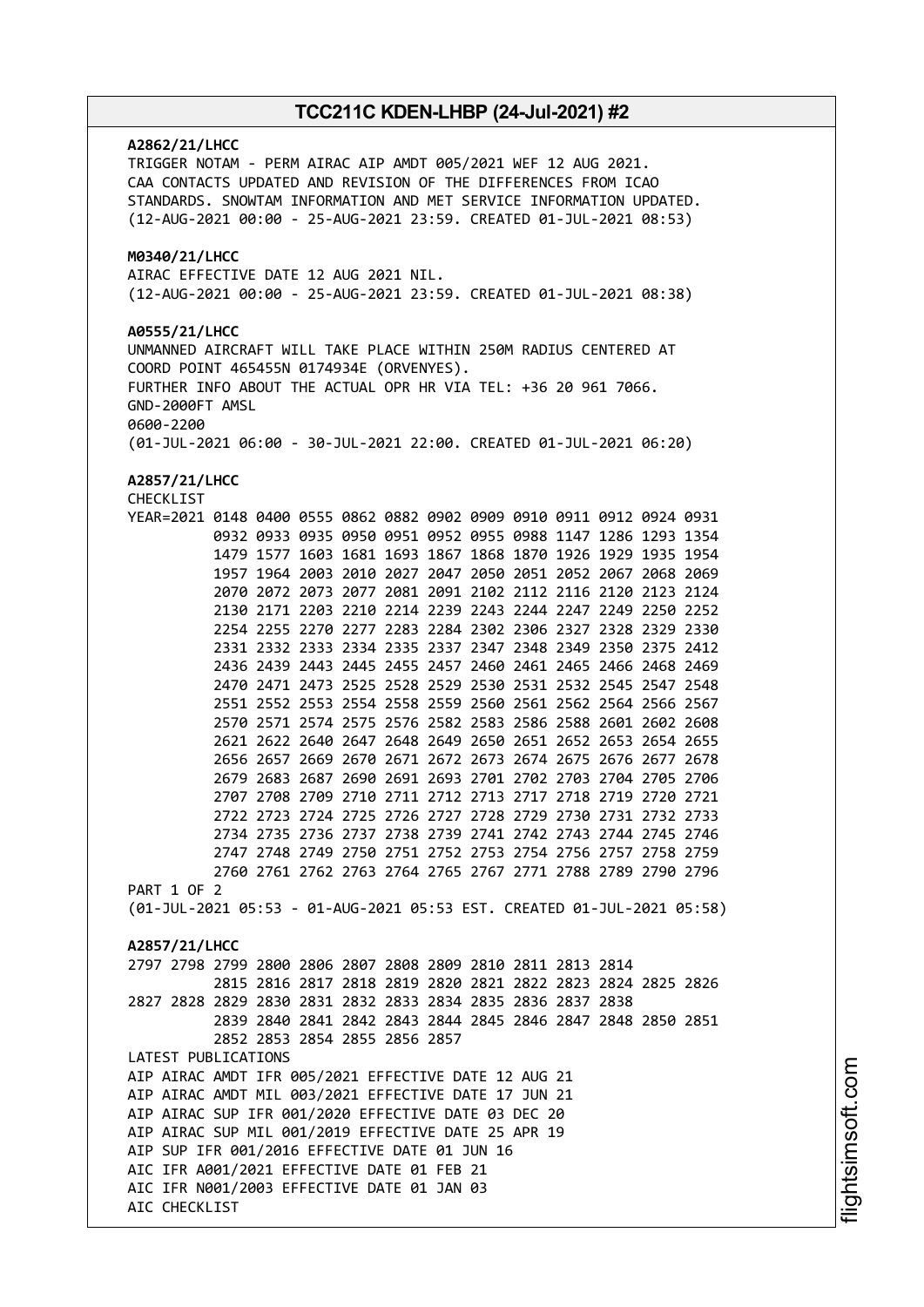**A2862/21/LHCC**
TRIGGER NOTAM - PERM AIRAC AIP AMDT 005/2021 WEF 12 AUG 2021.
CAA CONTACTS UPDATED AND REVISION OF THE DIFFERENCES FROM ICAO STANDARDS. SNOWTAM INFORMATION AND MET SERVICE INFORMATION UPDATED.
(12-AUG-2021 00:00 - 25-AUG-2021 23:59. CREATED 01-JUL-2021 08:53)

**M0340/21/LHCC**
AIRAC EFFECTIVE DATE 12 AUG 2021 NIL.
(12-AUG-2021 00:00 - 25-AUG-2021 23:59. CREATED 01-JUL-2021 08:38)

**A0555/21/LHCC**
UNMANNED AIRCRAFT WILL TAKE PLACE WITHIN 250M RADIUS CENTERED AT COORD POINT 465455N 0174934E (ORVENYES).
FURTHER INFO ABOUT THE ACTUAL OPR HR VIA TEL: +36 20 961 7066.
GND-2000FT AMSL
0600-2200
(01-JUL-2021 06:00 - 30-JUL-2021 22:00. CREATED 01-JUL-2021 06:20)

**A2857/21/LHCC**
CHECKLIST
YEAR=2021 0148 0400 0555 0862 0882 0902 0909 0910 0911 0912 0924 0931 0932 0933 0935 0950 0951 0952 0955 0988 1147 1286 1293 1354 1479 1577 1603 1681 1693 1867 1868 1870 1926 1929 1935 1954 1957 1964 2003 2010 2027 2047 2050 2051 2052 2067 2068 2069 2070 2072 2073 2077 2081 2091 2102 2112 2116 2120 2123 2124 2130 2171 2203 2210 2214 2239 2243 2244 2247 2249 2250 2252 2254 2255 2270 2277 2283 2284 2302 2306 2327 2328 2329 2330 2331 2332 2333 2334 2335 2337 2347 2348 2349 2350 2375 2412 2436 2439 2443 2445 2455 2457 2460 2461 2465 2466 2468 2469 2470 2471 2473 2525 2528 2529 2530 2531 2532 2545 2547 2548 2551 2552 2553 2554 2558 2559 2560 2561 2562 2564 2566 2567 2570 2571 2574 2575 2576 2582 2583 2586 2588 2601 2602 2608 2621 2622 2640 2647 2648 2649 2650 2651 2652 2653 2654 2655 2656 2657 2669 2670 2671 2672 2673 2674 2675 2676 2677 2678 2679 2683 2687 2690 2691 2693 2701 2702 2703 2704 2705 2706 2707 2708 2709 2710 2711 2712 2713 2717 2718 2719 2720 2721 2722 2723 2724 2725 2726 2727 2728 2729 2730 2731 2732 2733 2734 2735 2736 2737 2738 2739 2741 2742 2743 2744 2745 2746 2747 2748 2749 2750 2751 2752 2753 2754 2756 2757 2758 2759 2760 2761 2762 2763 2764 2765 2767 2771 2788 2789 2790 2796
PART 1 OF 2
(01-JUL-2021 05:53 - 01-AUG-2021 05:53 EST. CREATED 01-JUL-2021 05:58)

**A2857/21/LHCC**
2797 2798 2799 2800 2806 2807 2808 2809 2810 2811 2813 2814 2815 2816 2817 2818 2819 2820 2821 2822 2823 2824 2825 2826 2827 2828 2829 2830 2831 2832 2833 2834 2835 2836 2837 2838 2839 2840 2841 2842 2843 2844 2845 2846 2847 2848 2850 2851 2852 2853 2854 2855 2856 2857
LATEST PUBLICATIONS
AIP AIRAC AMDT IFR 005/2021 EFFECTIVE DATE 12 AUG 21
AIP AIRAC AMDT MIL 003/2021 EFFECTIVE DATE 17 JUN 21
AIP AIRAC SUP IFR 001/2020 EFFECTIVE DATE 03 DEC 20
AIP AIRAC SUP MIL 001/2019 EFFECTIVE DATE 25 APR 19
AIP SUP IFR 001/2016 EFFECTIVE DATE 01 JUN 16
AIC IFR A001/2021 EFFECTIVE DATE 01 FEB 21
AIC IFR N001/2003 EFFECTIVE DATE 01 JAN 03
AIC CHECKLIST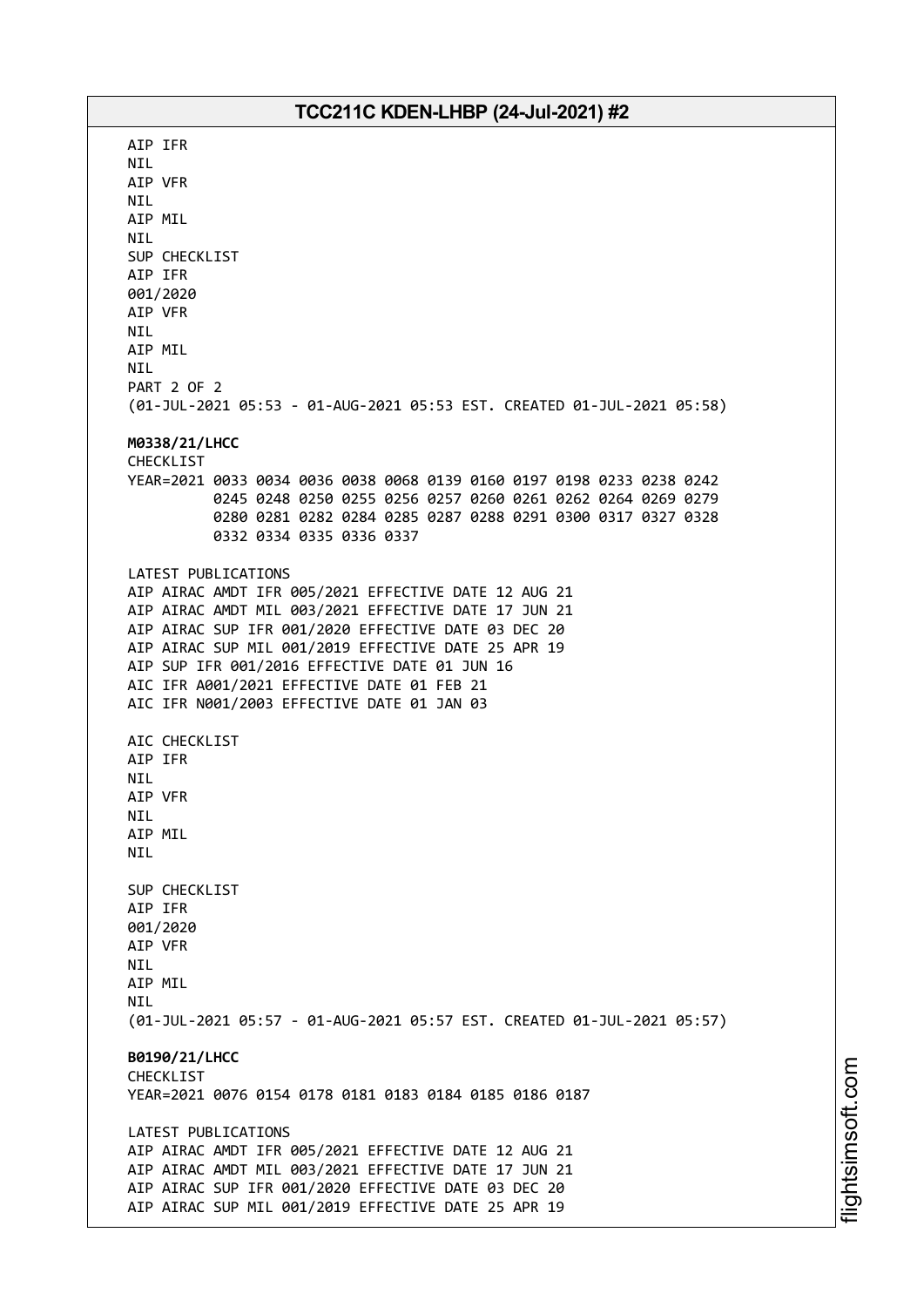AIP IFR
NIL
AIP VFR
NIL
AIP MIL
NIL
SUP CHECKLIST
AIP IFR
001/2020
AIP VFR
NIL
AIP MIL
NIL
PART 2 OF 2
(01-JUL-2021 05:53 - 01-AUG-2021 05:53 EST. CREATED 01-JUL-2021 05:58)

**M0338/21/LHCC**
CHECKLIST
YEAR=2021 0033 0034 0036 0038 0068 0139 0160 0197 0198 0233 0238 0242
0245 0248 0250 0255 0256 0257 0260 0261 0262 0264 0269 0279
0280 0281 0282 0284 0285 0287 0288 0291 0300 0317 0327 0328
0332 0334 0335 0336 0337

LATEST PUBLICATIONS
AIP AIRAC AMDT IFR 005/2021 EFFECTIVE DATE 12 AUG 21
AIP AIRAC AMDT MIL 003/2021 EFFECTIVE DATE 17 JUN 21
AIP AIRAC SUP IFR 001/2020 EFFECTIVE DATE 03 DEC 20
AIP AIRAC SUP MIL 001/2019 EFFECTIVE DATE 25 APR 19
AIP SUP IFR 001/2016 EFFECTIVE DATE 01 JUN 16
AIC IFR A001/2021 EFFECTIVE DATE 01 FEB 21
AIC IFR N001/2003 EFFECTIVE DATE 01 JAN 03

AIC CHECKLIST
AIP IFR
NIL
AIP VFR
NIL
AIP MIL
NIL

SUP CHECKLIST
AIP IFR
001/2020
AIP VFR
NIL
AIP MIL
NIL
(01-JUL-2021 05:57 - 01-AUG-2021 05:57 EST. CREATED 01-JUL-2021 05:57)

**B0190/21/LHCC**
CHECKLIST
YEAR=2021 0076 0154 0178 0181 0183 0184 0185 0186 0187

LATEST PUBLICATIONS
AIP AIRAC AMDT IFR 005/2021 EFFECTIVE DATE 12 AUG 21
AIP AIRAC AMDT MIL 003/2021 EFFECTIVE DATE 17 JUN 21
AIP AIRAC SUP IFR 001/2020 EFFECTIVE DATE 03 DEC 20
AIP AIRAC SUP MIL 001/2019 EFFECTIVE DATE 25 APR 19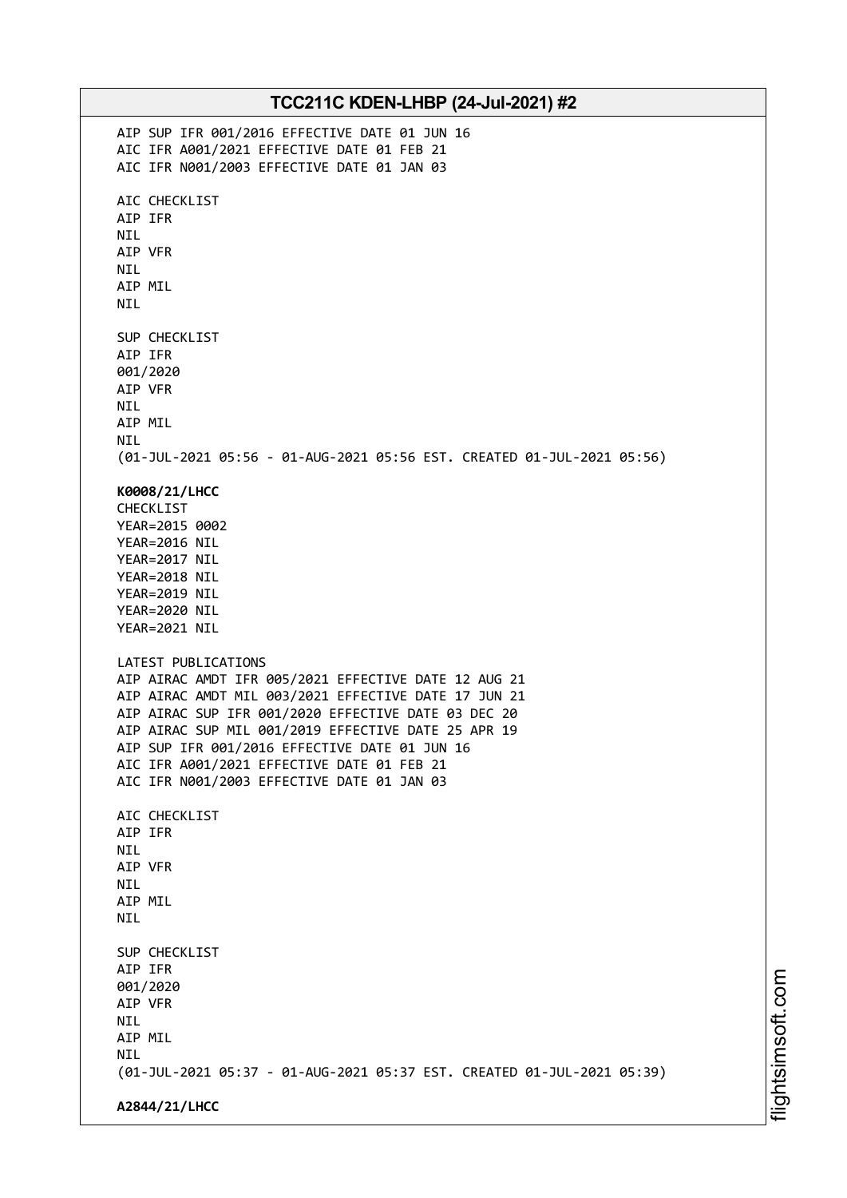AIP SUP IFR 001/2016 EFFECTIVE DATE 01 JUN 16
AIC IFR A001/2021 EFFECTIVE DATE 01 FEB 21
AIC IFR N001/2003 EFFECTIVE DATE 01 JAN 03

AIC CHECKLIST
AIP IFR
NIL
AIP VFR
NIL
AIP MIL
NIL

SUP CHECKLIST
AIP IFR
001/2020
AIP VFR
NIL
AIP MIL
NIL
(01-JUL-2021 05:56 - 01-AUG-2021 05:56 EST. CREATED 01-JUL-2021 05:56)

**K0008/21/LHCC**
CHECKLIST
YEAR=2015 0002
YEAR=2016 NIL
YEAR=2017 NIL
YEAR=2018 NIL
YEAR=2019 NIL
YEAR=2020 NIL
YEAR=2021 NIL

LATEST PUBLICATIONS
AIP AIRAC AMDT IFR 005/2021 EFFECTIVE DATE 12 AUG 21
AIP AIRAC AMDT MIL 003/2021 EFFECTIVE DATE 17 JUN 21
AIP AIRAC SUP IFR 001/2020 EFFECTIVE DATE 03 DEC 20
AIP AIRAC SUP MIL 001/2019 EFFECTIVE DATE 25 APR 19
AIP SUP IFR 001/2016 EFFECTIVE DATE 01 JUN 16
AIC IFR A001/2021 EFFECTIVE DATE 01 FEB 21
AIC IFR N001/2003 EFFECTIVE DATE 01 JAN 03

AIC CHECKLIST
AIP IFR
NIL
AIP VFR
NIL
AIP MIL
NIL

SUP CHECKLIST
AIP IFR
001/2020
AIP VFR
NIL
AIP MIL
NIL
(01-JUL-2021 05:37 - 01-AUG-2021 05:37 EST. CREATED 01-JUL-2021 05:39)

**A2844/21/LHCC**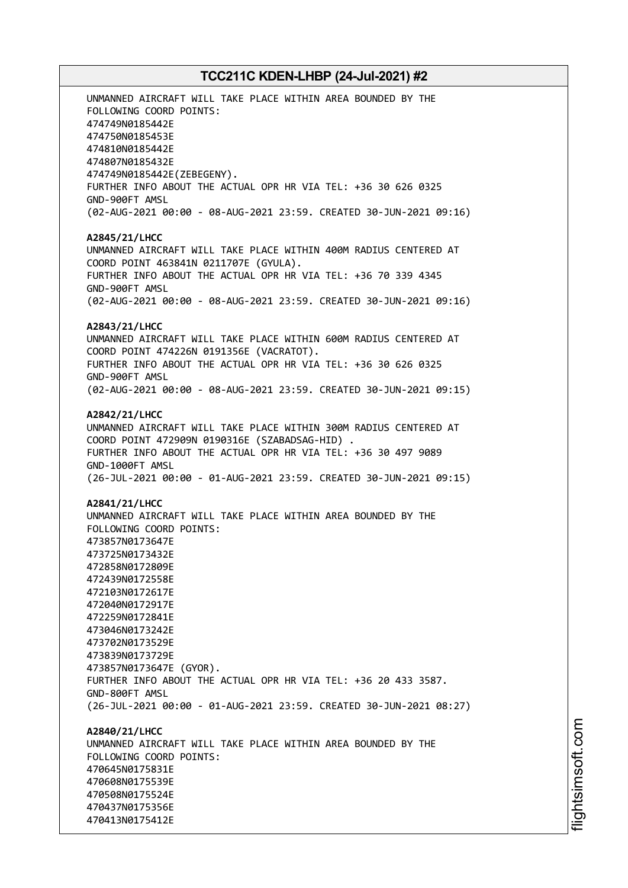UNMANNED AIRCRAFT WILL TAKE PLACE WITHIN AREA BOUNDED BY THE
FOLLOWING COORD POINTS:
474749N0185442E
474750N0185453E
474810N0185442E
474807N0185432E
474749N0185442E(ZEBEGENY).
FURTHER INFO ABOUT THE ACTUAL OPR HR VIA TEL: +36 30 626 0325
GND-900FT AMSL
(02-AUG-2021 00:00 - 08-AUG-2021 23:59. CREATED 30-JUN-2021 09:16)

**A2845/21/LHCC**
UNMANNED AIRCRAFT WILL TAKE PLACE WITHIN 400M RADIUS CENTERED AT
COORD POINT 463841N 0211707E (GYULA).
FURTHER INFO ABOUT THE ACTUAL OPR HR VIA TEL: +36 70 339 4345
GND-900FT AMSL
(02-AUG-2021 00:00 - 08-AUG-2021 23:59. CREATED 30-JUN-2021 09:16)

**A2843/21/LHCC**
UNMANNED AIRCRAFT WILL TAKE PLACE WITHIN 600M RADIUS CENTERED AT
COORD POINT 474226N 0191356E (VACRATOT).
FURTHER INFO ABOUT THE ACTUAL OPR HR VIA TEL: +36 30 626 0325
GND-900FT AMSL
(02-AUG-2021 00:00 - 08-AUG-2021 23:59. CREATED 30-JUN-2021 09:15)

**A2842/21/LHCC**
UNMANNED AIRCRAFT WILL TAKE PLACE WITHIN 300M RADIUS CENTERED AT
COORD POINT 472909N 0190316E (SZABADSAG-HID) .
FURTHER INFO ABOUT THE ACTUAL OPR HR VIA TEL: +36 30 497 9089
GND-1000FT AMSL
(26-JUL-2021 00:00 - 01-AUG-2021 23:59. CREATED 30-JUN-2021 09:15)

**A2841/21/LHCC**
UNMANNED AIRCRAFT WILL TAKE PLACE WITHIN AREA BOUNDED BY THE
FOLLOWING COORD POINTS:
473857N0173647E
473725N0173432E
472858N0172809E
472439N0172558E
472103N0172617E
472040N0172917E
472259N0172841E
473046N0173242E
473702N0173529E
473839N0173729E
473857N0173647E (GYOR).
FURTHER INFO ABOUT THE ACTUAL OPR HR VIA TEL: +36 20 433 3587.
GND-800FT AMSL
(26-JUL-2021 00:00 - 01-AUG-2021 23:59. CREATED 30-JUN-2021 08:27)

**A2840/21/LHCC**
UNMANNED AIRCRAFT WILL TAKE PLACE WITHIN AREA BOUNDED BY THE
FOLLOWING COORD POINTS:
470645N0175831E
470608N0175539E
470508N0175524E
470437N0175356E
470413N0175412E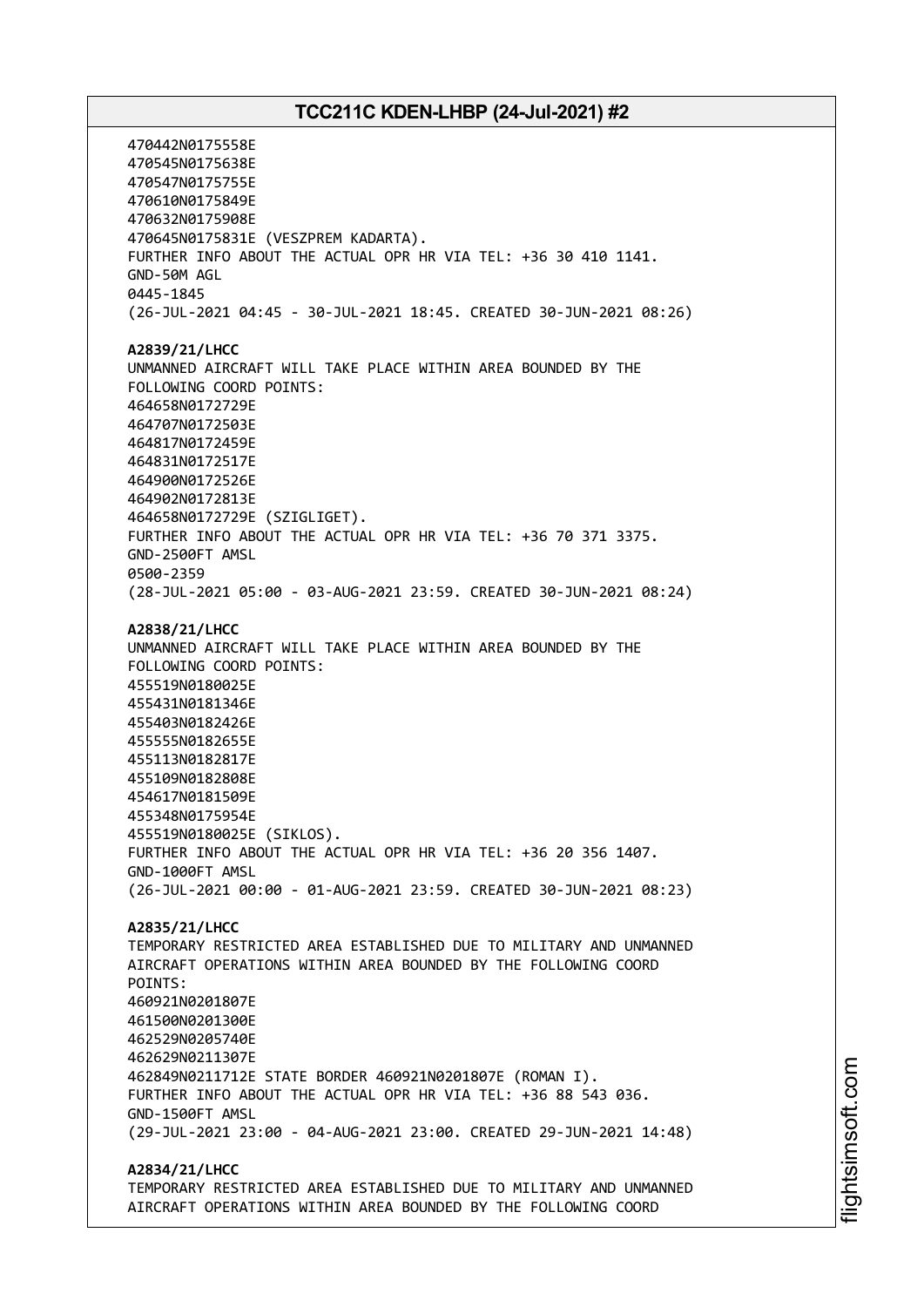470442N0175558E
470545N0175638E
470547N0175755E
470610N0175849E
470632N0175908E
470645N0175831E (VESZPREM KADARTA).
FURTHER INFO ABOUT THE ACTUAL OPR HR VIA TEL: +36 30 410 1141.
GND-50M AGL
0445-1845
(26-JUL-2021 04:45 - 30-JUL-2021 18:45. CREATED 30-JUN-2021 08:26)

**A2839/21/LHCC**
UNMANNED AIRCRAFT WILL TAKE PLACE WITHIN AREA BOUNDED BY THE
FOLLOWING COORD POINTS:
464658N0172729E
464707N0172503E
464817N0172459E
464831N0172517E
464900N0172526E
464902N0172813E
464658N0172729E (SZIGLIGET).
FURTHER INFO ABOUT THE ACTUAL OPR HR VIA TEL: +36 70 371 3375.
GND-2500FT AMSL
0500-2359
(28-JUL-2021 05:00 - 03-AUG-2021 23:59. CREATED 30-JUN-2021 08:24)

**A2838/21/LHCC**
UNMANNED AIRCRAFT WILL TAKE PLACE WITHIN AREA BOUNDED BY THE
FOLLOWING COORD POINTS:
455519N0180025E
455431N0181346E
455403N0182426E
455555N0182655E
455113N0182817E
455109N0182808E
454617N0181509E
455348N0175954E
455519N0180025E (SIKLOS).
FURTHER INFO ABOUT THE ACTUAL OPR HR VIA TEL: +36 20 356 1407.
GND-1000FT AMSL
(26-JUL-2021 00:00 - 01-AUG-2021 23:59. CREATED 30-JUN-2021 08:23)

**A2835/21/LHCC**
TEMPORARY RESTRICTED AREA ESTABLISHED DUE TO MILITARY AND UNMANNED
AIRCRAFT OPERATIONS WITHIN AREA BOUNDED BY THE FOLLOWING COORD
POINTS:
460921N0201807E
461500N0201300E
462529N0205740E
462629N0211307E
462849N0211712E STATE BORDER 460921N0201807E (ROMAN I).
FURTHER INFO ABOUT THE ACTUAL OPR HR VIA TEL: +36 88 543 036.
GND-1500FT AMSL
(29-JUL-2021 23:00 - 04-AUG-2021 23:00. CREATED 29-JUN-2021 14:48)

**A2834/21/LHCC**
TEMPORARY RESTRICTED AREA ESTABLISHED DUE TO MILITARY AND UNMANNED
AIRCRAFT OPERATIONS WITHIN AREA BOUNDED BY THE FOLLOWING COORD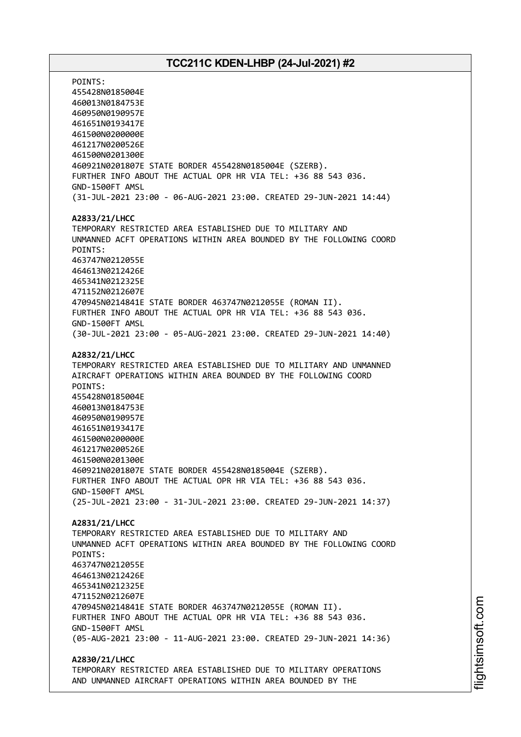POINTS:
455428N0185004E
460013N0184753E
460950N0190957E
461651N0193417E
461500N0200000E
461217N0200526E
461500N0201300E
460921N0201807E STATE BORDER 455428N0185004E (SZERB).
FURTHER INFO ABOUT THE ACTUAL OPR HR VIA TEL: +36 88 543 036.
GND-1500FT AMSL
(31-JUL-2021 23:00 - 06-AUG-2021 23:00. CREATED 29-JUN-2021 14:44)

**A2833/21/LHCC**
TEMPORARY RESTRICTED AREA ESTABLISHED DUE TO MILITARY AND
UNMANNED ACFT OPERATIONS WITHIN AREA BOUNDED BY THE FOLLOWING COORD
POINTS:
463747N0212055E
464613N0212426E
465341N0212325E
471152N0212607E
470945N0214841E STATE BORDER 463747N0212055E (ROMAN II).
FURTHER INFO ABOUT THE ACTUAL OPR HR VIA TEL: +36 88 543 036.
GND-1500FT AMSL
(30-JUL-2021 23:00 - 05-AUG-2021 23:00. CREATED 29-JUN-2021 14:40)

**A2832/21/LHCC**
TEMPORARY RESTRICTED AREA ESTABLISHED DUE TO MILITARY AND UNMANNED
AIRCRAFT OPERATIONS WITHIN AREA BOUNDED BY THE FOLLOWING COORD
POINTS:
455428N0185004E
460013N0184753E
460950N0190957E
461651N0193417E
461500N0200000E
461217N0200526E
461500N0201300E
460921N0201807E STATE BORDER 455428N0185004E (SZERB).
FURTHER INFO ABOUT THE ACTUAL OPR HR VIA TEL: +36 88 543 036.
GND-1500FT AMSL
(25-JUL-2021 23:00 - 31-JUL-2021 23:00. CREATED 29-JUN-2021 14:37)

**A2831/21/LHCC**
TEMPORARY RESTRICTED AREA ESTABLISHED DUE TO MILITARY AND
UNMANNED ACFT OPERATIONS WITHIN AREA BOUNDED BY THE FOLLOWING COORD
POINTS:
463747N0212055E
464613N0212426E
465341N0212325E
471152N0212607E
470945N0214841E STATE BORDER 463747N0212055E (ROMAN II).
FURTHER INFO ABOUT THE ACTUAL OPR HR VIA TEL: +36 88 543 036.
GND-1500FT AMSL
(05-AUG-2021 23:00 - 11-AUG-2021 23:00. CREATED 29-JUN-2021 14:36)

**A2830/21/LHCC**
TEMPORARY RESTRICTED AREA ESTABLISHED DUE TO MILITARY OPERATIONS
AND UNMANNED AIRCRAFT OPERATIONS WITHIN AREA BOUNDED BY THE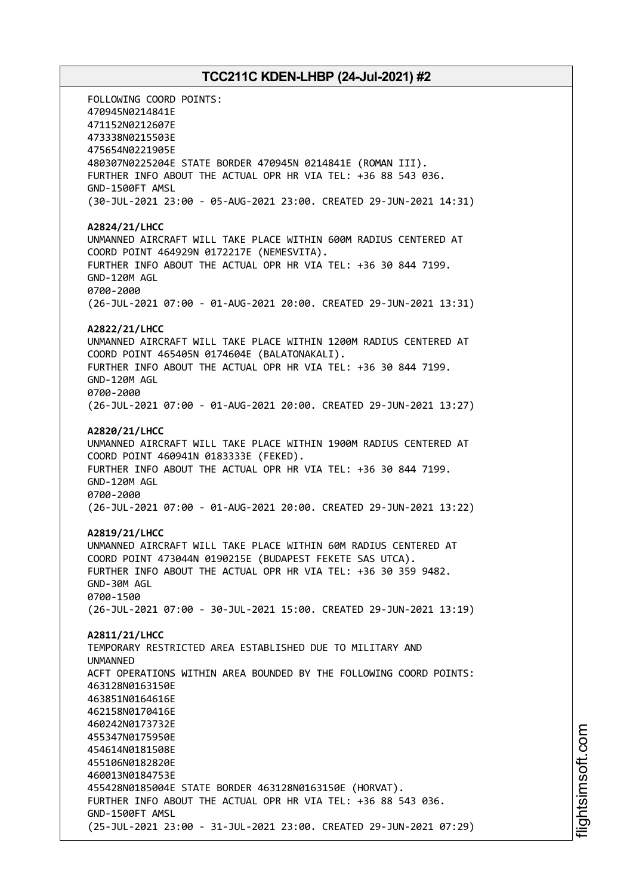FOLLOWING COORD POINTS:
470945N0214841E
471152N0212607E
473338N0215503E
475654N0221905E
480307N0225204E STATE BORDER 470945N 0214841E (ROMAN III).
FURTHER INFO ABOUT THE ACTUAL OPR HR VIA TEL: +36 88 543 036.
GND-1500FT AMSL
(30-JUL-2021 23:00 - 05-AUG-2021 23:00. CREATED 29-JUN-2021 14:31)

**A2824/21/LHCC**
UNMANNED AIRCRAFT WILL TAKE PLACE WITHIN 600M RADIUS CENTERED AT COORD POINT 464929N 0172217E (NEMESVITA).
FURTHER INFO ABOUT THE ACTUAL OPR HR VIA TEL: +36 30 844 7199.
GND-120M AGL
0700-2000
(26-JUL-2021 07:00 - 01-AUG-2021 20:00. CREATED 29-JUN-2021 13:31)

**A2822/21/LHCC**
UNMANNED AIRCRAFT WILL TAKE PLACE WITHIN 1200M RADIUS CENTERED AT COORD POINT 465405N 0174604E (BALATONAKALI).
FURTHER INFO ABOUT THE ACTUAL OPR HR VIA TEL: +36 30 844 7199.
GND-120M AGL
0700-2000
(26-JUL-2021 07:00 - 01-AUG-2021 20:00. CREATED 29-JUN-2021 13:27)

**A2820/21/LHCC**
UNMANNED AIRCRAFT WILL TAKE PLACE WITHIN 1900M RADIUS CENTERED AT COORD POINT 460941N 0183333E (FEKED).
FURTHER INFO ABOUT THE ACTUAL OPR HR VIA TEL: +36 30 844 7199.
GND-120M AGL
0700-2000
(26-JUL-2021 07:00 - 01-AUG-2021 20:00. CREATED 29-JUN-2021 13:22)

**A2819/21/LHCC**
UNMANNED AIRCRAFT WILL TAKE PLACE WITHIN 60M RADIUS CENTERED AT COORD POINT 473044N 0190215E (BUDAPEST FEKETE SAS UTCA).
FURTHER INFO ABOUT THE ACTUAL OPR HR VIA TEL: +36 30 359 9482.
GND-30M AGL
0700-1500
(26-JUL-2021 07:00 - 30-JUL-2021 15:00. CREATED 29-JUN-2021 13:19)

**A2811/21/LHCC**
TEMPORARY RESTRICTED AREA ESTABLISHED DUE TO MILITARY AND UNMANNED
ACFT OPERATIONS WITHIN AREA BOUNDED BY THE FOLLOWING COORD POINTS:
463128N0163150E
463851N0164616E
462158N0170416E
460242N0173732E
455347N0175950E
454614N0181508E
455106N0182820E
460013N0184753E
455428N0185004E STATE BORDER 463128N0163150E (HORVAT).
FURTHER INFO ABOUT THE ACTUAL OPR HR VIA TEL: +36 88 543 036.
GND-1500FT AMSL
(25-JUL-2021 23:00 - 31-JUL-2021 23:00. CREATED 29-JUN-2021 07:29)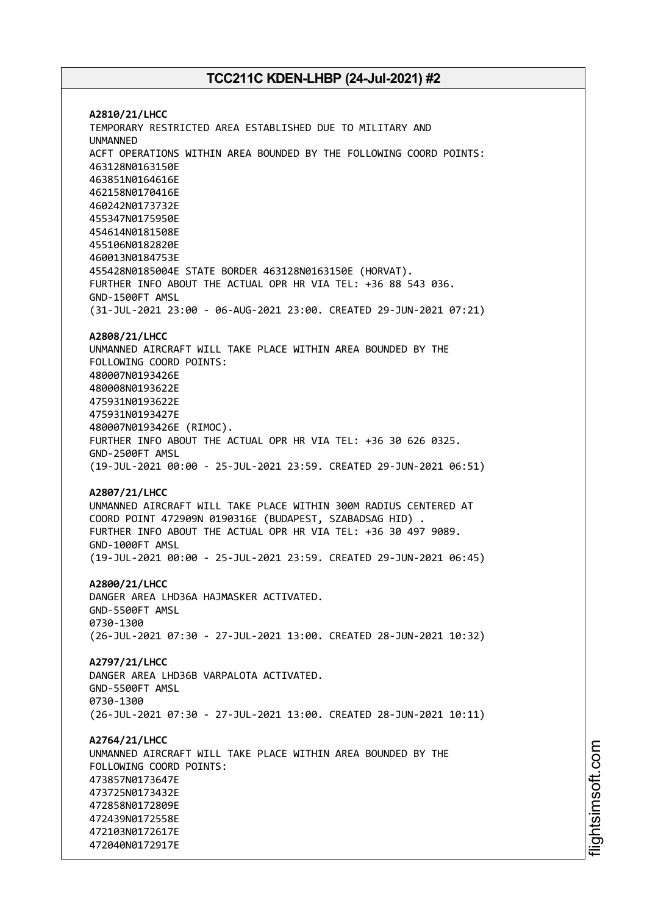**A2810/21/LHCC**
TEMPORARY RESTRICTED AREA ESTABLISHED DUE TO MILITARY AND
UNMANNED
ACFT OPERATIONS WITHIN AREA BOUNDED BY THE FOLLOWING COORD POINTS:
463128N0163150E
463851N0164616E
462158N0170416E
460242N0173732E
455347N0175950E
454614N0181508E
455106N0182820E
460013N0184753E
455428N0185004E STATE BORDER 463128N0163150E (HORVAT).
FURTHER INFO ABOUT THE ACTUAL OPR HR VIA TEL: +36 88 543 036.
GND-1500FT AMSL
(31-JUL-2021 23:00 - 06-AUG-2021 23:00. CREATED 29-JUN-2021 07:21)

**A2808/21/LHCC**
UNMANNED AIRCRAFT WILL TAKE PLACE WITHIN AREA BOUNDED BY THE
FOLLOWING COORD POINTS:
480007N0193426E
480008N0193622E
475931N0193622E
475931N0193427E
480007N0193426E (RIMOC).
FURTHER INFO ABOUT THE ACTUAL OPR HR VIA TEL: +36 30 626 0325.
GND-2500FT AMSL
(19-JUL-2021 00:00 - 25-JUL-2021 23:59. CREATED 29-JUN-2021 06:51)

**A2807/21/LHCC**
UNMANNED AIRCRAFT WILL TAKE PLACE WITHIN 300M RADIUS CENTERED AT
COORD POINT 472909N 0190316E (BUDAPEST, SZABADSAG HID) .
FURTHER INFO ABOUT THE ACTUAL OPR HR VIA TEL: +36 30 497 9089.
GND-1000FT AMSL
(19-JUL-2021 00:00 - 25-JUL-2021 23:59. CREATED 29-JUN-2021 06:45)

**A2800/21/LHCC**
DANGER AREA LHD36A HAJMASKER ACTIVATED.
GND-5500FT AMSL
0730-1300
(26-JUL-2021 07:30 - 27-JUL-2021 13:00. CREATED 28-JUN-2021 10:32)

**A2797/21/LHCC**
DANGER AREA LHD36B VARPALOTA ACTIVATED.
GND-5500FT AMSL
0730-1300
(26-JUL-2021 07:30 - 27-JUL-2021 13:00. CREATED 28-JUN-2021 10:11)

**A2764/21/LHCC**
UNMANNED AIRCRAFT WILL TAKE PLACE WITHIN AREA BOUNDED BY THE
FOLLOWING COORD POINTS:
473857N0173647E
473725N0173432E
472858N0172809E
472439N0172558E
472103N0172617E
472040N0172917E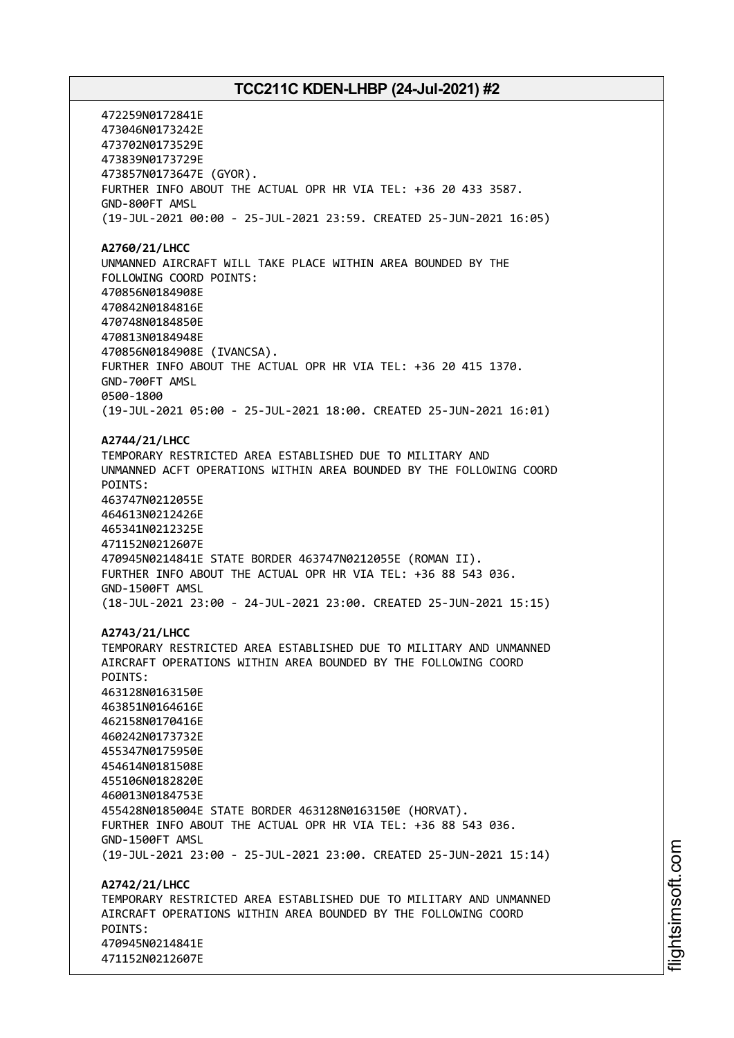472259N0172841E
473046N0173242E
473702N0173529E
473839N0173729E
473857N0173647E (GYOR).
FURTHER INFO ABOUT THE ACTUAL OPR HR VIA TEL: +36 20 433 3587.
GND-800FT AMSL
(19-JUL-2021 00:00 - 25-JUL-2021 23:59. CREATED 25-JUN-2021 16:05)

**A2760/21/LHCC**
UNMANNED AIRCRAFT WILL TAKE PLACE WITHIN AREA BOUNDED BY THE
FOLLOWING COORD POINTS:
470856N0184908E
470842N0184816E
470748N0184850E
470813N0184948E
470856N0184908E (IVANCSA).
FURTHER INFO ABOUT THE ACTUAL OPR HR VIA TEL: +36 20 415 1370.
GND-700FT AMSL
0500-1800
(19-JUL-2021 05:00 - 25-JUL-2021 18:00. CREATED 25-JUN-2021 16:01)

**A2744/21/LHCC**
TEMPORARY RESTRICTED AREA ESTABLISHED DUE TO MILITARY AND
UNMANNED ACFT OPERATIONS WITHIN AREA BOUNDED BY THE FOLLOWING COORD
POINTS:
463747N0212055E
464613N0212426E
465341N0212325E
471152N0212607E
470945N0214841E STATE BORDER 463747N0212055E (ROMAN II).
FURTHER INFO ABOUT THE ACTUAL OPR HR VIA TEL: +36 88 543 036.
GND-1500FT AMSL
(18-JUL-2021 23:00 - 24-JUL-2021 23:00. CREATED 25-JUN-2021 15:15)

**A2743/21/LHCC**
TEMPORARY RESTRICTED AREA ESTABLISHED DUE TO MILITARY AND UNMANNED
AIRCRAFT OPERATIONS WITHIN AREA BOUNDED BY THE FOLLOWING COORD
POINTS:
463128N0163150E
463851N0164616E
462158N0170416E
460242N0173732E
455347N0175950E
454614N0181508E
455106N0182820E
460013N0184753E
455428N0185004E STATE BORDER 463128N0163150E (HORVAT).
FURTHER INFO ABOUT THE ACTUAL OPR HR VIA TEL: +36 88 543 036.
GND-1500FT AMSL
(19-JUL-2021 23:00 - 25-JUL-2021 23:00. CREATED 25-JUN-2021 15:14)

**A2742/21/LHCC**
TEMPORARY RESTRICTED AREA ESTABLISHED DUE TO MILITARY AND UNMANNED
AIRCRAFT OPERATIONS WITHIN AREA BOUNDED BY THE FOLLOWING COORD
POINTS:
470945N0214841E
471152N0212607E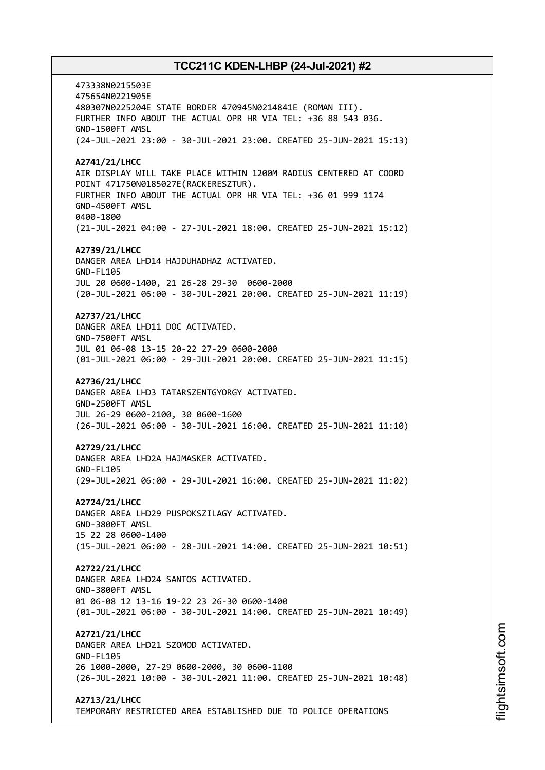473338N0215503E
475654N0221905E
480307N0225204E STATE BORDER 470945N0214841E (ROMAN III).
FURTHER INFO ABOUT THE ACTUAL OPR HR VIA TEL: +36 88 543 036.
GND-1500FT AMSL
(24-JUL-2021 23:00 - 30-JUL-2021 23:00. CREATED 25-JUN-2021 15:13)

**A2741/21/LHCC**
AIR DISPLAY WILL TAKE PLACE WITHIN 1200M RADIUS CENTERED AT COORD POINT 471750N0185027E(RACKERESZTUR).
FURTHER INFO ABOUT THE ACTUAL OPR HR VIA TEL: +36 01 999 1174
GND-4500FT AMSL
0400-1800
(21-JUL-2021 04:00 - 27-JUL-2021 18:00. CREATED 25-JUN-2021 15:12)

**A2739/21/LHCC**
DANGER AREA LHD14 HAJDUHADHAZ ACTIVATED.
GND-FL105
JUL 20 0600-1400, 21 26-28 29-30 0600-2000
(20-JUL-2021 06:00 - 30-JUL-2021 20:00. CREATED 25-JUN-2021 11:19)

**A2737/21/LHCC**
DANGER AREA LHD11 DOC ACTIVATED.
GND-7500FT AMSL
JUL 01 06-08 13-15 20-22 27-29 0600-2000
(01-JUL-2021 06:00 - 29-JUL-2021 20:00. CREATED 25-JUN-2021 11:15)

**A2736/21/LHCC**
DANGER AREA LHD3 TATARSZENTGYORGY ACTIVATED.
GND-2500FT AMSL
JUL 26-29 0600-2100, 30 0600-1600
(26-JUL-2021 06:00 - 30-JUL-2021 16:00. CREATED 25-JUN-2021 11:10)

**A2729/21/LHCC**
DANGER AREA LHD2A HAJMASKER ACTIVATED.
GND-FL105
(29-JUL-2021 06:00 - 29-JUL-2021 16:00. CREATED 25-JUN-2021 11:02)

**A2724/21/LHCC**
DANGER AREA LHD29 PUSPOKSZILAGY ACTIVATED.
GND-3800FT AMSL
15 22 28 0600-1400
(15-JUL-2021 06:00 - 28-JUL-2021 14:00. CREATED 25-JUN-2021 10:51)

**A2722/21/LHCC**
DANGER AREA LHD24 SANTOS ACTIVATED.
GND-3800FT AMSL
01 06-08 12 13-16 19-22 23 26-30 0600-1400
(01-JUL-2021 06:00 - 30-JUL-2021 14:00. CREATED 25-JUN-2021 10:49)

**A2721/21/LHCC**
DANGER AREA LHD21 SZOMOD ACTIVATED.
GND-FL105
26 1000-2000, 27-29 0600-2000, 30 0600-1100
(26-JUL-2021 10:00 - 30-JUL-2021 11:00. CREATED 25-JUN-2021 10:48)

**A2713/21/LHCC**
TEMPORARY RESTRICTED AREA ESTABLISHED DUE TO POLICE OPERATIONS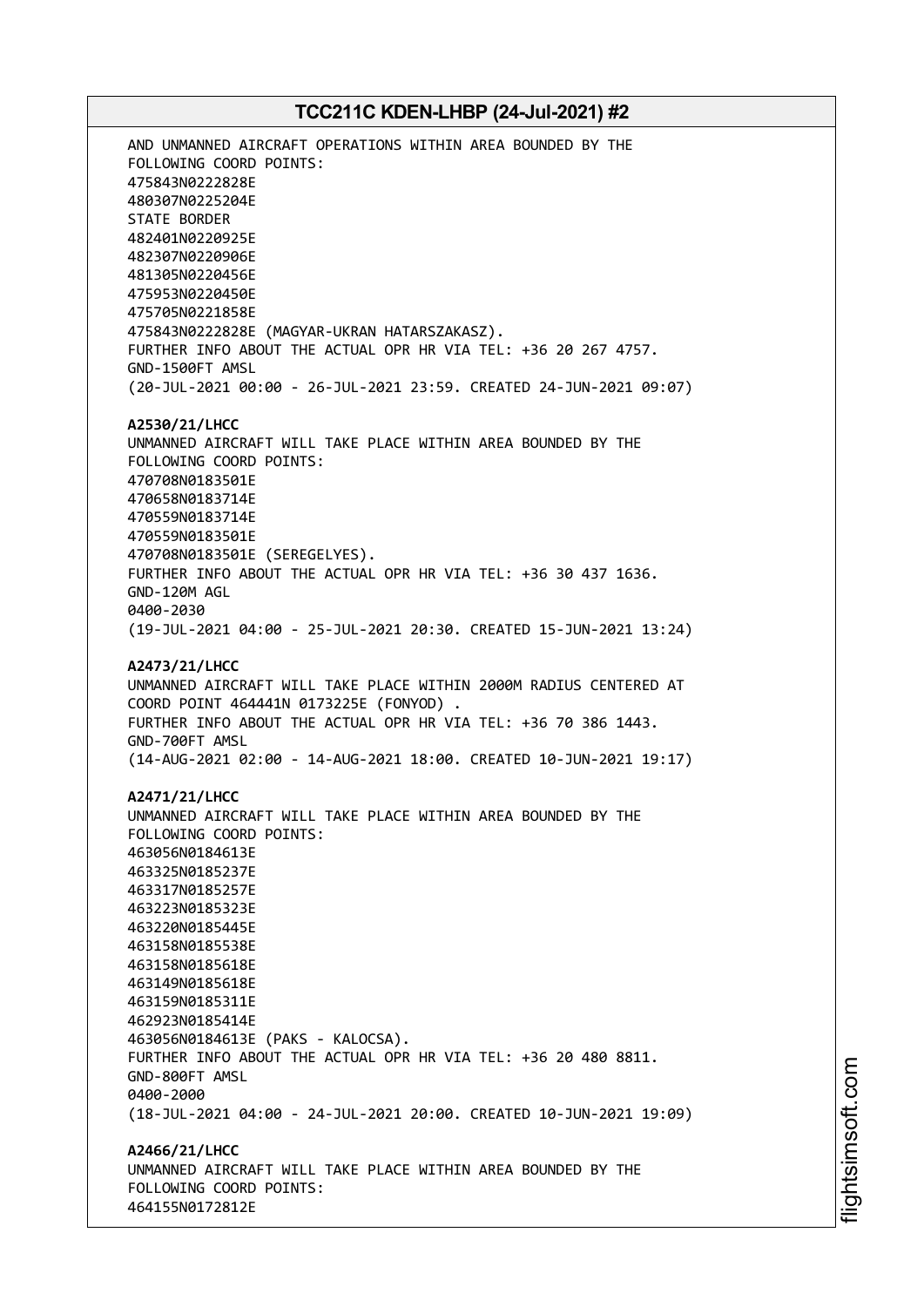AND UNMANNED AIRCRAFT OPERATIONS WITHIN AREA BOUNDED BY THE
FOLLOWING COORD POINTS:
475843N0222828E
480307N0225204E
STATE BORDER
482401N0220925E
482307N0220906E
481305N0220456E
475953N0220450E
475705N0221858E
475843N0222828E (MAGYAR-UKRAN HATARSZAKASZ).
FURTHER INFO ABOUT THE ACTUAL OPR HR VIA TEL: +36 20 267 4757.
GND-1500FT AMSL
(20-JUL-2021 00:00 - 26-JUL-2021 23:59. CREATED 24-JUN-2021 09:07)

**A2530/21/LHCC**
UNMANNED AIRCRAFT WILL TAKE PLACE WITHIN AREA BOUNDED BY THE
FOLLOWING COORD POINTS:
470708N0183501E
470658N0183714E
470559N0183714E
470559N0183501E
470708N0183501E (SEREGELYES).
FURTHER INFO ABOUT THE ACTUAL OPR HR VIA TEL: +36 30 437 1636.
GND-120M AGL
0400-2030
(19-JUL-2021 04:00 - 25-JUL-2021 20:30. CREATED 15-JUN-2021 13:24)

**A2473/21/LHCC**
UNMANNED AIRCRAFT WILL TAKE PLACE WITHIN 2000M RADIUS CENTERED AT
COORD POINT 464441N 0173225E (FONYOD) .
FURTHER INFO ABOUT THE ACTUAL OPR HR VIA TEL: +36 70 386 1443.
GND-700FT AMSL
(14-AUG-2021 02:00 - 14-AUG-2021 18:00. CREATED 10-JUN-2021 19:17)

**A2471/21/LHCC**
UNMANNED AIRCRAFT WILL TAKE PLACE WITHIN AREA BOUNDED BY THE
FOLLOWING COORD POINTS:
463056N0184613E
463325N0185237E
463317N0185257E
463223N0185323E
463220N0185445E
463158N0185538E
463158N0185618E
463149N0185618E
463159N0185311E
462923N0185414E
463056N0184613E (PAKS - KALOCSA).
FURTHER INFO ABOUT THE ACTUAL OPR HR VIA TEL: +36 20 480 8811.
GND-800FT AMSL
0400-2000
(18-JUL-2021 04:00 - 24-JUL-2021 20:00. CREATED 10-JUN-2021 19:09)

**A2466/21/LHCC**
UNMANNED AIRCRAFT WILL TAKE PLACE WITHIN AREA BOUNDED BY THE
FOLLOWING COORD POINTS:
464155N0172812E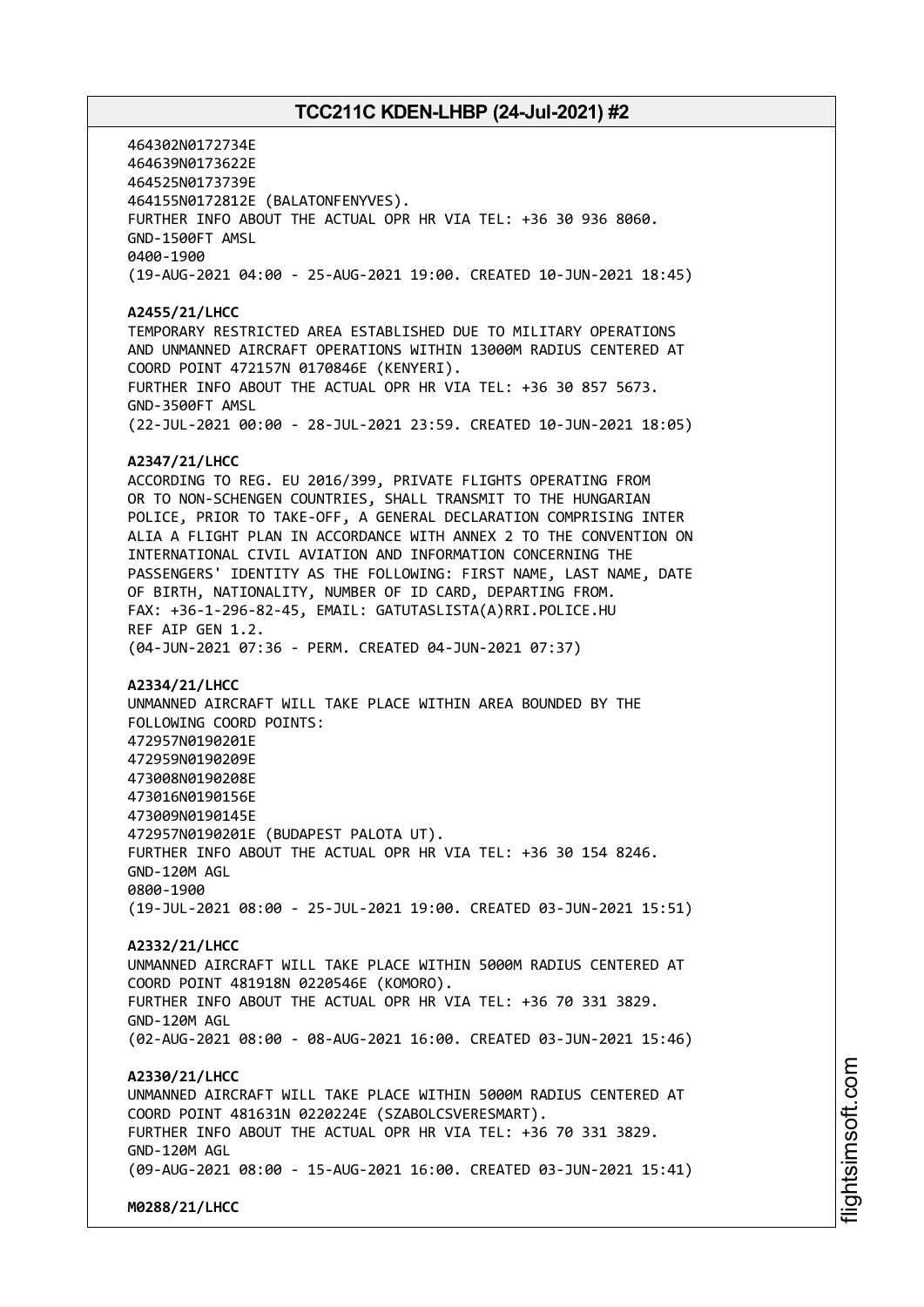464302N0172734E
464639N0173622E
464525N0173739E
464155N0172812E (BALATONFENYVES).
FURTHER INFO ABOUT THE ACTUAL OPR HR VIA TEL: +36 30 936 8060.
GND-1500FT AMSL
0400-1900
(19-AUG-2021 04:00 - 25-AUG-2021 19:00. CREATED 10-JUN-2021 18:45)

**A2455/21/LHCC**
TEMPORARY RESTRICTED AREA ESTABLISHED DUE TO MILITARY OPERATIONS AND UNMANNED AIRCRAFT OPERATIONS WITHIN 13000M RADIUS CENTERED AT COORD POINT 472157N 0170846E (KENYERI).
FURTHER INFO ABOUT THE ACTUAL OPR HR VIA TEL: +36 30 857 5673.
GND-3500FT AMSL
(22-JUL-2021 00:00 - 28-JUL-2021 23:59. CREATED 10-JUN-2021 18:05)

**A2347/21/LHCC**
ACCORDING TO REG. EU 2016/399, PRIVATE FLIGHTS OPERATING FROM OR TO NON-SCHENGEN COUNTRIES, SHALL TRANSMIT TO THE HUNGARIAN POLICE, PRIOR TO TAKE-OFF, A GENERAL DECLARATION COMPRISING INTER ALIA A FLIGHT PLAN IN ACCORDANCE WITH ANNEX 2 TO THE CONVENTION ON INTERNATIONAL CIVIL AVIATION AND INFORMATION CONCERNING THE PASSENGERS' IDENTITY AS THE FOLLOWING: FIRST NAME, LAST NAME, DATE OF BIRTH, NATIONALITY, NUMBER OF ID CARD, DEPARTING FROM.
FAX: +36-1-296-82-45, EMAIL: GATUTASLISTA(A)RRI.POLICE.HU
REF AIP GEN 1.2.
(04-JUN-2021 07:36 - PERM. CREATED 04-JUN-2021 07:37)

**A2334/21/LHCC**
UNMANNED AIRCRAFT WILL TAKE PLACE WITHIN AREA BOUNDED BY THE FOLLOWING COORD POINTS:
472957N0190201E
472959N0190209E
473008N0190208E
473016N0190156E
473009N0190145E
472957N0190201E (BUDAPEST PALOTA UT).
FURTHER INFO ABOUT THE ACTUAL OPR HR VIA TEL: +36 30 154 8246.
GND-120M AGL
0800-1900
(19-JUL-2021 08:00 - 25-JUL-2021 19:00. CREATED 03-JUN-2021 15:51)

**A2332/21/LHCC**
UNMANNED AIRCRAFT WILL TAKE PLACE WITHIN 5000M RADIUS CENTERED AT COORD POINT 481918N 0220546E (KOMORO).
FURTHER INFO ABOUT THE ACTUAL OPR HR VIA TEL: +36 70 331 3829.
GND-120M AGL
(02-AUG-2021 08:00 - 08-AUG-2021 16:00. CREATED 03-JUN-2021 15:46)

**A2330/21/LHCC**
UNMANNED AIRCRAFT WILL TAKE PLACE WITHIN 5000M RADIUS CENTERED AT COORD POINT 481631N 0220224E (SZABOLCSVERESMART).
FURTHER INFO ABOUT THE ACTUAL OPR HR VIA TEL: +36 70 331 3829.
GND-120M AGL
(09-AUG-2021 08:00 - 15-AUG-2021 16:00. CREATED 03-JUN-2021 15:41)

**M0288/21/LHCC**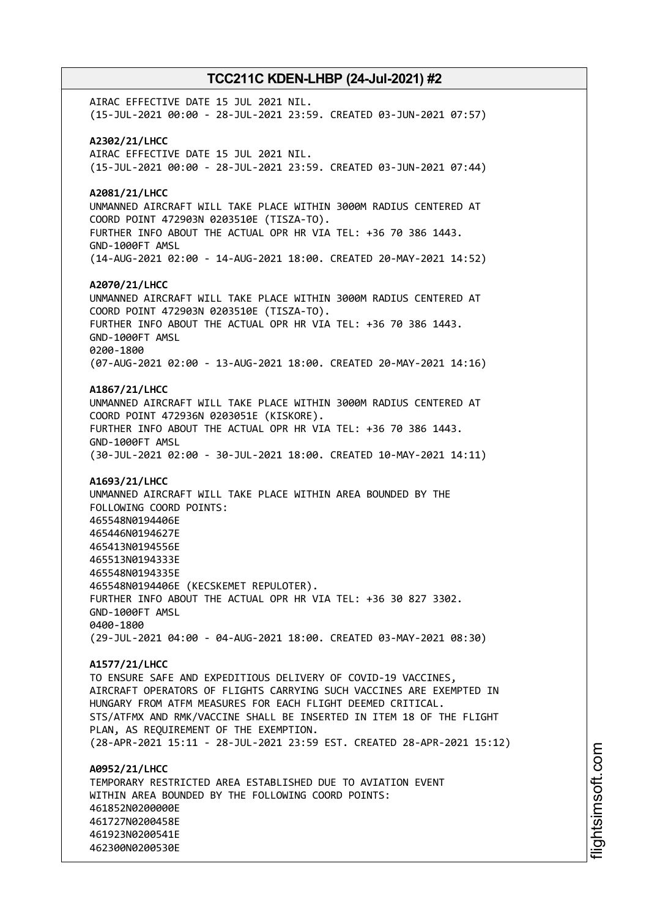AIRAC EFFECTIVE DATE 15 JUL 2021 NIL.
(15-JUL-2021 00:00 - 28-JUL-2021 23:59. CREATED 03-JUN-2021 07:57)

**A2302/21/LHCC**
AIRAC EFFECTIVE DATE 15 JUL 2021 NIL.
(15-JUL-2021 00:00 - 28-JUL-2021 23:59. CREATED 03-JUN-2021 07:44)

**A2081/21/LHCC**
UNMANNED AIRCRAFT WILL TAKE PLACE WITHIN 3000M RADIUS CENTERED AT
COORD POINT 472903N 0203510E (TISZA-TO).
FURTHER INFO ABOUT THE ACTUAL OPR HR VIA TEL: +36 70 386 1443.
GND-1000FT AMSL
(14-AUG-2021 02:00 - 14-AUG-2021 18:00. CREATED 20-MAY-2021 14:52)

**A2070/21/LHCC**
UNMANNED AIRCRAFT WILL TAKE PLACE WITHIN 3000M RADIUS CENTERED AT
COORD POINT 472903N 0203510E (TISZA-TO).
FURTHER INFO ABOUT THE ACTUAL OPR HR VIA TEL: +36 70 386 1443.
GND-1000FT AMSL
0200-1800
(07-AUG-2021 02:00 - 13-AUG-2021 18:00. CREATED 20-MAY-2021 14:16)

**A1867/21/LHCC**
UNMANNED AIRCRAFT WILL TAKE PLACE WITHIN 3000M RADIUS CENTERED AT
COORD POINT 472936N 0203051E (KISKORE).
FURTHER INFO ABOUT THE ACTUAL OPR HR VIA TEL: +36 70 386 1443.
GND-1000FT AMSL
(30-JUL-2021 02:00 - 30-JUL-2021 18:00. CREATED 10-MAY-2021 14:11)

**A1693/21/LHCC**
UNMANNED AIRCRAFT WILL TAKE PLACE WITHIN AREA BOUNDED BY THE
FOLLOWING COORD POINTS:
465548N0194406E
465446N0194627E
465413N0194556E
465513N0194333E
465548N0194335E
465548N0194406E (KECSKEMET REPULOTER).
FURTHER INFO ABOUT THE ACTUAL OPR HR VIA TEL: +36 30 827 3302.
GND-1000FT AMSL
0400-1800
(29-JUL-2021 04:00 - 04-AUG-2021 18:00. CREATED 03-MAY-2021 08:30)

**A1577/21/LHCC**
TO ENSURE SAFE AND EXPEDITIOUS DELIVERY OF COVID-19 VACCINES,
AIRCRAFT OPERATORS OF FLIGHTS CARRYING SUCH VACCINES ARE EXEMPTED IN
HUNGARY FROM ATFM MEASURES FOR EACH FLIGHT DEEMED CRITICAL.
STS/ATFMX AND RMK/VACCINE SHALL BE INSERTED IN ITEM 18 OF THE FLIGHT
PLAN, AS REQUIREMENT OF THE EXEMPTION.
(28-APR-2021 15:11 - 28-JUL-2021 23:59 EST. CREATED 28-APR-2021 15:12)

**A0952/21/LHCC**
TEMPORARY RESTRICTED AREA ESTABLISHED DUE TO AVIATION EVENT
WITHIN AREA BOUNDED BY THE FOLLOWING COORD POINTS:
461852N0200000E
461727N0200458E
461923N0200541E
462300N0200530E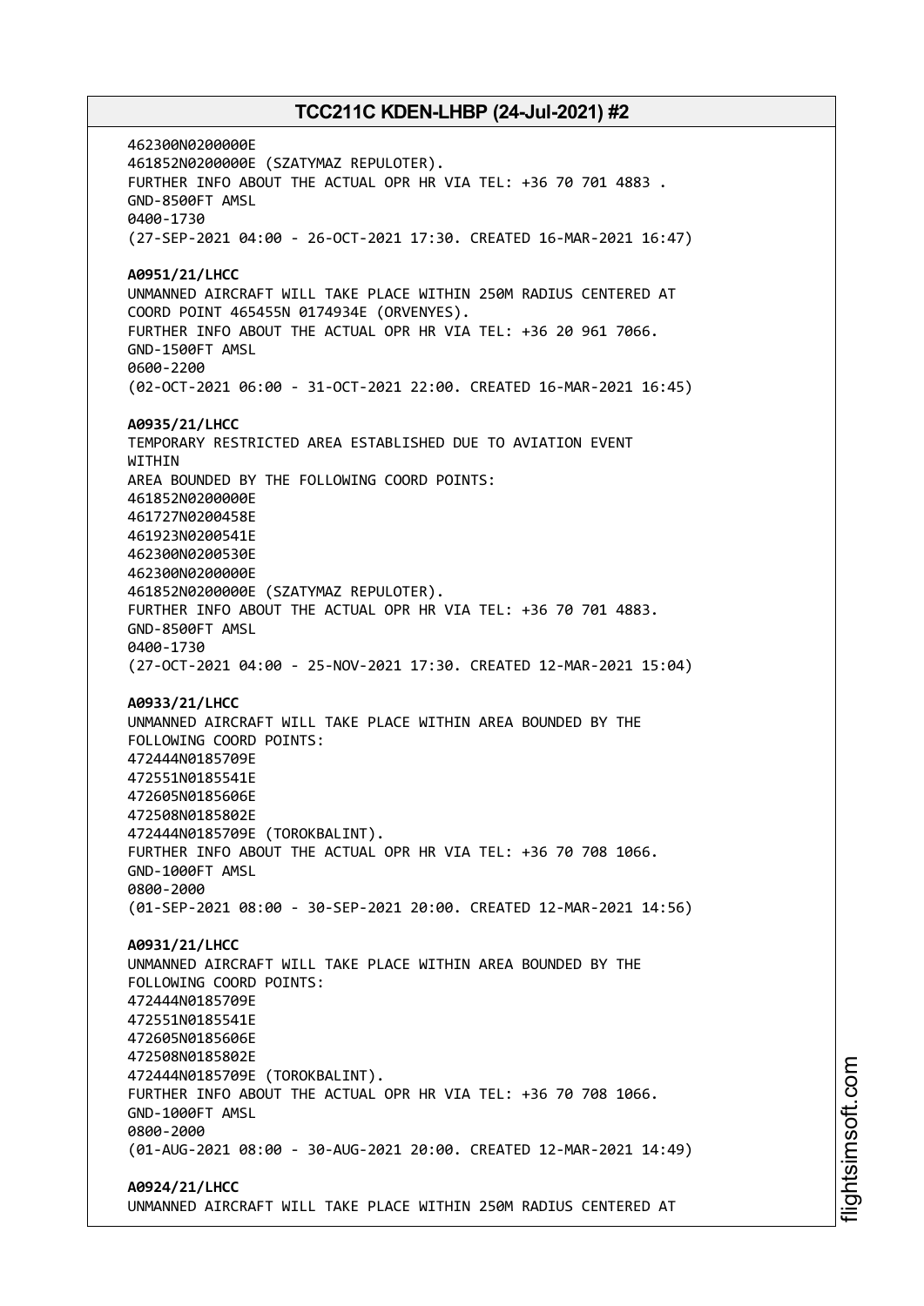462300N0200000E
461852N0200000E (SZATYMAZ REPULOTER).
FURTHER INFO ABOUT THE ACTUAL OPR HR VIA TEL: +36 70 701 4883 .
GND-8500FT AMSL
0400-1730
(27-SEP-2021 04:00 - 26-OCT-2021 17:30. CREATED 16-MAR-2021 16:47)

**A0951/21/LHCC**
UNMANNED AIRCRAFT WILL TAKE PLACE WITHIN 250M RADIUS CENTERED AT
COORD POINT 465455N 0174934E (ORVENYES).
FURTHER INFO ABOUT THE ACTUAL OPR HR VIA TEL: +36 20 961 7066.
GND-1500FT AMSL
0600-2200
(02-OCT-2021 06:00 - 31-OCT-2021 22:00. CREATED 16-MAR-2021 16:45)

**A0935/21/LHCC**
TEMPORARY RESTRICTED AREA ESTABLISHED DUE TO AVIATION EVENT
WITHIN
AREA BOUNDED BY THE FOLLOWING COORD POINTS:
461852N0200000E
461727N0200458E
461923N0200541E
462300N0200530E
462300N0200000E
461852N0200000E (SZATYMAZ REPULOTER).
FURTHER INFO ABOUT THE ACTUAL OPR HR VIA TEL: +36 70 701 4883.
GND-8500FT AMSL
0400-1730
(27-OCT-2021 04:00 - 25-NOV-2021 17:30. CREATED 12-MAR-2021 15:04)

**A0933/21/LHCC**
UNMANNED AIRCRAFT WILL TAKE PLACE WITHIN AREA BOUNDED BY THE
FOLLOWING COORD POINTS:
472444N0185709E
472551N0185541E
472605N0185606E
472508N0185802E
472444N0185709E (TOROKBALINT).
FURTHER INFO ABOUT THE ACTUAL OPR HR VIA TEL: +36 70 708 1066.
GND-1000FT AMSL
0800-2000
(01-SEP-2021 08:00 - 30-SEP-2021 20:00. CREATED 12-MAR-2021 14:56)

**A0931/21/LHCC**
UNMANNED AIRCRAFT WILL TAKE PLACE WITHIN AREA BOUNDED BY THE
FOLLOWING COORD POINTS:
472444N0185709E
472551N0185541E
472605N0185606E
472508N0185802E
472444N0185709E (TOROKBALINT).
FURTHER INFO ABOUT THE ACTUAL OPR HR VIA TEL: +36 70 708 1066.
GND-1000FT AMSL
0800-2000
(01-AUG-2021 08:00 - 30-AUG-2021 20:00. CREATED 12-MAR-2021 14:49)

**A0924/21/LHCC**
UNMANNED AIRCRAFT WILL TAKE PLACE WITHIN 250M RADIUS CENTERED AT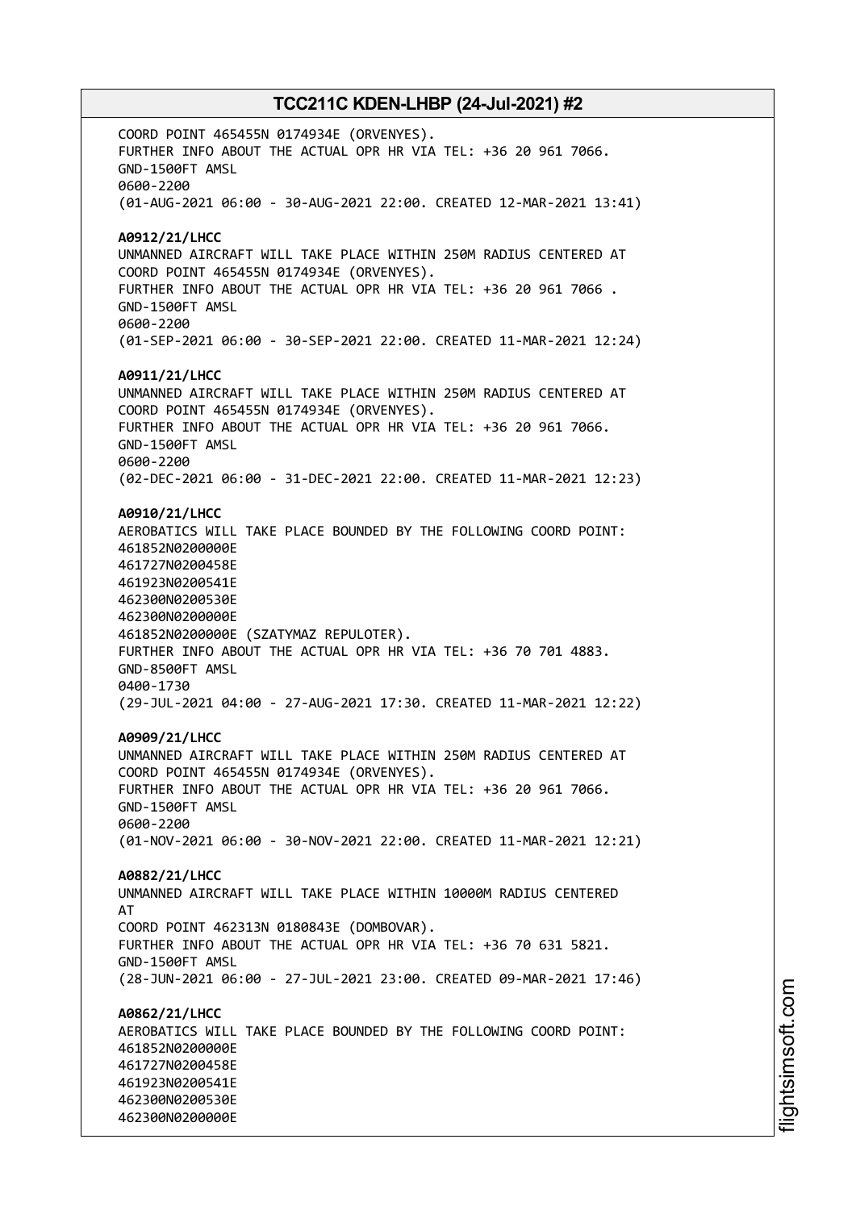COORD POINT 465455N 0174934E (ORVENYES).
FURTHER INFO ABOUT THE ACTUAL OPR HR VIA TEL: +36 20 961 7066.
GND-1500FT AMSL
0600-2200
(01-AUG-2021 06:00 - 30-AUG-2021 22:00. CREATED 12-MAR-2021 13:41)

**A0912/21/LHCC**
UNMANNED AIRCRAFT WILL TAKE PLACE WITHIN 250M RADIUS CENTERED AT
COORD POINT 465455N 0174934E (ORVENYES).
FURTHER INFO ABOUT THE ACTUAL OPR HR VIA TEL: +36 20 961 7066 .
GND-1500FT AMSL
0600-2200
(01-SEP-2021 06:00 - 30-SEP-2021 22:00. CREATED 11-MAR-2021 12:24)

**A0911/21/LHCC**
UNMANNED AIRCRAFT WILL TAKE PLACE WITHIN 250M RADIUS CENTERED AT
COORD POINT 465455N 0174934E (ORVENYES).
FURTHER INFO ABOUT THE ACTUAL OPR HR VIA TEL: +36 20 961 7066.
GND-1500FT AMSL
0600-2200
(02-DEC-2021 06:00 - 31-DEC-2021 22:00. CREATED 11-MAR-2021 12:23)

**A0910/21/LHCC**
AEROBATICS WILL TAKE PLACE BOUNDED BY THE FOLLOWING COORD POINT:
461852N0200000E
461727N0200458E
461923N0200541E
462300N0200530E
462300N0200000E
461852N0200000E (SZATYMAZ REPULOTER).
FURTHER INFO ABOUT THE ACTUAL OPR HR VIA TEL: +36 70 701 4883.
GND-8500FT AMSL
0400-1730
(29-JUL-2021 04:00 - 27-AUG-2021 17:30. CREATED 11-MAR-2021 12:22)

**A0909/21/LHCC**
UNMANNED AIRCRAFT WILL TAKE PLACE WITHIN 250M RADIUS CENTERED AT
COORD POINT 465455N 0174934E (ORVENYES).
FURTHER INFO ABOUT THE ACTUAL OPR HR VIA TEL: +36 20 961 7066.
GND-1500FT AMSL
0600-2200
(01-NOV-2021 06:00 - 30-NOV-2021 22:00. CREATED 11-MAR-2021 12:21)

**A0882/21/LHCC**
UNMANNED AIRCRAFT WILL TAKE PLACE WITHIN 10000M RADIUS CENTERED
AT
COORD POINT 462313N 0180843E (DOMBOVAR).
FURTHER INFO ABOUT THE ACTUAL OPR HR VIA TEL: +36 70 631 5821.
GND-1500FT AMSL
(28-JUN-2021 06:00 - 27-JUL-2021 23:00. CREATED 09-MAR-2021 17:46)

**A0862/21/LHCC**
AEROBATICS WILL TAKE PLACE BOUNDED BY THE FOLLOWING COORD POINT:
461852N0200000E
461727N0200458E
461923N0200541E
462300N0200530E
462300N0200000E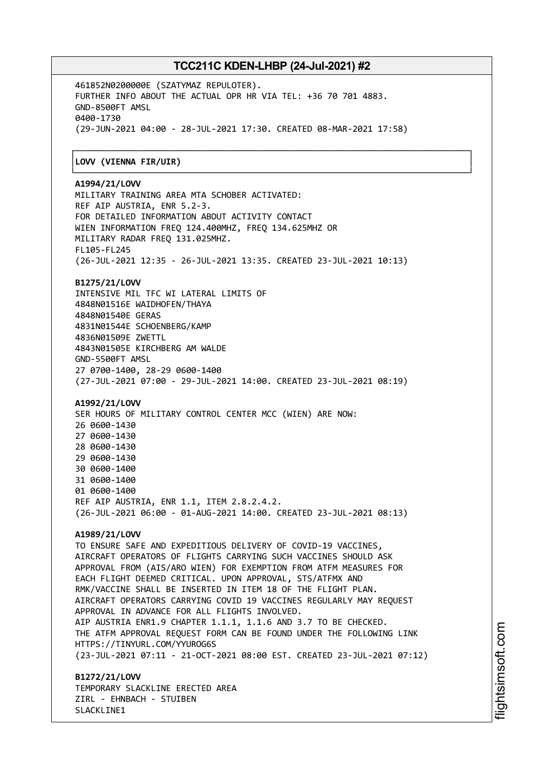461852N0200000E (SZATYMAZ REPULOTER).
FURTHER INFO ABOUT THE ACTUAL OPR HR VIA TEL: +36 70 701 4883.
GND-8500FT AMSL
0400-1730
(29-JUN-2021 04:00 - 28-JUL-2021 17:30. CREATED 08-MAR-2021 17:58)

## LOVV (VIENNA FIR/UIR)

**A1994/21/LOVV**
MILITARY TRAINING AREA MTA SCHOBER ACTIVATED:
REF AIP AUSTRIA, ENR 5.2-3.
FOR DETAILED INFORMATION ABOUT ACTIVITY CONTACT
WIEN INFORMATION FREQ 124.400MHZ, FREQ 134.625MHZ OR
MILITARY RADAR FREQ 131.025MHZ.
FL105-FL245
(26-JUL-2021 12:35 - 26-JUL-2021 13:35. CREATED 23-JUL-2021 10:13)

**B1275/21/LOVV**
INTENSIVE MIL TFC WI LATERAL LIMITS OF
4848N01516E WAIDHOFEN/THAYA
4848N01540E GERAS
4831N01544E SCHOENBERG/KAMP
4836N01509E ZWETTL
4843N01505E KIRCHBERG AM WALDE
GND-5500FT AMSL
27 0700-1400, 28-29 0600-1400
(27-JUL-2021 07:00 - 29-JUL-2021 14:00. CREATED 23-JUL-2021 08:19)

**A1992/21/LOVV**
SER HOURS OF MILITARY CONTROL CENTER MCC (WIEN) ARE NOW:
26 0600-1430
27 0600-1430
28 0600-1430
29 0600-1430
30 0600-1400
31 0600-1400
01 0600-1400
REF AIP AUSTRIA, ENR 1.1, ITEM 2.8.2.4.2.
(26-JUL-2021 06:00 - 01-AUG-2021 14:00. CREATED 23-JUL-2021 08:13)

**A1989/21/LOVV**
TO ENSURE SAFE AND EXPEDITIOUS DELIVERY OF COVID-19 VACCINES,
AIRCRAFT OPERATORS OF FLIGHTS CARRYING SUCH VACCINES SHOULD ASK
APPROVAL FROM (AIS/ARO WIEN) FOR EXEMPTION FROM ATFM MEASURES FOR
EACH FLIGHT DEEMED CRITICAL. UPON APPROVAL, STS/ATFMX AND
RMK/VACCINE SHALL BE INSERTED IN ITEM 18 OF THE FLIGHT PLAN.
AIRCRAFT OPERATORS CARRYING COVID 19 VACCINES REGULARLY MAY REQUEST
APPROVAL IN ADVANCE FOR ALL FLIGHTS INVOLVED.
AIP AUSTRIA ENR1.9 CHAPTER 1.1.1, 1.1.6 AND 3.7 TO BE CHECKED.
THE ATFM APPROVAL REQUEST FORM CAN BE FOUND UNDER THE FOLLOWING LINK
HTTPS://TINYURL.COM/YYUROG6S
(23-JUL-2021 07:11 - 21-OCT-2021 08:00 EST. CREATED 23-JUL-2021 07:12)

**B1272/21/LOVV**
TEMPORARY SLACKLINE ERECTED AREA
ZIRL - EHNBACH - STUIBEN
SLACKLINE1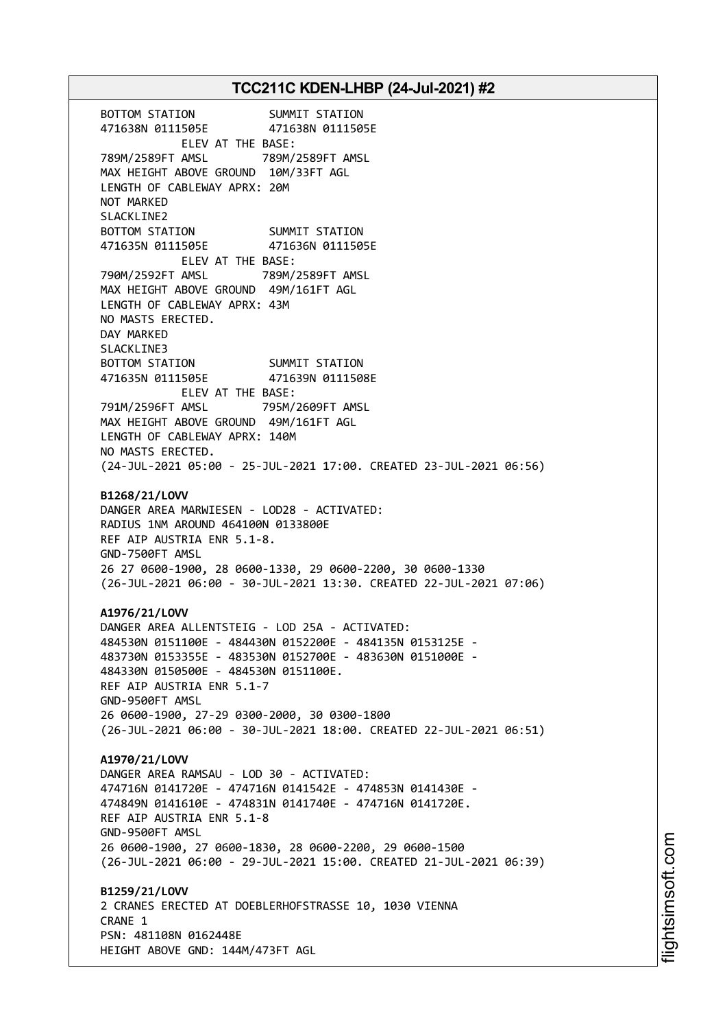```
BOTTOM STATION           SUMMIT STATION
471638N 0111505E         471638N 0111505E
          ELEV AT THE BASE:
789M/2589FT AMSL        789M/2589FT AMSL
MAX HEIGHT ABOVE GROUND  10M/33FT AGL
LENGTH OF CABLEWAY APRX: 20M
NOT MARKED
SLACKLINE2
BOTTOM STATION           SUMMIT STATION
471635N 0111505E         471636N 0111505E
          ELEV AT THE BASE:
790M/2592FT AMSL        789M/2589FT AMSL
MAX HEIGHT ABOVE GROUND  49M/161FT AGL
LENGTH OF CABLEWAY APRX: 43M
NO MASTS ERECTED.
DAY MARKED
SLACKLINE3
BOTTOM STATION           SUMMIT STATION
471635N 0111505E         471639N 0111508E
          ELEV AT THE BASE:
791M/2596FT AMSL        795M/2609FT AMSL
MAX HEIGHT ABOVE GROUND  49M/161FT AGL
LENGTH OF CABLEWAY APRX: 140M
NO MASTS ERECTED.
(24-JUL-2021 05:00 - 25-JUL-2021 17:00. CREATED 23-JUL-2021 06:56)
```

**B1268/21/LOVV**

```
DANGER AREA MARWIESEN - LOD28 - ACTIVATED:
RADIUS 1NM AROUND 464100N 0133800E
REF AIP AUSTRIA ENR 5.1-8.
GND-7500FT AMSL
26 27 0600-1900, 28 0600-1330, 29 0600-2200, 30 0600-1330
(26-JUL-2021 06:00 - 30-JUL-2021 13:30. CREATED 22-JUL-2021 07:06)
```

**A1976/21/LOVV**

```
DANGER AREA ALLENTSTEIG - LOD 25A - ACTIVATED:
484530N 0151100E - 484430N 0152200E - 484135N 0153125E -
483730N 0153355E - 483530N 0152700E - 483630N 0151000E -
484330N 0150500E - 484530N 0151100E.
REF AIP AUSTRIA ENR 5.1-7
GND-9500FT AMSL
26 0600-1900, 27-29 0300-2000, 30 0300-1800
(26-JUL-2021 06:00 - 30-JUL-2021 18:00. CREATED 22-JUL-2021 06:51)
```

**A1970/21/LOVV**

```
DANGER AREA RAMSAU - LOD 30 - ACTIVATED:
474716N 0141720E - 474716N 0141542E - 474853N 0141430E -
474849N 0141610E - 474831N 0141740E - 474716N 0141720E.
REF AIP AUSTRIA ENR 5.1-8
GND-9500FT AMSL
26 0600-1900, 27 0600-1830, 28 0600-2200, 29 0600-1500
(26-JUL-2021 06:00 - 29-JUL-2021 15:00. CREATED 21-JUL-2021 06:39)
```

**B1259/21/LOVV**

```
2 CRANES ERECTED AT DOEBLERHOFSTRASSE 10, 1030 VIENNA
CRANE 1
PSN: 481108N 0162448E
HEIGHT ABOVE GND: 144M/473FT AGL
```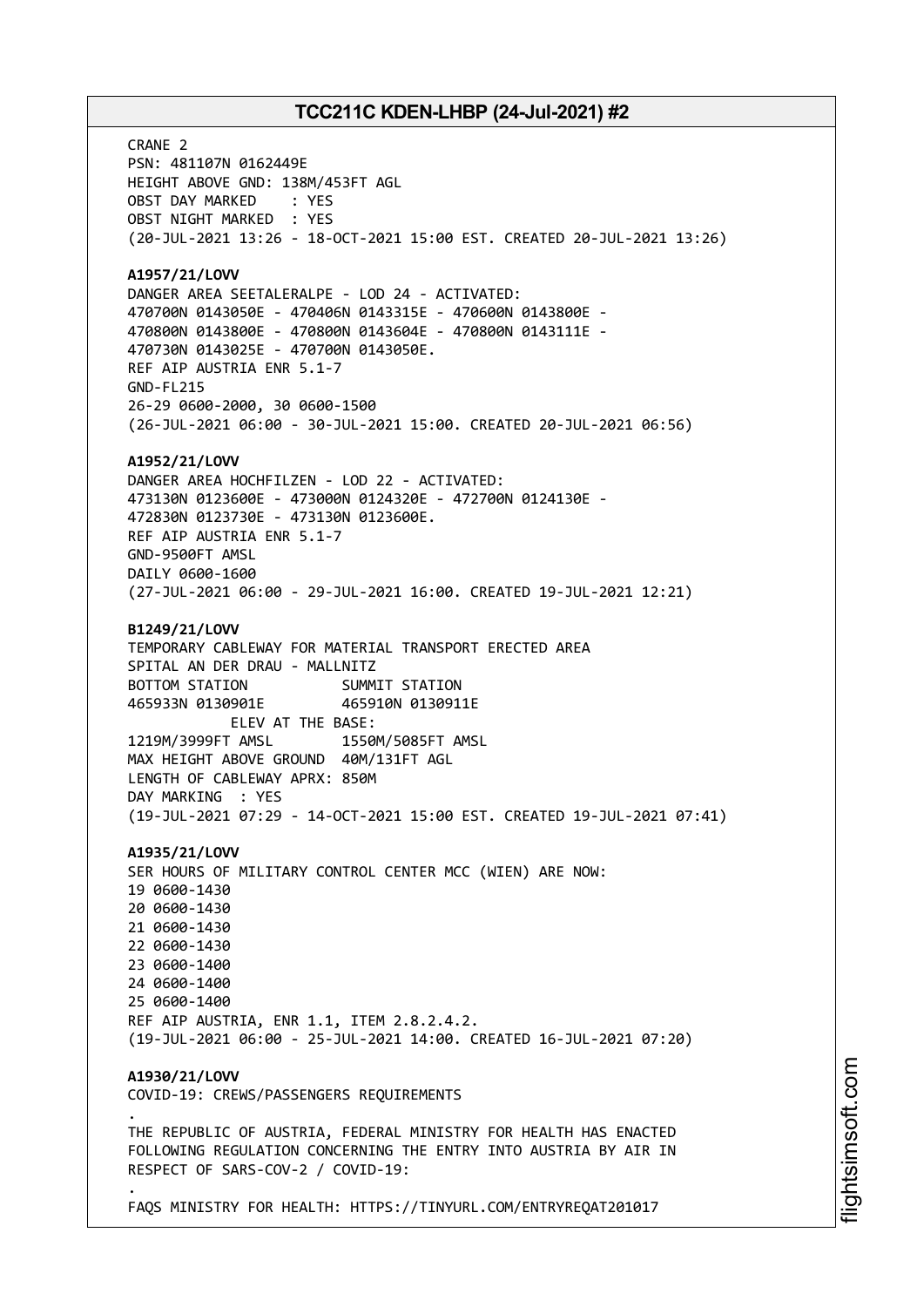CRANE 2
PSN: 481107N 0162449E
HEIGHT ABOVE GND: 138M/453FT AGL
OBST DAY MARKED : YES
OBST NIGHT MARKED : YES
(20-JUL-2021 13:26 - 18-OCT-2021 15:00 EST. CREATED 20-JUL-2021 13:26)

**A1957/21/LOVV**
DANGER AREA SEETALERALPE - LOD 24 - ACTIVATED:
470700N 0143050E - 470406N 0143315E - 470600N 0143800E -
470800N 0143800E - 470800N 0143604E - 470800N 0143111E -
470730N 0143025E - 470700N 0143050E.
REF AIP AUSTRIA ENR 5.1-7
GND-FL215
26-29 0600-2000, 30 0600-1500
(26-JUL-2021 06:00 - 30-JUL-2021 15:00. CREATED 20-JUL-2021 06:56)

**A1952/21/LOVV**
DANGER AREA HOCHFILZEN - LOD 22 - ACTIVATED:
473130N 0123600E - 473000N 0124320E - 472700N 0124130E -
472830N 0123730E - 473130N 0123600E.
REF AIP AUSTRIA ENR 5.1-7
GND-9500FT AMSL
DAILY 0600-1600
(27-JUL-2021 06:00 - 29-JUL-2021 16:00. CREATED 19-JUL-2021 12:21)

**B1249/21/LOVV**
TEMPORARY CABLEWAY FOR MATERIAL TRANSPORT ERECTED AREA
SPITAL AN DER DRAU - MALLNITZ
BOTTOM STATION SUMMIT STATION
465933N 0130901E 465910N 0130911E
ELEV AT THE BASE:
1219M/3999FT AMSL 1550M/5085FT AMSL
MAX HEIGHT ABOVE GROUND 40M/131FT AGL
LENGTH OF CABLEWAY APRX: 850M
DAY MARKING : YES
(19-JUL-2021 07:29 - 14-OCT-2021 15:00 EST. CREATED 19-JUL-2021 07:41)

**A1935/21/LOVV**
SER HOURS OF MILITARY CONTROL CENTER MCC (WIEN) ARE NOW:
19 0600-1430
20 0600-1430
21 0600-1430
22 0600-1430
23 0600-1400
24 0600-1400
25 0600-1400
REF AIP AUSTRIA, ENR 1.1, ITEM 2.8.2.4.2.
(19-JUL-2021 06:00 - 25-JUL-2021 14:00. CREATED 16-JUL-2021 07:20)

**A1930/21/LOVV**
COVID-19: CREWS/PASSENGERS REQUIREMENTS
.
THE REPUBLIC OF AUSTRIA, FEDERAL MINISTRY FOR HEALTH HAS ENACTED
FOLLOWING REGULATION CONCERNING THE ENTRY INTO AUSTRIA BY AIR IN
RESPECT OF SARS-COV-2 / COVID-19:
.
FAQS MINISTRY FOR HEALTH: HTTPS://TINYURL.COM/ENTRYREQAT201017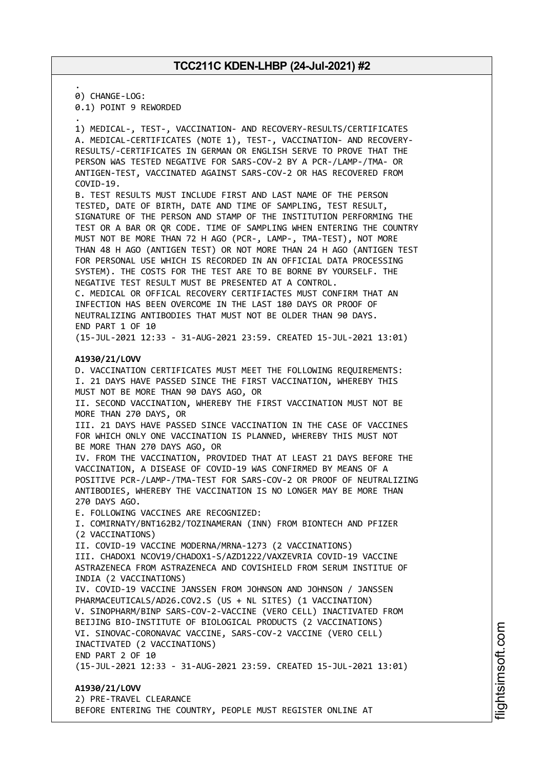.
0) CHANGE-LOG:
0.1) POINT 9 REWORDED
.
1) MEDICAL-, TEST-, VACCINATION- AND RECOVERY-RESULTS/CERTIFICATES
A. MEDICAL-CERTIFICATES (NOTE 1), TEST-, VACCINATION- AND RECOVERY-RESULTS/-CERTIFICATES IN GERMAN OR ENGLISH SERVE TO PROVE THAT THE PERSON WAS TESTED NEGATIVE FOR SARS-COV-2 BY A PCR-/LAMP-/TMA- OR ANTIGEN-TEST, VACCINATED AGAINST SARS-COV-2 OR HAS RECOVERED FROM COVID-19.
B. TEST RESULTS MUST INCLUDE FIRST AND LAST NAME OF THE PERSON TESTED, DATE OF BIRTH, DATE AND TIME OF SAMPLING, TEST RESULT, SIGNATURE OF THE PERSON AND STAMP OF THE INSTITUTION PERFORMING THE TEST OR A BAR OR QR CODE. TIME OF SAMPLING WHEN ENTERING THE COUNTRY MUST NOT BE MORE THAN 72 H AGO (PCR-, LAMP-, TMA-TEST), NOT MORE THAN 48 H AGO (ANTIGEN TEST) OR NOT MORE THAN 24 H AGO (ANTIGEN TEST FOR PERSONAL USE WHICH IS RECORDED IN AN OFFICIAL DATA PROCESSING SYSTEM). THE COSTS FOR THE TEST ARE TO BE BORNE BY YOURSELF. THE NEGATIVE TEST RESULT MUST BE PRESENTED AT A CONTROL.
C. MEDICAL OR OFFICAL RECOVERY CERTIFIACTES MUST CONFIRM THAT AN INFECTION HAS BEEN OVERCOME IN THE LAST 180 DAYS OR PROOF OF NEUTRALIZING ANTIBODIES THAT MUST NOT BE OLDER THAN 90 DAYS.
END PART 1 OF 10
(15-JUL-2021 12:33 - 31-AUG-2021 23:59. CREATED 15-JUL-2021 13:01)

**A1930/21/LOVV**
D. VACCINATION CERTIFICATES MUST MEET THE FOLLOWING REQUIREMENTS:
I. 21 DAYS HAVE PASSED SINCE THE FIRST VACCINATION, WHEREBY THIS MUST NOT BE MORE THAN 90 DAYS AGO, OR
II. SECOND VACCINATION, WHEREBY THE FIRST VACCINATION MUST NOT BE MORE THAN 270 DAYS, OR
III. 21 DAYS HAVE PASSED SINCE VACCINATION IN THE CASE OF VACCINES FOR WHICH ONLY ONE VACCINATION IS PLANNED, WHEREBY THIS MUST NOT BE MORE THAN 270 DAYS AGO, OR
IV. FROM THE VACCINATION, PROVIDED THAT AT LEAST 21 DAYS BEFORE THE VACCINATION, A DISEASE OF COVID-19 WAS CONFIRMED BY MEANS OF A POSITIVE PCR-/LAMP-/TMA-TEST FOR SARS-COV-2 OR PROOF OF NEUTRALIZING ANTIBODIES, WHEREBY THE VACCINATION IS NO LONGER MAY BE MORE THAN 270 DAYS AGO.
E. FOLLOWING VACCINES ARE RECOGNIZED:
I. COMIRNATY/BNT162B2/TOZINAMERAN (INN) FROM BIONTECH AND PFIZER (2 VACCINATIONS)
II. COVID-19 VACCINE MODERNA/MRNA-1273 (2 VACCINATIONS)
III. CHADOX1 NCOV19/CHADOX1-S/AZD1222/VAXZEVRIA COVID-19 VACCINE ASTRAZENECA FROM ASTRAZENECA AND COVISHIELD FROM SERUM INSTITUE OF INDIA (2 VACCINATIONS)
IV. COVID-19 VACCINE JANSSEN FROM JOHNSON AND JOHNSON / JANSSEN PHARMACEUTICALS/AD26.COV2.S (US + NL SITES) (1 VACCINATION)
V. SINOPHARM/BINP SARS-COV-2-VACCINE (VERO CELL) INACTIVATED FROM BEIJING BIO-INSTITUTE OF BIOLOGICAL PRODUCTS (2 VACCINATIONS)
VI. SINOVAC-CORONAVAC VACCINE, SARS-COV-2 VACCINE (VERO CELL) INACTIVATED (2 VACCINATIONS)
END PART 2 OF 10
(15-JUL-2021 12:33 - 31-AUG-2021 23:59. CREATED 15-JUL-2021 13:01)

**A1930/21/LOVV**
2) PRE-TRAVEL CLEARANCE
BEFORE ENTERING THE COUNTRY, PEOPLE MUST REGISTER ONLINE AT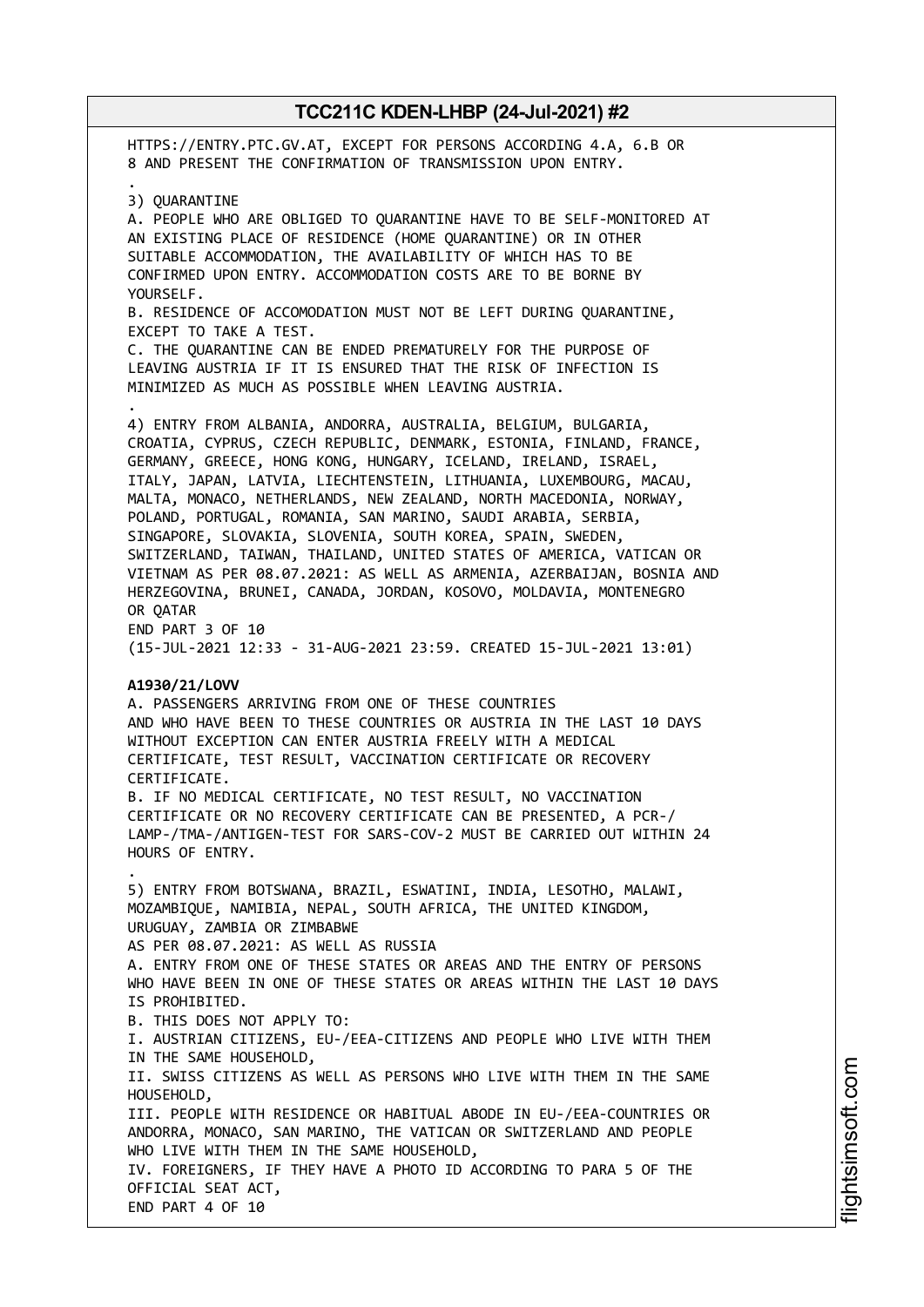HTTPS://ENTRY.PTC.GV.AT, EXCEPT FOR PERSONS ACCORDING 4.A, 6.B OR 8 AND PRESENT THE CONFIRMATION OF TRANSMISSION UPON ENTRY.

.

3) QUARANTINE

A. PEOPLE WHO ARE OBLIGED TO QUARANTINE HAVE TO BE SELF-MONITORED AT AN EXISTING PLACE OF RESIDENCE (HOME QUARANTINE) OR IN OTHER SUITABLE ACCOMMODATION, THE AVAILABILITY OF WHICH HAS TO BE CONFIRMED UPON ENTRY. ACCOMMODATION COSTS ARE TO BE BORNE BY YOURSELF.

B. RESIDENCE OF ACCOMODATION MUST NOT BE LEFT DURING QUARANTINE, EXCEPT TO TAKE A TEST.

C. THE QUARANTINE CAN BE ENDED PREMATURELY FOR THE PURPOSE OF LEAVING AUSTRIA IF IT IS ENSURED THAT THE RISK OF INFECTION IS MINIMIZED AS MUCH AS POSSIBLE WHEN LEAVING AUSTRIA.

.

4) ENTRY FROM ALBANIA, ANDORRA, AUSTRALIA, BELGIUM, BULGARIA, CROATIA, CYPRUS, CZECH REPUBLIC, DENMARK, ESTONIA, FINLAND, FRANCE, GERMANY, GREECE, HONG KONG, HUNGARY, ICELAND, IRELAND, ISRAEL, ITALY, JAPAN, LATVIA, LIECHTENSTEIN, LITHUANIA, LUXEMBOURG, MACAU, MALTA, MONACO, NETHERLANDS, NEW ZEALAND, NORTH MACEDONIA, NORWAY, POLAND, PORTUGAL, ROMANIA, SAN MARINO, SAUDI ARABIA, SERBIA, SINGAPORE, SLOVAKIA, SLOVENIA, SOUTH KOREA, SPAIN, SWEDEN, SWITZERLAND, TAIWAN, THAILAND, UNITED STATES OF AMERICA, VATICAN OR VIETNAM AS PER 08.07.2021: AS WELL AS ARMENIA, AZERBAIJAN, BOSNIA AND HERZEGOVINA, BRUNEI, CANADA, JORDAN, KOSOVO, MOLDAVIA, MONTENEGRO OR QATAR

END PART 3 OF 10

(15-JUL-2021 12:33 - 31-AUG-2021 23:59. CREATED 15-JUL-2021 13:01)

**A1930/21/LOVV**

A. PASSENGERS ARRIVING FROM ONE OF THESE COUNTRIES AND WHO HAVE BEEN TO THESE COUNTRIES OR AUSTRIA IN THE LAST 10 DAYS WITHOUT EXCEPTION CAN ENTER AUSTRIA FREELY WITH A MEDICAL CERTIFICATE, TEST RESULT, VACCINATION CERTIFICATE OR RECOVERY CERTIFICATE.

B. IF NO MEDICAL CERTIFICATE, NO TEST RESULT, NO VACCINATION CERTIFICATE OR NO RECOVERY CERTIFICATE CAN BE PRESENTED, A PCR-/ LAMP-/TMA-/ANTIGEN-TEST FOR SARS-COV-2 MUST BE CARRIED OUT WITHIN 24 HOURS OF ENTRY.

.

5) ENTRY FROM BOTSWANA, BRAZIL, ESWATINI, INDIA, LESOTHO, MALAWI, MOZAMBIQUE, NAMIBIA, NEPAL, SOUTH AFRICA, THE UNITED KINGDOM, URUGUAY, ZAMBIA OR ZIMBABWE

AS PER 08.07.2021: AS WELL AS RUSSIA

A. ENTRY FROM ONE OF THESE STATES OR AREAS AND THE ENTRY OF PERSONS WHO HAVE BEEN IN ONE OF THESE STATES OR AREAS WITHIN THE LAST 10 DAYS IS PROHIBITED.

B. THIS DOES NOT APPLY TO:

I. AUSTRIAN CITIZENS, EU-/EEA-CITIZENS AND PEOPLE WHO LIVE WITH THEM IN THE SAME HOUSEHOLD,

II. SWISS CITIZENS AS WELL AS PERSONS WHO LIVE WITH THEM IN THE SAME HOUSEHOLD,

III. PEOPLE WITH RESIDENCE OR HABITUAL ABODE IN EU-/EEA-COUNTRIES OR ANDORRA, MONACO, SAN MARINO, THE VATICAN OR SWITZERLAND AND PEOPLE WHO LIVE WITH THEM IN THE SAME HOUSEHOLD,

IV. FOREIGNERS, IF THEY HAVE A PHOTO ID ACCORDING TO PARA 5 OF THE OFFICIAL SEAT ACT,

END PART 4 OF 10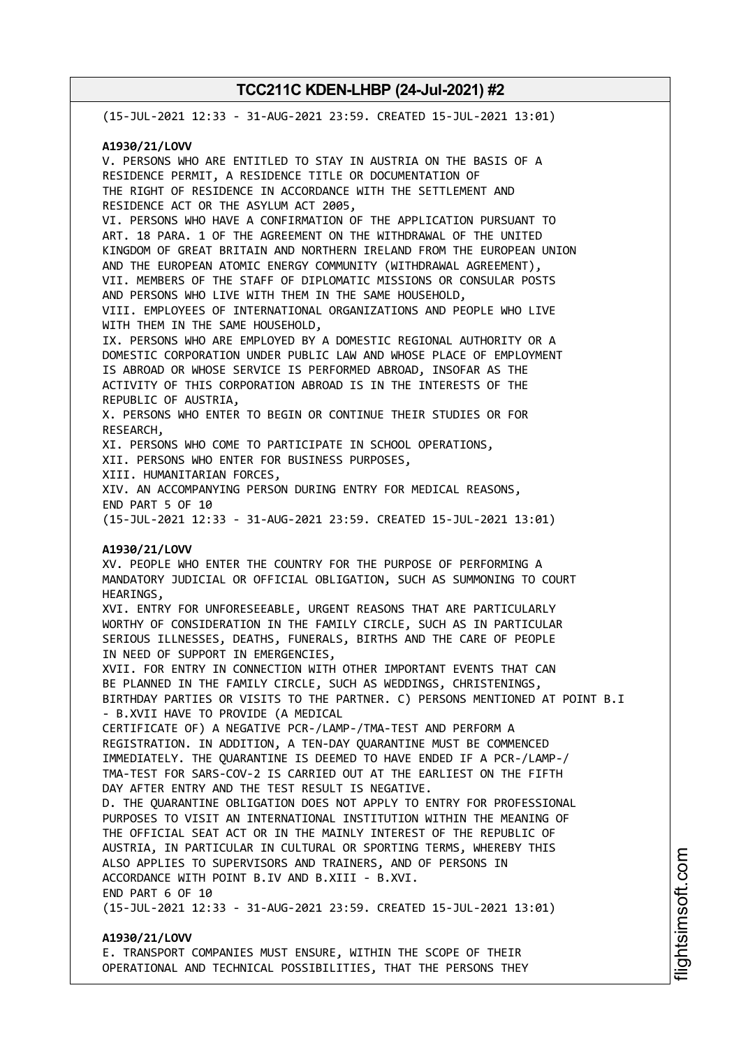(15-JUL-2021 12:33 - 31-AUG-2021 23:59. CREATED 15-JUL-2021 13:01)

**A1930/21/LOVV**

V. PERSONS WHO ARE ENTITLED TO STAY IN AUSTRIA ON THE BASIS OF A RESIDENCE PERMIT, A RESIDENCE TITLE OR DOCUMENTATION OF THE RIGHT OF RESIDENCE IN ACCORDANCE WITH THE SETTLEMENT AND RESIDENCE ACT OR THE ASYLUM ACT 2005,
VI. PERSONS WHO HAVE A CONFIRMATION OF THE APPLICATION PURSUANT TO ART. 18 PARA. 1 OF THE AGREEMENT ON THE WITHDRAWAL OF THE UNITED KINGDOM OF GREAT BRITAIN AND NORTHERN IRELAND FROM THE EUROPEAN UNION AND THE EUROPEAN ATOMIC ENERGY COMMUNITY (WITHDRAWAL AGREEMENT),
VII. MEMBERS OF THE STAFF OF DIPLOMATIC MISSIONS OR CONSULAR POSTS AND PERSONS WHO LIVE WITH THEM IN THE SAME HOUSEHOLD,
VIII. EMPLOYEES OF INTERNATIONAL ORGANIZATIONS AND PEOPLE WHO LIVE WITH THEM IN THE SAME HOUSEHOLD,
IX. PERSONS WHO ARE EMPLOYED BY A DOMESTIC REGIONAL AUTHORITY OR A DOMESTIC CORPORATION UNDER PUBLIC LAW AND WHOSE PLACE OF EMPLOYMENT IS ABROAD OR WHOSE SERVICE IS PERFORMED ABROAD, INSOFAR AS THE ACTIVITY OF THIS CORPORATION ABROAD IS IN THE INTERESTS OF THE REPUBLIC OF AUSTRIA,
X. PERSONS WHO ENTER TO BEGIN OR CONTINUE THEIR STUDIES OR FOR RESEARCH,
XI. PERSONS WHO COME TO PARTICIPATE IN SCHOOL OPERATIONS,
XII. PERSONS WHO ENTER FOR BUSINESS PURPOSES,
XIII. HUMANITARIAN FORCES,
XIV. AN ACCOMPANYING PERSON DURING ENTRY FOR MEDICAL REASONS,
END PART 5 OF 10
(15-JUL-2021 12:33 - 31-AUG-2021 23:59. CREATED 15-JUL-2021 13:01)

**A1930/21/LOVV**

XV. PEOPLE WHO ENTER THE COUNTRY FOR THE PURPOSE OF PERFORMING A MANDATORY JUDICIAL OR OFFICIAL OBLIGATION, SUCH AS SUMMONING TO COURT HEARINGS,
XVI. ENTRY FOR UNFORESEEABLE, URGENT REASONS THAT ARE PARTICULARLY WORTHY OF CONSIDERATION IN THE FAMILY CIRCLE, SUCH AS IN PARTICULAR SERIOUS ILLNESSES, DEATHS, FUNERALS, BIRTHS AND THE CARE OF PEOPLE IN NEED OF SUPPORT IN EMERGENCIES,
XVII. FOR ENTRY IN CONNECTION WITH OTHER IMPORTANT EVENTS THAT CAN BE PLANNED IN THE FAMILY CIRCLE, SUCH AS WEDDINGS, CHRISTENINGS, BIRTHDAY PARTIES OR VISITS TO THE PARTNER. C) PERSONS MENTIONED AT POINT B.I - B.XVII HAVE TO PROVIDE (A MEDICAL CERTIFICATE OF) A NEGATIVE PCR-/LAMP-/TMA-TEST AND PERFORM A REGISTRATION. IN ADDITION, A TEN-DAY QUARANTINE MUST BE COMMENCED IMMEDIATELY. THE QUARANTINE IS DEEMED TO HAVE ENDED IF A PCR-/LAMP-/ TMA-TEST FOR SARS-COV-2 IS CARRIED OUT AT THE EARLIEST ON THE FIFTH DAY AFTER ENTRY AND THE TEST RESULT IS NEGATIVE.
D. THE QUARANTINE OBLIGATION DOES NOT APPLY TO ENTRY FOR PROFESSIONAL PURPOSES TO VISIT AN INTERNATIONAL INSTITUTION WITHIN THE MEANING OF THE OFFICIAL SEAT ACT OR IN THE MAINLY INTEREST OF THE REPUBLIC OF AUSTRIA, IN PARTICULAR IN CULTURAL OR SPORTING TERMS, WHEREBY THIS ALSO APPLIES TO SUPERVISORS AND TRAINERS, AND OF PERSONS IN ACCORDANCE WITH POINT B.IV AND B.XIII - B.XVI.
END PART 6 OF 10
(15-JUL-2021 12:33 - 31-AUG-2021 23:59. CREATED 15-JUL-2021 13:01)

**A1930/21/LOVV**

E. TRANSPORT COMPANIES MUST ENSURE, WITHIN THE SCOPE OF THEIR OPERATIONAL AND TECHNICAL POSSIBILITIES, THAT THE PERSONS THEY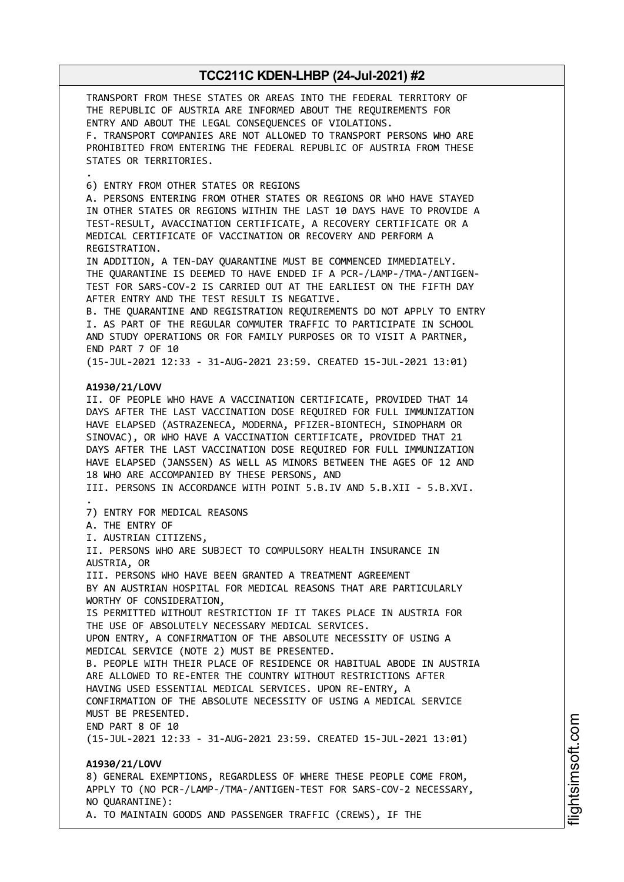TRANSPORT FROM THESE STATES OR AREAS INTO THE FEDERAL TERRITORY OF THE REPUBLIC OF AUSTRIA ARE INFORMED ABOUT THE REQUIREMENTS FOR ENTRY AND ABOUT THE LEGAL CONSEQUENCES OF VIOLATIONS.
F. TRANSPORT COMPANIES ARE NOT ALLOWED TO TRANSPORT PERSONS WHO ARE PROHIBITED FROM ENTERING THE FEDERAL REPUBLIC OF AUSTRIA FROM THESE STATES OR TERRITORIES.
.
6) ENTRY FROM OTHER STATES OR REGIONS
A. PERSONS ENTERING FROM OTHER STATES OR REGIONS OR WHO HAVE STAYED IN OTHER STATES OR REGIONS WITHIN THE LAST 10 DAYS HAVE TO PROVIDE A TEST-RESULT, AVACCINATION CERTIFICATE, A RECOVERY CERTIFICATE OR A MEDICAL CERTIFICATE OF VACCINATION OR RECOVERY AND PERFORM A REGISTRATION.
IN ADDITION, A TEN-DAY QUARANTINE MUST BE COMMENCED IMMEDIATELY.
THE QUARANTINE IS DEEMED TO HAVE ENDED IF A PCR-/LAMP-/TMA-/ANTIGEN-TEST FOR SARS-COV-2 IS CARRIED OUT AT THE EARLIEST ON THE FIFTH DAY AFTER ENTRY AND THE TEST RESULT IS NEGATIVE.
B. THE QUARANTINE AND REGISTRATION REQUIREMENTS DO NOT APPLY TO ENTRY
I. AS PART OF THE REGULAR COMMUTER TRAFFIC TO PARTICIPATE IN SCHOOL AND STUDY OPERATIONS OR FOR FAMILY PURPOSES OR TO VISIT A PARTNER,
END PART 7 OF 10
(15-JUL-2021 12:33 - 31-AUG-2021 23:59. CREATED 15-JUL-2021 13:01)

**A1930/21/LOVV**
II. OF PEOPLE WHO HAVE A VACCINATION CERTIFICATE, PROVIDED THAT 14 DAYS AFTER THE LAST VACCINATION DOSE REQUIRED FOR FULL IMMUNIZATION HAVE ELAPSED (ASTRAZENECA, MODERNA, PFIZER-BIONTECH, SINOPHARM OR SINOVAC), OR WHO HAVE A VACCINATION CERTIFICATE, PROVIDED THAT 21 DAYS AFTER THE LAST VACCINATION DOSE REQUIRED FOR FULL IMMUNIZATION HAVE ELAPSED (JANSSEN) AS WELL AS MINORS BETWEEN THE AGES OF 12 AND 18 WHO ARE ACCOMPANIED BY THESE PERSONS, AND
III. PERSONS IN ACCORDANCE WITH POINT 5.B.IV AND 5.B.XII - 5.B.XVI.
.
7) ENTRY FOR MEDICAL REASONS
A. THE ENTRY OF
I. AUSTRIAN CITIZENS,
II. PERSONS WHO ARE SUBJECT TO COMPULSORY HEALTH INSURANCE IN AUSTRIA, OR
III. PERSONS WHO HAVE BEEN GRANTED A TREATMENT AGREEMENT BY AN AUSTRIAN HOSPITAL FOR MEDICAL REASONS THAT ARE PARTICULARLY WORTHY OF CONSIDERATION,
IS PERMITTED WITHOUT RESTRICTION IF IT TAKES PLACE IN AUSTRIA FOR THE USE OF ABSOLUTELY NECESSARY MEDICAL SERVICES.
UPON ENTRY, A CONFIRMATION OF THE ABSOLUTE NECESSITY OF USING A MEDICAL SERVICE (NOTE 2) MUST BE PRESENTED.
B. PEOPLE WITH THEIR PLACE OF RESIDENCE OR HABITUAL ABODE IN AUSTRIA ARE ALLOWED TO RE-ENTER THE COUNTRY WITHOUT RESTRICTIONS AFTER HAVING USED ESSENTIAL MEDICAL SERVICES. UPON RE-ENTRY, A CONFIRMATION OF THE ABSOLUTE NECESSITY OF USING A MEDICAL SERVICE MUST BE PRESENTED.
END PART 8 OF 10
(15-JUL-2021 12:33 - 31-AUG-2021 23:59. CREATED 15-JUL-2021 13:01)

**A1930/21/LOVV**
8) GENERAL EXEMPTIONS, REGARDLESS OF WHERE THESE PEOPLE COME FROM, APPLY TO (NO PCR-/LAMP-/TMA-/ANTIGEN-TEST FOR SARS-COV-2 NECESSARY, NO QUARANTINE):
A. TO MAINTAIN GOODS AND PASSENGER TRAFFIC (CREWS), IF THE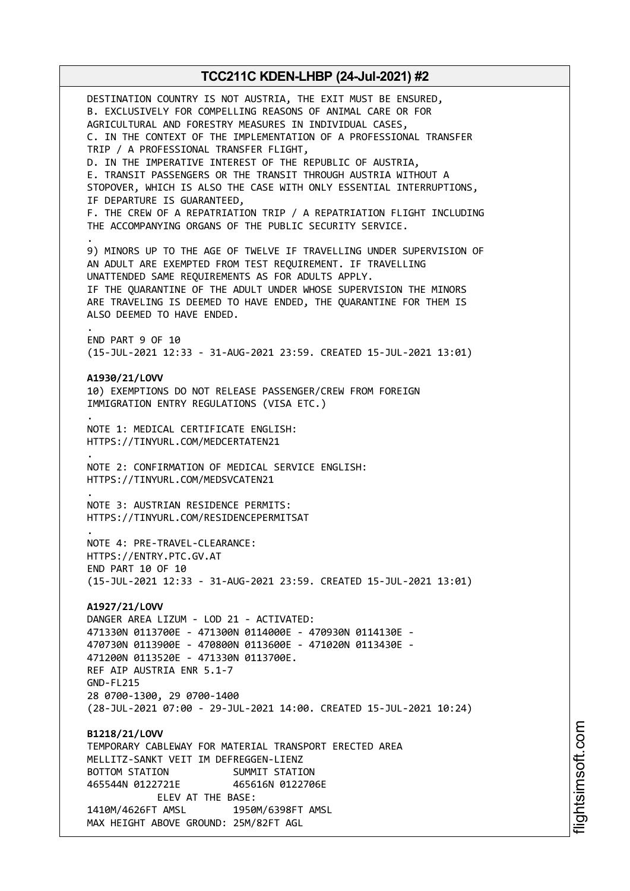DESTINATION COUNTRY IS NOT AUSTRIA, THE EXIT MUST BE ENSURED,
B. EXCLUSIVELY FOR COMPELLING REASONS OF ANIMAL CARE OR FOR AGRICULTURAL AND FORESTRY MEASURES IN INDIVIDUAL CASES,
C. IN THE CONTEXT OF THE IMPLEMENTATION OF A PROFESSIONAL TRANSFER TRIP / A PROFESSIONAL TRANSFER FLIGHT,
D. IN THE IMPERATIVE INTEREST OF THE REPUBLIC OF AUSTRIA,
E. TRANSIT PASSENGERS OR THE TRANSIT THROUGH AUSTRIA WITHOUT A STOPOVER, WHICH IS ALSO THE CASE WITH ONLY ESSENTIAL INTERRUPTIONS, IF DEPARTURE IS GUARANTEED,
F. THE CREW OF A REPATRIATION TRIP / A REPATRIATION FLIGHT INCLUDING THE ACCOMPANYING ORGANS OF THE PUBLIC SECURITY SERVICE.
.
9) MINORS UP TO THE AGE OF TWELVE IF TRAVELLING UNDER SUPERVISION OF AN ADULT ARE EXEMPTED FROM TEST REQUIREMENT. IF TRAVELLING UNATTENDED SAME REQUIREMENTS AS FOR ADULTS APPLY.
IF THE QUARANTINE OF THE ADULT UNDER WHOSE SUPERVISION THE MINORS ARE TRAVELING IS DEEMED TO HAVE ENDED, THE QUARANTINE FOR THEM IS ALSO DEEMED TO HAVE ENDED.
.
END PART 9 OF 10
(15-JUL-2021 12:33 - 31-AUG-2021 23:59. CREATED 15-JUL-2021 13:01)

**A1930/21/LOVV**
10) EXEMPTIONS DO NOT RELEASE PASSENGER/CREW FROM FOREIGN IMMIGRATION ENTRY REGULATIONS (VISA ETC.)
.
NOTE 1: MEDICAL CERTIFICATE ENGLISH:
HTTPS://TINYURL.COM/MEDCERTATEN21
.
NOTE 2: CONFIRMATION OF MEDICAL SERVICE ENGLISH:
HTTPS://TINYURL.COM/MEDSVCATEN21
.
NOTE 3: AUSTRIAN RESIDENCE PERMITS:
HTTPS://TINYURL.COM/RESIDENCEPERMITSAT
.
NOTE 4: PRE-TRAVEL-CLEARANCE:
HTTPS://ENTRY.PTC.GV.AT
END PART 10 OF 10
(15-JUL-2021 12:33 - 31-AUG-2021 23:59. CREATED 15-JUL-2021 13:01)

**A1927/21/LOVV**
DANGER AREA LIZUM - LOD 21 - ACTIVATED:
471330N 0113700E - 471300N 0114000E - 470930N 0114130E -
470730N 0113900E - 470800N 0113600E - 471020N 0113430E -
471200N 0113520E - 471330N 0113700E.
REF AIP AUSTRIA ENR 5.1-7
GND-FL215
28 0700-1300, 29 0700-1400
(28-JUL-2021 07:00 - 29-JUL-2021 14:00. CREATED 15-JUL-2021 10:24)

**B1218/21/LOVV**
TEMPORARY CABLEWAY FOR MATERIAL TRANSPORT ERECTED AREA
MELLITZ-SANKT VEIT IM DEFREGGEN-LIENZ
BOTTOM STATION SUMMIT STATION
465544N 0122721E 465616N 0122706E
ELEV AT THE BASE:
1410M/4626FT AMSL 1950M/6398FT AMSL
MAX HEIGHT ABOVE GROUND: 25M/82FT AGL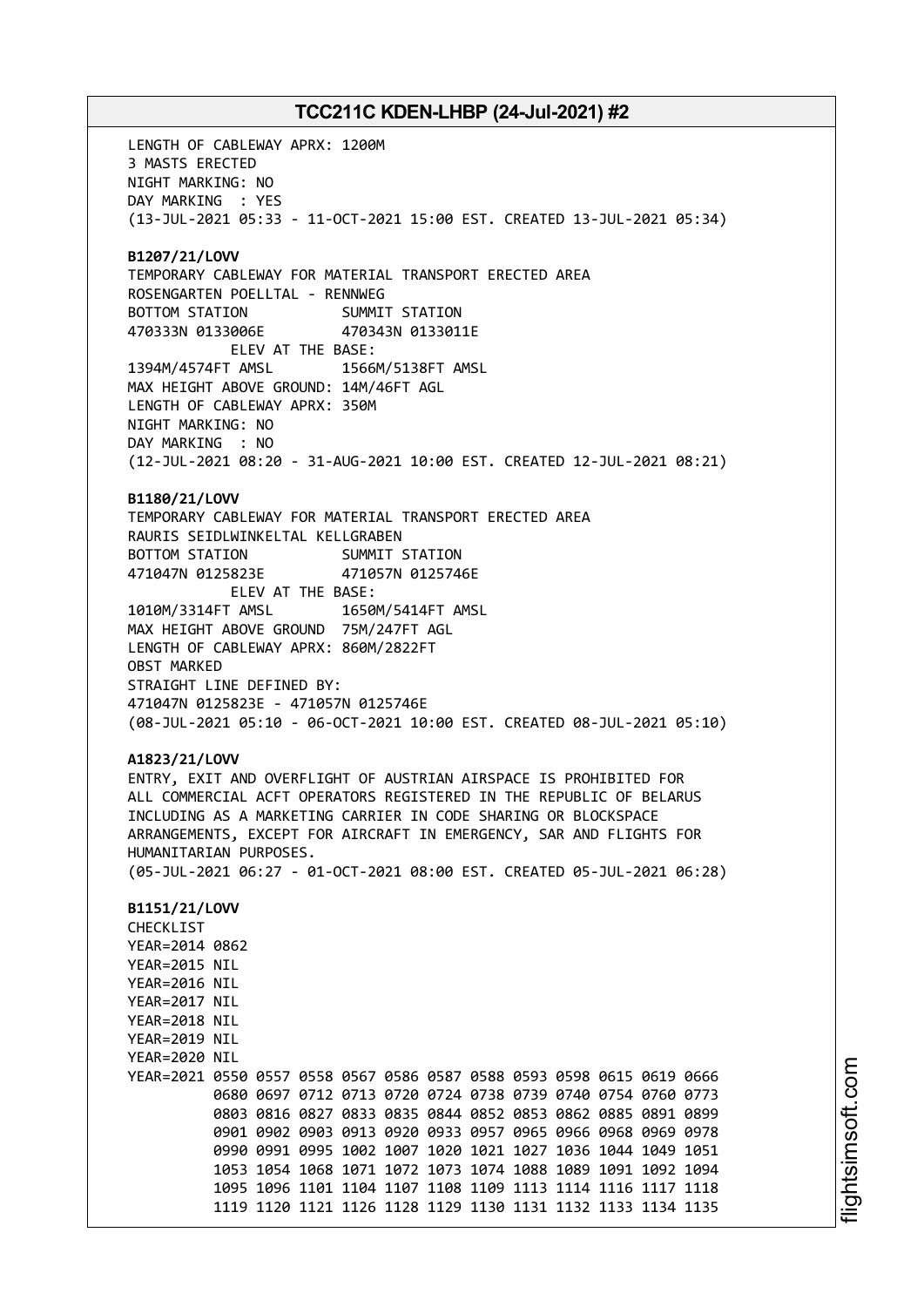LENGTH OF CABLEWAY APRX: 1200M
3 MASTS ERECTED
NIGHT MARKING: NO
DAY MARKING : YES
(13-JUL-2021 05:33 - 11-OCT-2021 15:00 EST. CREATED 13-JUL-2021 05:34)

**B1207/21/LOVV**
TEMPORARY CABLEWAY FOR MATERIAL TRANSPORT ERECTED AREA
ROSENGARTEN POELLTAL - RENNWEG
BOTTOM STATION SUMMIT STATION
470333N 0133006E 470343N 0133011E
ELEV AT THE BASE:
1394M/4574FT AMSL 1566M/5138FT AMSL
MAX HEIGHT ABOVE GROUND: 14M/46FT AGL
LENGTH OF CABLEWAY APRX: 350M
NIGHT MARKING: NO
DAY MARKING : NO
(12-JUL-2021 08:20 - 31-AUG-2021 10:00 EST. CREATED 12-JUL-2021 08:21)

**B1180/21/LOVV**
TEMPORARY CABLEWAY FOR MATERIAL TRANSPORT ERECTED AREA
RAURIS SEIDLWINKELTAL KELLGRABEN
BOTTOM STATION SUMMIT STATION
471047N 0125823E 471057N 0125746E
ELEV AT THE BASE:
1010M/3314FT AMSL 1650M/5414FT AMSL
MAX HEIGHT ABOVE GROUND 75M/247FT AGL
LENGTH OF CABLEWAY APRX: 860M/2822FT
OBST MARKED
STRAIGHT LINE DEFINED BY:
471047N 0125823E - 471057N 0125746E
(08-JUL-2021 05:10 - 06-OCT-2021 10:00 EST. CREATED 08-JUL-2021 05:10)

**A1823/21/LOVV**
ENTRY, EXIT AND OVERFLIGHT OF AUSTRIAN AIRSPACE IS PROHIBITED FOR ALL COMMERCIAL ACFT OPERATORS REGISTERED IN THE REPUBLIC OF BELARUS INCLUDING AS A MARKETING CARRIER IN CODE SHARING OR BLOCKSPACE ARRANGEMENTS, EXCEPT FOR AIRCRAFT IN EMERGENCY, SAR AND FLIGHTS FOR HUMANITARIAN PURPOSES.
(05-JUL-2021 06:27 - 01-OCT-2021 08:00 EST. CREATED 05-JUL-2021 06:28)

**B1151/21/LOVV**
CHECKLIST
YEAR=2014 0862
YEAR=2015 NIL
YEAR=2016 NIL
YEAR=2017 NIL
YEAR=2018 NIL
YEAR=2019 NIL
YEAR=2020 NIL
YEAR=2021 0550 0557 0558 0567 0586 0587 0588 0593 0598 0615 0619 0666
0680 0697 0712 0713 0720 0724 0738 0739 0740 0754 0760 0773
0803 0816 0827 0833 0835 0844 0852 0853 0862 0885 0891 0899
0901 0902 0903 0913 0920 0933 0957 0965 0966 0968 0969 0978
0990 0991 0995 1002 1007 1020 1021 1027 1036 1044 1049 1051
1053 1054 1068 1071 1072 1073 1074 1088 1089 1091 1092 1094
1095 1096 1101 1104 1107 1108 1109 1113 1114 1116 1117 1118
1119 1120 1121 1126 1128 1129 1130 1131 1132 1133 1134 1135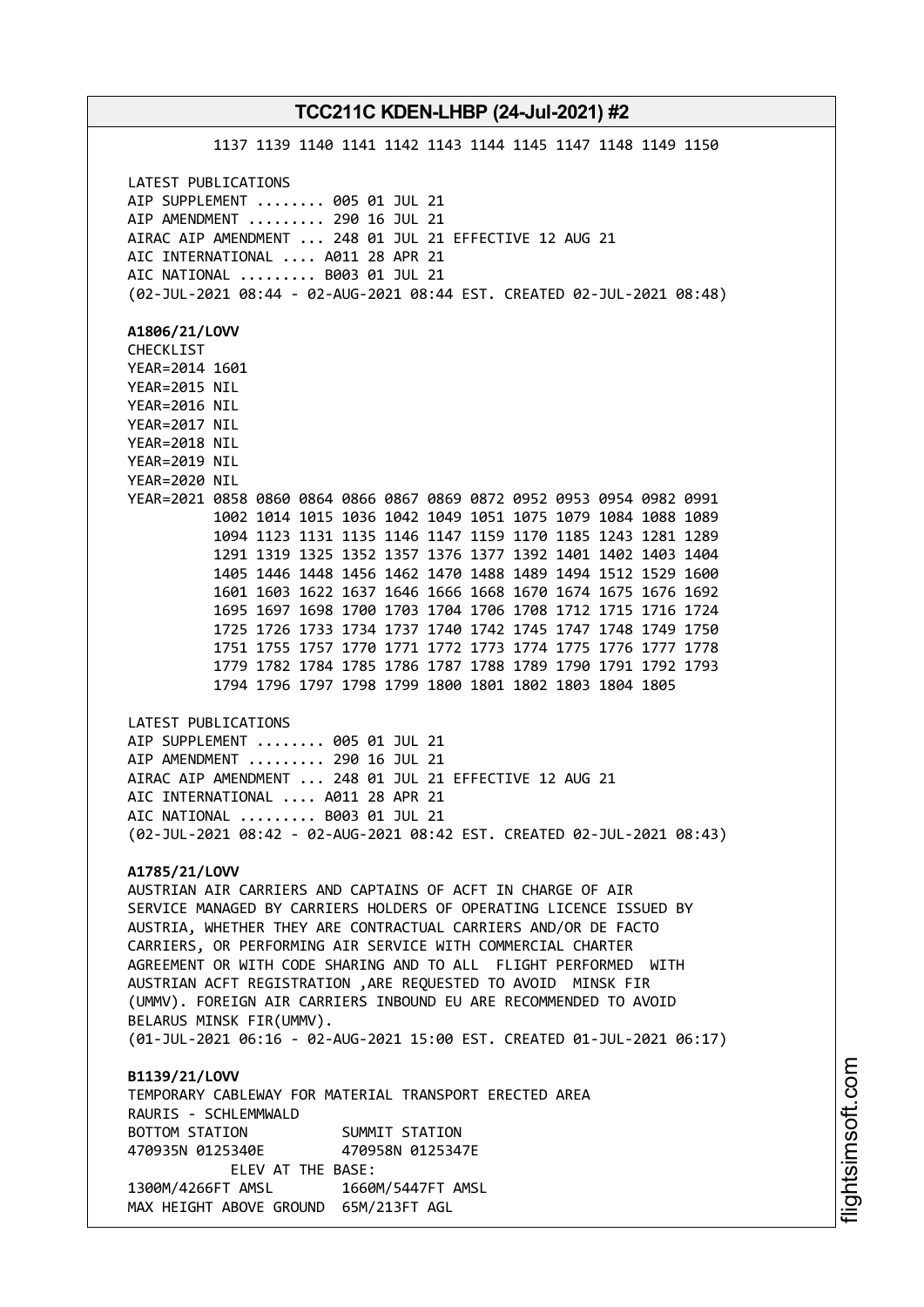1137 1139 1140 1141 1142 1143 1144 1145 1147 1148 1149 1150

LATEST PUBLICATIONS
AIP SUPPLEMENT ........ 005 01 JUL 21
AIP AMENDMENT ......... 290 16 JUL 21
AIRAC AIP AMENDMENT ... 248 01 JUL 21 EFFECTIVE 12 AUG 21
AIC INTERNATIONAL .... A011 28 APR 21
AIC NATIONAL ......... B003 01 JUL 21
(02-JUL-2021 08:44 - 02-AUG-2021 08:44 EST. CREATED 02-JUL-2021 08:48)

**A1806/21/LOVV**
CHECKLIST
YEAR=2014 1601
YEAR=2015 NIL
YEAR=2016 NIL
YEAR=2017 NIL
YEAR=2018 NIL
YEAR=2019 NIL
YEAR=2020 NIL
YEAR=2021 0858 0860 0864 0866 0867 0869 0872 0952 0953 0954 0982 0991
1002 1014 1015 1036 1042 1049 1051 1075 1079 1084 1088 1089
1094 1123 1131 1135 1146 1147 1159 1170 1185 1243 1281 1289
1291 1319 1325 1352 1357 1376 1377 1392 1401 1402 1403 1404
1405 1446 1448 1456 1462 1470 1488 1489 1494 1512 1529 1600
1601 1603 1622 1637 1646 1666 1668 1670 1674 1675 1676 1692
1695 1697 1698 1700 1703 1704 1706 1708 1712 1715 1716 1724
1725 1726 1733 1734 1737 1740 1742 1745 1747 1748 1749 1750
1751 1755 1757 1770 1771 1772 1773 1774 1775 1776 1777 1778
1779 1782 1784 1785 1786 1787 1788 1789 1790 1791 1792 1793
1794 1796 1797 1798 1799 1800 1801 1802 1803 1804 1805

LATEST PUBLICATIONS
AIP SUPPLEMENT ........ 005 01 JUL 21
AIP AMENDMENT ......... 290 16 JUL 21
AIRAC AIP AMENDMENT ... 248 01 JUL 21 EFFECTIVE 12 AUG 21
AIC INTERNATIONAL .... A011 28 APR 21
AIC NATIONAL ......... B003 01 JUL 21
(02-JUL-2021 08:42 - 02-AUG-2021 08:42 EST. CREATED 02-JUL-2021 08:43)

**A1785/21/LOVV**
AUSTRIAN AIR CARRIERS AND CAPTAINS OF ACFT IN CHARGE OF AIR SERVICE MANAGED BY CARRIERS HOLDERS OF OPERATING LICENCE ISSUED BY AUSTRIA, WHETHER THEY ARE CONTRACTUAL CARRIERS AND/OR DE FACTO CARRIERS, OR PERFORMING AIR SERVICE WITH COMMERCIAL CHARTER AGREEMENT OR WITH CODE SHARING AND TO ALL FLIGHT PERFORMED WITH AUSTRIAN ACFT REGISTRATION ,ARE REQUESTED TO AVOID MINSK FIR (UMMV). FOREIGN AIR CARRIERS INBOUND EU ARE RECOMMENDED TO AVOID BELARUS MINSK FIR(UMMV).
(01-JUL-2021 06:16 - 02-AUG-2021 15:00 EST. CREATED 01-JUL-2021 06:17)

**B1139/21/LOVV**
TEMPORARY CABLEWAY FOR MATERIAL TRANSPORT ERECTED AREA
RAURIS - SCHLEMMWALD
BOTTOM STATION SUMMIT STATION
470935N 0125340E 470958N 0125347E
ELEV AT THE BASE:
1300M/4266FT AMSL 1660M/5447FT AMSL
MAX HEIGHT ABOVE GROUND 65M/213FT AGL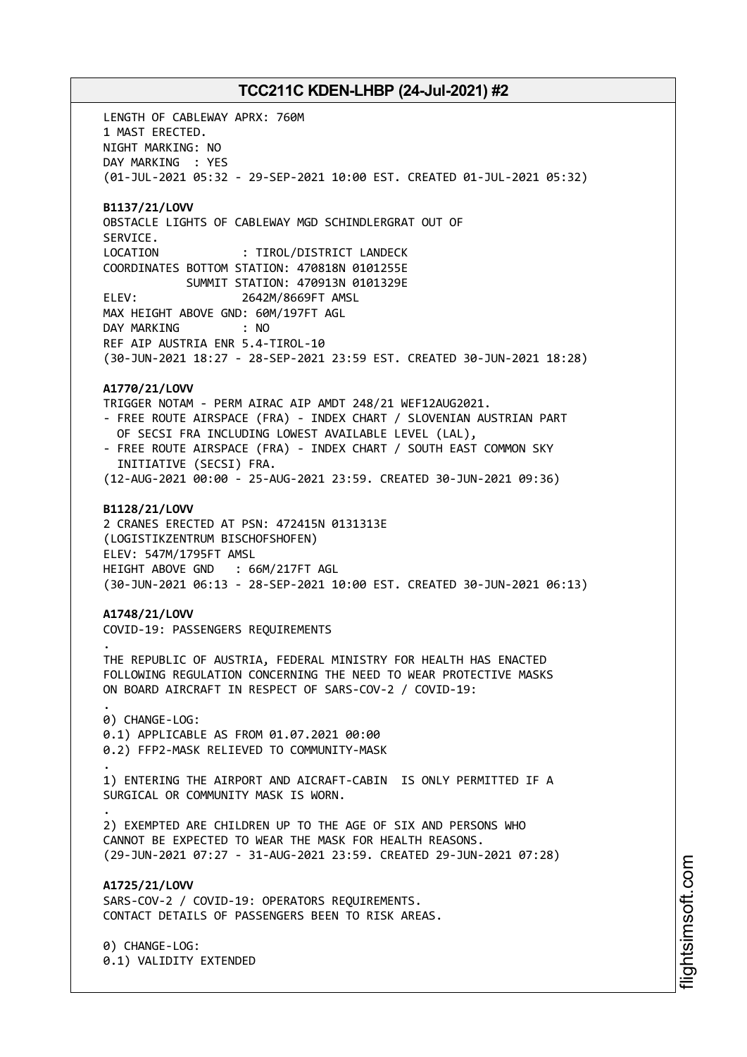LENGTH OF CABLEWAY APRX: 760M
1 MAST ERECTED.
NIGHT MARKING: NO
DAY MARKING : YES
(01-JUL-2021 05:32 - 29-SEP-2021 10:00 EST. CREATED 01-JUL-2021 05:32)

**B1137/21/LOVV**
OBSTACLE LIGHTS OF CABLEWAY MGD SCHINDLERGRAT OUT OF
SERVICE.
LOCATION : TIROL/DISTRICT LANDECK
COORDINATES BOTTOM STATION: 470818N 0101255E
SUMMIT STATION: 470913N 0101329E
ELEV: 2642M/8669FT AMSL
MAX HEIGHT ABOVE GND: 60M/197FT AGL
DAY MARKING : NO
REF AIP AUSTRIA ENR 5.4-TIROL-10
(30-JUN-2021 18:27 - 28-SEP-2021 23:59 EST. CREATED 30-JUN-2021 18:28)

**A1770/21/LOVV**
TRIGGER NOTAM - PERM AIRAC AIP AMDT 248/21 WEF12AUG2021.
- FREE ROUTE AIRSPACE (FRA) - INDEX CHART / SLOVENIAN AUSTRIAN PART
  OF SECSI FRA INCLUDING LOWEST AVAILABLE LEVEL (LAL),
- FREE ROUTE AIRSPACE (FRA) - INDEX CHART / SOUTH EAST COMMON SKY
  INITIATIVE (SECSI) FRA.
(12-AUG-2021 00:00 - 25-AUG-2021 23:59. CREATED 30-JUN-2021 09:36)

**B1128/21/LOVV**
2 CRANES ERECTED AT PSN: 472415N 0131313E
(LOGISTIKZENTRUM BISCHOFSHOFEN)
ELEV: 547M/1795FT AMSL
HEIGHT ABOVE GND : 66M/217FT AGL
(30-JUN-2021 06:13 - 28-SEP-2021 10:00 EST. CREATED 30-JUN-2021 06:13)

**A1748/21/LOVV**
COVID-19: PASSENGERS REQUIREMENTS
.
THE REPUBLIC OF AUSTRIA, FEDERAL MINISTRY FOR HEALTH HAS ENACTED
FOLLOWING REGULATION CONCERNING THE NEED TO WEAR PROTECTIVE MASKS
ON BOARD AIRCRAFT IN RESPECT OF SARS-COV-2 / COVID-19:
.
0) CHANGE-LOG:
0.1) APPLICABLE AS FROM 01.07.2021 00:00
0.2) FFP2-MASK RELIEVED TO COMMUNITY-MASK
.
1) ENTERING THE AIRPORT AND AICRAFT-CABIN IS ONLY PERMITTED IF A
SURGICAL OR COMMUNITY MASK IS WORN.
.
2) EXEMPTED ARE CHILDREN UP TO THE AGE OF SIX AND PERSONS WHO
CANNOT BE EXPECTED TO WEAR THE MASK FOR HEALTH REASONS.
(29-JUN-2021 07:27 - 31-AUG-2021 23:59. CREATED 29-JUN-2021 07:28)

**A1725/21/LOVV**
SARS-COV-2 / COVID-19: OPERATORS REQUIREMENTS.
CONTACT DETAILS OF PASSENGERS BEEN TO RISK AREAS.

0) CHANGE-LOG:
0.1) VALIDITY EXTENDED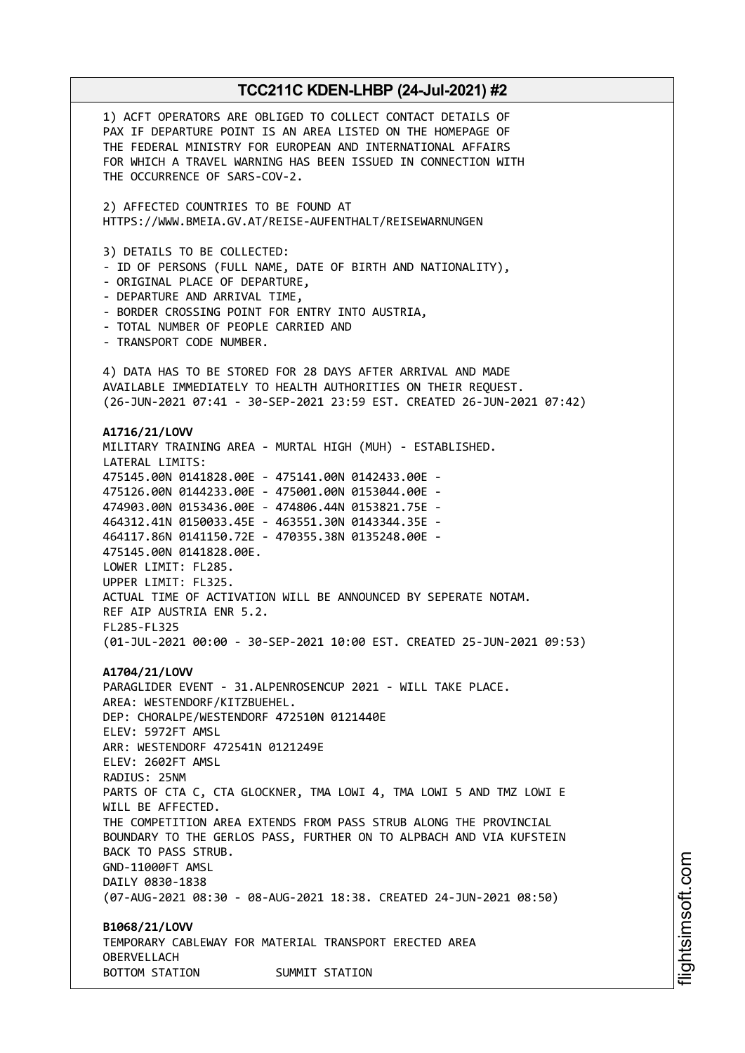1) ACFT OPERATORS ARE OBLIGED TO COLLECT CONTACT DETAILS OF PAX IF DEPARTURE POINT IS AN AREA LISTED ON THE HOMEPAGE OF THE FEDERAL MINISTRY FOR EUROPEAN AND INTERNATIONAL AFFAIRS FOR WHICH A TRAVEL WARNING HAS BEEN ISSUED IN CONNECTION WITH THE OCCURRENCE OF SARS-COV-2.

2) AFFECTED COUNTRIES TO BE FOUND AT
HTTPS://WWW.BMEIA.GV.AT/REISE-AUFENTHALT/REISEWARNUNGEN

3) DETAILS TO BE COLLECTED:
- ID OF PERSONS (FULL NAME, DATE OF BIRTH AND NATIONALITY),
- ORIGINAL PLACE OF DEPARTURE,
- DEPARTURE AND ARRIVAL TIME,
- BORDER CROSSING POINT FOR ENTRY INTO AUSTRIA,
- TOTAL NUMBER OF PEOPLE CARRIED AND
- TRANSPORT CODE NUMBER.

4) DATA HAS TO BE STORED FOR 28 DAYS AFTER ARRIVAL AND MADE AVAILABLE IMMEDIATELY TO HEALTH AUTHORITIES ON THEIR REQUEST.
(26-JUN-2021 07:41 - 30-SEP-2021 23:59 EST. CREATED 26-JUN-2021 07:42)

**A1716/21/LOVV**
MILITARY TRAINING AREA - MURTAL HIGH (MUH) - ESTABLISHED.
LATERAL LIMITS:
475145.00N 0141828.00E - 475141.00N 0142433.00E -
475126.00N 0144233.00E - 475001.00N 0153044.00E -
474903.00N 0153436.00E - 474806.44N 0153821.75E -
464312.41N 0150033.45E - 463551.30N 0143344.35E -
464117.86N 0141150.72E - 470355.38N 0135248.00E -
475145.00N 0141828.00E.
LOWER LIMIT: FL285.
UPPER LIMIT: FL325.
ACTUAL TIME OF ACTIVATION WILL BE ANNOUNCED BY SEPERATE NOTAM.
REF AIP AUSTRIA ENR 5.2.
FL285-FL325
(01-JUL-2021 00:00 - 30-SEP-2021 10:00 EST. CREATED 25-JUN-2021 09:53)

**A1704/21/LOVV**
PARAGLIDER EVENT - 31.ALPENROSENCUP 2021 - WILL TAKE PLACE.
AREA: WESTENDORF/KITZBUEHEL.
DEP: CHORALPE/WESTENDORF 472510N 0121440E
ELEV: 5972FT AMSL
ARR: WESTENDORF 472541N 0121249E
ELEV: 2602FT AMSL
RADIUS: 25NM
PARTS OF CTA C, CTA GLOCKNER, TMA LOWI 4, TMA LOWI 5 AND TMZ LOWI E WILL BE AFFECTED.
THE COMPETITION AREA EXTENDS FROM PASS STRUB ALONG THE PROVINCIAL BOUNDARY TO THE GERLOS PASS, FURTHER ON TO ALPBACH AND VIA KUFSTEIN BACK TO PASS STRUB.
GND-11000FT AMSL
DAILY 0830-1838
(07-AUG-2021 08:30 - 08-AUG-2021 18:38. CREATED 24-JUN-2021 08:50)

**B1068/21/LOVV**
TEMPORARY CABLEWAY FOR MATERIAL TRANSPORT ERECTED AREA
OBERVELLACH
BOTTOM STATION SUMMIT STATION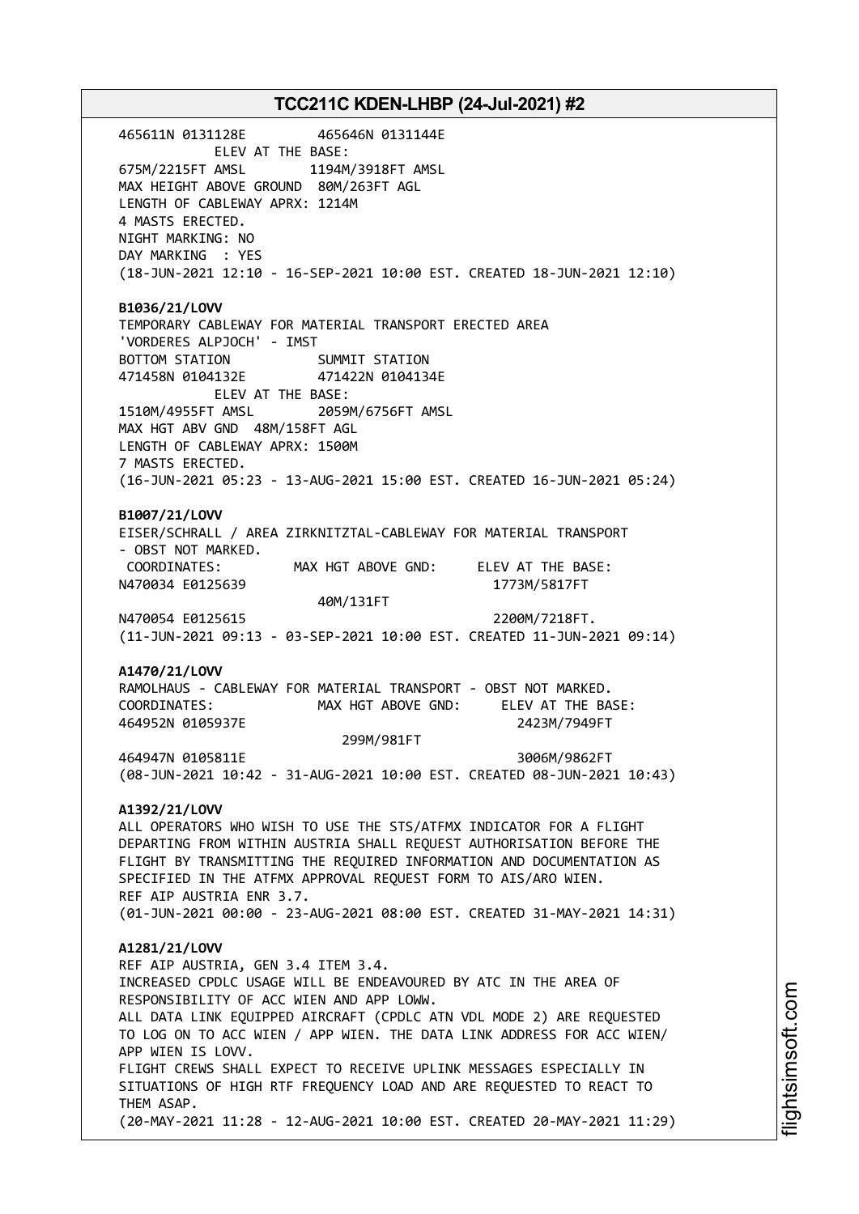465611N 0131128E         465646N 0131144E
ELEV AT THE BASE:
675M/2215FT AMSL         1194M/3918FT AMSL
MAX HEIGHT ABOVE GROUND 80M/263FT AGL
LENGTH OF CABLEWAY APRX: 1214M
4 MASTS ERECTED.
NIGHT MARKING: NO
DAY MARKING : YES
(18-JUN-2021 12:10 - 16-SEP-2021 10:00 EST. CREATED 18-JUN-2021 12:10)

**B1036/21/LOVV**
TEMPORARY CABLEWAY FOR MATERIAL TRANSPORT ERECTED AREA
'VORDERES ALPJOCH' - IMST
BOTTOM STATION           SUMMIT STATION
471458N 0104132E         471422N 0104134E
ELEV AT THE BASE:
1510M/4955FT AMSL        2059M/6756FT AMSL
MAX HGT ABV GND 48M/158FT AGL
LENGTH OF CABLEWAY APRX: 1500M
7 MASTS ERECTED.
(16-JUN-2021 05:23 - 13-AUG-2021 15:00 EST. CREATED 16-JUN-2021 05:24)

**B1007/21/LOVV**
EISER/SCHRALL / AREA ZIRKNITZTAL-CABLEWAY FOR MATERIAL TRANSPORT
- OBST NOT MARKED.

| COORDINATES: | MAX HGT ABOVE GND: | ELEV AT THE BASE: |
|---|---|---|
| N470034 E0125639 | 40M/131FT | 1773M/5817FT |
| N470054 E0125615 | | 2200M/7218FT. |

(11-JUN-2021 09:13 - 03-SEP-2021 10:00 EST. CREATED 11-JUN-2021 09:14)

**A1470/21/LOVV**
RAMOLHAUS - CABLEWAY FOR MATERIAL TRANSPORT - OBST NOT MARKED.

| COORDINATES: | MAX HGT ABOVE GND: | ELEV AT THE BASE: |
|---|---|---|
| 464952N 0105937E | 299M/981FT | 2423M/7949FT |
| 464947N 0105811E | | 3006M/9862FT |

(08-JUN-2021 10:42 - 31-AUG-2021 10:00 EST. CREATED 08-JUN-2021 10:43)

**A1392/21/LOVV**
ALL OPERATORS WHO WISH TO USE THE STS/ATFMX INDICATOR FOR A FLIGHT DEPARTING FROM WITHIN AUSTRIA SHALL REQUEST AUTHORISATION BEFORE THE FLIGHT BY TRANSMITTING THE REQUIRED INFORMATION AND DOCUMENTATION AS SPECIFIED IN THE ATFMX APPROVAL REQUEST FORM TO AIS/ARO WIEN.
REF AIP AUSTRIA ENR 3.7.
(01-JUN-2021 00:00 - 23-AUG-2021 08:00 EST. CREATED 31-MAY-2021 14:31)

**A1281/21/LOVV**
REF AIP AUSTRIA, GEN 3.4 ITEM 3.4.
INCREASED CPDLC USAGE WILL BE ENDEAVOURED BY ATC IN THE AREA OF RESPONSIBILITY OF ACC WIEN AND APP LOWW.
ALL DATA LINK EQUIPPED AIRCRAFT (CPDLC ATN VDL MODE 2) ARE REQUESTED TO LOG ON TO ACC WIEN / APP WIEN. THE DATA LINK ADDRESS FOR ACC WIEN/ APP WIEN IS LOVV.
FLIGHT CREWS SHALL EXPECT TO RECEIVE UPLINK MESSAGES ESPECIALLY IN SITUATIONS OF HIGH RTF FREQUENCY LOAD AND ARE REQUESTED TO REACT TO THEM ASAP.
(20-MAY-2021 11:28 - 12-AUG-2021 10:00 EST. CREATED 20-MAY-2021 11:29)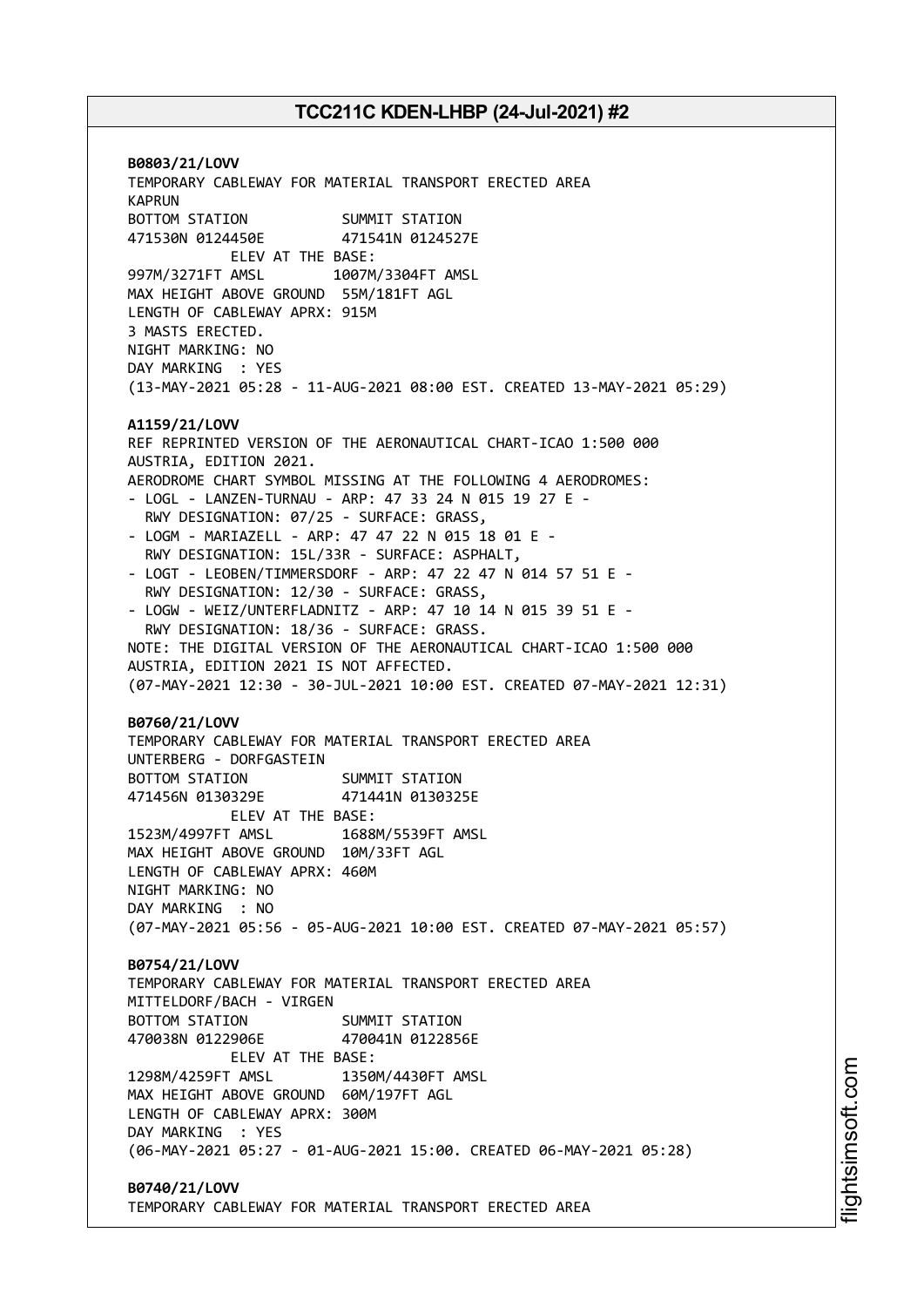**B0803/21/LOVV**
TEMPORARY CABLEWAY FOR MATERIAL TRANSPORT ERECTED AREA
KAPRUN
BOTTOM STATION SUMMIT STATION
471530N 0124450E 471541N 0124527E
ELEV AT THE BASE:
997M/3271FT AMSL 1007M/3304FT AMSL
MAX HEIGHT ABOVE GROUND 55M/181FT AGL
LENGTH OF CABLEWAY APRX: 915M
3 MASTS ERECTED.
NIGHT MARKING: NO
DAY MARKING : YES
(13-MAY-2021 05:28 - 11-AUG-2021 08:00 EST. CREATED 13-MAY-2021 05:29)

**A1159/21/LOVV**
REF REPRINTED VERSION OF THE AERONAUTICAL CHART-ICAO 1:500 000
AUSTRIA, EDITION 2021.
AERODROME CHART SYMBOL MISSING AT THE FOLLOWING 4 AERODROMES:
- LOGL - LANZEN-TURNAU - ARP: 47 33 24 N 015 19 27 E -
  RWY DESIGNATION: 07/25 - SURFACE: GRASS,
- LOGM - MARIAZELL - ARP: 47 47 22 N 015 18 01 E -
  RWY DESIGNATION: 15L/33R - SURFACE: ASPHALT,
- LOGT - LEOBEN/TIMMERSDORF - ARP: 47 22 47 N 014 57 51 E -
  RWY DESIGNATION: 12/30 - SURFACE: GRASS,
- LOGW - WEIZ/UNTERFLADNITZ - ARP: 47 10 14 N 015 39 51 E -
  RWY DESIGNATION: 18/36 - SURFACE: GRASS.
NOTE: THE DIGITAL VERSION OF THE AERONAUTICAL CHART-ICAO 1:500 000
AUSTRIA, EDITION 2021 IS NOT AFFECTED.
(07-MAY-2021 12:30 - 30-JUL-2021 10:00 EST. CREATED 07-MAY-2021 12:31)

**B0760/21/LOVV**
TEMPORARY CABLEWAY FOR MATERIAL TRANSPORT ERECTED AREA
UNTERBERG - DORFGASTEIN
BOTTOM STATION SUMMIT STATION
471456N 0130329E 471441N 0130325E
ELEV AT THE BASE:
1523M/4997FT AMSL 1688M/5539FT AMSL
MAX HEIGHT ABOVE GROUND 10M/33FT AGL
LENGTH OF CABLEWAY APRX: 460M
NIGHT MARKING: NO
DAY MARKING : NO
(07-MAY-2021 05:56 - 05-AUG-2021 10:00 EST. CREATED 07-MAY-2021 05:57)

**B0754/21/LOVV**
TEMPORARY CABLEWAY FOR MATERIAL TRANSPORT ERECTED AREA
MITTELDORF/BACH - VIRGEN
BOTTOM STATION SUMMIT STATION
470038N 0122906E 470041N 0122856E
ELEV AT THE BASE:
1298M/4259FT AMSL 1350M/4430FT AMSL
MAX HEIGHT ABOVE GROUND 60M/197FT AGL
LENGTH OF CABLEWAY APRX: 300M
DAY MARKING : YES
(06-MAY-2021 05:27 - 01-AUG-2021 15:00. CREATED 06-MAY-2021 05:28)

**B0740/21/LOVV**
TEMPORARY CABLEWAY FOR MATERIAL TRANSPORT ERECTED AREA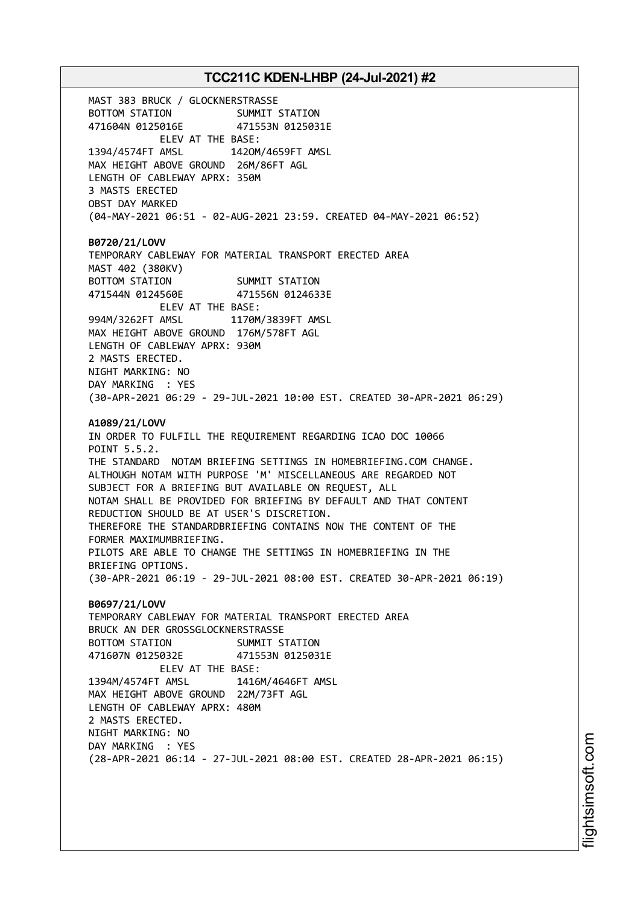MAST 383 BRUCK / GLOCKNERSTRASSE
BOTTOM STATION SUMMIT STATION
471604N 0125016E 471553N 0125031E
ELEV AT THE BASE:
1394/4574FT AMSL 142OM/4659FT AMSL
MAX HEIGHT ABOVE GROUND 26M/86FT AGL
LENGTH OF CABLEWAY APRX: 350M
3 MASTS ERECTED
OBST DAY MARKED
(04-MAY-2021 06:51 - 02-AUG-2021 23:59. CREATED 04-MAY-2021 06:52)

**B0720/21/LOVV**
TEMPORARY CABLEWAY FOR MATERIAL TRANSPORT ERECTED AREA
MAST 402 (380KV)
BOTTOM STATION SUMMIT STATION
471544N 0124560E 471556N 0124633E
ELEV AT THE BASE:
994M/3262FT AMSL 1170M/3839FT AMSL
MAX HEIGHT ABOVE GROUND 176M/578FT AGL
LENGTH OF CABLEWAY APRX: 930M
2 MASTS ERECTED.
NIGHT MARKING: NO
DAY MARKING : YES
(30-APR-2021 06:29 - 29-JUL-2021 10:00 EST. CREATED 30-APR-2021 06:29)

**A1089/21/LOVV**
IN ORDER TO FULFILL THE REQUIREMENT REGARDING ICAO DOC 10066
POINT 5.5.2.
THE STANDARD NOTAM BRIEFING SETTINGS IN HOMEBRIEFING.COM CHANGE.
ALTHOUGH NOTAM WITH PURPOSE 'M' MISCELLANEOUS ARE REGARDED NOT
SUBJECT FOR A BRIEFING BUT AVAILABLE ON REQUEST, ALL
NOTAM SHALL BE PROVIDED FOR BRIEFING BY DEFAULT AND THAT CONTENT
REDUCTION SHOULD BE AT USER'S DISCRETION.
THEREFORE THE STANDARDBRIEFING CONTAINS NOW THE CONTENT OF THE
FORMER MAXIMUMBRIEFING.
PILOTS ARE ABLE TO CHANGE THE SETTINGS IN HOMEBRIEFING IN THE
BRIEFING OPTIONS.
(30-APR-2021 06:19 - 29-JUL-2021 08:00 EST. CREATED 30-APR-2021 06:19)

**B0697/21/LOVV**
TEMPORARY CABLEWAY FOR MATERIAL TRANSPORT ERECTED AREA
BRUCK AN DER GROSSGLOCKNERSTRASSE
BOTTOM STATION SUMMIT STATION
471607N 0125032E 471553N 0125031E
ELEV AT THE BASE:
1394M/4574FT AMSL 1416M/4646FT AMSL
MAX HEIGHT ABOVE GROUND 22M/73FT AGL
LENGTH OF CABLEWAY APRX: 480M
2 MASTS ERECTED.
NIGHT MARKING: NO
DAY MARKING : YES
(28-APR-2021 06:14 - 27-JUL-2021 08:00 EST. CREATED 28-APR-2021 06:15)